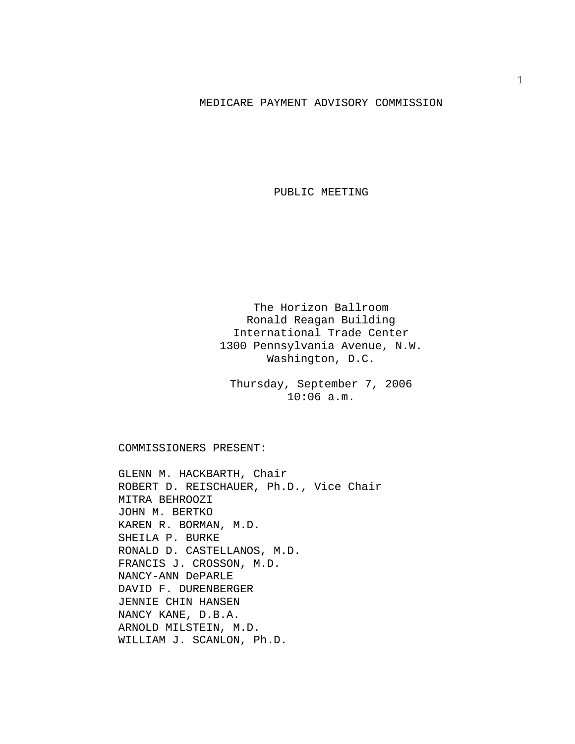# MEDICARE PAYMENT ADVISORY COMMISSION

## PUBLIC MEETING

The Horizon Ballroom
Ronald Reagan Building
International Trade Center
1300 Pennsylvania Avenue, N.W.
Washington, D.C.

Thursday, September 7, 2006
10:06 a.m.

COMMISSIONERS PRESENT:

GLENN M. HACKBARTH, Chair
ROBERT D. REISCHAUER, Ph.D., Vice Chair
MITRA BEHROOZI
JOHN M. BERTKO
KAREN R. BORMAN, M.D.
SHEILA P. BURKE
RONALD D. CASTELLANOS, M.D.
FRANCIS J. CROSSON, M.D.
NANCY-ANN DePARLE
DAVID F. DURENBERGER
JENNIE CHIN HANSEN
NANCY KANE, D.B.A.
ARNOLD MILSTEIN, M.D.
WILLIAM J. SCANLON, Ph.D.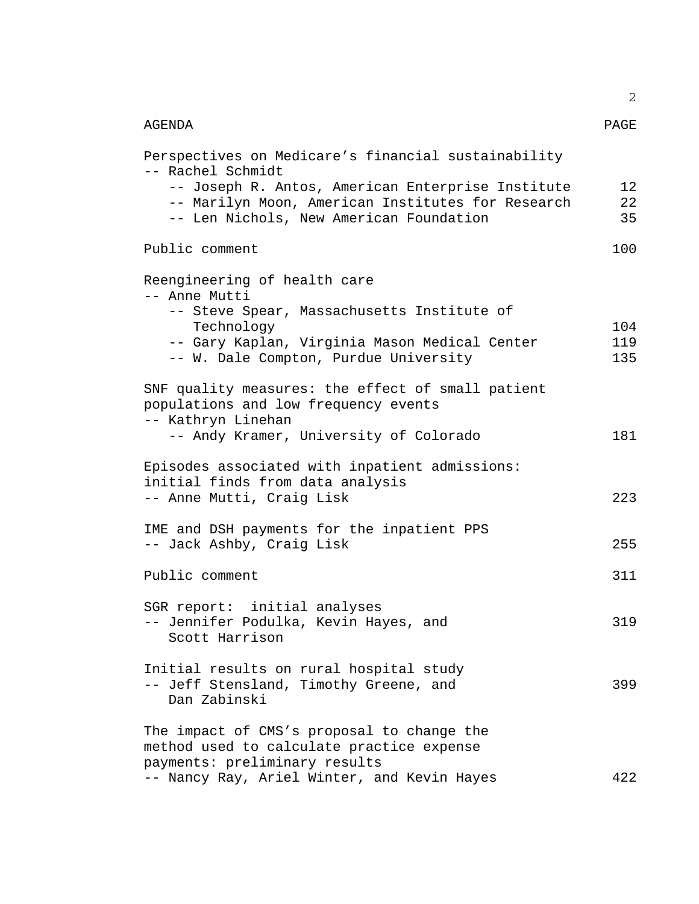| AGENDA | PAGE |
| --- | --- |
| Perspectives on Medicare's financial sustainability<br>-- Rachel Schmidt | |
| -- Joseph R. Antos, American Enterprise Institute | 12 |
| -- Marilyn Moon, American Institutes for Research | 22 |
| -- Len Nichols, New American Foundation | 35 |
| Public comment | 100 |
| Reengineering of health care<br>-- Anne Mutti | |
| -- Steve Spear, Massachusetts Institute of Technology | 104 |
| -- Gary Kaplan, Virginia Mason Medical Center | 119 |
| -- W. Dale Compton, Purdue University | 135 |
| SNF quality measures: the effect of small patient populations and low frequency events<br>-- Kathryn Linehan | |
| -- Andy Kramer, University of Colorado | 181 |
| Episodes associated with inpatient admissions: initial finds from data analysis<br>-- Anne Mutti, Craig Lisk | 223 |
| IME and DSH payments for the inpatient PPS<br>-- Jack Ashby, Craig Lisk | 255 |
| Public comment | 311 |
| SGR report: initial analyses<br>-- Jennifer Podulka, Kevin Hayes, and Scott Harrison | 319 |
| Initial results on rural hospital study<br>-- Jeff Stensland, Timothy Greene, and Dan Zabinski | 399 |
| The impact of CMS's proposal to change the method used to calculate practice expense payments: preliminary results<br>-- Nancy Ray, Ariel Winter, and Kevin Hayes | 422 |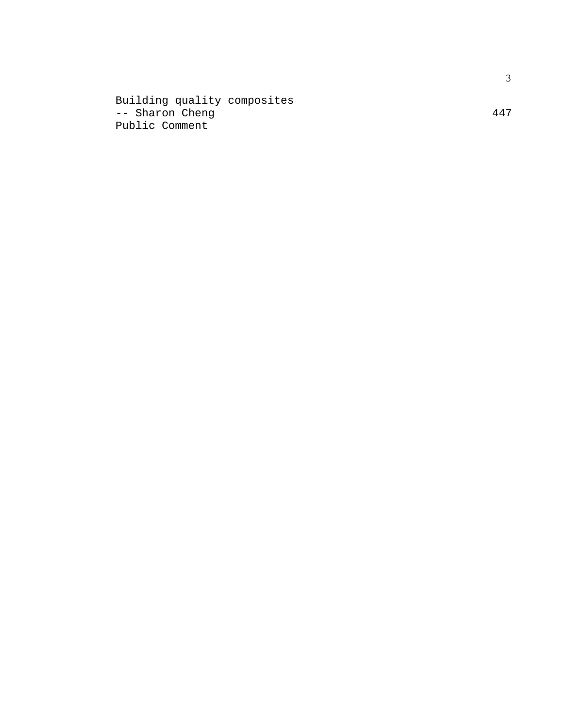Building quality composites
-- Sharon Cheng 447
Public Comment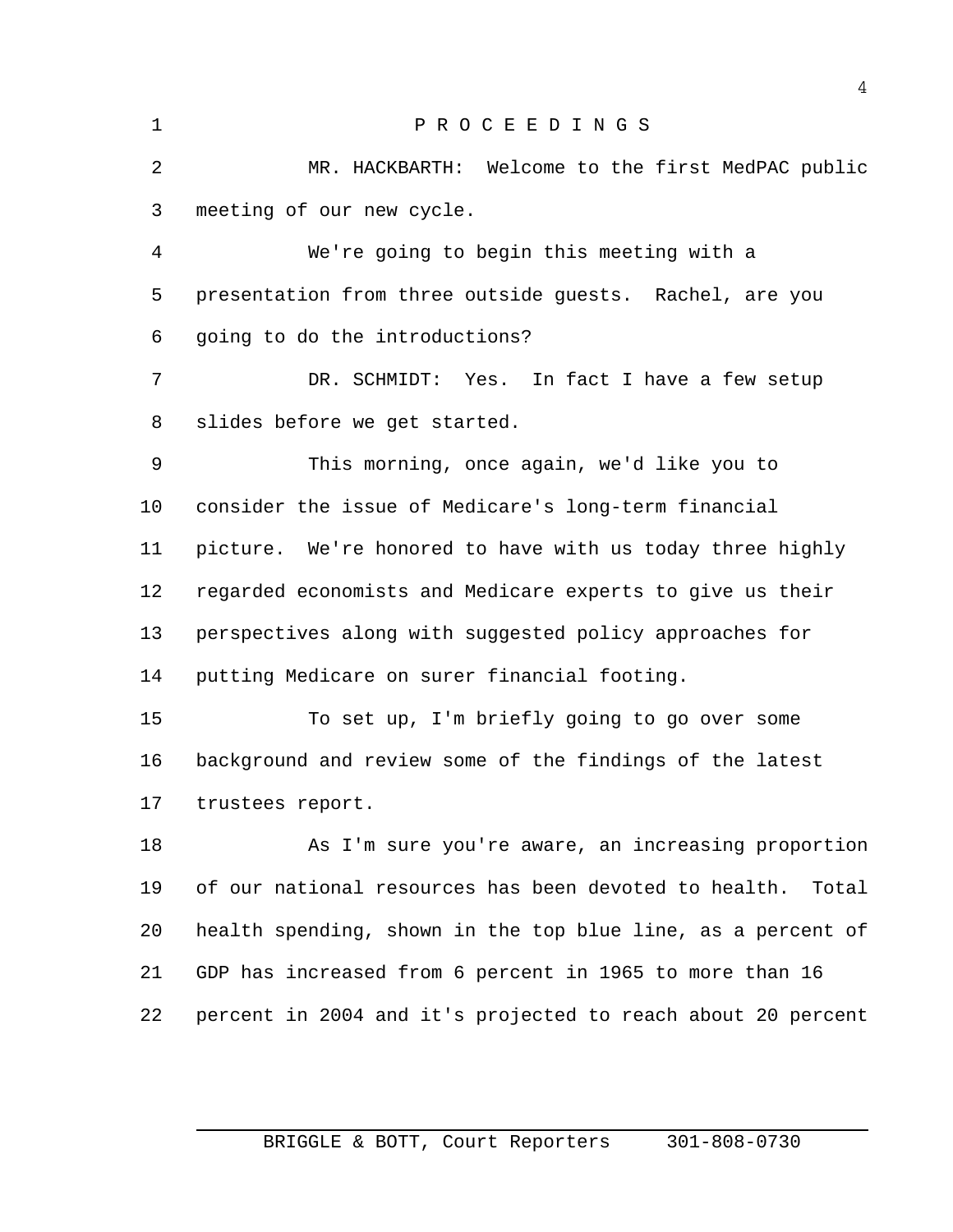P R O C E E D I N G S

MR. HACKBARTH: Welcome to the first MedPAC public meeting of our new cycle.

We're going to begin this meeting with a presentation from three outside guests. Rachel, are you going to do the introductions?

DR. SCHMIDT: Yes. In fact I have a few setup slides before we get started.

This morning, once again, we'd like you to consider the issue of Medicare's long-term financial picture. We're honored to have with us today three highly regarded economists and Medicare experts to give us their perspectives along with suggested policy approaches for putting Medicare on surer financial footing.

To set up, I'm briefly going to go over some background and review some of the findings of the latest trustees report.

As I'm sure you're aware, an increasing proportion of our national resources has been devoted to health. Total health spending, shown in the top blue line, as a percent of GDP has increased from 6 percent in 1965 to more than 16 percent in 2004 and it's projected to reach about 20 percent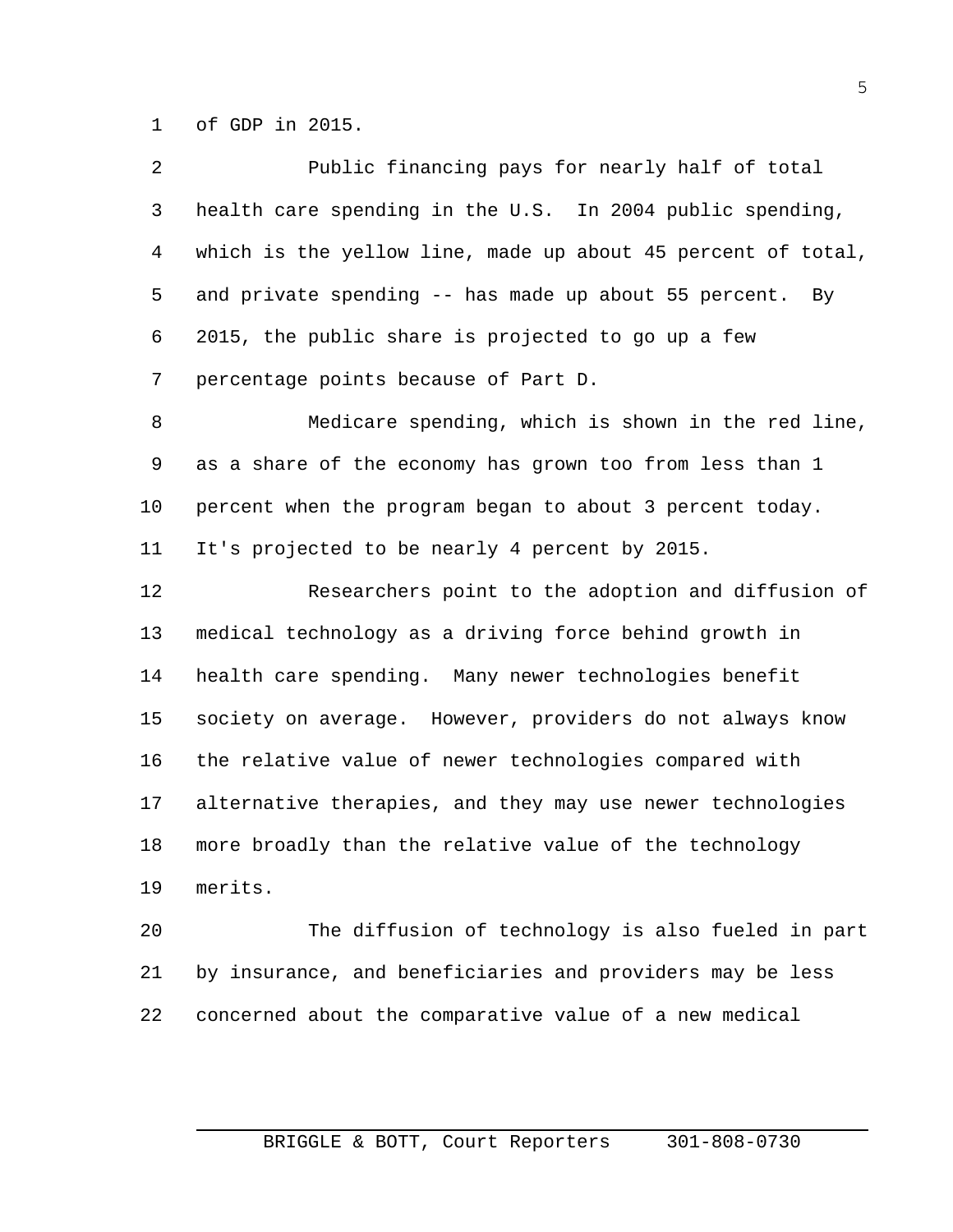of GDP in 2015.

Public financing pays for nearly half of total health care spending in the U.S. In 2004 public spending, which is the yellow line, made up about 45 percent of total, and private spending -- has made up about 55 percent. By 2015, the public share is projected to go up a few percentage points because of Part D.

Medicare spending, which is shown in the red line, as a share of the economy has grown too from less than 1 percent when the program began to about 3 percent today. It's projected to be nearly 4 percent by 2015.

Researchers point to the adoption and diffusion of medical technology as a driving force behind growth in health care spending. Many newer technologies benefit society on average. However, providers do not always know the relative value of newer technologies compared with alternative therapies, and they may use newer technologies more broadly than the relative value of the technology merits.

The diffusion of technology is also fueled in part by insurance, and beneficiaries and providers may be less concerned about the comparative value of a new medical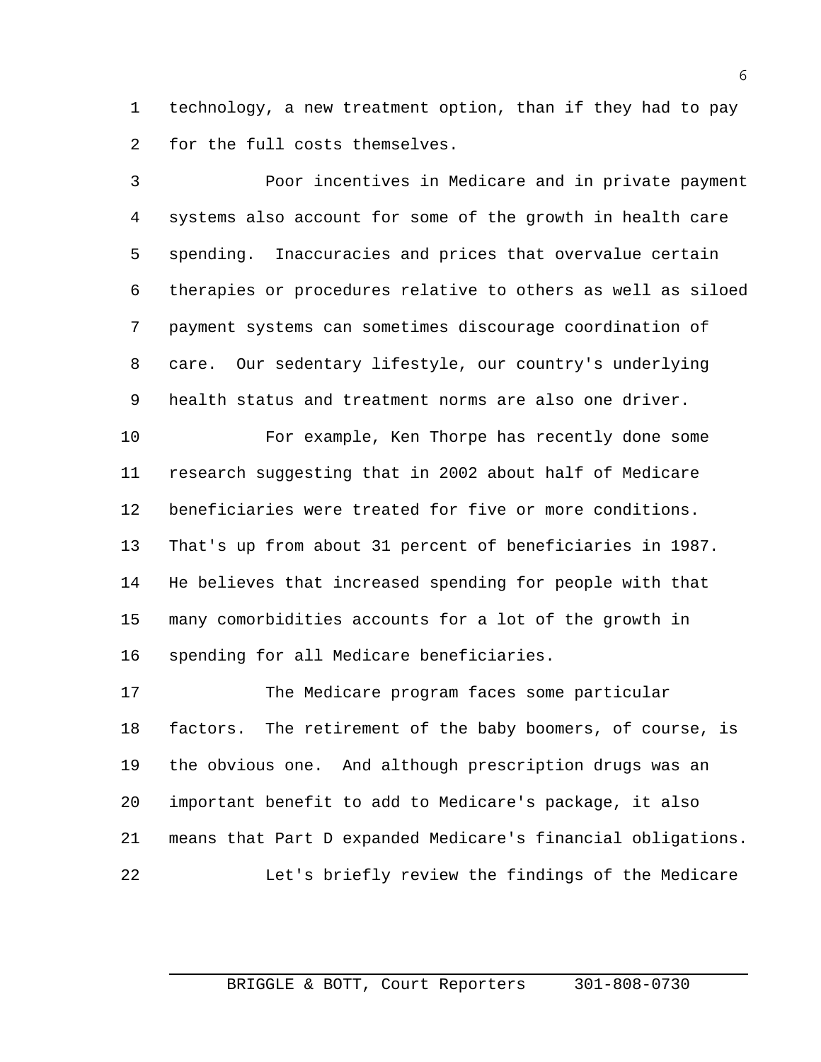technology, a new treatment option, than if they had to pay for the full costs themselves.

Poor incentives in Medicare and in private payment systems also account for some of the growth in health care spending. Inaccuracies and prices that overvalue certain therapies or procedures relative to others as well as siloed payment systems can sometimes discourage coordination of care. Our sedentary lifestyle, our country's underlying health status and treatment norms are also one driver.

For example, Ken Thorpe has recently done some research suggesting that in 2002 about half of Medicare beneficiaries were treated for five or more conditions. That's up from about 31 percent of beneficiaries in 1987. He believes that increased spending for people with that many comorbidities accounts for a lot of the growth in spending for all Medicare beneficiaries.

The Medicare program faces some particular factors. The retirement of the baby boomers, of course, is the obvious one. And although prescription drugs was an important benefit to add to Medicare's package, it also means that Part D expanded Medicare's financial obligations.

Let's briefly review the findings of the Medicare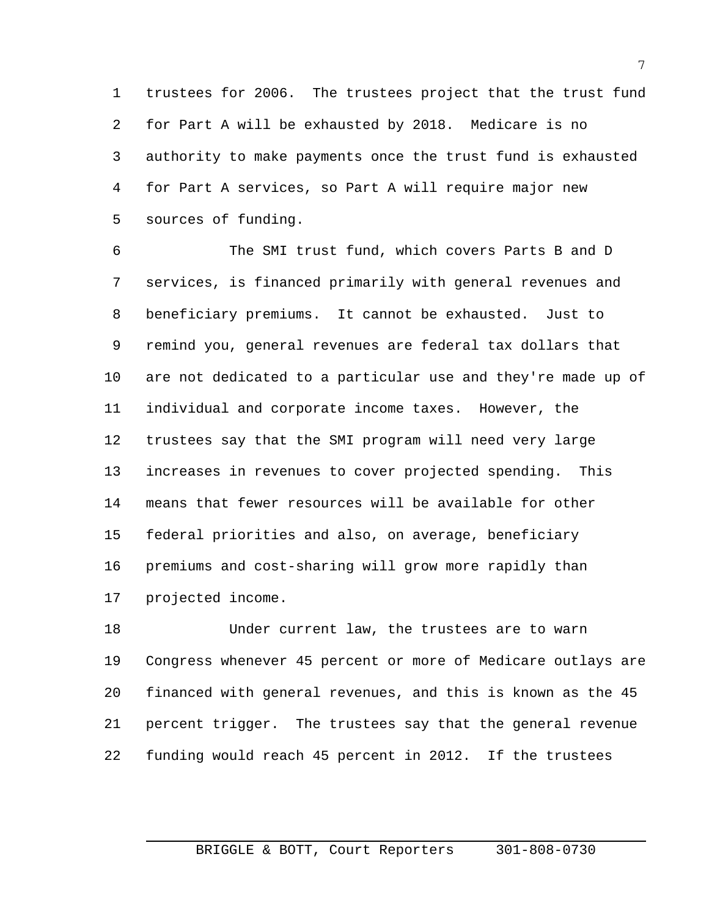trustees for 2006. The trustees project that the trust fund for Part A will be exhausted by 2018. Medicare is no authority to make payments once the trust fund is exhausted for Part A services, so Part A will require major new sources of funding.

The SMI trust fund, which covers Parts B and D services, is financed primarily with general revenues and beneficiary premiums. It cannot be exhausted. Just to remind you, general revenues are federal tax dollars that are not dedicated to a particular use and they're made up of individual and corporate income taxes. However, the trustees say that the SMI program will need very large increases in revenues to cover projected spending. This means that fewer resources will be available for other federal priorities and also, on average, beneficiary premiums and cost-sharing will grow more rapidly than projected income.

Under current law, the trustees are to warn Congress whenever 45 percent or more of Medicare outlays are financed with general revenues, and this is known as the 45 percent trigger. The trustees say that the general revenue funding would reach 45 percent in 2012. If the trustees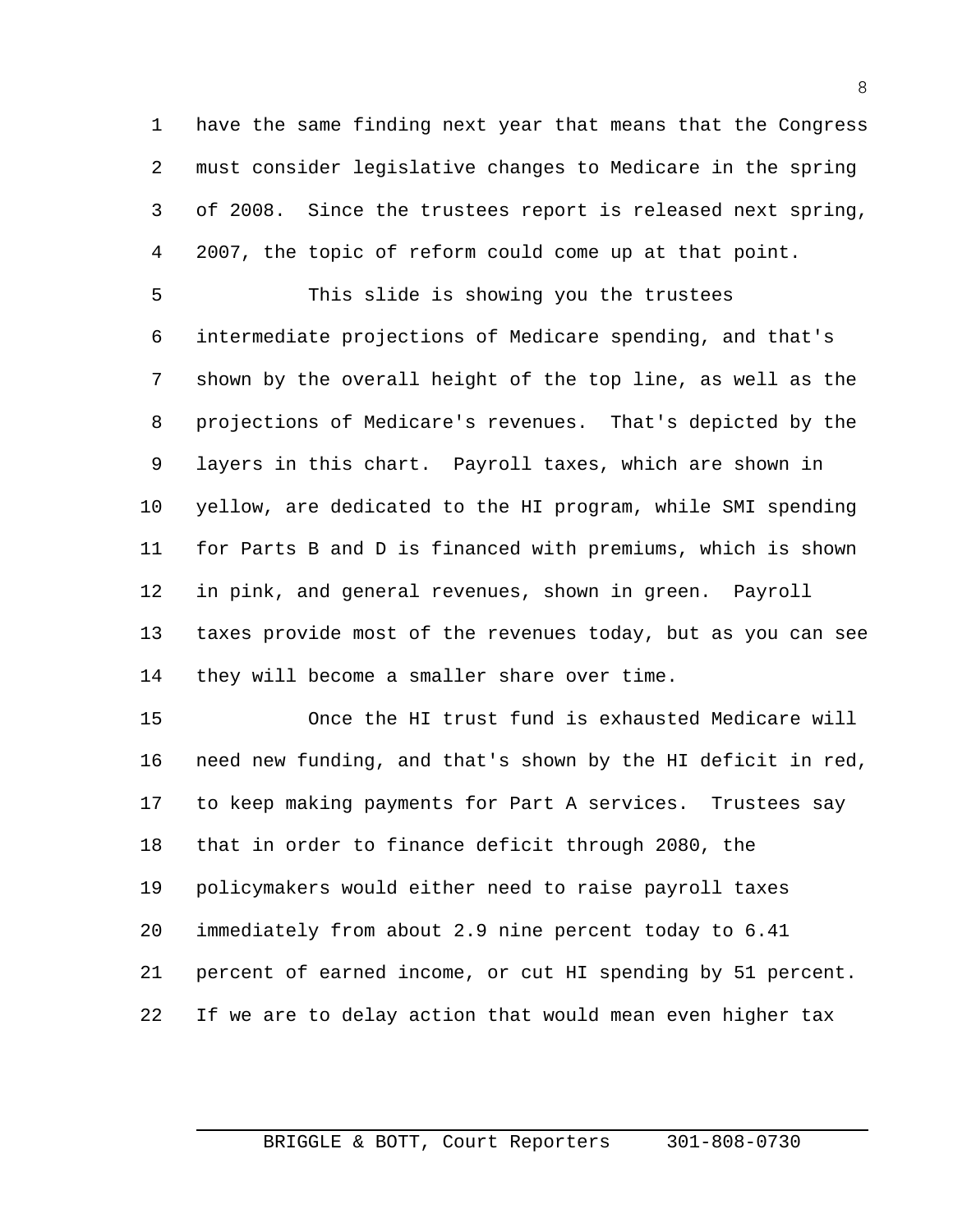have the same finding next year that means that the Congress must consider legislative changes to Medicare in the spring of 2008. Since the trustees report is released next spring, 2007, the topic of reform could come up at that point.

This slide is showing you the trustees intermediate projections of Medicare spending, and that's shown by the overall height of the top line, as well as the projections of Medicare's revenues. That's depicted by the layers in this chart. Payroll taxes, which are shown in yellow, are dedicated to the HI program, while SMI spending for Parts B and D is financed with premiums, which is shown in pink, and general revenues, shown in green. Payroll taxes provide most of the revenues today, but as you can see they will become a smaller share over time.

Once the HI trust fund is exhausted Medicare will need new funding, and that's shown by the HI deficit in red, to keep making payments for Part A services. Trustees say that in order to finance deficit through 2080, the policymakers would either need to raise payroll taxes immediately from about 2.9 nine percent today to 6.41 percent of earned income, or cut HI spending by 51 percent. If we are to delay action that would mean even higher tax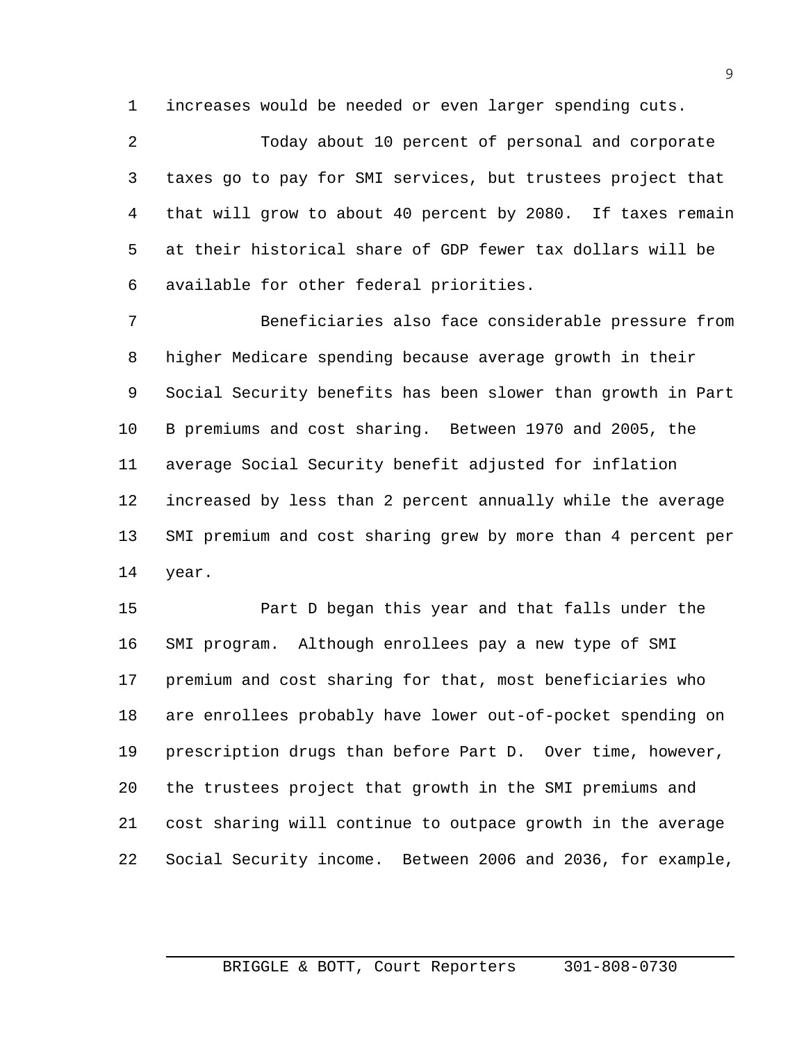increases would be needed or even larger spending cuts.

Today about 10 percent of personal and corporate taxes go to pay for SMI services, but trustees project that that will grow to about 40 percent by 2080. If taxes remain at their historical share of GDP fewer tax dollars will be available for other federal priorities.

Beneficiaries also face considerable pressure from higher Medicare spending because average growth in their Social Security benefits has been slower than growth in Part B premiums and cost sharing. Between 1970 and 2005, the average Social Security benefit adjusted for inflation increased by less than 2 percent annually while the average SMI premium and cost sharing grew by more than 4 percent per year.

Part D began this year and that falls under the SMI program. Although enrollees pay a new type of SMI premium and cost sharing for that, most beneficiaries who are enrollees probably have lower out-of-pocket spending on prescription drugs than before Part D. Over time, however, the trustees project that growth in the SMI premiums and cost sharing will continue to outpace growth in the average Social Security income. Between 2006 and 2036, for example,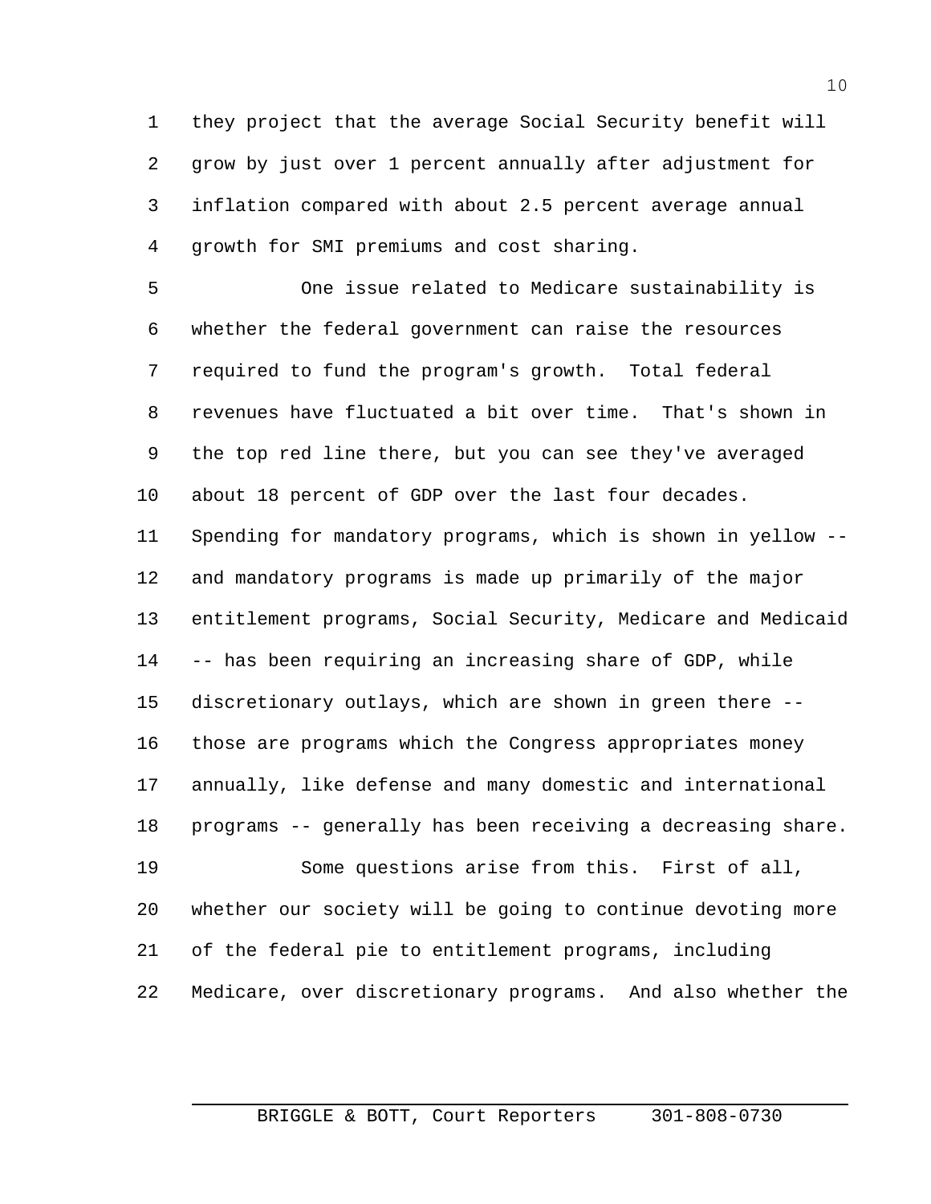they project that the average Social Security benefit will grow by just over 1 percent annually after adjustment for inflation compared with about 2.5 percent average annual growth for SMI premiums and cost sharing.

One issue related to Medicare sustainability is whether the federal government can raise the resources required to fund the program's growth. Total federal revenues have fluctuated a bit over time. That's shown in the top red line there, but you can see they've averaged about 18 percent of GDP over the last four decades. Spending for mandatory programs, which is shown in yellow -- and mandatory programs is made up primarily of the major entitlement programs, Social Security, Medicare and Medicaid -- has been requiring an increasing share of GDP, while discretionary outlays, which are shown in green there -- those are programs which the Congress appropriates money annually, like defense and many domestic and international programs -- generally has been receiving a decreasing share.

Some questions arise from this. First of all, whether our society will be going to continue devoting more of the federal pie to entitlement programs, including Medicare, over discretionary programs. And also whether the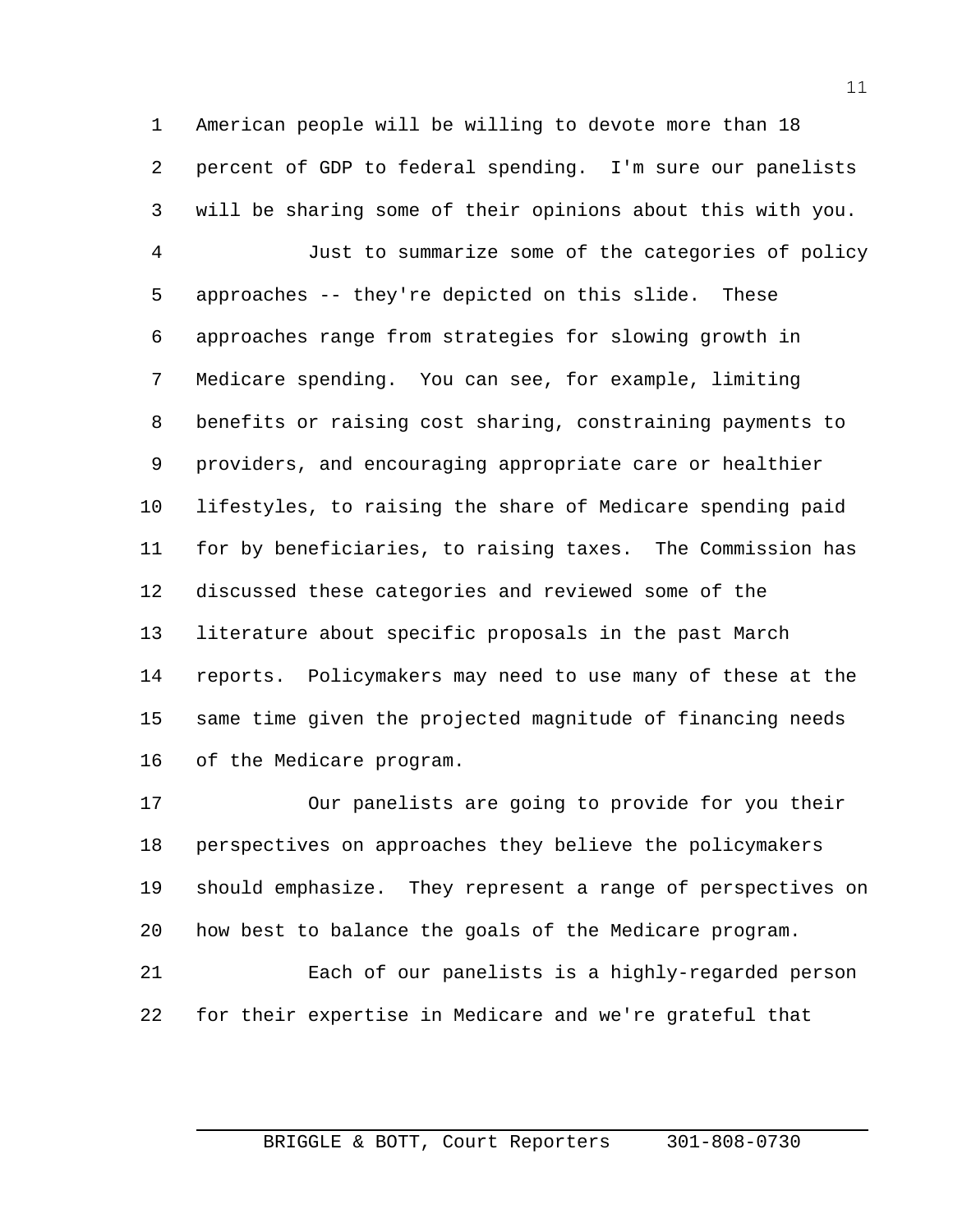American people will be willing to devote more than 18 percent of GDP to federal spending. I'm sure our panelists will be sharing some of their opinions about this with you.

Just to summarize some of the categories of policy approaches -- they're depicted on this slide. These approaches range from strategies for slowing growth in Medicare spending. You can see, for example, limiting benefits or raising cost sharing, constraining payments to providers, and encouraging appropriate care or healthier lifestyles, to raising the share of Medicare spending paid for by beneficiaries, to raising taxes. The Commission has discussed these categories and reviewed some of the literature about specific proposals in the past March reports. Policymakers may need to use many of these at the same time given the projected magnitude of financing needs of the Medicare program.

Our panelists are going to provide for you their perspectives on approaches they believe the policymakers should emphasize. They represent a range of perspectives on how best to balance the goals of the Medicare program.

Each of our panelists is a highly-regarded person for their expertise in Medicare and we're grateful that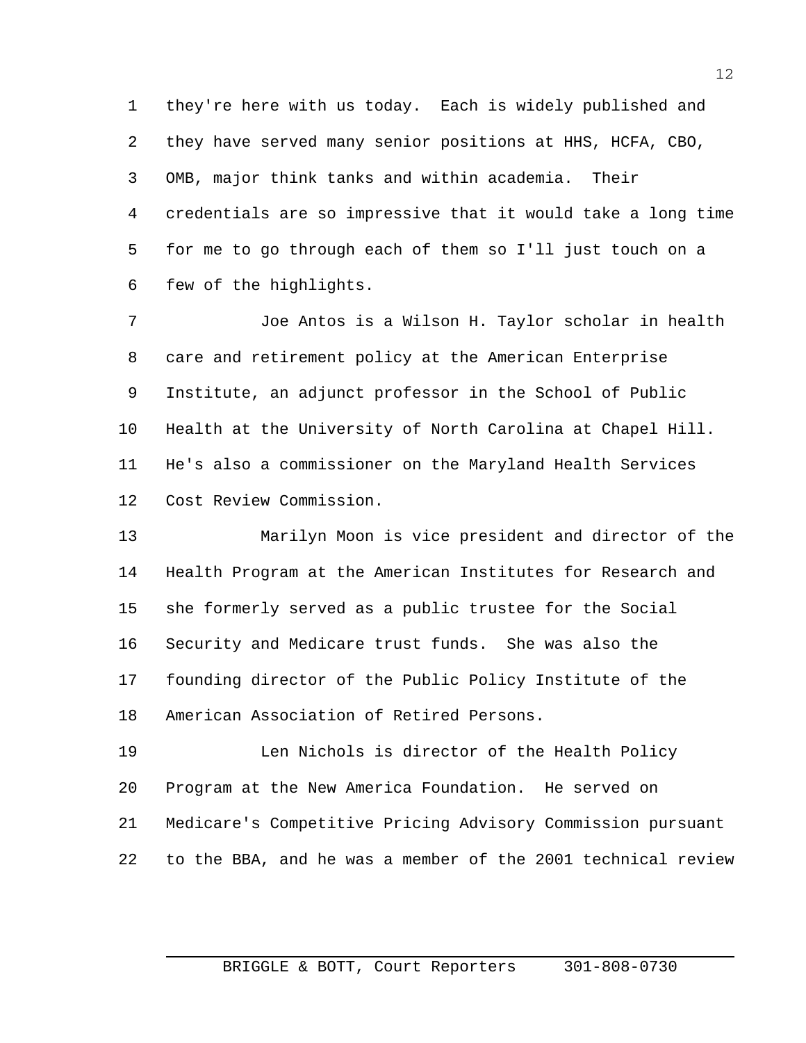they're here with us today. Each is widely published and they have served many senior positions at HHS, HCFA, CBO, OMB, major think tanks and within academia. Their credentials are so impressive that it would take a long time for me to go through each of them so I'll just touch on a few of the highlights.

Joe Antos is a Wilson H. Taylor scholar in health care and retirement policy at the American Enterprise Institute, an adjunct professor in the School of Public Health at the University of North Carolina at Chapel Hill. He's also a commissioner on the Maryland Health Services Cost Review Commission.

Marilyn Moon is vice president and director of the Health Program at the American Institutes for Research and she formerly served as a public trustee for the Social Security and Medicare trust funds. She was also the founding director of the Public Policy Institute of the American Association of Retired Persons.

Len Nichols is director of the Health Policy Program at the New America Foundation. He served on Medicare's Competitive Pricing Advisory Commission pursuant to the BBA, and he was a member of the 2001 technical review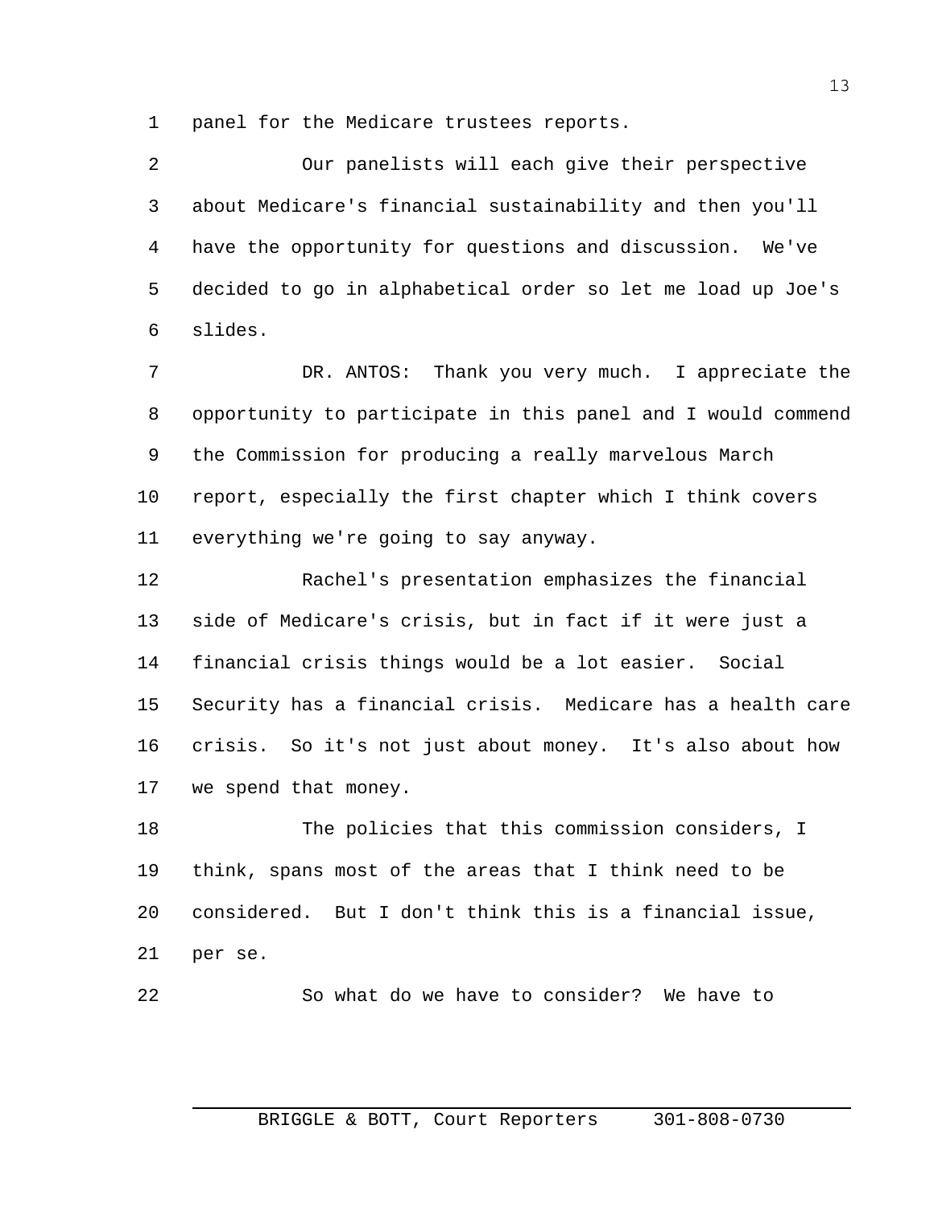panel for the Medicare trustees reports.

Our panelists will each give their perspective about Medicare's financial sustainability and then you'll have the opportunity for questions and discussion. We've decided to go in alphabetical order so let me load up Joe's slides.

DR. ANTOS: Thank you very much. I appreciate the opportunity to participate in this panel and I would commend the Commission for producing a really marvelous March report, especially the first chapter which I think covers everything we're going to say anyway.

Rachel's presentation emphasizes the financial side of Medicare's crisis, but in fact if it were just a financial crisis things would be a lot easier. Social Security has a financial crisis. Medicare has a health care crisis. So it's not just about money. It's also about how we spend that money.

The policies that this commission considers, I think, spans most of the areas that I think need to be considered. But I don't think this is a financial issue, per se.

So what do we have to consider? We have to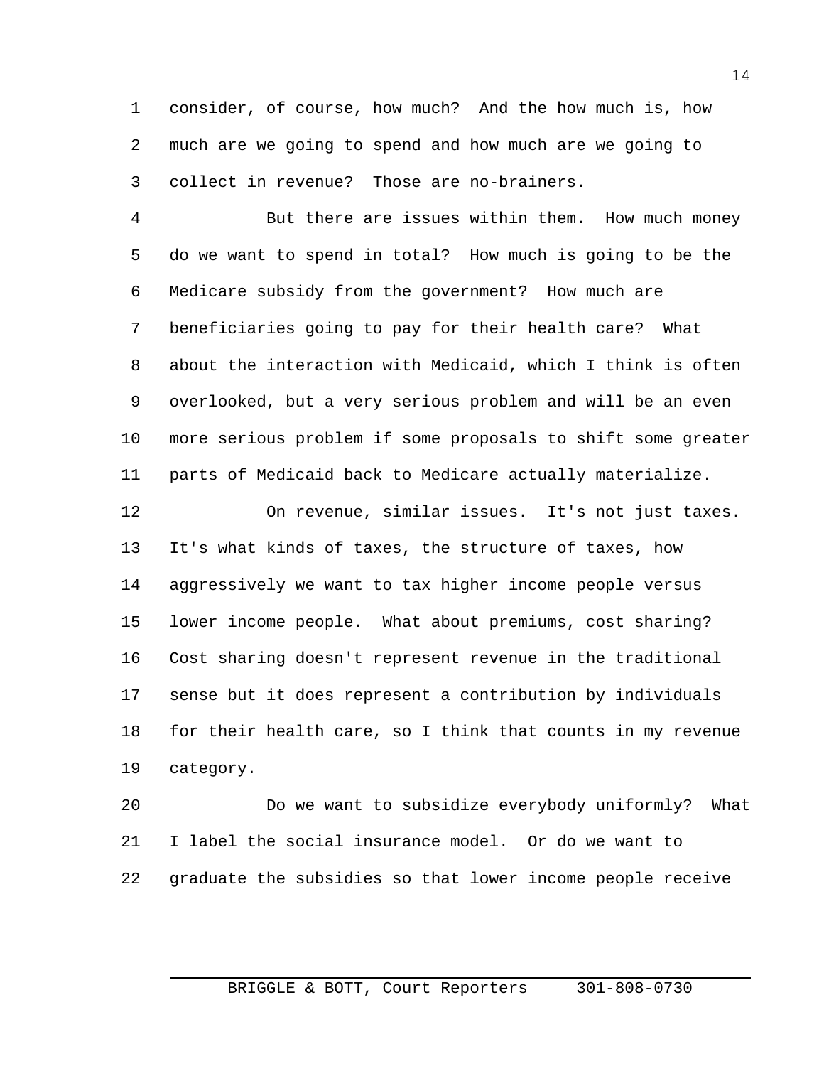consider, of course, how much? And the how much is, how much are we going to spend and how much are we going to collect in revenue? Those are no-brainers.

But there are issues within them. How much money do we want to spend in total? How much is going to be the Medicare subsidy from the government? How much are beneficiaries going to pay for their health care? What about the interaction with Medicaid, which I think is often overlooked, but a very serious problem and will be an even more serious problem if some proposals to shift some greater parts of Medicaid back to Medicare actually materialize.

On revenue, similar issues. It's not just taxes. It's what kinds of taxes, the structure of taxes, how aggressively we want to tax higher income people versus lower income people. What about premiums, cost sharing? Cost sharing doesn't represent revenue in the traditional sense but it does represent a contribution by individuals for their health care, so I think that counts in my revenue category.

Do we want to subsidize everybody uniformly? What I label the social insurance model. Or do we want to graduate the subsidies so that lower income people receive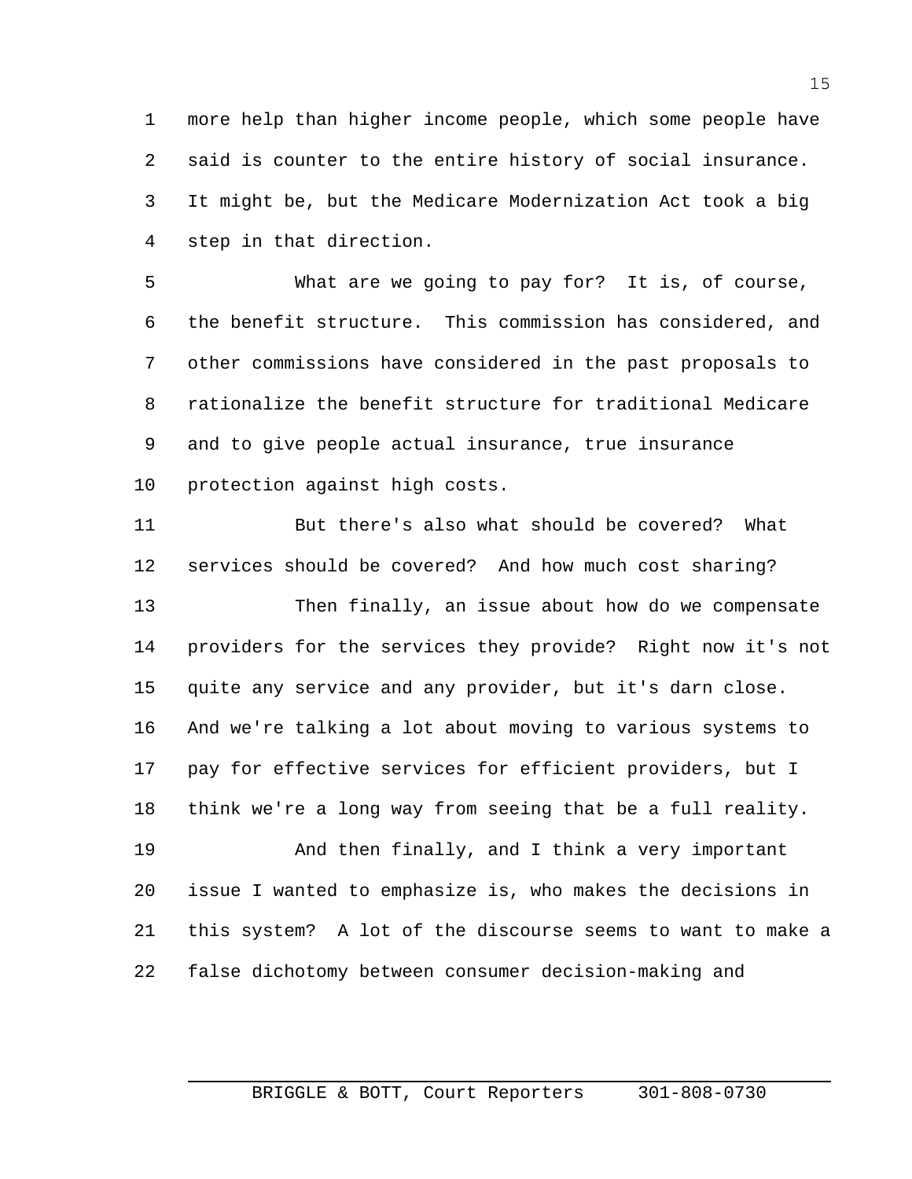more help than higher income people, which some people have said is counter to the entire history of social insurance. It might be, but the Medicare Modernization Act took a big step in that direction.

What are we going to pay for? It is, of course, the benefit structure. This commission has considered, and other commissions have considered in the past proposals to rationalize the benefit structure for traditional Medicare and to give people actual insurance, true insurance protection against high costs.

But there's also what should be covered? What services should be covered? And how much cost sharing?

Then finally, an issue about how do we compensate providers for the services they provide? Right now it's not quite any service and any provider, but it's darn close. And we're talking a lot about moving to various systems to pay for effective services for efficient providers, but I think we're a long way from seeing that be a full reality.

And then finally, and I think a very important issue I wanted to emphasize is, who makes the decisions in this system? A lot of the discourse seems to want to make a false dichotomy between consumer decision-making and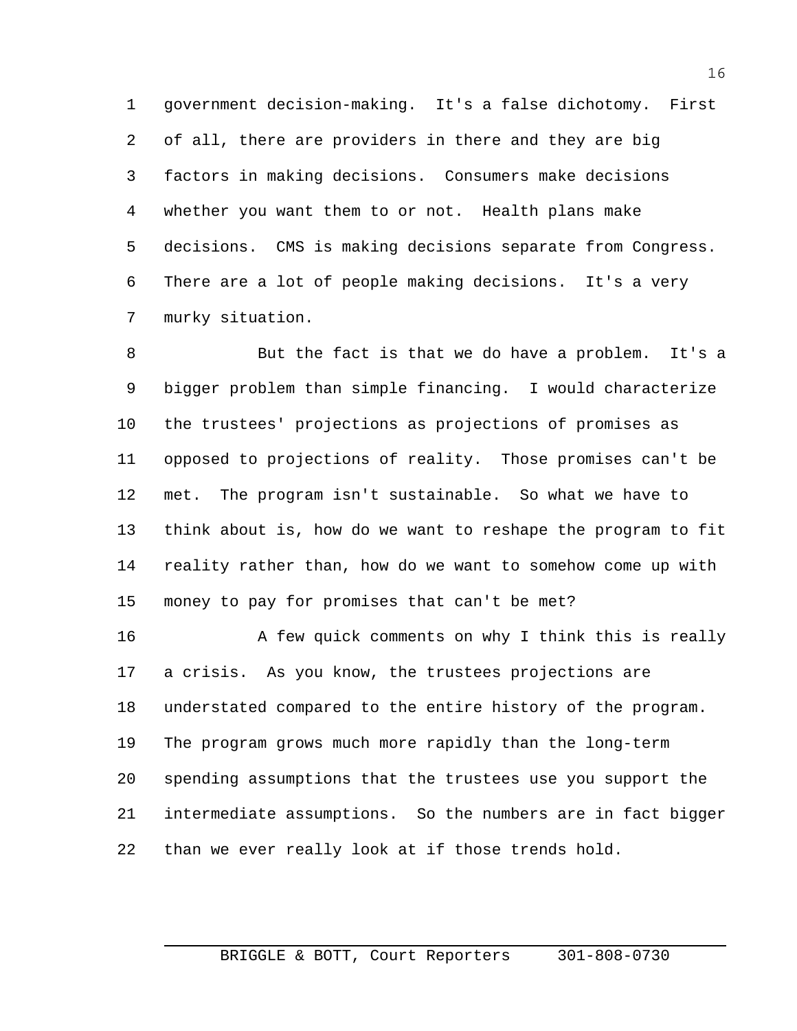government decision-making. It's a false dichotomy. First of all, there are providers in there and they are big factors in making decisions. Consumers make decisions whether you want them to or not. Health plans make decisions. CMS is making decisions separate from Congress. There are a lot of people making decisions. It's a very murky situation.

But the fact is that we do have a problem. It's a bigger problem than simple financing. I would characterize the trustees' projections as projections of promises as opposed to projections of reality. Those promises can't be met. The program isn't sustainable. So what we have to think about is, how do we want to reshape the program to fit reality rather than, how do we want to somehow come up with money to pay for promises that can't be met?

A few quick comments on why I think this is really a crisis. As you know, the trustees projections are understated compared to the entire history of the program. The program grows much more rapidly than the long-term spending assumptions that the trustees use you support the intermediate assumptions. So the numbers are in fact bigger than we ever really look at if those trends hold.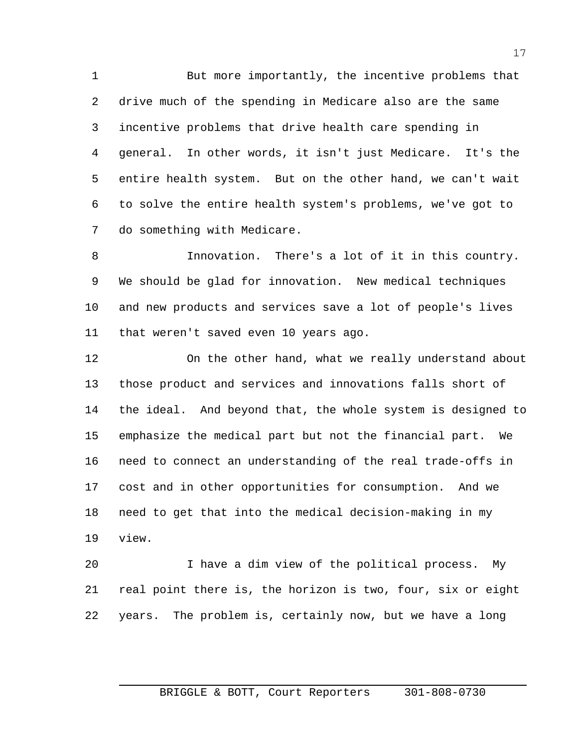But more importantly, the incentive problems that drive much of the spending in Medicare also are the same incentive problems that drive health care spending in general. In other words, it isn't just Medicare. It's the entire health system. But on the other hand, we can't wait to solve the entire health system's problems, we've got to do something with Medicare.

Innovation. There's a lot of it in this country. We should be glad for innovation. New medical techniques and new products and services save a lot of people's lives that weren't saved even 10 years ago.

On the other hand, what we really understand about those product and services and innovations falls short of the ideal. And beyond that, the whole system is designed to emphasize the medical part but not the financial part. We need to connect an understanding of the real trade-offs in cost and in other opportunities for consumption. And we need to get that into the medical decision-making in my view.

I have a dim view of the political process. My real point there is, the horizon is two, four, six or eight years. The problem is, certainly now, but we have a long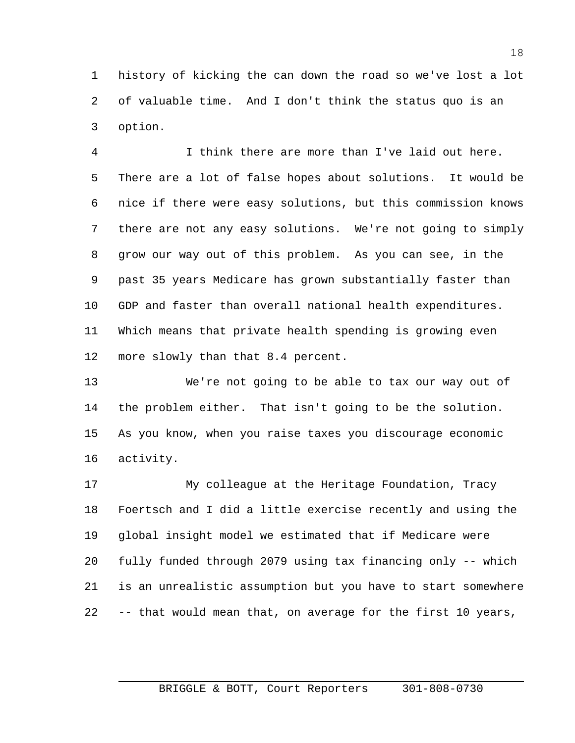history of kicking the can down the road so we've lost a lot of valuable time. And I don't think the status quo is an option.

I think there are more than I've laid out here. There are a lot of false hopes about solutions. It would be nice if there were easy solutions, but this commission knows there are not any easy solutions. We're not going to simply grow our way out of this problem. As you can see, in the past 35 years Medicare has grown substantially faster than GDP and faster than overall national health expenditures. Which means that private health spending is growing even more slowly than that 8.4 percent.

We're not going to be able to tax our way out of the problem either. That isn't going to be the solution. As you know, when you raise taxes you discourage economic activity.

My colleague at the Heritage Foundation, Tracy Foertsch and I did a little exercise recently and using the global insight model we estimated that if Medicare were fully funded through 2079 using tax financing only -- which is an unrealistic assumption but you have to start somewhere -- that would mean that, on average for the first 10 years,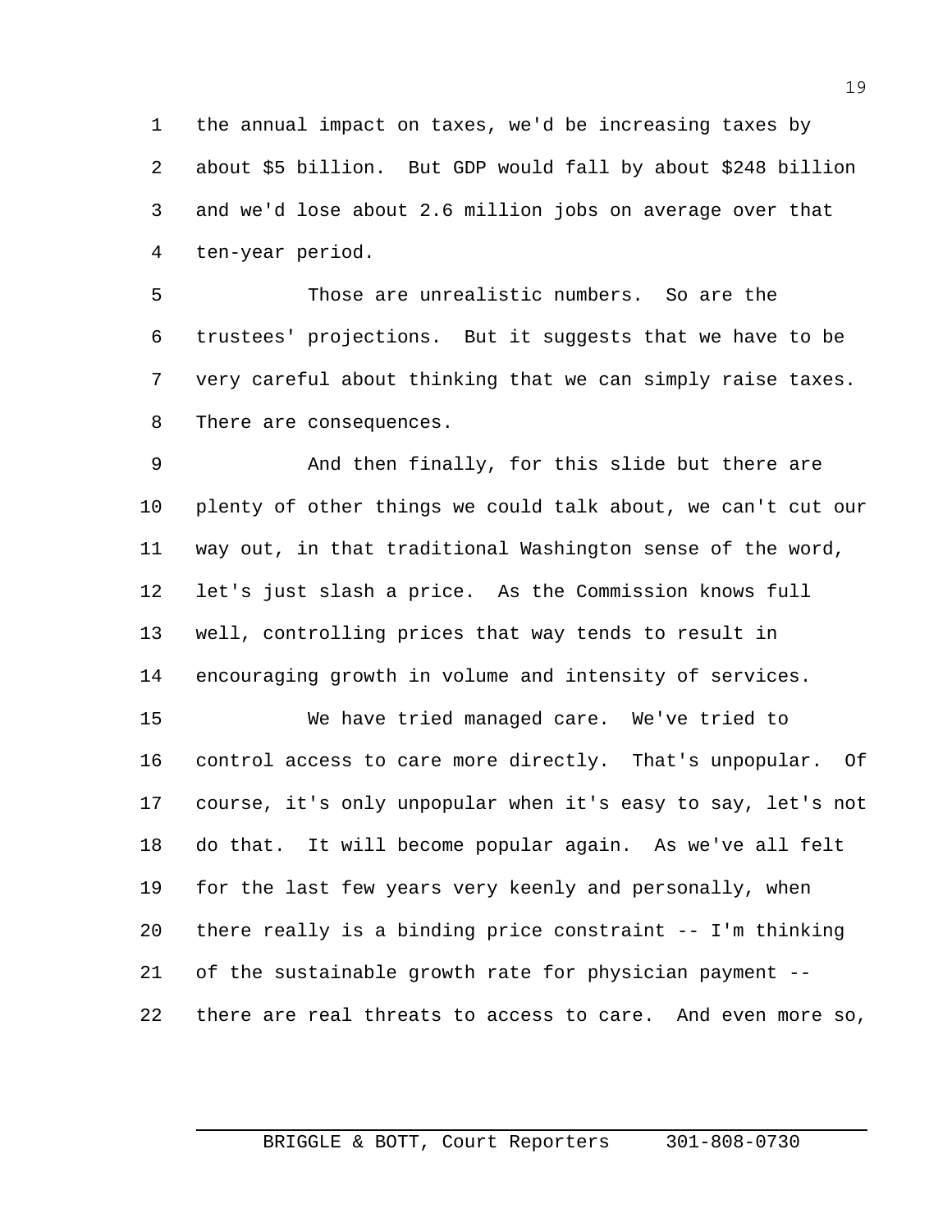the annual impact on taxes, we'd be increasing taxes by about $5 billion. But GDP would fall by about $248 billion and we'd lose about 2.6 million jobs on average over that ten-year period.

Those are unrealistic numbers. So are the trustees' projections. But it suggests that we have to be very careful about thinking that we can simply raise taxes. There are consequences.

And then finally, for this slide but there are plenty of other things we could talk about, we can't cut our way out, in that traditional Washington sense of the word, let's just slash a price. As the Commission knows full well, controlling prices that way tends to result in encouraging growth in volume and intensity of services.

We have tried managed care. We've tried to control access to care more directly. That's unpopular. Of course, it's only unpopular when it's easy to say, let's not do that. It will become popular again. As we've all felt for the last few years very keenly and personally, when there really is a binding price constraint -- I'm thinking of the sustainable growth rate for physician payment -- there are real threats to access to care. And even more so,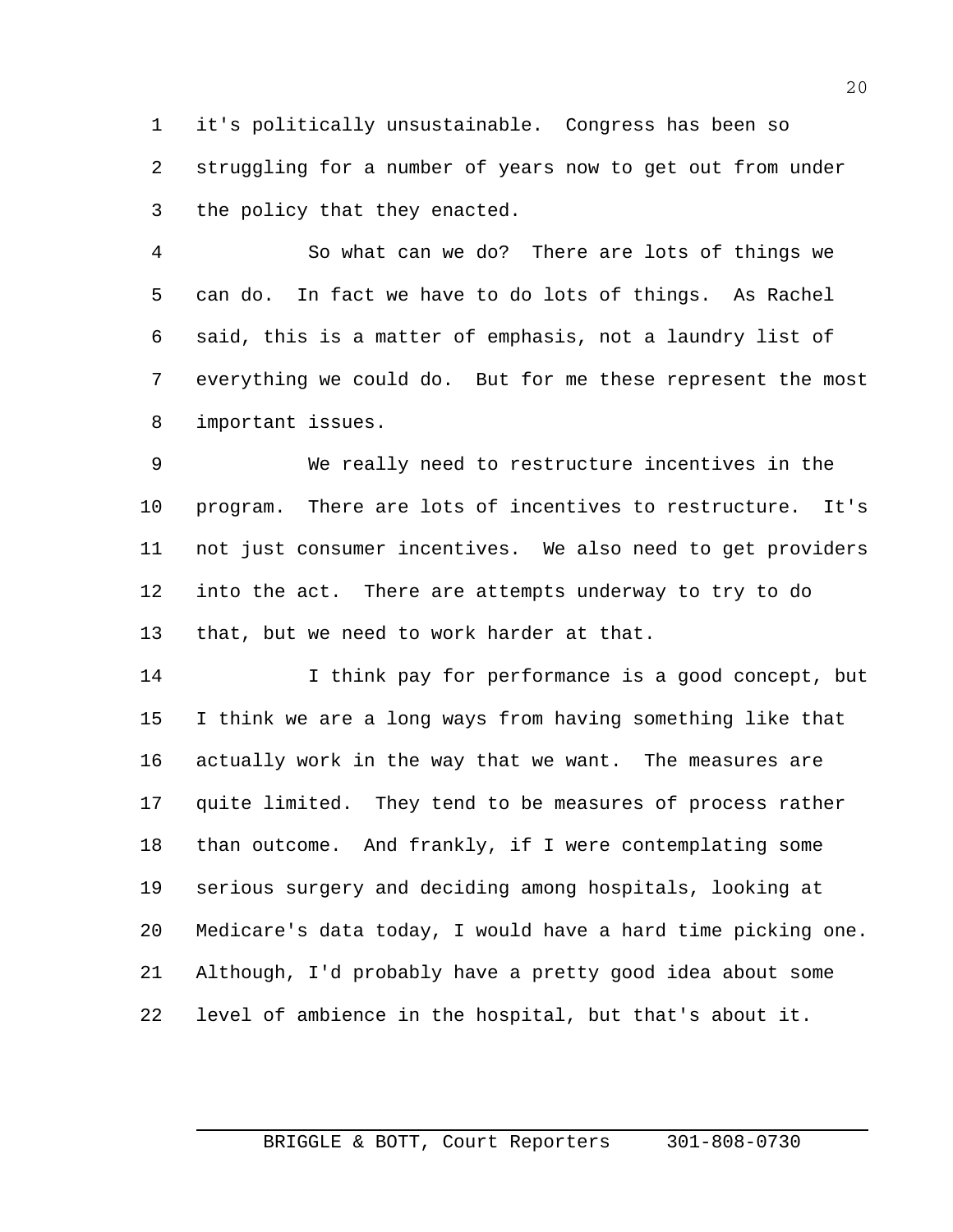it's politically unsustainable. Congress has been so struggling for a number of years now to get out from under the policy that they enacted.

So what can we do? There are lots of things we can do. In fact we have to do lots of things. As Rachel said, this is a matter of emphasis, not a laundry list of everything we could do. But for me these represent the most important issues.

We really need to restructure incentives in the program. There are lots of incentives to restructure. It's not just consumer incentives. We also need to get providers into the act. There are attempts underway to try to do that, but we need to work harder at that.

I think pay for performance is a good concept, but I think we are a long ways from having something like that actually work in the way that we want. The measures are quite limited. They tend to be measures of process rather than outcome. And frankly, if I were contemplating some serious surgery and deciding among hospitals, looking at Medicare's data today, I would have a hard time picking one. Although, I'd probably have a pretty good idea about some level of ambience in the hospital, but that's about it.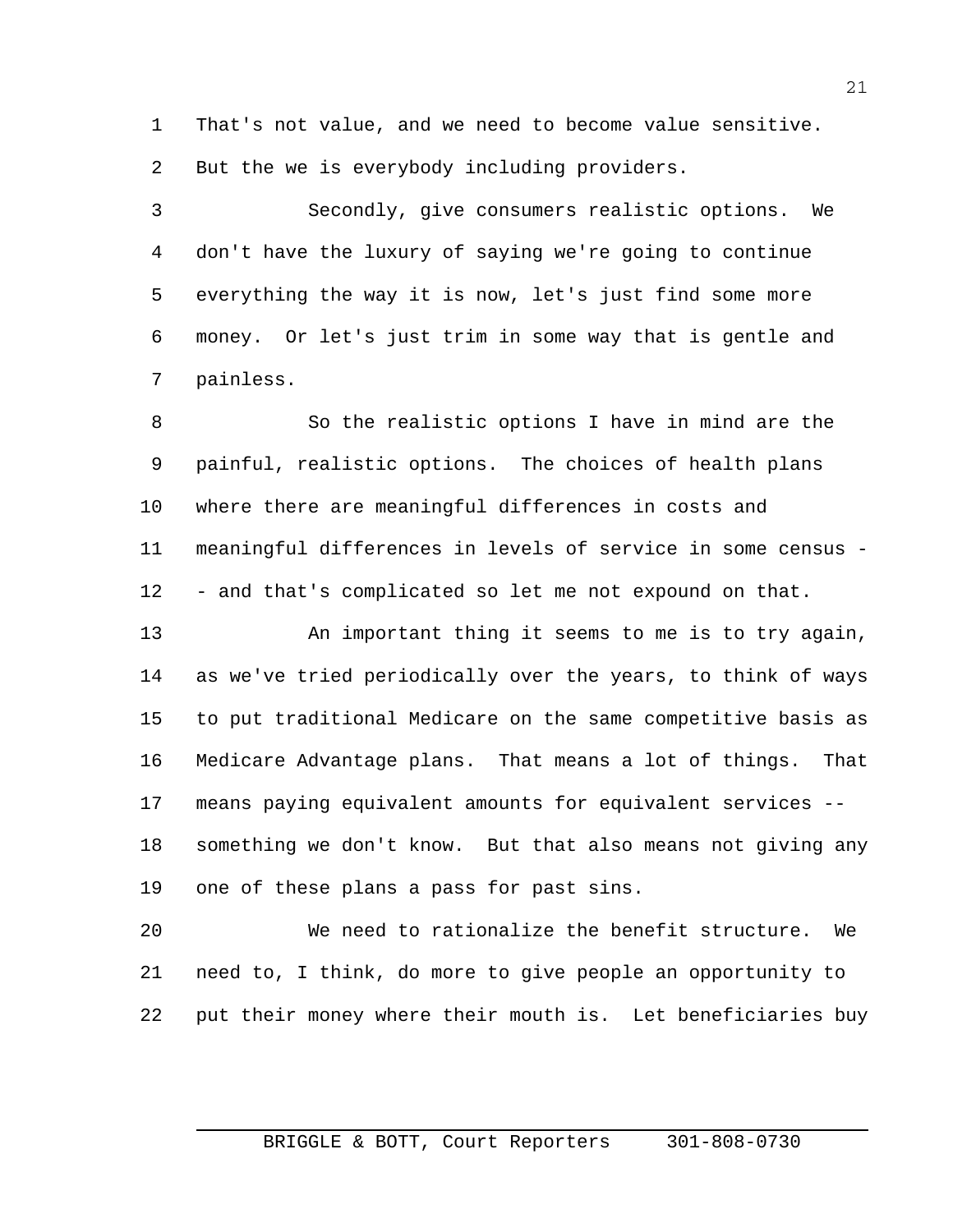That's not value, and we need to become value sensitive. But the we is everybody including providers.

Secondly, give consumers realistic options. We don't have the luxury of saying we're going to continue everything the way it is now, let's just find some more money. Or let's just trim in some way that is gentle and painless.

So the realistic options I have in mind are the painful, realistic options. The choices of health plans where there are meaningful differences in costs and meaningful differences in levels of service in some census -- and that's complicated so let me not expound on that.

An important thing it seems to me is to try again, as we've tried periodically over the years, to think of ways to put traditional Medicare on the same competitive basis as Medicare Advantage plans. That means a lot of things. That means paying equivalent amounts for equivalent services -- something we don't know. But that also means not giving any one of these plans a pass for past sins.

We need to rationalize the benefit structure. We need to, I think, do more to give people an opportunity to put their money where their mouth is. Let beneficiaries buy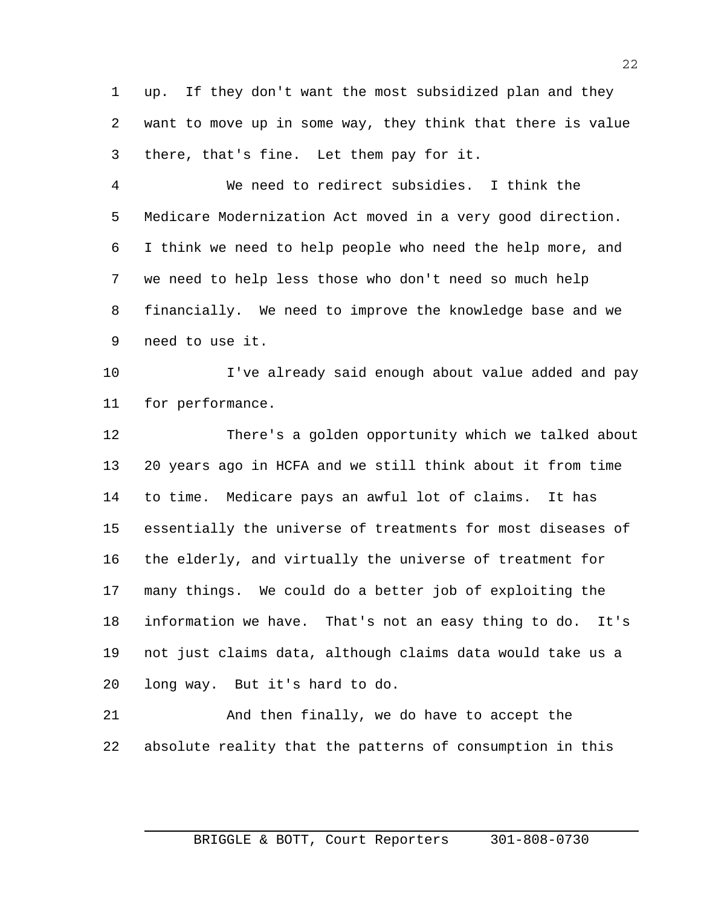up. If they don't want the most subsidized plan and they want to move up in some way, they think that there is value there, that's fine. Let them pay for it.

We need to redirect subsidies. I think the Medicare Modernization Act moved in a very good direction. I think we need to help people who need the help more, and we need to help less those who don't need so much help financially. We need to improve the knowledge base and we need to use it.

I've already said enough about value added and pay for performance.

There's a golden opportunity which we talked about 20 years ago in HCFA and we still think about it from time to time. Medicare pays an awful lot of claims. It has essentially the universe of treatments for most diseases of the elderly, and virtually the universe of treatment for many things. We could do a better job of exploiting the information we have. That's not an easy thing to do. It's not just claims data, although claims data would take us a long way. But it's hard to do.

And then finally, we do have to accept the absolute reality that the patterns of consumption in this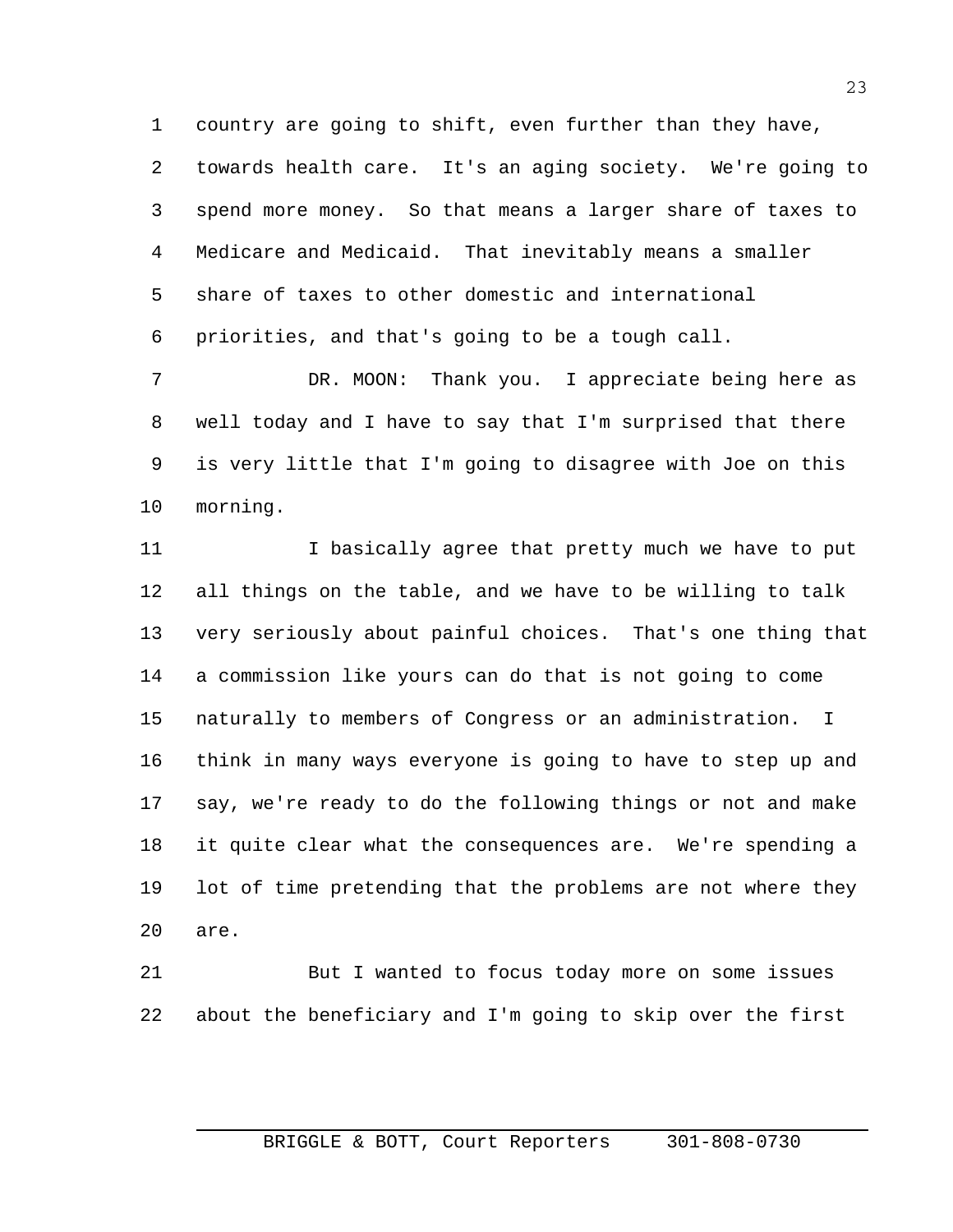country are going to shift, even further than they have, towards health care. It's an aging society. We're going to spend more money. So that means a larger share of taxes to Medicare and Medicaid. That inevitably means a smaller share of taxes to other domestic and international priorities, and that's going to be a tough call.

DR. MOON: Thank you. I appreciate being here as well today and I have to say that I'm surprised that there is very little that I'm going to disagree with Joe on this morning.

I basically agree that pretty much we have to put all things on the table, and we have to be willing to talk very seriously about painful choices. That's one thing that a commission like yours can do that is not going to come naturally to members of Congress or an administration. I think in many ways everyone is going to have to step up and say, we're ready to do the following things or not and make it quite clear what the consequences are. We're spending a lot of time pretending that the problems are not where they are.

But I wanted to focus today more on some issues about the beneficiary and I'm going to skip over the first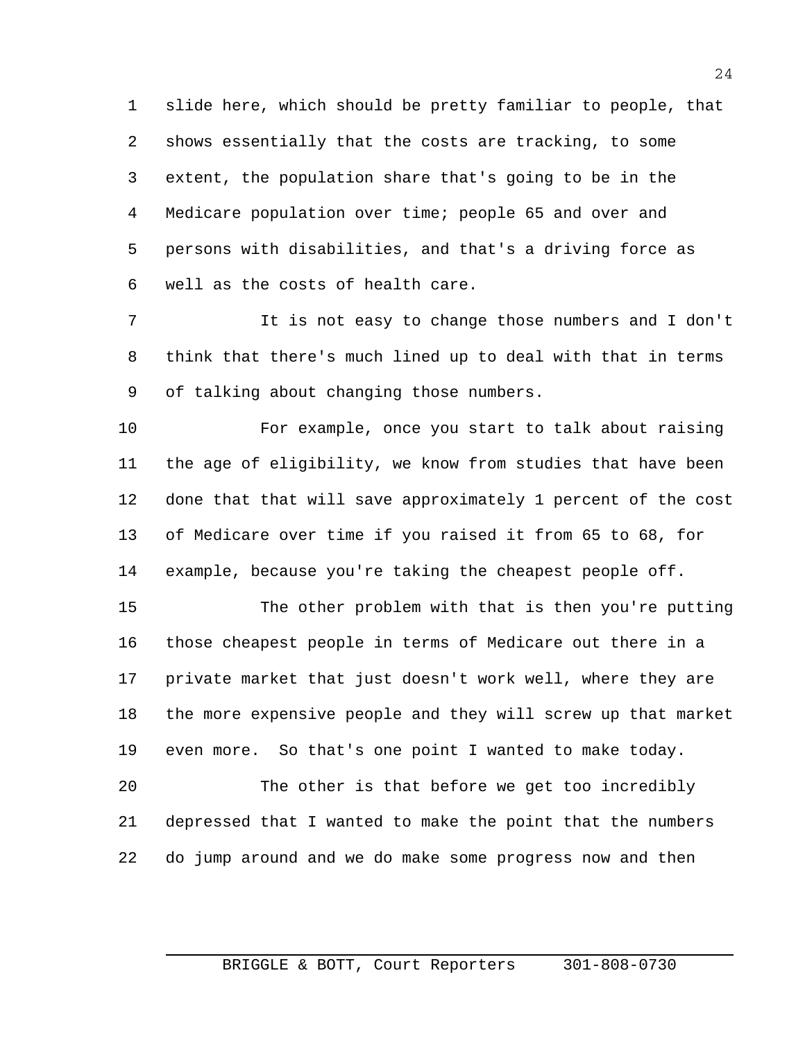slide here, which should be pretty familiar to people, that shows essentially that the costs are tracking, to some extent, the population share that's going to be in the Medicare population over time; people 65 and over and persons with disabilities, and that's a driving force as well as the costs of health care.

It is not easy to change those numbers and I don't think that there's much lined up to deal with that in terms of talking about changing those numbers.

For example, once you start to talk about raising the age of eligibility, we know from studies that have been done that that will save approximately 1 percent of the cost of Medicare over time if you raised it from 65 to 68, for example, because you're taking the cheapest people off.

The other problem with that is then you're putting those cheapest people in terms of Medicare out there in a private market that just doesn't work well, where they are the more expensive people and they will screw up that market even more. So that's one point I wanted to make today.

The other is that before we get too incredibly depressed that I wanted to make the point that the numbers do jump around and we do make some progress now and then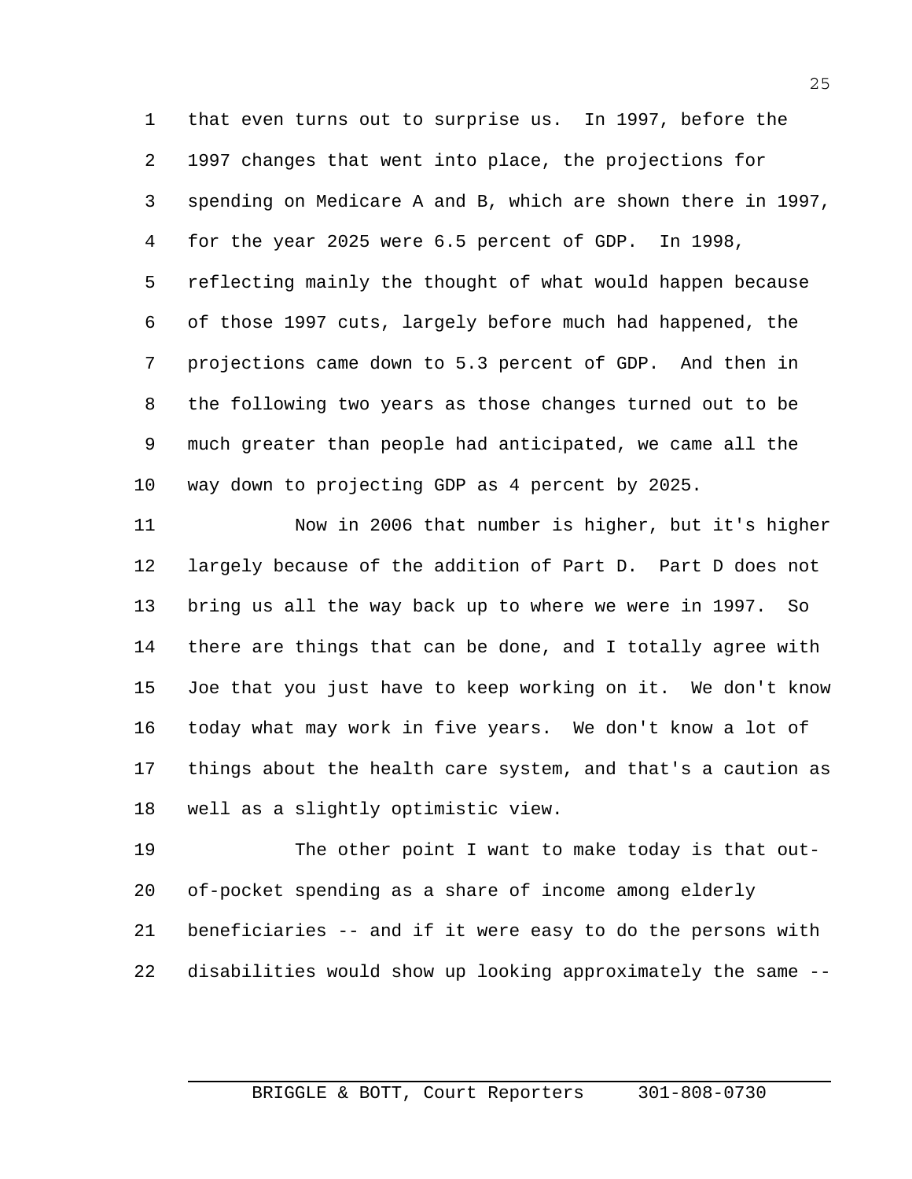that even turns out to surprise us. In 1997, before the 1997 changes that went into place, the projections for spending on Medicare A and B, which are shown there in 1997, for the year 2025 were 6.5 percent of GDP. In 1998, reflecting mainly the thought of what would happen because of those 1997 cuts, largely before much had happened, the projections came down to 5.3 percent of GDP. And then in the following two years as those changes turned out to be much greater than people had anticipated, we came all the way down to projecting GDP as 4 percent by 2025.

Now in 2006 that number is higher, but it's higher largely because of the addition of Part D. Part D does not bring us all the way back up to where we were in 1997. So there are things that can be done, and I totally agree with Joe that you just have to keep working on it. We don't know today what may work in five years. We don't know a lot of things about the health care system, and that's a caution as well as a slightly optimistic view.

The other point I want to make today is that out-of-pocket spending as a share of income among elderly beneficiaries -- and if it were easy to do the persons with disabilities would show up looking approximately the same --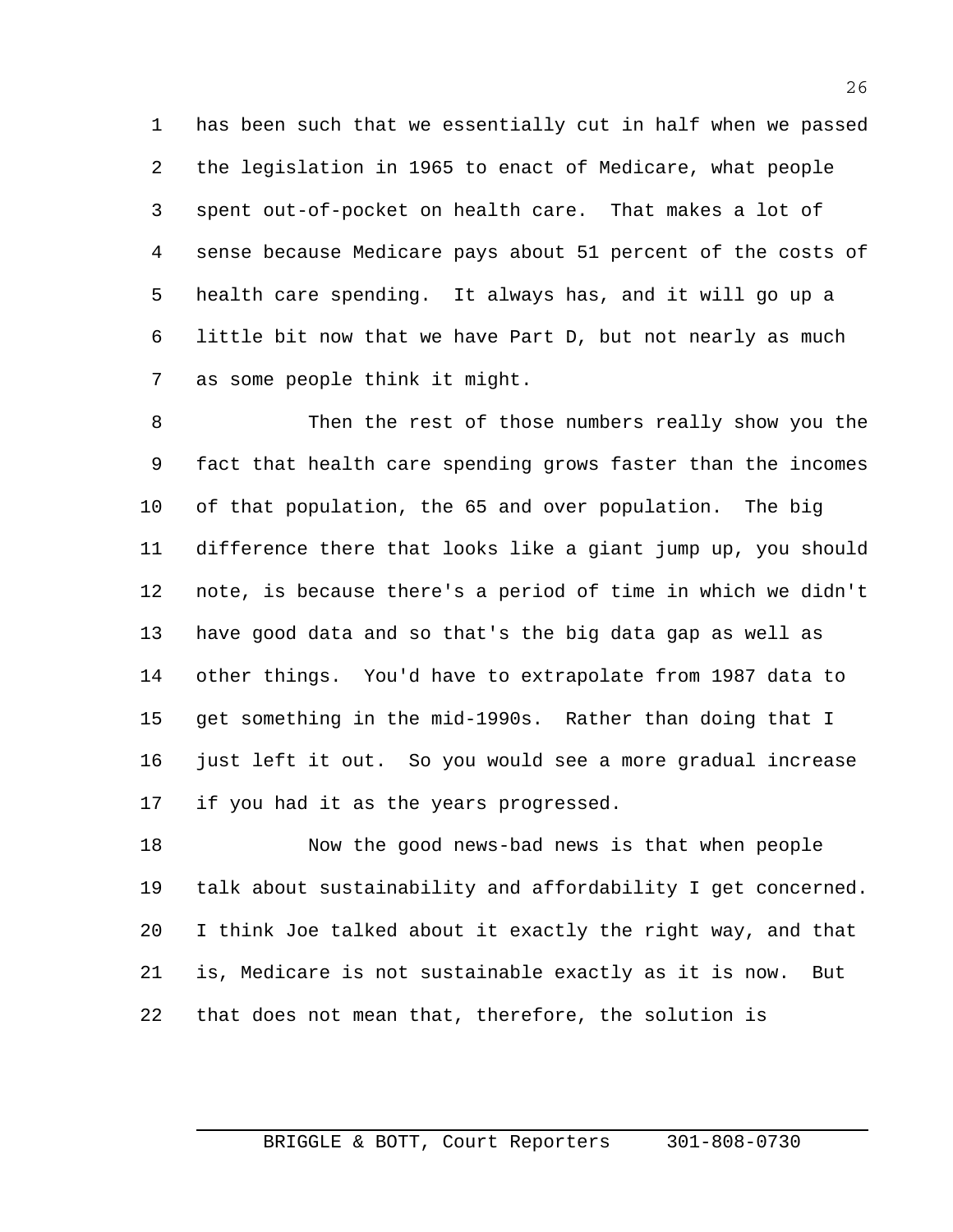has been such that we essentially cut in half when we passed the legislation in 1965 to enact of Medicare, what people spent out-of-pocket on health care. That makes a lot of sense because Medicare pays about 51 percent of the costs of health care spending. It always has, and it will go up a little bit now that we have Part D, but not nearly as much as some people think it might.

Then the rest of those numbers really show you the fact that health care spending grows faster than the incomes of that population, the 65 and over population. The big difference there that looks like a giant jump up, you should note, is because there's a period of time in which we didn't have good data and so that's the big data gap as well as other things. You'd have to extrapolate from 1987 data to get something in the mid-1990s. Rather than doing that I just left it out. So you would see a more gradual increase if you had it as the years progressed.

Now the good news-bad news is that when people talk about sustainability and affordability I get concerned. I think Joe talked about it exactly the right way, and that is, Medicare is not sustainable exactly as it is now. But that does not mean that, therefore, the solution is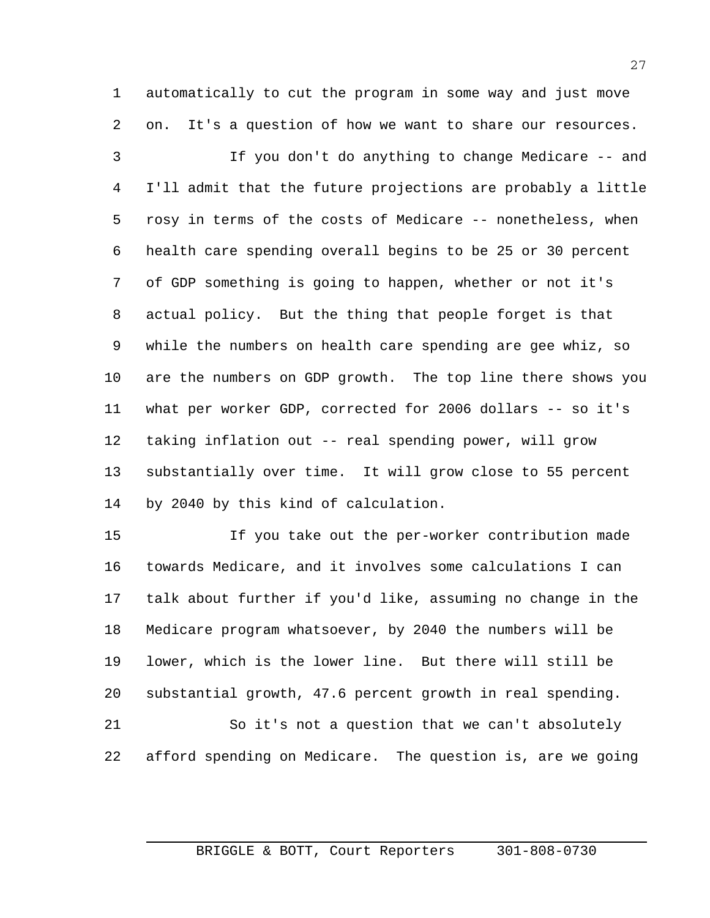automatically to cut the program in some way and just move on. It's a question of how we want to share our resources.

If you don't do anything to change Medicare -- and I'll admit that the future projections are probably a little rosy in terms of the costs of Medicare -- nonetheless, when health care spending overall begins to be 25 or 30 percent of GDP something is going to happen, whether or not it's actual policy. But the thing that people forget is that while the numbers on health care spending are gee whiz, so are the numbers on GDP growth. The top line there shows you what per worker GDP, corrected for 2006 dollars -- so it's taking inflation out -- real spending power, will grow substantially over time. It will grow close to 55 percent by 2040 by this kind of calculation.

If you take out the per-worker contribution made towards Medicare, and it involves some calculations I can talk about further if you'd like, assuming no change in the Medicare program whatsoever, by 2040 the numbers will be lower, which is the lower line. But there will still be substantial growth, 47.6 percent growth in real spending.

So it's not a question that we can't absolutely afford spending on Medicare. The question is, are we going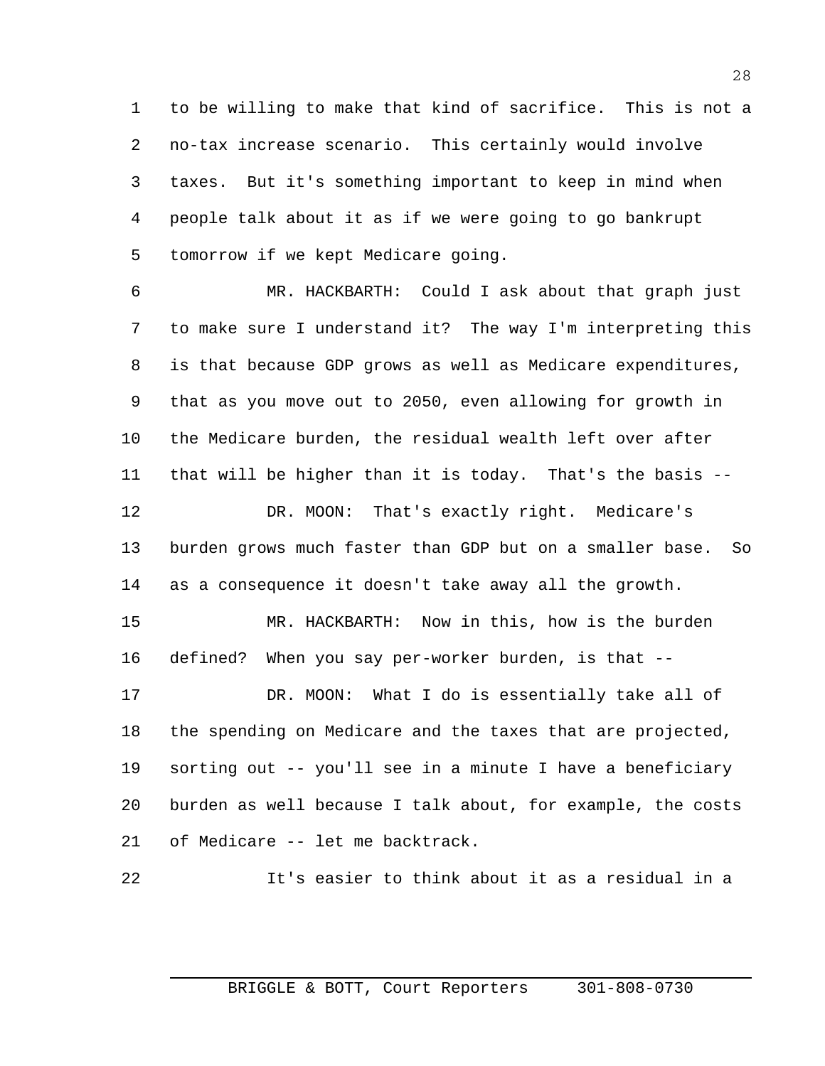to be willing to make that kind of sacrifice. This is not a no-tax increase scenario. This certainly would involve taxes. But it's something important to keep in mind when people talk about it as if we were going to go bankrupt tomorrow if we kept Medicare going.

MR. HACKBARTH: Could I ask about that graph just to make sure I understand it? The way I'm interpreting this is that because GDP grows as well as Medicare expenditures, that as you move out to 2050, even allowing for growth in the Medicare burden, the residual wealth left over after that will be higher than it is today. That's the basis --

DR. MOON: That's exactly right. Medicare's burden grows much faster than GDP but on a smaller base. So as a consequence it doesn't take away all the growth.

MR. HACKBARTH: Now in this, how is the burden defined? When you say per-worker burden, is that --

DR. MOON: What I do is essentially take all of the spending on Medicare and the taxes that are projected, sorting out -- you'll see in a minute I have a beneficiary burden as well because I talk about, for example, the costs of Medicare -- let me backtrack.

It's easier to think about it as a residual in a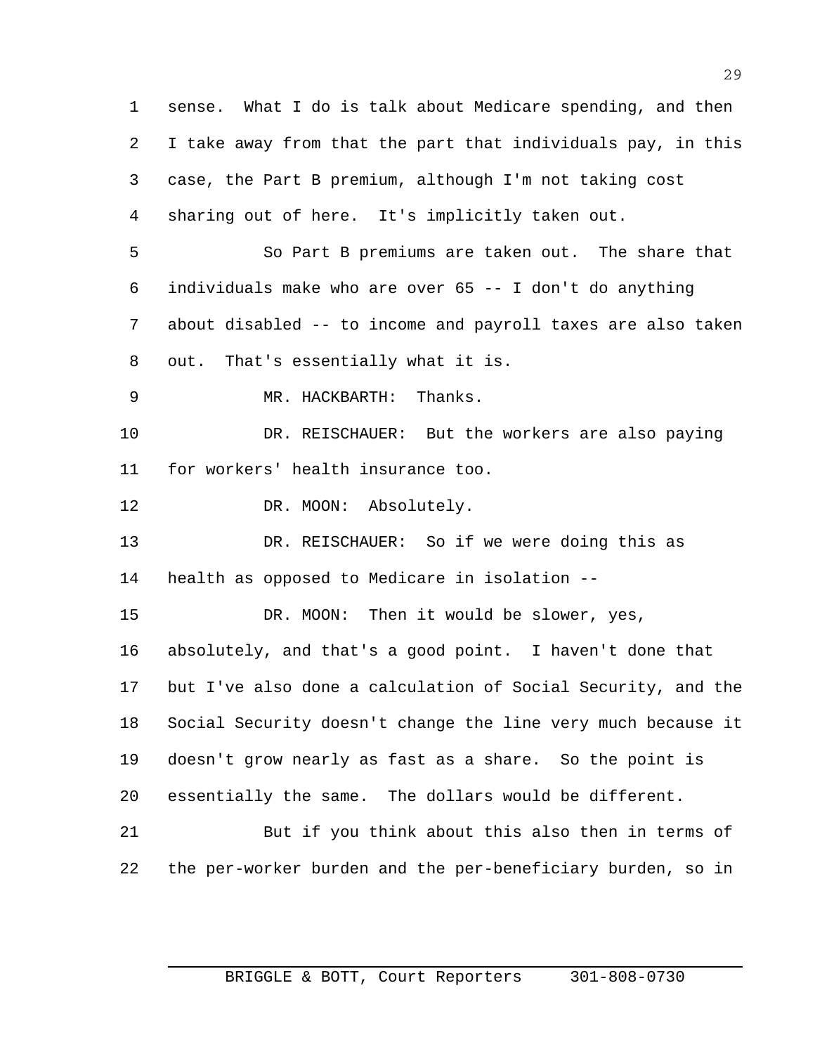sense. What I do is talk about Medicare spending, and then I take away from that the part that individuals pay, in this case, the Part B premium, although I'm not taking cost sharing out of here. It's implicitly taken out.

So Part B premiums are taken out. The share that individuals make who are over 65 -- I don't do anything about disabled -- to income and payroll taxes are also taken out. That's essentially what it is.

MR. HACKBARTH: Thanks.

DR. REISCHAUER: But the workers are also paying for workers' health insurance too.

DR. MOON: Absolutely.

DR. REISCHAUER: So if we were doing this as health as opposed to Medicare in isolation --

DR. MOON: Then it would be slower, yes, absolutely, and that's a good point. I haven't done that but I've also done a calculation of Social Security, and the Social Security doesn't change the line very much because it doesn't grow nearly as fast as a share. So the point is essentially the same. The dollars would be different.

But if you think about this also then in terms of the per-worker burden and the per-beneficiary burden, so in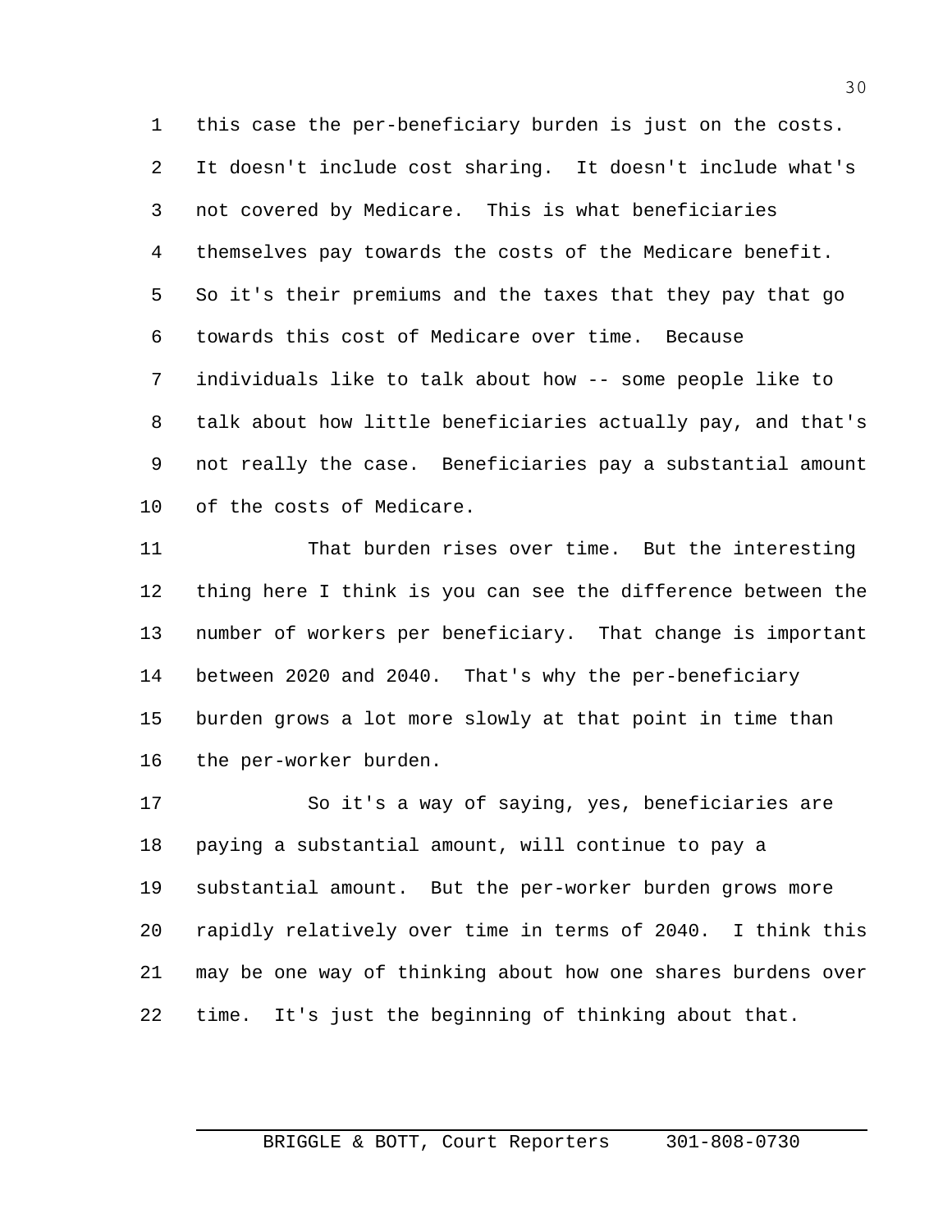this case the per-beneficiary burden is just on the costs. It doesn't include cost sharing. It doesn't include what's not covered by Medicare. This is what beneficiaries themselves pay towards the costs of the Medicare benefit. So it's their premiums and the taxes that they pay that go towards this cost of Medicare over time. Because individuals like to talk about how -- some people like to talk about how little beneficiaries actually pay, and that's not really the case. Beneficiaries pay a substantial amount of the costs of Medicare.

That burden rises over time. But the interesting thing here I think is you can see the difference between the number of workers per beneficiary. That change is important between 2020 and 2040. That's why the per-beneficiary burden grows a lot more slowly at that point in time than the per-worker burden.

So it's a way of saying, yes, beneficiaries are paying a substantial amount, will continue to pay a substantial amount. But the per-worker burden grows more rapidly relatively over time in terms of 2040. I think this may be one way of thinking about how one shares burdens over time. It's just the beginning of thinking about that.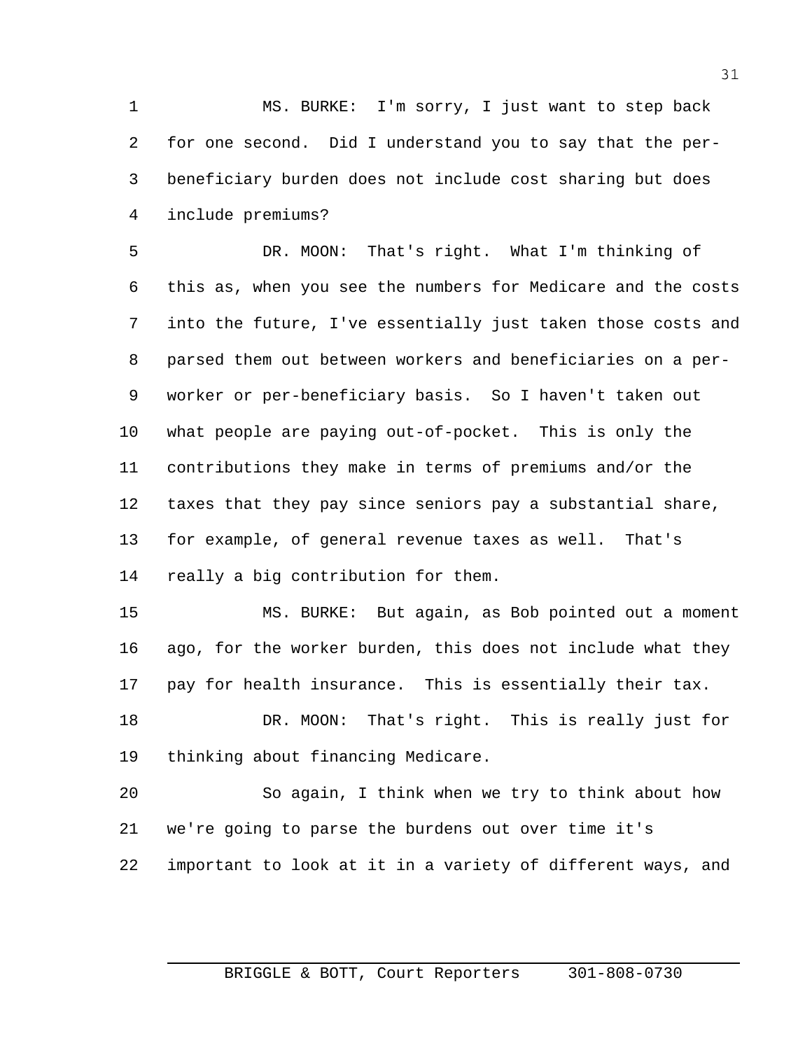MS. BURKE: I'm sorry, I just want to step back for one second. Did I understand you to say that the per-beneficiary burden does not include cost sharing but does include premiums?

DR. MOON: That's right. What I'm thinking of this as, when you see the numbers for Medicare and the costs into the future, I've essentially just taken those costs and parsed them out between workers and beneficiaries on a per-worker or per-beneficiary basis. So I haven't taken out what people are paying out-of-pocket. This is only the contributions they make in terms of premiums and/or the taxes that they pay since seniors pay a substantial share, for example, of general revenue taxes as well. That's really a big contribution for them.

MS. BURKE: But again, as Bob pointed out a moment ago, for the worker burden, this does not include what they pay for health insurance. This is essentially their tax.

DR. MOON: That's right. This is really just for thinking about financing Medicare.

So again, I think when we try to think about how we're going to parse the burdens out over time it's important to look at it in a variety of different ways, and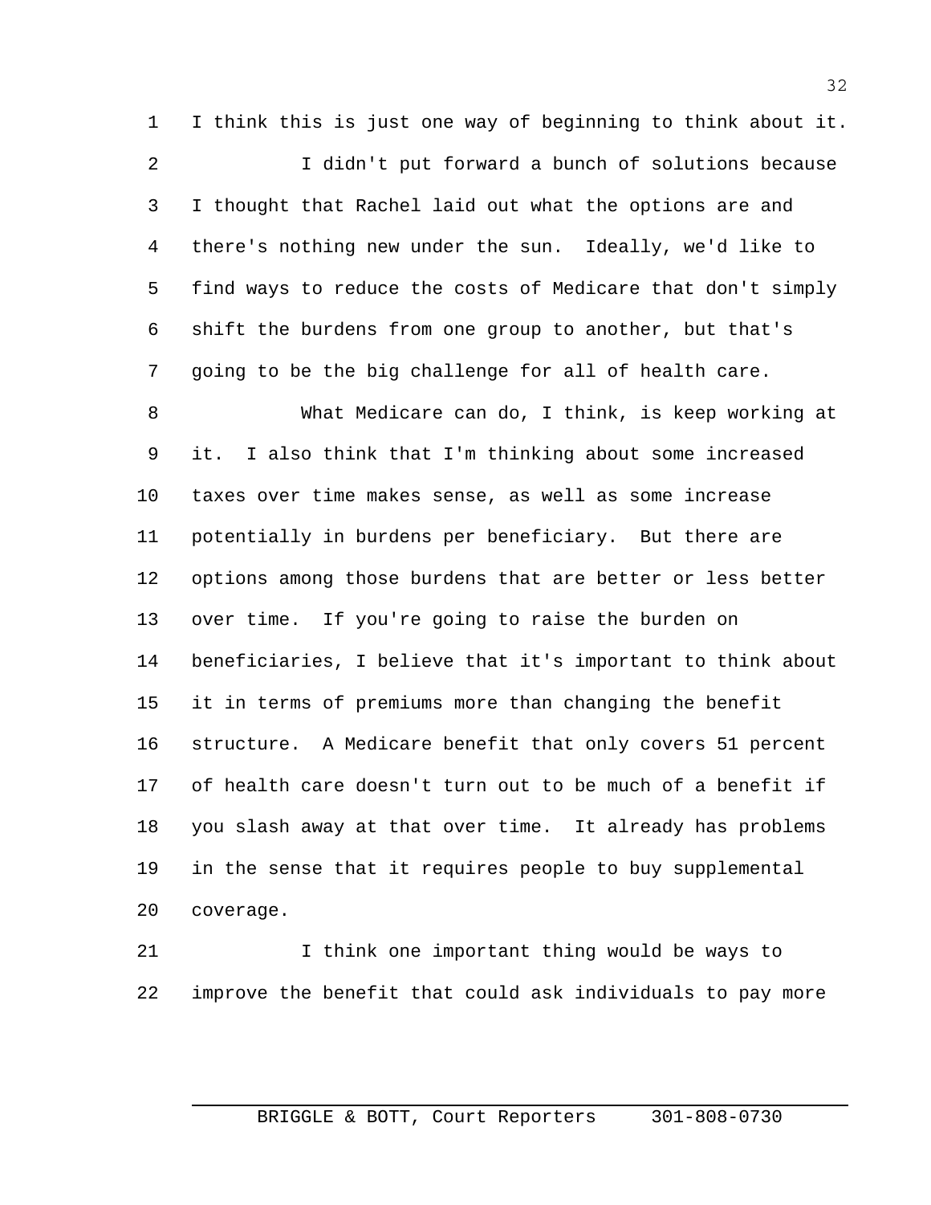I think this is just one way of beginning to think about it.

I didn't put forward a bunch of solutions because I thought that Rachel laid out what the options are and there's nothing new under the sun. Ideally, we'd like to find ways to reduce the costs of Medicare that don't simply shift the burdens from one group to another, but that's going to be the big challenge for all of health care.

What Medicare can do, I think, is keep working at it. I also think that I'm thinking about some increased taxes over time makes sense, as well as some increase potentially in burdens per beneficiary. But there are options among those burdens that are better or less better over time. If you're going to raise the burden on beneficiaries, I believe that it's important to think about it in terms of premiums more than changing the benefit structure. A Medicare benefit that only covers 51 percent of health care doesn't turn out to be much of a benefit if you slash away at that over time. It already has problems in the sense that it requires people to buy supplemental coverage.

I think one important thing would be ways to improve the benefit that could ask individuals to pay more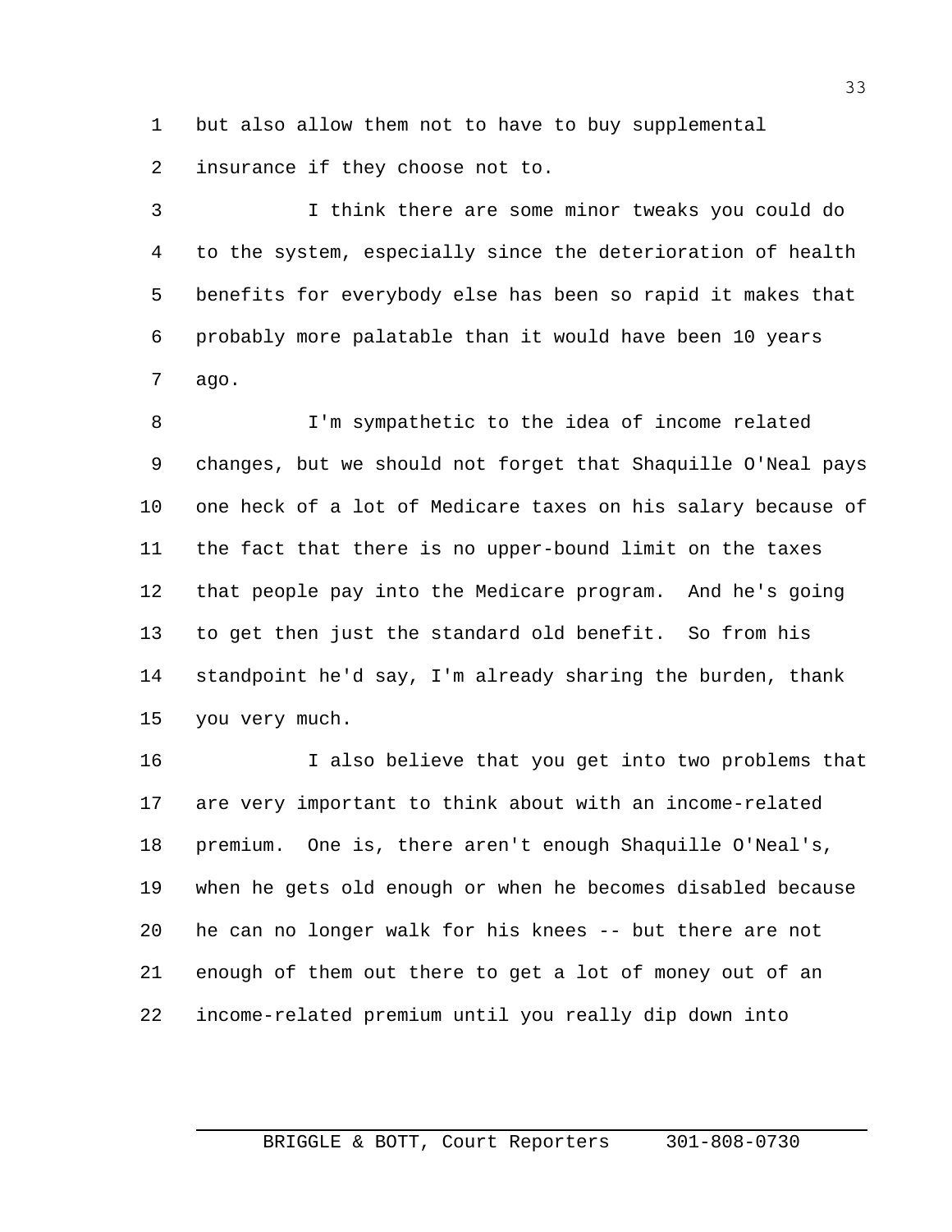but also allow them not to have to buy supplemental insurance if they choose not to.

I think there are some minor tweaks you could do to the system, especially since the deterioration of health benefits for everybody else has been so rapid it makes that probably more palatable than it would have been 10 years ago.

I'm sympathetic to the idea of income related changes, but we should not forget that Shaquille O'Neal pays one heck of a lot of Medicare taxes on his salary because of the fact that there is no upper-bound limit on the taxes that people pay into the Medicare program. And he's going to get then just the standard old benefit. So from his standpoint he'd say, I'm already sharing the burden, thank you very much.

I also believe that you get into two problems that are very important to think about with an income-related premium. One is, there aren't enough Shaquille O'Neal's, when he gets old enough or when he becomes disabled because he can no longer walk for his knees -- but there are not enough of them out there to get a lot of money out of an income-related premium until you really dip down into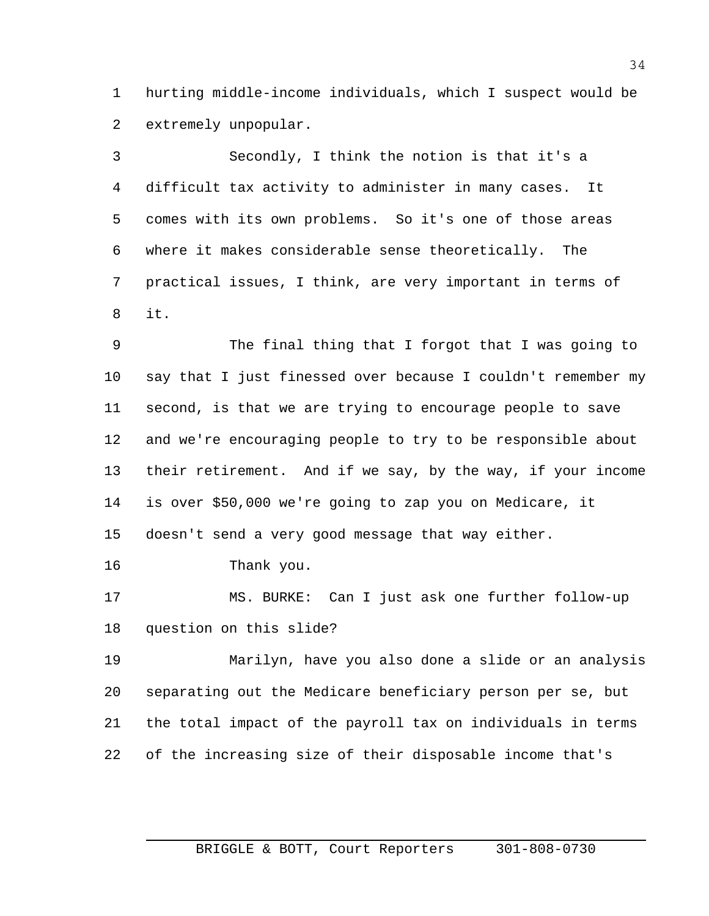hurting middle-income individuals, which I suspect would be extremely unpopular.

Secondly, I think the notion is that it's a difficult tax activity to administer in many cases. It comes with its own problems. So it's one of those areas where it makes considerable sense theoretically. The practical issues, I think, are very important in terms of it.

The final thing that I forgot that I was going to say that I just finessed over because I couldn't remember my second, is that we are trying to encourage people to save and we're encouraging people to try to be responsible about their retirement. And if we say, by the way, if your income is over $50,000 we're going to zap you on Medicare, it doesn't send a very good message that way either.

Thank you.

MS. BURKE: Can I just ask one further follow-up question on this slide?

Marilyn, have you also done a slide or an analysis separating out the Medicare beneficiary person per se, but the total impact of the payroll tax on individuals in terms of the increasing size of their disposable income that's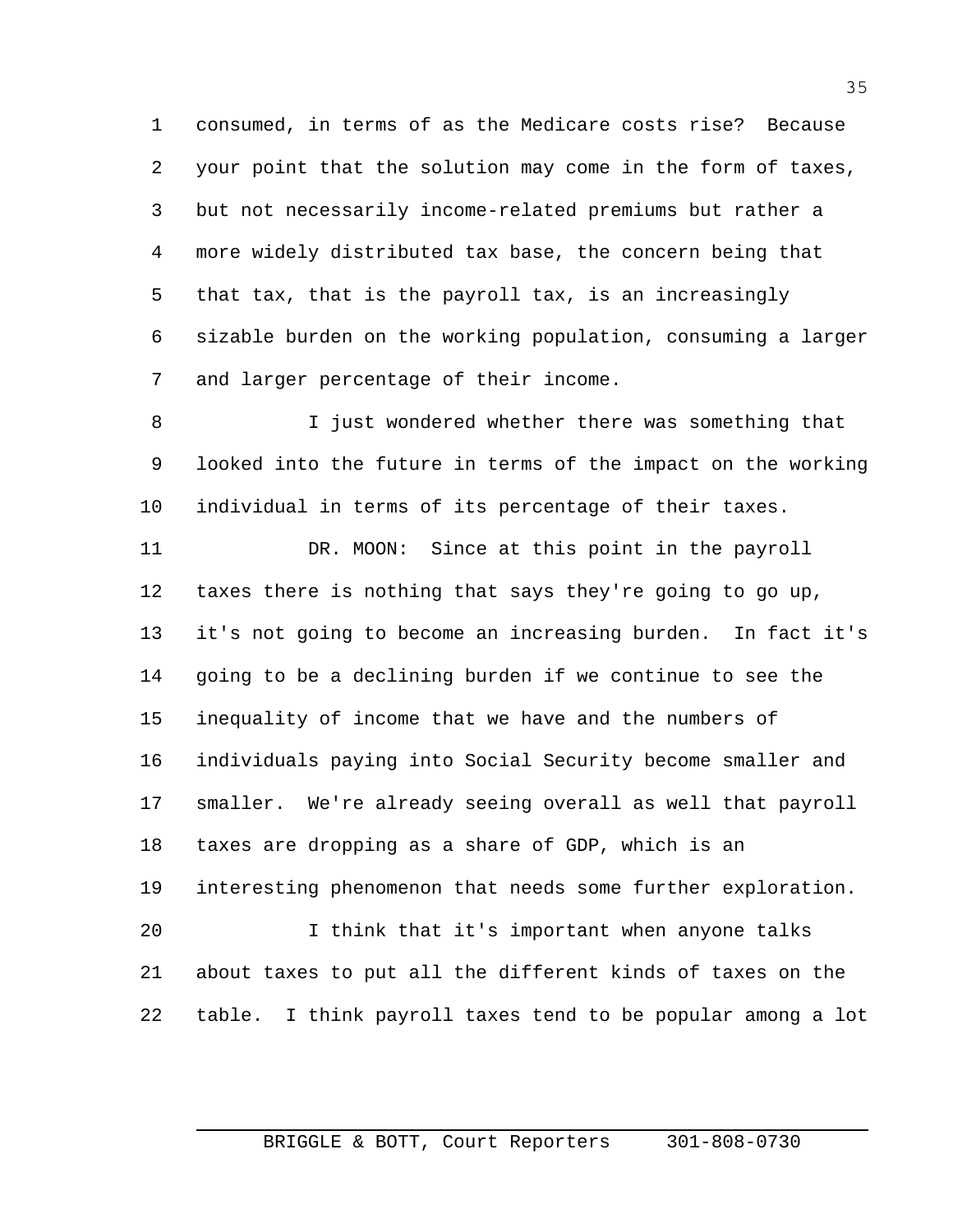consumed, in terms of as the Medicare costs rise? Because your point that the solution may come in the form of taxes, but not necessarily income-related premiums but rather a more widely distributed tax base, the concern being that that tax, that is the payroll tax, is an increasingly sizable burden on the working population, consuming a larger and larger percentage of their income.

I just wondered whether there was something that looked into the future in terms of the impact on the working individual in terms of its percentage of their taxes.

DR. MOON: Since at this point in the payroll taxes there is nothing that says they're going to go up, it's not going to become an increasing burden. In fact it's going to be a declining burden if we continue to see the inequality of income that we have and the numbers of individuals paying into Social Security become smaller and smaller. We're already seeing overall as well that payroll taxes are dropping as a share of GDP, which is an interesting phenomenon that needs some further exploration.

I think that it's important when anyone talks about taxes to put all the different kinds of taxes on the table. I think payroll taxes tend to be popular among a lot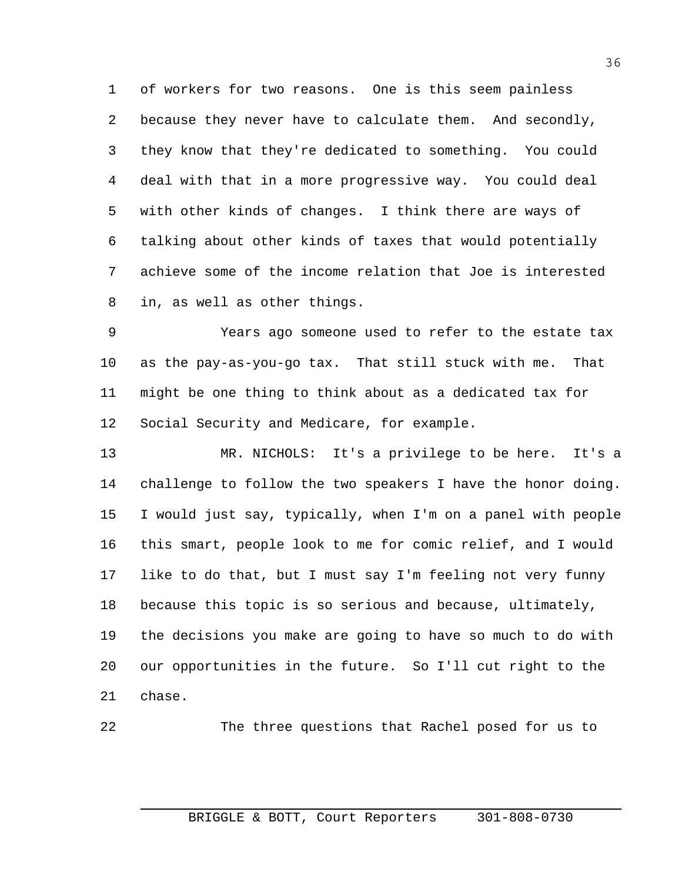of workers for two reasons. One is this seem painless because they never have to calculate them. And secondly, they know that they're dedicated to something. You could deal with that in a more progressive way. You could deal with other kinds of changes. I think there are ways of talking about other kinds of taxes that would potentially achieve some of the income relation that Joe is interested in, as well as other things.

Years ago someone used to refer to the estate tax as the pay-as-you-go tax. That still stuck with me. That might be one thing to think about as a dedicated tax for Social Security and Medicare, for example.

MR. NICHOLS: It's a privilege to be here. It's a challenge to follow the two speakers I have the honor doing. I would just say, typically, when I'm on a panel with people this smart, people look to me for comic relief, and I would like to do that, but I must say I'm feeling not very funny because this topic is so serious and because, ultimately, the decisions you make are going to have so much to do with our opportunities in the future. So I'll cut right to the chase.

The three questions that Rachel posed for us to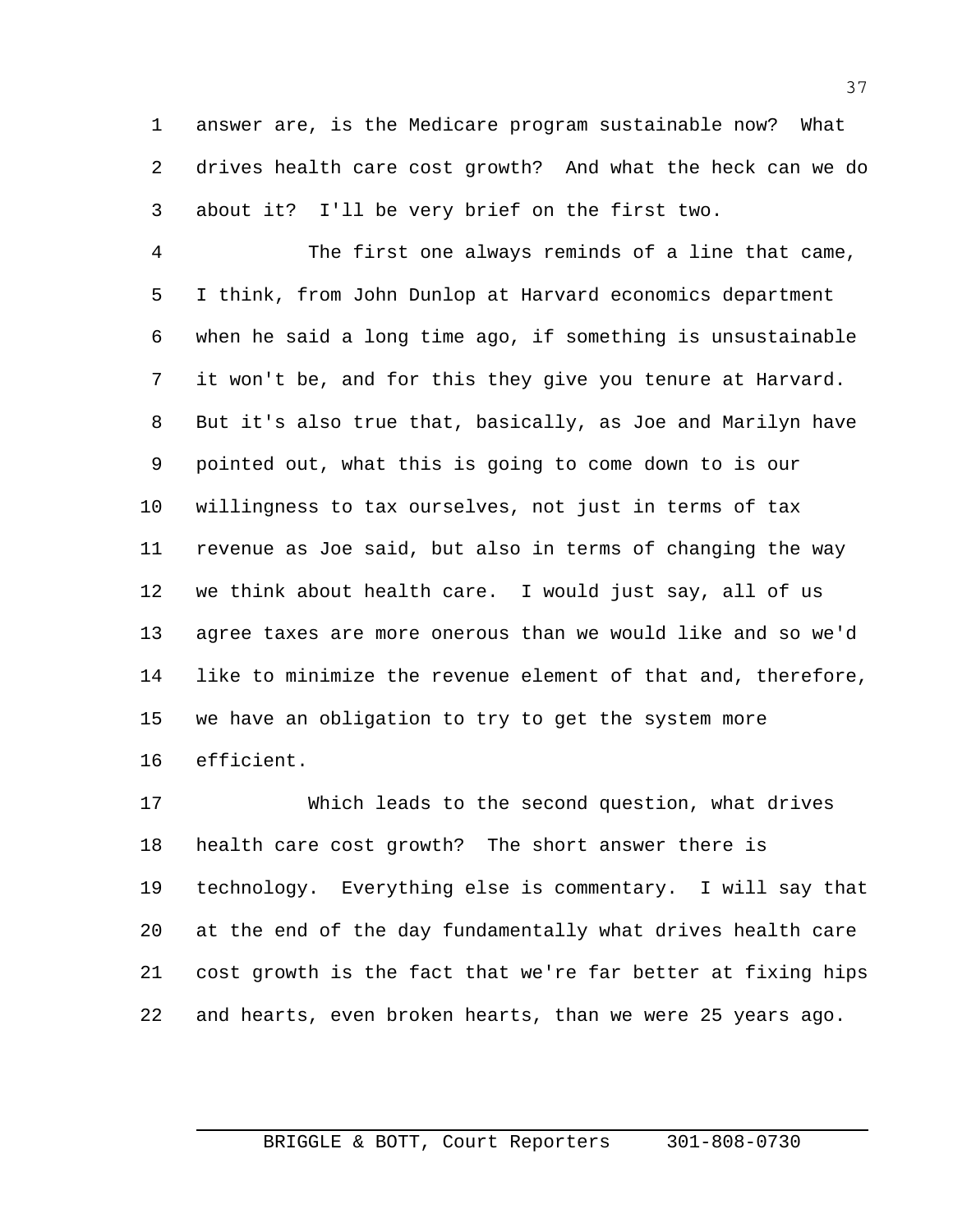answer are, is the Medicare program sustainable now? What drives health care cost growth? And what the heck can we do about it? I'll be very brief on the first two.

The first one always reminds of a line that came, I think, from John Dunlop at Harvard economics department when he said a long time ago, if something is unsustainable it won't be, and for this they give you tenure at Harvard. But it's also true that, basically, as Joe and Marilyn have pointed out, what this is going to come down to is our willingness to tax ourselves, not just in terms of tax revenue as Joe said, but also in terms of changing the way we think about health care. I would just say, all of us agree taxes are more onerous than we would like and so we'd like to minimize the revenue element of that and, therefore, we have an obligation to try to get the system more efficient.

Which leads to the second question, what drives health care cost growth? The short answer there is technology. Everything else is commentary. I will say that at the end of the day fundamentally what drives health care cost growth is the fact that we're far better at fixing hips and hearts, even broken hearts, than we were 25 years ago.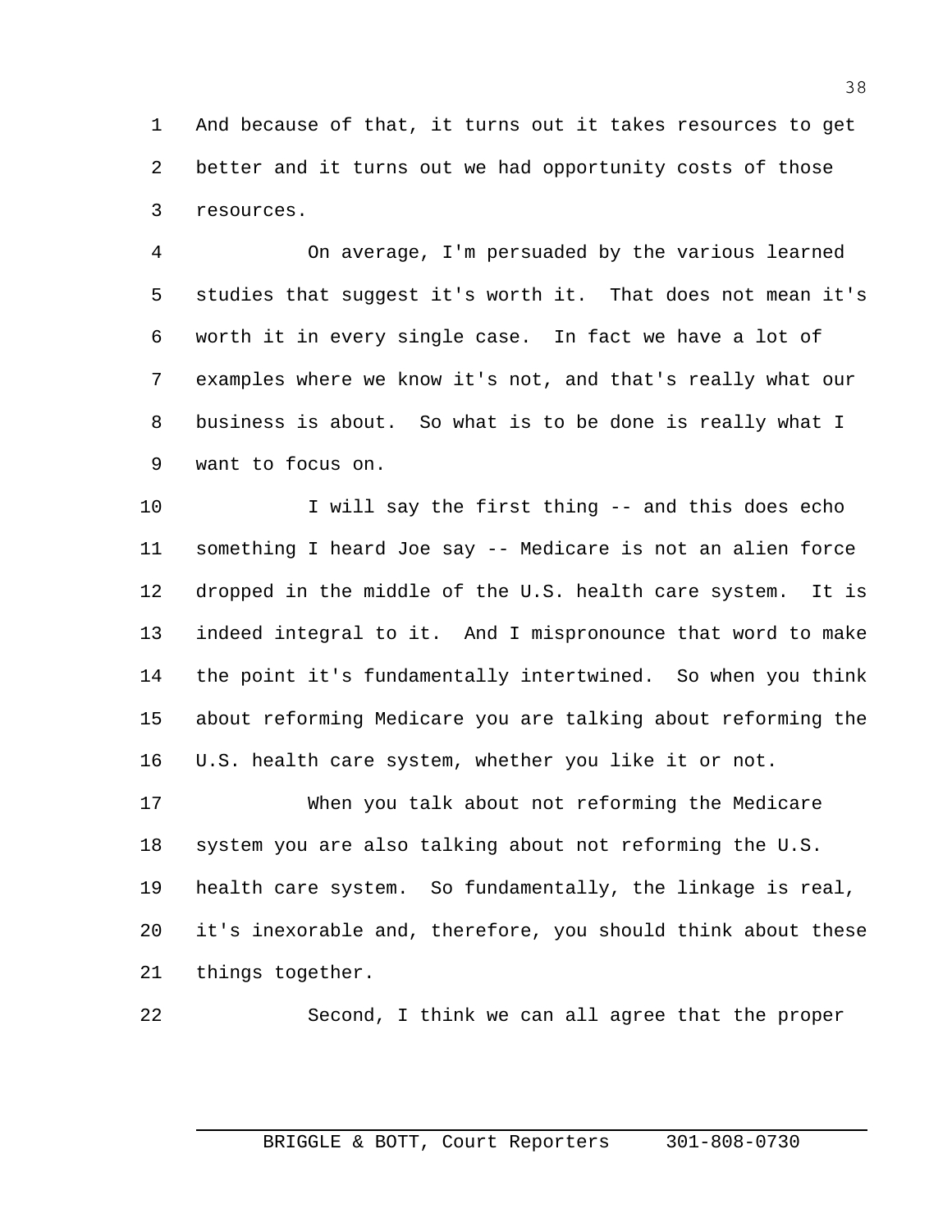And because of that, it turns out it takes resources to get better and it turns out we had opportunity costs of those resources.

On average, I'm persuaded by the various learned studies that suggest it's worth it. That does not mean it's worth it in every single case. In fact we have a lot of examples where we know it's not, and that's really what our business is about. So what is to be done is really what I want to focus on.

I will say the first thing -- and this does echo something I heard Joe say -- Medicare is not an alien force dropped in the middle of the U.S. health care system. It is indeed integral to it. And I mispronounce that word to make the point it's fundamentally intertwined. So when you think about reforming Medicare you are talking about reforming the U.S. health care system, whether you like it or not.

When you talk about not reforming the Medicare system you are also talking about not reforming the U.S. health care system. So fundamentally, the linkage is real, it's inexorable and, therefore, you should think about these things together.

Second, I think we can all agree that the proper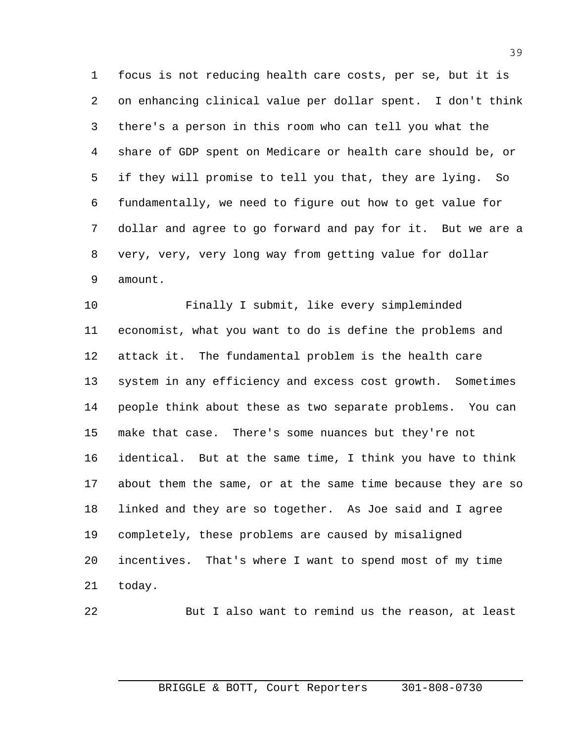focus is not reducing health care costs, per se, but it is on enhancing clinical value per dollar spent. I don't think there's a person in this room who can tell you what the share of GDP spent on Medicare or health care should be, or if they will promise to tell you that, they are lying. So fundamentally, we need to figure out how to get value for dollar and agree to go forward and pay for it. But we are a very, very, very long way from getting value for dollar amount.

Finally I submit, like every simpleminded economist, what you want to do is define the problems and attack it. The fundamental problem is the health care system in any efficiency and excess cost growth. Sometimes people think about these as two separate problems. You can make that case. There's some nuances but they're not identical. But at the same time, I think you have to think about them the same, or at the same time because they are so linked and they are so together. As Joe said and I agree completely, these problems are caused by misaligned incentives. That's where I want to spend most of my time today.

But I also want to remind us the reason, at least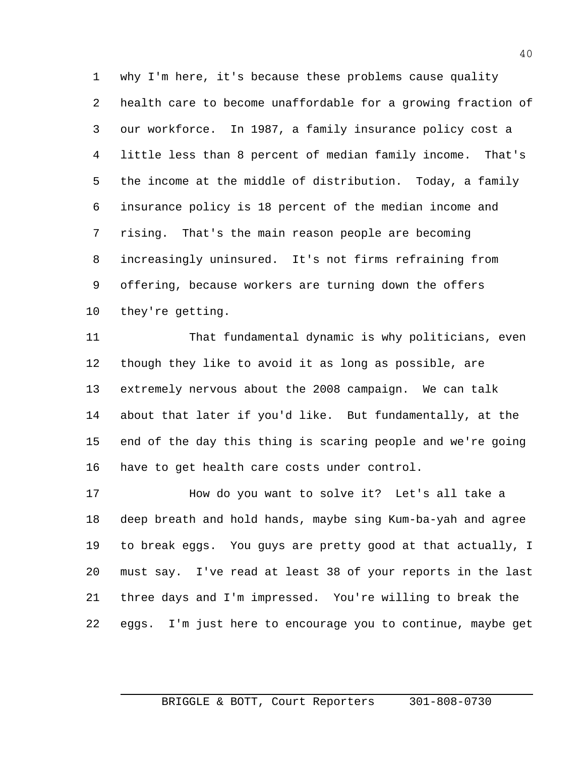why I'm here, it's because these problems cause quality health care to become unaffordable for a growing fraction of our workforce. In 1987, a family insurance policy cost a little less than 8 percent of median family income. That's the income at the middle of distribution. Today, a family insurance policy is 18 percent of the median income and rising. That's the main reason people are becoming increasingly uninsured. It's not firms refraining from offering, because workers are turning down the offers they're getting.

That fundamental dynamic is why politicians, even though they like to avoid it as long as possible, are extremely nervous about the 2008 campaign. We can talk about that later if you'd like. But fundamentally, at the end of the day this thing is scaring people and we're going have to get health care costs under control.

How do you want to solve it? Let's all take a deep breath and hold hands, maybe sing Kum-ba-yah and agree to break eggs. You guys are pretty good at that actually, I must say. I've read at least 38 of your reports in the last three days and I'm impressed. You're willing to break the eggs. I'm just here to encourage you to continue, maybe get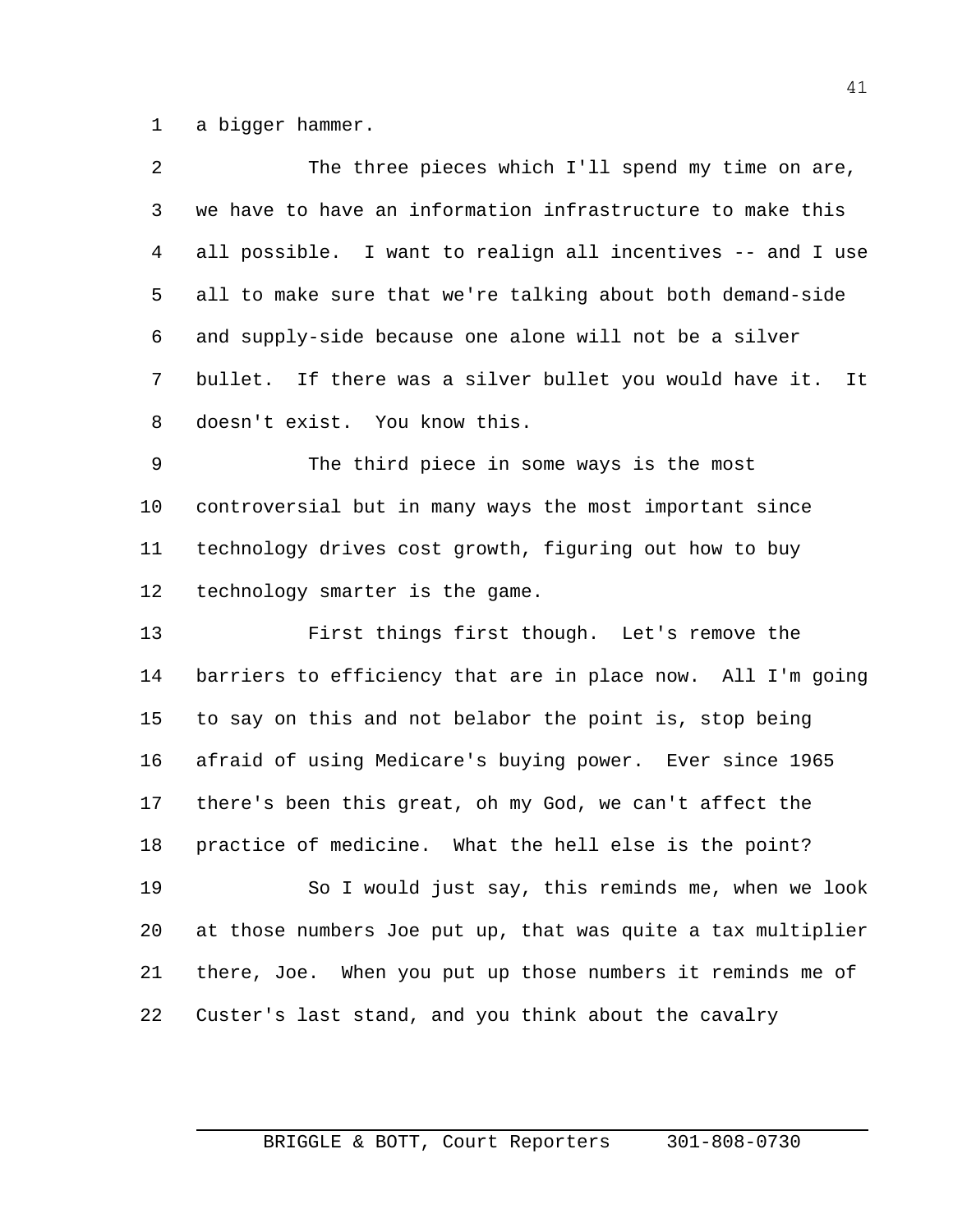a bigger hammer.

The three pieces which I'll spend my time on are, we have to have an information infrastructure to make this all possible. I want to realign all incentives -- and I use all to make sure that we're talking about both demand-side and supply-side because one alone will not be a silver bullet. If there was a silver bullet you would have it. It doesn't exist. You know this.

The third piece in some ways is the most controversial but in many ways the most important since technology drives cost growth, figuring out how to buy technology smarter is the game.

First things first though. Let's remove the barriers to efficiency that are in place now. All I'm going to say on this and not belabor the point is, stop being afraid of using Medicare's buying power. Ever since 1965 there's been this great, oh my God, we can't affect the practice of medicine. What the hell else is the point?

So I would just say, this reminds me, when we look at those numbers Joe put up, that was quite a tax multiplier there, Joe. When you put up those numbers it reminds me of Custer's last stand, and you think about the cavalry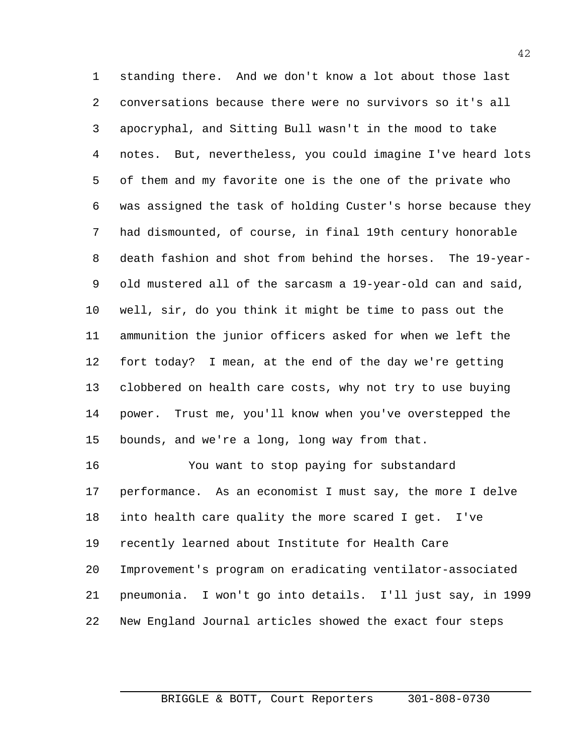standing there. And we don't know a lot about those last conversations because there were no survivors so it's all apocryphal, and Sitting Bull wasn't in the mood to take notes. But, nevertheless, you could imagine I've heard lots of them and my favorite one is the one of the private who was assigned the task of holding Custer's horse because they had dismounted, of course, in final 19th century honorable death fashion and shot from behind the horses. The 19-year-old mustered all of the sarcasm a 19-year-old can and said, well, sir, do you think it might be time to pass out the ammunition the junior officers asked for when we left the fort today? I mean, at the end of the day we're getting clobbered on health care costs, why not try to use buying power. Trust me, you'll know when you've overstepped the bounds, and we're a long, long way from that.

You want to stop paying for substandard performance. As an economist I must say, the more I delve into health care quality the more scared I get. I've recently learned about Institute for Health Care Improvement's program on eradicating ventilator-associated pneumonia. I won't go into details. I'll just say, in 1999 New England Journal articles showed the exact four steps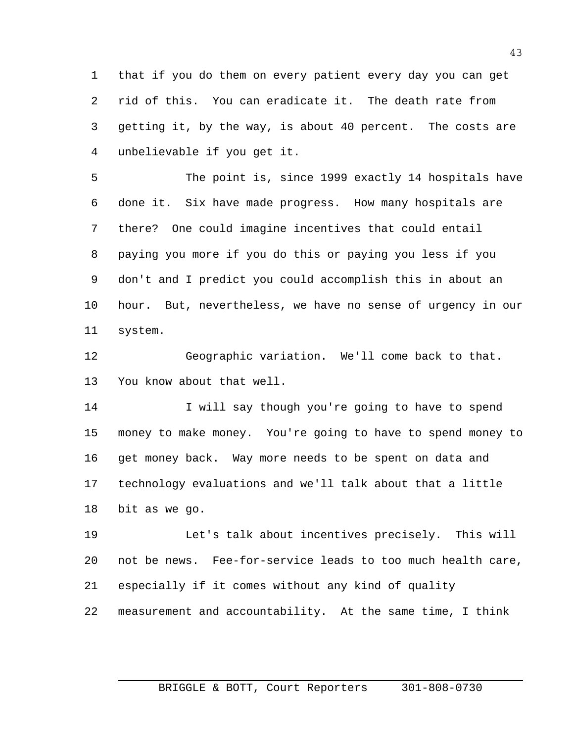that if you do them on every patient every day you can get rid of this. You can eradicate it. The death rate from getting it, by the way, is about 40 percent. The costs are unbelievable if you get it.

The point is, since 1999 exactly 14 hospitals have done it. Six have made progress. How many hospitals are there? One could imagine incentives that could entail paying you more if you do this or paying you less if you don't and I predict you could accomplish this in about an hour. But, nevertheless, we have no sense of urgency in our system.

Geographic variation. We'll come back to that. You know about that well.

I will say though you're going to have to spend money to make money. You're going to have to spend money to get money back. Way more needs to be spent on data and technology evaluations and we'll talk about that a little bit as we go.

Let's talk about incentives precisely. This will not be news. Fee-for-service leads to too much health care, especially if it comes without any kind of quality measurement and accountability. At the same time, I think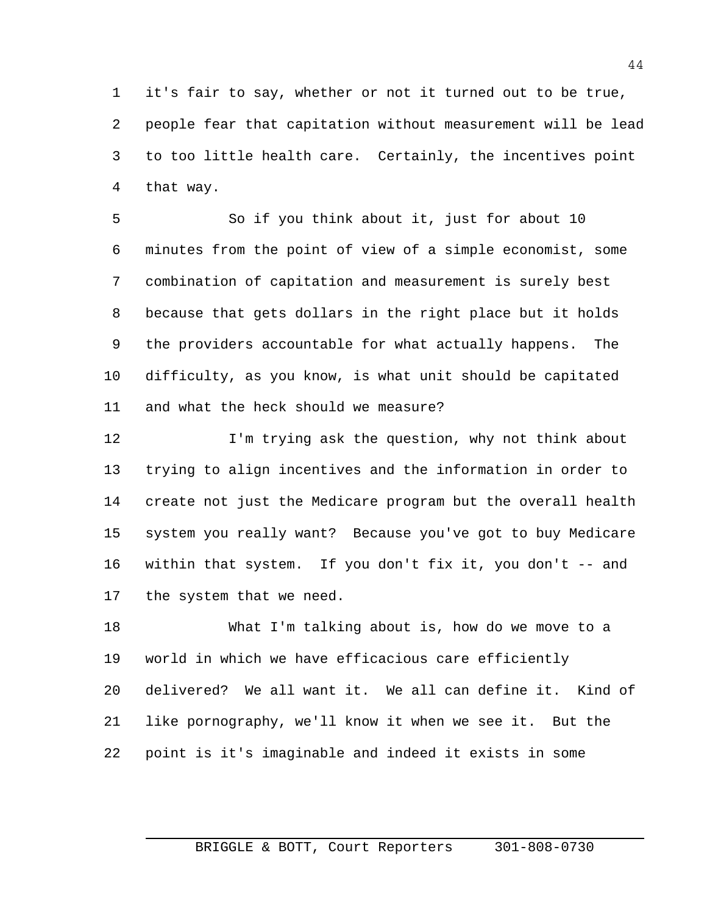it's fair to say, whether or not it turned out to be true, people fear that capitation without measurement will be lead to too little health care. Certainly, the incentives point that way.

So if you think about it, just for about 10 minutes from the point of view of a simple economist, some combination of capitation and measurement is surely best because that gets dollars in the right place but it holds the providers accountable for what actually happens. The difficulty, as you know, is what unit should be capitated and what the heck should we measure?

I'm trying ask the question, why not think about trying to align incentives and the information in order to create not just the Medicare program but the overall health system you really want? Because you've got to buy Medicare within that system. If you don't fix it, you don't -- and the system that we need.

What I'm talking about is, how do we move to a world in which we have efficacious care efficiently delivered? We all want it. We all can define it. Kind of like pornography, we'll know it when we see it. But the point is it's imaginable and indeed it exists in some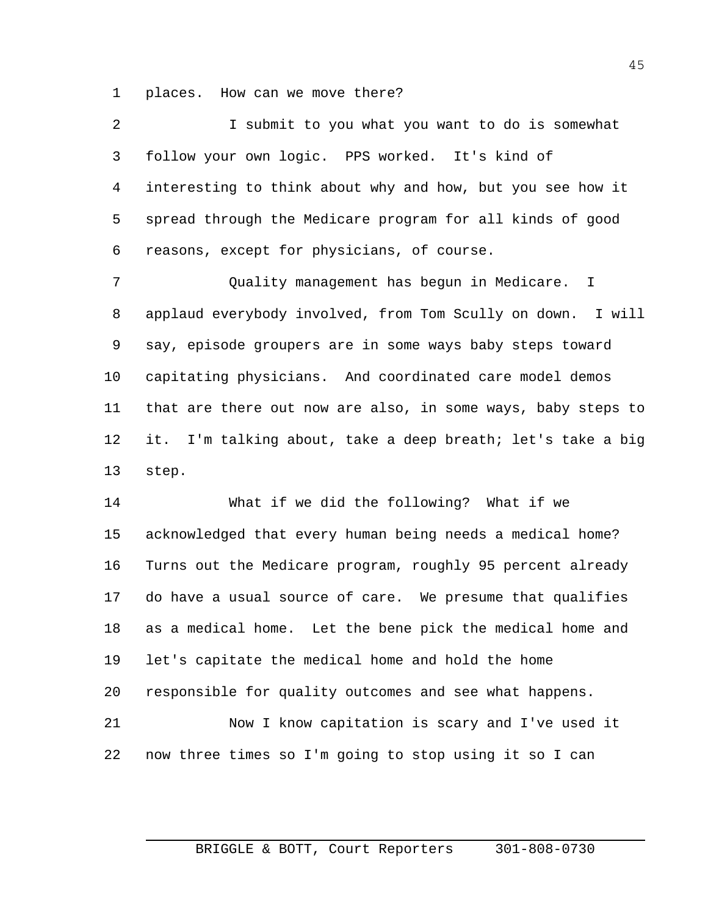places. How can we move there?

I submit to you what you want to do is somewhat follow your own logic. PPS worked. It's kind of interesting to think about why and how, but you see how it spread through the Medicare program for all kinds of good reasons, except for physicians, of course.

Quality management has begun in Medicare. I applaud everybody involved, from Tom Scully on down. I will say, episode groupers are in some ways baby steps toward capitating physicians. And coordinated care model demos that are there out now are also, in some ways, baby steps to it. I'm talking about, take a deep breath; let's take a big step.

What if we did the following? What if we acknowledged that every human being needs a medical home? Turns out the Medicare program, roughly 95 percent already do have a usual source of care. We presume that qualifies as a medical home. Let the bene pick the medical home and let's capitate the medical home and hold the home responsible for quality outcomes and see what happens.

Now I know capitation is scary and I've used it now three times so I'm going to stop using it so I can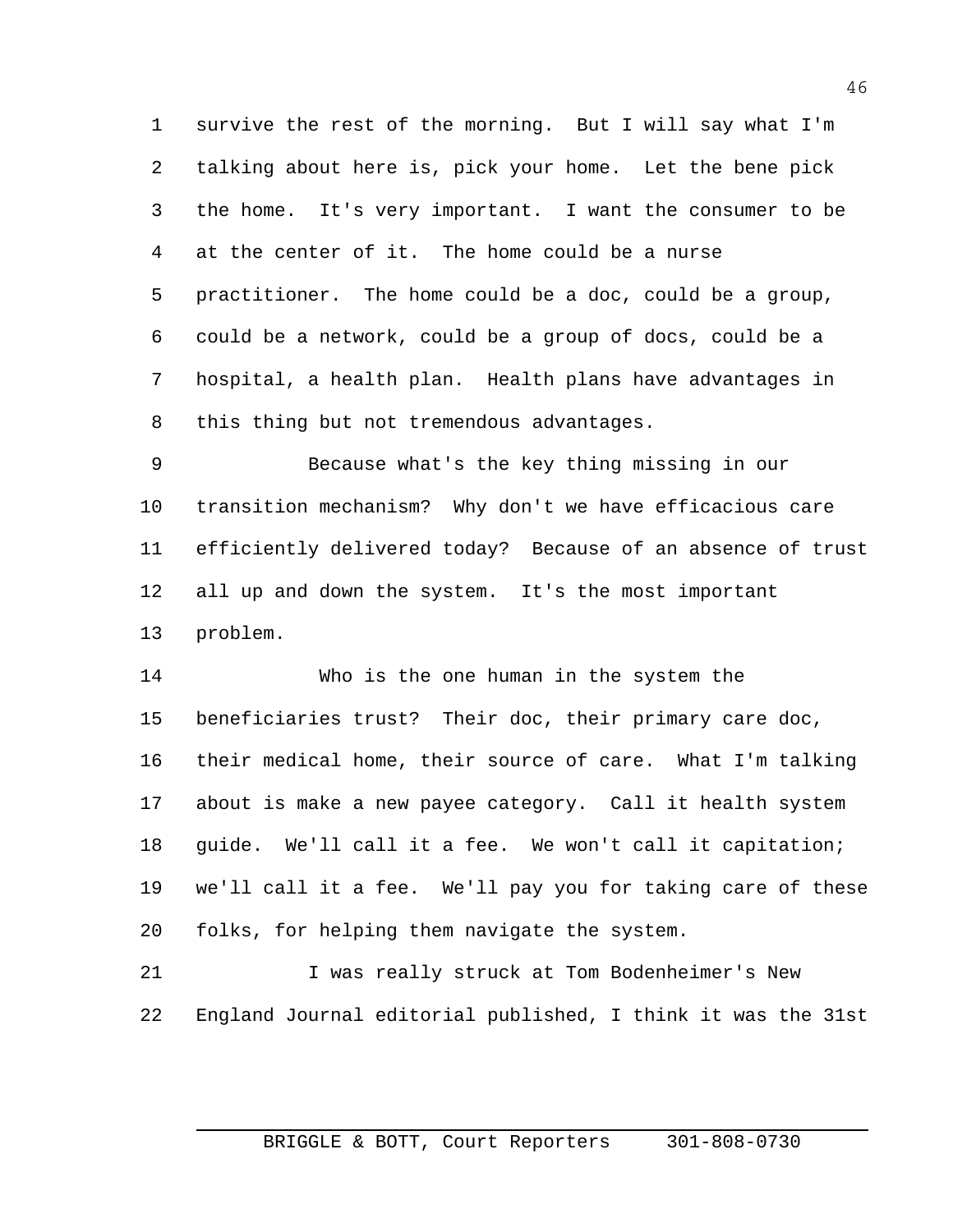survive the rest of the morning. But I will say what I'm talking about here is, pick your home. Let the bene pick the home. It's very important. I want the consumer to be at the center of it. The home could be a nurse practitioner. The home could be a doc, could be a group, could be a network, could be a group of docs, could be a hospital, a health plan. Health plans have advantages in this thing but not tremendous advantages.

Because what's the key thing missing in our transition mechanism? Why don't we have efficacious care efficiently delivered today? Because of an absence of trust all up and down the system. It's the most important problem.

Who is the one human in the system the beneficiaries trust? Their doc, their primary care doc, their medical home, their source of care. What I'm talking about is make a new payee category. Call it health system guide. We'll call it a fee. We won't call it capitation; we'll call it a fee. We'll pay you for taking care of these folks, for helping them navigate the system.

I was really struck at Tom Bodenheimer's New England Journal editorial published, I think it was the 31st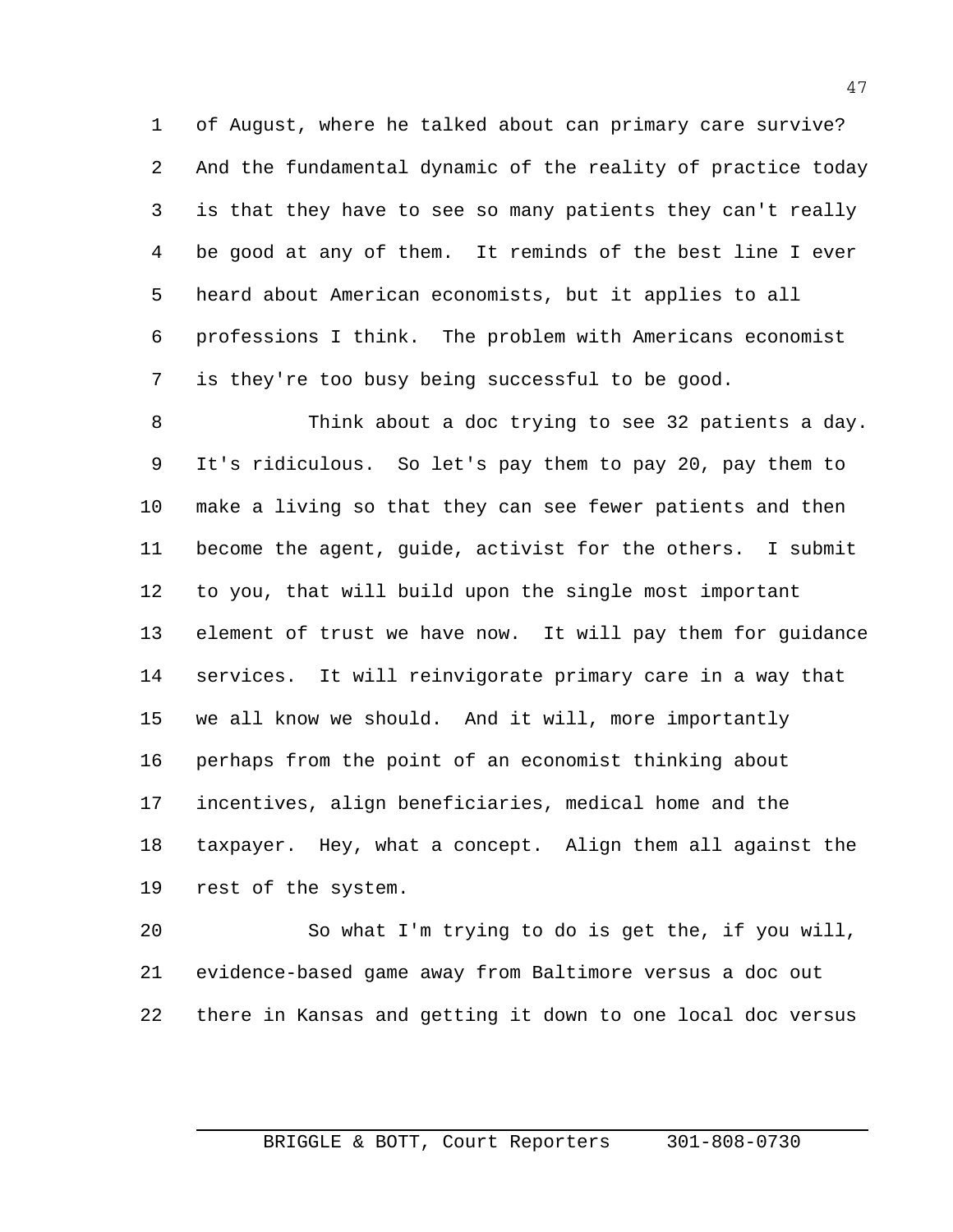of August, where he talked about can primary care survive? And the fundamental dynamic of the reality of practice today is that they have to see so many patients they can't really be good at any of them. It reminds of the best line I ever heard about American economists, but it applies to all professions I think. The problem with Americans economist is they're too busy being successful to be good.

Think about a doc trying to see 32 patients a day. It's ridiculous. So let's pay them to pay 20, pay them to make a living so that they can see fewer patients and then become the agent, guide, activist for the others. I submit to you, that will build upon the single most important element of trust we have now. It will pay them for guidance services. It will reinvigorate primary care in a way that we all know we should. And it will, more importantly perhaps from the point of an economist thinking about incentives, align beneficiaries, medical home and the taxpayer. Hey, what a concept. Align them all against the rest of the system.

So what I'm trying to do is get the, if you will, evidence-based game away from Baltimore versus a doc out there in Kansas and getting it down to one local doc versus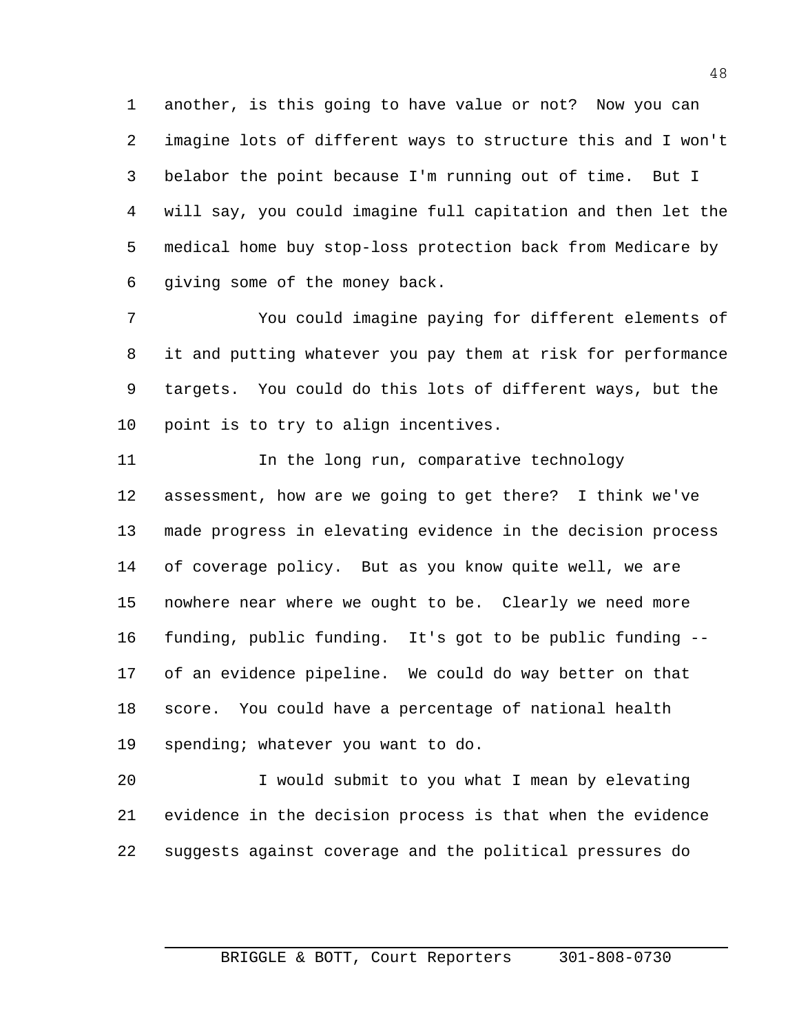another, is this going to have value or not? Now you can imagine lots of different ways to structure this and I won't belabor the point because I'm running out of time. But I will say, you could imagine full capitation and then let the medical home buy stop-loss protection back from Medicare by giving some of the money back.

You could imagine paying for different elements of it and putting whatever you pay them at risk for performance targets. You could do this lots of different ways, but the point is to try to align incentives.

In the long run, comparative technology assessment, how are we going to get there? I think we've made progress in elevating evidence in the decision process of coverage policy. But as you know quite well, we are nowhere near where we ought to be. Clearly we need more funding, public funding. It's got to be public funding -- of an evidence pipeline. We could do way better on that score. You could have a percentage of national health spending; whatever you want to do.

I would submit to you what I mean by elevating evidence in the decision process is that when the evidence suggests against coverage and the political pressures do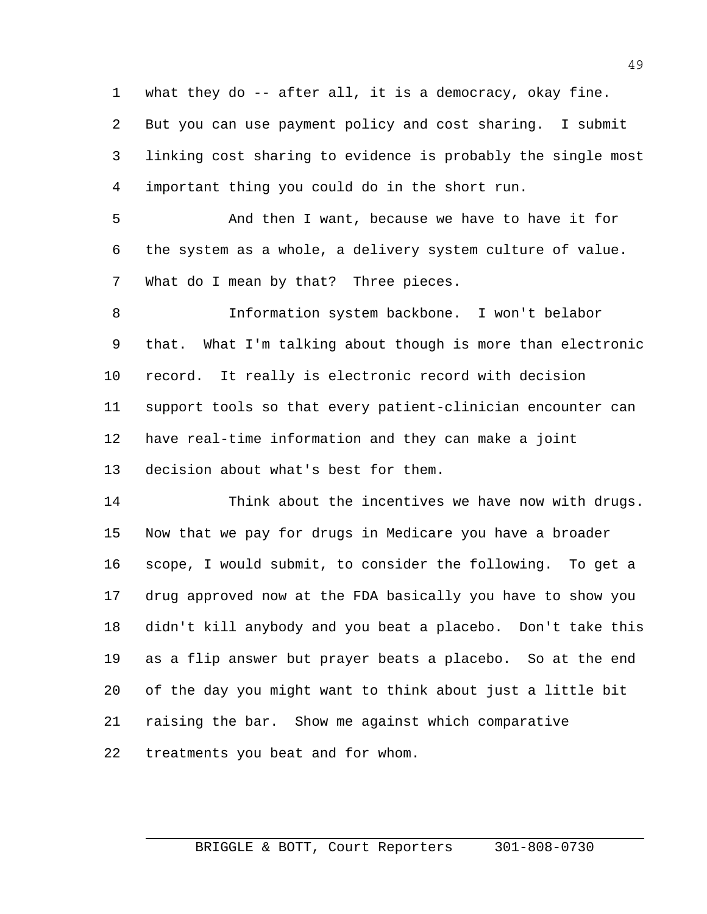what they do -- after all, it is a democracy, okay fine. But you can use payment policy and cost sharing. I submit linking cost sharing to evidence is probably the single most important thing you could do in the short run.

And then I want, because we have to have it for the system as a whole, a delivery system culture of value. What do I mean by that? Three pieces.

Information system backbone. I won't belabor that. What I'm talking about though is more than electronic record. It really is electronic record with decision support tools so that every patient-clinician encounter can have real-time information and they can make a joint decision about what's best for them.

Think about the incentives we have now with drugs. Now that we pay for drugs in Medicare you have a broader scope, I would submit, to consider the following. To get a drug approved now at the FDA basically you have to show you didn't kill anybody and you beat a placebo. Don't take this as a flip answer but prayer beats a placebo. So at the end of the day you might want to think about just a little bit raising the bar. Show me against which comparative treatments you beat and for whom.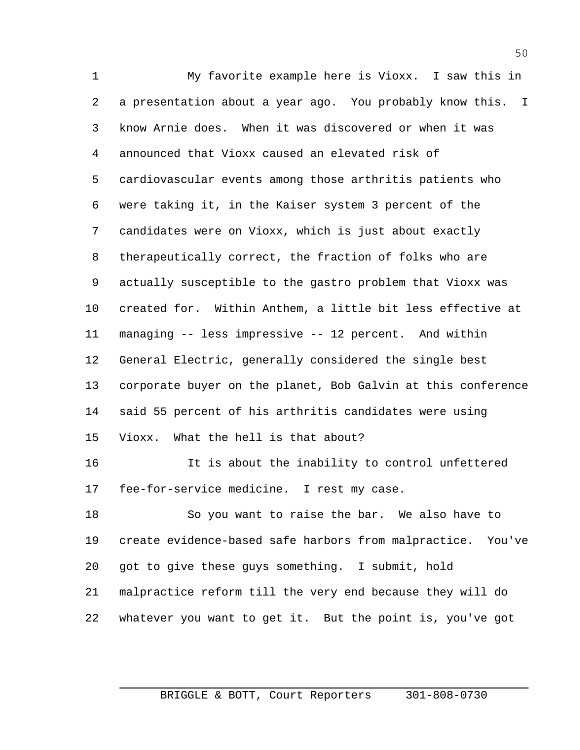My favorite example here is Vioxx. I saw this in a presentation about a year ago. You probably know this. I know Arnie does. When it was discovered or when it was announced that Vioxx caused an elevated risk of cardiovascular events among those arthritis patients who were taking it, in the Kaiser system 3 percent of the candidates were on Vioxx, which is just about exactly therapeutically correct, the fraction of folks who are actually susceptible to the gastro problem that Vioxx was created for. Within Anthem, a little bit less effective at managing -- less impressive -- 12 percent. And within General Electric, generally considered the single best corporate buyer on the planet, Bob Galvin at this conference said 55 percent of his arthritis candidates were using Vioxx. What the hell is that about?

It is about the inability to control unfettered fee-for-service medicine. I rest my case.

So you want to raise the bar. We also have to create evidence-based safe harbors from malpractice. You've got to give these guys something. I submit, hold malpractice reform till the very end because they will do whatever you want to get it. But the point is, you've got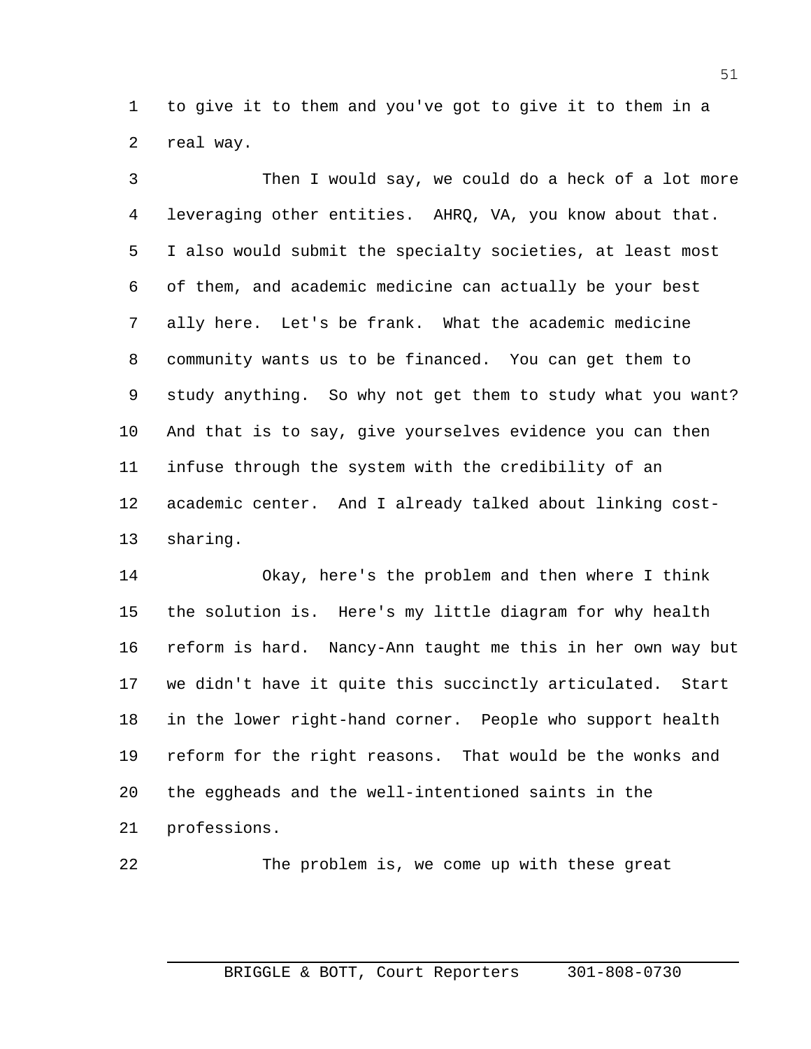to give it to them and you've got to give it to them in a real way.

Then I would say, we could do a heck of a lot more leveraging other entities. AHRQ, VA, you know about that. I also would submit the specialty societies, at least most of them, and academic medicine can actually be your best ally here. Let's be frank. What the academic medicine community wants us to be financed. You can get them to study anything. So why not get them to study what you want? And that is to say, give yourselves evidence you can then infuse through the system with the credibility of an academic center. And I already talked about linking cost-sharing.

Okay, here's the problem and then where I think the solution is. Here's my little diagram for why health reform is hard. Nancy-Ann taught me this in her own way but we didn't have it quite this succinctly articulated. Start in the lower right-hand corner. People who support health reform for the right reasons. That would be the wonks and the eggheads and the well-intentioned saints in the professions.

The problem is, we come up with these great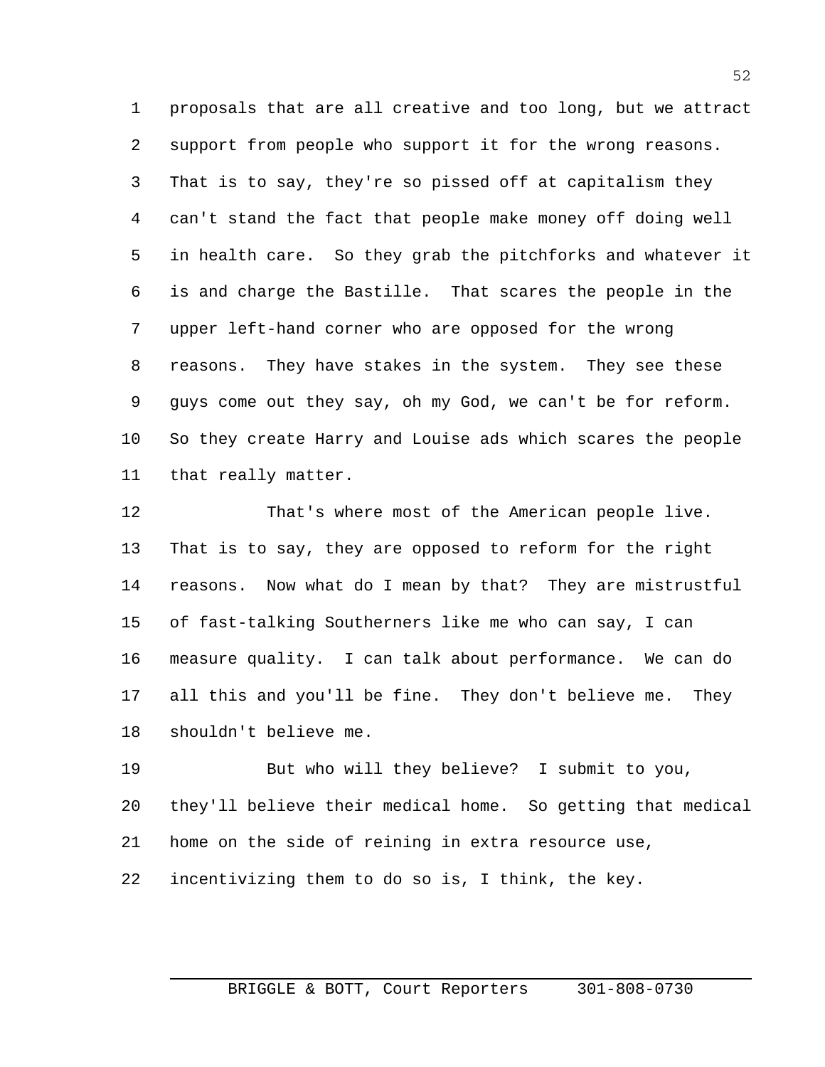proposals that are all creative and too long, but we attract support from people who support it for the wrong reasons. That is to say, they're so pissed off at capitalism they can't stand the fact that people make money off doing well in health care. So they grab the pitchforks and whatever it is and charge the Bastille. That scares the people in the upper left-hand corner who are opposed for the wrong reasons. They have stakes in the system. They see these guys come out they say, oh my God, we can't be for reform. So they create Harry and Louise ads which scares the people that really matter.

That's where most of the American people live. That is to say, they are opposed to reform for the right reasons. Now what do I mean by that? They are mistrustful of fast-talking Southerners like me who can say, I can measure quality. I can talk about performance. We can do all this and you'll be fine. They don't believe me. They shouldn't believe me.

But who will they believe? I submit to you, they'll believe their medical home. So getting that medical home on the side of reining in extra resource use, incentivizing them to do so is, I think, the key.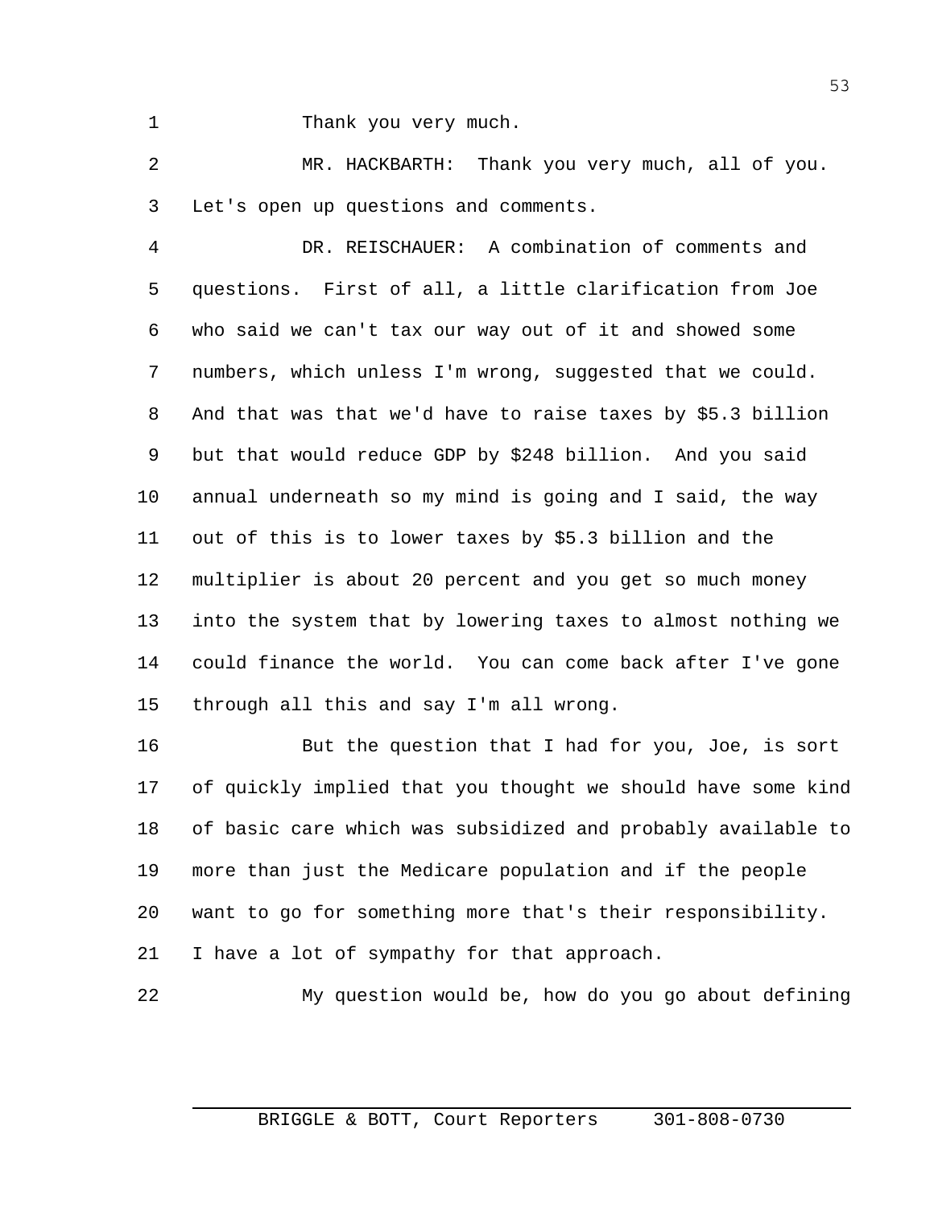Thank you very much.

MR. HACKBARTH: Thank you very much, all of you. Let's open up questions and comments.

DR. REISCHAUER: A combination of comments and questions. First of all, a little clarification from Joe who said we can't tax our way out of it and showed some numbers, which unless I'm wrong, suggested that we could. And that was that we'd have to raise taxes by $5.3 billion but that would reduce GDP by $248 billion. And you said annual underneath so my mind is going and I said, the way out of this is to lower taxes by $5.3 billion and the multiplier is about 20 percent and you get so much money into the system that by lowering taxes to almost nothing we could finance the world. You can come back after I've gone through all this and say I'm all wrong.

But the question that I had for you, Joe, is sort of quickly implied that you thought we should have some kind of basic care which was subsidized and probably available to more than just the Medicare population and if the people want to go for something more that's their responsibility. I have a lot of sympathy for that approach.

My question would be, how do you go about defining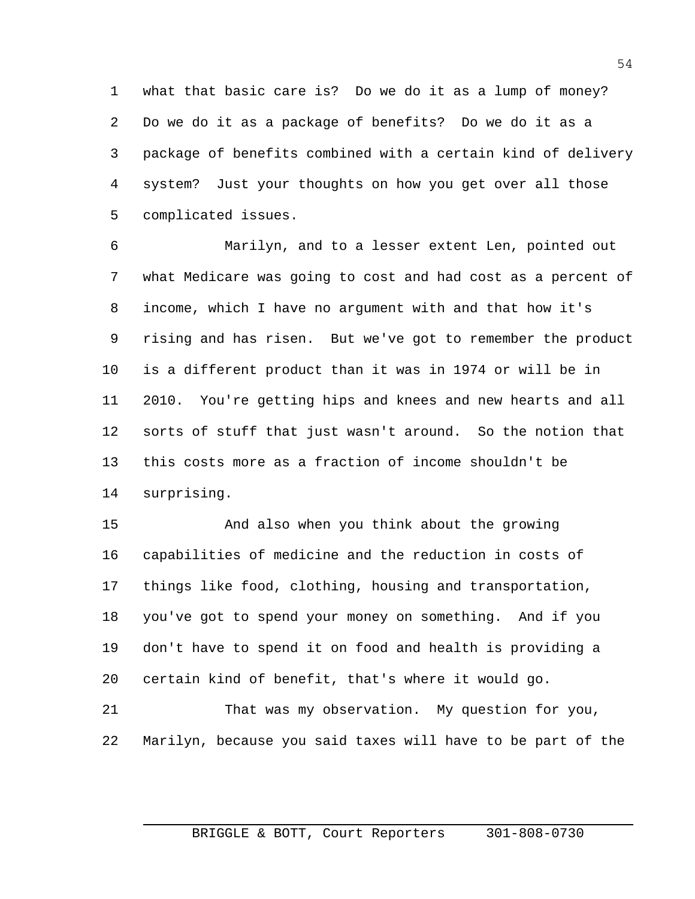what that basic care is? Do we do it as a lump of money? Do we do it as a package of benefits? Do we do it as a package of benefits combined with a certain kind of delivery system? Just your thoughts on how you get over all those complicated issues.

Marilyn, and to a lesser extent Len, pointed out what Medicare was going to cost and had cost as a percent of income, which I have no argument with and that how it's rising and has risen. But we've got to remember the product is a different product than it was in 1974 or will be in 2010. You're getting hips and knees and new hearts and all sorts of stuff that just wasn't around. So the notion that this costs more as a fraction of income shouldn't be surprising.

And also when you think about the growing capabilities of medicine and the reduction in costs of things like food, clothing, housing and transportation, you've got to spend your money on something. And if you don't have to spend it on food and health is providing a certain kind of benefit, that's where it would go.

That was my observation. My question for you, Marilyn, because you said taxes will have to be part of the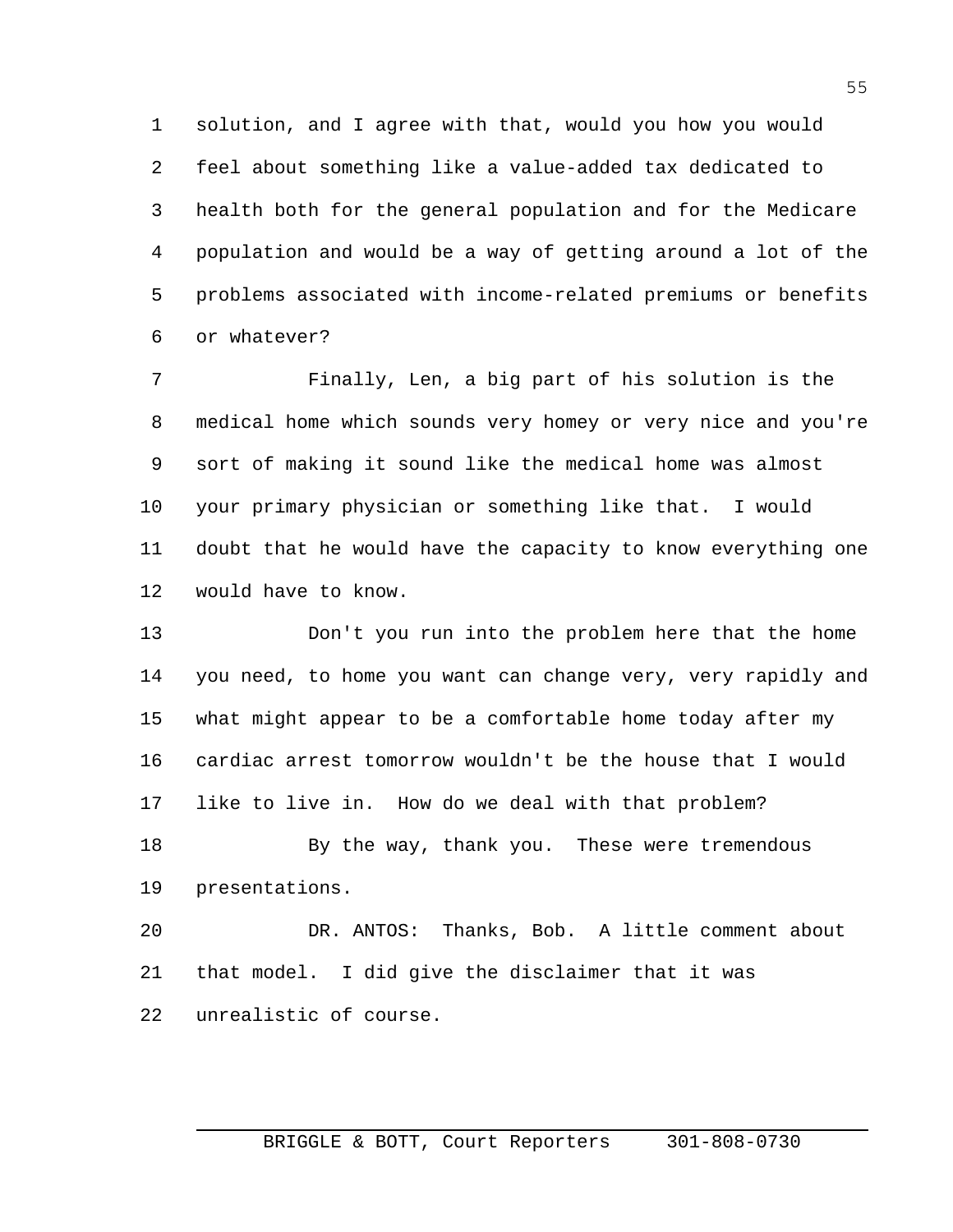solution, and I agree with that, would you how you would feel about something like a value-added tax dedicated to health both for the general population and for the Medicare population and would be a way of getting around a lot of the problems associated with income-related premiums or benefits or whatever?

Finally, Len, a big part of his solution is the medical home which sounds very homey or very nice and you're sort of making it sound like the medical home was almost your primary physician or something like that. I would doubt that he would have the capacity to know everything one would have to know.

Don't you run into the problem here that the home you need, to home you want can change very, very rapidly and what might appear to be a comfortable home today after my cardiac arrest tomorrow wouldn't be the house that I would like to live in. How do we deal with that problem?

By the way, thank you. These were tremendous presentations.

DR. ANTOS: Thanks, Bob. A little comment about that model. I did give the disclaimer that it was unrealistic of course.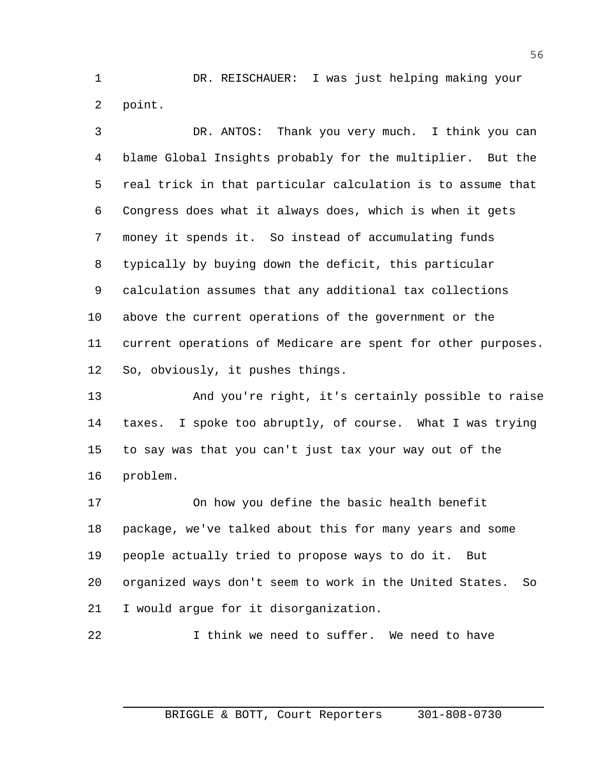DR. REISCHAUER: I was just helping making your point.

DR. ANTOS: Thank you very much. I think you can blame Global Insights probably for the multiplier. But the real trick in that particular calculation is to assume that Congress does what it always does, which is when it gets money it spends it. So instead of accumulating funds typically by buying down the deficit, this particular calculation assumes that any additional tax collections above the current operations of the government or the current operations of Medicare are spent for other purposes. So, obviously, it pushes things.

And you're right, it's certainly possible to raise taxes. I spoke too abruptly, of course. What I was trying to say was that you can't just tax your way out of the problem.

On how you define the basic health benefit package, we've talked about this for many years and some people actually tried to propose ways to do it. But organized ways don't seem to work in the United States. So I would argue for it disorganization.

I think we need to suffer. We need to have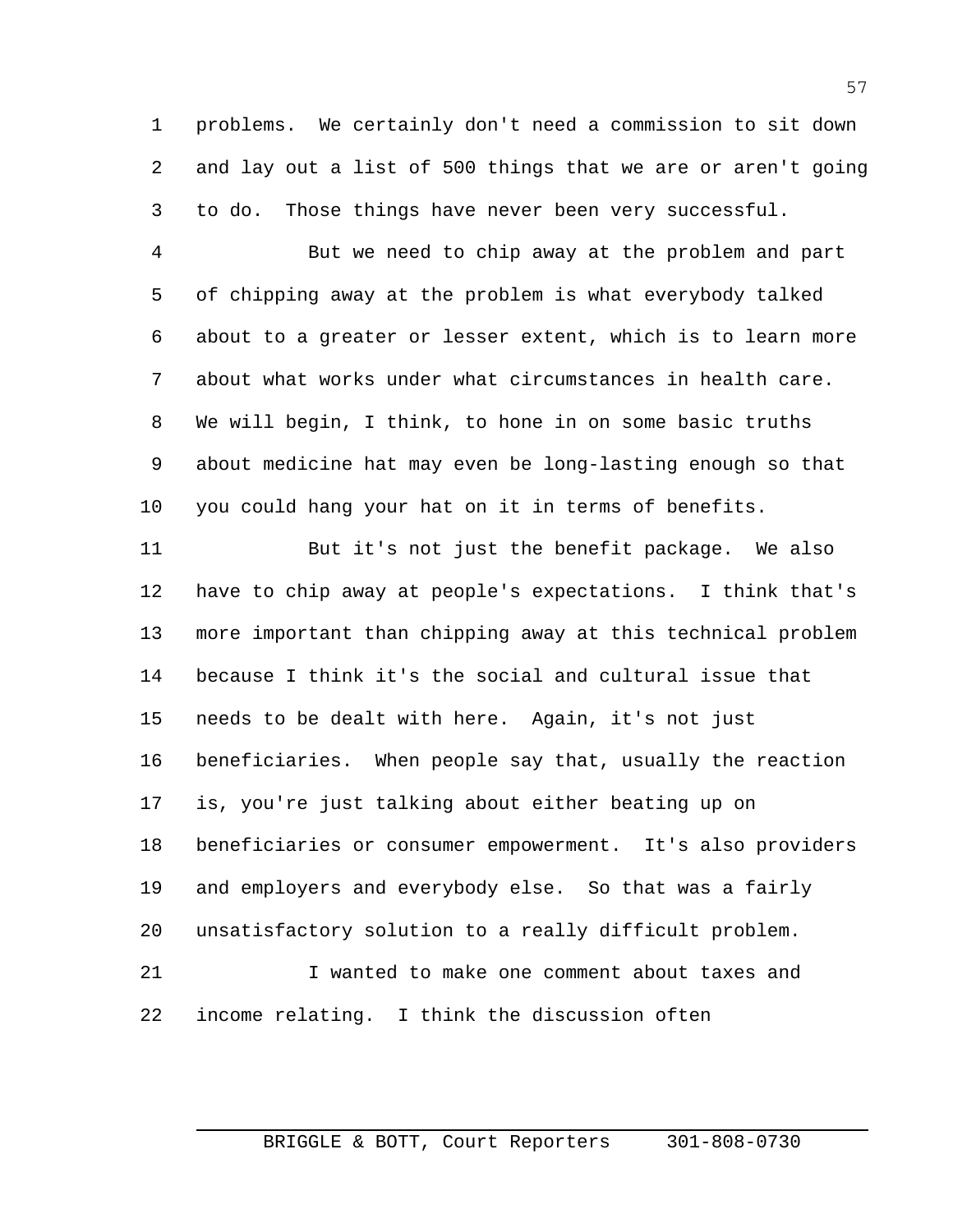problems. We certainly don't need a commission to sit down and lay out a list of 500 things that we are or aren't going to do. Those things have never been very successful.

But we need to chip away at the problem and part of chipping away at the problem is what everybody talked about to a greater or lesser extent, which is to learn more about what works under what circumstances in health care. We will begin, I think, to hone in on some basic truths about medicine hat may even be long-lasting enough so that you could hang your hat on it in terms of benefits.

But it's not just the benefit package. We also have to chip away at people's expectations. I think that's more important than chipping away at this technical problem because I think it's the social and cultural issue that needs to be dealt with here. Again, it's not just beneficiaries. When people say that, usually the reaction is, you're just talking about either beating up on beneficiaries or consumer empowerment. It's also providers and employers and everybody else. So that was a fairly unsatisfactory solution to a really difficult problem.

I wanted to make one comment about taxes and income relating. I think the discussion often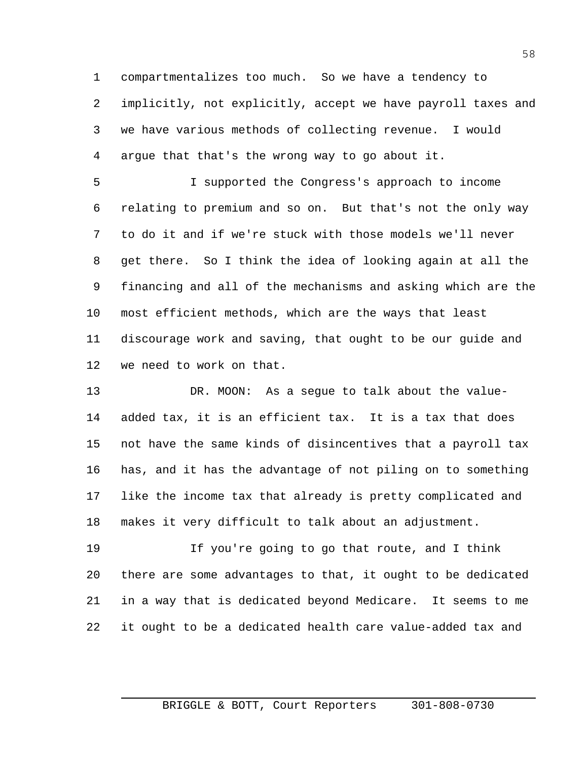compartmentalizes too much. So we have a tendency to implicitly, not explicitly, accept we have payroll taxes and we have various methods of collecting revenue. I would argue that that's the wrong way to go about it.

I supported the Congress's approach to income relating to premium and so on. But that's not the only way to do it and if we're stuck with those models we'll never get there. So I think the idea of looking again at all the financing and all of the mechanisms and asking which are the most efficient methods, which are the ways that least discourage work and saving, that ought to be our guide and we need to work on that.

DR. MOON: As a segue to talk about the value-added tax, it is an efficient tax. It is a tax that does not have the same kinds of disincentives that a payroll tax has, and it has the advantage of not piling on to something like the income tax that already is pretty complicated and makes it very difficult to talk about an adjustment.

If you're going to go that route, and I think there are some advantages to that, it ought to be dedicated in a way that is dedicated beyond Medicare. It seems to me it ought to be a dedicated health care value-added tax and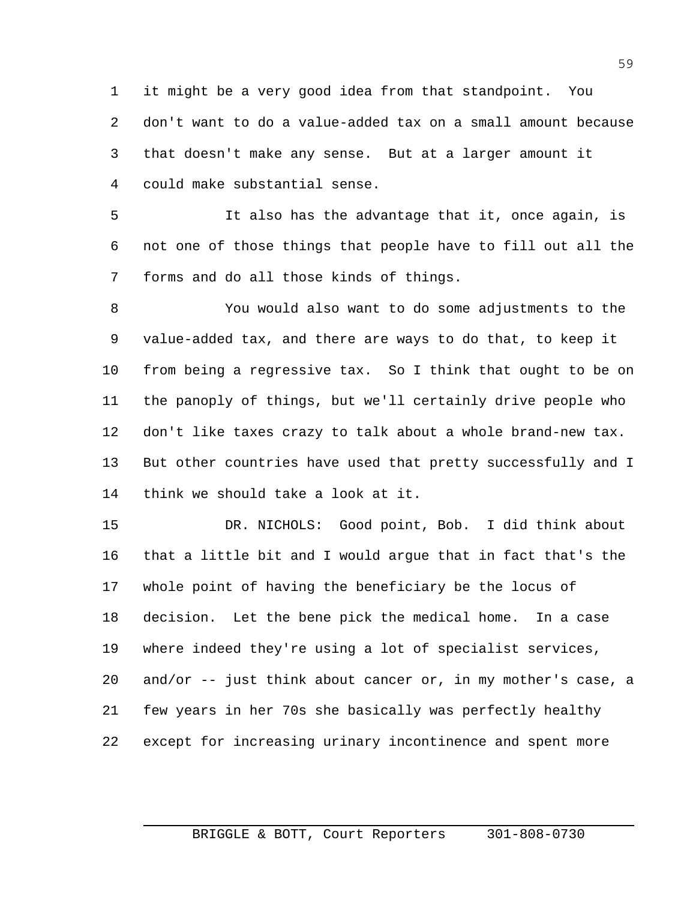it might be a very good idea from that standpoint. You don't want to do a value-added tax on a small amount because that doesn't make any sense. But at a larger amount it could make substantial sense.

It also has the advantage that it, once again, is not one of those things that people have to fill out all the forms and do all those kinds of things.

You would also want to do some adjustments to the value-added tax, and there are ways to do that, to keep it from being a regressive tax. So I think that ought to be on the panoply of things, but we'll certainly drive people who don't like taxes crazy to talk about a whole brand-new tax. But other countries have used that pretty successfully and I think we should take a look at it.

DR. NICHOLS: Good point, Bob. I did think about that a little bit and I would argue that in fact that's the whole point of having the beneficiary be the locus of decision. Let the bene pick the medical home. In a case where indeed they're using a lot of specialist services, and/or -- just think about cancer or, in my mother's case, a few years in her 70s she basically was perfectly healthy except for increasing urinary incontinence and spent more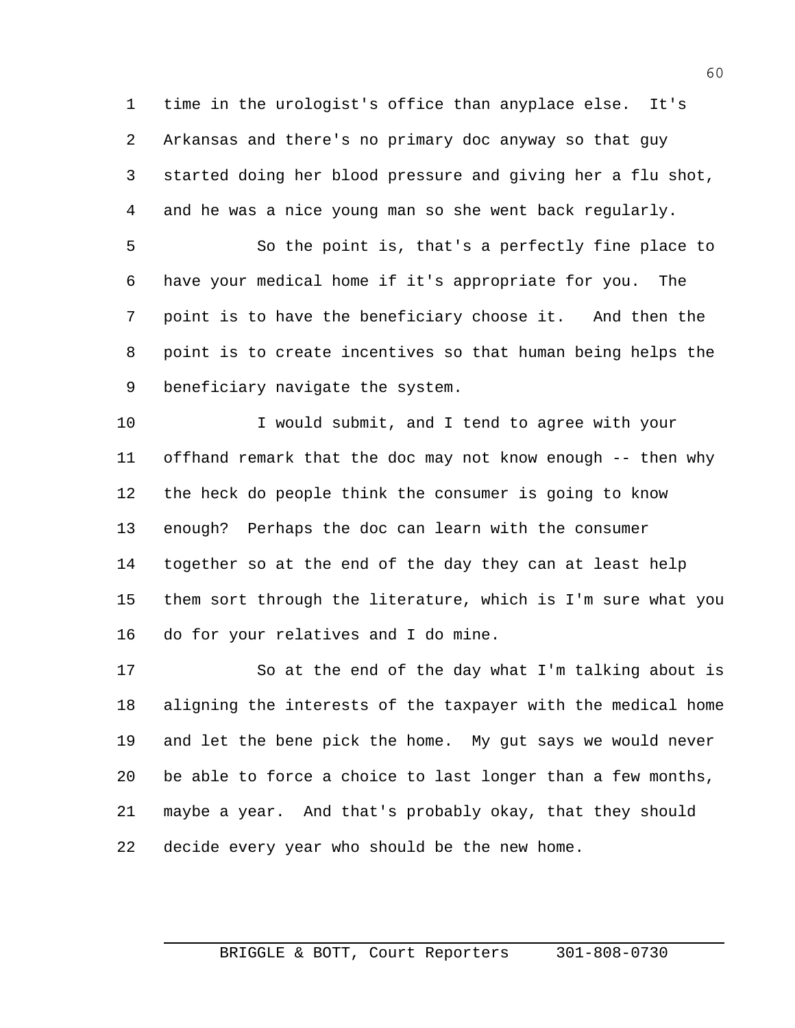time in the urologist's office than anyplace else. It's Arkansas and there's no primary doc anyway so that guy started doing her blood pressure and giving her a flu shot, and he was a nice young man so she went back regularly.

So the point is, that's a perfectly fine place to have your medical home if it's appropriate for you. The point is to have the beneficiary choose it. And then the point is to create incentives so that human being helps the beneficiary navigate the system.

I would submit, and I tend to agree with your offhand remark that the doc may not know enough -- then why the heck do people think the consumer is going to know enough? Perhaps the doc can learn with the consumer together so at the end of the day they can at least help them sort through the literature, which is I'm sure what you do for your relatives and I do mine.

So at the end of the day what I'm talking about is aligning the interests of the taxpayer with the medical home and let the bene pick the home. My gut says we would never be able to force a choice to last longer than a few months, maybe a year. And that's probably okay, that they should decide every year who should be the new home.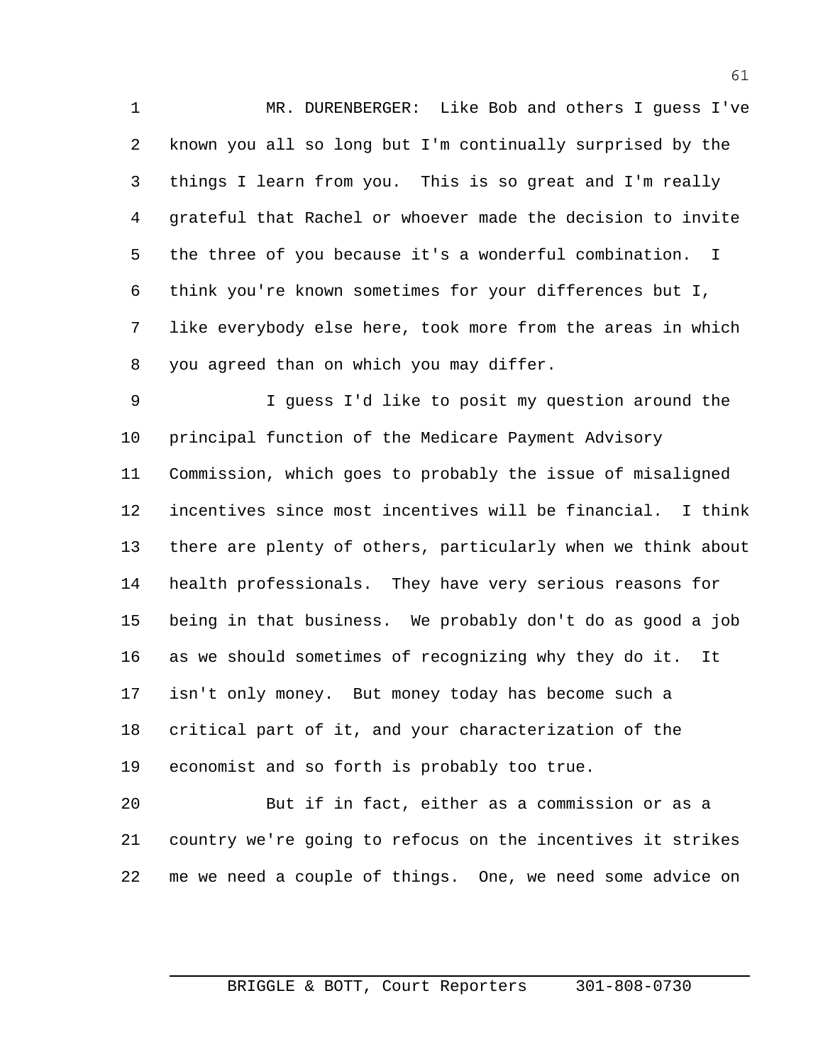MR. DURENBERGER: Like Bob and others I guess I've known you all so long but I'm continually surprised by the things I learn from you. This is so great and I'm really grateful that Rachel or whoever made the decision to invite the three of you because it's a wonderful combination. I think you're known sometimes for your differences but I, like everybody else here, took more from the areas in which you agreed than on which you may differ.

I guess I'd like to posit my question around the principal function of the Medicare Payment Advisory Commission, which goes to probably the issue of misaligned incentives since most incentives will be financial. I think there are plenty of others, particularly when we think about health professionals. They have very serious reasons for being in that business. We probably don't do as good a job as we should sometimes of recognizing why they do it. It isn't only money. But money today has become such a critical part of it, and your characterization of the economist and so forth is probably too true.

But if in fact, either as a commission or as a country we're going to refocus on the incentives it strikes me we need a couple of things. One, we need some advice on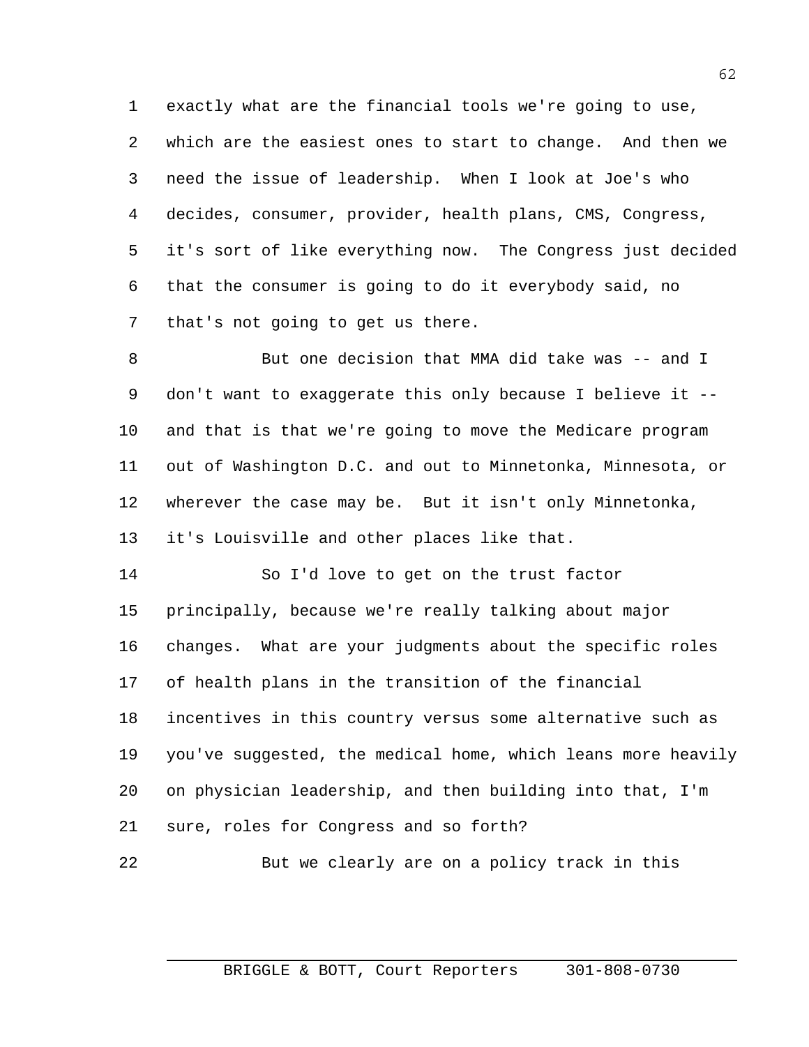exactly what are the financial tools we're going to use, which are the easiest ones to start to change. And then we need the issue of leadership. When I look at Joe's who decides, consumer, provider, health plans, CMS, Congress, it's sort of like everything now. The Congress just decided that the consumer is going to do it everybody said, no that's not going to get us there.

But one decision that MMA did take was -- and I don't want to exaggerate this only because I believe it -- and that is that we're going to move the Medicare program out of Washington D.C. and out to Minnetonka, Minnesota, or wherever the case may be. But it isn't only Minnetonka, it's Louisville and other places like that.

So I'd love to get on the trust factor principally, because we're really talking about major changes. What are your judgments about the specific roles of health plans in the transition of the financial incentives in this country versus some alternative such as you've suggested, the medical home, which leans more heavily on physician leadership, and then building into that, I'm sure, roles for Congress and so forth?

But we clearly are on a policy track in this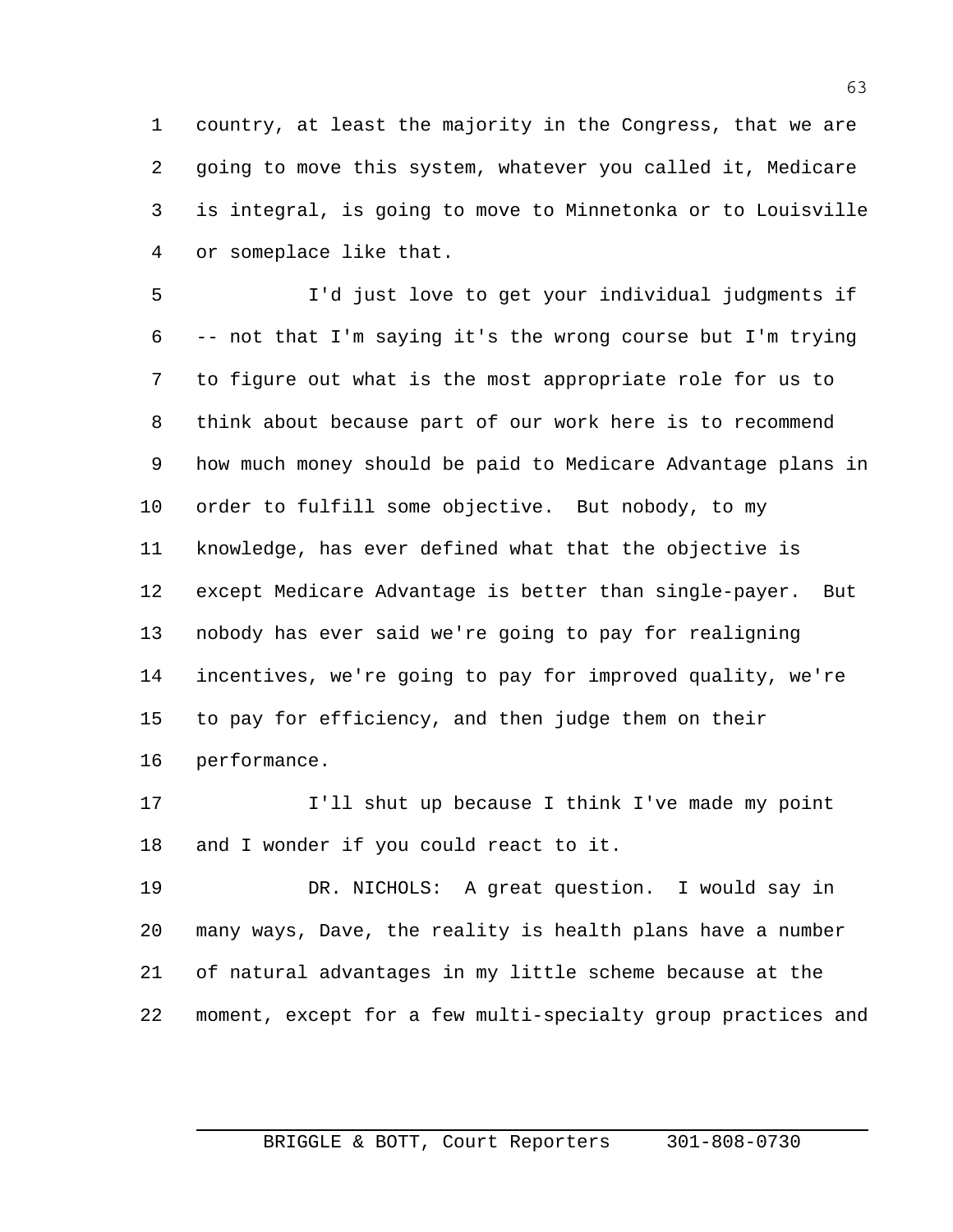country, at least the majority in the Congress, that we are going to move this system, whatever you called it, Medicare is integral, is going to move to Minnetonka or to Louisville or someplace like that.

I'd just love to get your individual judgments if -- not that I'm saying it's the wrong course but I'm trying to figure out what is the most appropriate role for us to think about because part of our work here is to recommend how much money should be paid to Medicare Advantage plans in order to fulfill some objective. But nobody, to my knowledge, has ever defined what that the objective is except Medicare Advantage is better than single-payer. But nobody has ever said we're going to pay for realigning incentives, we're going to pay for improved quality, we're to pay for efficiency, and then judge them on their performance.

I'll shut up because I think I've made my point and I wonder if you could react to it.

DR. NICHOLS: A great question. I would say in many ways, Dave, the reality is health plans have a number of natural advantages in my little scheme because at the moment, except for a few multi-specialty group practices and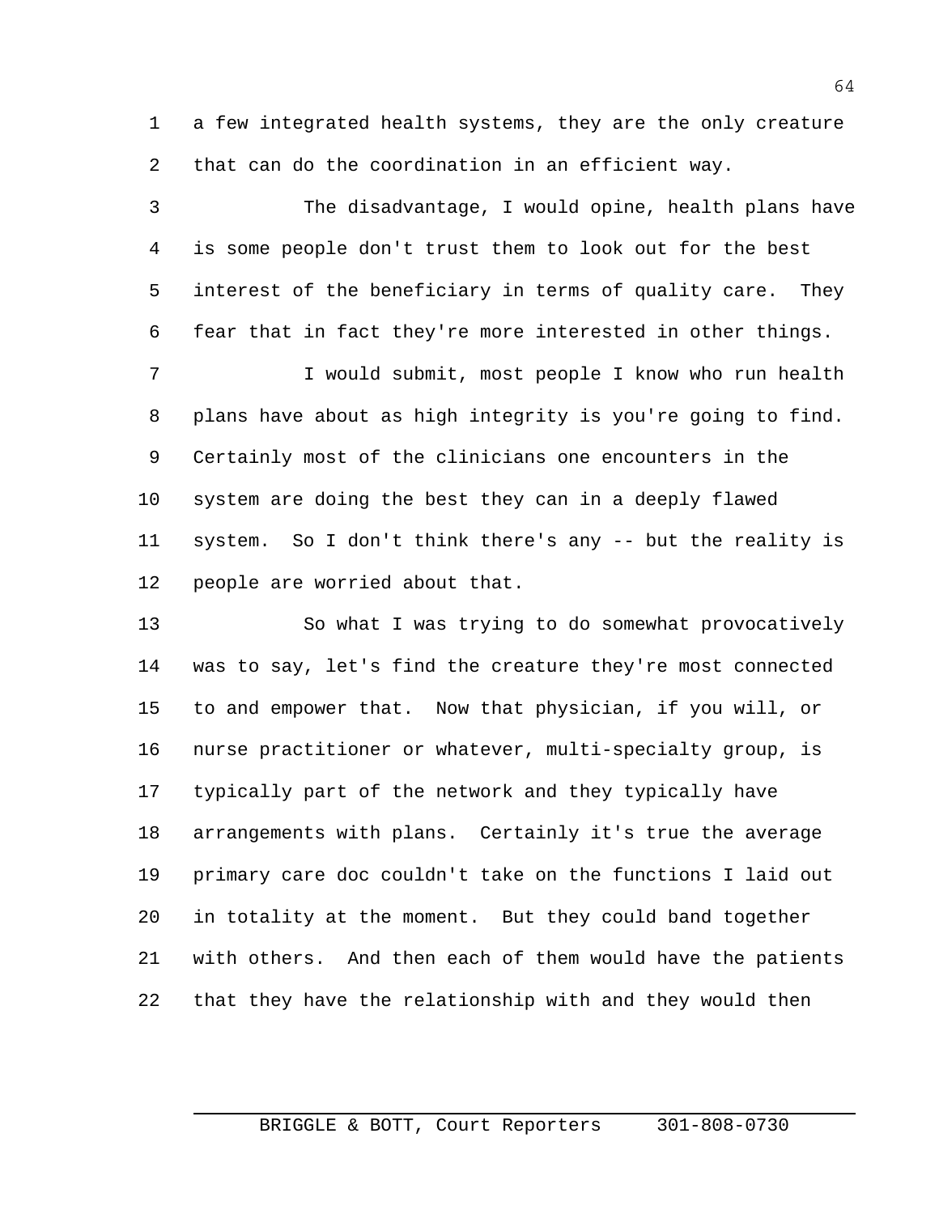a few integrated health systems, they are the only creature that can do the coordination in an efficient way.

The disadvantage, I would opine, health plans have is some people don't trust them to look out for the best interest of the beneficiary in terms of quality care. They fear that in fact they're more interested in other things.

I would submit, most people I know who run health plans have about as high integrity is you're going to find. Certainly most of the clinicians one encounters in the system are doing the best they can in a deeply flawed system. So I don't think there's any -- but the reality is people are worried about that.

So what I was trying to do somewhat provocatively was to say, let's find the creature they're most connected to and empower that. Now that physician, if you will, or nurse practitioner or whatever, multi-specialty group, is typically part of the network and they typically have arrangements with plans. Certainly it's true the average primary care doc couldn't take on the functions I laid out in totality at the moment. But they could band together with others. And then each of them would have the patients that they have the relationship with and they would then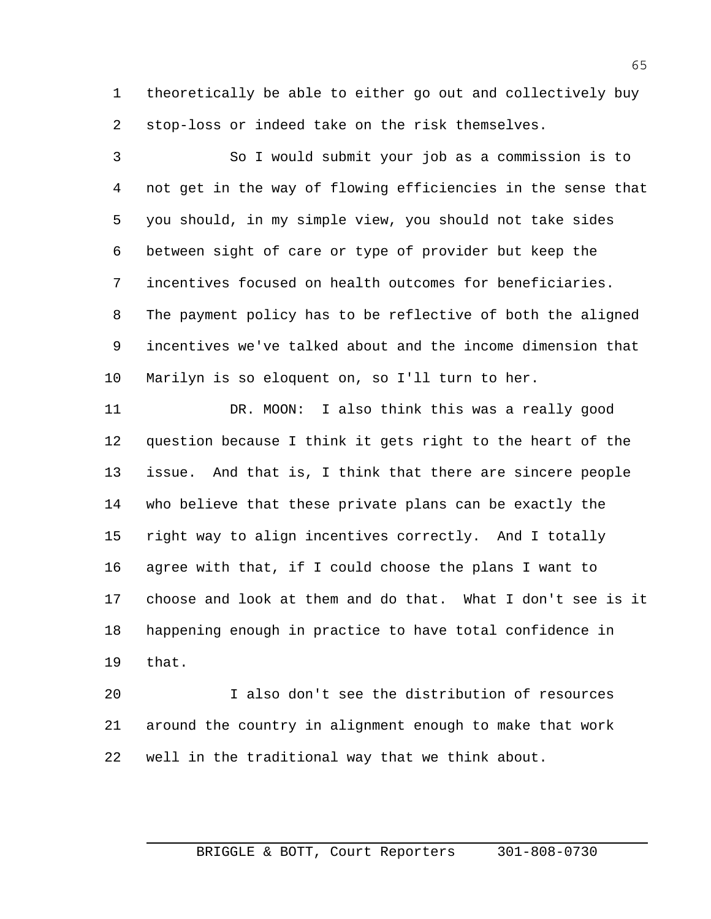theoretically be able to either go out and collectively buy stop-loss or indeed take on the risk themselves.

So I would submit your job as a commission is to not get in the way of flowing efficiencies in the sense that you should, in my simple view, you should not take sides between sight of care or type of provider but keep the incentives focused on health outcomes for beneficiaries. The payment policy has to be reflective of both the aligned incentives we've talked about and the income dimension that Marilyn is so eloquent on, so I'll turn to her.

DR. MOON: I also think this was a really good question because I think it gets right to the heart of the issue. And that is, I think that there are sincere people who believe that these private plans can be exactly the right way to align incentives correctly. And I totally agree with that, if I could choose the plans I want to choose and look at them and do that. What I don't see is it happening enough in practice to have total confidence in that.

I also don't see the distribution of resources around the country in alignment enough to make that work well in the traditional way that we think about.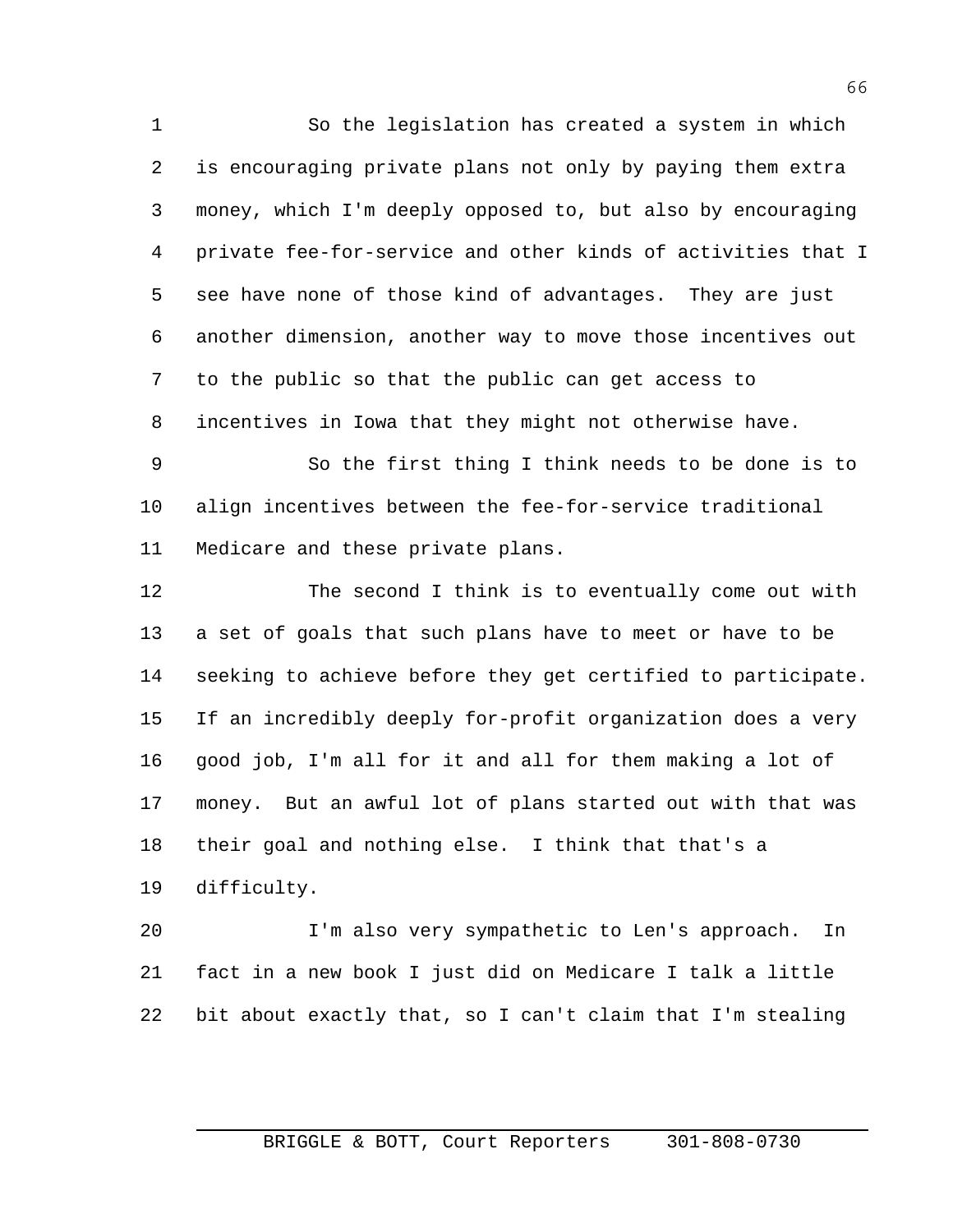So the legislation has created a system in which is encouraging private plans not only by paying them extra money, which I'm deeply opposed to, but also by encouraging private fee-for-service and other kinds of activities that I see have none of those kind of advantages. They are just another dimension, another way to move those incentives out to the public so that the public can get access to incentives in Iowa that they might not otherwise have.

So the first thing I think needs to be done is to align incentives between the fee-for-service traditional Medicare and these private plans.

The second I think is to eventually come out with a set of goals that such plans have to meet or have to be seeking to achieve before they get certified to participate. If an incredibly deeply for-profit organization does a very good job, I'm all for it and all for them making a lot of money. But an awful lot of plans started out with that was their goal and nothing else. I think that that's a difficulty.

I'm also very sympathetic to Len's approach. In fact in a new book I just did on Medicare I talk a little bit about exactly that, so I can't claim that I'm stealing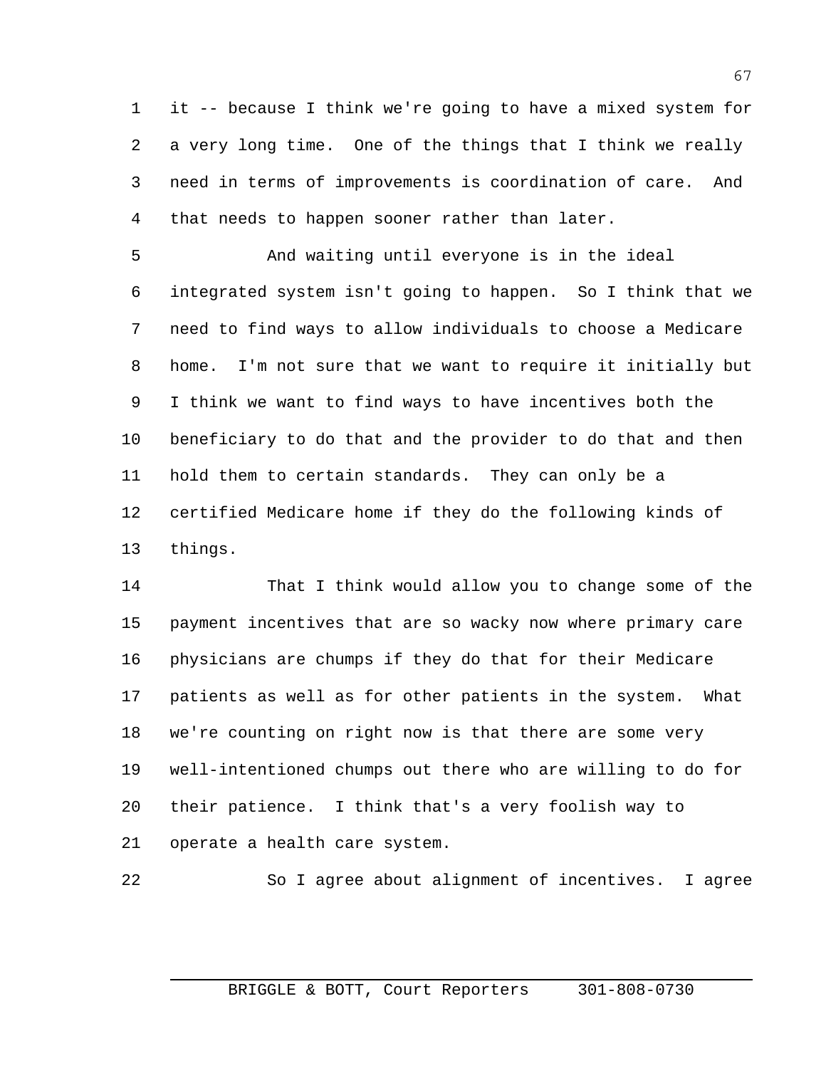it -- because I think we're going to have a mixed system for a very long time. One of the things that I think we really need in terms of improvements is coordination of care. And that needs to happen sooner rather than later.

And waiting until everyone is in the ideal integrated system isn't going to happen. So I think that we need to find ways to allow individuals to choose a Medicare home. I'm not sure that we want to require it initially but I think we want to find ways to have incentives both the beneficiary to do that and the provider to do that and then hold them to certain standards. They can only be a certified Medicare home if they do the following kinds of things.

That I think would allow you to change some of the payment incentives that are so wacky now where primary care physicians are chumps if they do that for their Medicare patients as well as for other patients in the system. What we're counting on right now is that there are some very well-intentioned chumps out there who are willing to do for their patience. I think that's a very foolish way to operate a health care system.

So I agree about alignment of incentives. I agree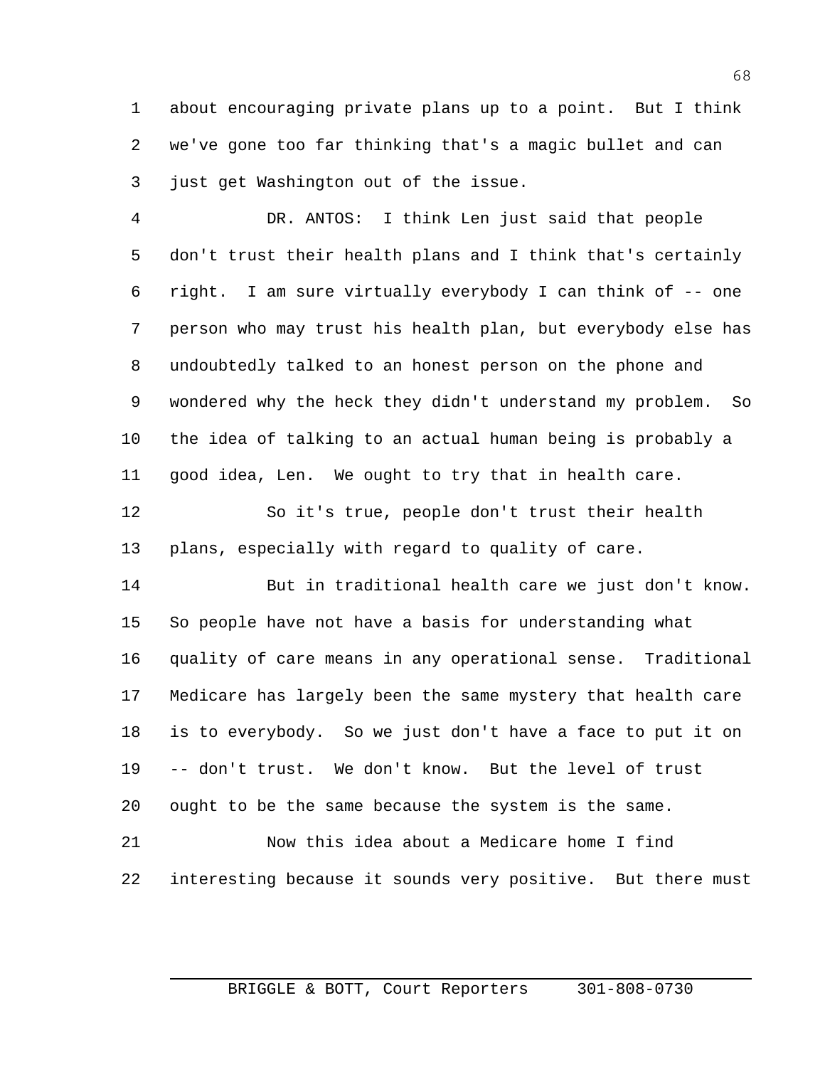about encouraging private plans up to a point. But I think we've gone too far thinking that's a magic bullet and can just get Washington out of the issue.

DR. ANTOS: I think Len just said that people don't trust their health plans and I think that's certainly right. I am sure virtually everybody I can think of -- one person who may trust his health plan, but everybody else has undoubtedly talked to an honest person on the phone and wondered why the heck they didn't understand my problem. So the idea of talking to an actual human being is probably a good idea, Len. We ought to try that in health care.

So it's true, people don't trust their health plans, especially with regard to quality of care.

But in traditional health care we just don't know. So people have not have a basis for understanding what quality of care means in any operational sense. Traditional Medicare has largely been the same mystery that health care is to everybody. So we just don't have a face to put it on -- don't trust. We don't know. But the level of trust ought to be the same because the system is the same.

Now this idea about a Medicare home I find interesting because it sounds very positive. But there must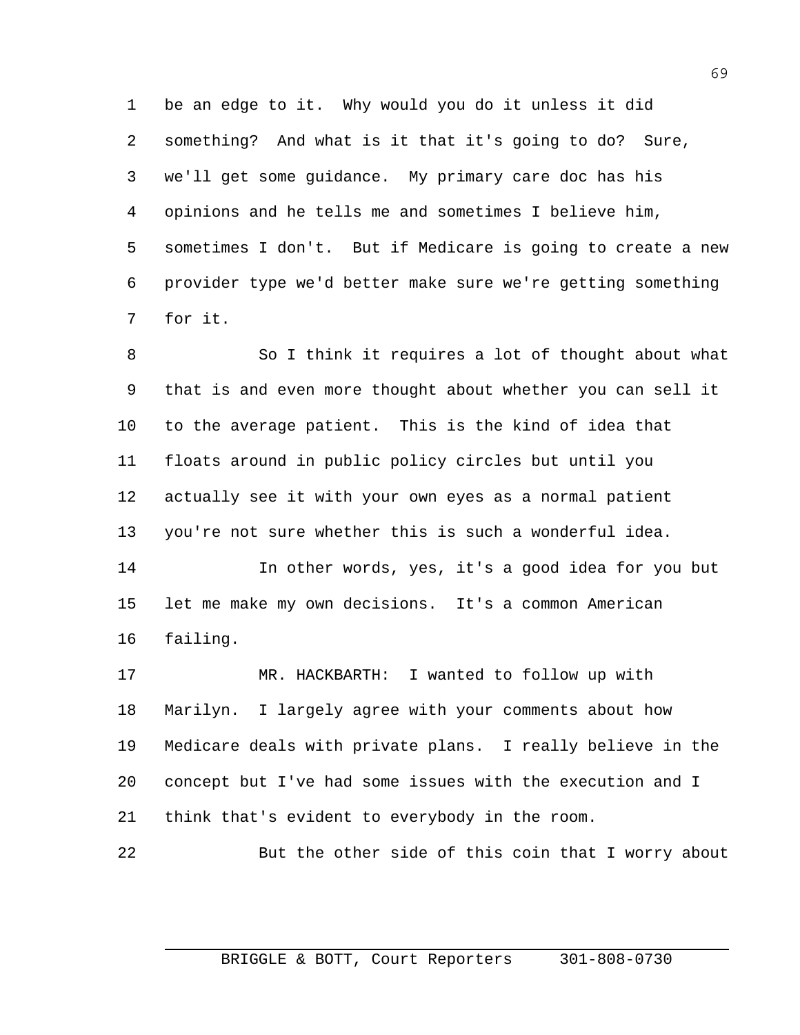be an edge to it. Why would you do it unless it did something? And what is it that it's going to do? Sure, we'll get some guidance. My primary care doc has his opinions and he tells me and sometimes I believe him, sometimes I don't. But if Medicare is going to create a new provider type we'd better make sure we're getting something for it.

So I think it requires a lot of thought about what that is and even more thought about whether you can sell it to the average patient. This is the kind of idea that floats around in public policy circles but until you actually see it with your own eyes as a normal patient you're not sure whether this is such a wonderful idea.

In other words, yes, it's a good idea for you but let me make my own decisions. It's a common American failing.

MR. HACKBARTH: I wanted to follow up with Marilyn. I largely agree with your comments about how Medicare deals with private plans. I really believe in the concept but I've had some issues with the execution and I think that's evident to everybody in the room.

But the other side of this coin that I worry about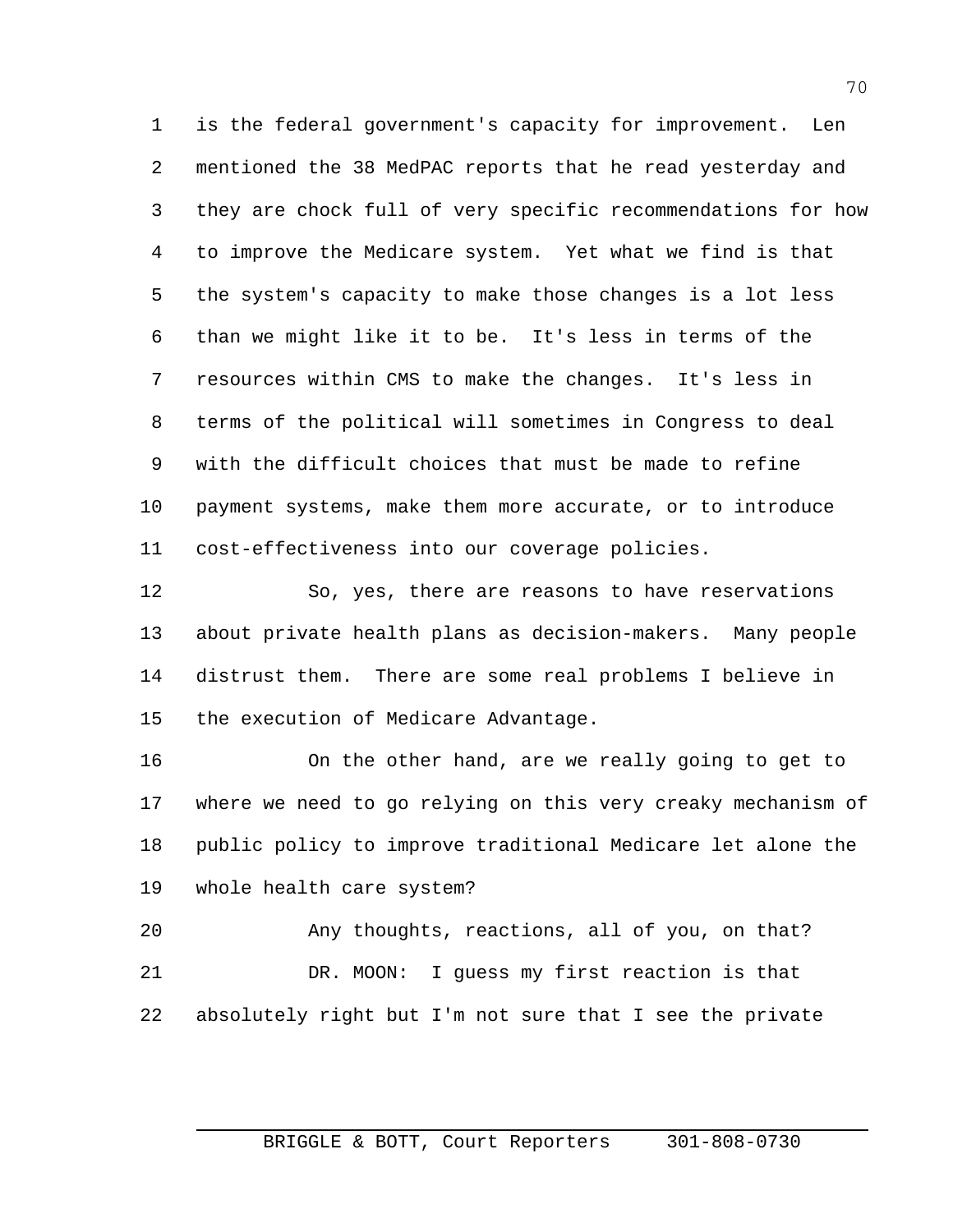is the federal government's capacity for improvement. Len mentioned the 38 MedPAC reports that he read yesterday and they are chock full of very specific recommendations for how to improve the Medicare system. Yet what we find is that the system's capacity to make those changes is a lot less than we might like it to be. It's less in terms of the resources within CMS to make the changes. It's less in terms of the political will sometimes in Congress to deal with the difficult choices that must be made to refine payment systems, make them more accurate, or to introduce cost-effectiveness into our coverage policies.

So, yes, there are reasons to have reservations about private health plans as decision-makers. Many people distrust them. There are some real problems I believe in the execution of Medicare Advantage.

On the other hand, are we really going to get to where we need to go relying on this very creaky mechanism of public policy to improve traditional Medicare let alone the whole health care system?

Any thoughts, reactions, all of you, on that?

DR. MOON: I guess my first reaction is that absolutely right but I'm not sure that I see the private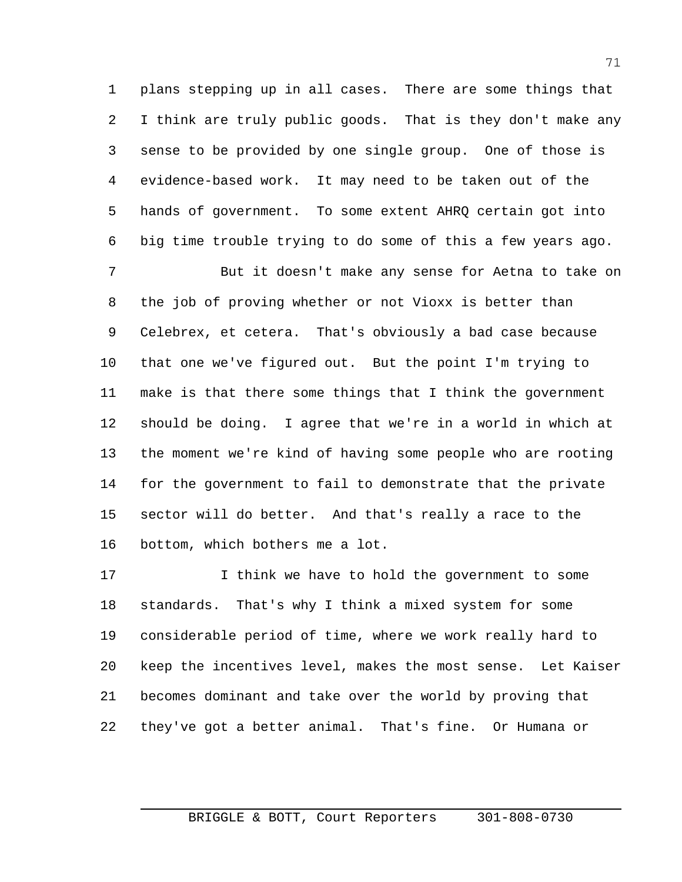plans stepping up in all cases. There are some things that I think are truly public goods. That is they don't make any sense to be provided by one single group. One of those is evidence-based work. It may need to be taken out of the hands of government. To some extent AHRQ certain got into big time trouble trying to do some of this a few years ago.

But it doesn't make any sense for Aetna to take on the job of proving whether or not Vioxx is better than Celebrex, et cetera. That's obviously a bad case because that one we've figured out. But the point I'm trying to make is that there some things that I think the government should be doing. I agree that we're in a world in which at the moment we're kind of having some people who are rooting for the government to fail to demonstrate that the private sector will do better. And that's really a race to the bottom, which bothers me a lot.

I think we have to hold the government to some standards. That's why I think a mixed system for some considerable period of time, where we work really hard to keep the incentives level, makes the most sense. Let Kaiser becomes dominant and take over the world by proving that they've got a better animal. That's fine. Or Humana or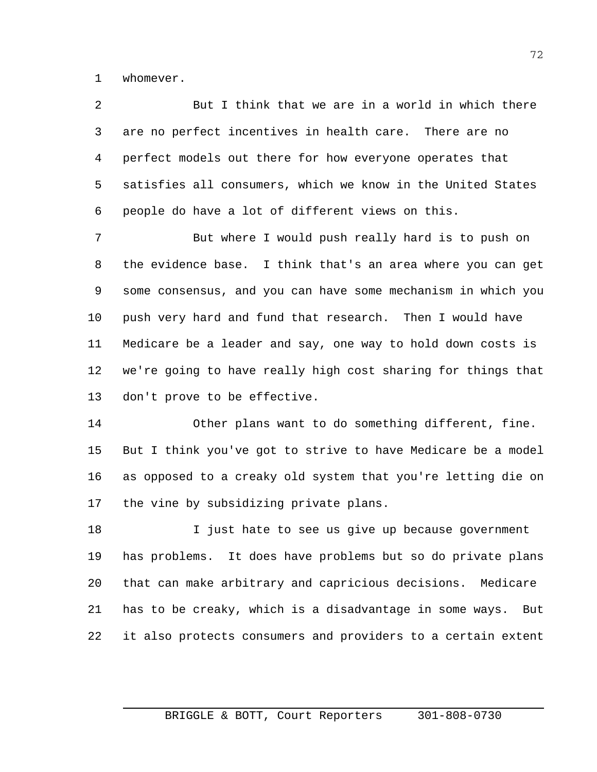whomever.

But I think that we are in a world in which there are no perfect incentives in health care. There are no perfect models out there for how everyone operates that satisfies all consumers, which we know in the United States people do have a lot of different views on this.

But where I would push really hard is to push on the evidence base. I think that's an area where you can get some consensus, and you can have some mechanism in which you push very hard and fund that research. Then I would have Medicare be a leader and say, one way to hold down costs is we're going to have really high cost sharing for things that don't prove to be effective.

Other plans want to do something different, fine. But I think you've got to strive to have Medicare be a model as opposed to a creaky old system that you're letting die on the vine by subsidizing private plans.

I just hate to see us give up because government has problems. It does have problems but so do private plans that can make arbitrary and capricious decisions. Medicare has to be creaky, which is a disadvantage in some ways. But it also protects consumers and providers to a certain extent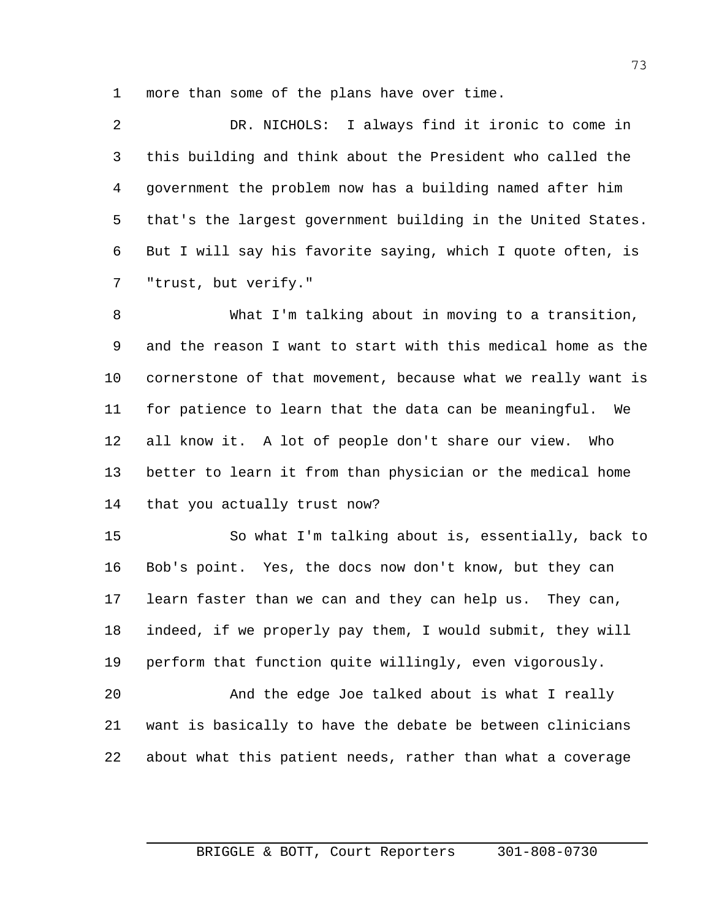more than some of the plans have over time.

DR. NICHOLS: I always find it ironic to come in this building and think about the President who called the government the problem now has a building named after him that's the largest government building in the United States. But I will say his favorite saying, which I quote often, is "trust, but verify."

What I'm talking about in moving to a transition, and the reason I want to start with this medical home as the cornerstone of that movement, because what we really want is for patience to learn that the data can be meaningful. We all know it. A lot of people don't share our view. Who better to learn it from than physician or the medical home that you actually trust now?

So what I'm talking about is, essentially, back to Bob's point. Yes, the docs now don't know, but they can learn faster than we can and they can help us. They can, indeed, if we properly pay them, I would submit, they will perform that function quite willingly, even vigorously.

And the edge Joe talked about is what I really want is basically to have the debate be between clinicians about what this patient needs, rather than what a coverage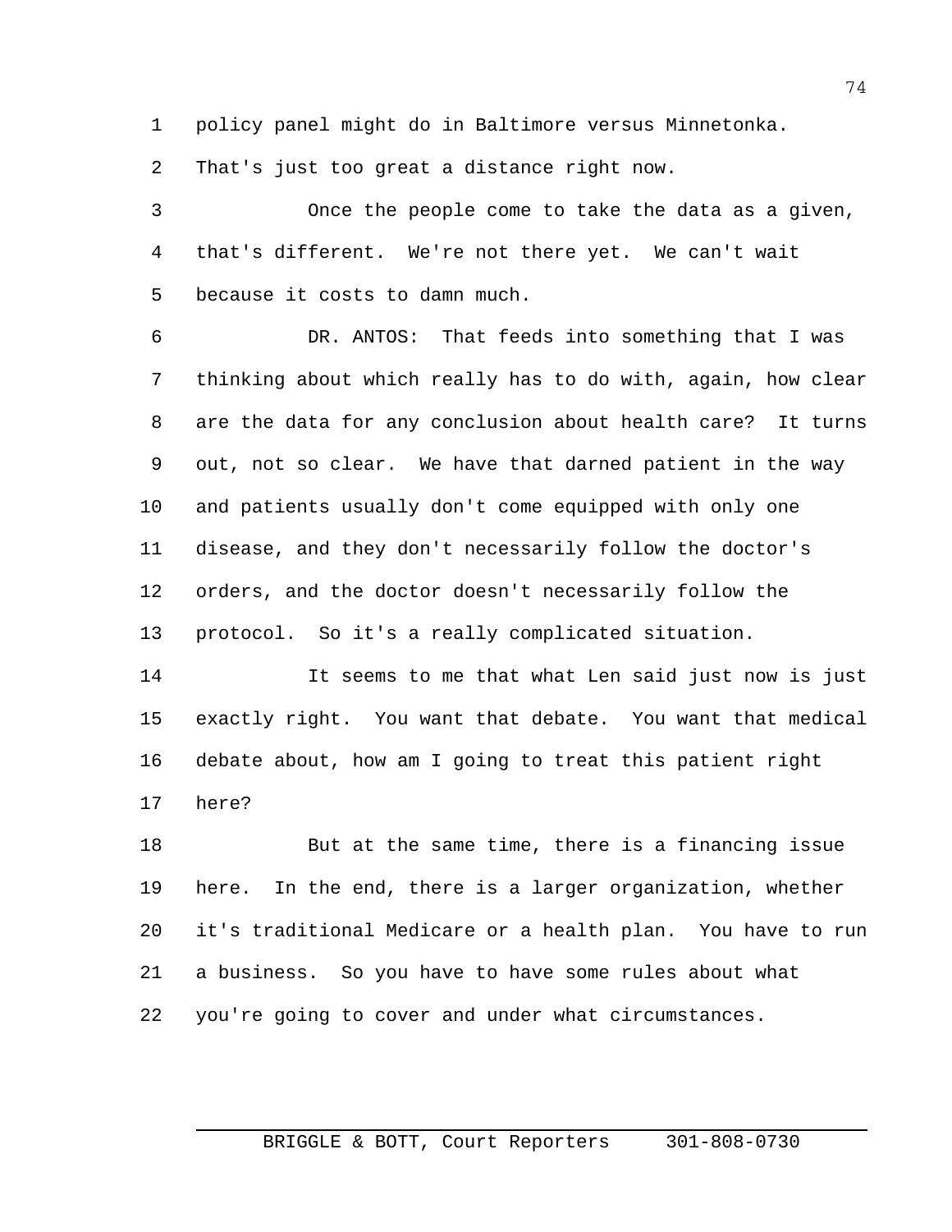policy panel might do in Baltimore versus Minnetonka. That's just too great a distance right now.

Once the people come to take the data as a given, that's different. We're not there yet. We can't wait because it costs to damn much.

DR. ANTOS: That feeds into something that I was thinking about which really has to do with, again, how clear are the data for any conclusion about health care? It turns out, not so clear. We have that darned patient in the way and patients usually don't come equipped with only one disease, and they don't necessarily follow the doctor's orders, and the doctor doesn't necessarily follow the protocol. So it's a really complicated situation.

It seems to me that what Len said just now is just exactly right. You want that debate. You want that medical debate about, how am I going to treat this patient right here?

But at the same time, there is a financing issue here. In the end, there is a larger organization, whether it's traditional Medicare or a health plan. You have to run a business. So you have to have some rules about what you're going to cover and under what circumstances.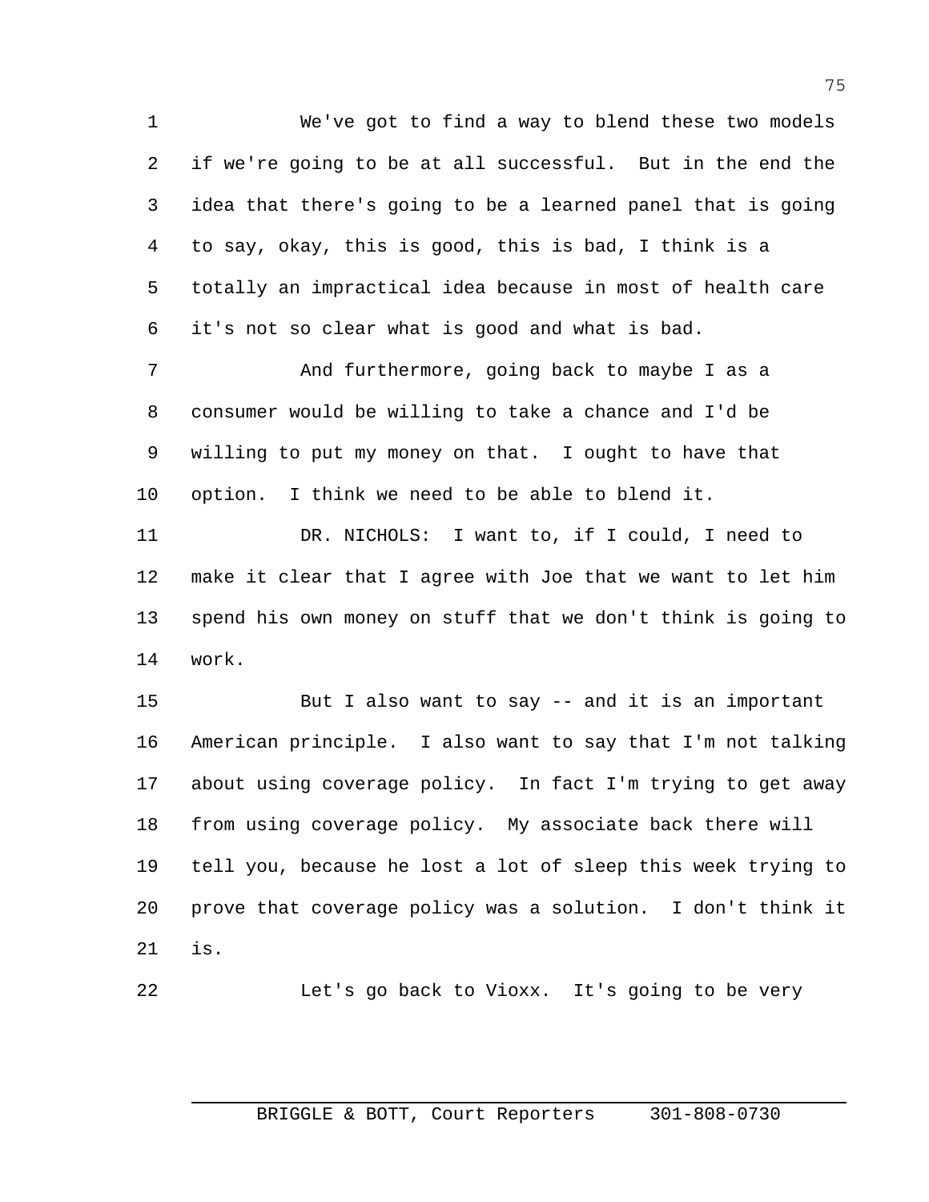We've got to find a way to blend these two models if we're going to be at all successful. But in the end the idea that there's going to be a learned panel that is going to say, okay, this is good, this is bad, I think is a totally an impractical idea because in most of health care it's not so clear what is good and what is bad.

And furthermore, going back to maybe I as a consumer would be willing to take a chance and I'd be willing to put my money on that. I ought to have that option. I think we need to be able to blend it.

DR. NICHOLS: I want to, if I could, I need to make it clear that I agree with Joe that we want to let him spend his own money on stuff that we don't think is going to work.

But I also want to say -- and it is an important American principle. I also want to say that I'm not talking about using coverage policy. In fact I'm trying to get away from using coverage policy. My associate back there will tell you, because he lost a lot of sleep this week trying to prove that coverage policy was a solution. I don't think it is.

Let's go back to Vioxx. It's going to be very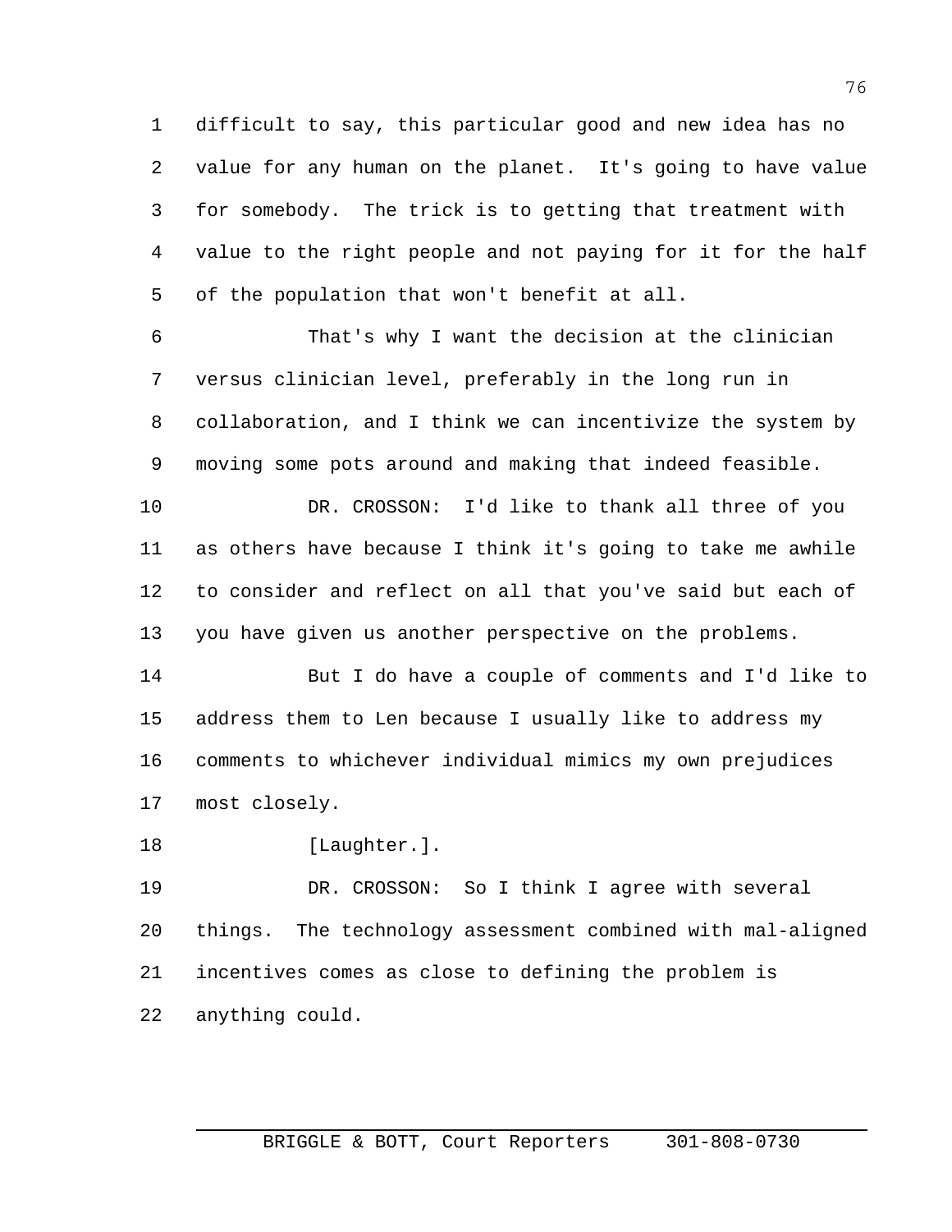difficult to say, this particular good and new idea has no value for any human on the planet. It's going to have value for somebody. The trick is to getting that treatment with value to the right people and not paying for it for the half of the population that won't benefit at all.

That's why I want the decision at the clinician versus clinician level, preferably in the long run in collaboration, and I think we can incentivize the system by moving some pots around and making that indeed feasible.

DR. CROSSON: I'd like to thank all three of you as others have because I think it's going to take me awhile to consider and reflect on all that you've said but each of you have given us another perspective on the problems.

But I do have a couple of comments and I'd like to address them to Len because I usually like to address my comments to whichever individual mimics my own prejudices most closely.

[Laughter.].

DR. CROSSON: So I think I agree with several things. The technology assessment combined with mal-aligned incentives comes as close to defining the problem is anything could.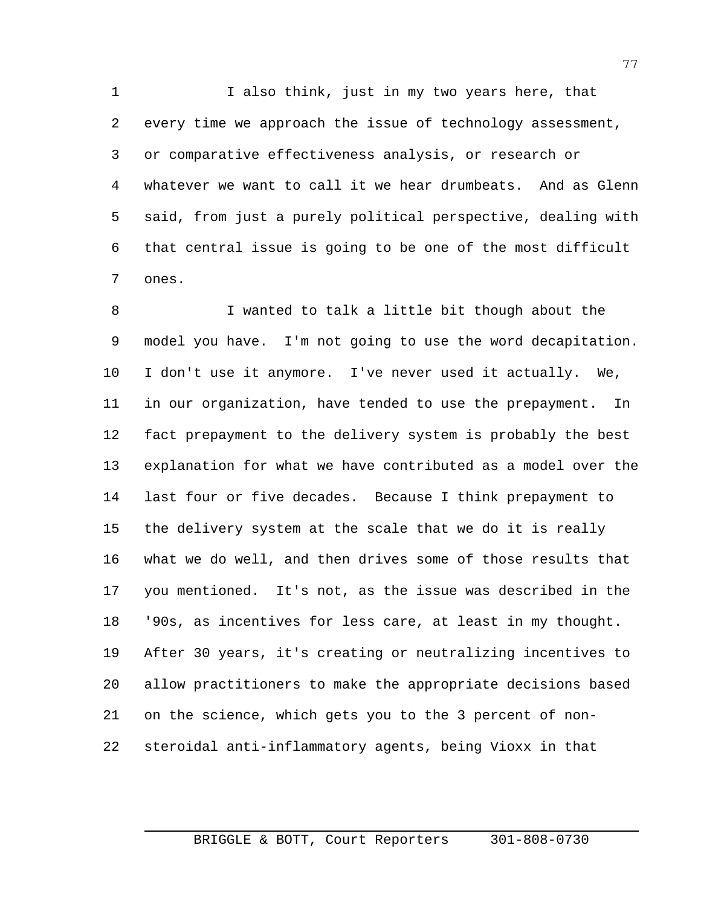I also think, just in my two years here, that every time we approach the issue of technology assessment, or comparative effectiveness analysis, or research or whatever we want to call it we hear drumbeats. And as Glenn said, from just a purely political perspective, dealing with that central issue is going to be one of the most difficult ones.

I wanted to talk a little bit though about the model you have. I'm not going to use the word decapitation. I don't use it anymore. I've never used it actually. We, in our organization, have tended to use the prepayment. In fact prepayment to the delivery system is probably the best explanation for what we have contributed as a model over the last four or five decades. Because I think prepayment to the delivery system at the scale that we do it is really what we do well, and then drives some of those results that you mentioned. It's not, as the issue was described in the '90s, as incentives for less care, at least in my thought. After 30 years, it's creating or neutralizing incentives to allow practitioners to make the appropriate decisions based on the science, which gets you to the 3 percent of non-steroidal anti-inflammatory agents, being Vioxx in that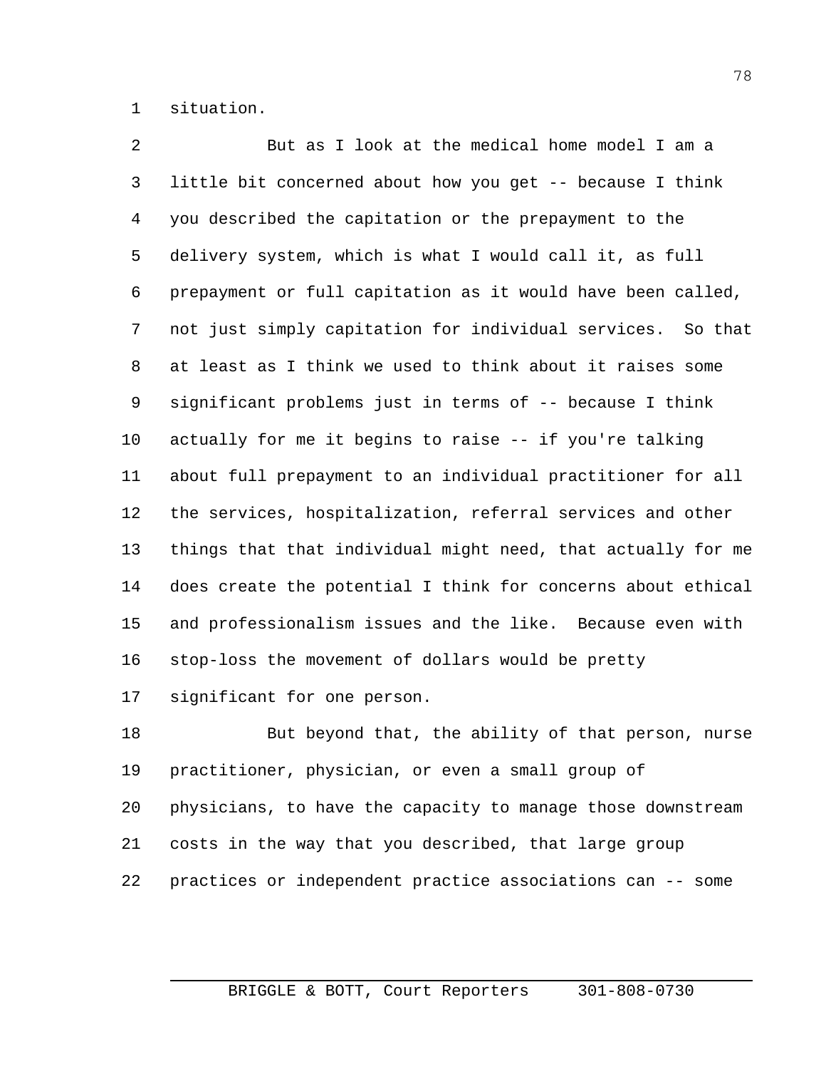situation.

But as I look at the medical home model I am a little bit concerned about how you get -- because I think you described the capitation or the prepayment to the delivery system, which is what I would call it, as full prepayment or full capitation as it would have been called, not just simply capitation for individual services. So that at least as I think we used to think about it raises some significant problems just in terms of -- because I think actually for me it begins to raise -- if you're talking about full prepayment to an individual practitioner for all the services, hospitalization, referral services and other things that that individual might need, that actually for me does create the potential I think for concerns about ethical and professionalism issues and the like. Because even with stop-loss the movement of dollars would be pretty significant for one person.

But beyond that, the ability of that person, nurse practitioner, physician, or even a small group of physicians, to have the capacity to manage those downstream costs in the way that you described, that large group practices or independent practice associations can -- some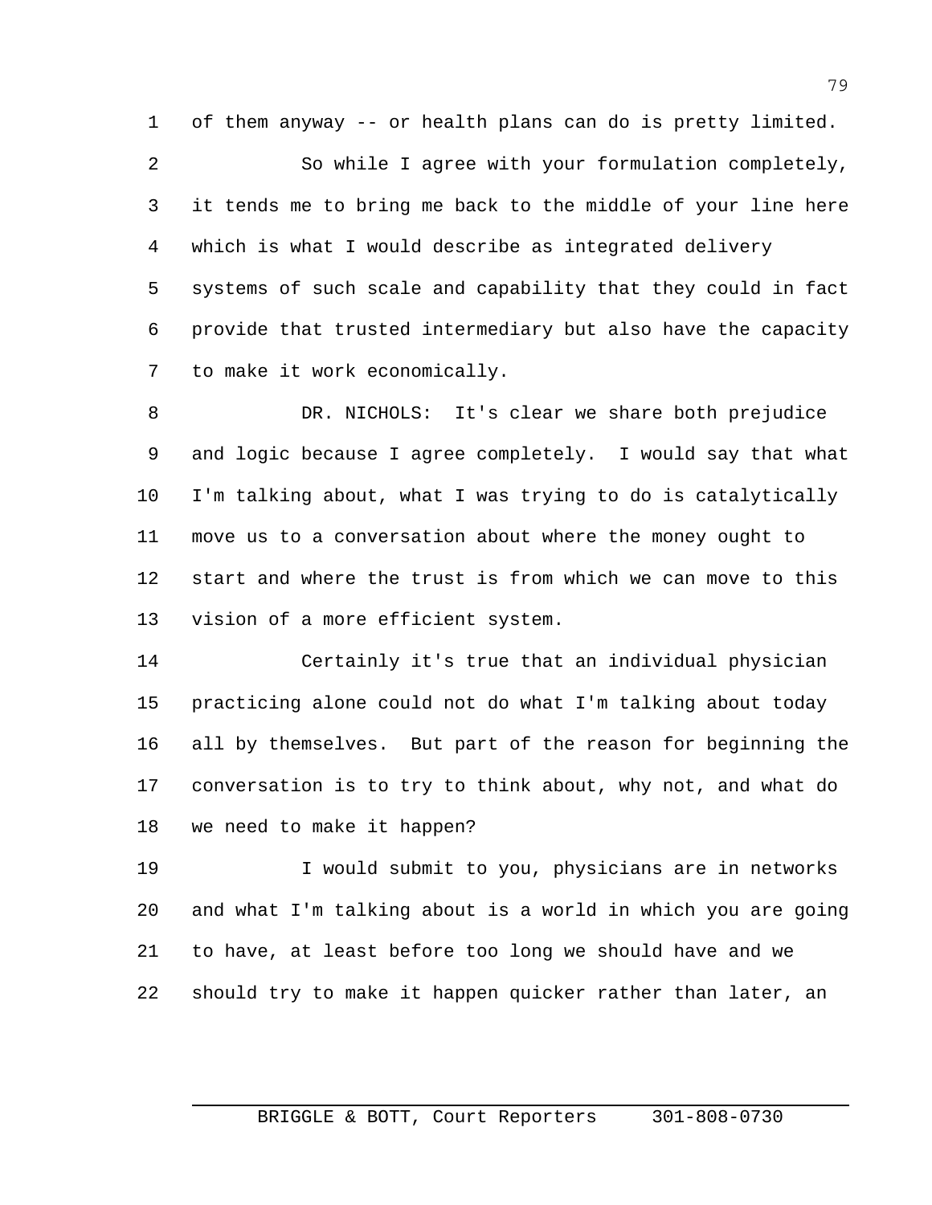of them anyway -- or health plans can do is pretty limited.

So while I agree with your formulation completely, it tends me to bring me back to the middle of your line here which is what I would describe as integrated delivery systems of such scale and capability that they could in fact provide that trusted intermediary but also have the capacity to make it work economically.

DR. NICHOLS: It's clear we share both prejudice and logic because I agree completely. I would say that what I'm talking about, what I was trying to do is catalytically move us to a conversation about where the money ought to start and where the trust is from which we can move to this vision of a more efficient system.

Certainly it's true that an individual physician practicing alone could not do what I'm talking about today all by themselves. But part of the reason for beginning the conversation is to try to think about, why not, and what do we need to make it happen?

I would submit to you, physicians are in networks and what I'm talking about is a world in which you are going to have, at least before too long we should have and we should try to make it happen quicker rather than later, an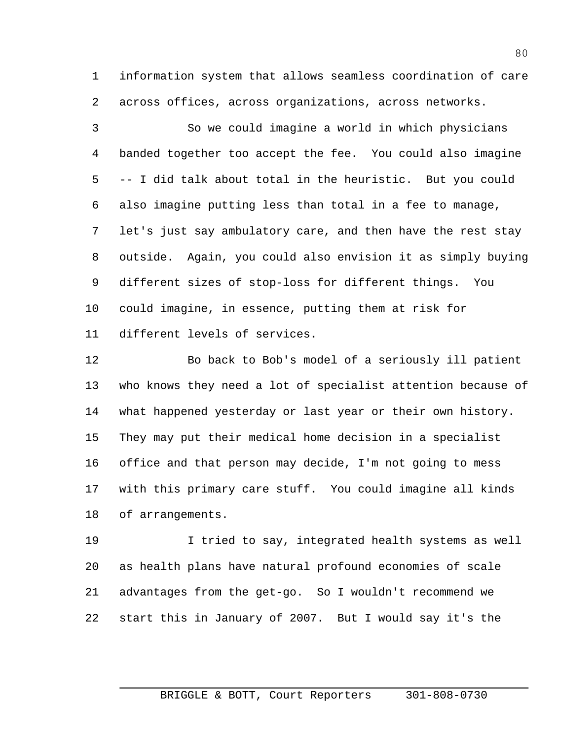information system that allows seamless coordination of care across offices, across organizations, across networks.

So we could imagine a world in which physicians banded together too accept the fee. You could also imagine -- I did talk about total in the heuristic. But you could also imagine putting less than total in a fee to manage, let's just say ambulatory care, and then have the rest stay outside. Again, you could also envision it as simply buying different sizes of stop-loss for different things. You could imagine, in essence, putting them at risk for different levels of services.

Bo back to Bob's model of a seriously ill patient who knows they need a lot of specialist attention because of what happened yesterday or last year or their own history. They may put their medical home decision in a specialist office and that person may decide, I'm not going to mess with this primary care stuff. You could imagine all kinds of arrangements.

I tried to say, integrated health systems as well as health plans have natural profound economies of scale advantages from the get-go. So I wouldn't recommend we start this in January of 2007. But I would say it's the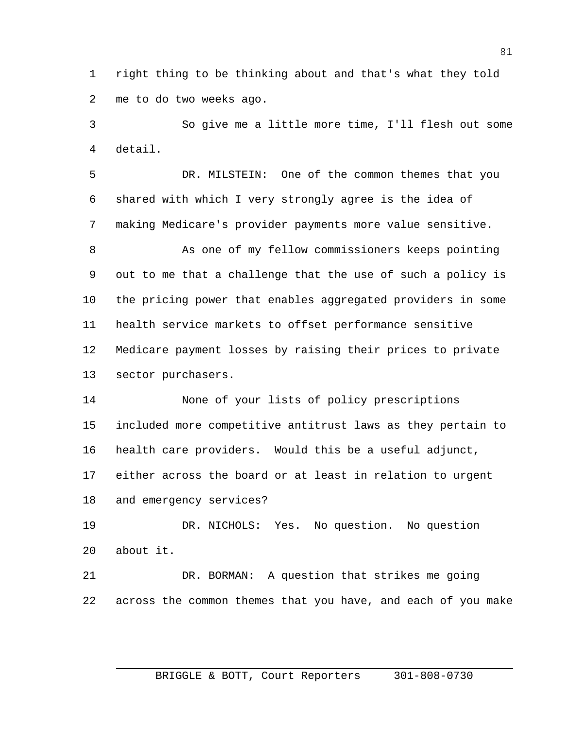right thing to be thinking about and that's what they told me to do two weeks ago.

So give me a little more time, I'll flesh out some detail.

DR. MILSTEIN: One of the common themes that you shared with which I very strongly agree is the idea of making Medicare's provider payments more value sensitive.

As one of my fellow commissioners keeps pointing out to me that a challenge that the use of such a policy is the pricing power that enables aggregated providers in some health service markets to offset performance sensitive Medicare payment losses by raising their prices to private sector purchasers.

None of your lists of policy prescriptions included more competitive antitrust laws as they pertain to health care providers. Would this be a useful adjunct, either across the board or at least in relation to urgent and emergency services?

DR. NICHOLS: Yes. No question. No question about it.

DR. BORMAN: A question that strikes me going across the common themes that you have, and each of you make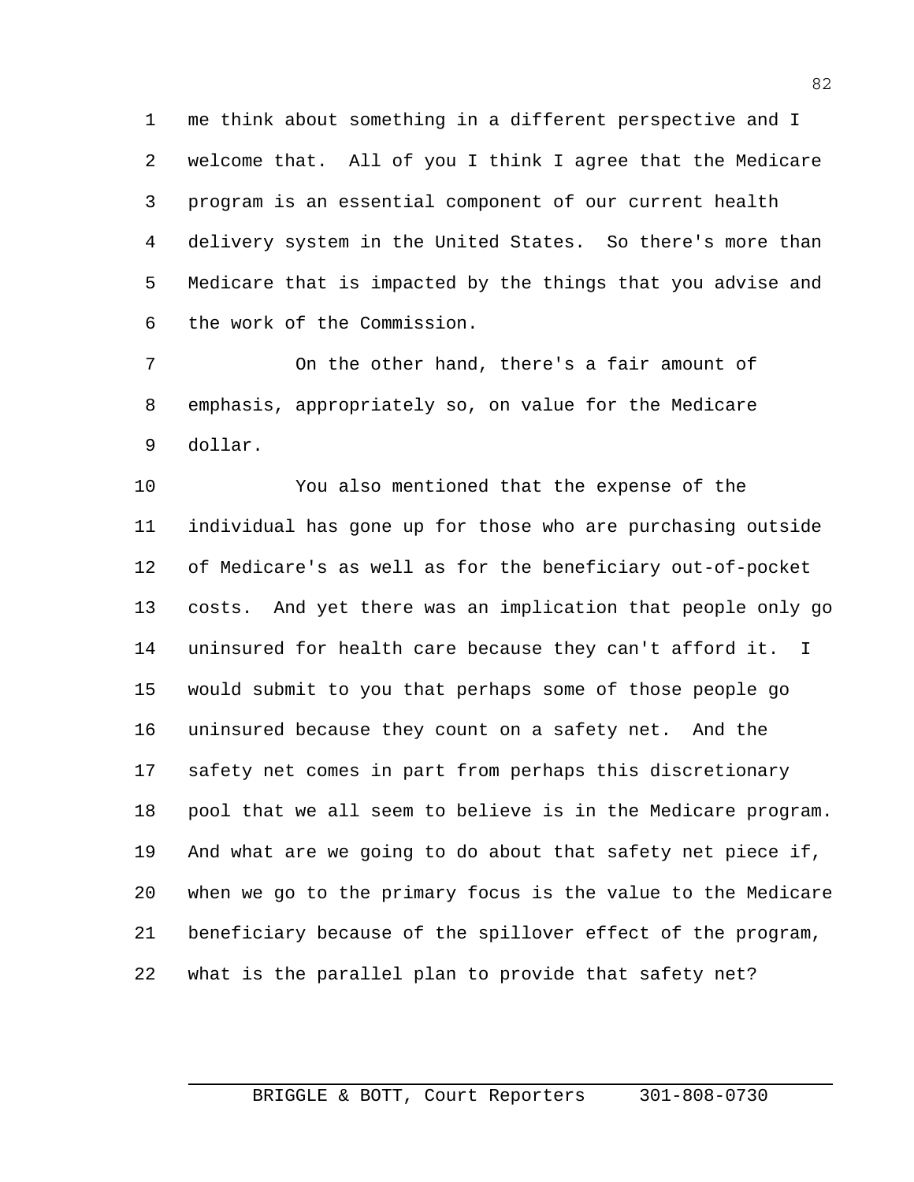me think about something in a different perspective and I welcome that. All of you I think I agree that the Medicare program is an essential component of our current health delivery system in the United States. So there's more than Medicare that is impacted by the things that you advise and the work of the Commission.

On the other hand, there's a fair amount of emphasis, appropriately so, on value for the Medicare dollar.

You also mentioned that the expense of the individual has gone up for those who are purchasing outside of Medicare's as well as for the beneficiary out-of-pocket costs. And yet there was an implication that people only go uninsured for health care because they can't afford it. I would submit to you that perhaps some of those people go uninsured because they count on a safety net. And the safety net comes in part from perhaps this discretionary pool that we all seem to believe is in the Medicare program. And what are we going to do about that safety net piece if, when we go to the primary focus is the value to the Medicare beneficiary because of the spillover effect of the program, what is the parallel plan to provide that safety net?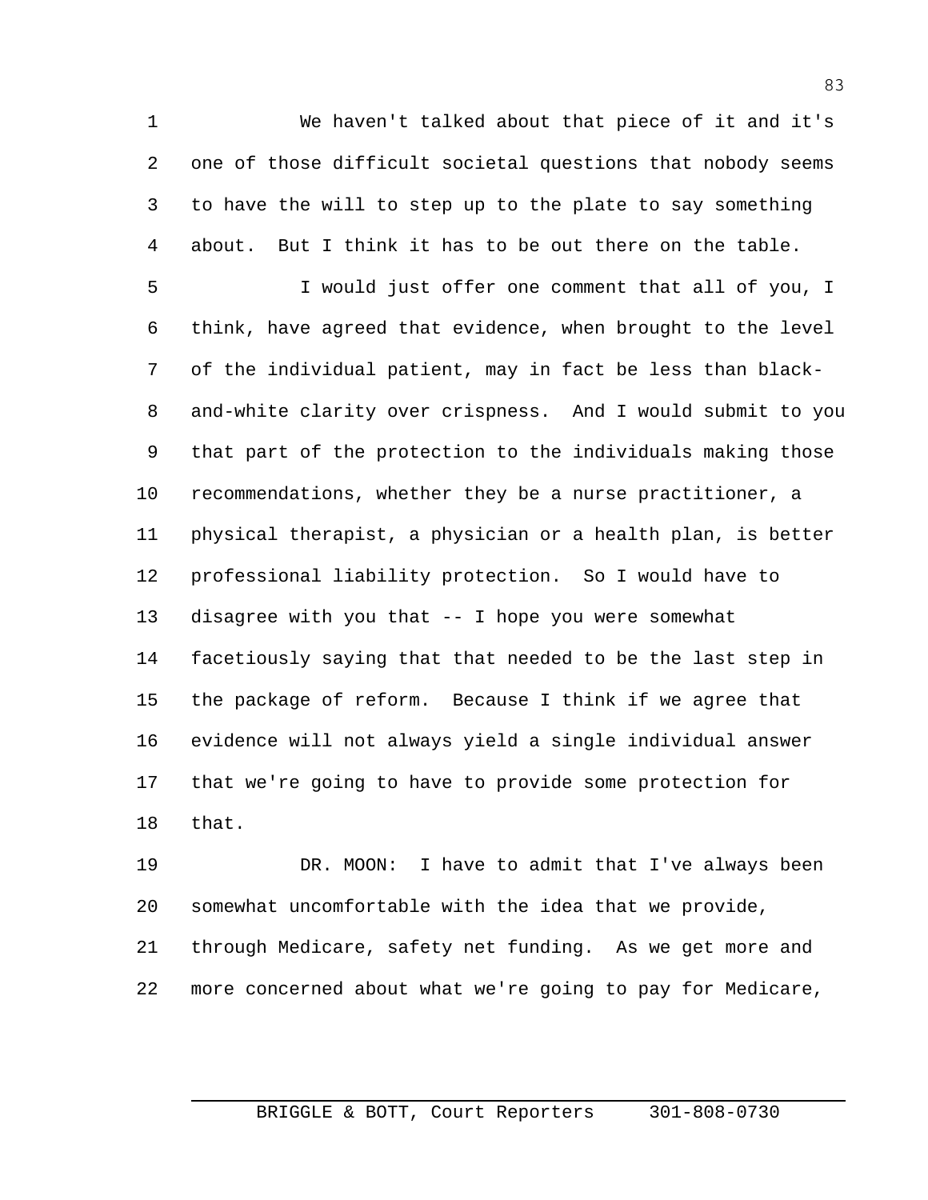We haven't talked about that piece of it and it's one of those difficult societal questions that nobody seems to have the will to step up to the plate to say something about. But I think it has to be out there on the table.

I would just offer one comment that all of you, I think, have agreed that evidence, when brought to the level of the individual patient, may in fact be less than black-and-white clarity over crispness. And I would submit to you that part of the protection to the individuals making those recommendations, whether they be a nurse practitioner, a physical therapist, a physician or a health plan, is better professional liability protection. So I would have to disagree with you that -- I hope you were somewhat facetiously saying that that needed to be the last step in the package of reform. Because I think if we agree that evidence will not always yield a single individual answer that we're going to have to provide some protection for that.

DR. MOON: I have to admit that I've always been somewhat uncomfortable with the idea that we provide, through Medicare, safety net funding. As we get more and more concerned about what we're going to pay for Medicare,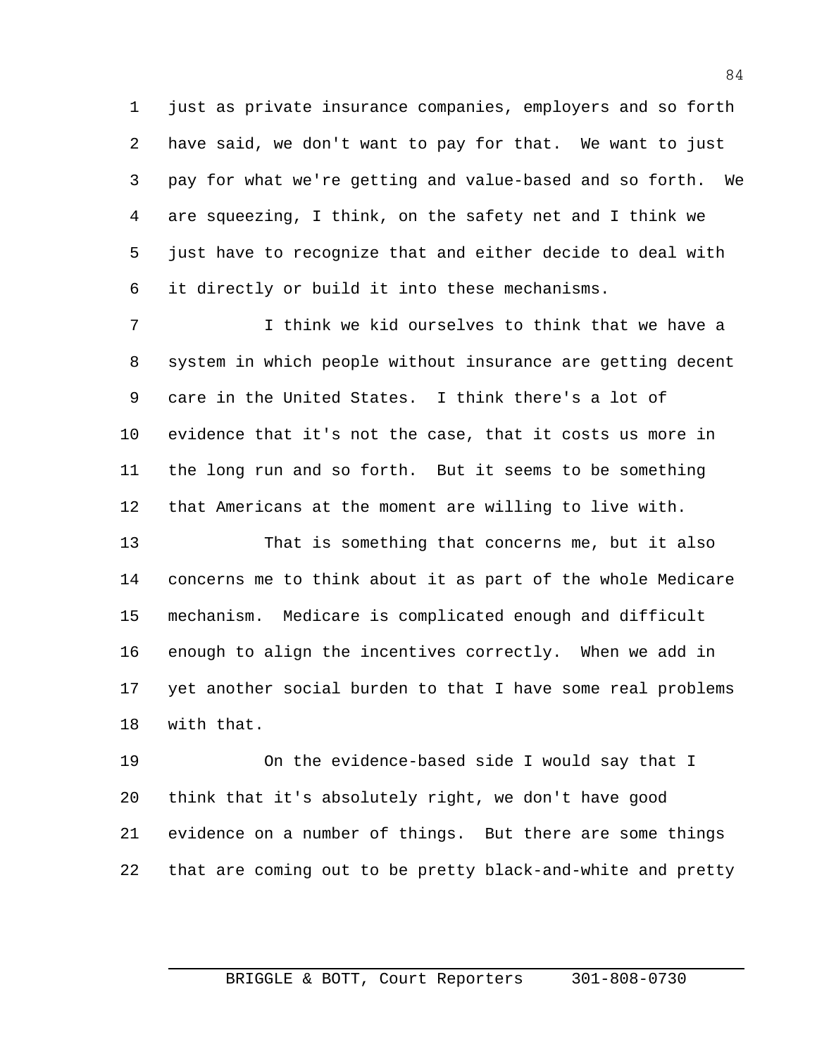just as private insurance companies, employers and so forth have said, we don't want to pay for that. We want to just pay for what we're getting and value-based and so forth. We are squeezing, I think, on the safety net and I think we just have to recognize that and either decide to deal with it directly or build it into these mechanisms.

I think we kid ourselves to think that we have a system in which people without insurance are getting decent care in the United States. I think there's a lot of evidence that it's not the case, that it costs us more in the long run and so forth. But it seems to be something that Americans at the moment are willing to live with.

That is something that concerns me, but it also concerns me to think about it as part of the whole Medicare mechanism. Medicare is complicated enough and difficult enough to align the incentives correctly. When we add in yet another social burden to that I have some real problems with that.

On the evidence-based side I would say that I think that it's absolutely right, we don't have good evidence on a number of things. But there are some things that are coming out to be pretty black-and-white and pretty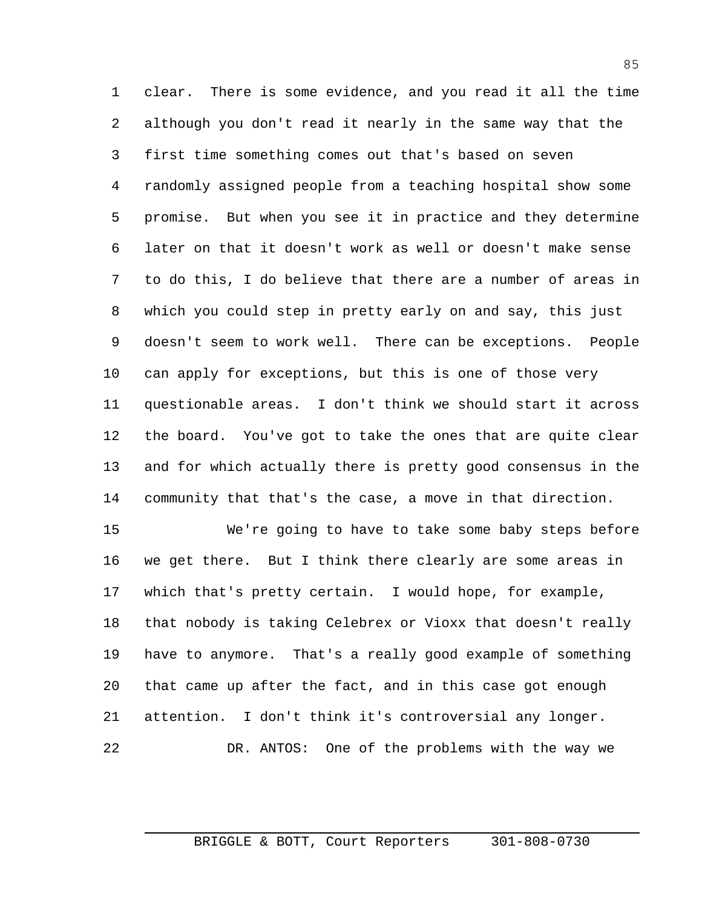clear. There is some evidence, and you read it all the time although you don't read it nearly in the same way that the first time something comes out that's based on seven randomly assigned people from a teaching hospital show some promise. But when you see it in practice and they determine later on that it doesn't work as well or doesn't make sense to do this, I do believe that there are a number of areas in which you could step in pretty early on and say, this just doesn't seem to work well. There can be exceptions. People can apply for exceptions, but this is one of those very questionable areas. I don't think we should start it across the board. You've got to take the ones that are quite clear and for which actually there is pretty good consensus in the community that that's the case, a move in that direction.

We're going to have to take some baby steps before we get there. But I think there clearly are some areas in which that's pretty certain. I would hope, for example, that nobody is taking Celebrex or Vioxx that doesn't really have to anymore. That's a really good example of something that came up after the fact, and in this case got enough attention. I don't think it's controversial any longer.

DR. ANTOS: One of the problems with the way we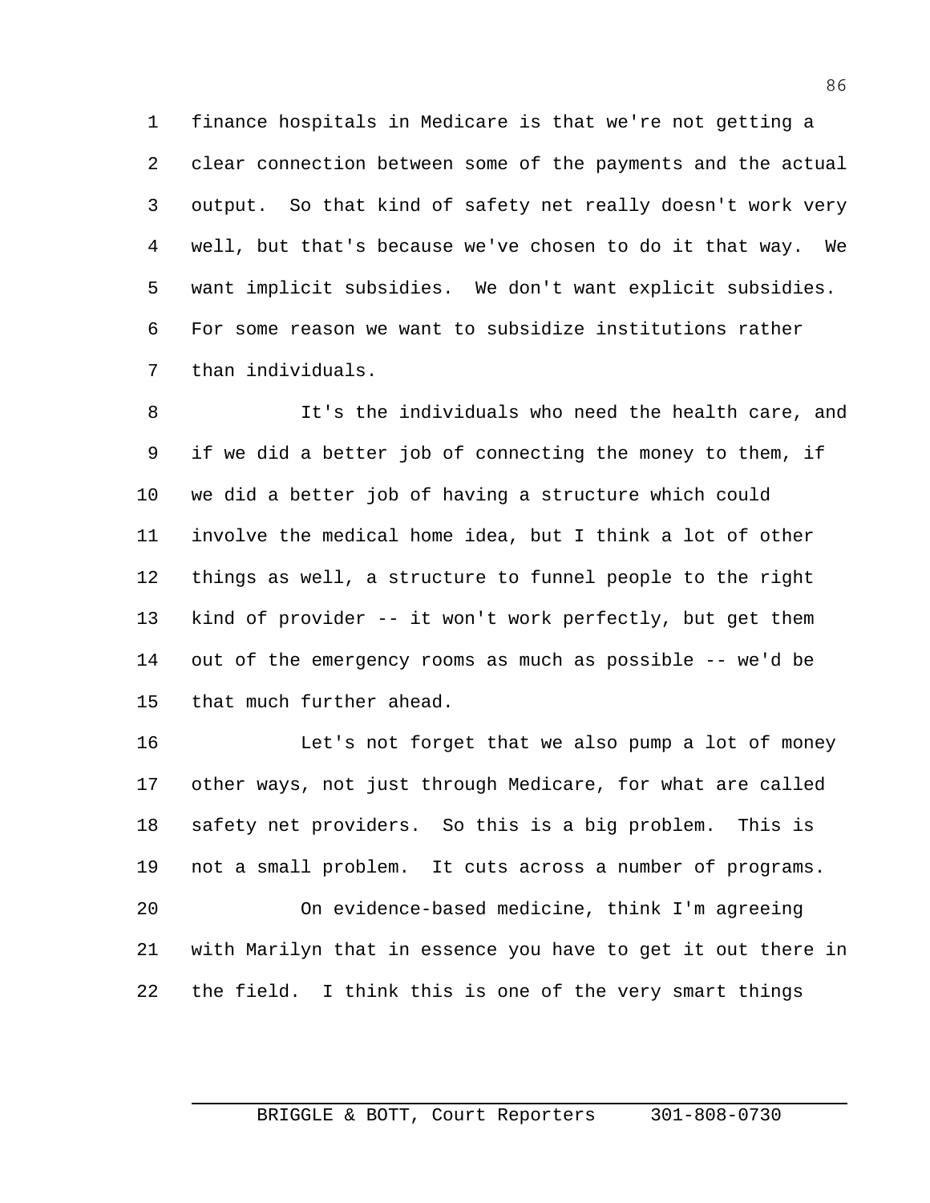finance hospitals in Medicare is that we're not getting a clear connection between some of the payments and the actual output. So that kind of safety net really doesn't work very well, but that's because we've chosen to do it that way. We want implicit subsidies. We don't want explicit subsidies. For some reason we want to subsidize institutions rather than individuals.

It's the individuals who need the health care, and if we did a better job of connecting the money to them, if we did a better job of having a structure which could involve the medical home idea, but I think a lot of other things as well, a structure to funnel people to the right kind of provider -- it won't work perfectly, but get them out of the emergency rooms as much as possible -- we'd be that much further ahead.

Let's not forget that we also pump a lot of money other ways, not just through Medicare, for what are called safety net providers. So this is a big problem. This is not a small problem. It cuts across a number of programs.

On evidence-based medicine, think I'm agreeing with Marilyn that in essence you have to get it out there in the field. I think this is one of the very smart things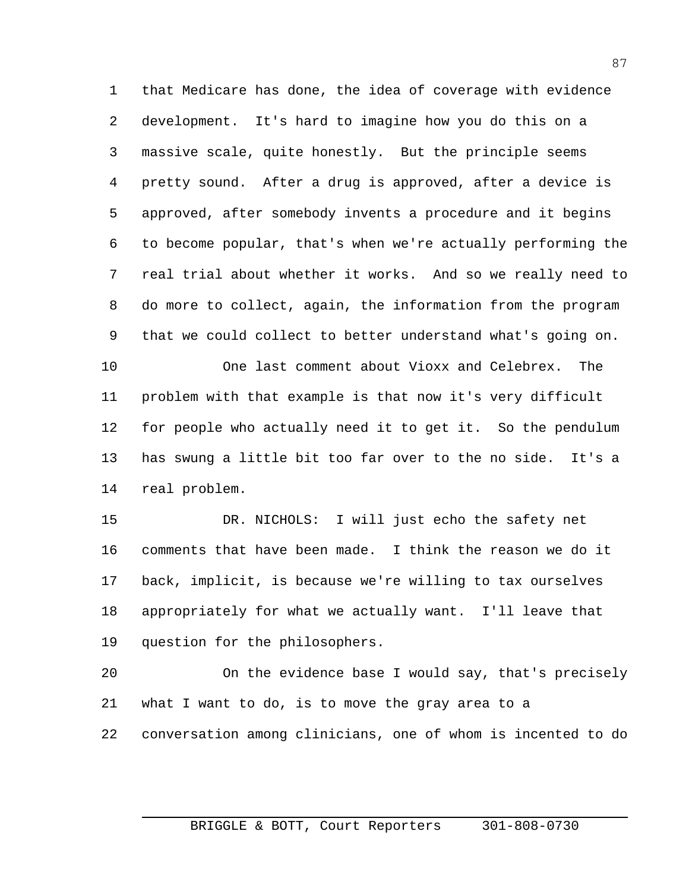that Medicare has done, the idea of coverage with evidence development. It's hard to imagine how you do this on a massive scale, quite honestly. But the principle seems pretty sound. After a drug is approved, after a device is approved, after somebody invents a procedure and it begins to become popular, that's when we're actually performing the real trial about whether it works. And so we really need to do more to collect, again, the information from the program that we could collect to better understand what's going on.

One last comment about Vioxx and Celebrex. The problem with that example is that now it's very difficult for people who actually need it to get it. So the pendulum has swung a little bit too far over to the no side. It's a real problem.

DR. NICHOLS: I will just echo the safety net comments that have been made. I think the reason we do it back, implicit, is because we're willing to tax ourselves appropriately for what we actually want. I'll leave that question for the philosophers.

On the evidence base I would say, that's precisely what I want to do, is to move the gray area to a conversation among clinicians, one of whom is incented to do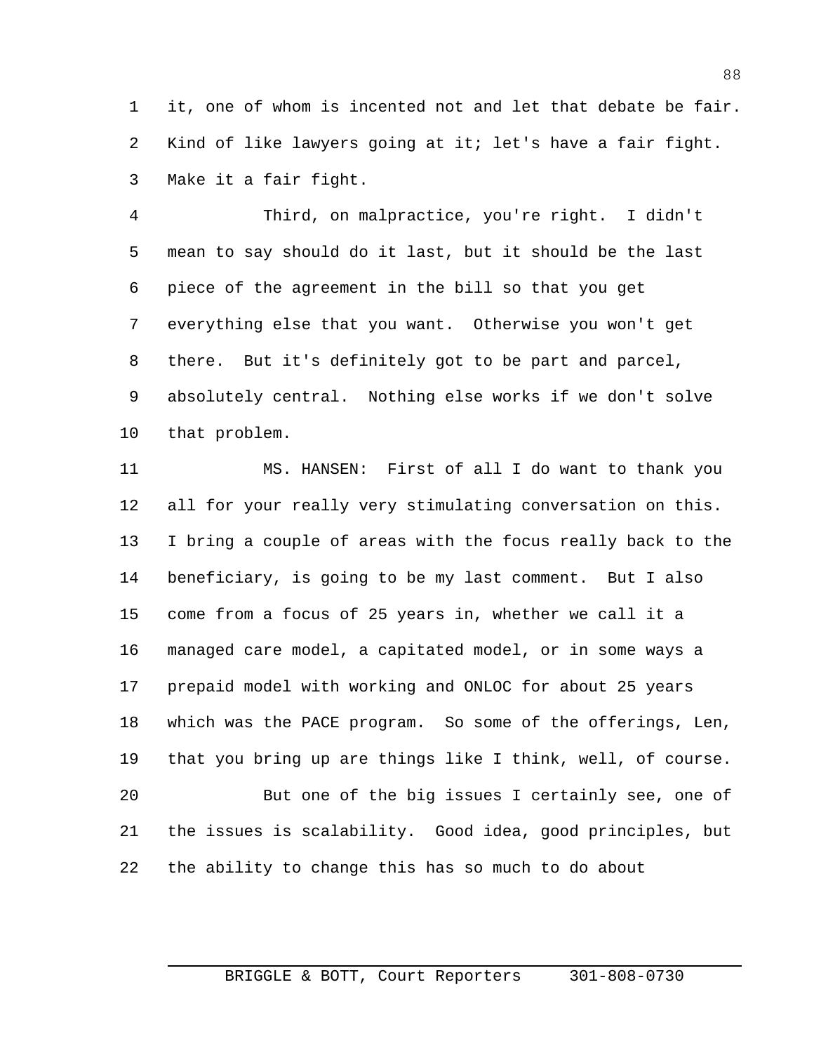it, one of whom is incented not and let that debate be fair. Kind of like lawyers going at it; let's have a fair fight. Make it a fair fight.

Third, on malpractice, you're right. I didn't mean to say should do it last, but it should be the last piece of the agreement in the bill so that you get everything else that you want. Otherwise you won't get there. But it's definitely got to be part and parcel, absolutely central. Nothing else works if we don't solve that problem.

MS. HANSEN: First of all I do want to thank you all for your really very stimulating conversation on this. I bring a couple of areas with the focus really back to the beneficiary, is going to be my last comment. But I also come from a focus of 25 years in, whether we call it a managed care model, a capitated model, or in some ways a prepaid model with working and ONLOC for about 25 years which was the PACE program. So some of the offerings, Len, that you bring up are things like I think, well, of course.

But one of the big issues I certainly see, one of the issues is scalability. Good idea, good principles, but the ability to change this has so much to do about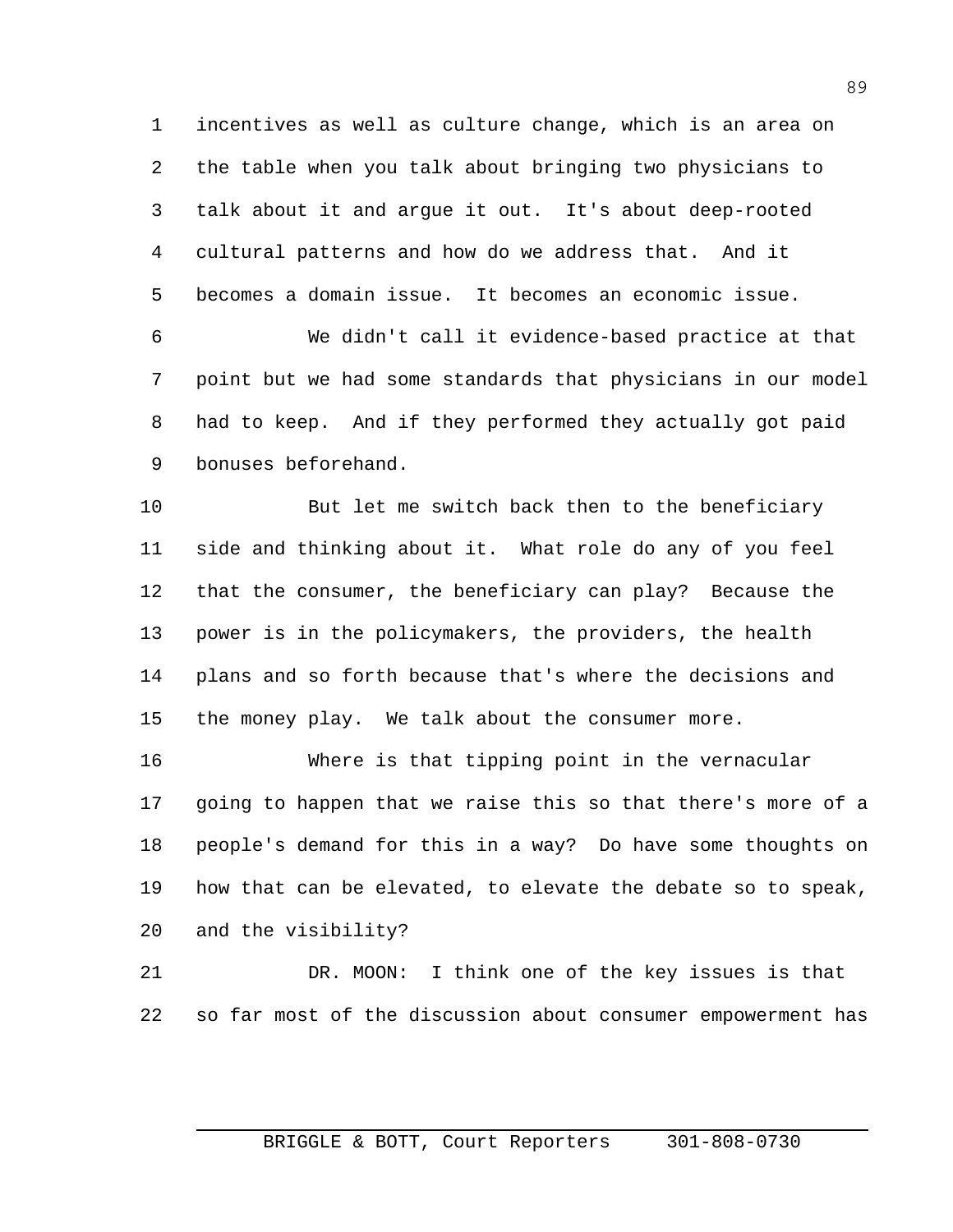incentives as well as culture change, which is an area on the table when you talk about bringing two physicians to talk about it and argue it out. It's about deep-rooted cultural patterns and how do we address that. And it becomes a domain issue. It becomes an economic issue.

We didn't call it evidence-based practice at that point but we had some standards that physicians in our model had to keep. And if they performed they actually got paid bonuses beforehand.

But let me switch back then to the beneficiary side and thinking about it. What role do any of you feel that the consumer, the beneficiary can play? Because the power is in the policymakers, the providers, the health plans and so forth because that's where the decisions and the money play. We talk about the consumer more.

Where is that tipping point in the vernacular going to happen that we raise this so that there's more of a people's demand for this in a way? Do have some thoughts on how that can be elevated, to elevate the debate so to speak, and the visibility?

DR. MOON: I think one of the key issues is that so far most of the discussion about consumer empowerment has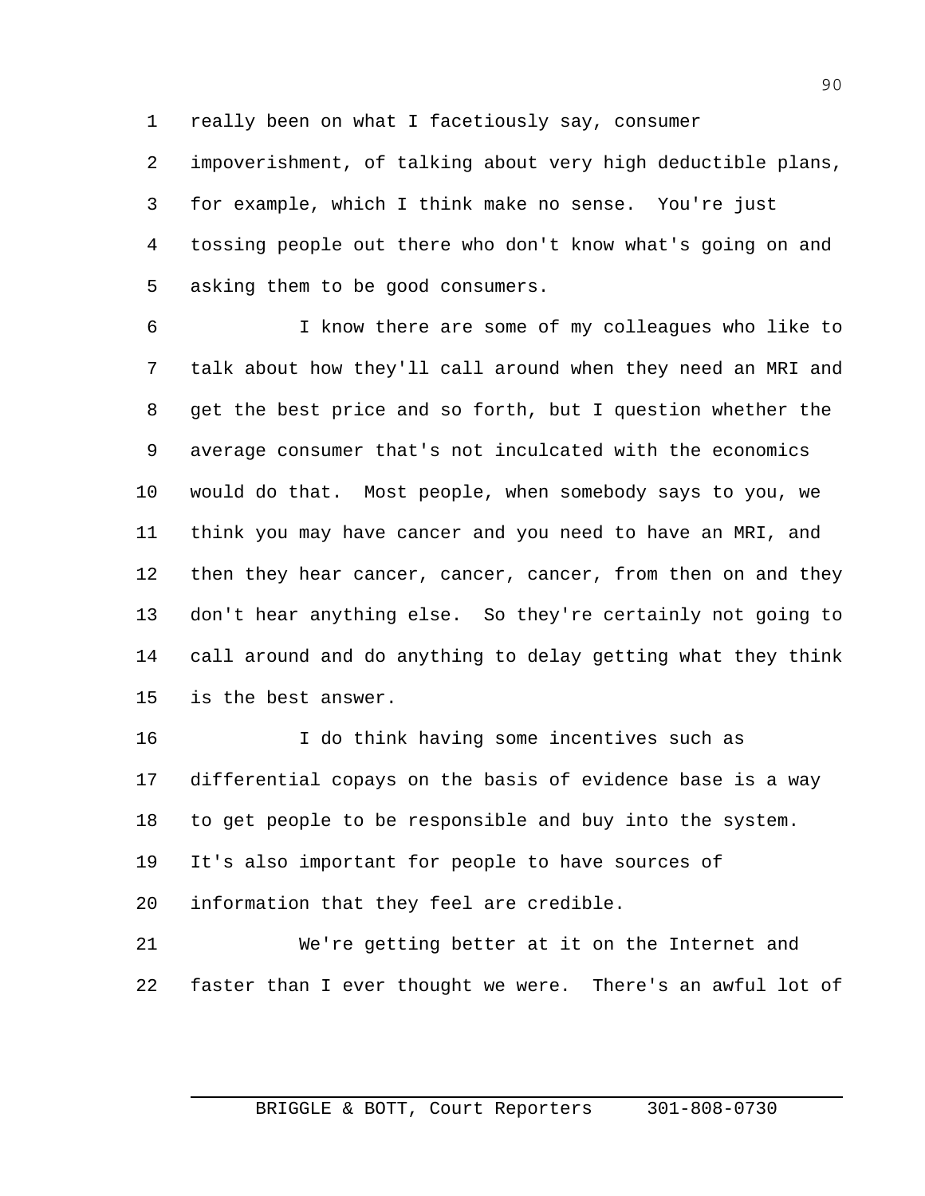really been on what I facetiously say, consumer impoverishment, of talking about very high deductible plans, for example, which I think make no sense. You're just tossing people out there who don't know what's going on and asking them to be good consumers.

I know there are some of my colleagues who like to talk about how they'll call around when they need an MRI and get the best price and so forth, but I question whether the average consumer that's not inculcated with the economics would do that. Most people, when somebody says to you, we think you may have cancer and you need to have an MRI, and then they hear cancer, cancer, cancer, from then on and they don't hear anything else. So they're certainly not going to call around and do anything to delay getting what they think is the best answer.

I do think having some incentives such as differential copays on the basis of evidence base is a way to get people to be responsible and buy into the system. It's also important for people to have sources of information that they feel are credible.

We're getting better at it on the Internet and faster than I ever thought we were. There's an awful lot of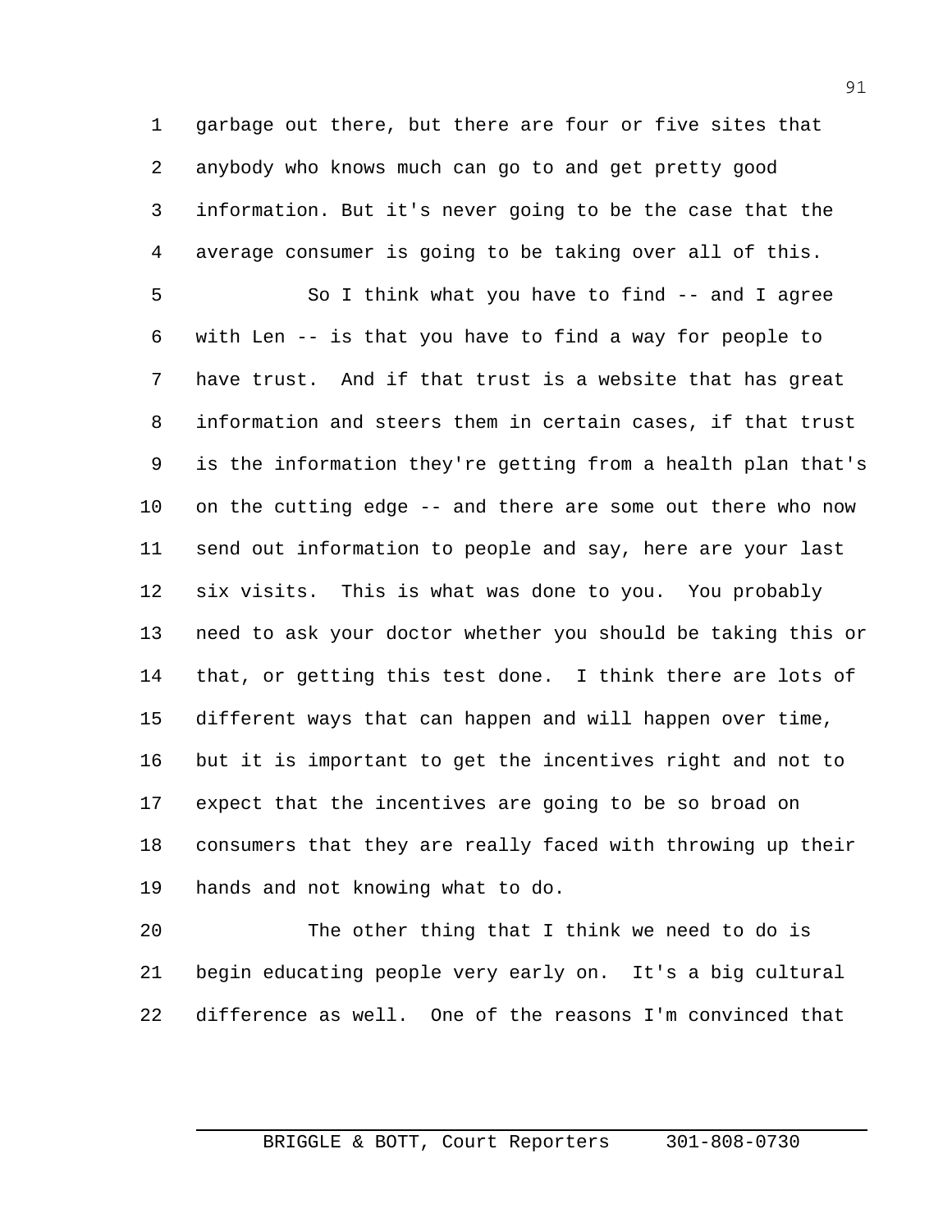garbage out there, but there are four or five sites that anybody who knows much can go to and get pretty good information. But it's never going to be the case that the average consumer is going to be taking over all of this.

So I think what you have to find -- and I agree with Len -- is that you have to find a way for people to have trust. And if that trust is a website that has great information and steers them in certain cases, if that trust is the information they're getting from a health plan that's on the cutting edge -- and there are some out there who now send out information to people and say, here are your last six visits. This is what was done to you. You probably need to ask your doctor whether you should be taking this or that, or getting this test done. I think there are lots of different ways that can happen and will happen over time, but it is important to get the incentives right and not to expect that the incentives are going to be so broad on consumers that they are really faced with throwing up their hands and not knowing what to do.

The other thing that I think we need to do is begin educating people very early on. It's a big cultural difference as well. One of the reasons I'm convinced that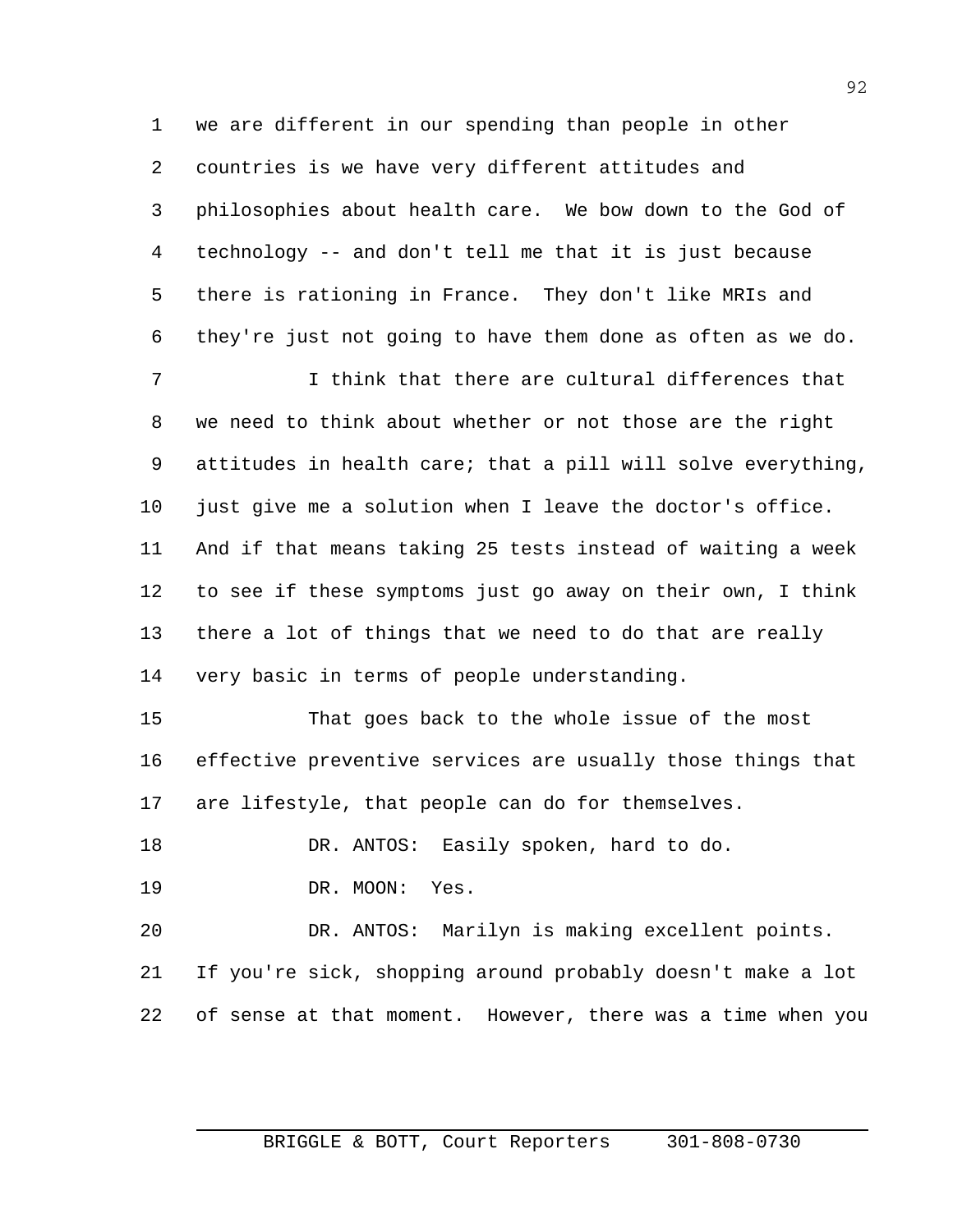we are different in our spending than people in other countries is we have very different attitudes and philosophies about health care. We bow down to the God of technology -- and don't tell me that it is just because there is rationing in France. They don't like MRIs and they're just not going to have them done as often as we do.

I think that there are cultural differences that we need to think about whether or not those are the right attitudes in health care; that a pill will solve everything, just give me a solution when I leave the doctor's office. And if that means taking 25 tests instead of waiting a week to see if these symptoms just go away on their own, I think there a lot of things that we need to do that are really very basic in terms of people understanding.

That goes back to the whole issue of the most effective preventive services are usually those things that are lifestyle, that people can do for themselves.

DR. ANTOS: Easily spoken, hard to do.

DR. MOON: Yes.

DR. ANTOS: Marilyn is making excellent points. If you're sick, shopping around probably doesn't make a lot of sense at that moment. However, there was a time when you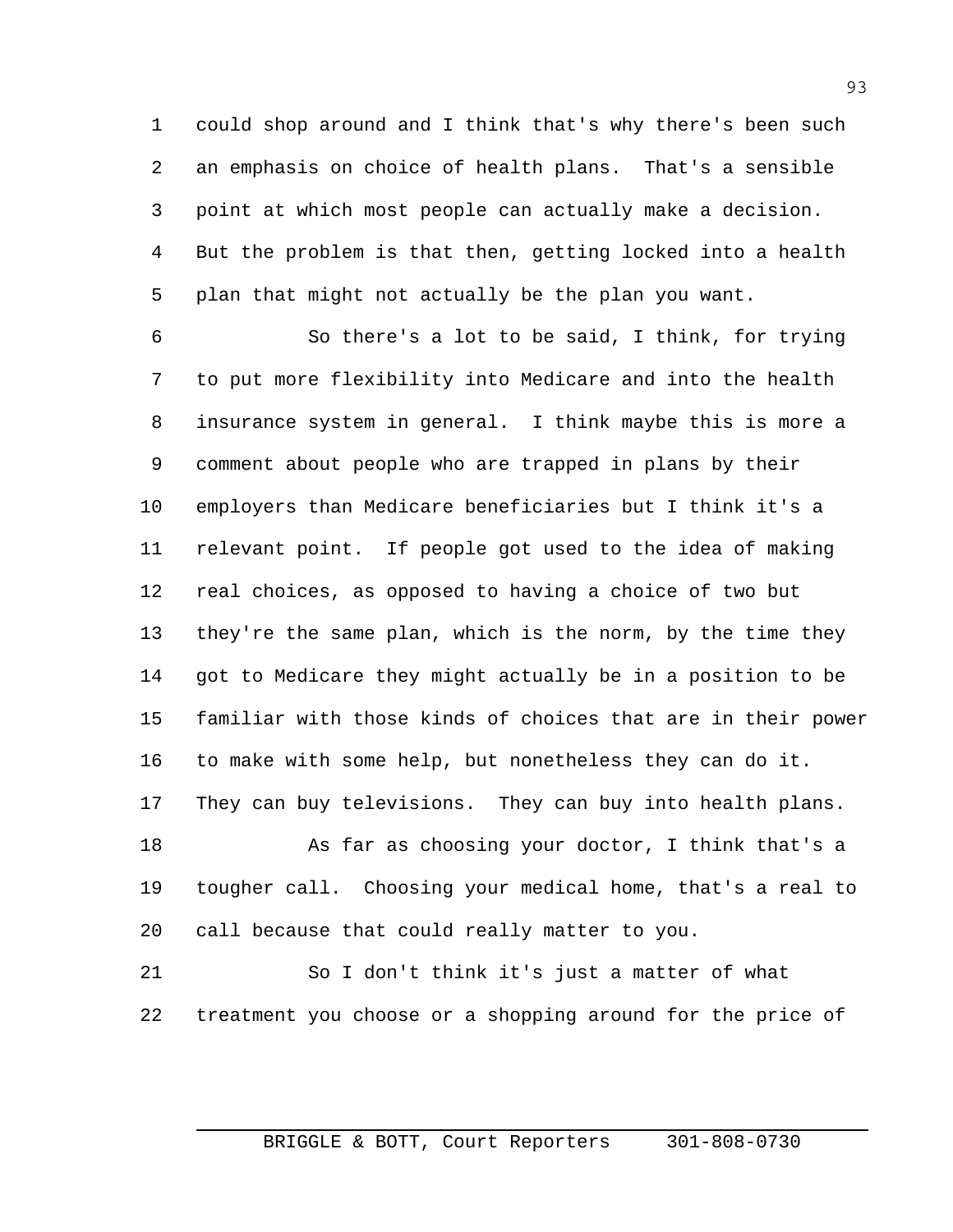could shop around and I think that's why there's been such an emphasis on choice of health plans. That's a sensible point at which most people can actually make a decision. But the problem is that then, getting locked into a health plan that might not actually be the plan you want.

So there's a lot to be said, I think, for trying to put more flexibility into Medicare and into the health insurance system in general. I think maybe this is more a comment about people who are trapped in plans by their employers than Medicare beneficiaries but I think it's a relevant point. If people got used to the idea of making real choices, as opposed to having a choice of two but they're the same plan, which is the norm, by the time they got to Medicare they might actually be in a position to be familiar with those kinds of choices that are in their power to make with some help, but nonetheless they can do it. They can buy televisions. They can buy into health plans.

As far as choosing your doctor, I think that's a tougher call. Choosing your medical home, that's a real to call because that could really matter to you.

So I don't think it's just a matter of what treatment you choose or a shopping around for the price of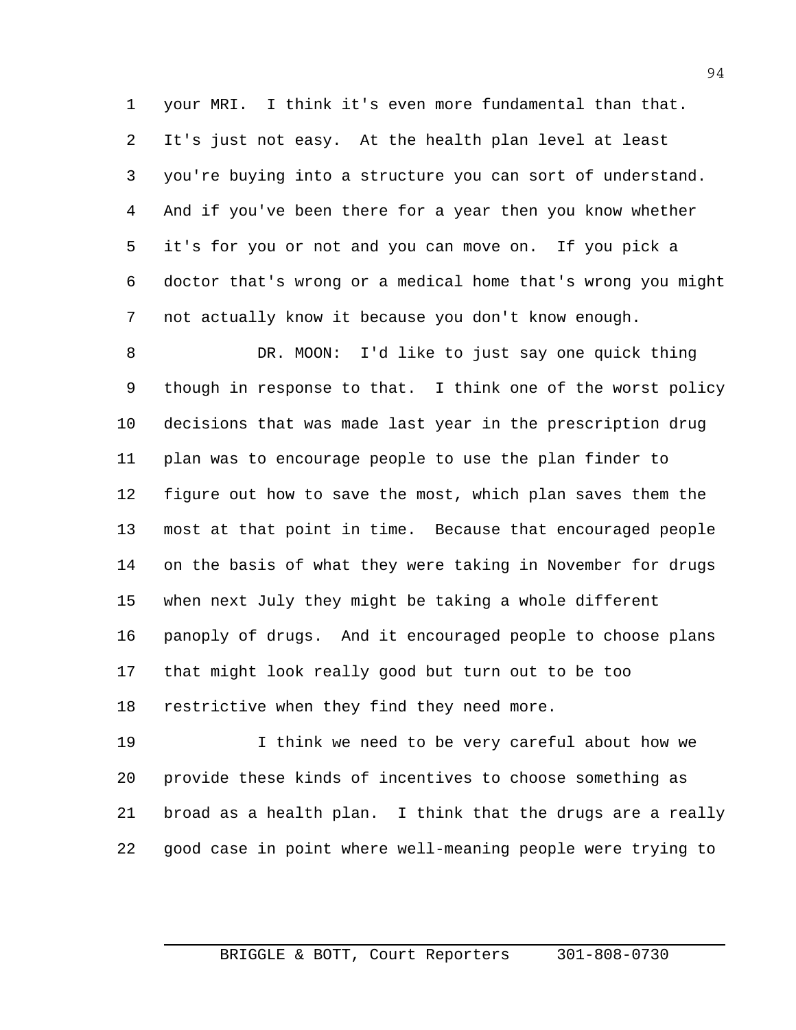your MRI. I think it's even more fundamental than that. It's just not easy. At the health plan level at least you're buying into a structure you can sort of understand. And if you've been there for a year then you know whether it's for you or not and you can move on. If you pick a doctor that's wrong or a medical home that's wrong you might not actually know it because you don't know enough.

DR. MOON: I'd like to just say one quick thing though in response to that. I think one of the worst policy decisions that was made last year in the prescription drug plan was to encourage people to use the plan finder to figure out how to save the most, which plan saves them the most at that point in time. Because that encouraged people on the basis of what they were taking in November for drugs when next July they might be taking a whole different panoply of drugs. And it encouraged people to choose plans that might look really good but turn out to be too restrictive when they find they need more.

I think we need to be very careful about how we provide these kinds of incentives to choose something as broad as a health plan. I think that the drugs are a really good case in point where well-meaning people were trying to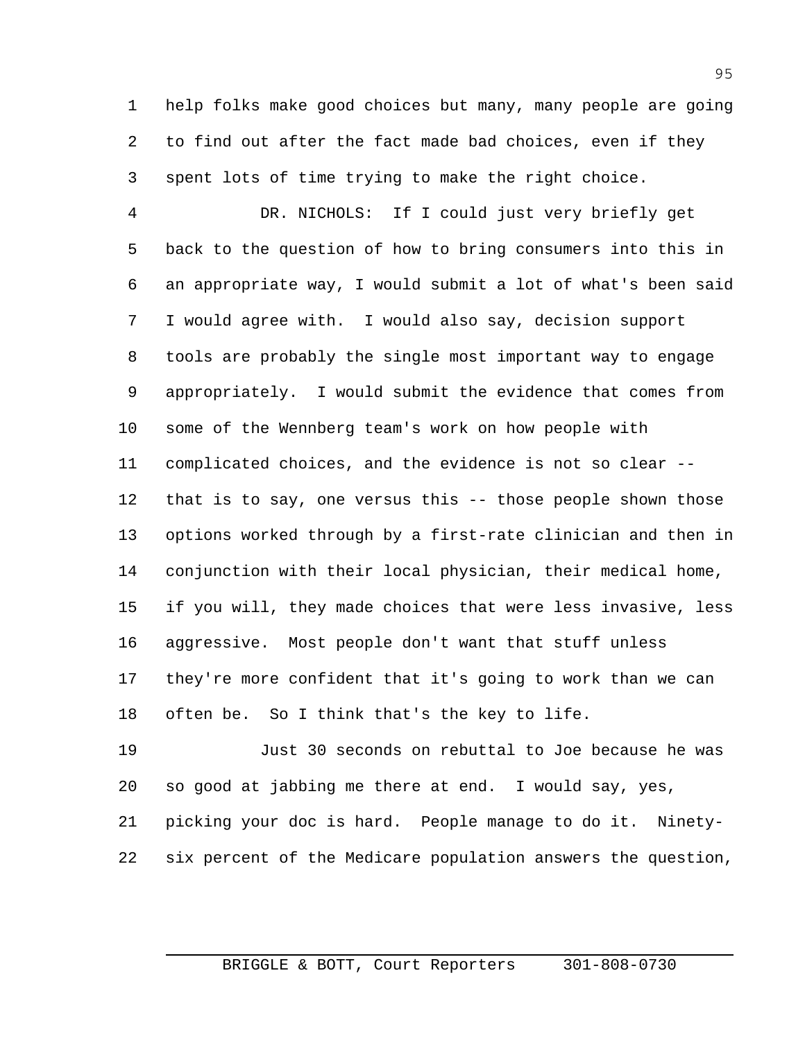help folks make good choices but many, many people are going to find out after the fact made bad choices, even if they spent lots of time trying to make the right choice.

DR. NICHOLS: If I could just very briefly get back to the question of how to bring consumers into this in an appropriate way, I would submit a lot of what's been said I would agree with. I would also say, decision support tools are probably the single most important way to engage appropriately. I would submit the evidence that comes from some of the Wennberg team's work on how people with complicated choices, and the evidence is not so clear -- that is to say, one versus this -- those people shown those options worked through by a first-rate clinician and then in conjunction with their local physician, their medical home, if you will, they made choices that were less invasive, less aggressive. Most people don't want that stuff unless they're more confident that it's going to work than we can often be. So I think that's the key to life.

Just 30 seconds on rebuttal to Joe because he was so good at jabbing me there at end. I would say, yes, picking your doc is hard. People manage to do it. Ninety-six percent of the Medicare population answers the question,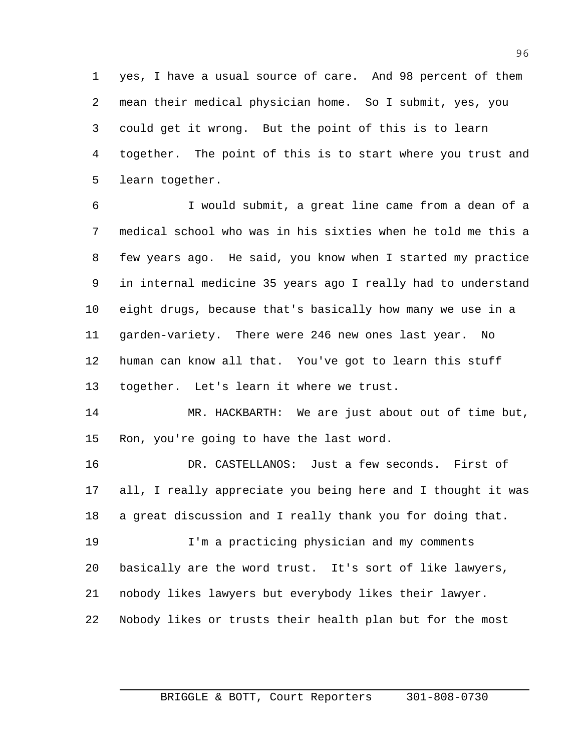yes, I have a usual source of care. And 98 percent of them mean their medical physician home. So I submit, yes, you could get it wrong. But the point of this is to learn together. The point of this is to start where you trust and learn together.

I would submit, a great line came from a dean of a medical school who was in his sixties when he told me this a few years ago. He said, you know when I started my practice in internal medicine 35 years ago I really had to understand eight drugs, because that's basically how many we use in a garden-variety. There were 246 new ones last year. No human can know all that. You've got to learn this stuff together. Let's learn it where we trust.

MR. HACKBARTH: We are just about out of time but, Ron, you're going to have the last word.

DR. CASTELLANOS: Just a few seconds. First of all, I really appreciate you being here and I thought it was a great discussion and I really thank you for doing that.

I'm a practicing physician and my comments basically are the word trust. It's sort of like lawyers, nobody likes lawyers but everybody likes their lawyer. Nobody likes or trusts their health plan but for the most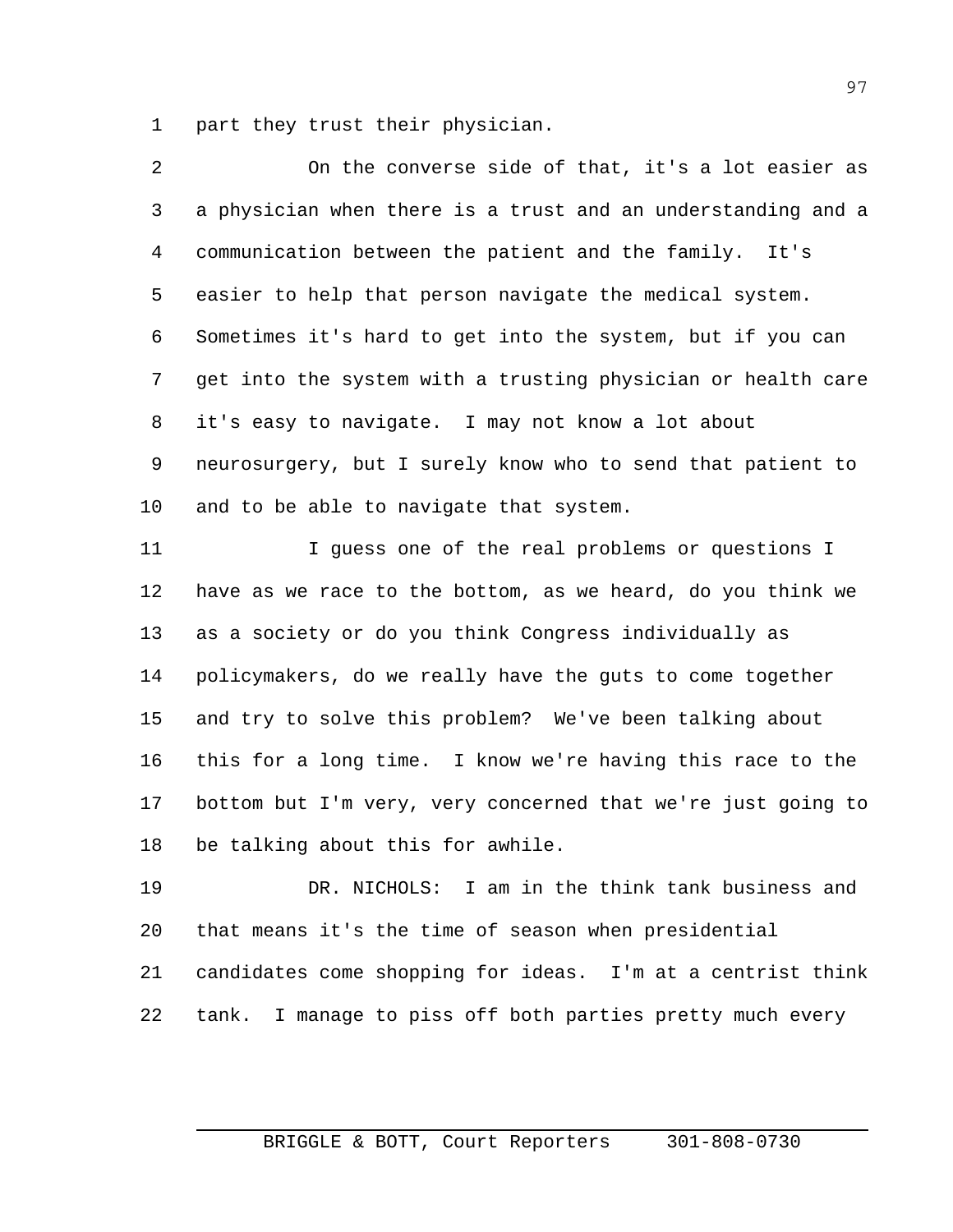part they trust their physician.

On the converse side of that, it's a lot easier as a physician when there is a trust and an understanding and a communication between the patient and the family. It's easier to help that person navigate the medical system. Sometimes it's hard to get into the system, but if you can get into the system with a trusting physician or health care it's easy to navigate. I may not know a lot about neurosurgery, but I surely know who to send that patient to and to be able to navigate that system.

I guess one of the real problems or questions I have as we race to the bottom, as we heard, do you think we as a society or do you think Congress individually as policymakers, do we really have the guts to come together and try to solve this problem? We've been talking about this for a long time. I know we're having this race to the bottom but I'm very, very concerned that we're just going to be talking about this for awhile.

DR. NICHOLS: I am in the think tank business and that means it's the time of season when presidential candidates come shopping for ideas. I'm at a centrist think tank. I manage to piss off both parties pretty much every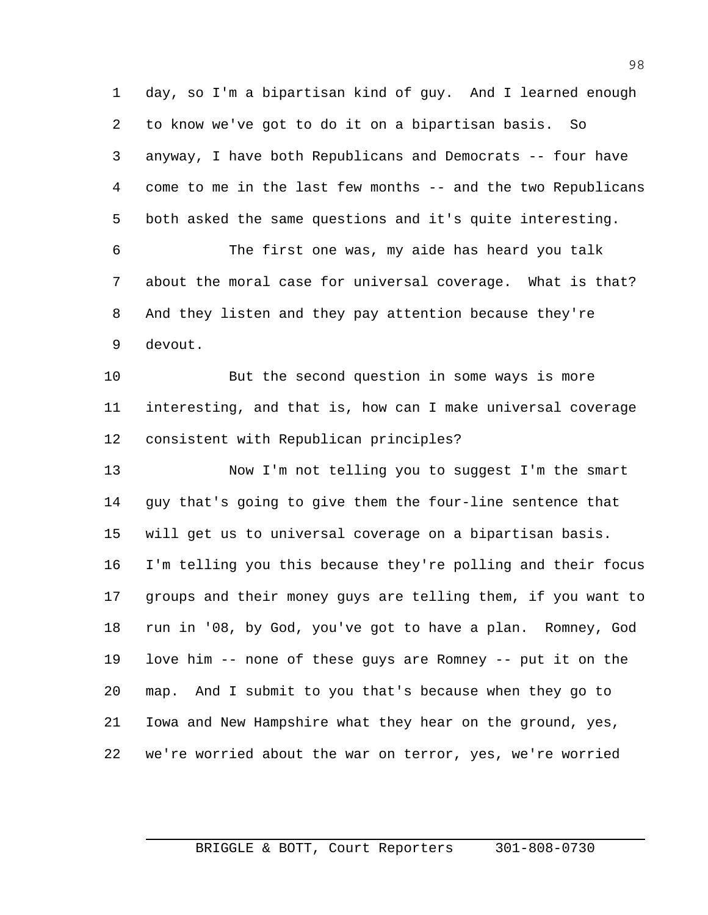day, so I'm a bipartisan kind of guy. And I learned enough to know we've got to do it on a bipartisan basis. So anyway, I have both Republicans and Democrats -- four have come to me in the last few months -- and the two Republicans both asked the same questions and it's quite interesting.

The first one was, my aide has heard you talk about the moral case for universal coverage. What is that? And they listen and they pay attention because they're devout.

But the second question in some ways is more interesting, and that is, how can I make universal coverage consistent with Republican principles?

Now I'm not telling you to suggest I'm the smart guy that's going to give them the four-line sentence that will get us to universal coverage on a bipartisan basis. I'm telling you this because they're polling and their focus groups and their money guys are telling them, if you want to run in '08, by God, you've got to have a plan. Romney, God love him -- none of these guys are Romney -- put it on the map. And I submit to you that's because when they go to Iowa and New Hampshire what they hear on the ground, yes, we're worried about the war on terror, yes, we're worried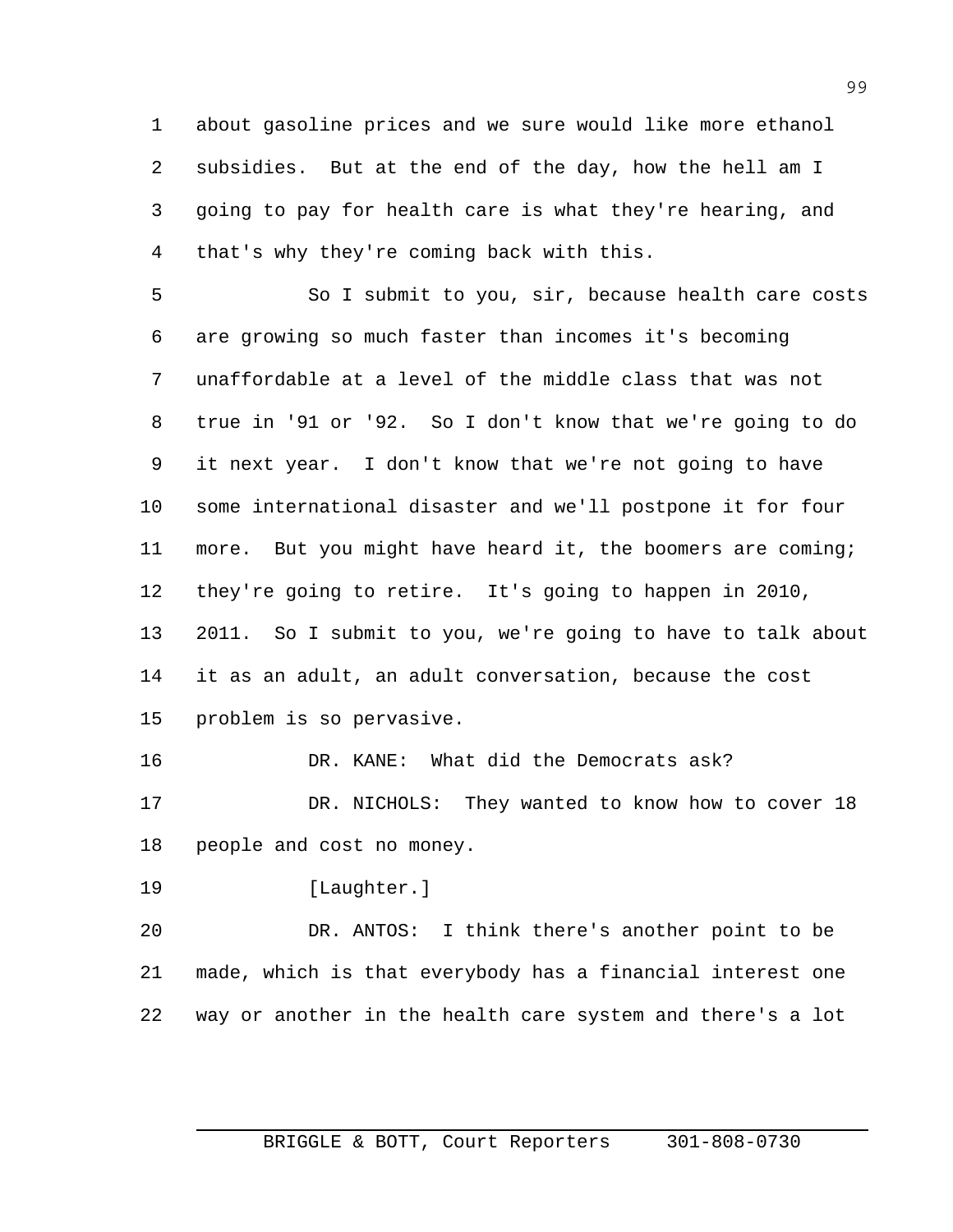about gasoline prices and we sure would like more ethanol subsidies. But at the end of the day, how the hell am I going to pay for health care is what they're hearing, and that's why they're coming back with this.

So I submit to you, sir, because health care costs are growing so much faster than incomes it's becoming unaffordable at a level of the middle class that was not true in '91 or '92. So I don't know that we're going to do it next year. I don't know that we're not going to have some international disaster and we'll postpone it for four more. But you might have heard it, the boomers are coming; they're going to retire. It's going to happen in 2010, 2011. So I submit to you, we're going to have to talk about it as an adult, an adult conversation, because the cost problem is so pervasive.

DR. KANE: What did the Democrats ask?

DR. NICHOLS: They wanted to know how to cover 18 people and cost no money.

[Laughter.]

DR. ANTOS: I think there's another point to be made, which is that everybody has a financial interest one way or another in the health care system and there's a lot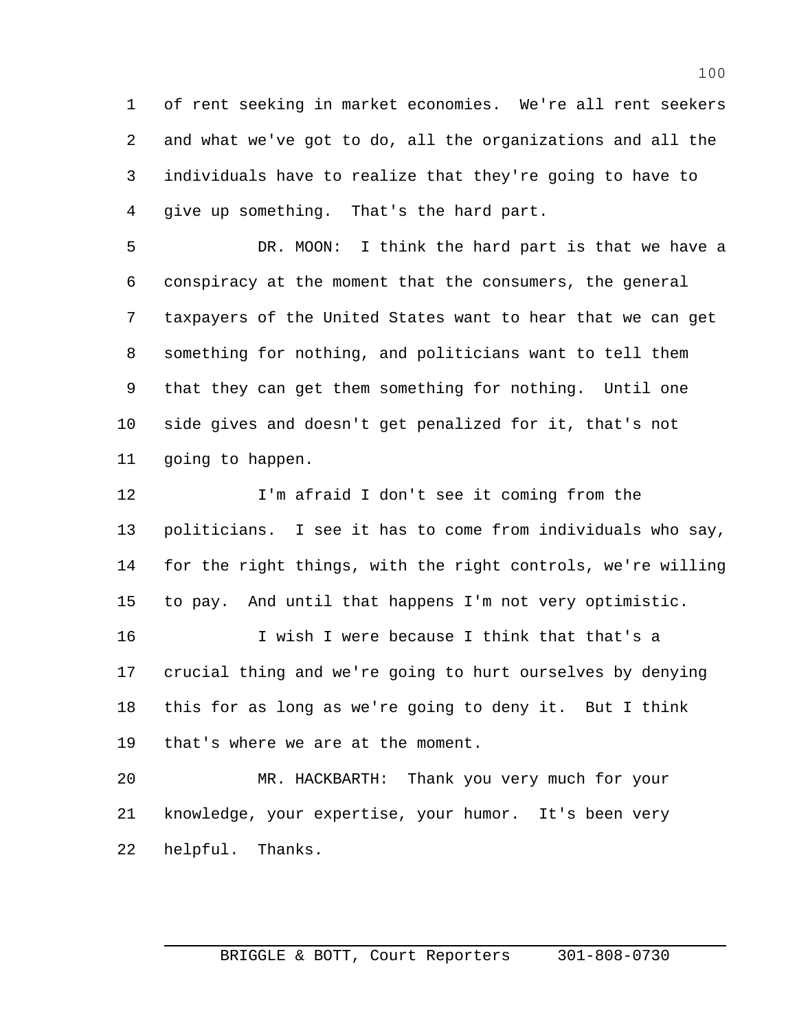of rent seeking in market economies. We're all rent seekers and what we've got to do, all the organizations and all the individuals have to realize that they're going to have to give up something. That's the hard part.

DR. MOON: I think the hard part is that we have a conspiracy at the moment that the consumers, the general taxpayers of the United States want to hear that we can get something for nothing, and politicians want to tell them that they can get them something for nothing. Until one side gives and doesn't get penalized for it, that's not going to happen.

I'm afraid I don't see it coming from the politicians. I see it has to come from individuals who say, for the right things, with the right controls, we're willing to pay. And until that happens I'm not very optimistic.

I wish I were because I think that that's a crucial thing and we're going to hurt ourselves by denying this for as long as we're going to deny it. But I think that's where we are at the moment.

MR. HACKBARTH: Thank you very much for your knowledge, your expertise, your humor. It's been very helpful. Thanks.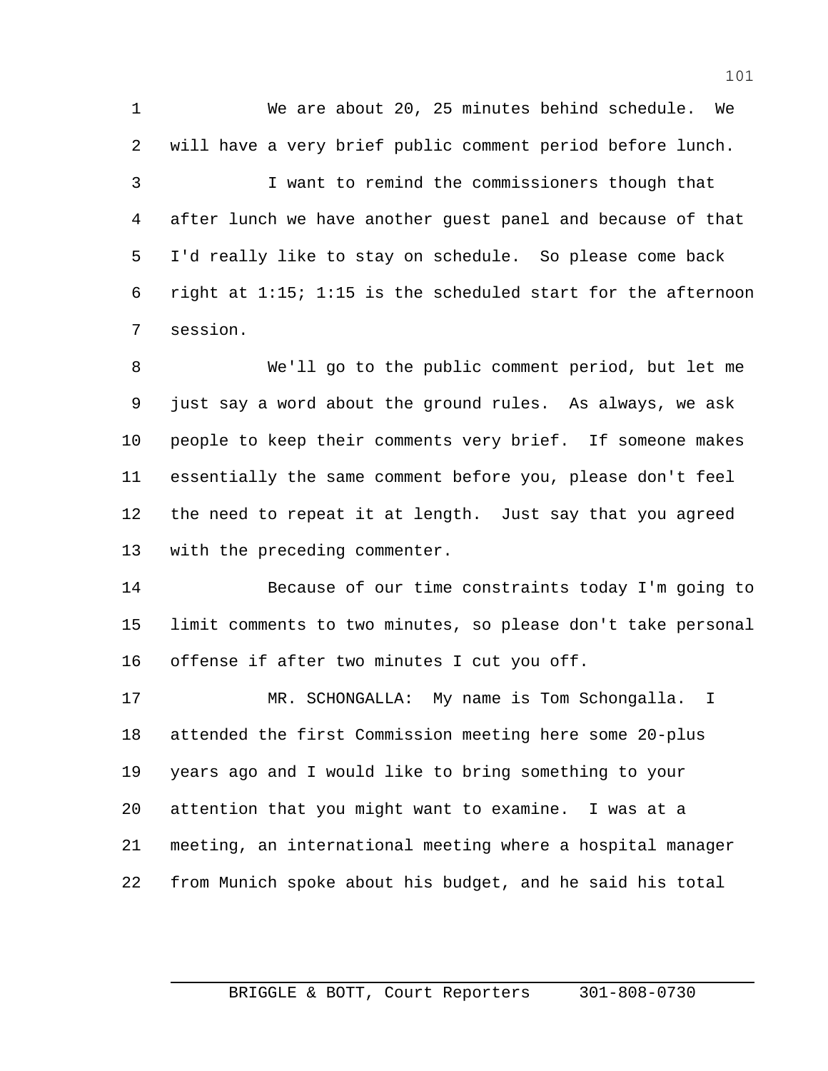We are about 20, 25 minutes behind schedule. We will have a very brief public comment period before lunch.

I want to remind the commissioners though that after lunch we have another guest panel and because of that I'd really like to stay on schedule. So please come back right at 1:15; 1:15 is the scheduled start for the afternoon session.

We'll go to the public comment period, but let me just say a word about the ground rules. As always, we ask people to keep their comments very brief. If someone makes essentially the same comment before you, please don't feel the need to repeat it at length. Just say that you agreed with the preceding commenter.

Because of our time constraints today I'm going to limit comments to two minutes, so please don't take personal offense if after two minutes I cut you off.

MR. SCHONGALLA: My name is Tom Schongalla. I attended the first Commission meeting here some 20-plus years ago and I would like to bring something to your attention that you might want to examine. I was at a meeting, an international meeting where a hospital manager from Munich spoke about his budget, and he said his total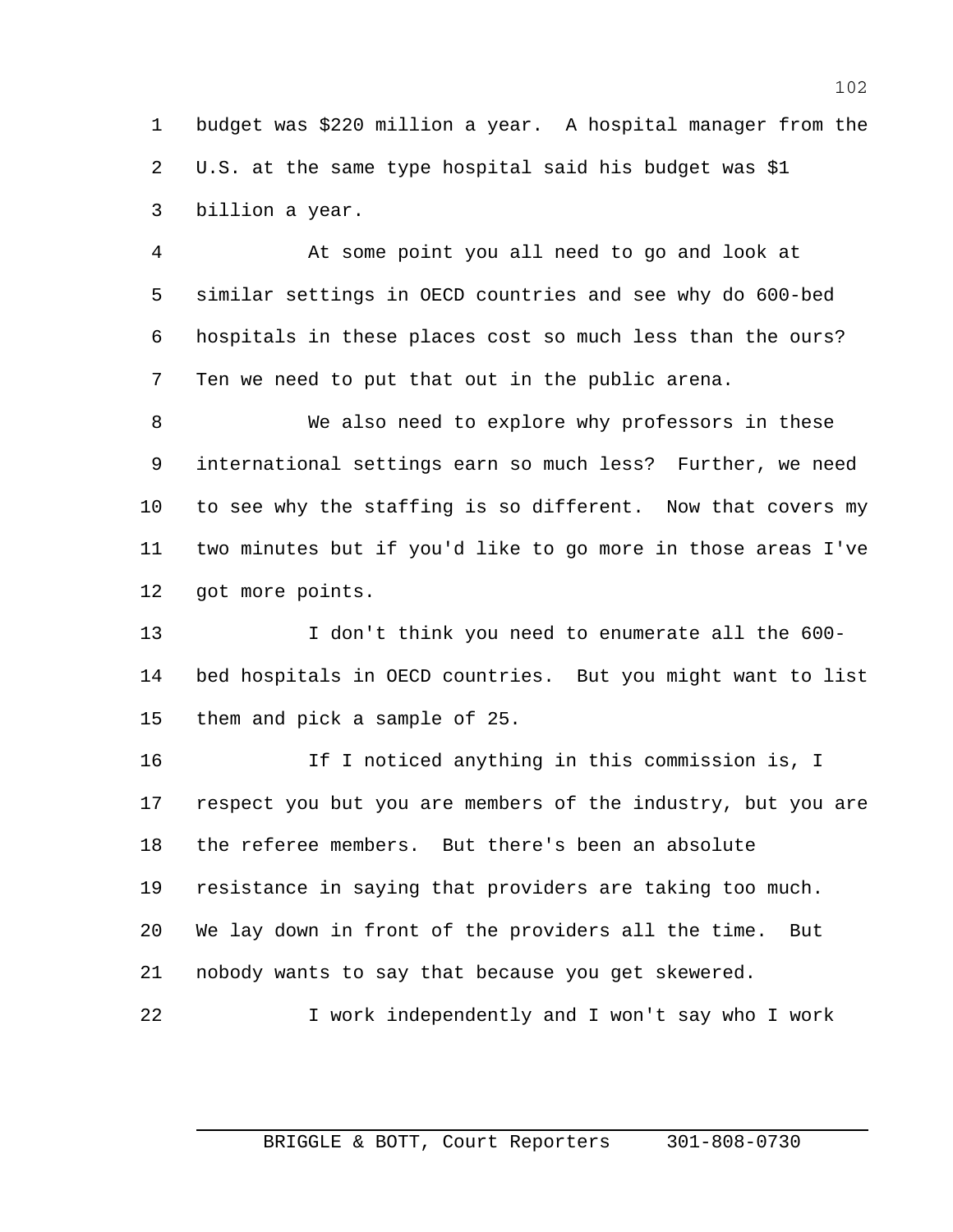budget was $220 million a year. A hospital manager from the U.S. at the same type hospital said his budget was $1 billion a year.

At some point you all need to go and look at similar settings in OECD countries and see why do 600-bed hospitals in these places cost so much less than the ours? Ten we need to put that out in the public arena.

We also need to explore why professors in these international settings earn so much less? Further, we need to see why the staffing is so different. Now that covers my two minutes but if you'd like to go more in those areas I've got more points.

I don't think you need to enumerate all the 600-bed hospitals in OECD countries. But you might want to list them and pick a sample of 25.

If I noticed anything in this commission is, I respect you but you are members of the industry, but you are the referee members. But there's been an absolute resistance in saying that providers are taking too much. We lay down in front of the providers all the time. But nobody wants to say that because you get skewered.

I work independently and I won't say who I work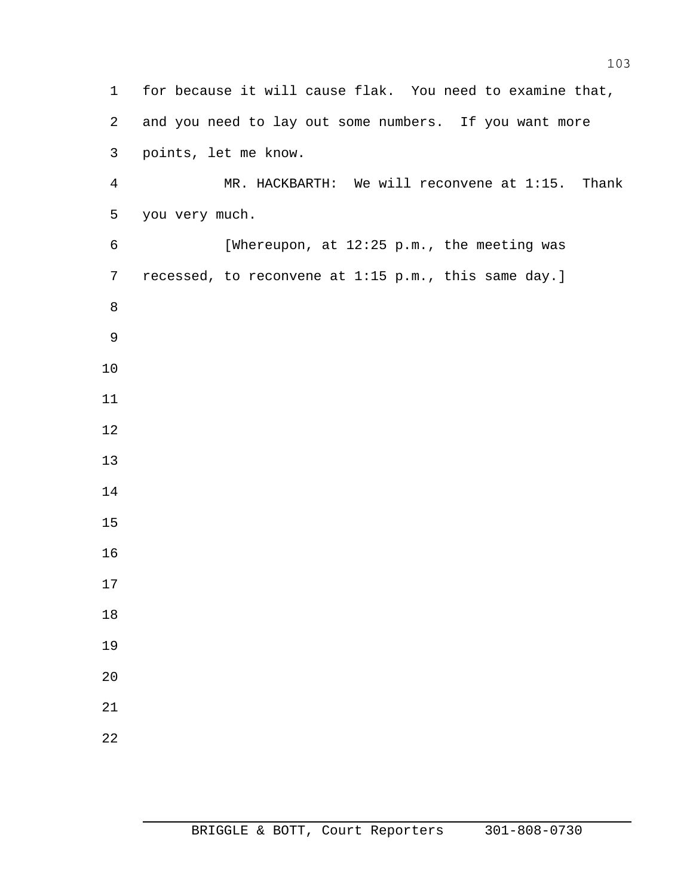for because it will cause flak. You need to examine that, and you need to lay out some numbers. If you want more points, let me know.

MR. HACKBARTH: We will reconvene at 1:15. Thank you very much.

[Whereupon, at 12:25 p.m., the meeting was recessed, to reconvene at 1:15 p.m., this same day.]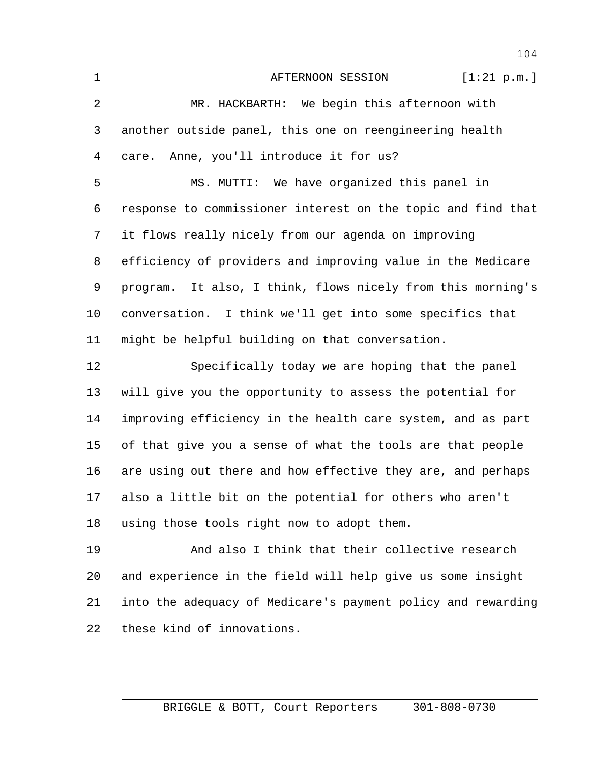AFTERNOON SESSION [1:21 p.m.]

MR. HACKBARTH: We begin this afternoon with another outside panel, this one on reengineering health care. Anne, you'll introduce it for us?

MS. MUTTI: We have organized this panel in response to commissioner interest on the topic and find that it flows really nicely from our agenda on improving efficiency of providers and improving value in the Medicare program. It also, I think, flows nicely from this morning's conversation. I think we'll get into some specifics that might be helpful building on that conversation.

Specifically today we are hoping that the panel will give you the opportunity to assess the potential for improving efficiency in the health care system, and as part of that give you a sense of what the tools are that people are using out there and how effective they are, and perhaps also a little bit on the potential for others who aren't using those tools right now to adopt them.

And also I think that their collective research and experience in the field will help give us some insight into the adequacy of Medicare's payment policy and rewarding these kind of innovations.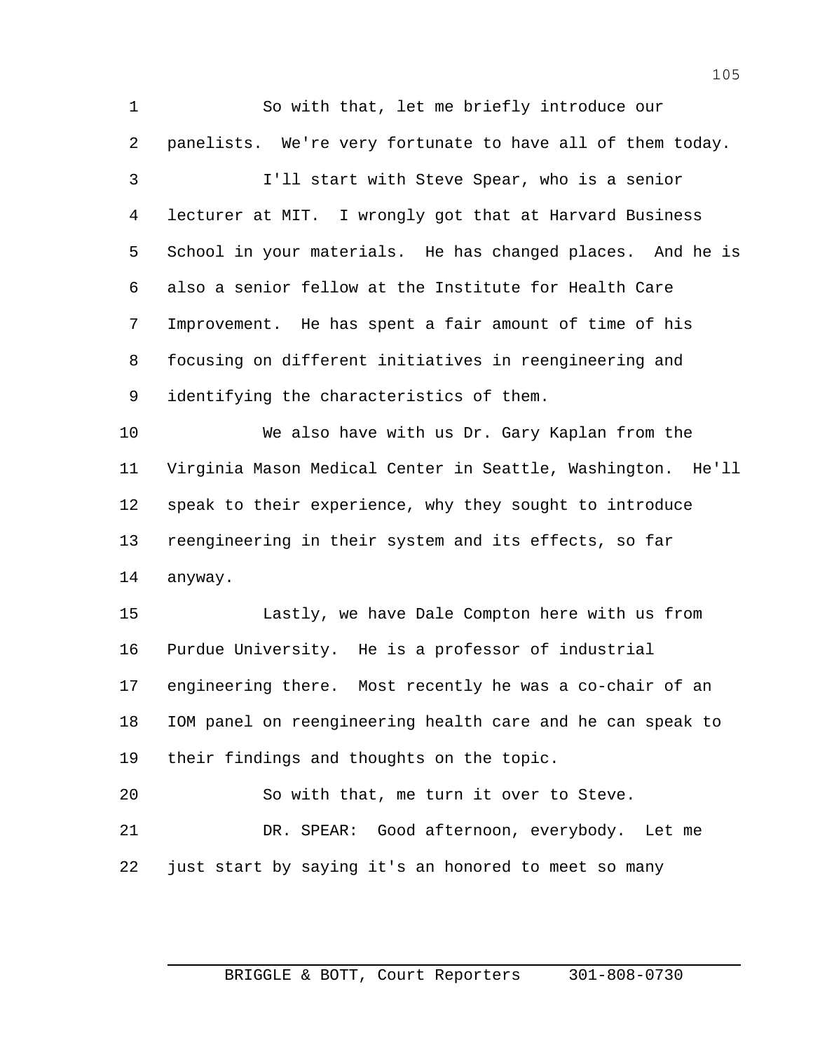So with that, let me briefly introduce our panelists. We're very fortunate to have all of them today.

I'll start with Steve Spear, who is a senior lecturer at MIT. I wrongly got that at Harvard Business School in your materials. He has changed places. And he is also a senior fellow at the Institute for Health Care Improvement. He has spent a fair amount of time of his focusing on different initiatives in reengineering and identifying the characteristics of them.

We also have with us Dr. Gary Kaplan from the Virginia Mason Medical Center in Seattle, Washington. He'll speak to their experience, why they sought to introduce reengineering in their system and its effects, so far anyway.

Lastly, we have Dale Compton here with us from Purdue University. He is a professor of industrial engineering there. Most recently he was a co-chair of an IOM panel on reengineering health care and he can speak to their findings and thoughts on the topic.

So with that, me turn it over to Steve.

DR. SPEAR: Good afternoon, everybody. Let me just start by saying it's an honored to meet so many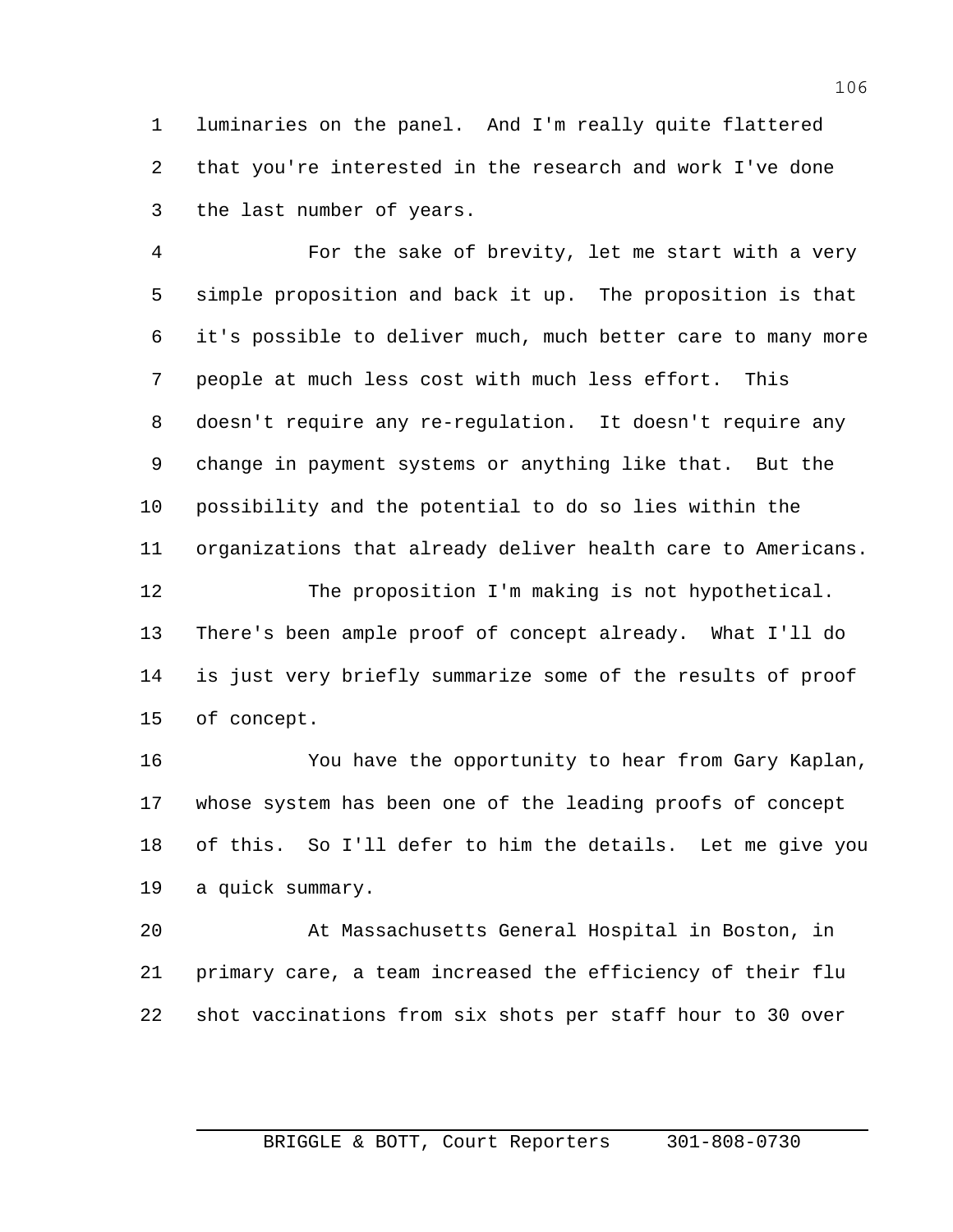luminaries on the panel. And I'm really quite flattered that you're interested in the research and work I've done the last number of years.

For the sake of brevity, let me start with a very simple proposition and back it up. The proposition is that it's possible to deliver much, much better care to many more people at much less cost with much less effort. This doesn't require any re-regulation. It doesn't require any change in payment systems or anything like that. But the possibility and the potential to do so lies within the organizations that already deliver health care to Americans.

The proposition I'm making is not hypothetical. There's been ample proof of concept already. What I'll do is just very briefly summarize some of the results of proof of concept.

You have the opportunity to hear from Gary Kaplan, whose system has been one of the leading proofs of concept of this. So I'll defer to him the details. Let me give you a quick summary.

At Massachusetts General Hospital in Boston, in primary care, a team increased the efficiency of their flu shot vaccinations from six shots per staff hour to 30 over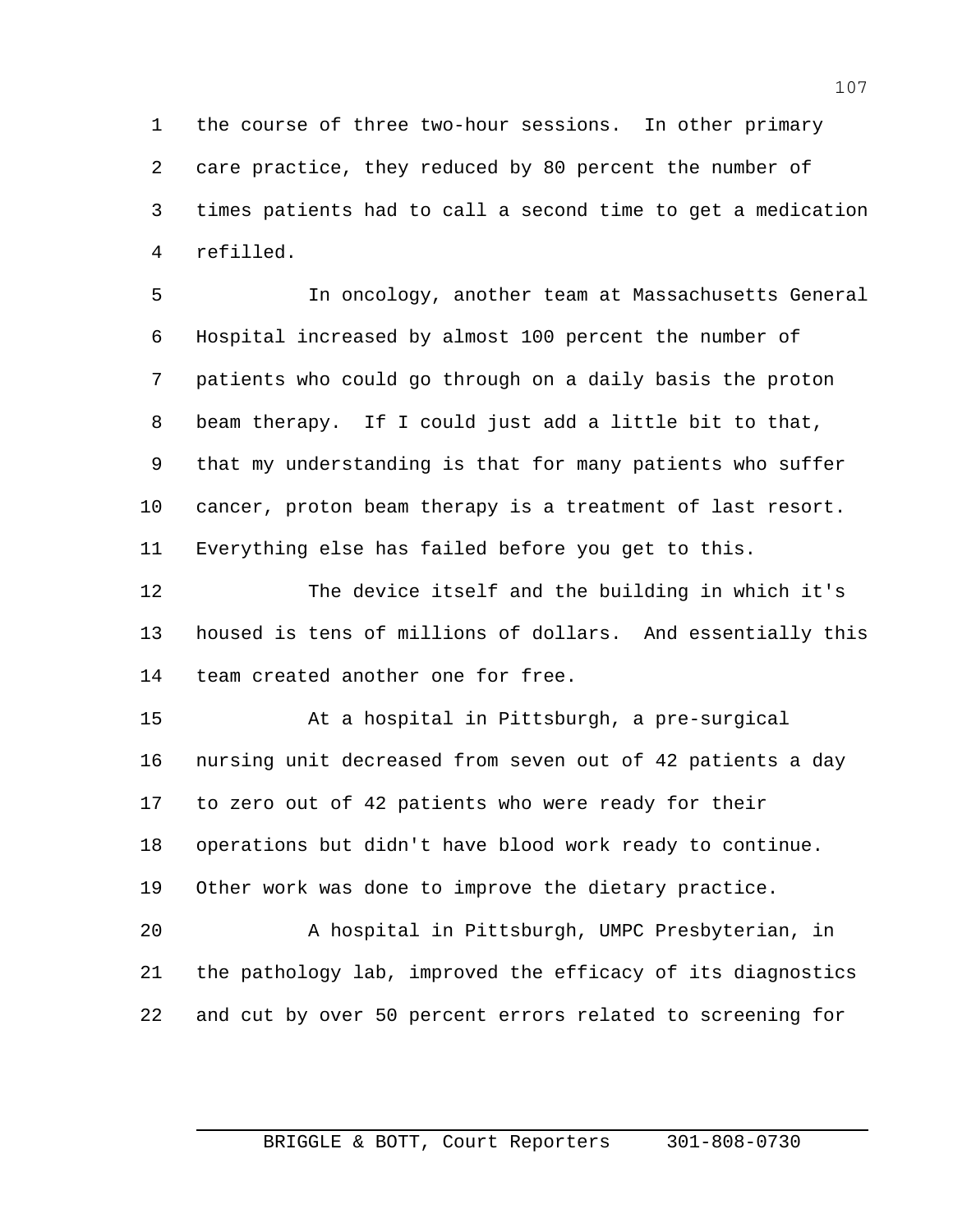the course of three two-hour sessions. In other primary care practice, they reduced by 80 percent the number of times patients had to call a second time to get a medication refilled.

In oncology, another team at Massachusetts General Hospital increased by almost 100 percent the number of patients who could go through on a daily basis the proton beam therapy. If I could just add a little bit to that, that my understanding is that for many patients who suffer cancer, proton beam therapy is a treatment of last resort. Everything else has failed before you get to this.

The device itself and the building in which it's housed is tens of millions of dollars. And essentially this team created another one for free.

At a hospital in Pittsburgh, a pre-surgical nursing unit decreased from seven out of 42 patients a day to zero out of 42 patients who were ready for their operations but didn't have blood work ready to continue. Other work was done to improve the dietary practice.

A hospital in Pittsburgh, UMPC Presbyterian, in the pathology lab, improved the efficacy of its diagnostics and cut by over 50 percent errors related to screening for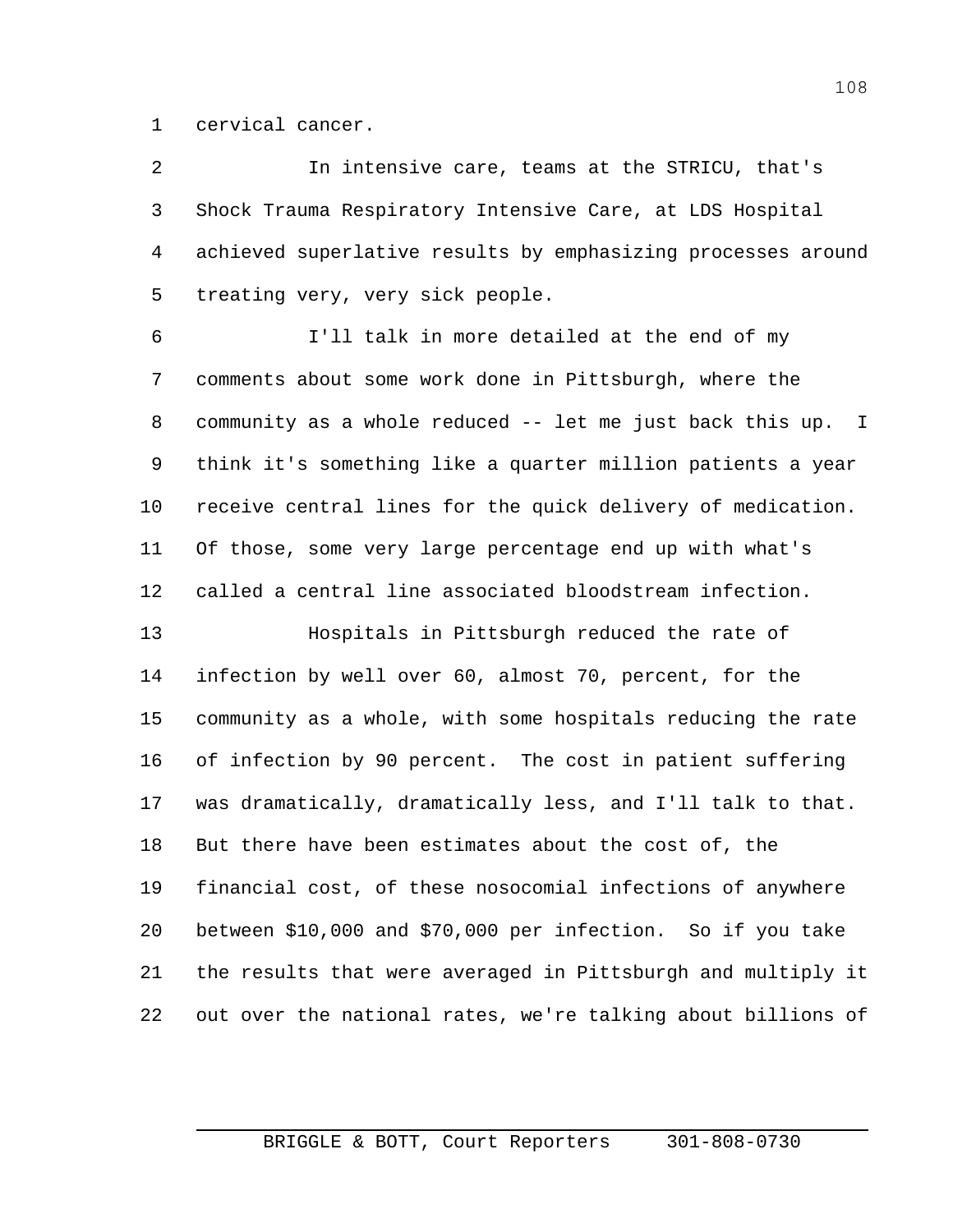cervical cancer.

In intensive care, teams at the STRICU, that's Shock Trauma Respiratory Intensive Care, at LDS Hospital achieved superlative results by emphasizing processes around treating very, very sick people.

I'll talk in more detailed at the end of my comments about some work done in Pittsburgh, where the community as a whole reduced -- let me just back this up. I think it's something like a quarter million patients a year receive central lines for the quick delivery of medication. Of those, some very large percentage end up with what's called a central line associated bloodstream infection.

Hospitals in Pittsburgh reduced the rate of infection by well over 60, almost 70, percent, for the community as a whole, with some hospitals reducing the rate of infection by 90 percent. The cost in patient suffering was dramatically, dramatically less, and I'll talk to that. But there have been estimates about the cost of, the financial cost, of these nosocomial infections of anywhere between $10,000 and $70,000 per infection. So if you take the results that were averaged in Pittsburgh and multiply it out over the national rates, we're talking about billions of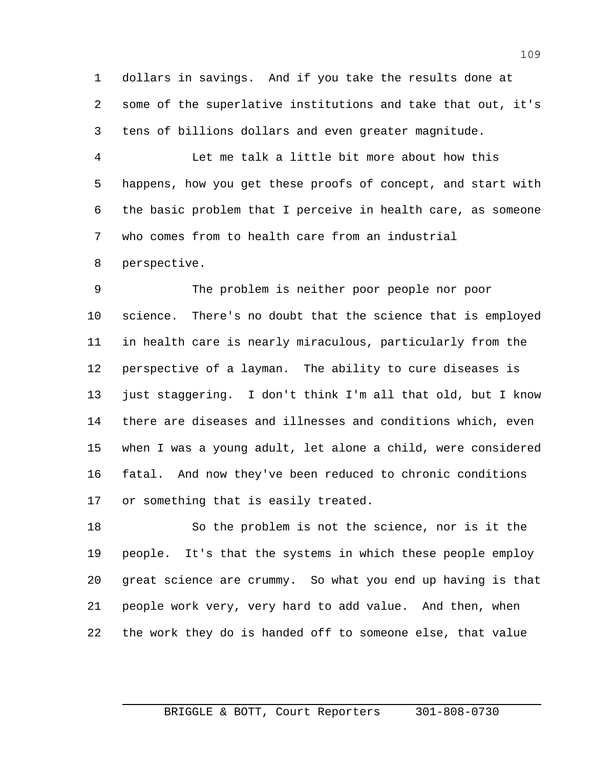dollars in savings. And if you take the results done at some of the superlative institutions and take that out, it's tens of billions dollars and even greater magnitude.

Let me talk a little bit more about how this happens, how you get these proofs of concept, and start with the basic problem that I perceive in health care, as someone who comes from to health care from an industrial perspective.

The problem is neither poor people nor poor science. There's no doubt that the science that is employed in health care is nearly miraculous, particularly from the perspective of a layman. The ability to cure diseases is just staggering. I don't think I'm all that old, but I know there are diseases and illnesses and conditions which, even when I was a young adult, let alone a child, were considered fatal. And now they've been reduced to chronic conditions or something that is easily treated.

So the problem is not the science, nor is it the people. It's that the systems in which these people employ great science are crummy. So what you end up having is that people work very, very hard to add value. And then, when the work they do is handed off to someone else, that value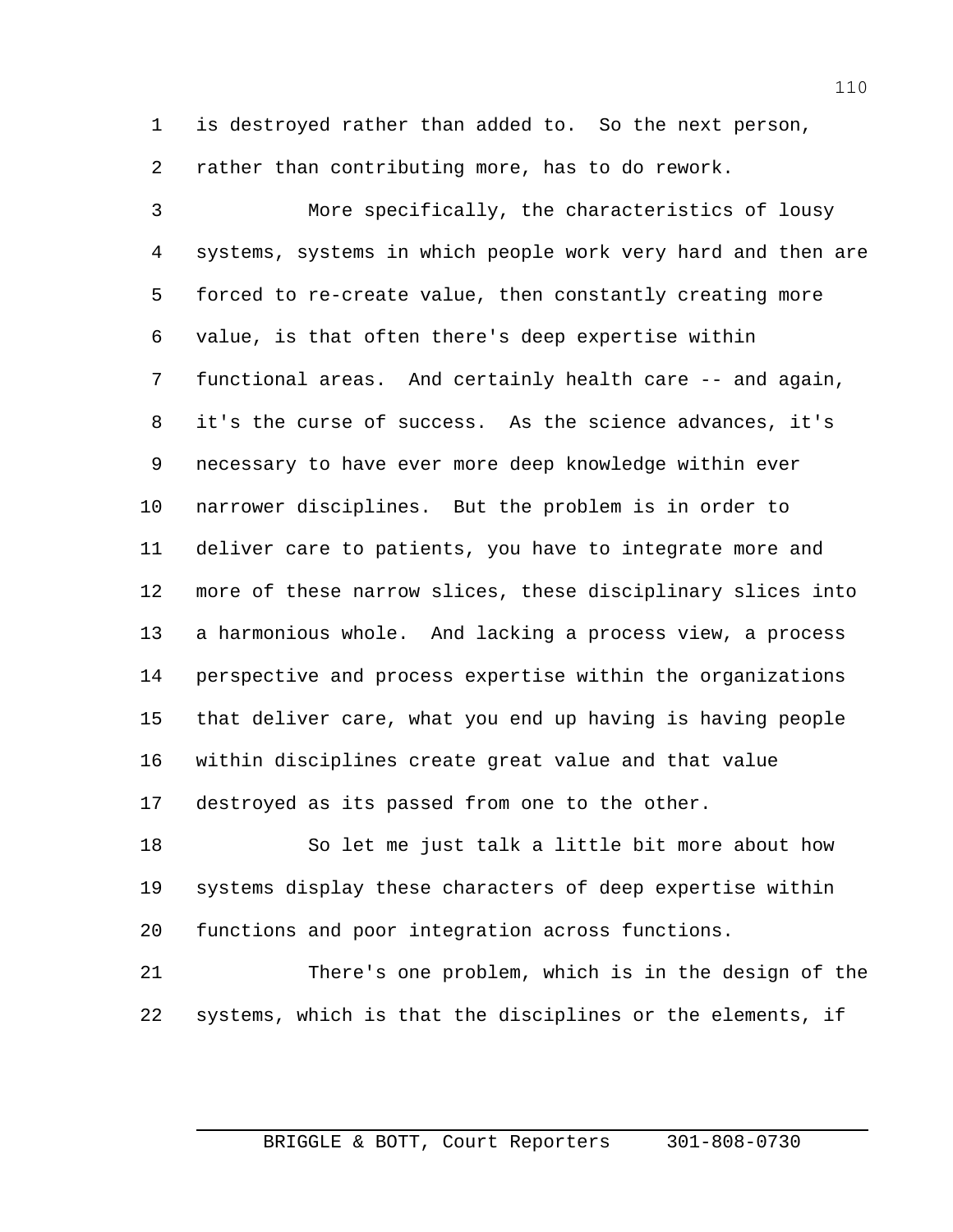is destroyed rather than added to. So the next person, rather than contributing more, has to do rework.

More specifically, the characteristics of lousy systems, systems in which people work very hard and then are forced to re-create value, then constantly creating more value, is that often there's deep expertise within functional areas. And certainly health care -- and again, it's the curse of success. As the science advances, it's necessary to have ever more deep knowledge within ever narrower disciplines. But the problem is in order to deliver care to patients, you have to integrate more and more of these narrow slices, these disciplinary slices into a harmonious whole. And lacking a process view, a process perspective and process expertise within the organizations that deliver care, what you end up having is having people within disciplines create great value and that value destroyed as its passed from one to the other.

So let me just talk a little bit more about how systems display these characters of deep expertise within functions and poor integration across functions.

There's one problem, which is in the design of the systems, which is that the disciplines or the elements, if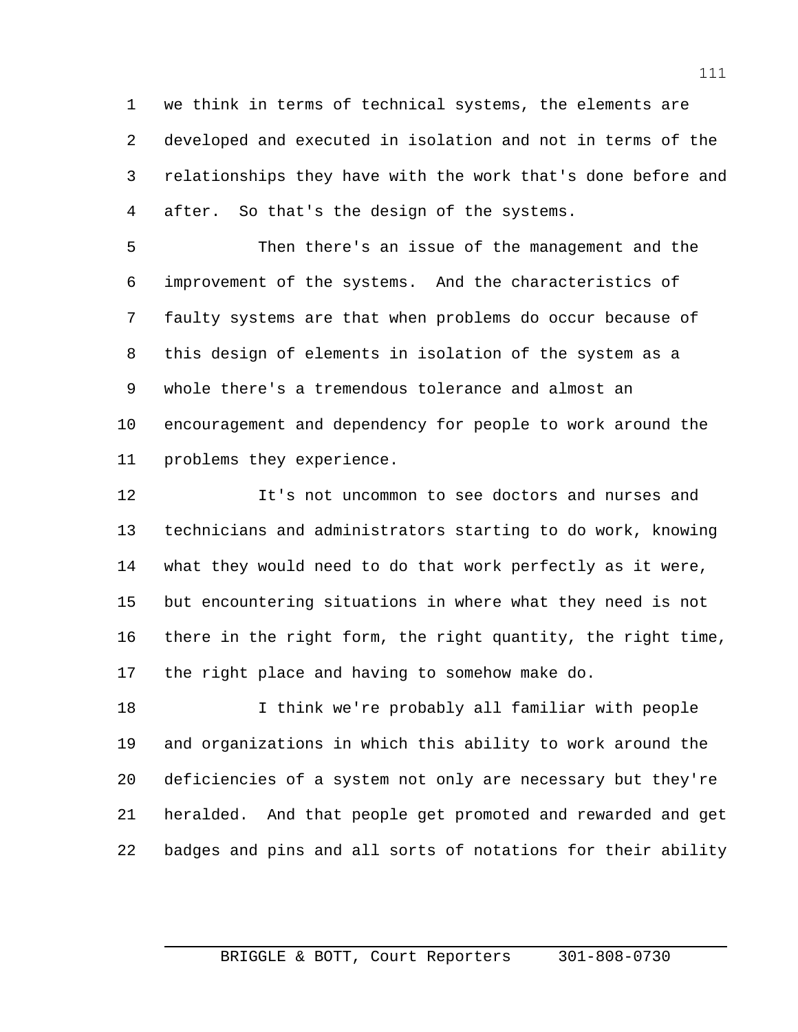we think in terms of technical systems, the elements are developed and executed in isolation and not in terms of the relationships they have with the work that's done before and after. So that's the design of the systems.

Then there's an issue of the management and the improvement of the systems. And the characteristics of faulty systems are that when problems do occur because of this design of elements in isolation of the system as a whole there's a tremendous tolerance and almost an encouragement and dependency for people to work around the problems they experience.

It's not uncommon to see doctors and nurses and technicians and administrators starting to do work, knowing what they would need to do that work perfectly as it were, but encountering situations in where what they need is not there in the right form, the right quantity, the right time, the right place and having to somehow make do.

I think we're probably all familiar with people and organizations in which this ability to work around the deficiencies of a system not only are necessary but they're heralded. And that people get promoted and rewarded and get badges and pins and all sorts of notations for their ability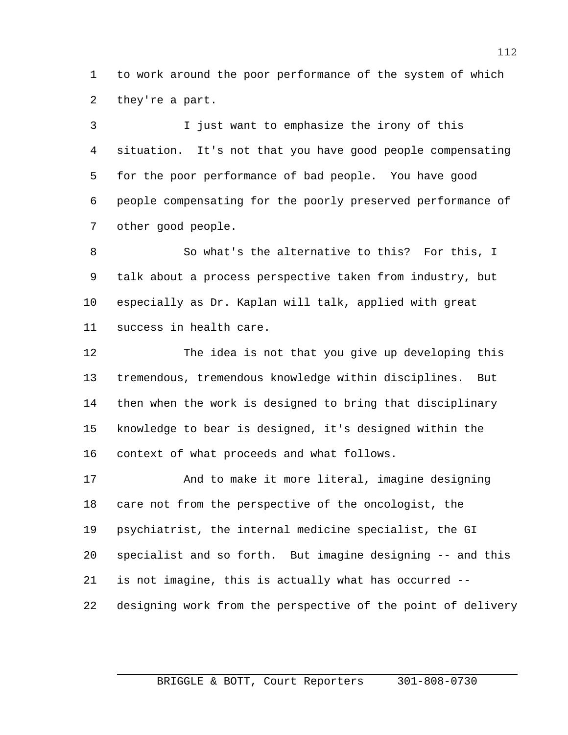to work around the poor performance of the system of which they're a part.

I just want to emphasize the irony of this situation. It's not that you have good people compensating for the poor performance of bad people. You have good people compensating for the poorly preserved performance of other good people.

So what's the alternative to this? For this, I talk about a process perspective taken from industry, but especially as Dr. Kaplan will talk, applied with great success in health care.

The idea is not that you give up developing this tremendous, tremendous knowledge within disciplines. But then when the work is designed to bring that disciplinary knowledge to bear is designed, it's designed within the context of what proceeds and what follows.

And to make it more literal, imagine designing care not from the perspective of the oncologist, the psychiatrist, the internal medicine specialist, the GI specialist and so forth. But imagine designing -- and this is not imagine, this is actually what has occurred -- designing work from the perspective of the point of delivery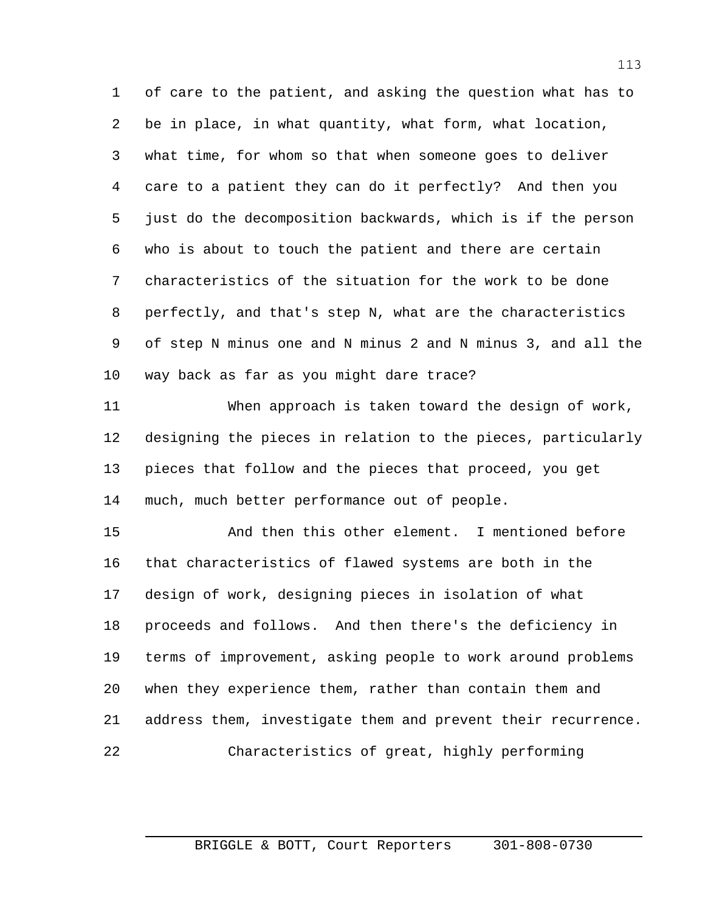of care to the patient, and asking the question what has to be in place, in what quantity, what form, what location, what time, for whom so that when someone goes to deliver care to a patient they can do it perfectly? And then you just do the decomposition backwards, which is if the person who is about to touch the patient and there are certain characteristics of the situation for the work to be done perfectly, and that's step N, what are the characteristics of step N minus one and N minus 2 and N minus 3, and all the way back as far as you might dare trace?

When approach is taken toward the design of work, designing the pieces in relation to the pieces, particularly pieces that follow and the pieces that proceed, you get much, much better performance out of people.

And then this other element. I mentioned before that characteristics of flawed systems are both in the design of work, designing pieces in isolation of what proceeds and follows. And then there's the deficiency in terms of improvement, asking people to work around problems when they experience them, rather than contain them and address them, investigate them and prevent their recurrence.

Characteristics of great, highly performing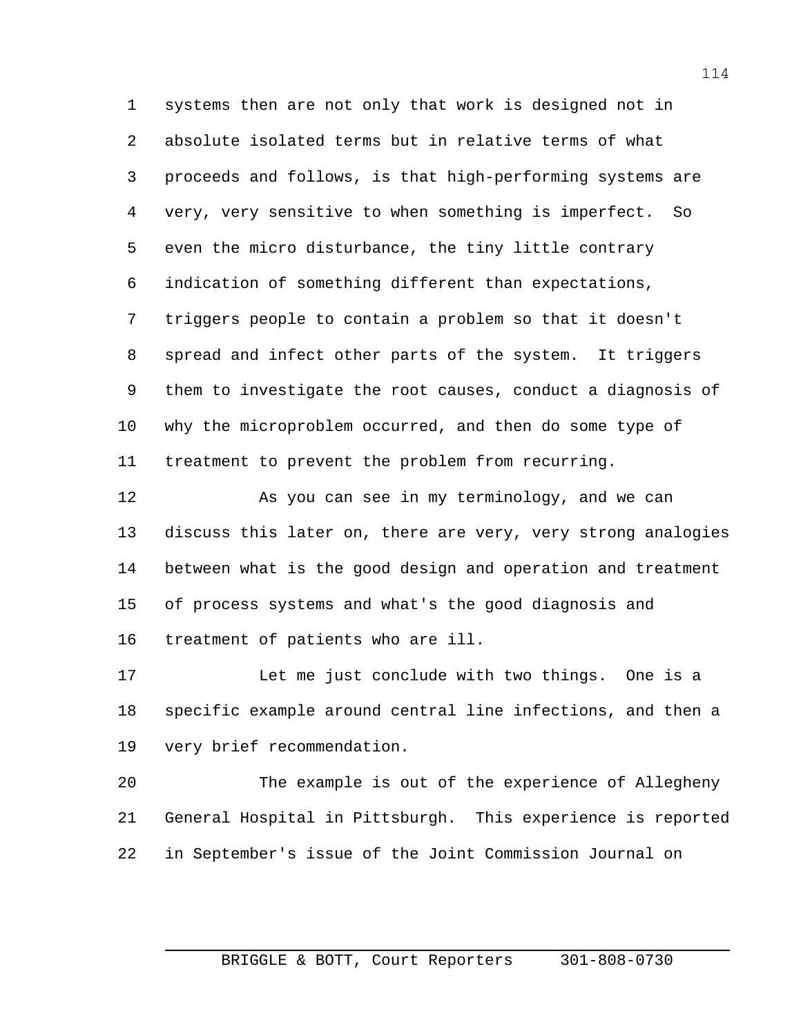systems then are not only that work is designed not in absolute isolated terms but in relative terms of what proceeds and follows, is that high-performing systems are very, very sensitive to when something is imperfect. So even the micro disturbance, the tiny little contrary indication of something different than expectations, triggers people to contain a problem so that it doesn't spread and infect other parts of the system. It triggers them to investigate the root causes, conduct a diagnosis of why the microproblem occurred, and then do some type of treatment to prevent the problem from recurring.

As you can see in my terminology, and we can discuss this later on, there are very, very strong analogies between what is the good design and operation and treatment of process systems and what's the good diagnosis and treatment of patients who are ill.

Let me just conclude with two things. One is a specific example around central line infections, and then a very brief recommendation.

The example is out of the experience of Allegheny General Hospital in Pittsburgh. This experience is reported in September's issue of the Joint Commission Journal on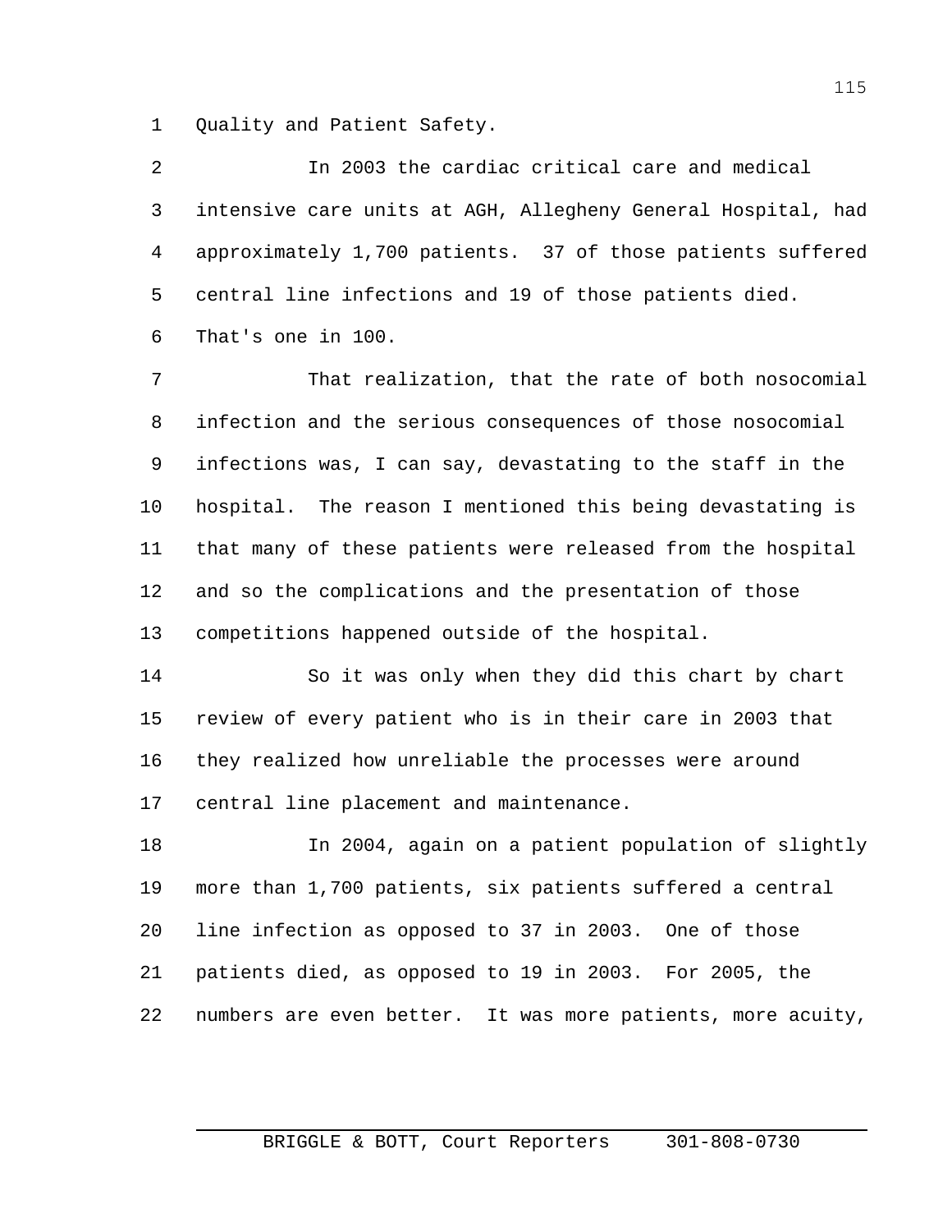Quality and Patient Safety.

In 2003 the cardiac critical care and medical intensive care units at AGH, Allegheny General Hospital, had approximately 1,700 patients. 37 of those patients suffered central line infections and 19 of those patients died. That's one in 100.

That realization, that the rate of both nosocomial infection and the serious consequences of those nosocomial infections was, I can say, devastating to the staff in the hospital. The reason I mentioned this being devastating is that many of these patients were released from the hospital and so the complications and the presentation of those competitions happened outside of the hospital.

So it was only when they did this chart by chart review of every patient who is in their care in 2003 that they realized how unreliable the processes were around central line placement and maintenance.

In 2004, again on a patient population of slightly more than 1,700 patients, six patients suffered a central line infection as opposed to 37 in 2003. One of those patients died, as opposed to 19 in 2003. For 2005, the numbers are even better. It was more patients, more acuity,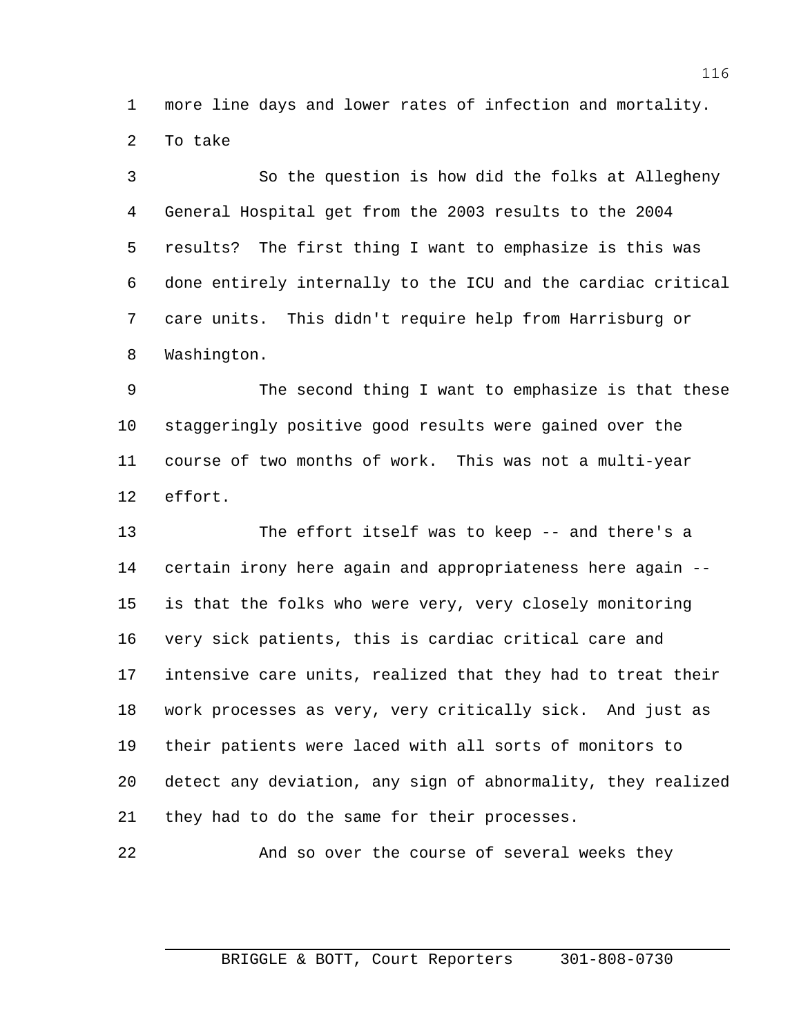more line days and lower rates of infection and mortality. To take

So the question is how did the folks at Allegheny General Hospital get from the 2003 results to the 2004 results? The first thing I want to emphasize is this was done entirely internally to the ICU and the cardiac critical care units. This didn't require help from Harrisburg or Washington.

The second thing I want to emphasize is that these staggeringly positive good results were gained over the course of two months of work. This was not a multi-year effort.

The effort itself was to keep -- and there's a certain irony here again and appropriateness here again -- is that the folks who were very, very closely monitoring very sick patients, this is cardiac critical care and intensive care units, realized that they had to treat their work processes as very, very critically sick. And just as their patients were laced with all sorts of monitors to detect any deviation, any sign of abnormality, they realized they had to do the same for their processes.

And so over the course of several weeks they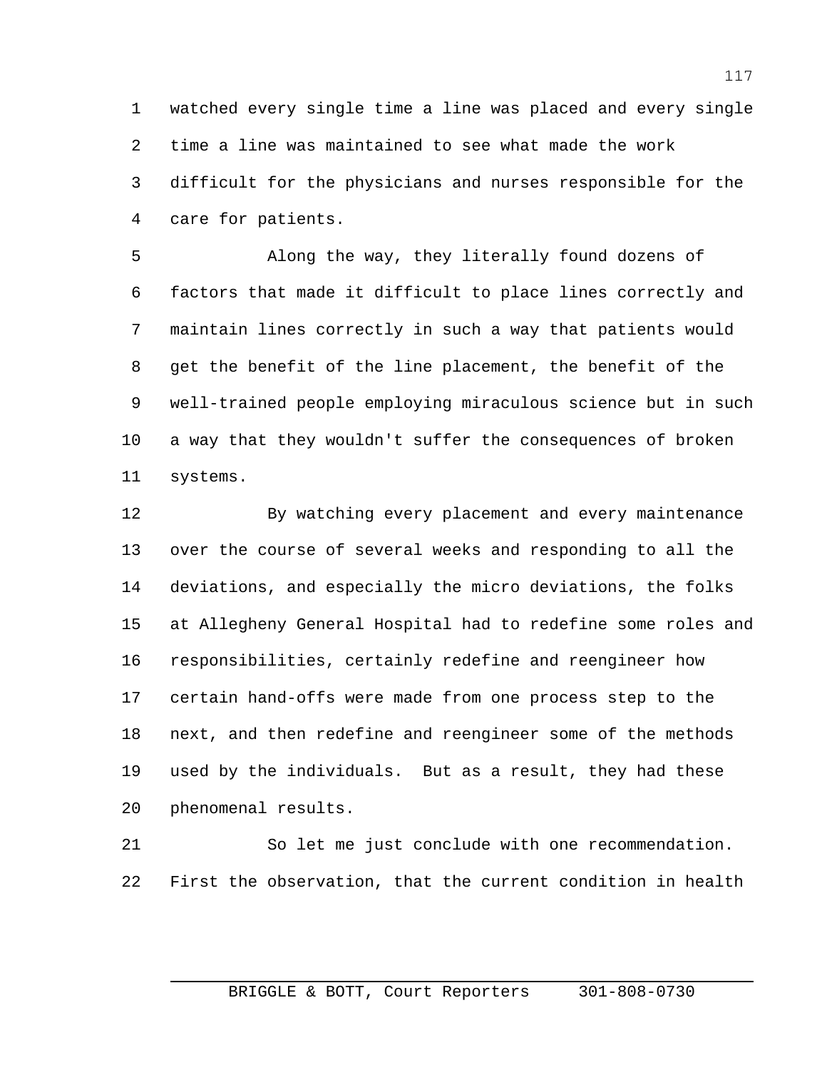watched every single time a line was placed and every single time a line was maintained to see what made the work difficult for the physicians and nurses responsible for the care for patients.

Along the way, they literally found dozens of factors that made it difficult to place lines correctly and maintain lines correctly in such a way that patients would get the benefit of the line placement, the benefit of the well-trained people employing miraculous science but in such a way that they wouldn't suffer the consequences of broken systems.

By watching every placement and every maintenance over the course of several weeks and responding to all the deviations, and especially the micro deviations, the folks at Allegheny General Hospital had to redefine some roles and responsibilities, certainly redefine and reengineer how certain hand-offs were made from one process step to the next, and then redefine and reengineer some of the methods used by the individuals. But as a result, they had these phenomenal results.

So let me just conclude with one recommendation. First the observation, that the current condition in health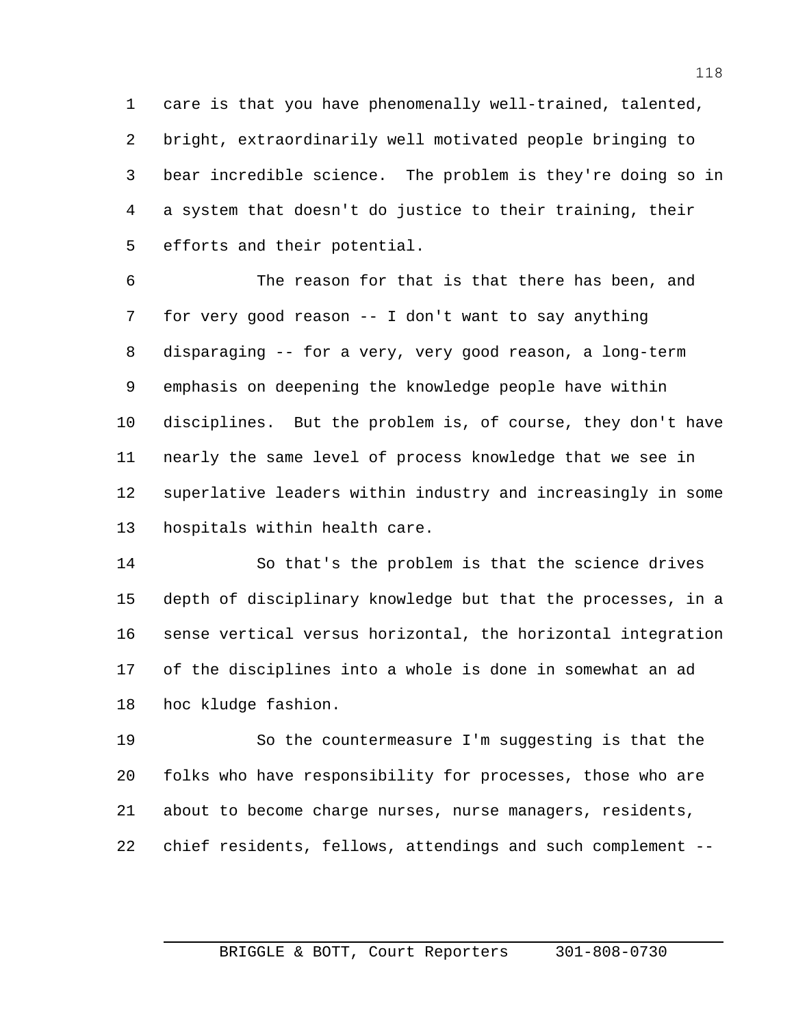care is that you have phenomenally well-trained, talented, bright, extraordinarily well motivated people bringing to bear incredible science. The problem is they're doing so in a system that doesn't do justice to their training, their efforts and their potential.

The reason for that is that there has been, and for very good reason -- I don't want to say anything disparaging -- for a very, very good reason, a long-term emphasis on deepening the knowledge people have within disciplines. But the problem is, of course, they don't have nearly the same level of process knowledge that we see in superlative leaders within industry and increasingly in some hospitals within health care.

So that's the problem is that the science drives depth of disciplinary knowledge but that the processes, in a sense vertical versus horizontal, the horizontal integration of the disciplines into a whole is done in somewhat an ad hoc kludge fashion.

So the countermeasure I'm suggesting is that the folks who have responsibility for processes, those who are about to become charge nurses, nurse managers, residents, chief residents, fellows, attendings and such complement --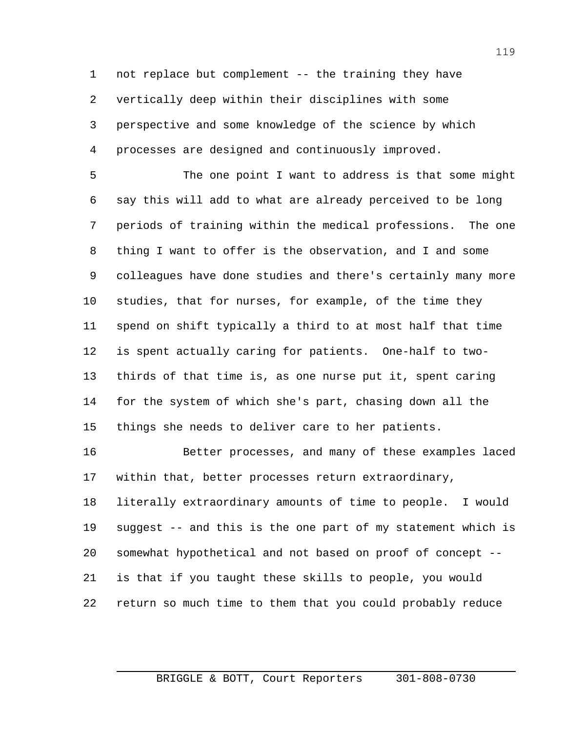not replace but complement -- the training they have vertically deep within their disciplines with some perspective and some knowledge of the science by which processes are designed and continuously improved.

The one point I want to address is that some might say this will add to what are already perceived to be long periods of training within the medical professions. The one thing I want to offer is the observation, and I and some colleagues have done studies and there's certainly many more studies, that for nurses, for example, of the time they spend on shift typically a third to at most half that time is spent actually caring for patients. One-half to two-thirds of that time is, as one nurse put it, spent caring for the system of which she's part, chasing down all the things she needs to deliver care to her patients.

Better processes, and many of these examples laced within that, better processes return extraordinary, literally extraordinary amounts of time to people. I would suggest -- and this is the one part of my statement which is somewhat hypothetical and not based on proof of concept -- is that if you taught these skills to people, you would return so much time to them that you could probably reduce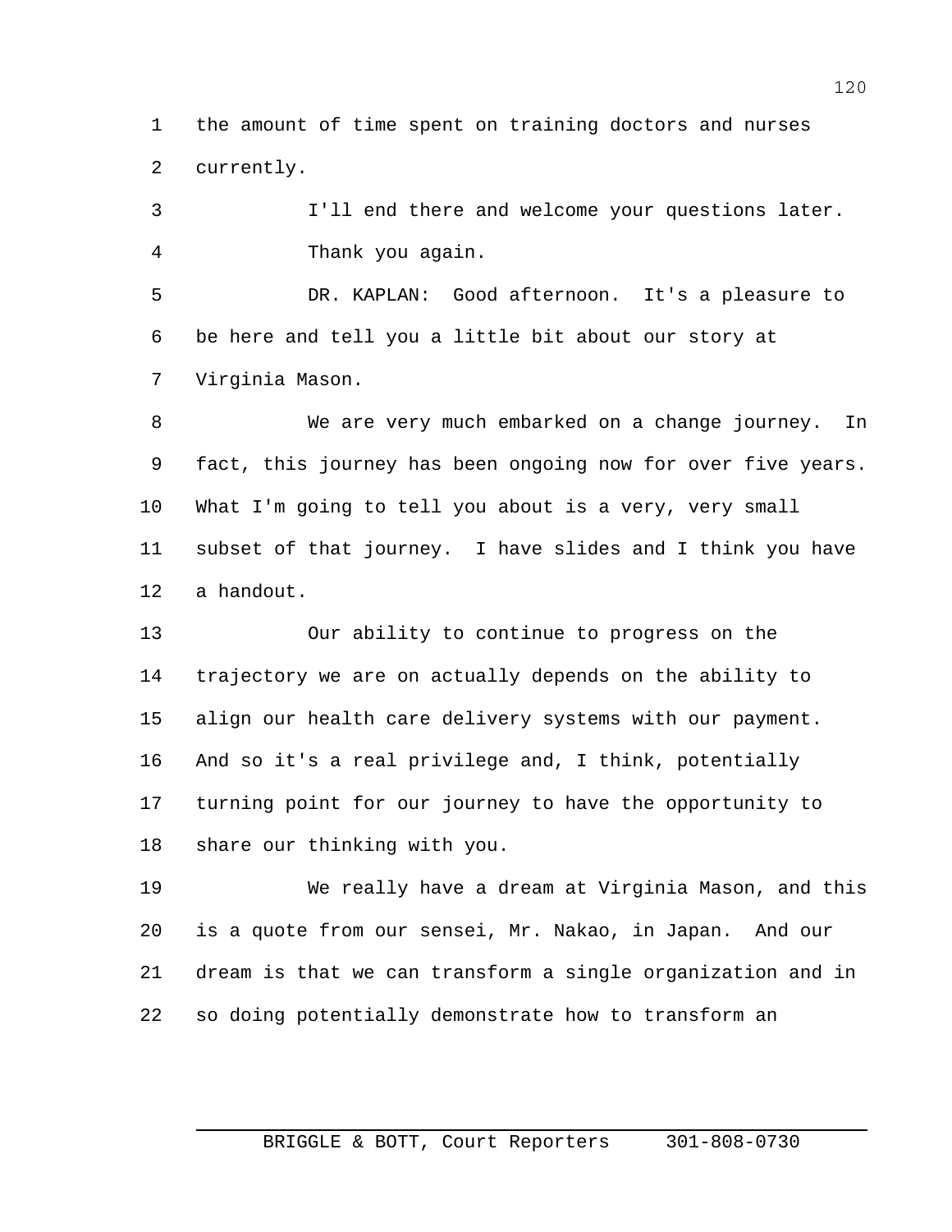the amount of time spent on training doctors and nurses currently.

I'll end there and welcome your questions later. Thank you again.

DR. KAPLAN: Good afternoon. It's a pleasure to be here and tell you a little bit about our story at Virginia Mason.

We are very much embarked on a change journey. In fact, this journey has been ongoing now for over five years. What I'm going to tell you about is a very, very small subset of that journey. I have slides and I think you have a handout.

Our ability to continue to progress on the trajectory we are on actually depends on the ability to align our health care delivery systems with our payment. And so it's a real privilege and, I think, potentially turning point for our journey to have the opportunity to share our thinking with you.

We really have a dream at Virginia Mason, and this is a quote from our sensei, Mr. Nakao, in Japan. And our dream is that we can transform a single organization and in so doing potentially demonstrate how to transform an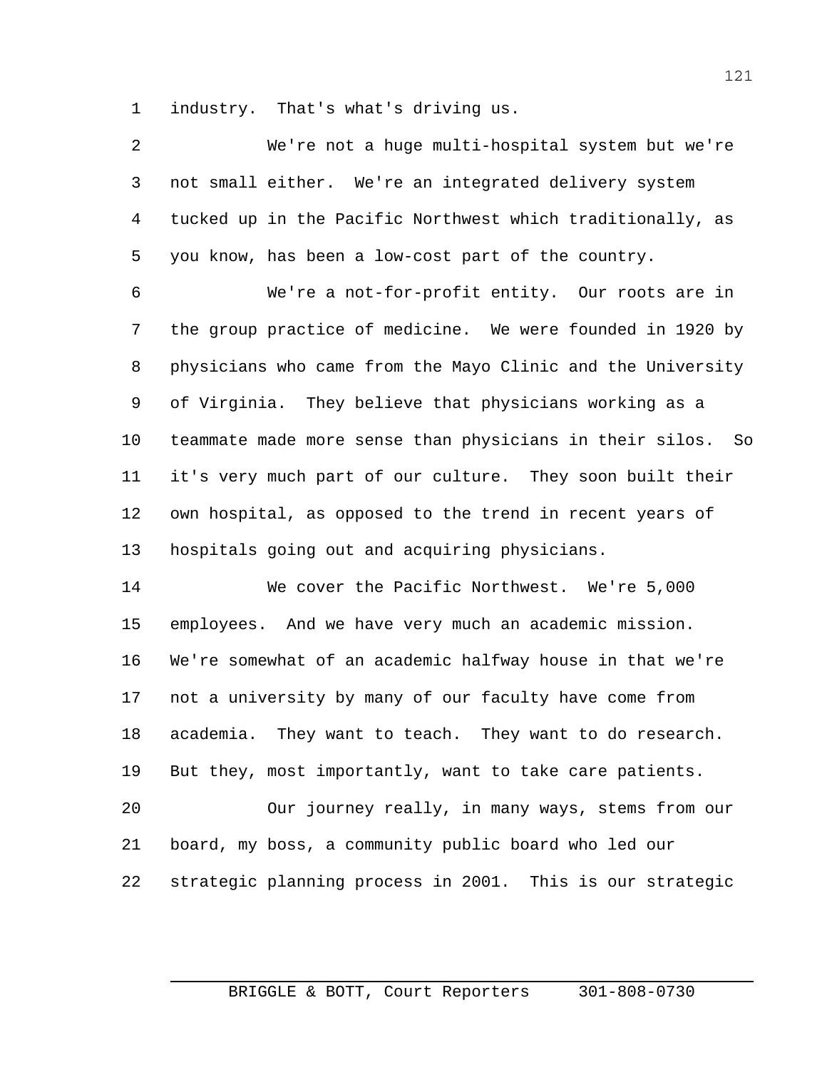industry. That's what's driving us.

We're not a huge multi-hospital system but we're not small either. We're an integrated delivery system tucked up in the Pacific Northwest which traditionally, as you know, has been a low-cost part of the country.

We're a not-for-profit entity. Our roots are in the group practice of medicine. We were founded in 1920 by physicians who came from the Mayo Clinic and the University of Virginia. They believe that physicians working as a teammate made more sense than physicians in their silos. So it's very much part of our culture. They soon built their own hospital, as opposed to the trend in recent years of hospitals going out and acquiring physicians.

We cover the Pacific Northwest. We're 5,000 employees. And we have very much an academic mission. We're somewhat of an academic halfway house in that we're not a university by many of our faculty have come from academia. They want to teach. They want to do research. But they, most importantly, want to take care patients.

Our journey really, in many ways, stems from our board, my boss, a community public board who led our strategic planning process in 2001. This is our strategic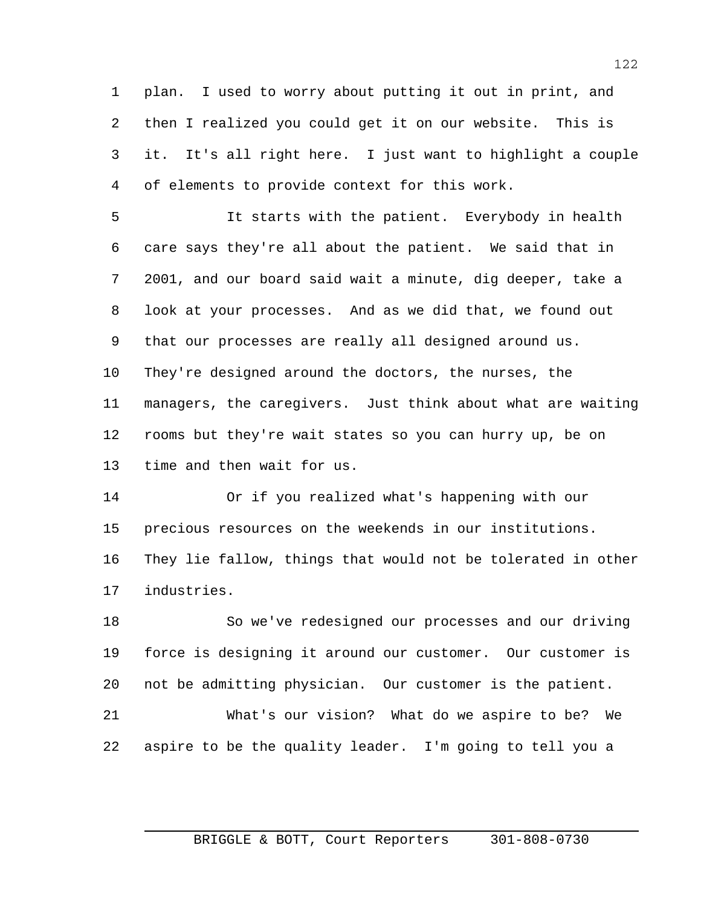plan. I used to worry about putting it out in print, and then I realized you could get it on our website. This is it. It's all right here. I just want to highlight a couple of elements to provide context for this work.

It starts with the patient. Everybody in health care says they're all about the patient. We said that in 2001, and our board said wait a minute, dig deeper, take a look at your processes. And as we did that, we found out that our processes are really all designed around us. They're designed around the doctors, the nurses, the managers, the caregivers. Just think about what are waiting rooms but they're wait states so you can hurry up, be on time and then wait for us.

Or if you realized what's happening with our precious resources on the weekends in our institutions. They lie fallow, things that would not be tolerated in other industries.

So we've redesigned our processes and our driving force is designing it around our customer. Our customer is not be admitting physician. Our customer is the patient.

What's our vision? What do we aspire to be? We aspire to be the quality leader. I'm going to tell you a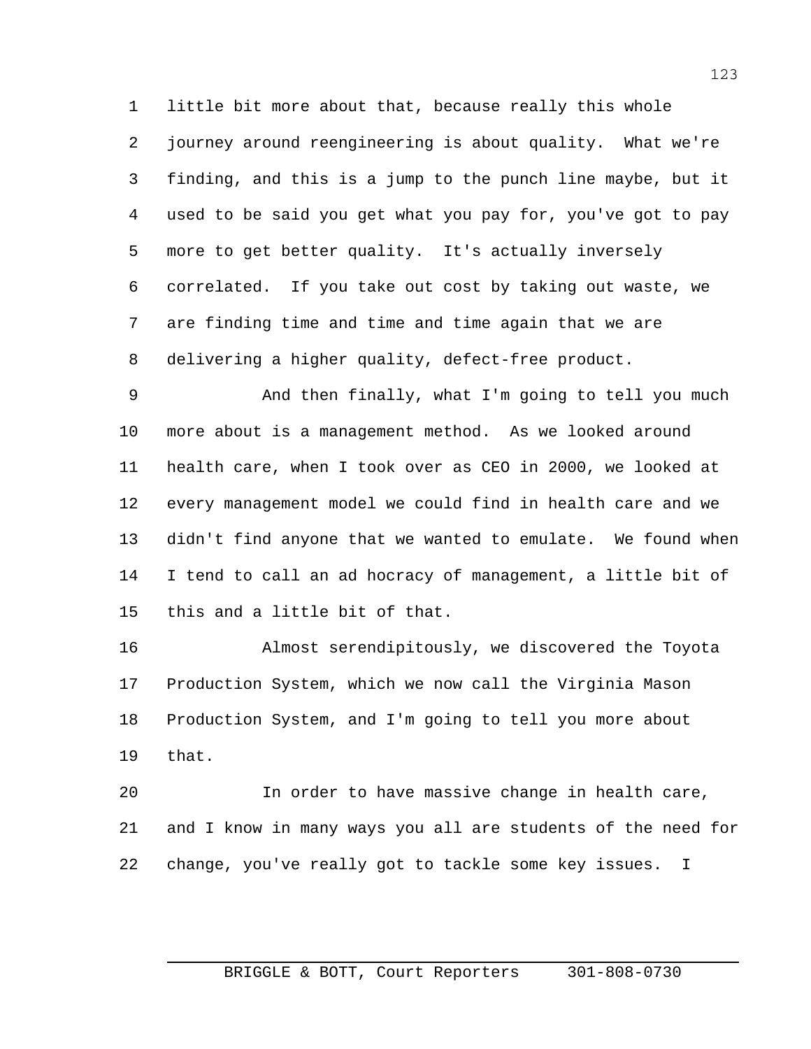little bit more about that, because really this whole journey around reengineering is about quality. What we're finding, and this is a jump to the punch line maybe, but it used to be said you get what you pay for, you've got to pay more to get better quality. It's actually inversely correlated. If you take out cost by taking out waste, we are finding time and time and time again that we are delivering a higher quality, defect-free product.

And then finally, what I'm going to tell you much more about is a management method. As we looked around health care, when I took over as CEO in 2000, we looked at every management model we could find in health care and we didn't find anyone that we wanted to emulate. We found when I tend to call an ad hocracy of management, a little bit of this and a little bit of that.

Almost serendipitously, we discovered the Toyota Production System, which we now call the Virginia Mason Production System, and I'm going to tell you more about that.

In order to have massive change in health care, and I know in many ways you all are students of the need for change, you've really got to tackle some key issues. I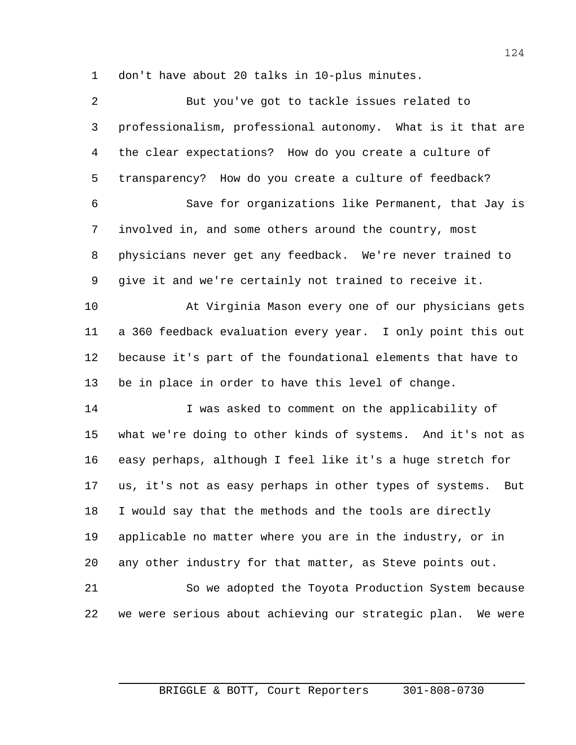don't have about 20 talks in 10-plus minutes.

But you've got to tackle issues related to professionalism, professional autonomy. What is it that are the clear expectations? How do you create a culture of transparency? How do you create a culture of feedback?

Save for organizations like Permanent, that Jay is involved in, and some others around the country, most physicians never get any feedback. We're never trained to give it and we're certainly not trained to receive it.

At Virginia Mason every one of our physicians gets a 360 feedback evaluation every year. I only point this out because it's part of the foundational elements that have to be in place in order to have this level of change.

I was asked to comment on the applicability of what we're doing to other kinds of systems. And it's not as easy perhaps, although I feel like it's a huge stretch for us, it's not as easy perhaps in other types of systems. But I would say that the methods and the tools are directly applicable no matter where you are in the industry, or in any other industry for that matter, as Steve points out.

So we adopted the Toyota Production System because we were serious about achieving our strategic plan. We were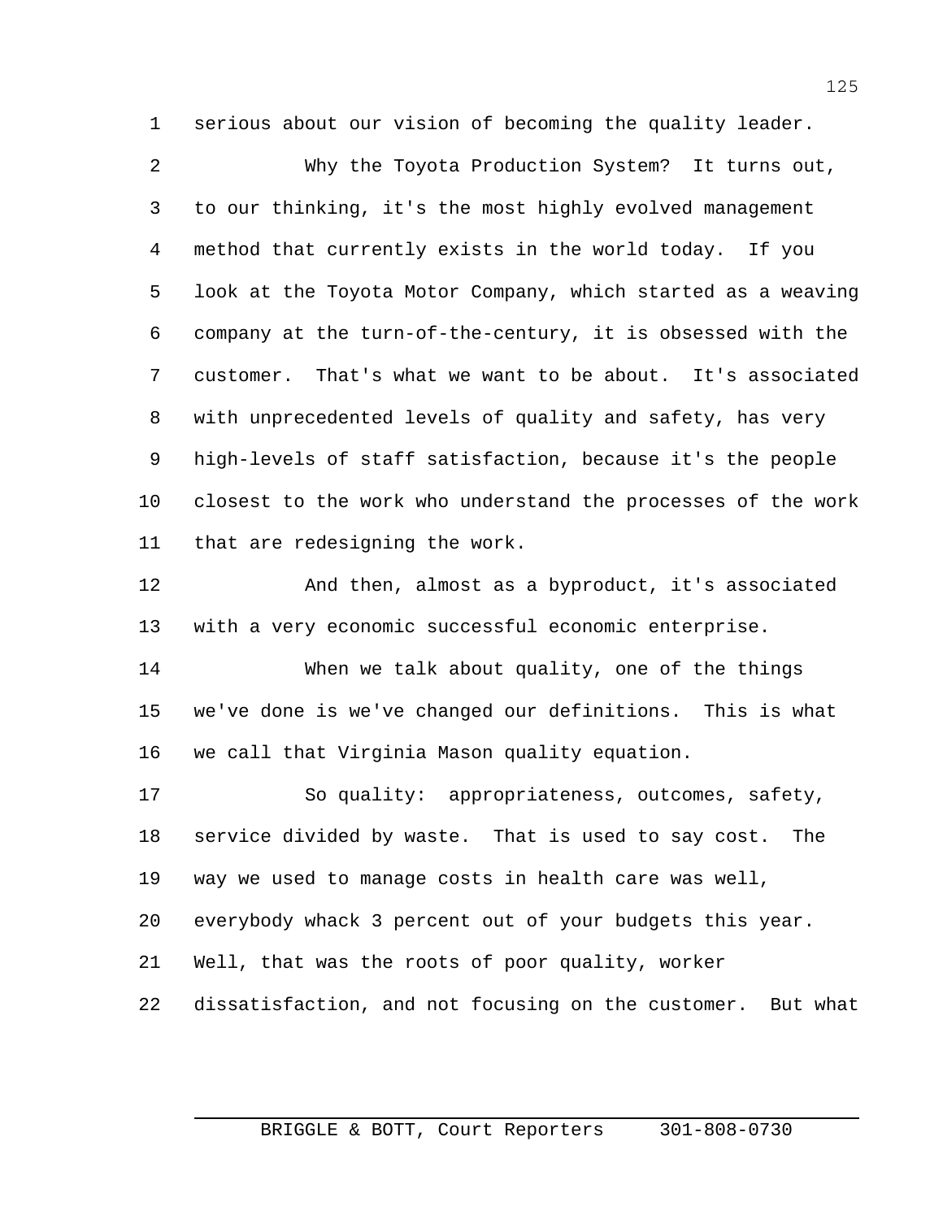serious about our vision of becoming the quality leader.

Why the Toyota Production System? It turns out, to our thinking, it's the most highly evolved management method that currently exists in the world today. If you look at the Toyota Motor Company, which started as a weaving company at the turn-of-the-century, it is obsessed with the customer. That's what we want to be about. It's associated with unprecedented levels of quality and safety, has very high-levels of staff satisfaction, because it's the people closest to the work who understand the processes of the work that are redesigning the work.

And then, almost as a byproduct, it's associated with a very economic successful economic enterprise.

When we talk about quality, one of the things we've done is we've changed our definitions. This is what we call that Virginia Mason quality equation.

So quality: appropriateness, outcomes, safety, service divided by waste. That is used to say cost. The way we used to manage costs in health care was well, everybody whack 3 percent out of your budgets this year. Well, that was the roots of poor quality, worker dissatisfaction, and not focusing on the customer. But what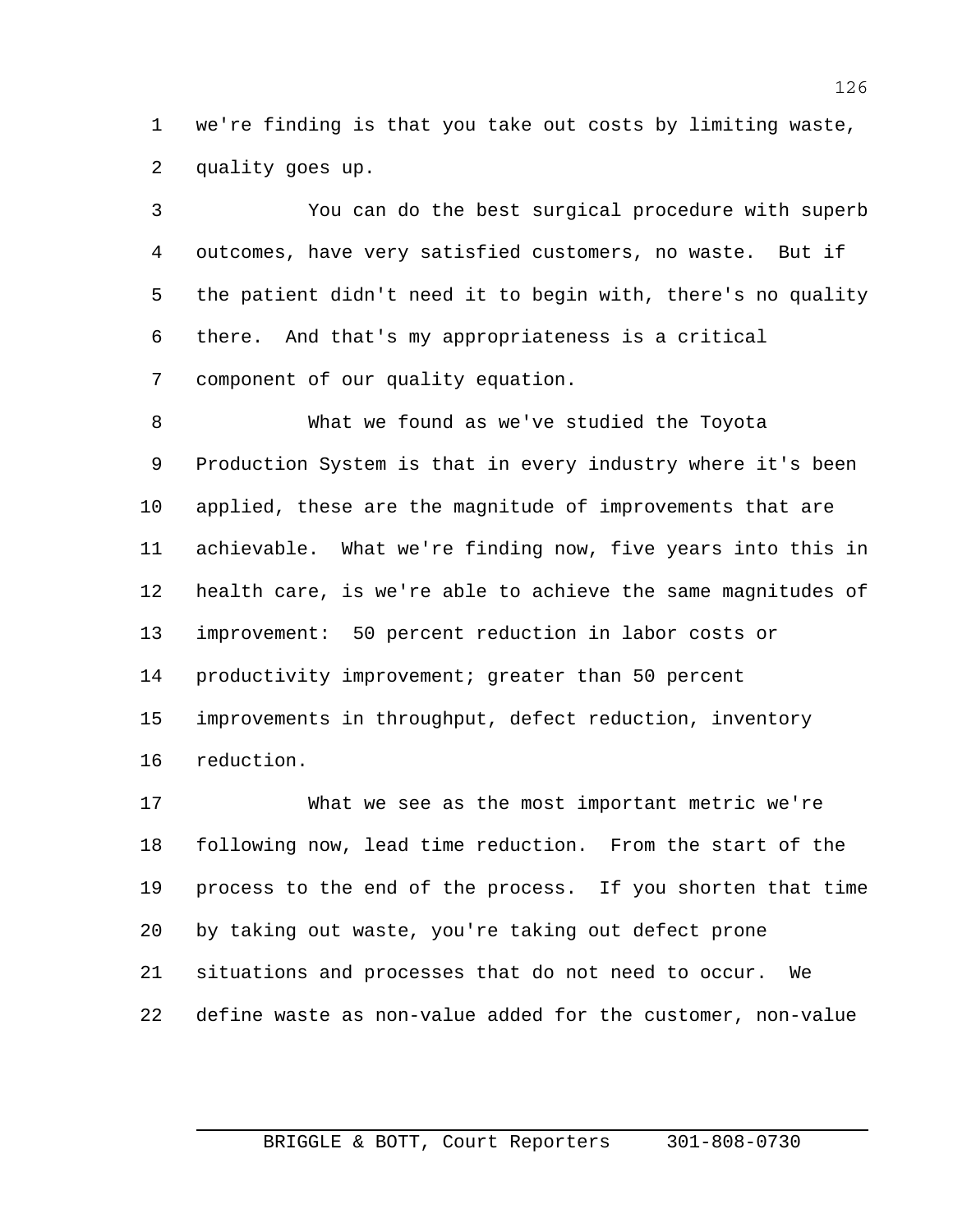we're finding is that you take out costs by limiting waste, quality goes up.

You can do the best surgical procedure with superb outcomes, have very satisfied customers, no waste. But if the patient didn't need it to begin with, there's no quality there. And that's my appropriateness is a critical component of our quality equation.

What we found as we've studied the Toyota Production System is that in every industry where it's been applied, these are the magnitude of improvements that are achievable. What we're finding now, five years into this in health care, is we're able to achieve the same magnitudes of improvement: 50 percent reduction in labor costs or productivity improvement; greater than 50 percent improvements in throughput, defect reduction, inventory reduction.

What we see as the most important metric we're following now, lead time reduction. From the start of the process to the end of the process. If you shorten that time by taking out waste, you're taking out defect prone situations and processes that do not need to occur. We define waste as non-value added for the customer, non-value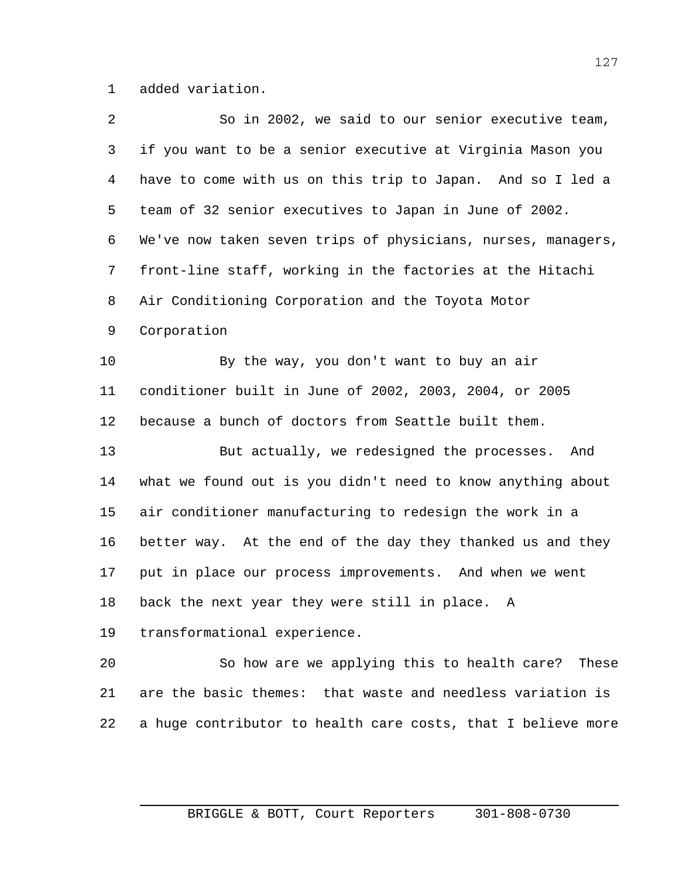added variation.

So in 2002, we said to our senior executive team, if you want to be a senior executive at Virginia Mason you have to come with us on this trip to Japan. And so I led a team of 32 senior executives to Japan in June of 2002. We've now taken seven trips of physicians, nurses, managers, front-line staff, working in the factories at the Hitachi Air Conditioning Corporation and the Toyota Motor Corporation

By the way, you don't want to buy an air conditioner built in June of 2002, 2003, 2004, or 2005 because a bunch of doctors from Seattle built them.

But actually, we redesigned the processes. And what we found out is you didn't need to know anything about air conditioner manufacturing to redesign the work in a better way. At the end of the day they thanked us and they put in place our process improvements. And when we went back the next year they were still in place. A transformational experience.

So how are we applying this to health care? These are the basic themes: that waste and needless variation is a huge contributor to health care costs, that I believe more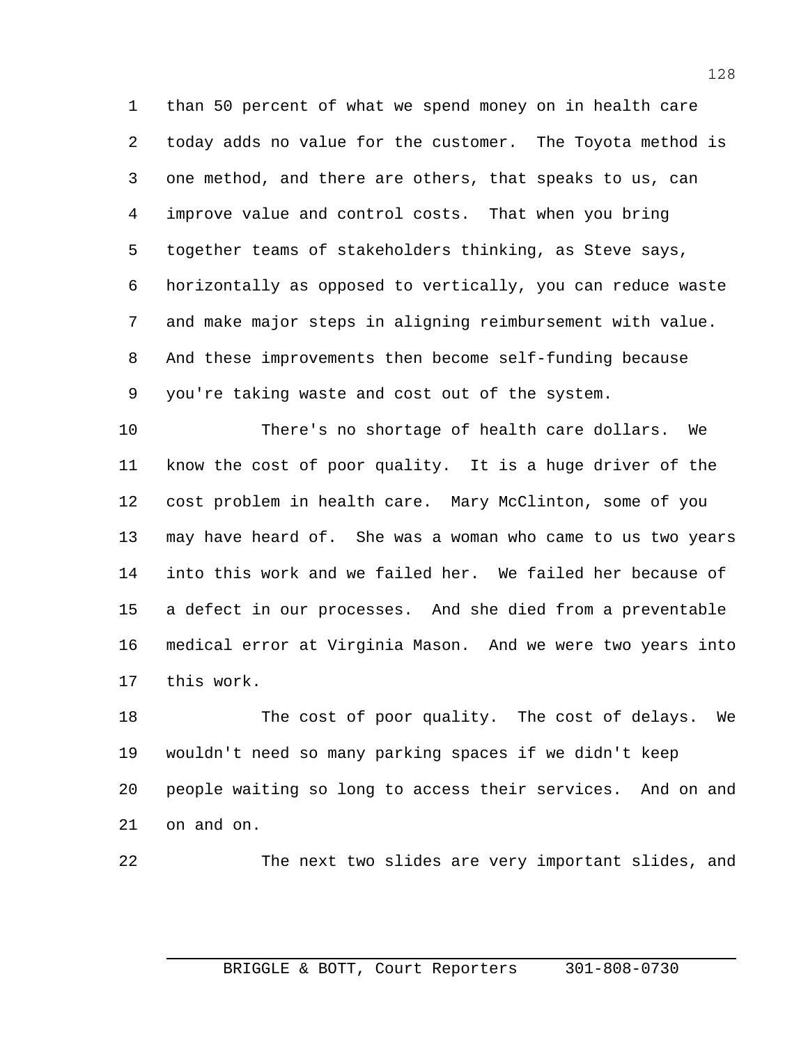than 50 percent of what we spend money on in health care today adds no value for the customer. The Toyota method is one method, and there are others, that speaks to us, can improve value and control costs. That when you bring together teams of stakeholders thinking, as Steve says, horizontally as opposed to vertically, you can reduce waste and make major steps in aligning reimbursement with value. And these improvements then become self-funding because you're taking waste and cost out of the system.

There's no shortage of health care dollars. We know the cost of poor quality. It is a huge driver of the cost problem in health care. Mary McClinton, some of you may have heard of. She was a woman who came to us two years into this work and we failed her. We failed her because of a defect in our processes. And she died from a preventable medical error at Virginia Mason. And we were two years into this work.

The cost of poor quality. The cost of delays. We wouldn't need so many parking spaces if we didn't keep people waiting so long to access their services. And on and on and on.

The next two slides are very important slides, and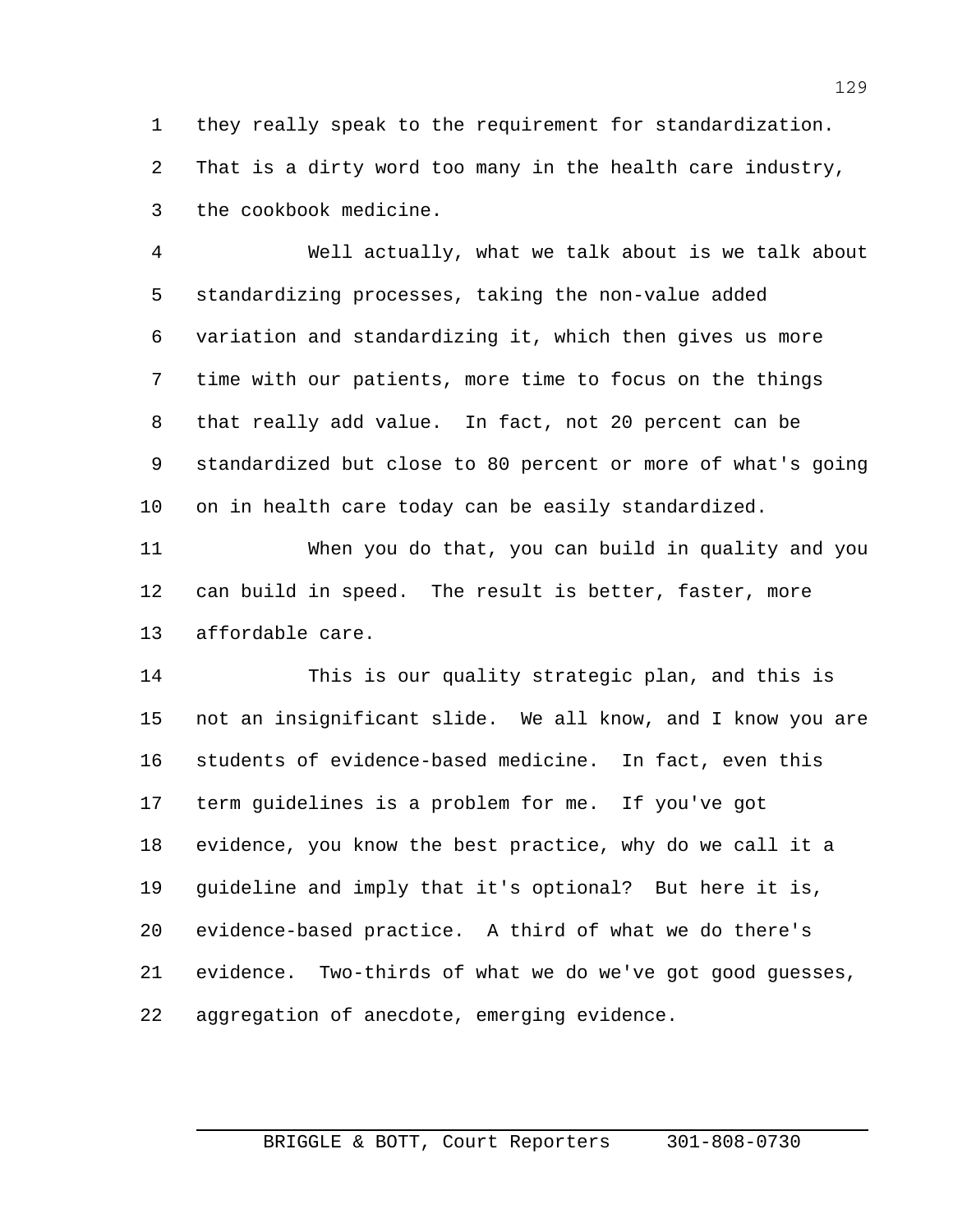they really speak to the requirement for standardization. That is a dirty word too many in the health care industry, the cookbook medicine.

Well actually, what we talk about is we talk about standardizing processes, taking the non-value added variation and standardizing it, which then gives us more time with our patients, more time to focus on the things that really add value. In fact, not 20 percent can be standardized but close to 80 percent or more of what's going on in health care today can be easily standardized.

When you do that, you can build in quality and you can build in speed. The result is better, faster, more affordable care.

This is our quality strategic plan, and this is not an insignificant slide. We all know, and I know you are students of evidence-based medicine. In fact, even this term guidelines is a problem for me. If you've got evidence, you know the best practice, why do we call it a guideline and imply that it's optional? But here it is, evidence-based practice. A third of what we do there's evidence. Two-thirds of what we do we've got good guesses, aggregation of anecdote, emerging evidence.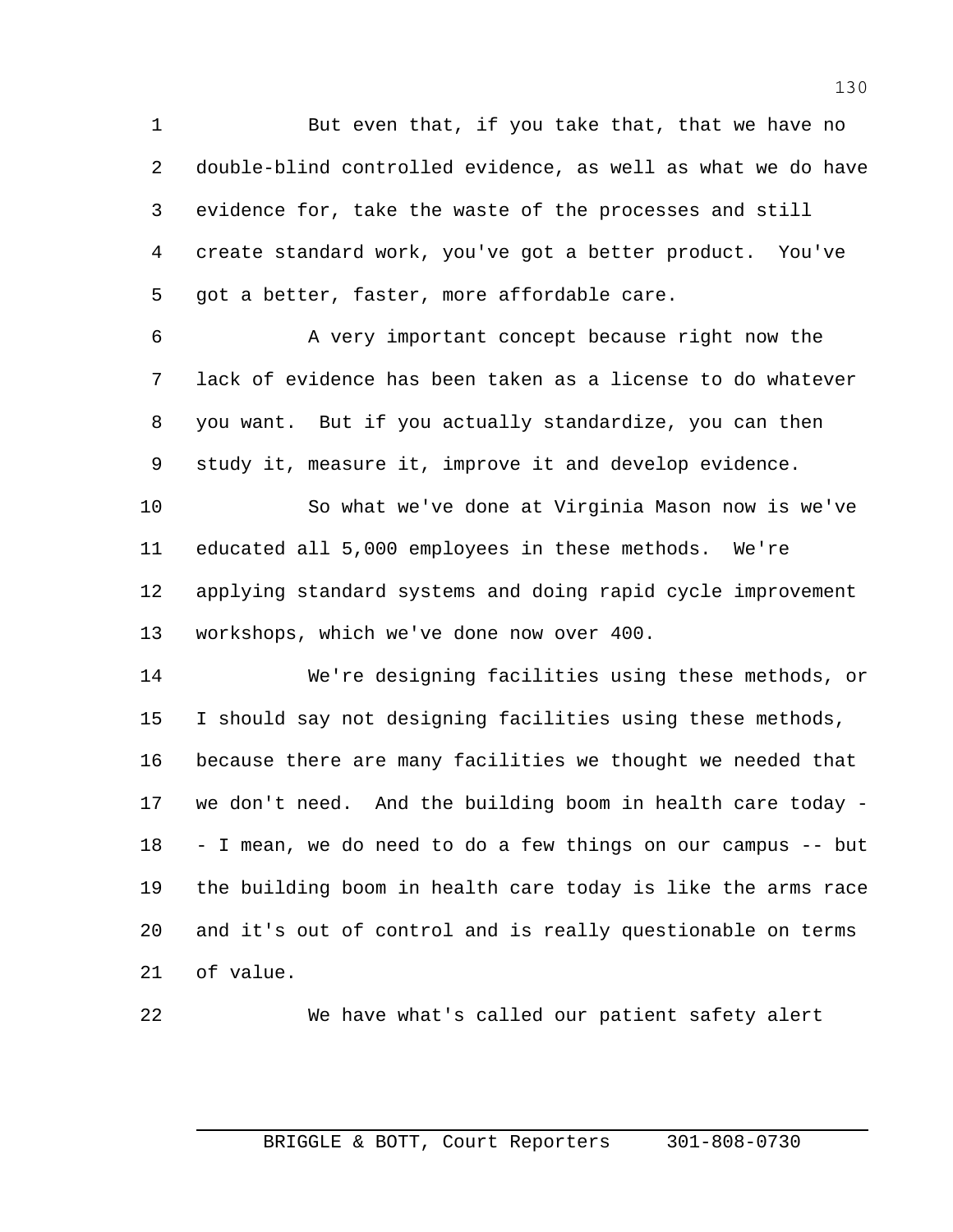But even that, if you take that, that we have no double-blind controlled evidence, as well as what we do have evidence for, take the waste of the processes and still create standard work, you've got a better product. You've got a better, faster, more affordable care.

A very important concept because right now the lack of evidence has been taken as a license to do whatever you want. But if you actually standardize, you can then study it, measure it, improve it and develop evidence.

So what we've done at Virginia Mason now is we've educated all 5,000 employees in these methods. We're applying standard systems and doing rapid cycle improvement workshops, which we've done now over 400.

We're designing facilities using these methods, or I should say not designing facilities using these methods, because there are many facilities we thought we needed that we don't need. And the building boom in health care today -- I mean, we do need to do a few things on our campus -- but the building boom in health care today is like the arms race and it's out of control and is really questionable on terms of value.

We have what's called our patient safety alert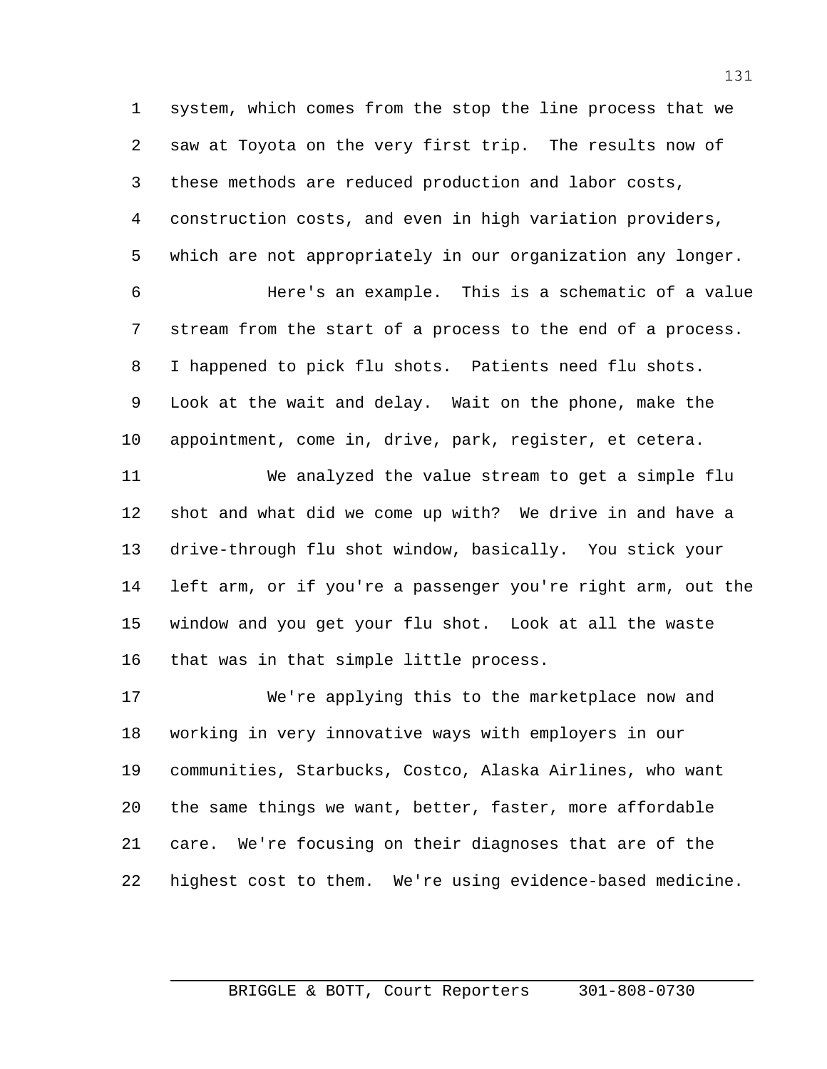system, which comes from the stop the line process that we saw at Toyota on the very first trip. The results now of these methods are reduced production and labor costs, construction costs, and even in high variation providers, which are not appropriately in our organization any longer.

Here's an example. This is a schematic of a value stream from the start of a process to the end of a process. I happened to pick flu shots. Patients need flu shots. Look at the wait and delay. Wait on the phone, make the appointment, come in, drive, park, register, et cetera.

We analyzed the value stream to get a simple flu shot and what did we come up with? We drive in and have a drive-through flu shot window, basically. You stick your left arm, or if you're a passenger you're right arm, out the window and you get your flu shot. Look at all the waste that was in that simple little process.

We're applying this to the marketplace now and working in very innovative ways with employers in our communities, Starbucks, Costco, Alaska Airlines, who want the same things we want, better, faster, more affordable care. We're focusing on their diagnoses that are of the highest cost to them. We're using evidence-based medicine.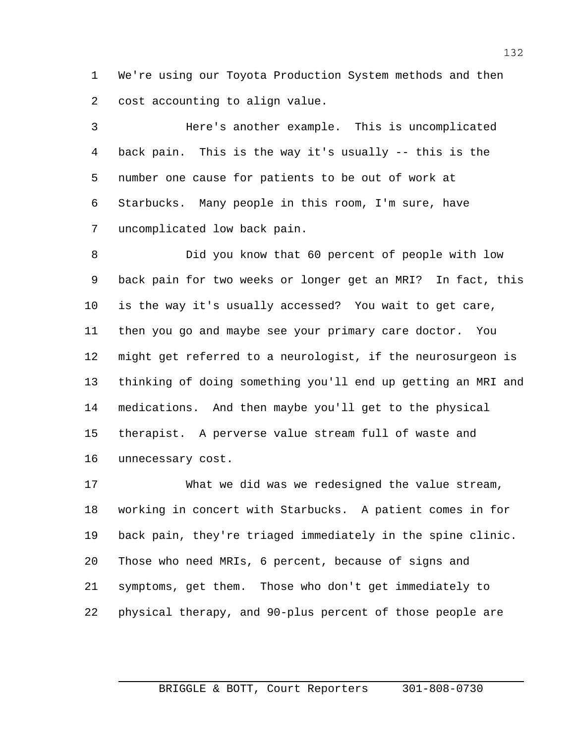We're using our Toyota Production System methods and then cost accounting to align value.

Here's another example. This is uncomplicated back pain. This is the way it's usually -- this is the number one cause for patients to be out of work at Starbucks. Many people in this room, I'm sure, have uncomplicated low back pain.

Did you know that 60 percent of people with low back pain for two weeks or longer get an MRI? In fact, this is the way it's usually accessed? You wait to get care, then you go and maybe see your primary care doctor. You might get referred to a neurologist, if the neurosurgeon is thinking of doing something you'll end up getting an MRI and medications. And then maybe you'll get to the physical therapist. A perverse value stream full of waste and unnecessary cost.

What we did was we redesigned the value stream, working in concert with Starbucks. A patient comes in for back pain, they're triaged immediately in the spine clinic. Those who need MRIs, 6 percent, because of signs and symptoms, get them. Those who don't get immediately to physical therapy, and 90-plus percent of those people are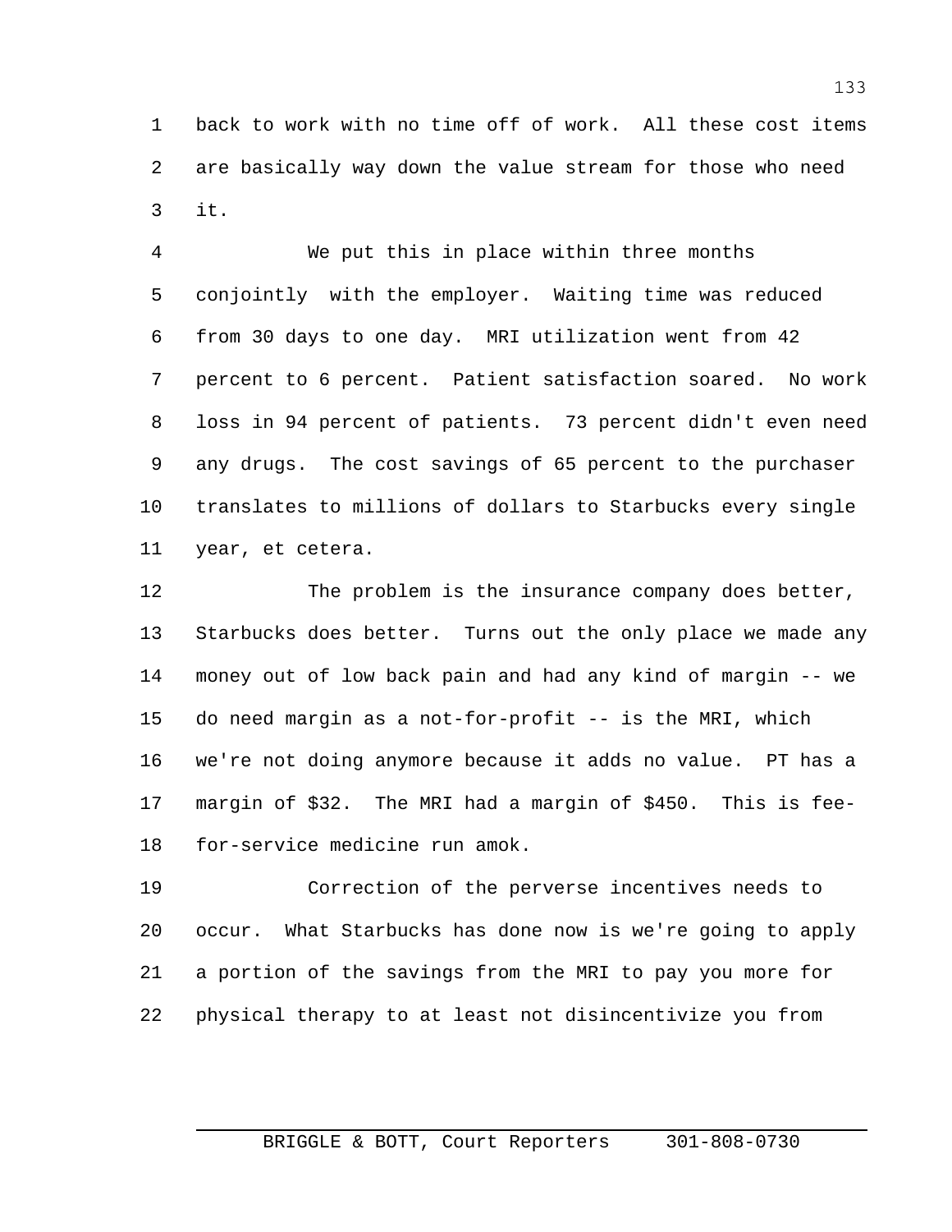back to work with no time off of work. All these cost items are basically way down the value stream for those who need it.

We put this in place within three months conjointly with the employer. Waiting time was reduced from 30 days to one day. MRI utilization went from 42 percent to 6 percent. Patient satisfaction soared. No work loss in 94 percent of patients. 73 percent didn't even need any drugs. The cost savings of 65 percent to the purchaser translates to millions of dollars to Starbucks every single year, et cetera.

The problem is the insurance company does better, Starbucks does better. Turns out the only place we made any money out of low back pain and had any kind of margin -- we do need margin as a not-for-profit -- is the MRI, which we're not doing anymore because it adds no value. PT has a margin of $32. The MRI had a margin of $450. This is fee-for-service medicine run amok.

Correction of the perverse incentives needs to occur. What Starbucks has done now is we're going to apply a portion of the savings from the MRI to pay you more for physical therapy to at least not disincentivize you from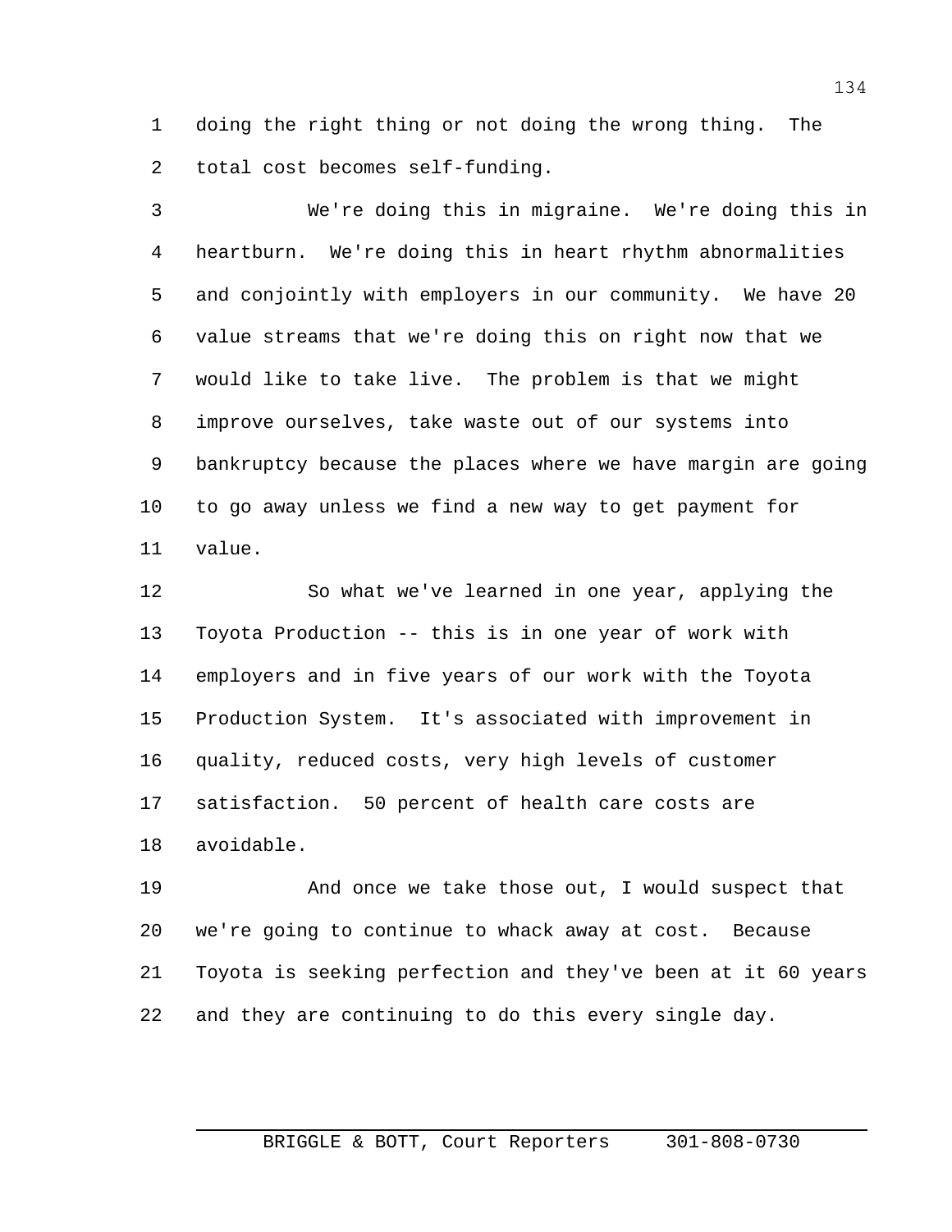doing the right thing or not doing the wrong thing. The total cost becomes self-funding.

We're doing this in migraine. We're doing this in heartburn. We're doing this in heart rhythm abnormalities and conjointly with employers in our community. We have 20 value streams that we're doing this on right now that we would like to take live. The problem is that we might improve ourselves, take waste out of our systems into bankruptcy because the places where we have margin are going to go away unless we find a new way to get payment for value.

So what we've learned in one year, applying the Toyota Production -- this is in one year of work with employers and in five years of our work with the Toyota Production System. It's associated with improvement in quality, reduced costs, very high levels of customer satisfaction. 50 percent of health care costs are avoidable.

And once we take those out, I would suspect that we're going to continue to whack away at cost. Because Toyota is seeking perfection and they've been at it 60 years and they are continuing to do this every single day.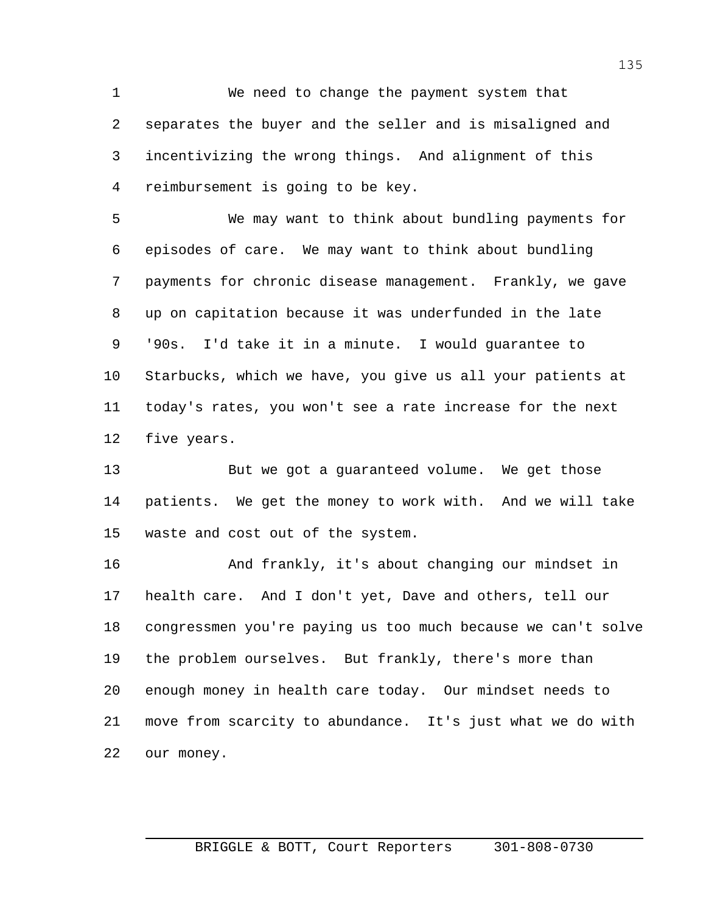We need to change the payment system that separates the buyer and the seller and is misaligned and incentivizing the wrong things. And alignment of this reimbursement is going to be key.

We may want to think about bundling payments for episodes of care. We may want to think about bundling payments for chronic disease management. Frankly, we gave up on capitation because it was underfunded in the late '90s. I'd take it in a minute. I would guarantee to Starbucks, which we have, you give us all your patients at today's rates, you won't see a rate increase for the next five years.

But we got a guaranteed volume. We get those patients. We get the money to work with. And we will take waste and cost out of the system.

And frankly, it's about changing our mindset in health care. And I don't yet, Dave and others, tell our congressmen you're paying us too much because we can't solve the problem ourselves. But frankly, there's more than enough money in health care today. Our mindset needs to move from scarcity to abundance. It's just what we do with our money.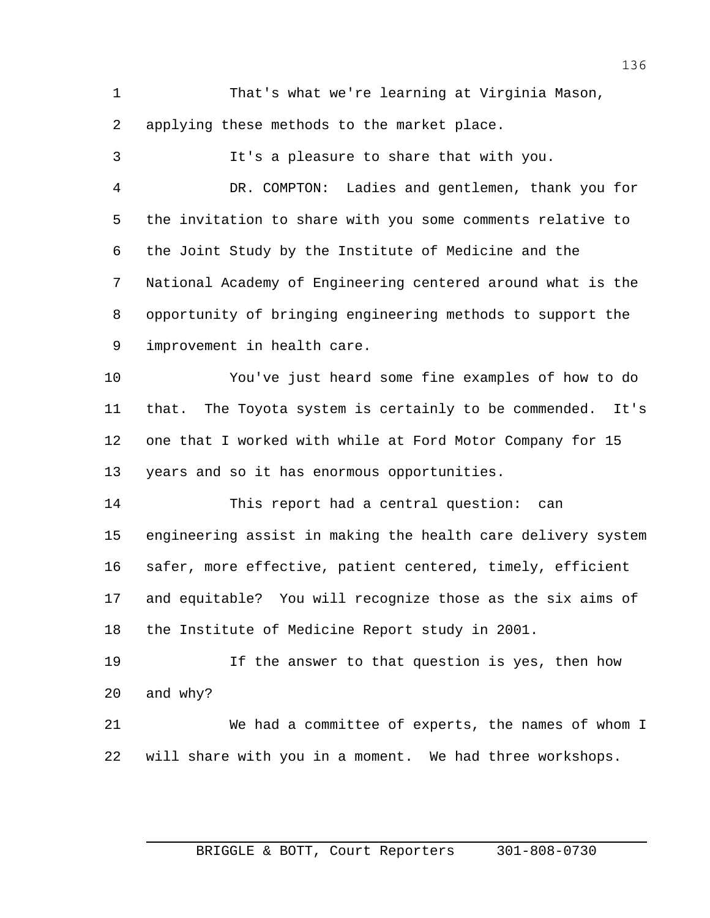That's what we're learning at Virginia Mason, applying these methods to the market place.

It's a pleasure to share that with you.

DR. COMPTON: Ladies and gentlemen, thank you for the invitation to share with you some comments relative to the Joint Study by the Institute of Medicine and the National Academy of Engineering centered around what is the opportunity of bringing engineering methods to support the improvement in health care.

You've just heard some fine examples of how to do that. The Toyota system is certainly to be commended. It's one that I worked with while at Ford Motor Company for 15 years and so it has enormous opportunities.

This report had a central question: can engineering assist in making the health care delivery system safer, more effective, patient centered, timely, efficient and equitable? You will recognize those as the six aims of the Institute of Medicine Report study in 2001.

If the answer to that question is yes, then how and why?

We had a committee of experts, the names of whom I will share with you in a moment. We had three workshops.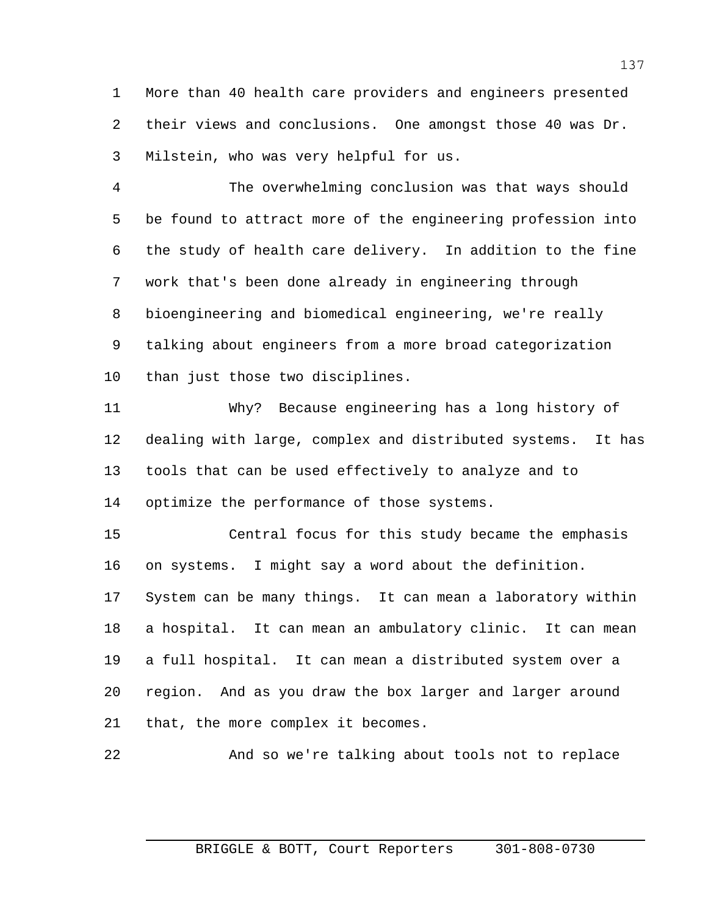More than 40 health care providers and engineers presented their views and conclusions. One amongst those 40 was Dr. Milstein, who was very helpful for us.

The overwhelming conclusion was that ways should be found to attract more of the engineering profession into the study of health care delivery. In addition to the fine work that's been done already in engineering through bioengineering and biomedical engineering, we're really talking about engineers from a more broad categorization than just those two disciplines.

Why? Because engineering has a long history of dealing with large, complex and distributed systems. It has tools that can be used effectively to analyze and to optimize the performance of those systems.

Central focus for this study became the emphasis on systems. I might say a word about the definition. System can be many things. It can mean a laboratory within a hospital. It can mean an ambulatory clinic. It can mean a full hospital. It can mean a distributed system over a region. And as you draw the box larger and larger around that, the more complex it becomes.

And so we're talking about tools not to replace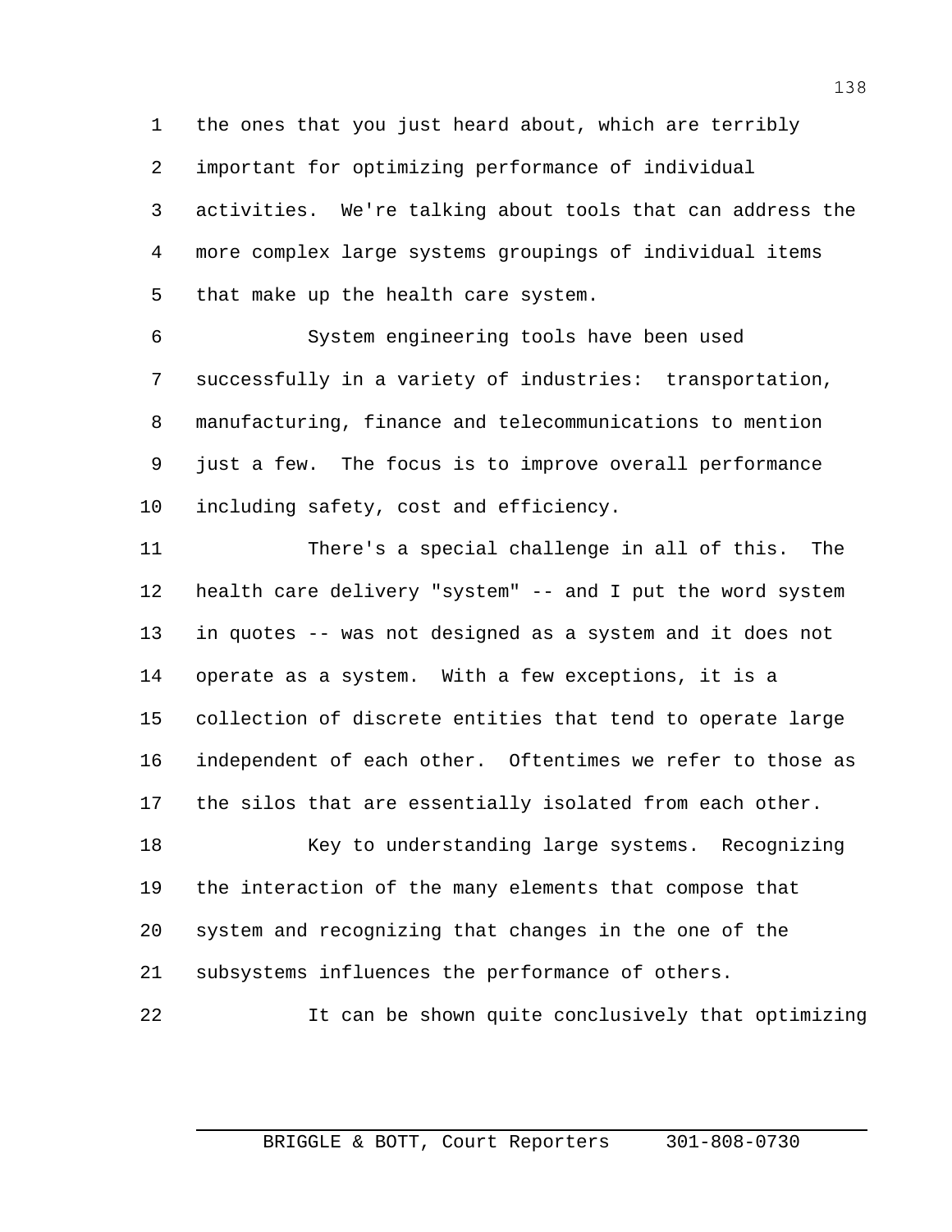the ones that you just heard about, which are terribly important for optimizing performance of individual activities. We're talking about tools that can address the more complex large systems groupings of individual items that make up the health care system.

System engineering tools have been used successfully in a variety of industries: transportation, manufacturing, finance and telecommunications to mention just a few. The focus is to improve overall performance including safety, cost and efficiency.

There's a special challenge in all of this. The health care delivery "system" -- and I put the word system in quotes -- was not designed as a system and it does not operate as a system. With a few exceptions, it is a collection of discrete entities that tend to operate large independent of each other. Oftentimes we refer to those as the silos that are essentially isolated from each other.

Key to understanding large systems. Recognizing the interaction of the many elements that compose that system and recognizing that changes in the one of the subsystems influences the performance of others.

It can be shown quite conclusively that optimizing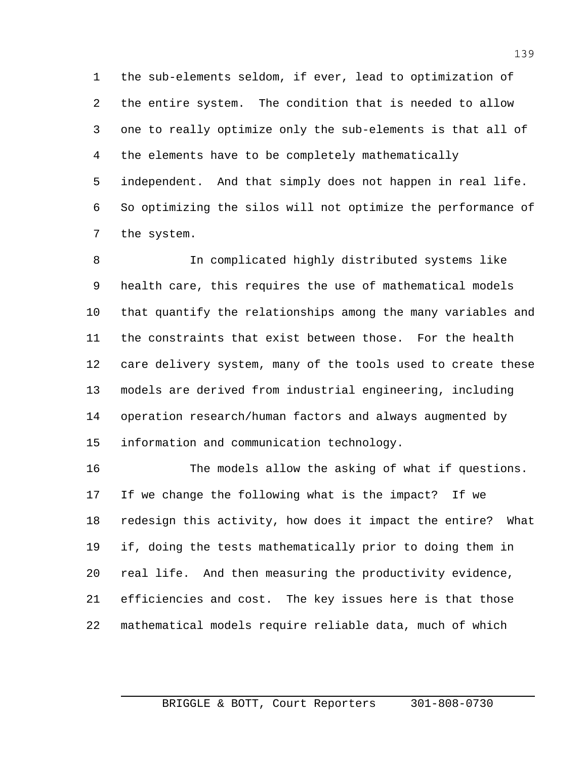the sub-elements seldom, if ever, lead to optimization of the entire system. The condition that is needed to allow one to really optimize only the sub-elements is that all of the elements have to be completely mathematically independent. And that simply does not happen in real life. So optimizing the silos will not optimize the performance of the system.

In complicated highly distributed systems like health care, this requires the use of mathematical models that quantify the relationships among the many variables and the constraints that exist between those. For the health care delivery system, many of the tools used to create these models are derived from industrial engineering, including operation research/human factors and always augmented by information and communication technology.

The models allow the asking of what if questions. If we change the following what is the impact? If we redesign this activity, how does it impact the entire? What if, doing the tests mathematically prior to doing them in real life. And then measuring the productivity evidence, efficiencies and cost. The key issues here is that those mathematical models require reliable data, much of which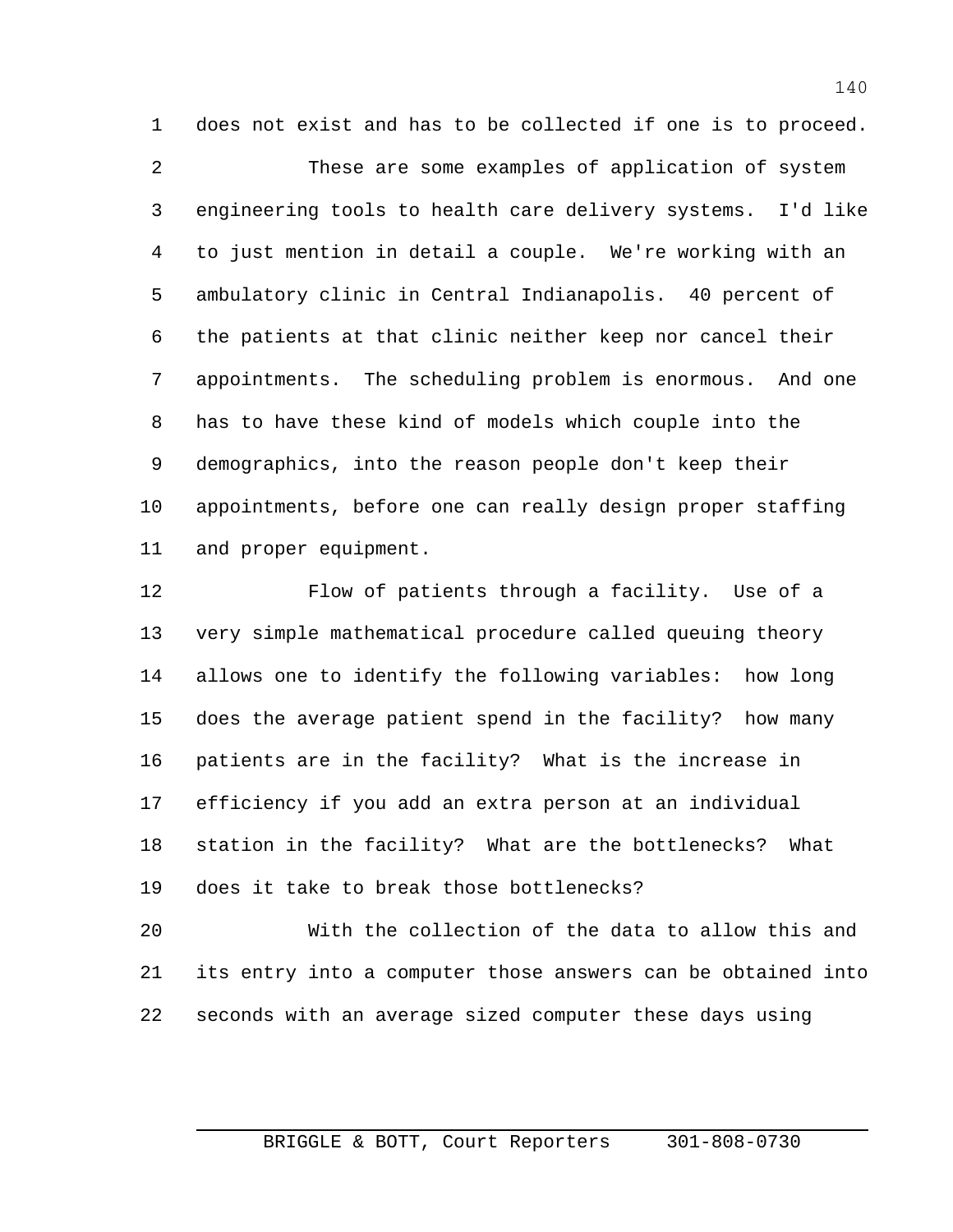does not exist and has to be collected if one is to proceed.

These are some examples of application of system engineering tools to health care delivery systems. I'd like to just mention in detail a couple. We're working with an ambulatory clinic in Central Indianapolis. 40 percent of the patients at that clinic neither keep nor cancel their appointments. The scheduling problem is enormous. And one has to have these kind of models which couple into the demographics, into the reason people don't keep their appointments, before one can really design proper staffing and proper equipment.

Flow of patients through a facility. Use of a very simple mathematical procedure called queuing theory allows one to identify the following variables: how long does the average patient spend in the facility? how many patients are in the facility? What is the increase in efficiency if you add an extra person at an individual station in the facility? What are the bottlenecks? What does it take to break those bottlenecks?

With the collection of the data to allow this and its entry into a computer those answers can be obtained into seconds with an average sized computer these days using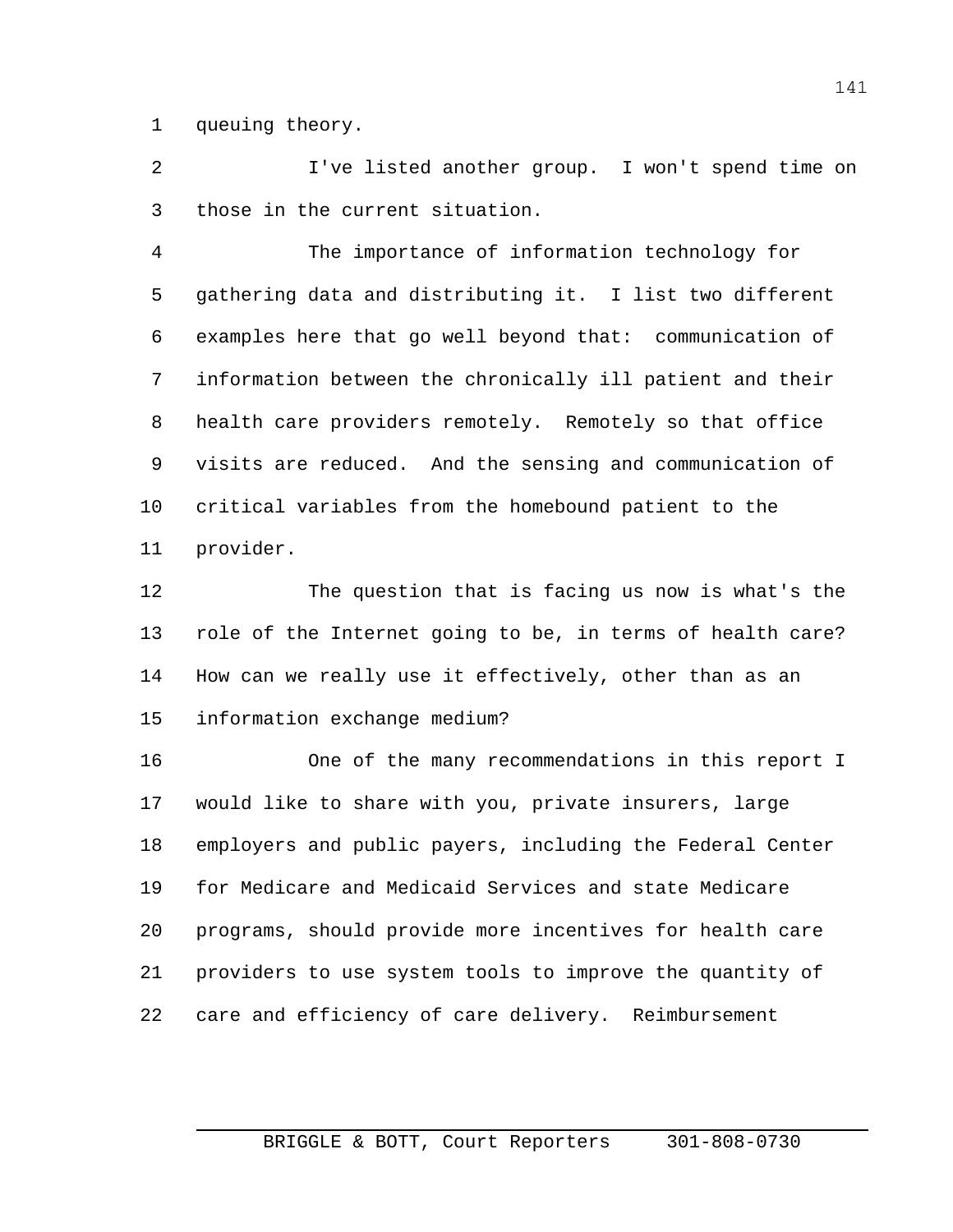queuing theory.

I've listed another group. I won't spend time on those in the current situation.

The importance of information technology for gathering data and distributing it. I list two different examples here that go well beyond that: communication of information between the chronically ill patient and their health care providers remotely. Remotely so that office visits are reduced. And the sensing and communication of critical variables from the homebound patient to the provider.

The question that is facing us now is what's the role of the Internet going to be, in terms of health care? How can we really use it effectively, other than as an information exchange medium?

One of the many recommendations in this report I would like to share with you, private insurers, large employers and public payers, including the Federal Center for Medicare and Medicaid Services and state Medicare programs, should provide more incentives for health care providers to use system tools to improve the quantity of care and efficiency of care delivery. Reimbursement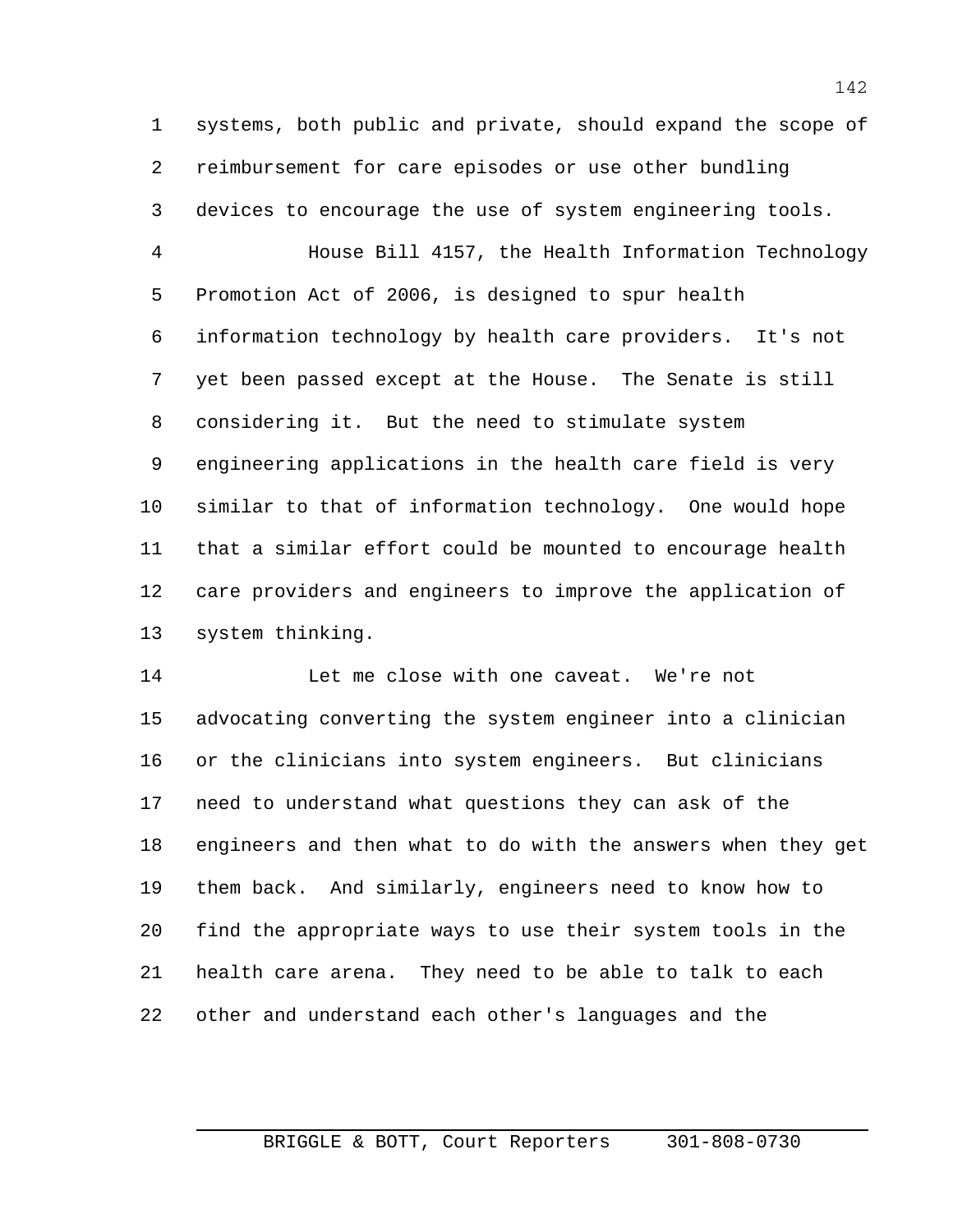systems, both public and private, should expand the scope of reimbursement for care episodes or use other bundling devices to encourage the use of system engineering tools.

House Bill 4157, the Health Information Technology Promotion Act of 2006, is designed to spur health information technology by health care providers. It's not yet been passed except at the House. The Senate is still considering it. But the need to stimulate system engineering applications in the health care field is very similar to that of information technology. One would hope that a similar effort could be mounted to encourage health care providers and engineers to improve the application of system thinking.

Let me close with one caveat. We're not advocating converting the system engineer into a clinician or the clinicians into system engineers. But clinicians need to understand what questions they can ask of the engineers and then what to do with the answers when they get them back. And similarly, engineers need to know how to find the appropriate ways to use their system tools in the health care arena. They need to be able to talk to each other and understand each other's languages and the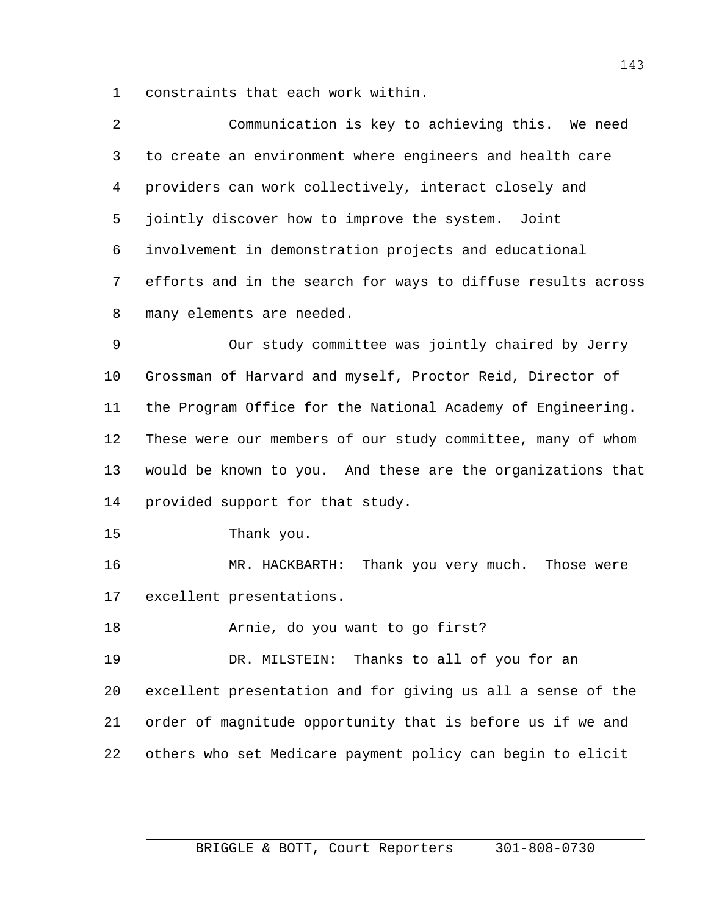constraints that each work within.

Communication is key to achieving this. We need to create an environment where engineers and health care providers can work collectively, interact closely and jointly discover how to improve the system. Joint involvement in demonstration projects and educational efforts and in the search for ways to diffuse results across many elements are needed.

Our study committee was jointly chaired by Jerry Grossman of Harvard and myself, Proctor Reid, Director of the Program Office for the National Academy of Engineering. These were our members of our study committee, many of whom would be known to you. And these are the organizations that provided support for that study.

Thank you.

MR. HACKBARTH: Thank you very much. Those were excellent presentations.

Arnie, do you want to go first?

DR. MILSTEIN: Thanks to all of you for an excellent presentation and for giving us all a sense of the order of magnitude opportunity that is before us if we and others who set Medicare payment policy can begin to elicit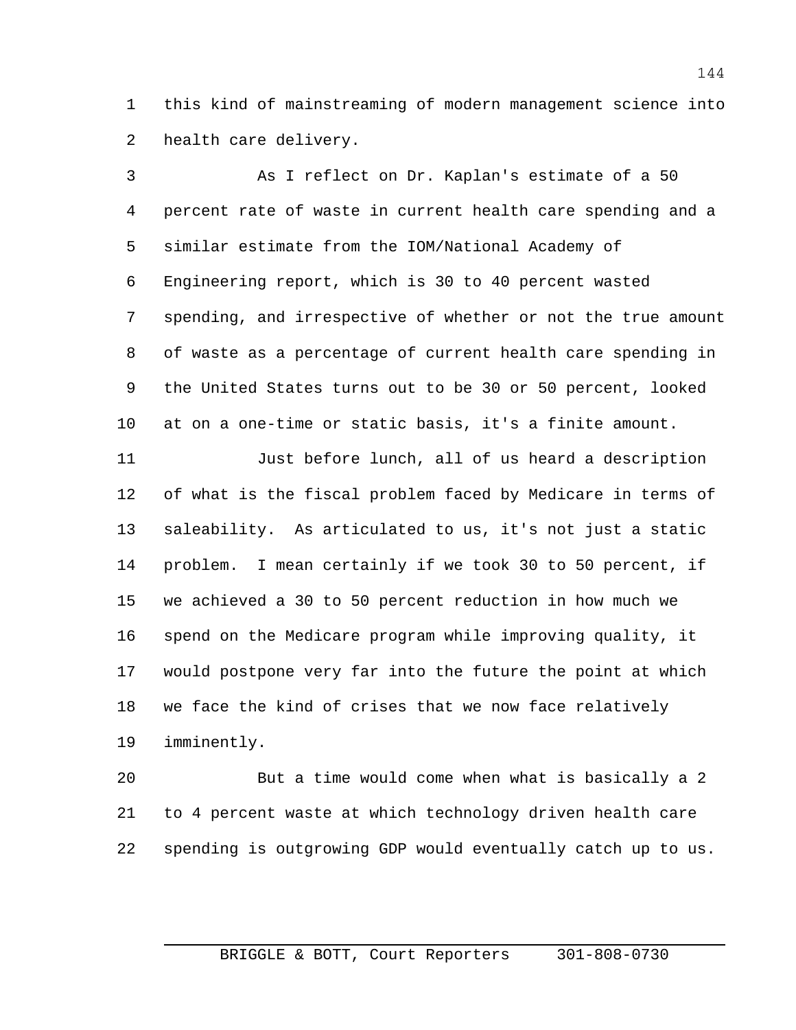this kind of mainstreaming of modern management science into health care delivery.

As I reflect on Dr. Kaplan's estimate of a 50 percent rate of waste in current health care spending and a similar estimate from the IOM/National Academy of Engineering report, which is 30 to 40 percent wasted spending, and irrespective of whether or not the true amount of waste as a percentage of current health care spending in the United States turns out to be 30 or 50 percent, looked at on a one-time or static basis, it's a finite amount.

Just before lunch, all of us heard a description of what is the fiscal problem faced by Medicare in terms of saleability. As articulated to us, it's not just a static problem. I mean certainly if we took 30 to 50 percent, if we achieved a 30 to 50 percent reduction in how much we spend on the Medicare program while improving quality, it would postpone very far into the future the point at which we face the kind of crises that we now face relatively imminently.

But a time would come when what is basically a 2 to 4 percent waste at which technology driven health care spending is outgrowing GDP would eventually catch up to us.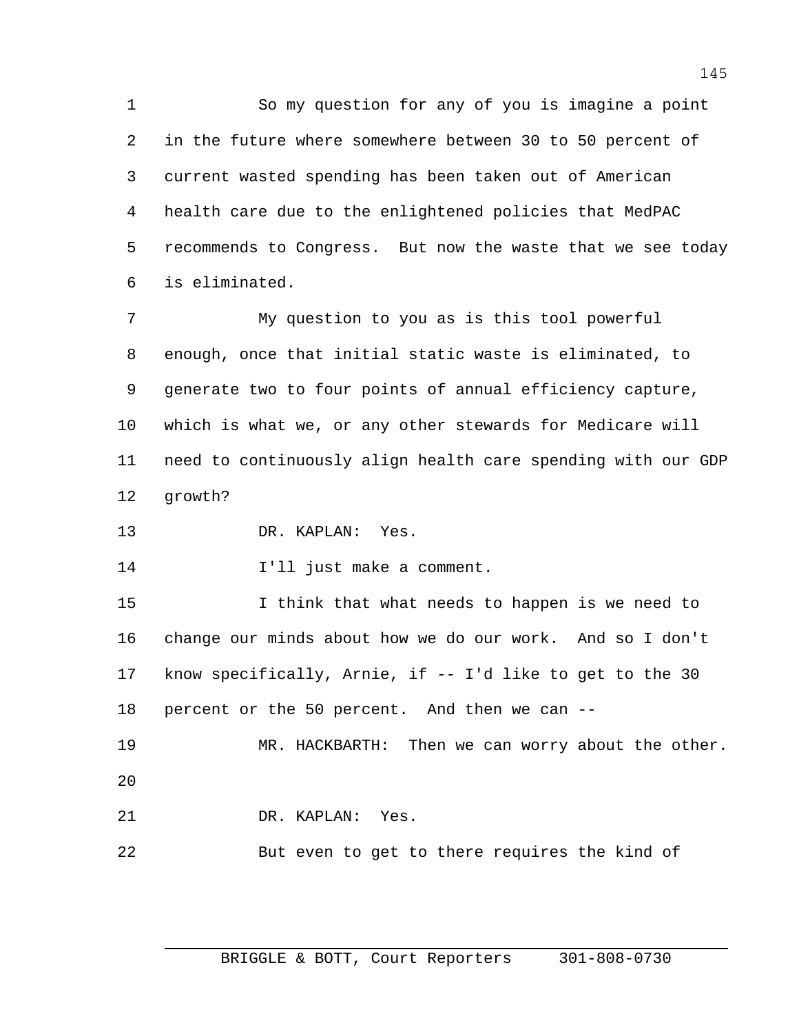So my question for any of you is imagine a point in the future where somewhere between 30 to 50 percent of current wasted spending has been taken out of American health care due to the enlightened policies that MedPAC recommends to Congress. But now the waste that we see today is eliminated.

My question to you as is this tool powerful enough, once that initial static waste is eliminated, to generate two to four points of annual efficiency capture, which is what we, or any other stewards for Medicare will need to continuously align health care spending with our GDP growth?

DR. KAPLAN: Yes.

I'll just make a comment.

I think that what needs to happen is we need to change our minds about how we do our work. And so I don't know specifically, Arnie, if -- I'd like to get to the 30 percent or the 50 percent. And then we can --

MR. HACKBARTH: Then we can worry about the other.

DR. KAPLAN: Yes.

But even to get to there requires the kind of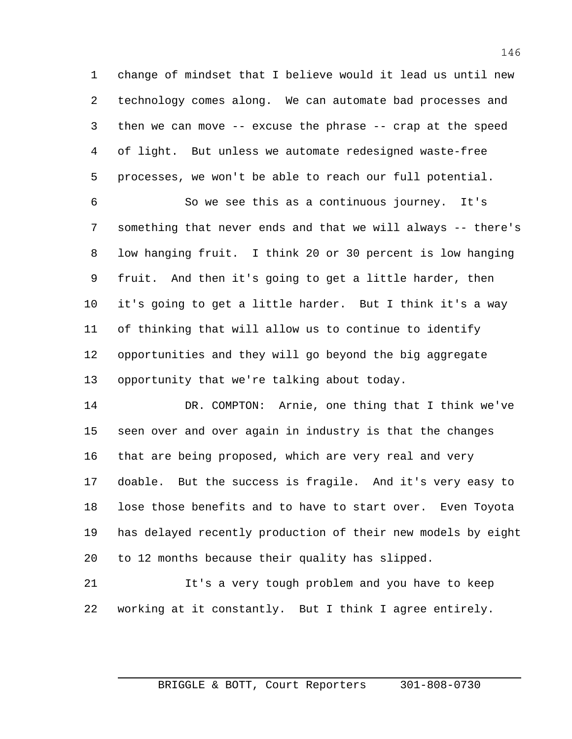change of mindset that I believe would it lead us until new technology comes along. We can automate bad processes and then we can move -- excuse the phrase -- crap at the speed of light. But unless we automate redesigned waste-free processes, we won't be able to reach our full potential.

So we see this as a continuous journey. It's something that never ends and that we will always -- there's low hanging fruit. I think 20 or 30 percent is low hanging fruit. And then it's going to get a little harder, then it's going to get a little harder. But I think it's a way of thinking that will allow us to continue to identify opportunities and they will go beyond the big aggregate opportunity that we're talking about today.

DR. COMPTON: Arnie, one thing that I think we've seen over and over again in industry is that the changes that are being proposed, which are very real and very doable. But the success is fragile. And it's very easy to lose those benefits and to have to start over. Even Toyota has delayed recently production of their new models by eight to 12 months because their quality has slipped.

It's a very tough problem and you have to keep working at it constantly. But I think I agree entirely.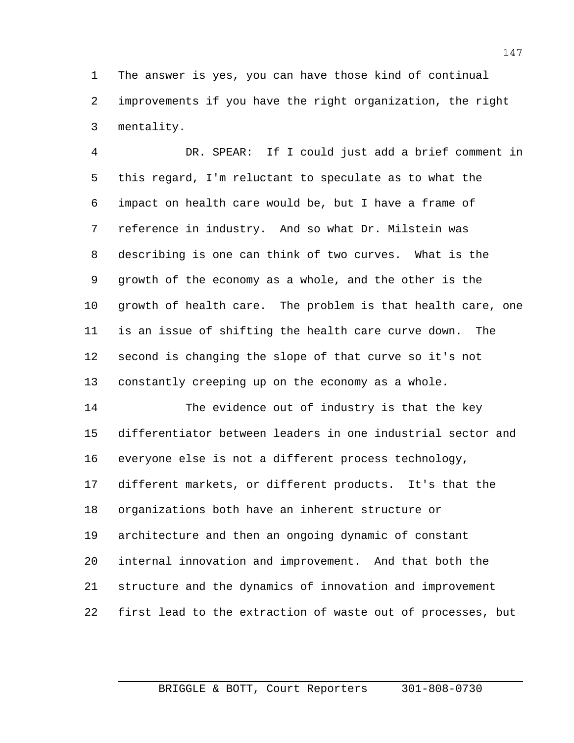The answer is yes, you can have those kind of continual improvements if you have the right organization, the right mentality.

DR. SPEAR: If I could just add a brief comment in this regard, I'm reluctant to speculate as to what the impact on health care would be, but I have a frame of reference in industry. And so what Dr. Milstein was describing is one can think of two curves. What is the growth of the economy as a whole, and the other is the growth of health care. The problem is that health care, one is an issue of shifting the health care curve down. The second is changing the slope of that curve so it's not constantly creeping up on the economy as a whole.

The evidence out of industry is that the key differentiator between leaders in one industrial sector and everyone else is not a different process technology, different markets, or different products. It's that the organizations both have an inherent structure or architecture and then an ongoing dynamic of constant internal innovation and improvement. And that both the structure and the dynamics of innovation and improvement first lead to the extraction of waste out of processes, but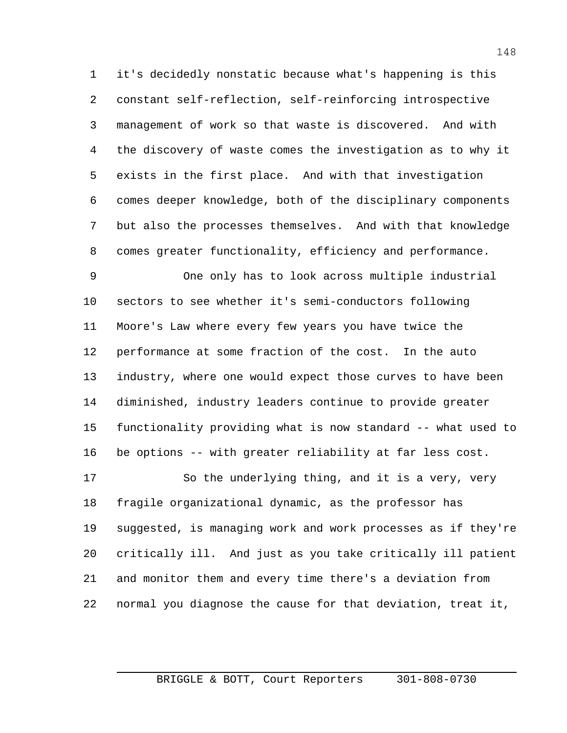it's decidedly nonstatic because what's happening is this constant self-reflection, self-reinforcing introspective management of work so that waste is discovered. And with the discovery of waste comes the investigation as to why it exists in the first place. And with that investigation comes deeper knowledge, both of the disciplinary components but also the processes themselves. And with that knowledge comes greater functionality, efficiency and performance.

One only has to look across multiple industrial sectors to see whether it's semi-conductors following Moore's Law where every few years you have twice the performance at some fraction of the cost. In the auto industry, where one would expect those curves to have been diminished, industry leaders continue to provide greater functionality providing what is now standard -- what used to be options -- with greater reliability at far less cost.

So the underlying thing, and it is a very, very fragile organizational dynamic, as the professor has suggested, is managing work and work processes as if they're critically ill. And just as you take critically ill patient and monitor them and every time there's a deviation from normal you diagnose the cause for that deviation, treat it,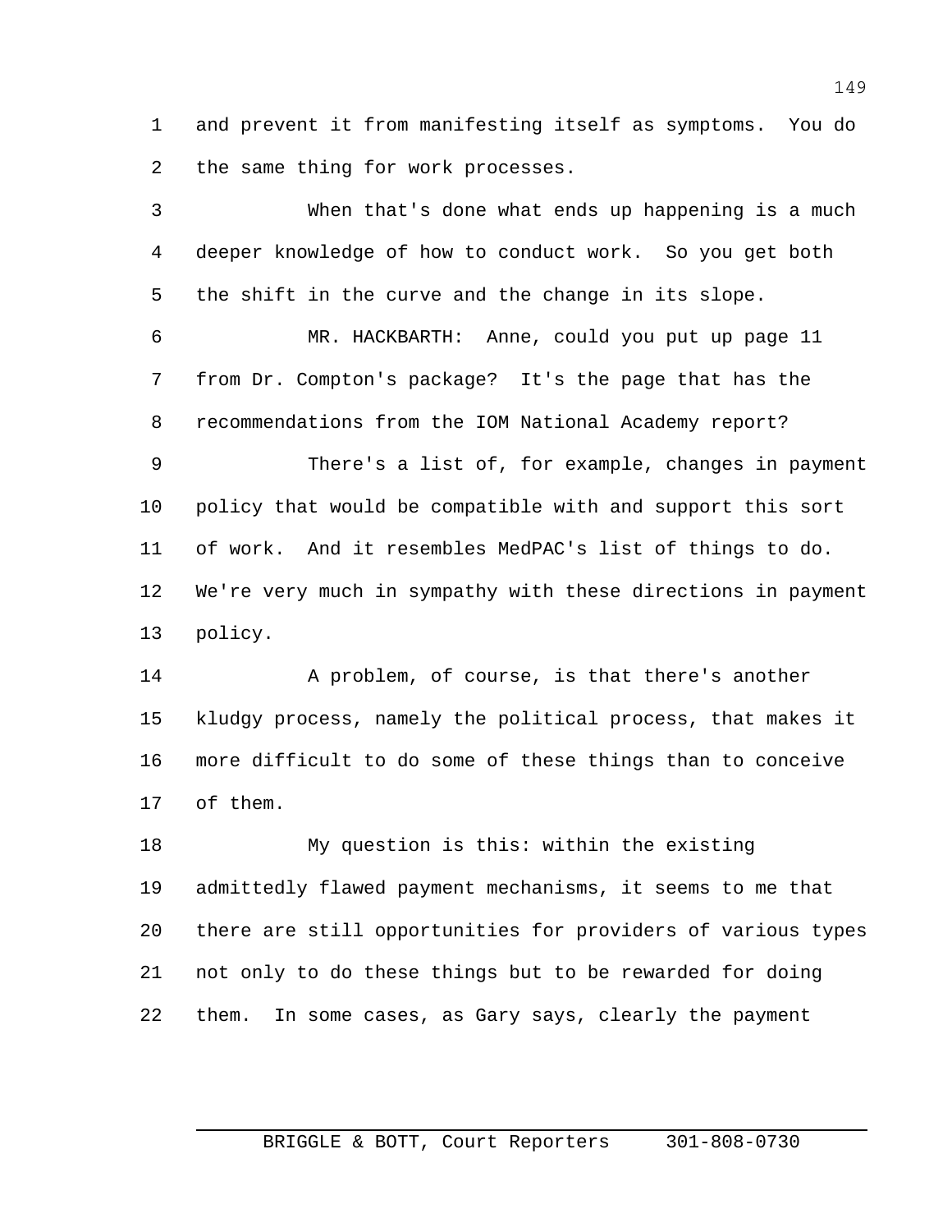and prevent it from manifesting itself as symptoms. You do the same thing for work processes.

When that's done what ends up happening is a much deeper knowledge of how to conduct work. So you get both the shift in the curve and the change in its slope.

MR. HACKBARTH: Anne, could you put up page 11 from Dr. Compton's package? It's the page that has the recommendations from the IOM National Academy report?

There's a list of, for example, changes in payment policy that would be compatible with and support this sort of work. And it resembles MedPAC's list of things to do. We're very much in sympathy with these directions in payment policy.

A problem, of course, is that there's another kludgy process, namely the political process, that makes it more difficult to do some of these things than to conceive of them.

My question is this: within the existing admittedly flawed payment mechanisms, it seems to me that there are still opportunities for providers of various types not only to do these things but to be rewarded for doing them. In some cases, as Gary says, clearly the payment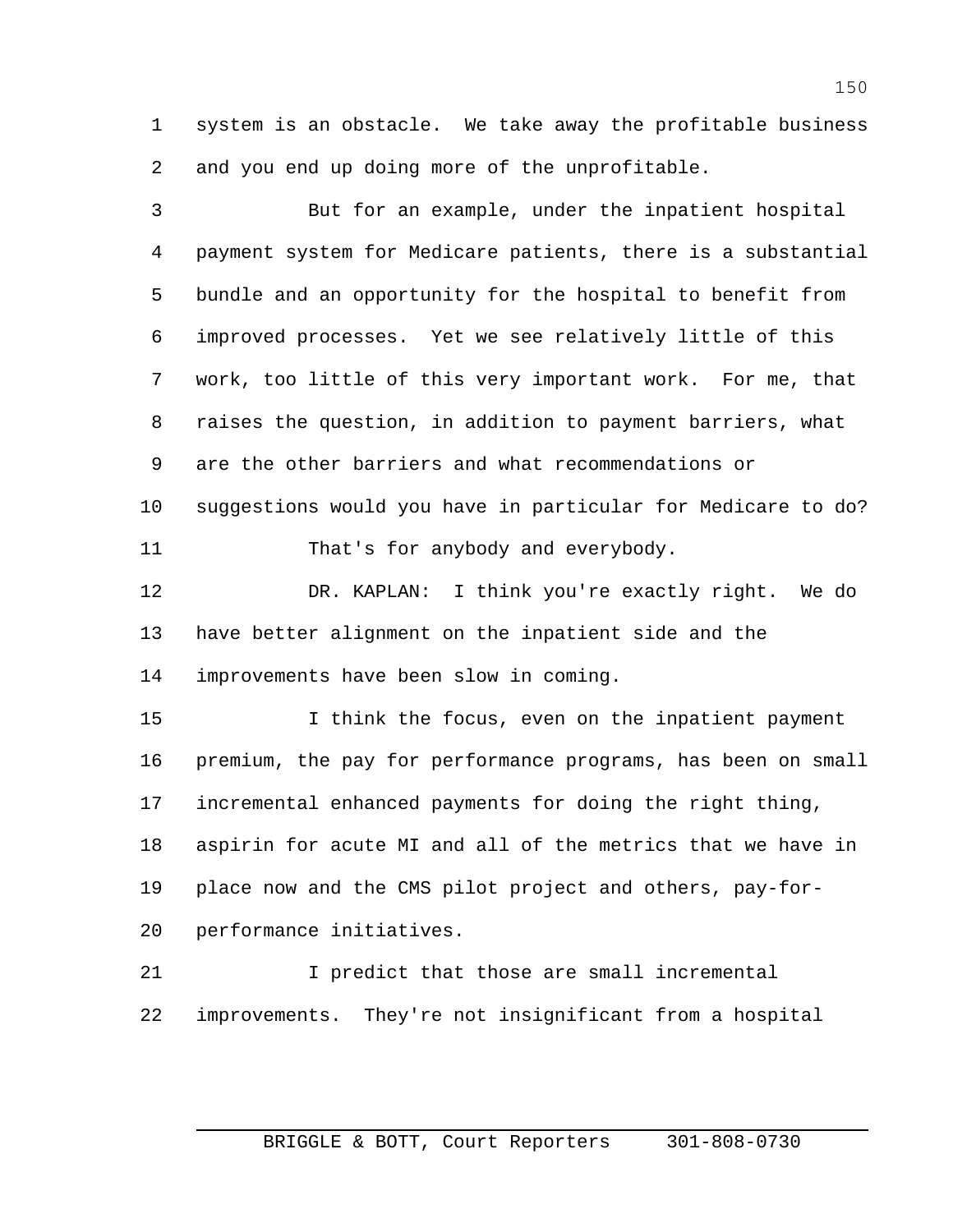system is an obstacle. We take away the profitable business and you end up doing more of the unprofitable.

But for an example, under the inpatient hospital payment system for Medicare patients, there is a substantial bundle and an opportunity for the hospital to benefit from improved processes. Yet we see relatively little of this work, too little of this very important work. For me, that raises the question, in addition to payment barriers, what are the other barriers and what recommendations or suggestions would you have in particular for Medicare to do?

That's for anybody and everybody.

DR. KAPLAN: I think you're exactly right. We do have better alignment on the inpatient side and the improvements have been slow in coming.

I think the focus, even on the inpatient payment premium, the pay for performance programs, has been on small incremental enhanced payments for doing the right thing, aspirin for acute MI and all of the metrics that we have in place now and the CMS pilot project and others, pay-for-performance initiatives.

I predict that those are small incremental improvements. They're not insignificant from a hospital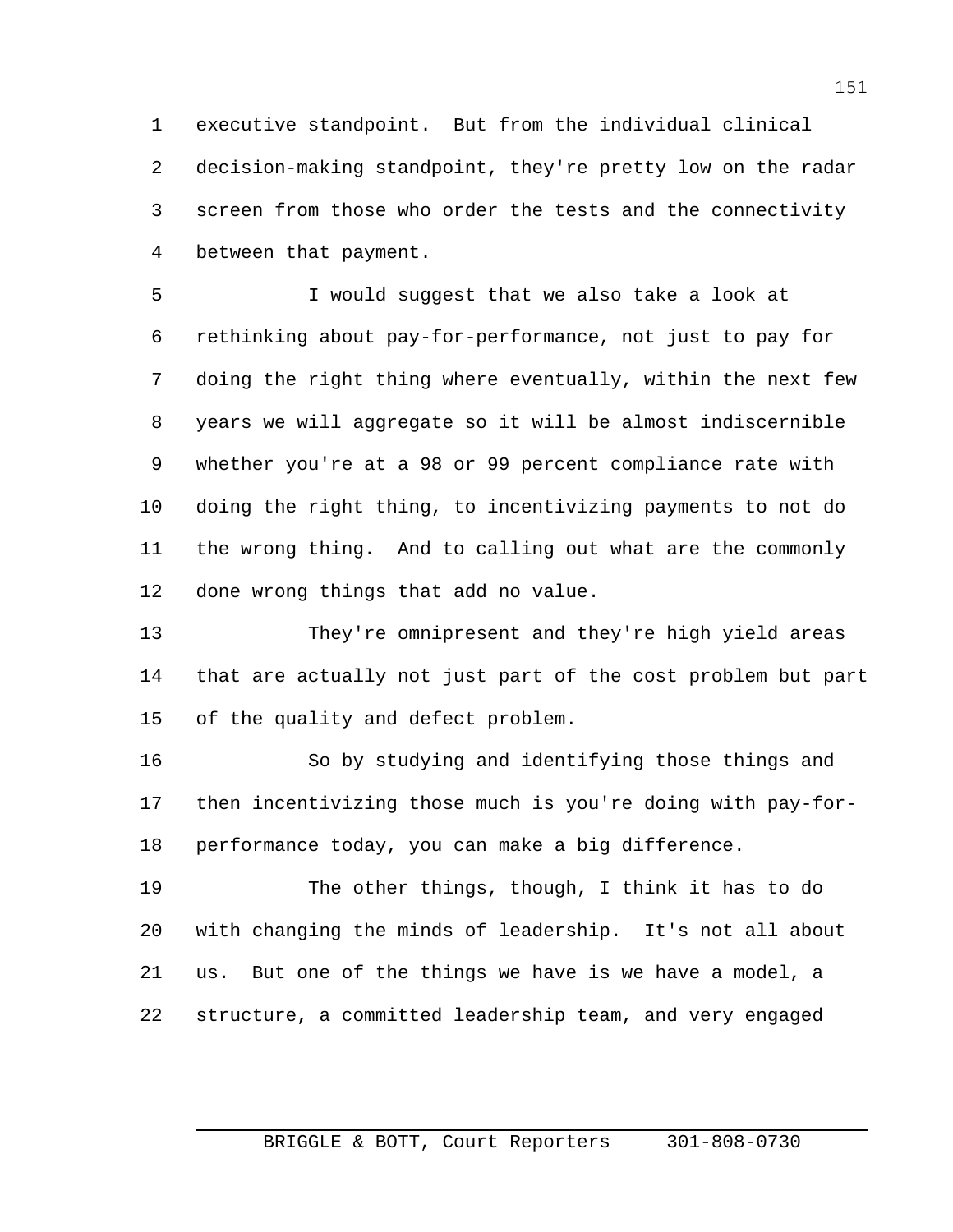executive standpoint. But from the individual clinical decision-making standpoint, they're pretty low on the radar screen from those who order the tests and the connectivity between that payment.

I would suggest that we also take a look at rethinking about pay-for-performance, not just to pay for doing the right thing where eventually, within the next few years we will aggregate so it will be almost indiscernible whether you're at a 98 or 99 percent compliance rate with doing the right thing, to incentivizing payments to not do the wrong thing. And to calling out what are the commonly done wrong things that add no value.

They're omnipresent and they're high yield areas that are actually not just part of the cost problem but part of the quality and defect problem.

So by studying and identifying those things and then incentivizing those much is you're doing with pay-for-performance today, you can make a big difference.

The other things, though, I think it has to do with changing the minds of leadership. It's not all about us. But one of the things we have is we have a model, a structure, a committed leadership team, and very engaged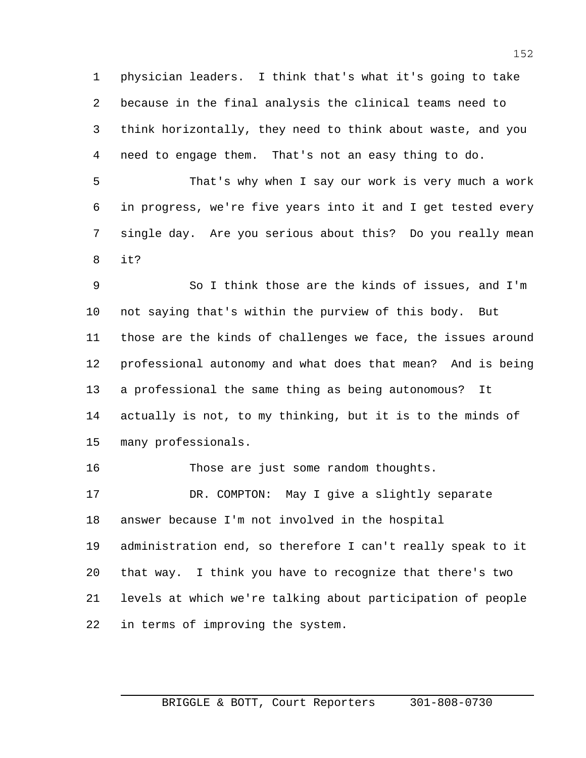physician leaders. I think that's what it's going to take because in the final analysis the clinical teams need to think horizontally, they need to think about waste, and you need to engage them. That's not an easy thing to do.

That's why when I say our work is very much a work in progress, we're five years into it and I get tested every single day. Are you serious about this? Do you really mean it?

So I think those are the kinds of issues, and I'm not saying that's within the purview of this body. But those are the kinds of challenges we face, the issues around professional autonomy and what does that mean? And is being a professional the same thing as being autonomous? It actually is not, to my thinking, but it is to the minds of many professionals.

Those are just some random thoughts.

DR. COMPTON: May I give a slightly separate answer because I'm not involved in the hospital administration end, so therefore I can't really speak to it that way. I think you have to recognize that there's two levels at which we're talking about participation of people in terms of improving the system.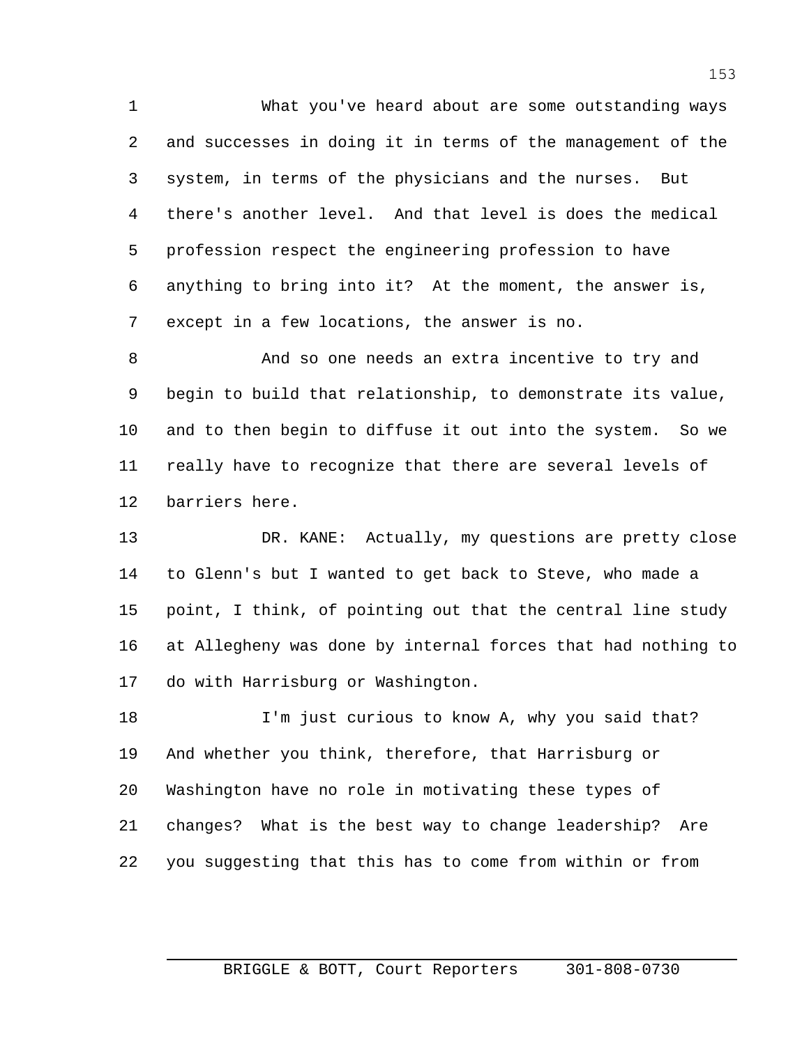What you've heard about are some outstanding ways and successes in doing it in terms of the management of the system, in terms of the physicians and the nurses. But there's another level. And that level is does the medical profession respect the engineering profession to have anything to bring into it? At the moment, the answer is, except in a few locations, the answer is no.

And so one needs an extra incentive to try and begin to build that relationship, to demonstrate its value, and to then begin to diffuse it out into the system. So we really have to recognize that there are several levels of barriers here.

DR. KANE: Actually, my questions are pretty close to Glenn's but I wanted to get back to Steve, who made a point, I think, of pointing out that the central line study at Allegheny was done by internal forces that had nothing to do with Harrisburg or Washington.

I'm just curious to know A, why you said that? And whether you think, therefore, that Harrisburg or Washington have no role in motivating these types of changes? What is the best way to change leadership? Are you suggesting that this has to come from within or from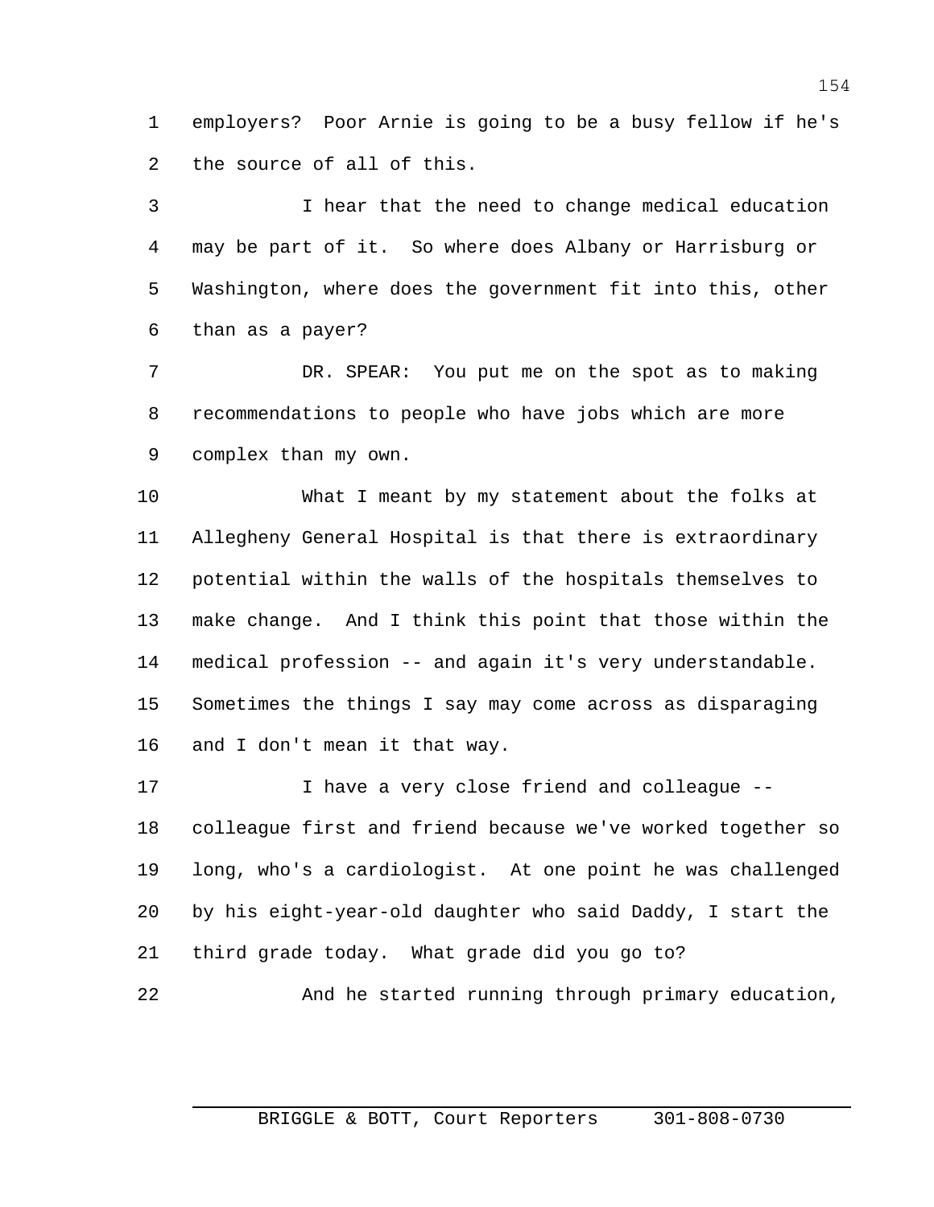employers? Poor Arnie is going to be a busy fellow if he's the source of all of this.

I hear that the need to change medical education may be part of it. So where does Albany or Harrisburg or Washington, where does the government fit into this, other than as a payer?

DR. SPEAR: You put me on the spot as to making recommendations to people who have jobs which are more complex than my own.

What I meant by my statement about the folks at Allegheny General Hospital is that there is extraordinary potential within the walls of the hospitals themselves to make change. And I think this point that those within the medical profession -- and again it's very understandable. Sometimes the things I say may come across as disparaging and I don't mean it that way.

I have a very close friend and colleague -- colleague first and friend because we've worked together so long, who's a cardiologist. At one point he was challenged by his eight-year-old daughter who said Daddy, I start the third grade today. What grade did you go to?

And he started running through primary education,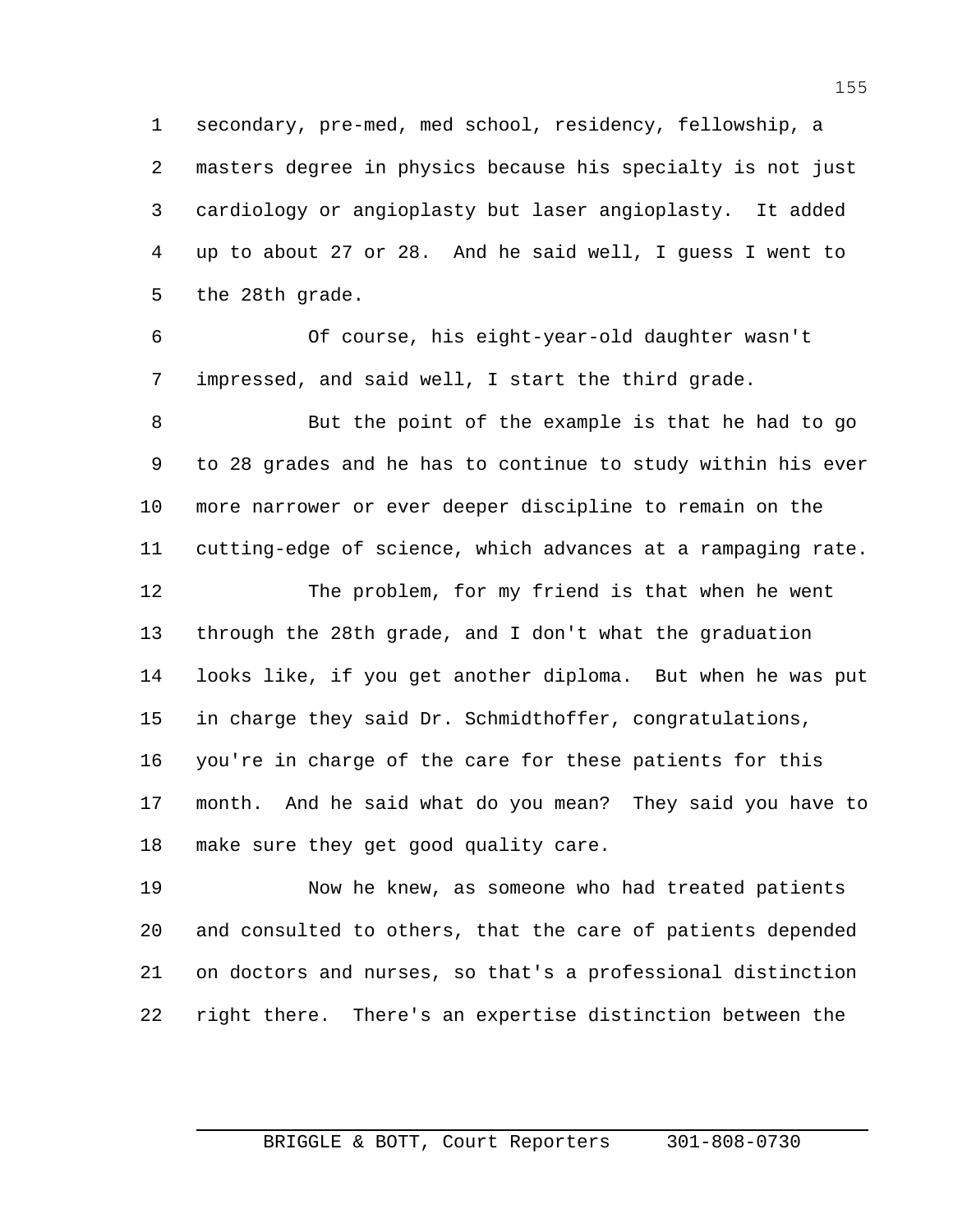secondary, pre-med, med school, residency, fellowship, a masters degree in physics because his specialty is not just cardiology or angioplasty but laser angioplasty. It added up to about 27 or 28. And he said well, I guess I went to the 28th grade.

Of course, his eight-year-old daughter wasn't impressed, and said well, I start the third grade.

But the point of the example is that he had to go to 28 grades and he has to continue to study within his ever more narrower or ever deeper discipline to remain on the cutting-edge of science, which advances at a rampaging rate.

The problem, for my friend is that when he went through the 28th grade, and I don't what the graduation looks like, if you get another diploma. But when he was put in charge they said Dr. Schmidthoffer, congratulations, you're in charge of the care for these patients for this month. And he said what do you mean? They said you have to make sure they get good quality care.

Now he knew, as someone who had treated patients and consulted to others, that the care of patients depended on doctors and nurses, so that's a professional distinction right there. There's an expertise distinction between the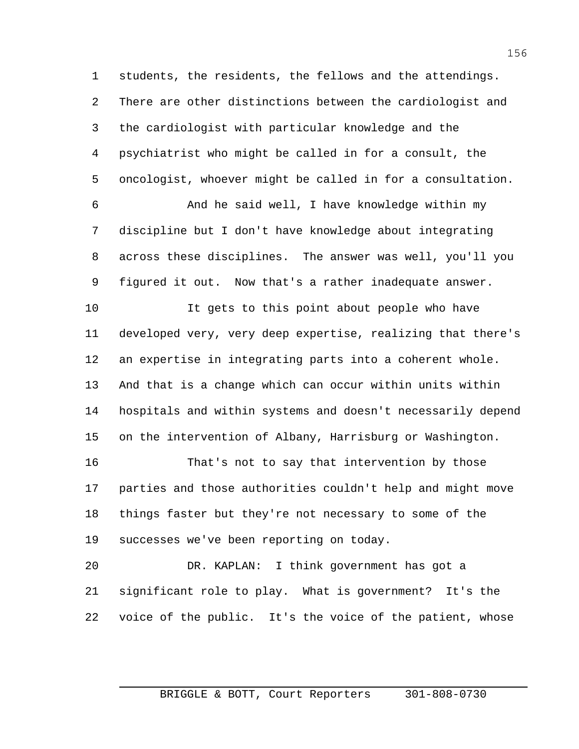students, the residents, the fellows and the attendings. There are other distinctions between the cardiologist and the cardiologist with particular knowledge and the psychiatrist who might be called in for a consult, the oncologist, whoever might be called in for a consultation.

And he said well, I have knowledge within my discipline but I don't have knowledge about integrating across these disciplines. The answer was well, you'll you figured it out. Now that's a rather inadequate answer.

It gets to this point about people who have developed very, very deep expertise, realizing that there's an expertise in integrating parts into a coherent whole. And that is a change which can occur within units within hospitals and within systems and doesn't necessarily depend on the intervention of Albany, Harrisburg or Washington.

That's not to say that intervention by those parties and those authorities couldn't help and might move things faster but they're not necessary to some of the successes we've been reporting on today.

DR. KAPLAN: I think government has got a significant role to play. What is government? It's the voice of the public. It's the voice of the patient, whose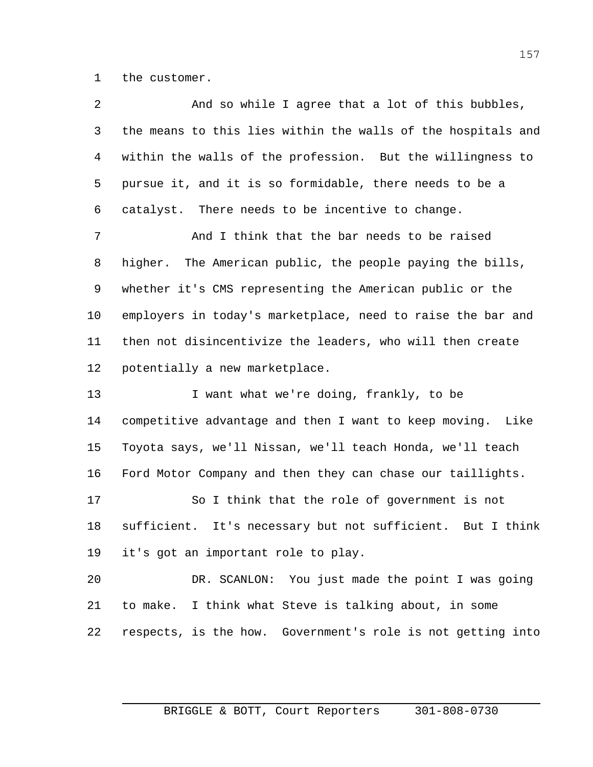the customer.

And so while I agree that a lot of this bubbles, the means to this lies within the walls of the hospitals and within the walls of the profession. But the willingness to pursue it, and it is so formidable, there needs to be a catalyst. There needs to be incentive to change.

And I think that the bar needs to be raised higher. The American public, the people paying the bills, whether it's CMS representing the American public or the employers in today's marketplace, need to raise the bar and then not disincentivize the leaders, who will then create potentially a new marketplace.

I want what we're doing, frankly, to be competitive advantage and then I want to keep moving. Like Toyota says, we'll Nissan, we'll teach Honda, we'll teach Ford Motor Company and then they can chase our taillights.

So I think that the role of government is not sufficient. It's necessary but not sufficient. But I think it's got an important role to play.

DR. SCANLON: You just made the point I was going to make. I think what Steve is talking about, in some respects, is the how. Government's role is not getting into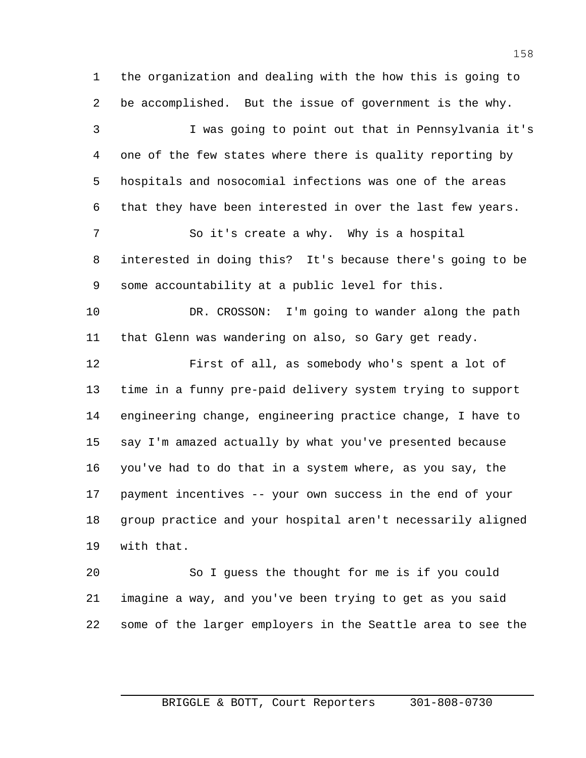the organization and dealing with the how this is going to be accomplished. But the issue of government is the why.

I was going to point out that in Pennsylvania it's one of the few states where there is quality reporting by hospitals and nosocomial infections was one of the areas that they have been interested in over the last few years.

So it's create a why. Why is a hospital interested in doing this? It's because there's going to be some accountability at a public level for this.

DR. CROSSON: I'm going to wander along the path that Glenn was wandering on also, so Gary get ready.

First of all, as somebody who's spent a lot of time in a funny pre-paid delivery system trying to support engineering change, engineering practice change, I have to say I'm amazed actually by what you've presented because you've had to do that in a system where, as you say, the payment incentives -- your own success in the end of your group practice and your hospital aren't necessarily aligned with that.

So I guess the thought for me is if you could imagine a way, and you've been trying to get as you said some of the larger employers in the Seattle area to see the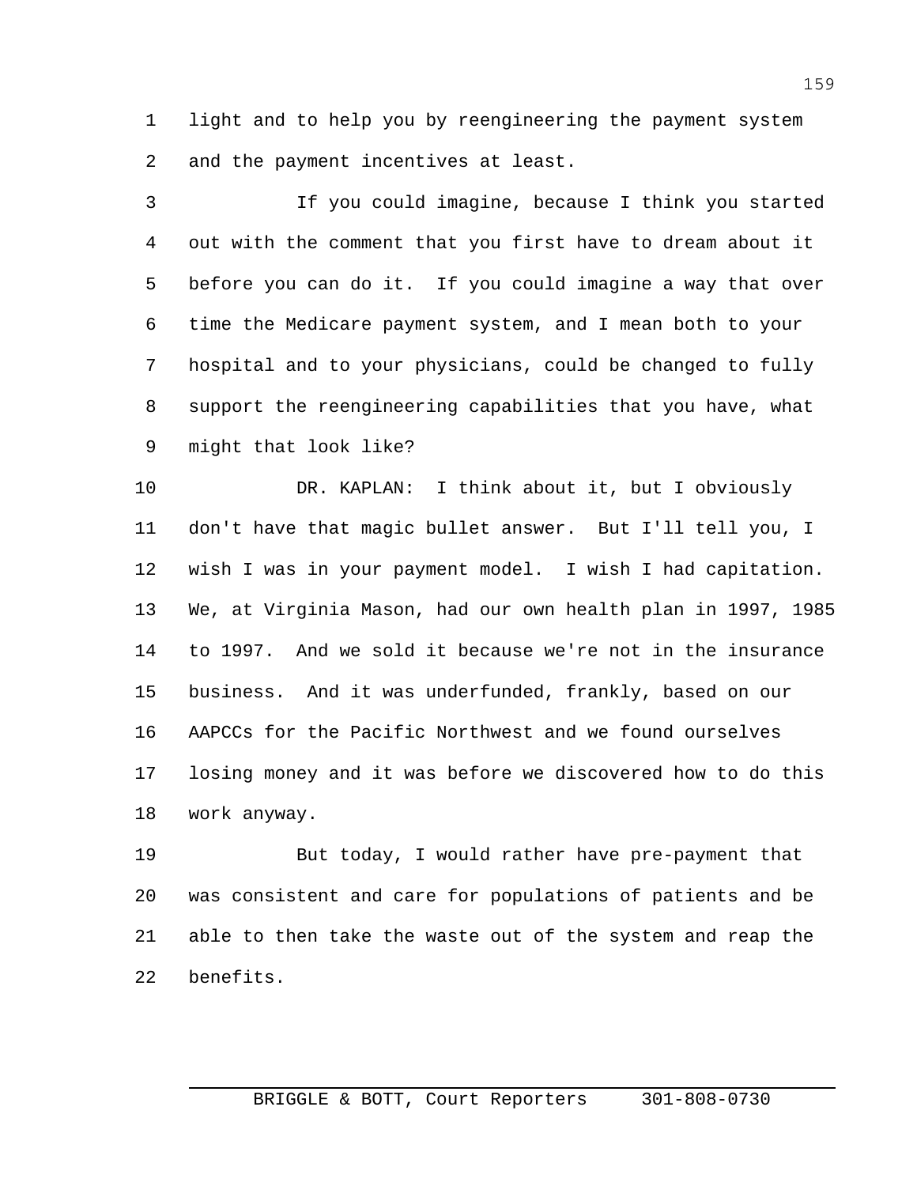light and to help you by reengineering the payment system and the payment incentives at least.

If you could imagine, because I think you started out with the comment that you first have to dream about it before you can do it. If you could imagine a way that over time the Medicare payment system, and I mean both to your hospital and to your physicians, could be changed to fully support the reengineering capabilities that you have, what might that look like?

DR. KAPLAN: I think about it, but I obviously don't have that magic bullet answer. But I'll tell you, I wish I was in your payment model. I wish I had capitation. We, at Virginia Mason, had our own health plan in 1997, 1985 to 1997. And we sold it because we're not in the insurance business. And it was underfunded, frankly, based on our AAPCCs for the Pacific Northwest and we found ourselves losing money and it was before we discovered how to do this work anyway.

But today, I would rather have pre-payment that was consistent and care for populations of patients and be able to then take the waste out of the system and reap the benefits.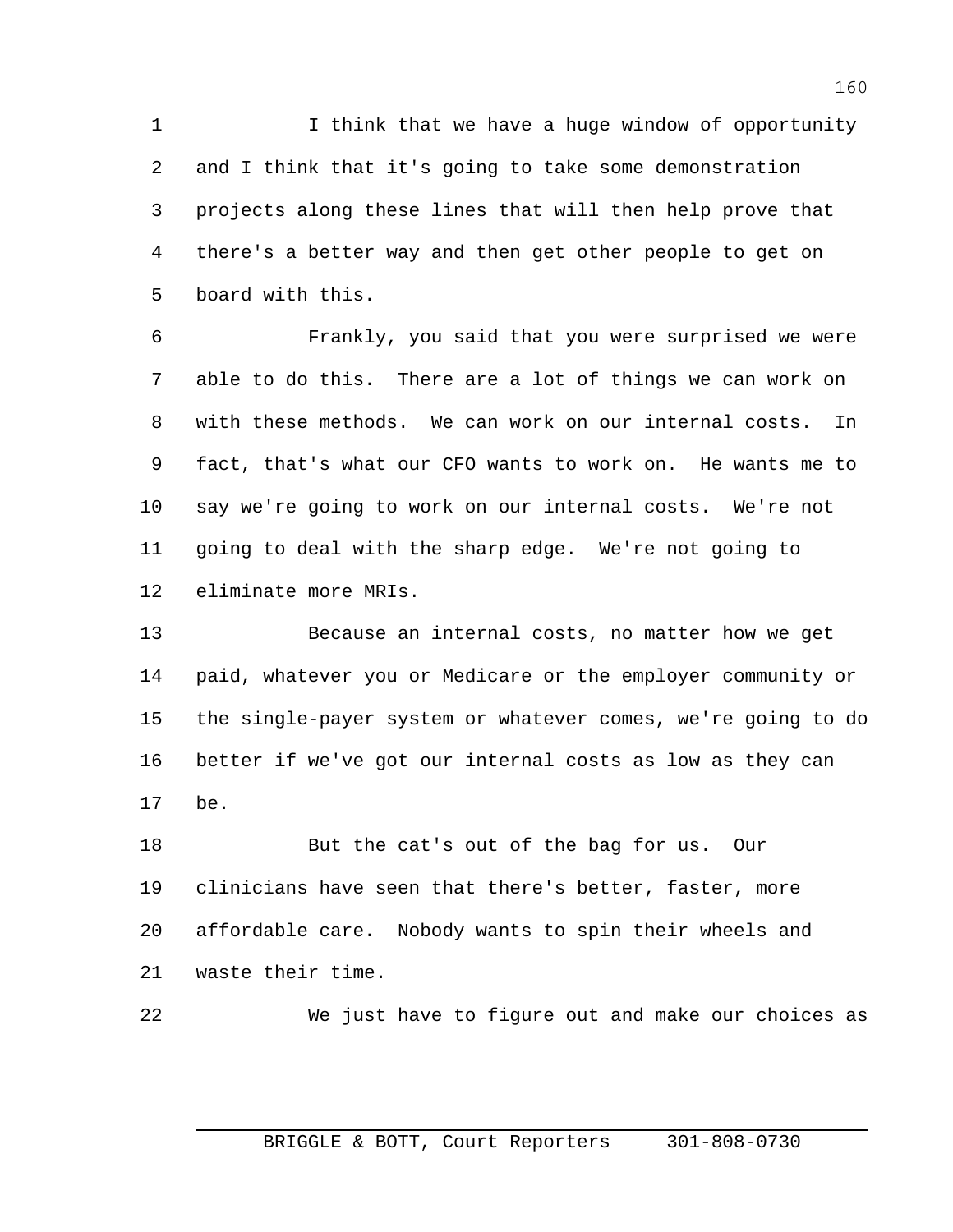I think that we have a huge window of opportunity and I think that it's going to take some demonstration projects along these lines that will then help prove that there's a better way and then get other people to get on board with this.

Frankly, you said that you were surprised we were able to do this. There are a lot of things we can work on with these methods. We can work on our internal costs. In fact, that's what our CFO wants to work on. He wants me to say we're going to work on our internal costs. We're not going to deal with the sharp edge. We're not going to eliminate more MRIs.

Because an internal costs, no matter how we get paid, whatever you or Medicare or the employer community or the single-payer system or whatever comes, we're going to do better if we've got our internal costs as low as they can be.

But the cat's out of the bag for us. Our clinicians have seen that there's better, faster, more affordable care. Nobody wants to spin their wheels and waste their time.

We just have to figure out and make our choices as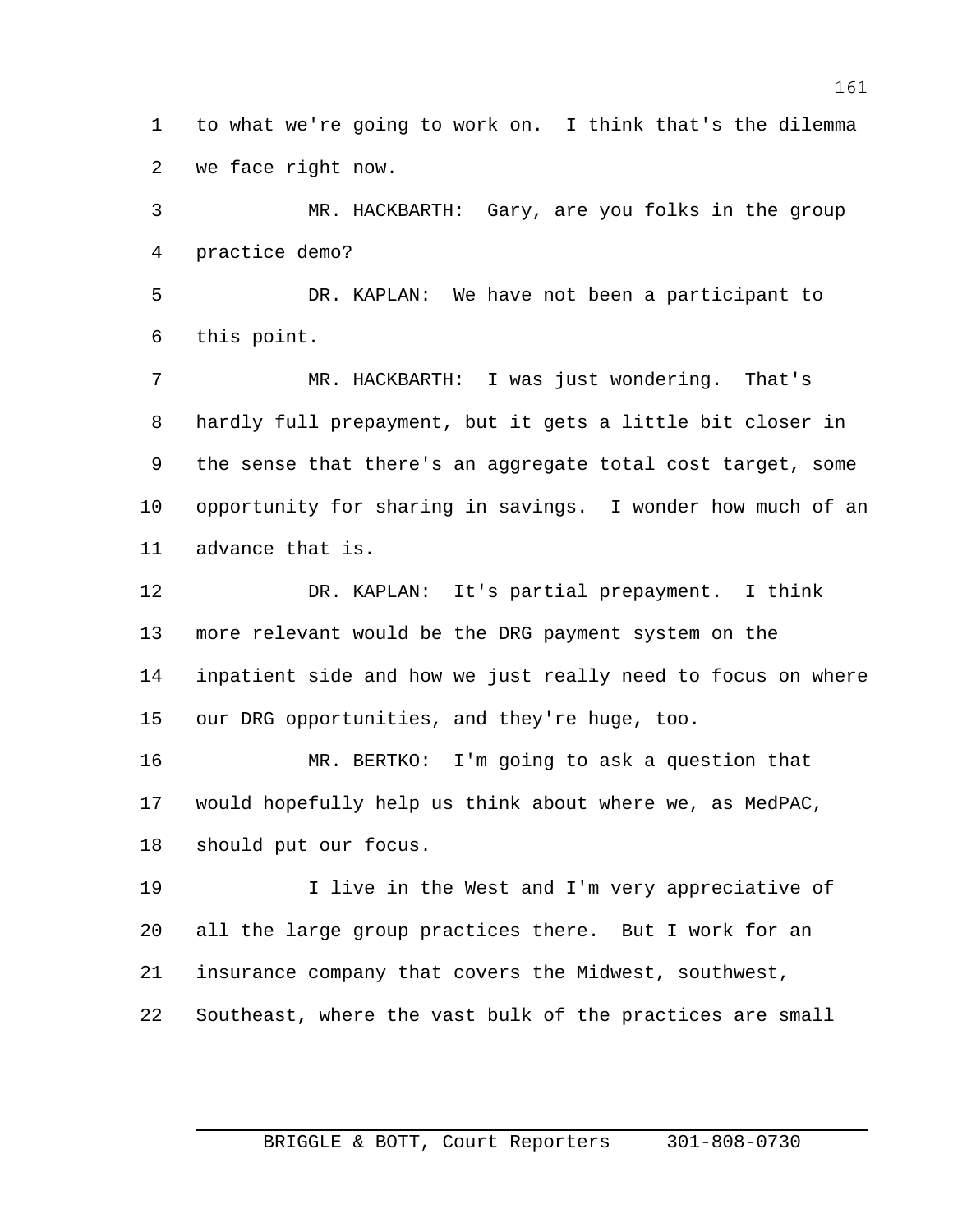to what we're going to work on. I think that's the dilemma we face right now.

MR. HACKBARTH: Gary, are you folks in the group practice demo?

DR. KAPLAN: We have not been a participant to this point.

MR. HACKBARTH: I was just wondering. That's hardly full prepayment, but it gets a little bit closer in the sense that there's an aggregate total cost target, some opportunity for sharing in savings. I wonder how much of an advance that is.

DR. KAPLAN: It's partial prepayment. I think more relevant would be the DRG payment system on the inpatient side and how we just really need to focus on where our DRG opportunities, and they're huge, too.

MR. BERTKO: I'm going to ask a question that would hopefully help us think about where we, as MedPAC, should put our focus.

I live in the West and I'm very appreciative of all the large group practices there. But I work for an insurance company that covers the Midwest, southwest, Southeast, where the vast bulk of the practices are small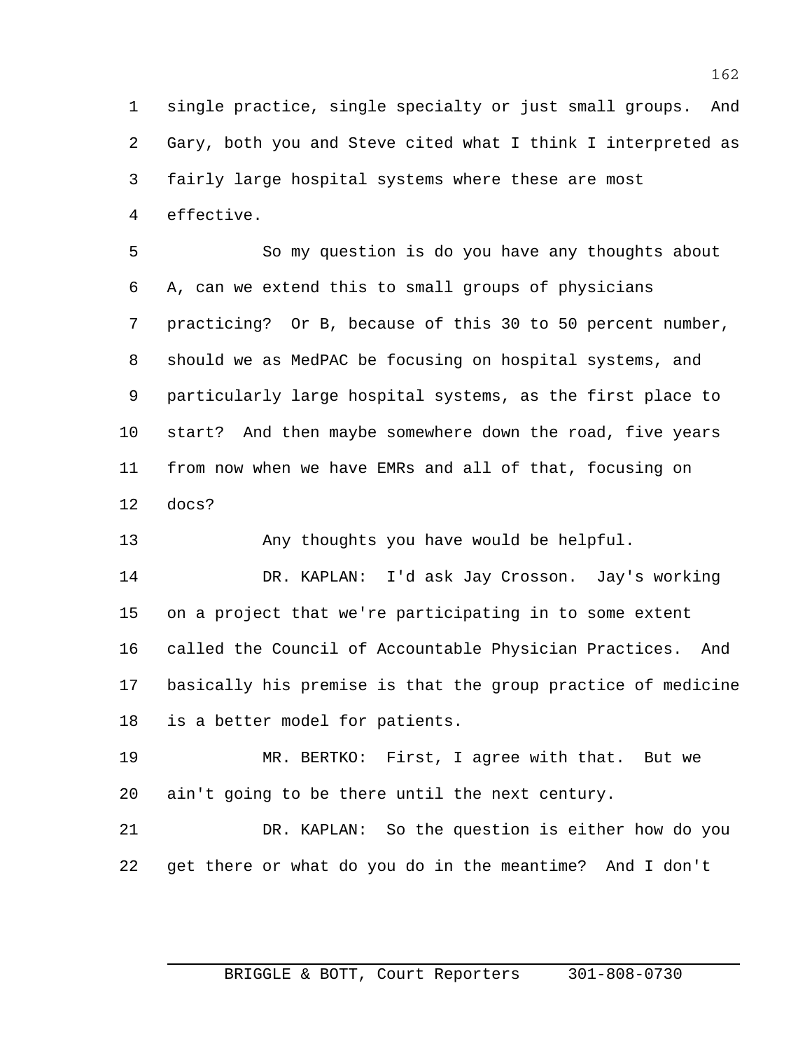single practice, single specialty or just small groups. And Gary, both you and Steve cited what I think I interpreted as fairly large hospital systems where these are most effective.

So my question is do you have any thoughts about A, can we extend this to small groups of physicians practicing? Or B, because of this 30 to 50 percent number, should we as MedPAC be focusing on hospital systems, and particularly large hospital systems, as the first place to start? And then maybe somewhere down the road, five years from now when we have EMRs and all of that, focusing on docs?

Any thoughts you have would be helpful.

DR. KAPLAN: I'd ask Jay Crosson. Jay's working on a project that we're participating in to some extent called the Council of Accountable Physician Practices. And basically his premise is that the group practice of medicine is a better model for patients.

MR. BERTKO: First, I agree with that. But we ain't going to be there until the next century.

DR. KAPLAN: So the question is either how do you get there or what do you do in the meantime? And I don't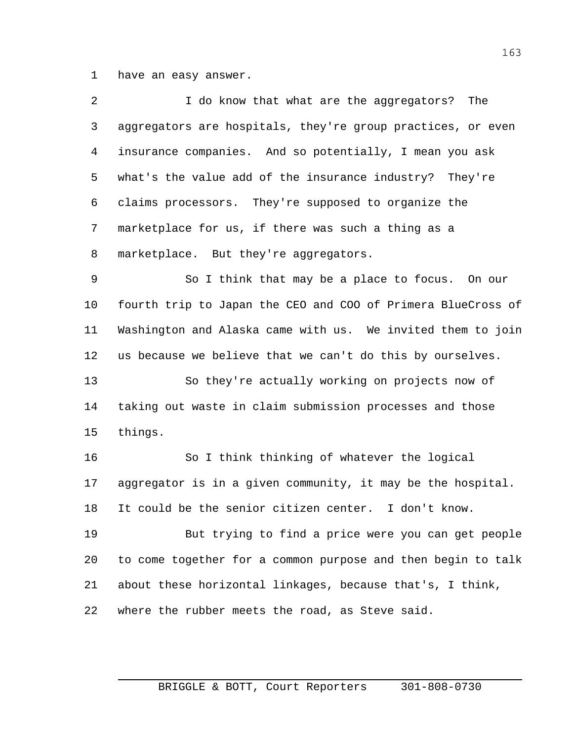have an easy answer.

I do know that what are the aggregators? The aggregators are hospitals, they're group practices, or even insurance companies. And so potentially, I mean you ask what's the value add of the insurance industry? They're claims processors. They're supposed to organize the marketplace for us, if there was such a thing as a marketplace. But they're aggregators.

So I think that may be a place to focus. On our fourth trip to Japan the CEO and COO of Primera BlueCross of Washington and Alaska came with us. We invited them to join us because we believe that we can't do this by ourselves.

So they're actually working on projects now of taking out waste in claim submission processes and those things.

So I think thinking of whatever the logical aggregator is in a given community, it may be the hospital. It could be the senior citizen center. I don't know.

But trying to find a price were you can get people to come together for a common purpose and then begin to talk about these horizontal linkages, because that's, I think, where the rubber meets the road, as Steve said.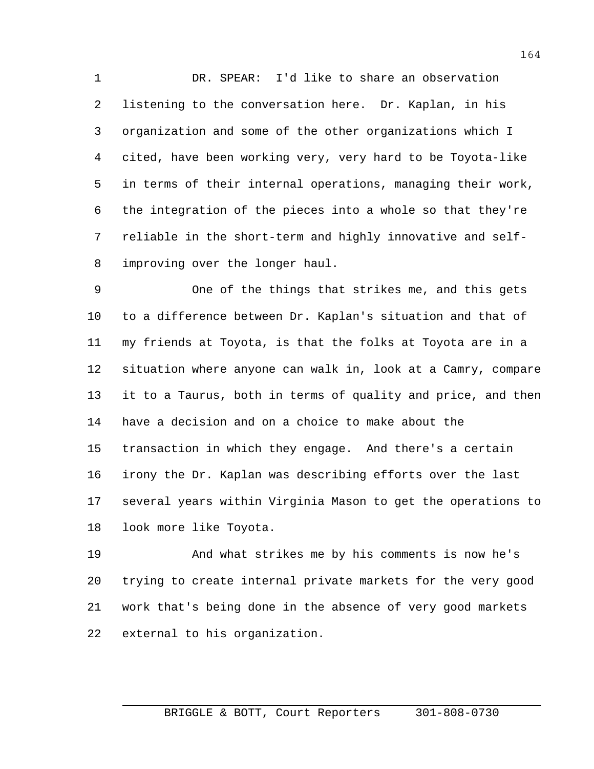DR. SPEAR: I'd like to share an observation listening to the conversation here. Dr. Kaplan, in his organization and some of the other organizations which I cited, have been working very, very hard to be Toyota-like in terms of their internal operations, managing their work, the integration of the pieces into a whole so that they're reliable in the short-term and highly innovative and self-improving over the longer haul.

One of the things that strikes me, and this gets to a difference between Dr. Kaplan's situation and that of my friends at Toyota, is that the folks at Toyota are in a situation where anyone can walk in, look at a Camry, compare it to a Taurus, both in terms of quality and price, and then have a decision and on a choice to make about the transaction in which they engage. And there's a certain irony the Dr. Kaplan was describing efforts over the last several years within Virginia Mason to get the operations to look more like Toyota.

And what strikes me by his comments is now he's trying to create internal private markets for the very good work that's being done in the absence of very good markets external to his organization.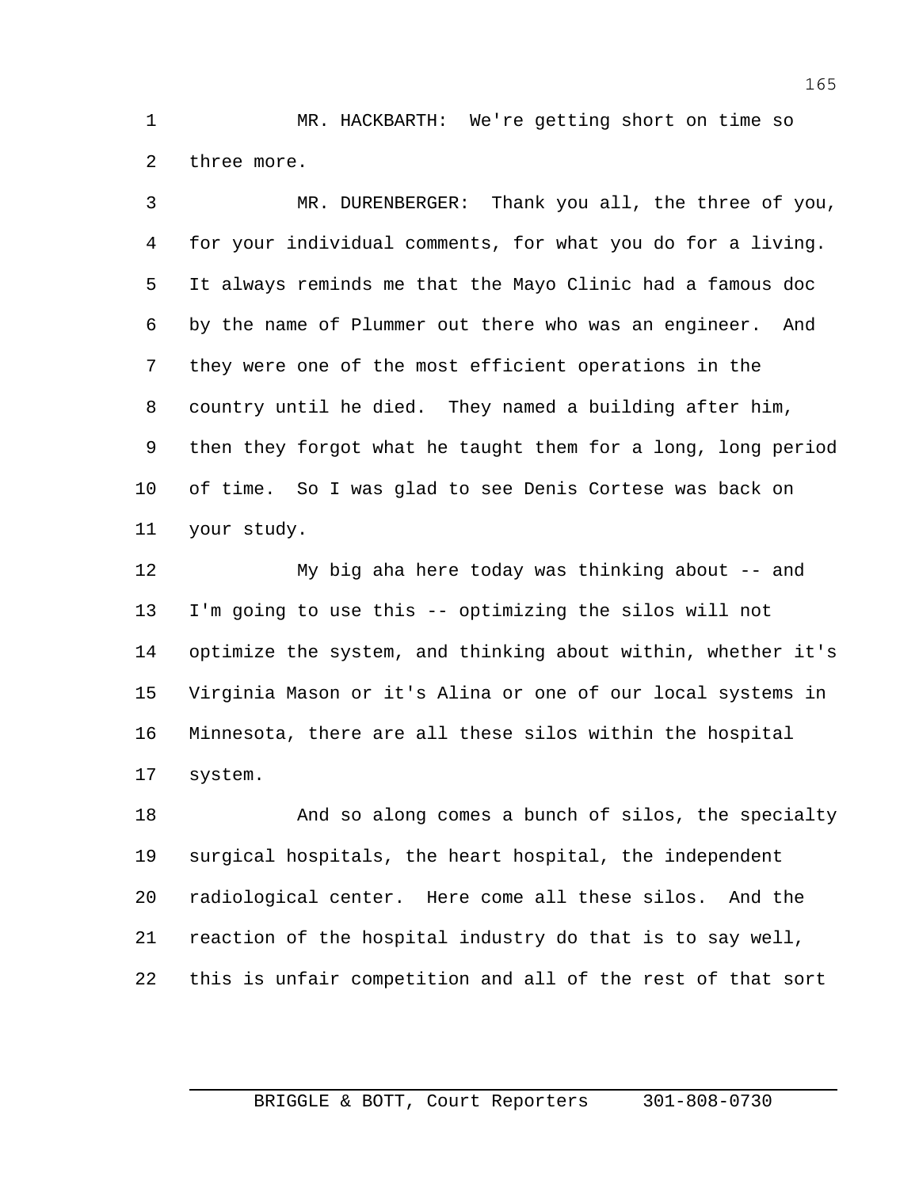MR. HACKBARTH: We're getting short on time so three more.

MR. DURENBERGER: Thank you all, the three of you, for your individual comments, for what you do for a living. It always reminds me that the Mayo Clinic had a famous doc by the name of Plummer out there who was an engineer. And they were one of the most efficient operations in the country until he died. They named a building after him, then they forgot what he taught them for a long, long period of time. So I was glad to see Denis Cortese was back on your study.

My big aha here today was thinking about -- and I'm going to use this -- optimizing the silos will not optimize the system, and thinking about within, whether it's Virginia Mason or it's Alina or one of our local systems in Minnesota, there are all these silos within the hospital system.

And so along comes a bunch of silos, the specialty surgical hospitals, the heart hospital, the independent radiological center. Here come all these silos. And the reaction of the hospital industry do that is to say well, this is unfair competition and all of the rest of that sort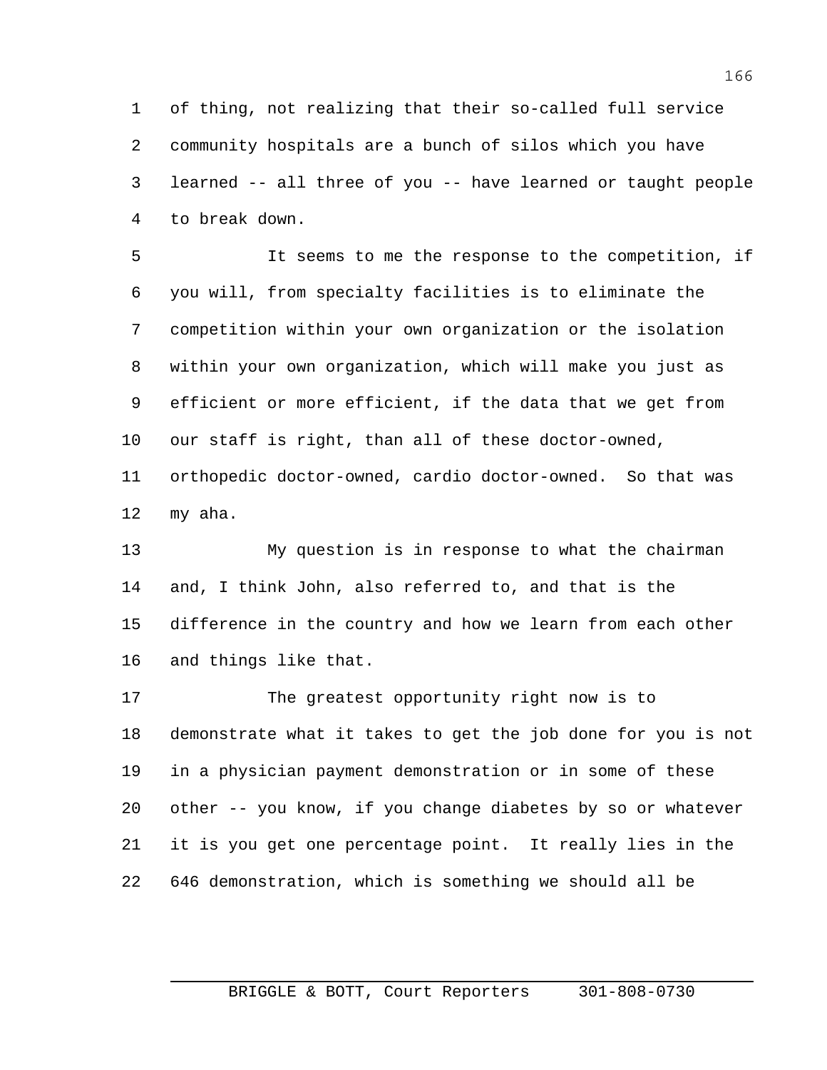of thing, not realizing that their so-called full service community hospitals are a bunch of silos which you have learned -- all three of you -- have learned or taught people to break down.

It seems to me the response to the competition, if you will, from specialty facilities is to eliminate the competition within your own organization or the isolation within your own organization, which will make you just as efficient or more efficient, if the data that we get from our staff is right, than all of these doctor-owned, orthopedic doctor-owned, cardio doctor-owned. So that was my aha.

My question is in response to what the chairman and, I think John, also referred to, and that is the difference in the country and how we learn from each other and things like that.

The greatest opportunity right now is to demonstrate what it takes to get the job done for you is not in a physician payment demonstration or in some of these other -- you know, if you change diabetes by so or whatever it is you get one percentage point. It really lies in the 646 demonstration, which is something we should all be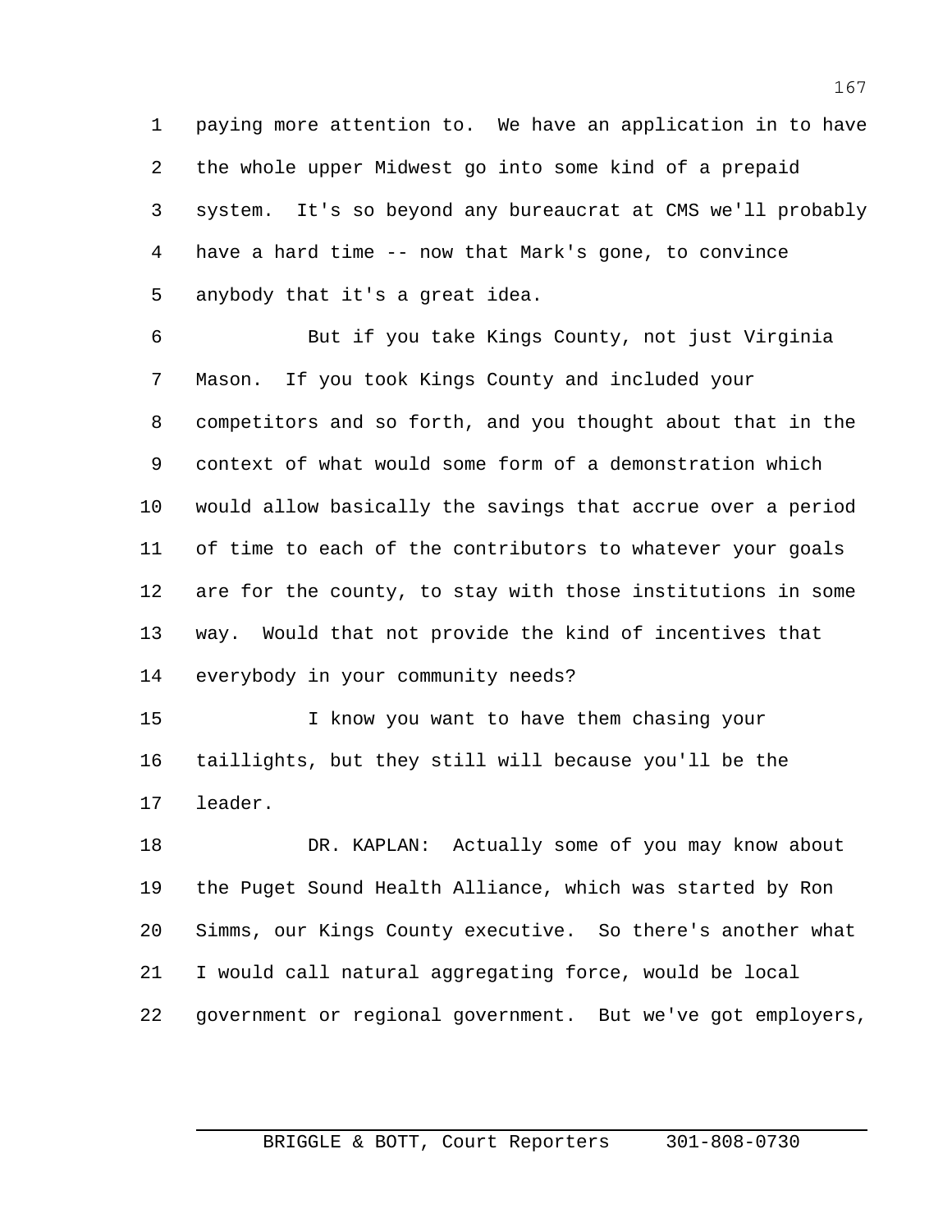paying more attention to. We have an application in to have the whole upper Midwest go into some kind of a prepaid system. It's so beyond any bureaucrat at CMS we'll probably have a hard time -- now that Mark's gone, to convince anybody that it's a great idea.

But if you take Kings County, not just Virginia Mason. If you took Kings County and included your competitors and so forth, and you thought about that in the context of what would some form of a demonstration which would allow basically the savings that accrue over a period of time to each of the contributors to whatever your goals are for the county, to stay with those institutions in some way. Would that not provide the kind of incentives that everybody in your community needs?

I know you want to have them chasing your taillights, but they still will because you'll be the leader.

DR. KAPLAN: Actually some of you may know about the Puget Sound Health Alliance, which was started by Ron Simms, our Kings County executive. So there's another what I would call natural aggregating force, would be local government or regional government. But we've got employers,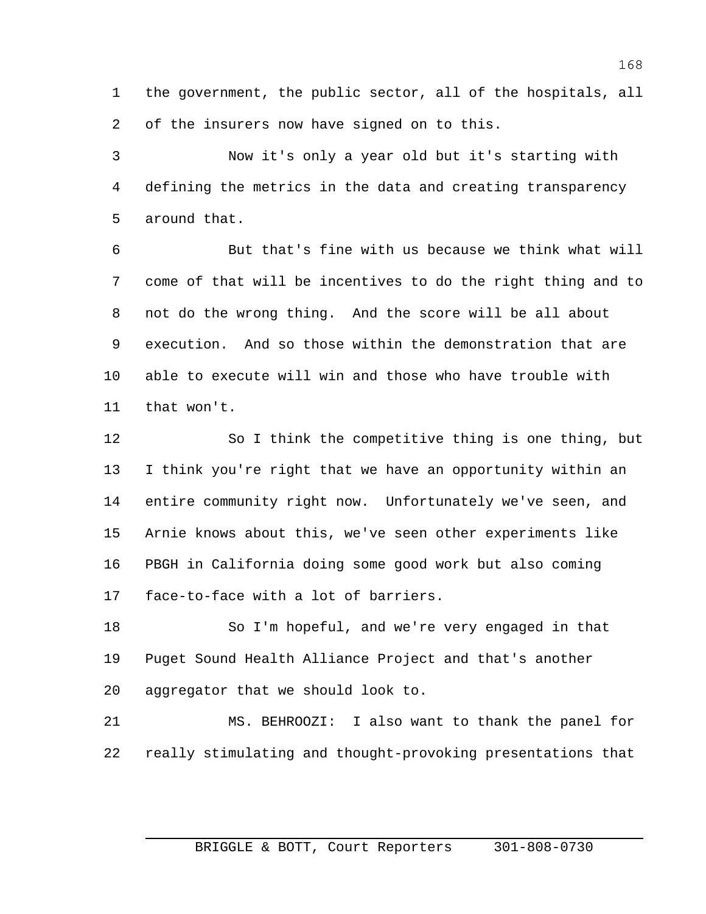the government, the public sector, all of the hospitals, all of the insurers now have signed on to this.

Now it's only a year old but it's starting with defining the metrics in the data and creating transparency around that.

But that's fine with us because we think what will come of that will be incentives to do the right thing and to not do the wrong thing. And the score will be all about execution. And so those within the demonstration that are able to execute will win and those who have trouble with that won't.

So I think the competitive thing is one thing, but I think you're right that we have an opportunity within an entire community right now. Unfortunately we've seen, and Arnie knows about this, we've seen other experiments like PBGH in California doing some good work but also coming face-to-face with a lot of barriers.

So I'm hopeful, and we're very engaged in that Puget Sound Health Alliance Project and that's another aggregator that we should look to.

MS. BEHROOZI: I also want to thank the panel for really stimulating and thought-provoking presentations that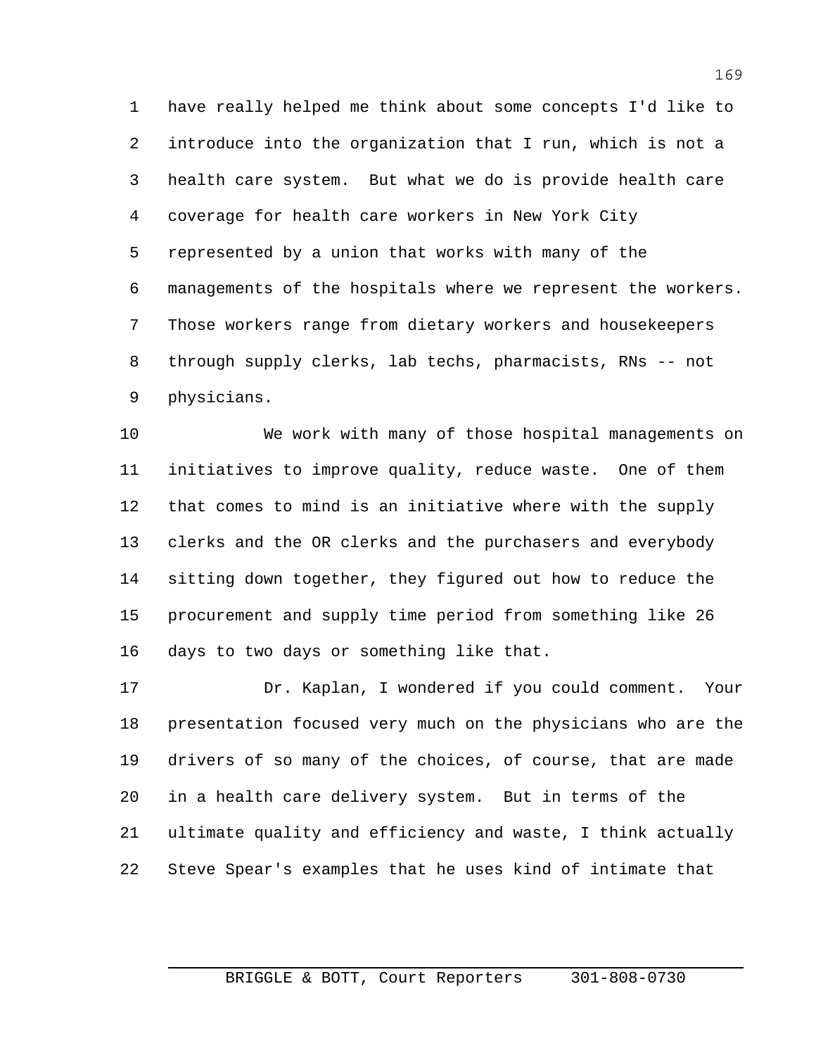have really helped me think about some concepts I'd like to introduce into the organization that I run, which is not a health care system. But what we do is provide health care coverage for health care workers in New York City represented by a union that works with many of the managements of the hospitals where we represent the workers. Those workers range from dietary workers and housekeepers through supply clerks, lab techs, pharmacists, RNs -- not physicians.

We work with many of those hospital managements on initiatives to improve quality, reduce waste. One of them that comes to mind is an initiative where with the supply clerks and the OR clerks and the purchasers and everybody sitting down together, they figured out how to reduce the procurement and supply time period from something like 26 days to two days or something like that.

Dr. Kaplan, I wondered if you could comment. Your presentation focused very much on the physicians who are the drivers of so many of the choices, of course, that are made in a health care delivery system. But in terms of the ultimate quality and efficiency and waste, I think actually Steve Spear's examples that he uses kind of intimate that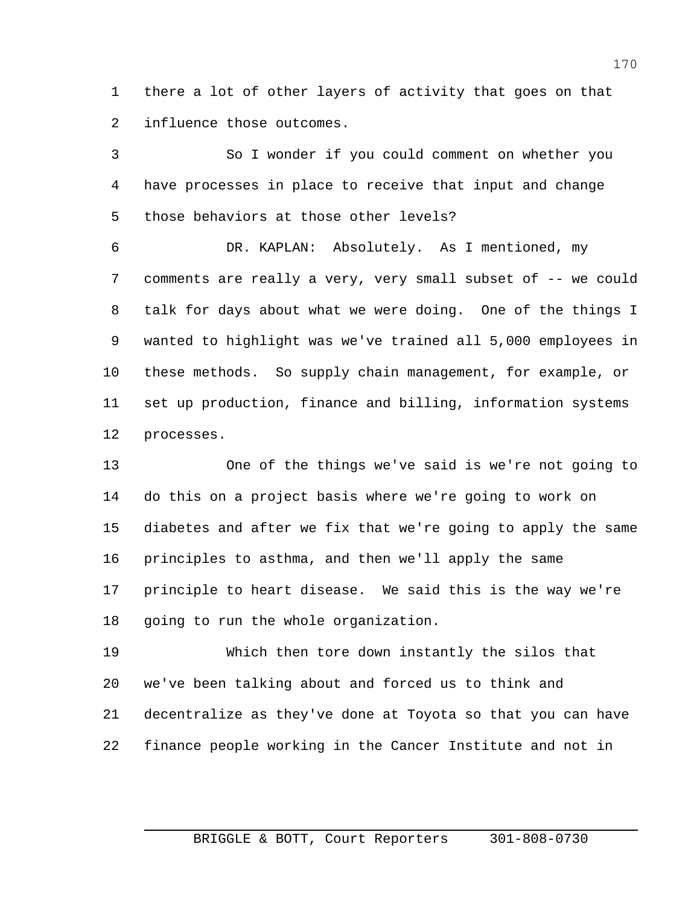there a lot of other layers of activity that goes on that influence those outcomes.

So I wonder if you could comment on whether you have processes in place to receive that input and change those behaviors at those other levels?

DR. KAPLAN: Absolutely. As I mentioned, my comments are really a very, very small subset of -- we could talk for days about what we were doing. One of the things I wanted to highlight was we've trained all 5,000 employees in these methods. So supply chain management, for example, or set up production, finance and billing, information systems processes.

One of the things we've said is we're not going to do this on a project basis where we're going to work on diabetes and after we fix that we're going to apply the same principles to asthma, and then we'll apply the same principle to heart disease. We said this is the way we're going to run the whole organization.

Which then tore down instantly the silos that we've been talking about and forced us to think and decentralize as they've done at Toyota so that you can have finance people working in the Cancer Institute and not in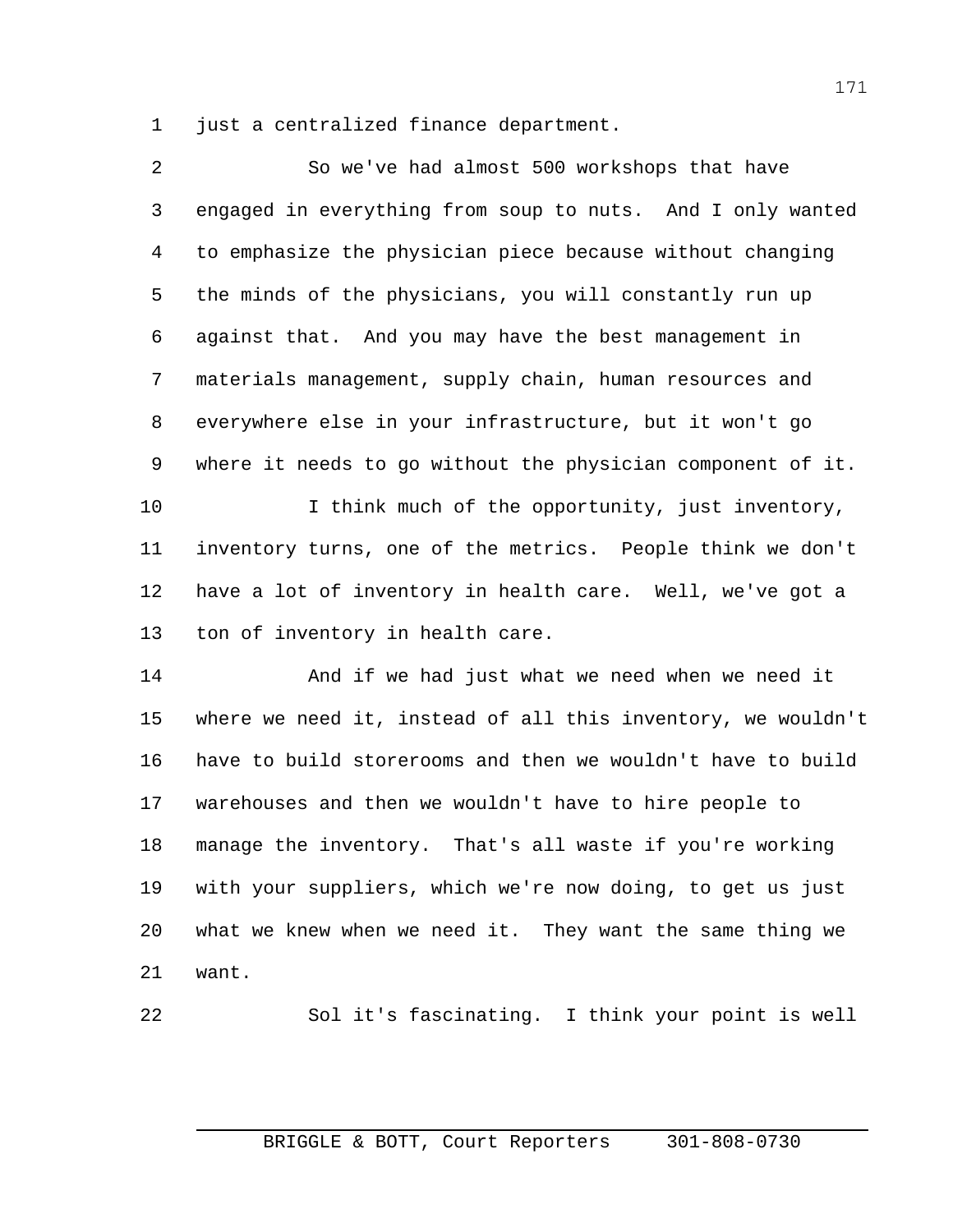just a centralized finance department.

So we've had almost 500 workshops that have engaged in everything from soup to nuts. And I only wanted to emphasize the physician piece because without changing the minds of the physicians, you will constantly run up against that. And you may have the best management in materials management, supply chain, human resources and everywhere else in your infrastructure, but it won't go where it needs to go without the physician component of it.

I think much of the opportunity, just inventory, inventory turns, one of the metrics. People think we don't have a lot of inventory in health care. Well, we've got a ton of inventory in health care.

And if we had just what we need when we need it where we need it, instead of all this inventory, we wouldn't have to build storerooms and then we wouldn't have to build warehouses and then we wouldn't have to hire people to manage the inventory. That's all waste if you're working with your suppliers, which we're now doing, to get us just what we knew when we need it. They want the same thing we want.

Sol it's fascinating. I think your point is well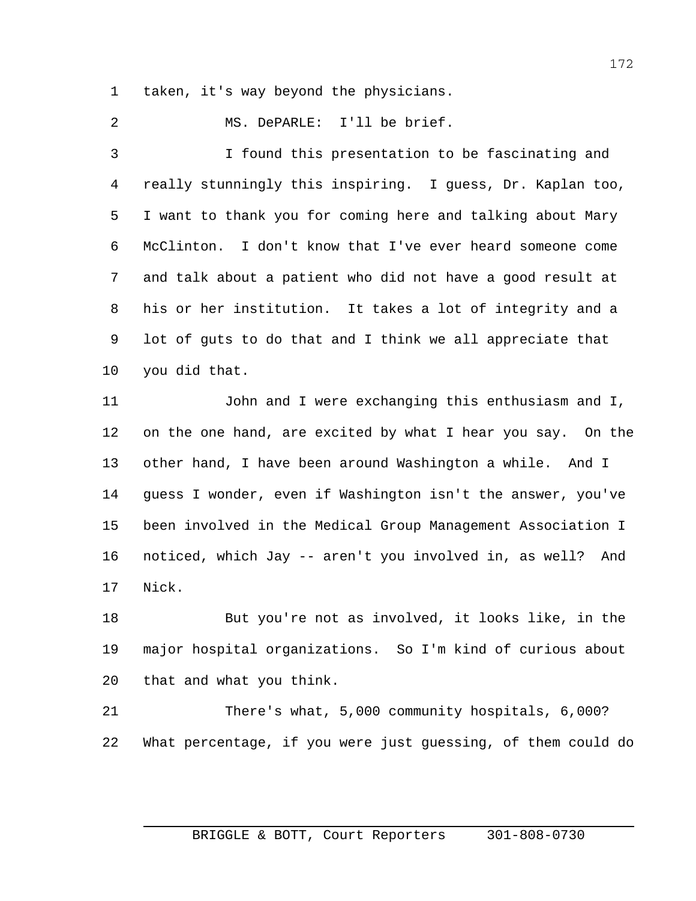taken, it's way beyond the physicians.

MS. DePARLE: I'll be brief.

I found this presentation to be fascinating and really stunningly this inspiring. I guess, Dr. Kaplan too, I want to thank you for coming here and talking about Mary McClinton. I don't know that I've ever heard someone come and talk about a patient who did not have a good result at his or her institution. It takes a lot of integrity and a lot of guts to do that and I think we all appreciate that you did that.

John and I were exchanging this enthusiasm and I, on the one hand, are excited by what I hear you say. On the other hand, I have been around Washington a while. And I guess I wonder, even if Washington isn't the answer, you've been involved in the Medical Group Management Association I noticed, which Jay -- aren't you involved in, as well? And Nick.

But you're not as involved, it looks like, in the major hospital organizations. So I'm kind of curious about that and what you think.

There's what, 5,000 community hospitals, 6,000? What percentage, if you were just guessing, of them could do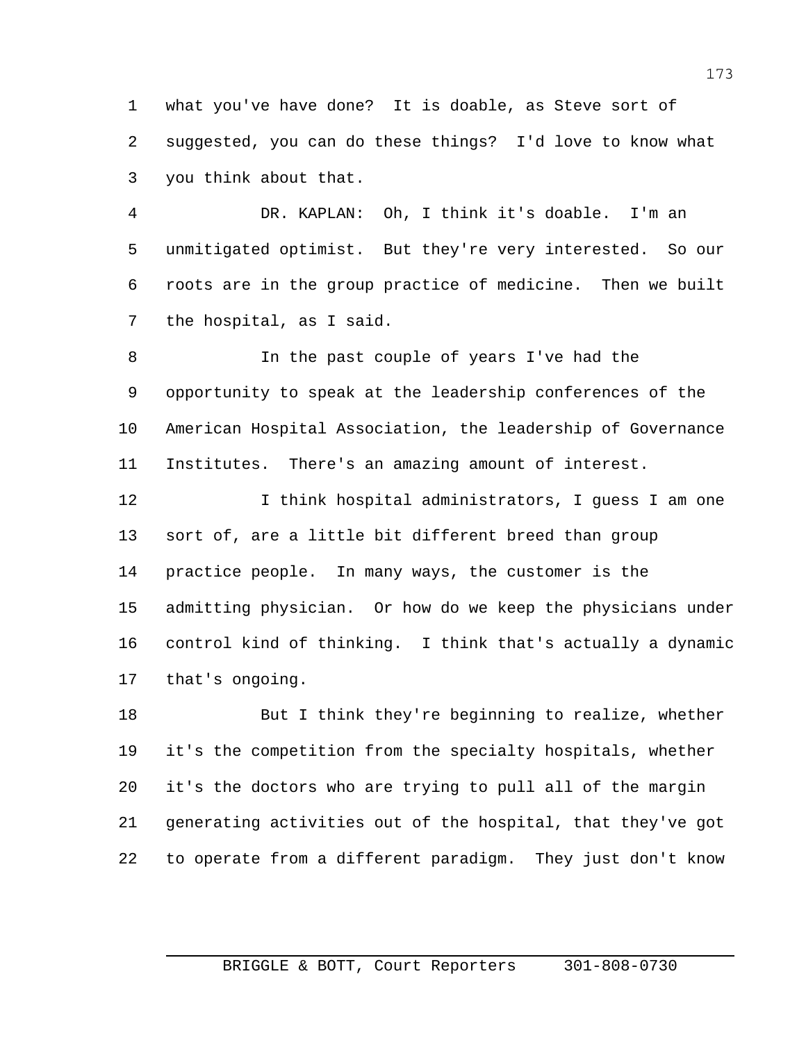what you've have done? It is doable, as Steve sort of suggested, you can do these things? I'd love to know what you think about that.

DR. KAPLAN: Oh, I think it's doable. I'm an unmitigated optimist. But they're very interested. So our roots are in the group practice of medicine. Then we built the hospital, as I said.

In the past couple of years I've had the opportunity to speak at the leadership conferences of the American Hospital Association, the leadership of Governance Institutes. There's an amazing amount of interest.

I think hospital administrators, I guess I am one sort of, are a little bit different breed than group practice people. In many ways, the customer is the admitting physician. Or how do we keep the physicians under control kind of thinking. I think that's actually a dynamic that's ongoing.

But I think they're beginning to realize, whether it's the competition from the specialty hospitals, whether it's the doctors who are trying to pull all of the margin generating activities out of the hospital, that they've got to operate from a different paradigm. They just don't know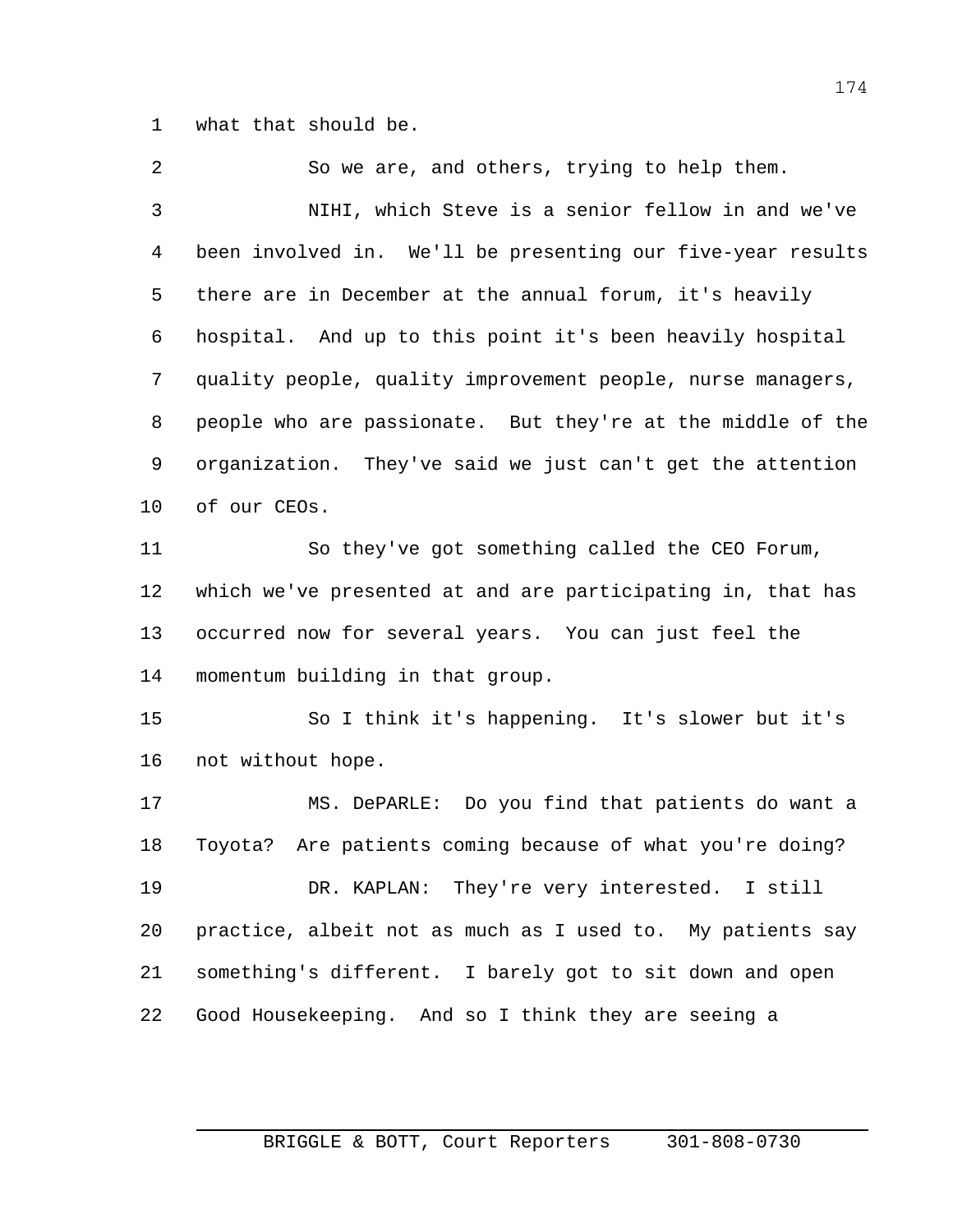what that should be.

So we are, and others, trying to help them.

NIHI, which Steve is a senior fellow in and we've been involved in. We'll be presenting our five-year results there are in December at the annual forum, it's heavily hospital. And up to this point it's been heavily hospital quality people, quality improvement people, nurse managers, people who are passionate. But they're at the middle of the organization. They've said we just can't get the attention of our CEOs.

So they've got something called the CEO Forum, which we've presented at and are participating in, that has occurred now for several years. You can just feel the momentum building in that group.

So I think it's happening. It's slower but it's not without hope.

MS. DePARLE: Do you find that patients do want a Toyota? Are patients coming because of what you're doing?

DR. KAPLAN: They're very interested. I still practice, albeit not as much as I used to. My patients say something's different. I barely got to sit down and open Good Housekeeping. And so I think they are seeing a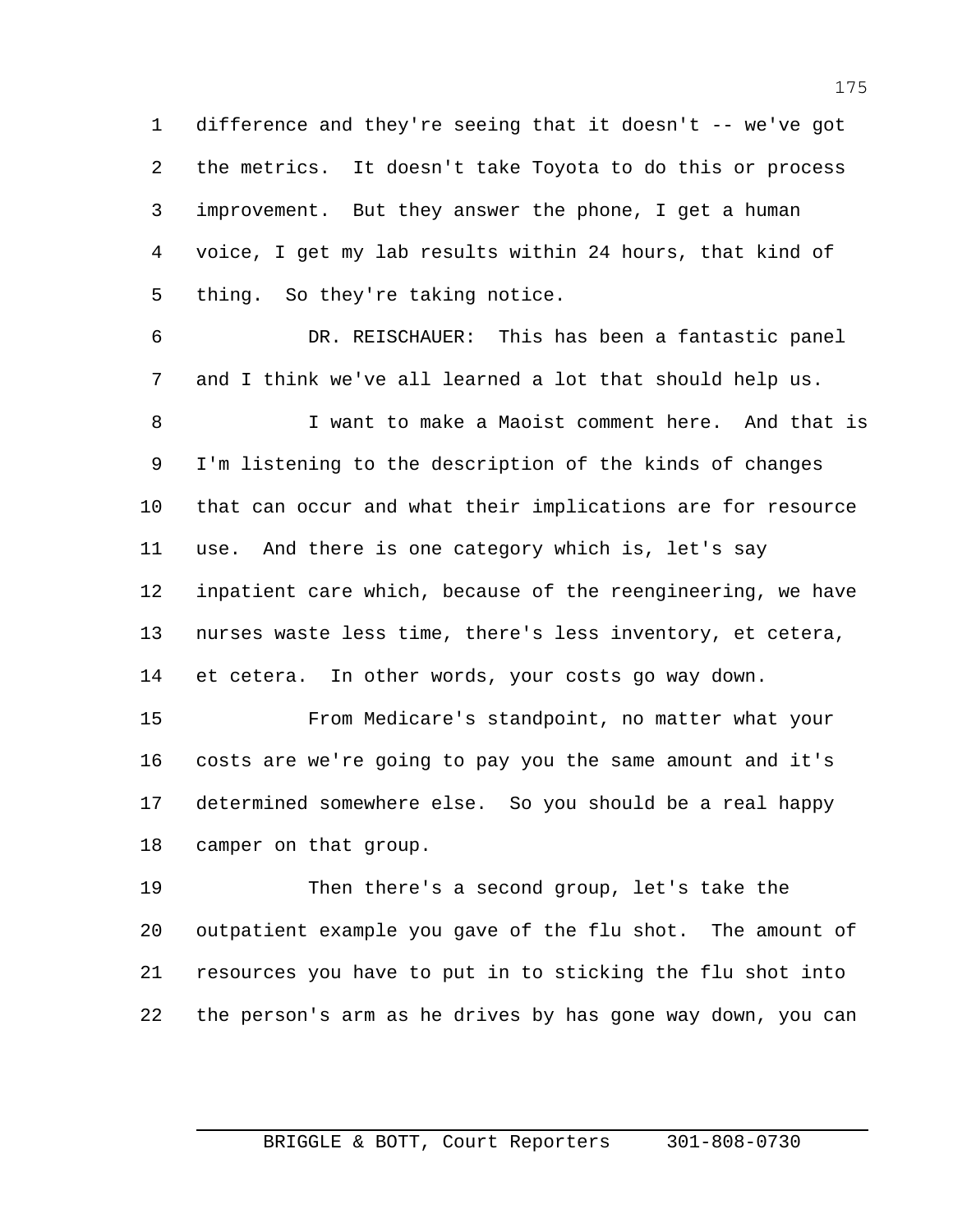difference and they're seeing that it doesn't -- we've got the metrics. It doesn't take Toyota to do this or process improvement. But they answer the phone, I get a human voice, I get my lab results within 24 hours, that kind of thing. So they're taking notice.

DR. REISCHAUER: This has been a fantastic panel and I think we've all learned a lot that should help us.

I want to make a Maoist comment here. And that is I'm listening to the description of the kinds of changes that can occur and what their implications are for resource use. And there is one category which is, let's say inpatient care which, because of the reengineering, we have nurses waste less time, there's less inventory, et cetera, et cetera. In other words, your costs go way down.

From Medicare's standpoint, no matter what your costs are we're going to pay you the same amount and it's determined somewhere else. So you should be a real happy camper on that group.

Then there's a second group, let's take the outpatient example you gave of the flu shot. The amount of resources you have to put in to sticking the flu shot into the person's arm as he drives by has gone way down, you can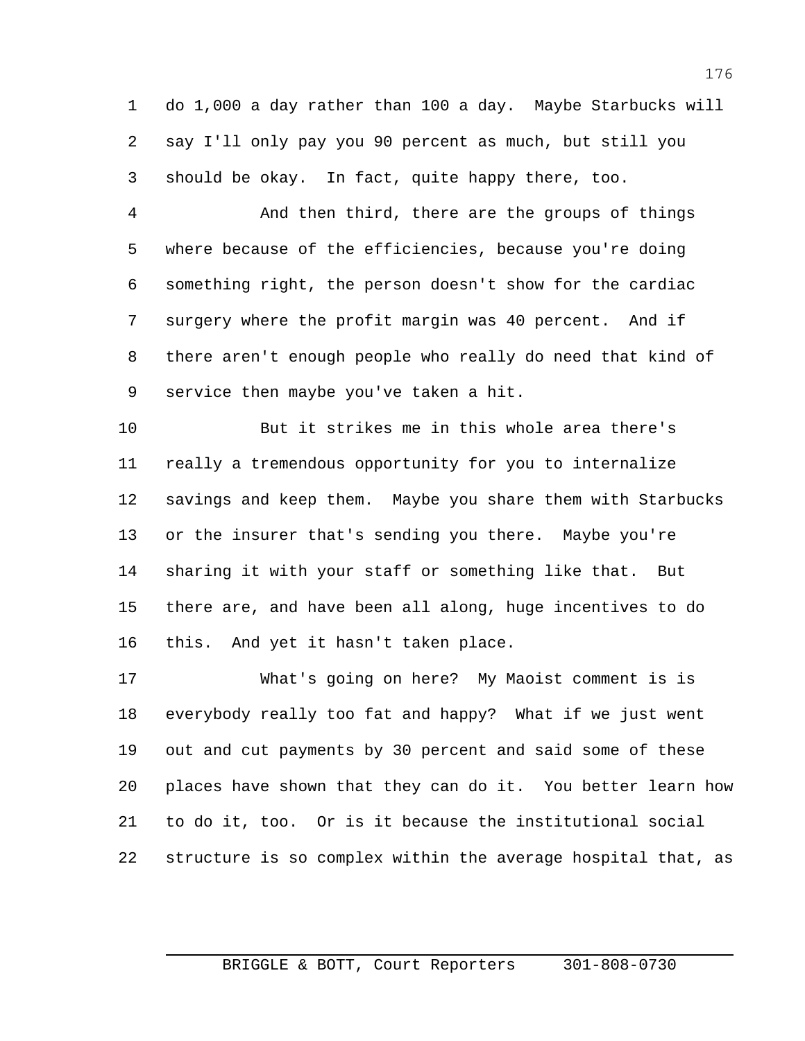do 1,000 a day rather than 100 a day. Maybe Starbucks will say I'll only pay you 90 percent as much, but still you should be okay. In fact, quite happy there, too.

And then third, there are the groups of things where because of the efficiencies, because you're doing something right, the person doesn't show for the cardiac surgery where the profit margin was 40 percent. And if there aren't enough people who really do need that kind of service then maybe you've taken a hit.

But it strikes me in this whole area there's really a tremendous opportunity for you to internalize savings and keep them. Maybe you share them with Starbucks or the insurer that's sending you there. Maybe you're sharing it with your staff or something like that. But there are, and have been all along, huge incentives to do this. And yet it hasn't taken place.

What's going on here? My Maoist comment is is everybody really too fat and happy? What if we just went out and cut payments by 30 percent and said some of these places have shown that they can do it. You better learn how to do it, too. Or is it because the institutional social structure is so complex within the average hospital that, as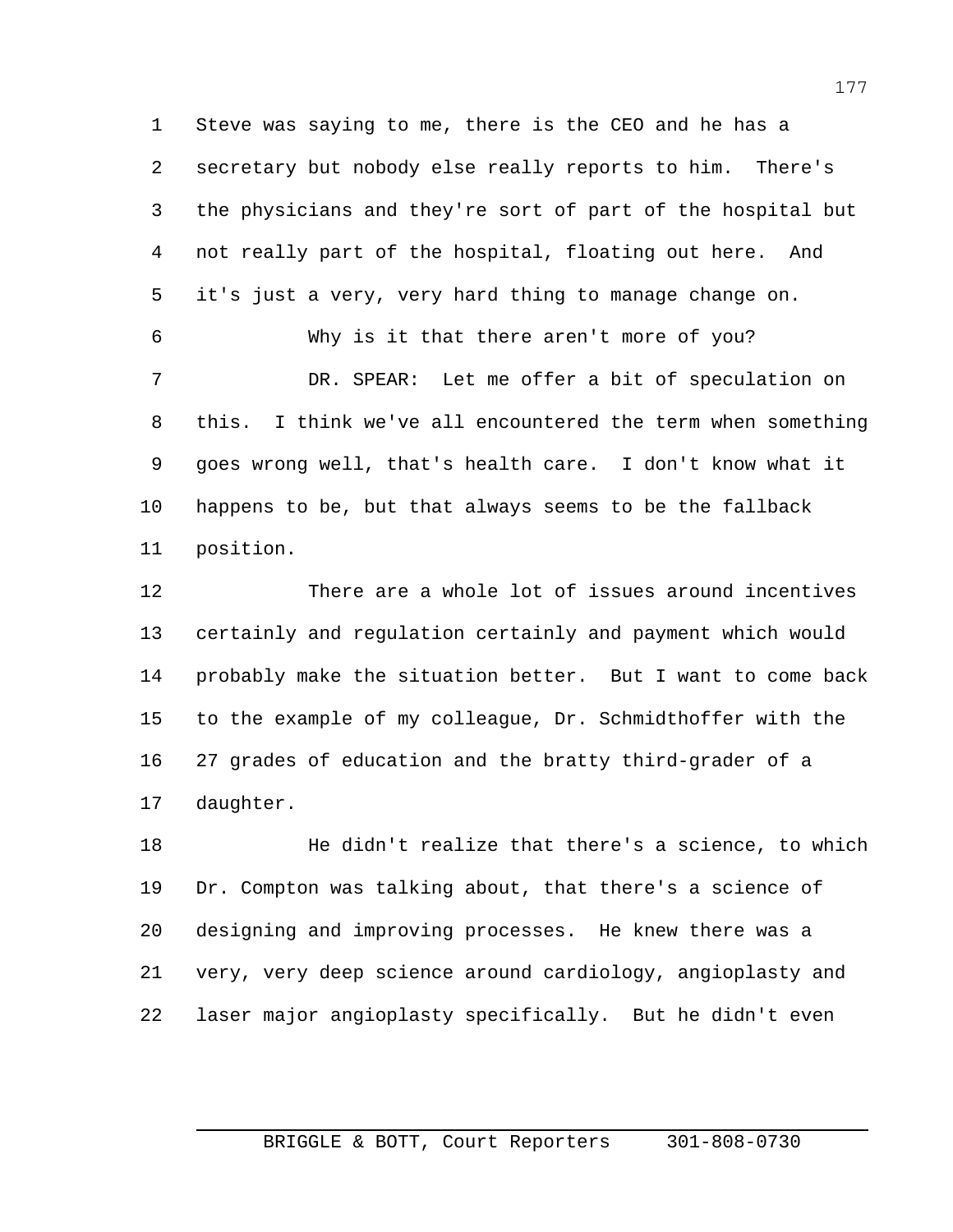Steve was saying to me, there is the CEO and he has a secretary but nobody else really reports to him. There's the physicians and they're sort of part of the hospital but not really part of the hospital, floating out here. And it's just a very, very hard thing to manage change on.

Why is it that there aren't more of you?

DR. SPEAR: Let me offer a bit of speculation on this. I think we've all encountered the term when something goes wrong well, that's health care. I don't know what it happens to be, but that always seems to be the fallback position.

There are a whole lot of issues around incentives certainly and regulation certainly and payment which would probably make the situation better. But I want to come back to the example of my colleague, Dr. Schmidthoffer with the 27 grades of education and the bratty third-grader of a daughter.

He didn't realize that there's a science, to which Dr. Compton was talking about, that there's a science of designing and improving processes. He knew there was a very, very deep science around cardiology, angioplasty and laser major angioplasty specifically. But he didn't even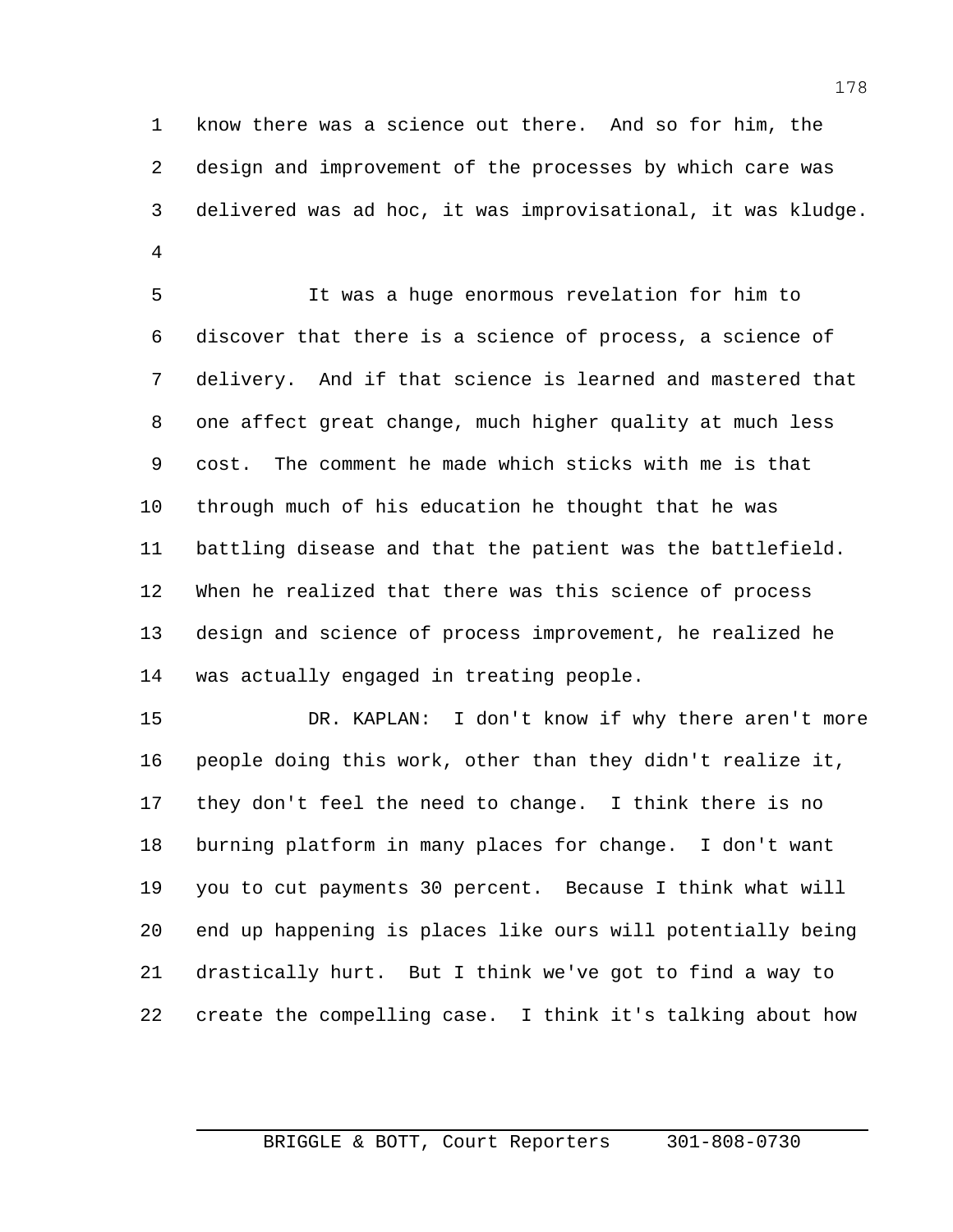know there was a science out there. And so for him, the design and improvement of the processes by which care was delivered was ad hoc, it was improvisational, it was kludge.

It was a huge enormous revelation for him to discover that there is a science of process, a science of delivery. And if that science is learned and mastered that one affect great change, much higher quality at much less cost. The comment he made which sticks with me is that through much of his education he thought that he was battling disease and that the patient was the battlefield. When he realized that there was this science of process design and science of process improvement, he realized he was actually engaged in treating people.

DR. KAPLAN: I don't know if why there aren't more people doing this work, other than they didn't realize it, they don't feel the need to change. I think there is no burning platform in many places for change. I don't want you to cut payments 30 percent. Because I think what will end up happening is places like ours will potentially being drastically hurt. But I think we've got to find a way to create the compelling case. I think it's talking about how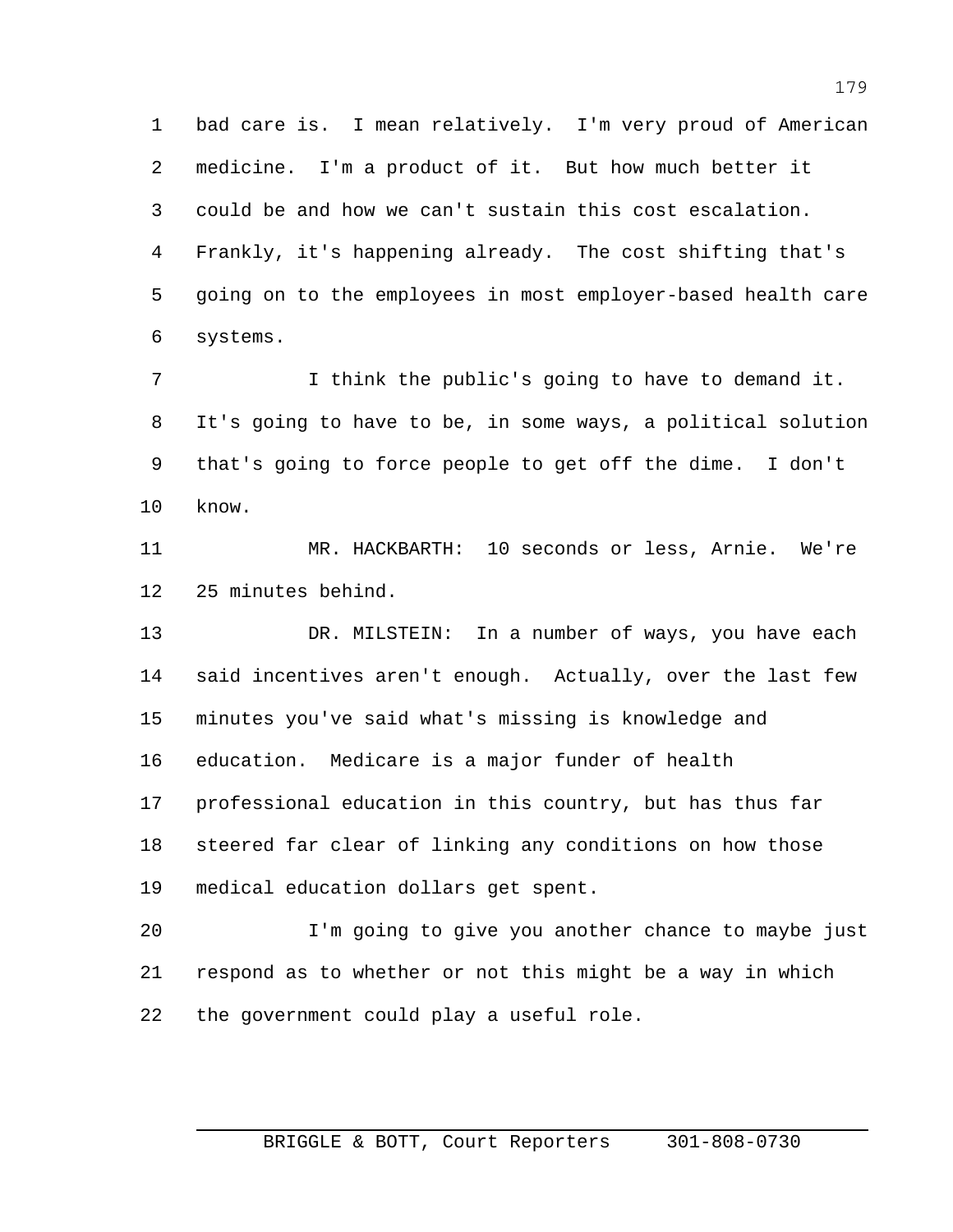bad care is. I mean relatively. I'm very proud of American medicine. I'm a product of it. But how much better it could be and how we can't sustain this cost escalation. Frankly, it's happening already. The cost shifting that's going on to the employees in most employer-based health care systems.

I think the public's going to have to demand it. It's going to have to be, in some ways, a political solution that's going to force people to get off the dime. I don't know.

MR. HACKBARTH: 10 seconds or less, Arnie. We're 25 minutes behind.

DR. MILSTEIN: In a number of ways, you have each said incentives aren't enough. Actually, over the last few minutes you've said what's missing is knowledge and education. Medicare is a major funder of health professional education in this country, but has thus far steered far clear of linking any conditions on how those medical education dollars get spent.

I'm going to give you another chance to maybe just respond as to whether or not this might be a way in which the government could play a useful role.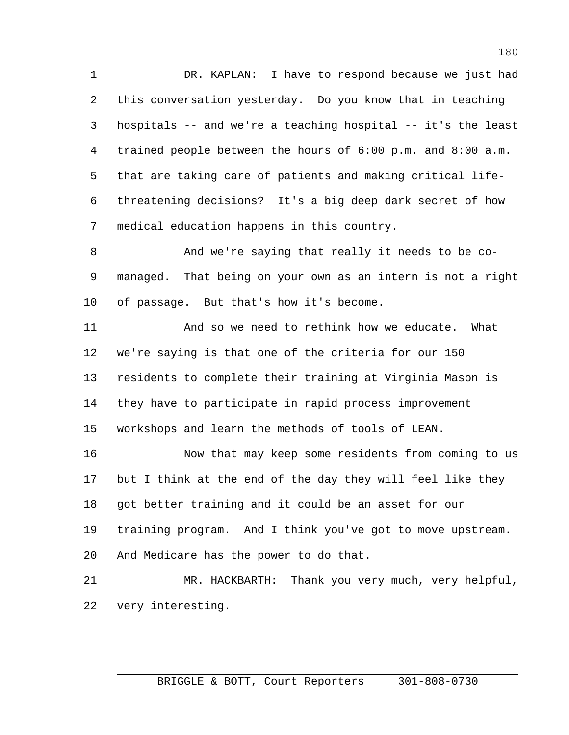DR. KAPLAN: I have to respond because we just had this conversation yesterday. Do you know that in teaching hospitals -- and we're a teaching hospital -- it's the least trained people between the hours of 6:00 p.m. and 8:00 a.m. that are taking care of patients and making critical life-threatening decisions? It's a big deep dark secret of how medical education happens in this country.

And we're saying that really it needs to be co-managed. That being on your own as an intern is not a right of passage. But that's how it's become.

And so we need to rethink how we educate. What we're saying is that one of the criteria for our 150 residents to complete their training at Virginia Mason is they have to participate in rapid process improvement workshops and learn the methods of tools of LEAN.

Now that may keep some residents from coming to us but I think at the end of the day they will feel like they got better training and it could be an asset for our training program. And I think you've got to move upstream. And Medicare has the power to do that.

MR. HACKBARTH: Thank you very much, very helpful, very interesting.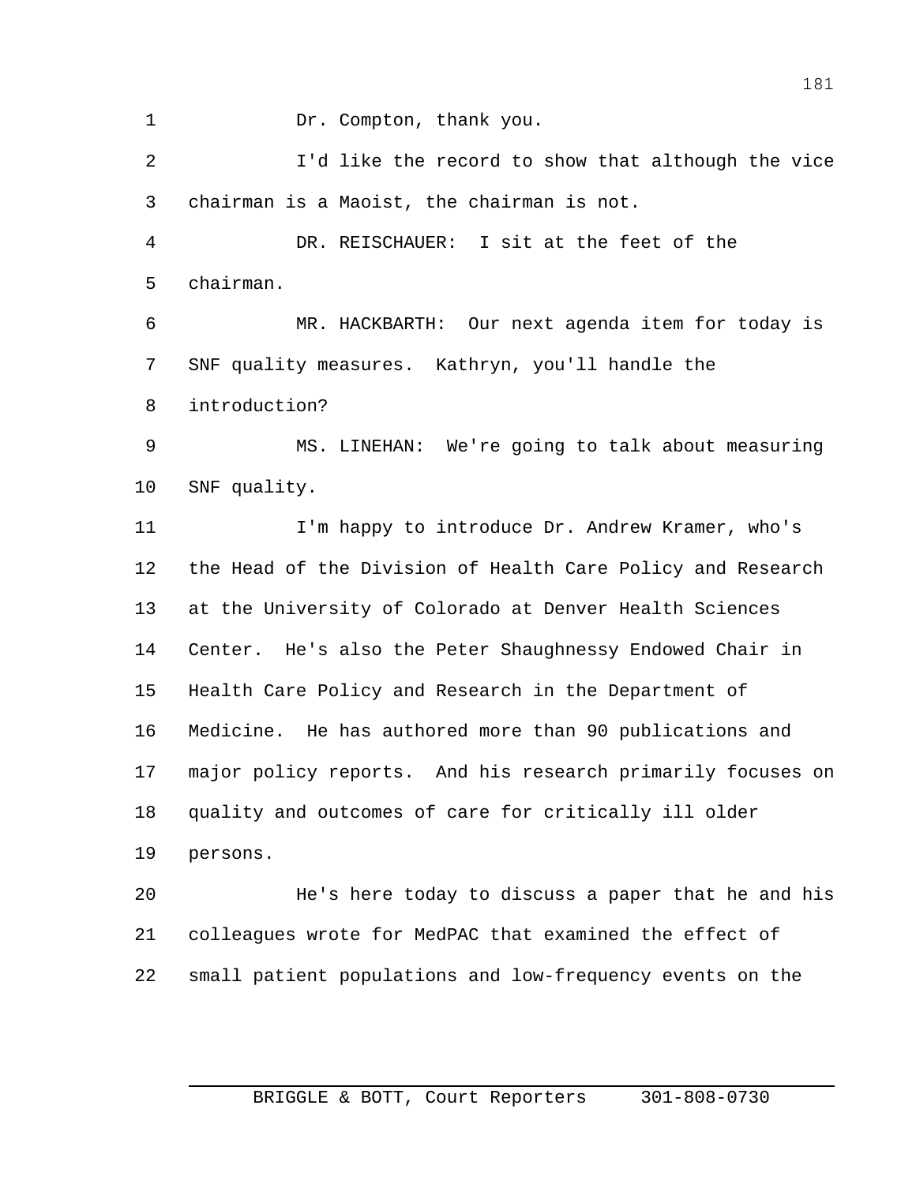Dr. Compton, thank you.

I'd like the record to show that although the vice chairman is a Maoist, the chairman is not.

DR. REISCHAUER: I sit at the feet of the chairman.

MR. HACKBARTH: Our next agenda item for today is SNF quality measures. Kathryn, you'll handle the introduction?

MS. LINEHAN: We're going to talk about measuring SNF quality.

I'm happy to introduce Dr. Andrew Kramer, who's the Head of the Division of Health Care Policy and Research at the University of Colorado at Denver Health Sciences Center. He's also the Peter Shaughnessy Endowed Chair in Health Care Policy and Research in the Department of Medicine. He has authored more than 90 publications and major policy reports. And his research primarily focuses on quality and outcomes of care for critically ill older persons.

He's here today to discuss a paper that he and his colleagues wrote for MedPAC that examined the effect of small patient populations and low-frequency events on the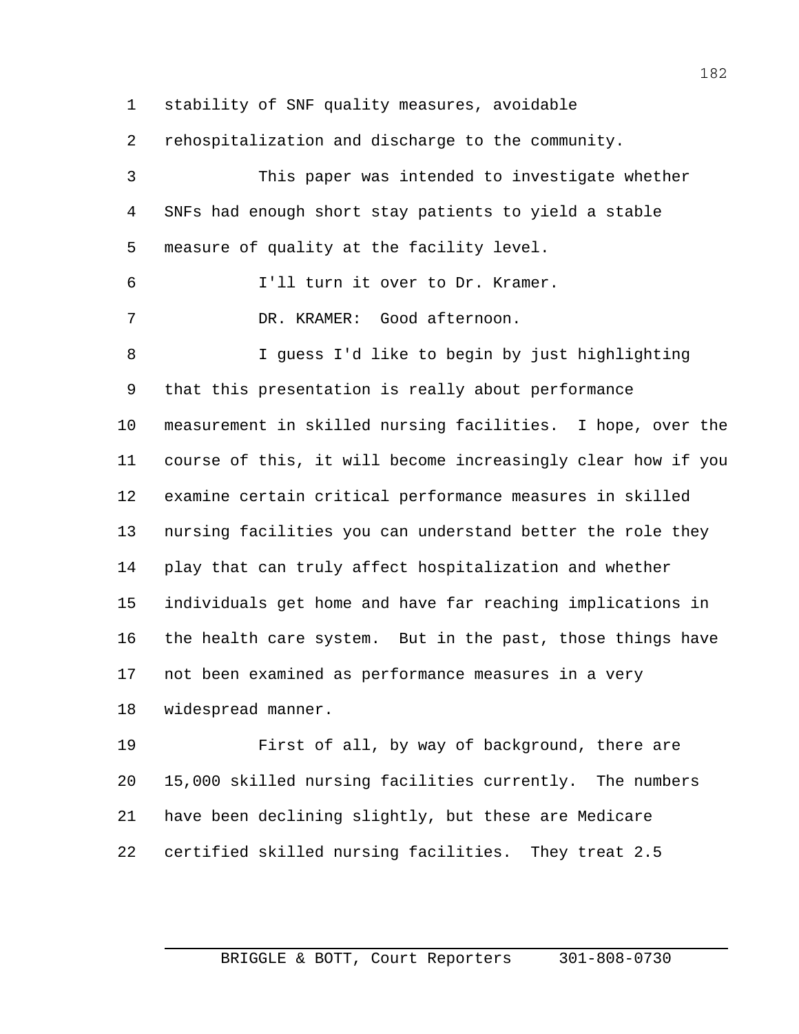stability of SNF quality measures, avoidable rehospitalization and discharge to the community.

This paper was intended to investigate whether SNFs had enough short stay patients to yield a stable measure of quality at the facility level.

I'll turn it over to Dr. Kramer.

DR. KRAMER: Good afternoon.

I guess I'd like to begin by just highlighting that this presentation is really about performance measurement in skilled nursing facilities. I hope, over the course of this, it will become increasingly clear how if you examine certain critical performance measures in skilled nursing facilities you can understand better the role they play that can truly affect hospitalization and whether individuals get home and have far reaching implications in the health care system. But in the past, those things have not been examined as performance measures in a very widespread manner.

First of all, by way of background, there are 15,000 skilled nursing facilities currently. The numbers have been declining slightly, but these are Medicare certified skilled nursing facilities. They treat 2.5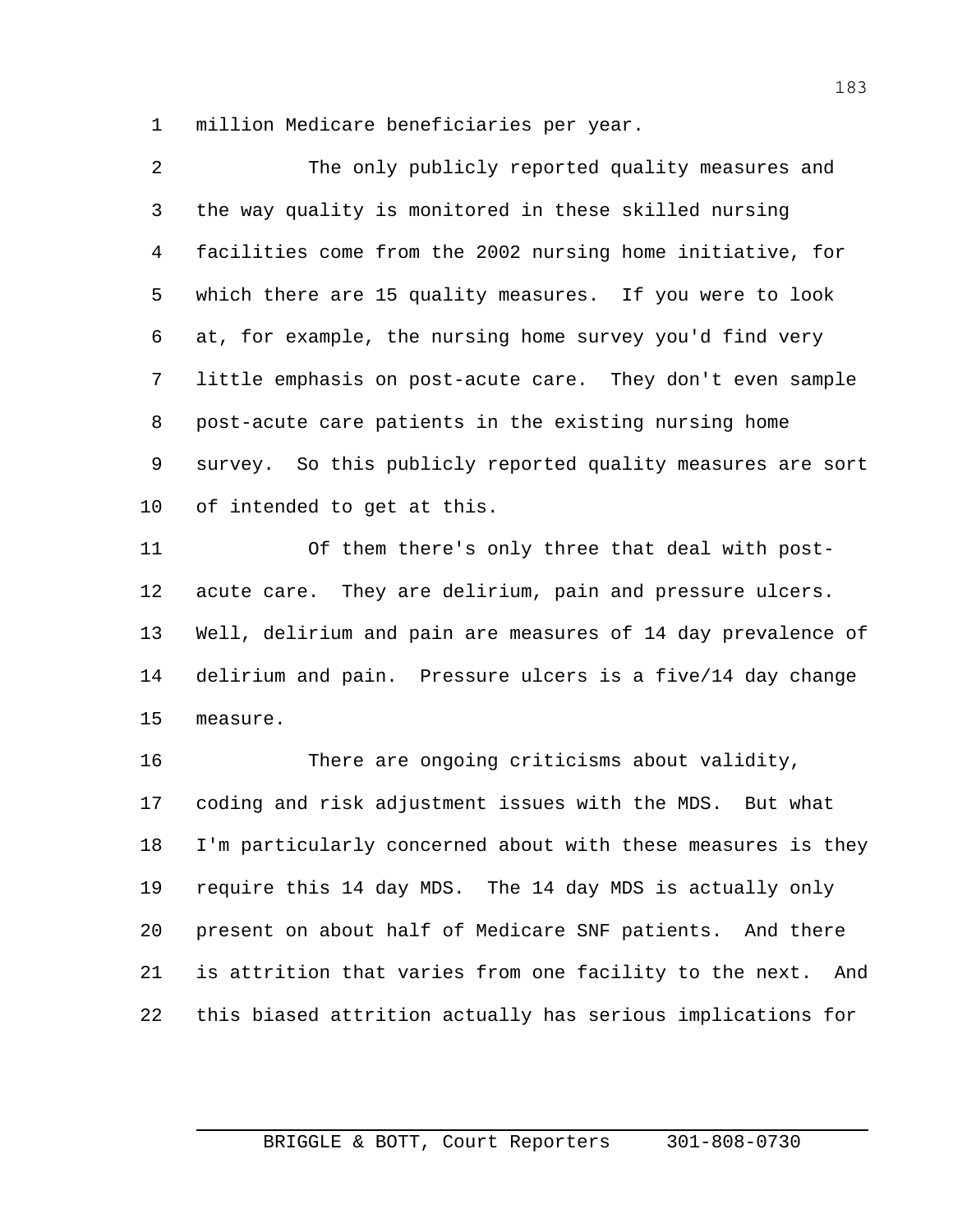million Medicare beneficiaries per year.

The only publicly reported quality measures and the way quality is monitored in these skilled nursing facilities come from the 2002 nursing home initiative, for which there are 15 quality measures. If you were to look at, for example, the nursing home survey you'd find very little emphasis on post-acute care. They don't even sample post-acute care patients in the existing nursing home survey. So this publicly reported quality measures are sort of intended to get at this.

Of them there's only three that deal with post-acute care. They are delirium, pain and pressure ulcers. Well, delirium and pain are measures of 14 day prevalence of delirium and pain. Pressure ulcers is a five/14 day change measure.

There are ongoing criticisms about validity, coding and risk adjustment issues with the MDS. But what I'm particularly concerned about with these measures is they require this 14 day MDS. The 14 day MDS is actually only present on about half of Medicare SNF patients. And there is attrition that varies from one facility to the next. And this biased attrition actually has serious implications for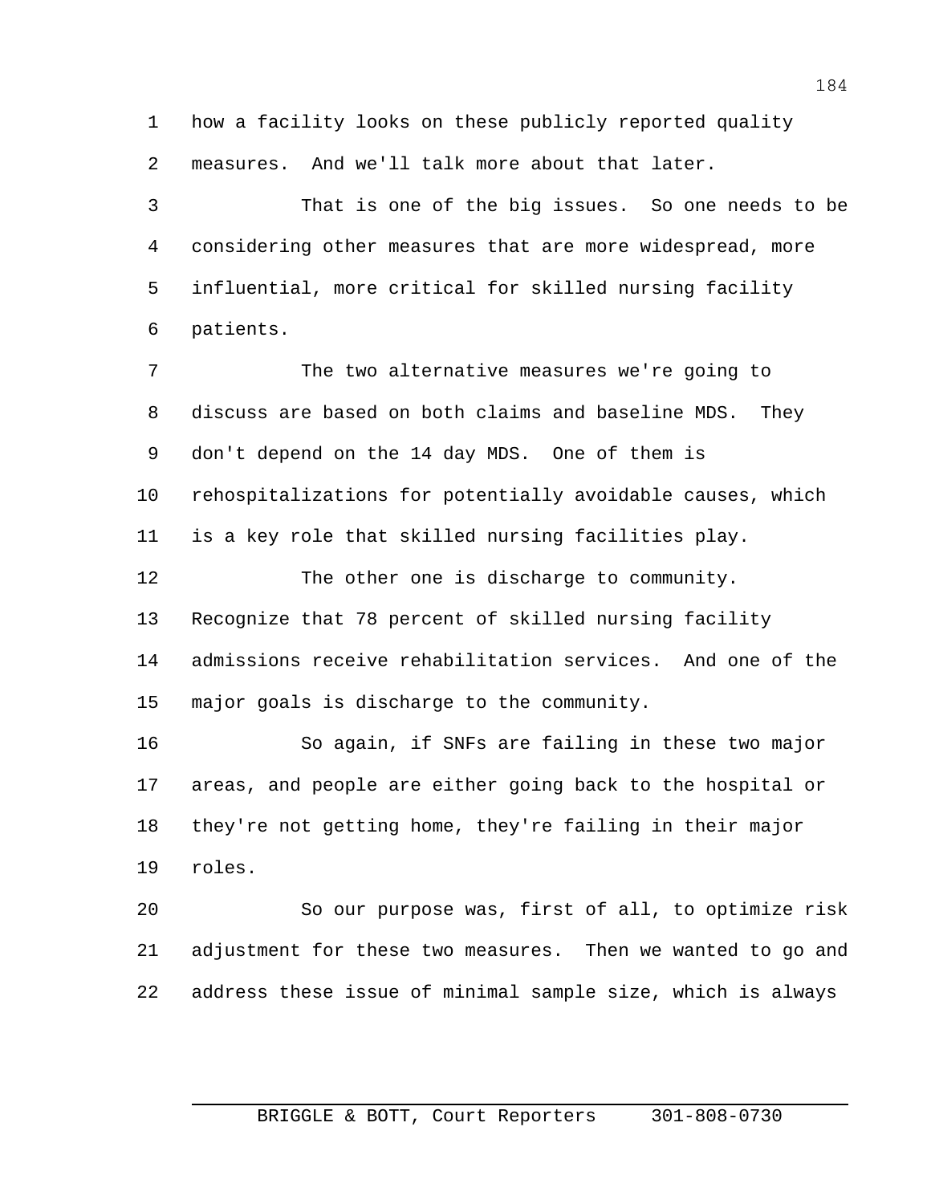how a facility looks on these publicly reported quality measures. And we'll talk more about that later.

That is one of the big issues. So one needs to be considering other measures that are more widespread, more influential, more critical for skilled nursing facility patients.

The two alternative measures we're going to discuss are based on both claims and baseline MDS. They don't depend on the 14 day MDS. One of them is rehospitalizations for potentially avoidable causes, which is a key role that skilled nursing facilities play.

The other one is discharge to community. Recognize that 78 percent of skilled nursing facility admissions receive rehabilitation services. And one of the major goals is discharge to the community.

So again, if SNFs are failing in these two major areas, and people are either going back to the hospital or they're not getting home, they're failing in their major roles.

So our purpose was, first of all, to optimize risk adjustment for these two measures. Then we wanted to go and address these issue of minimal sample size, which is always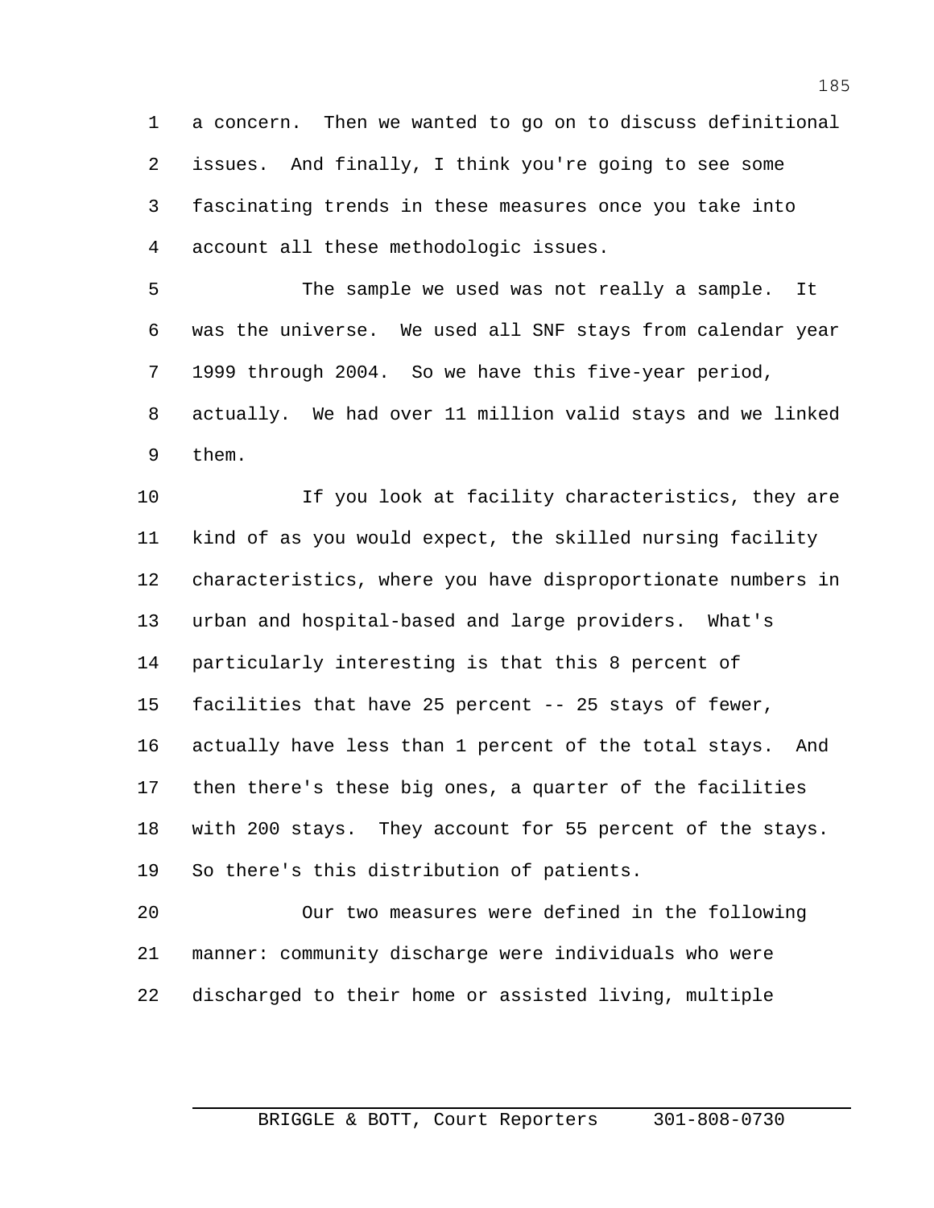a concern. Then we wanted to go on to discuss definitional issues. And finally, I think you're going to see some fascinating trends in these measures once you take into account all these methodologic issues.

The sample we used was not really a sample. It was the universe. We used all SNF stays from calendar year 1999 through 2004. So we have this five-year period, actually. We had over 11 million valid stays and we linked them.

If you look at facility characteristics, they are kind of as you would expect, the skilled nursing facility characteristics, where you have disproportionate numbers in urban and hospital-based and large providers. What's particularly interesting is that this 8 percent of facilities that have 25 percent -- 25 stays of fewer, actually have less than 1 percent of the total stays. And then there's these big ones, a quarter of the facilities with 200 stays. They account for 55 percent of the stays. So there's this distribution of patients.

Our two measures were defined in the following manner: community discharge were individuals who were discharged to their home or assisted living, multiple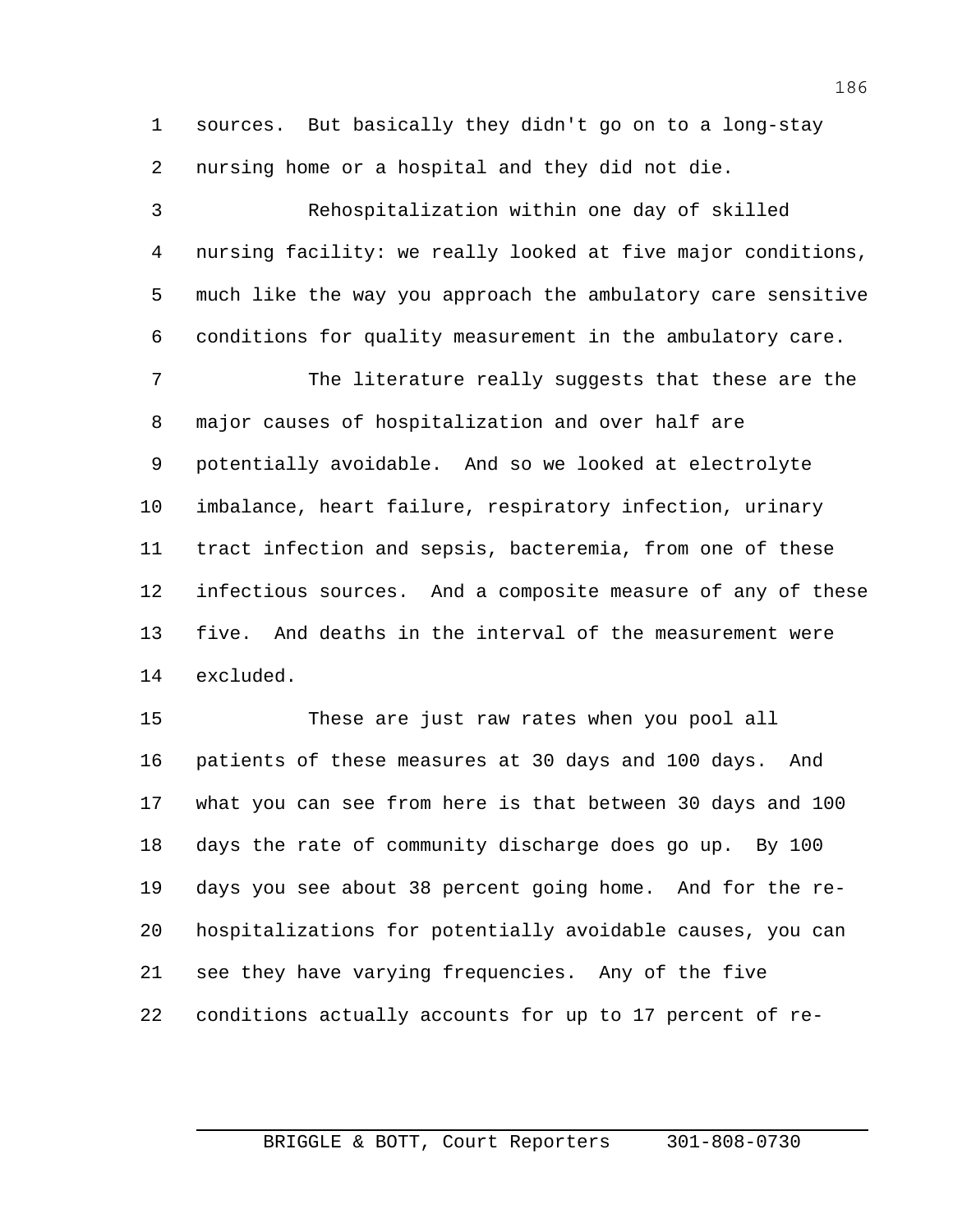sources. But basically they didn't go on to a long-stay nursing home or a hospital and they did not die.

Rehospitalization within one day of skilled nursing facility: we really looked at five major conditions, much like the way you approach the ambulatory care sensitive conditions for quality measurement in the ambulatory care.

The literature really suggests that these are the major causes of hospitalization and over half are potentially avoidable. And so we looked at electrolyte imbalance, heart failure, respiratory infection, urinary tract infection and sepsis, bacteremia, from one of these infectious sources. And a composite measure of any of these five. And deaths in the interval of the measurement were excluded.

These are just raw rates when you pool all patients of these measures at 30 days and 100 days. And what you can see from here is that between 30 days and 100 days the rate of community discharge does go up. By 100 days you see about 38 percent going home. And for the re-hospitalizations for potentially avoidable causes, you can see they have varying frequencies. Any of the five conditions actually accounts for up to 17 percent of re-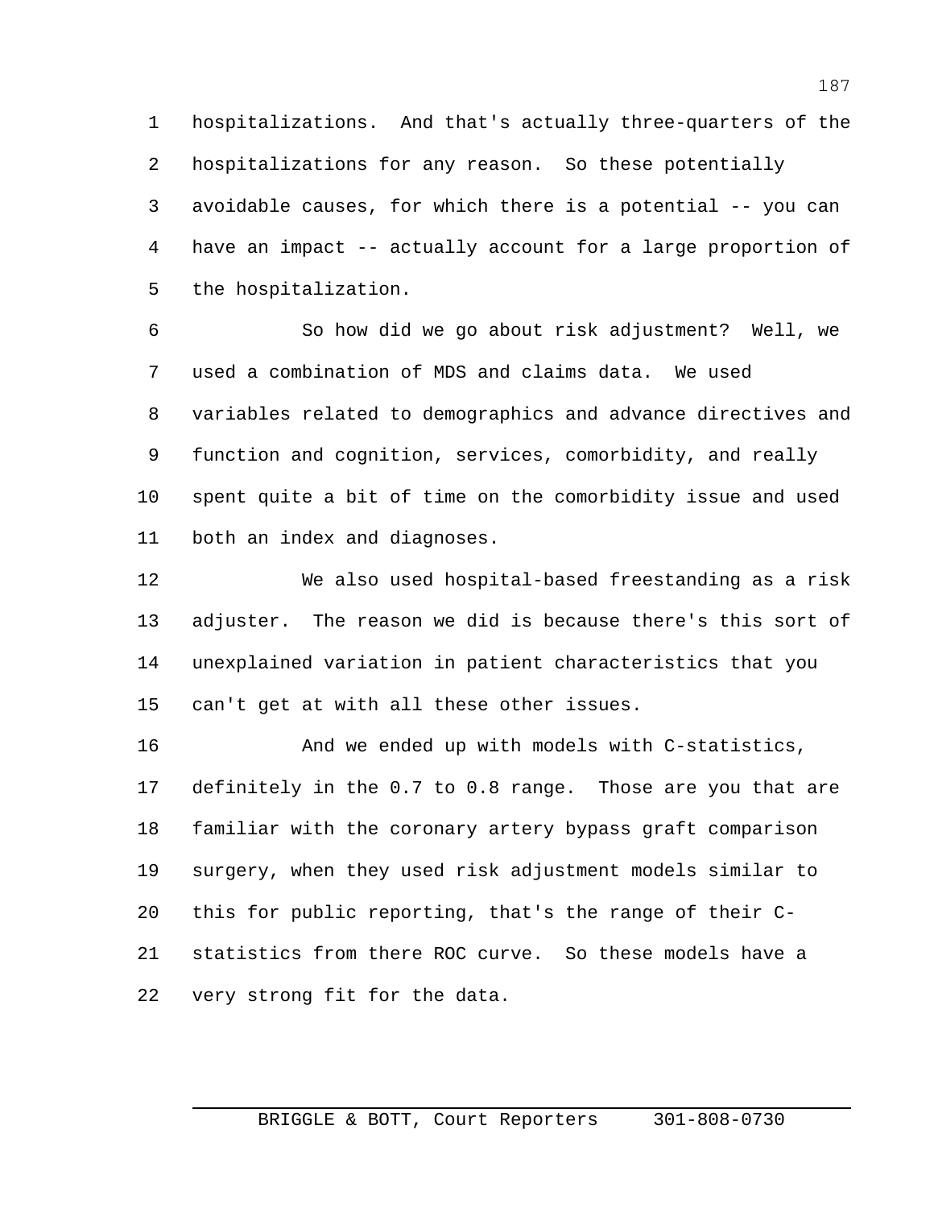hospitalizations. And that's actually three-quarters of the hospitalizations for any reason. So these potentially avoidable causes, for which there is a potential -- you can have an impact -- actually account for a large proportion of the hospitalization.

So how did we go about risk adjustment? Well, we used a combination of MDS and claims data. We used variables related to demographics and advance directives and function and cognition, services, comorbidity, and really spent quite a bit of time on the comorbidity issue and used both an index and diagnoses.

We also used hospital-based freestanding as a risk adjuster. The reason we did is because there's this sort of unexplained variation in patient characteristics that you can't get at with all these other issues.

And we ended up with models with C-statistics, definitely in the 0.7 to 0.8 range. Those are you that are familiar with the coronary artery bypass graft comparison surgery, when they used risk adjustment models similar to this for public reporting, that's the range of their C-statistics from there ROC curve. So these models have a very strong fit for the data.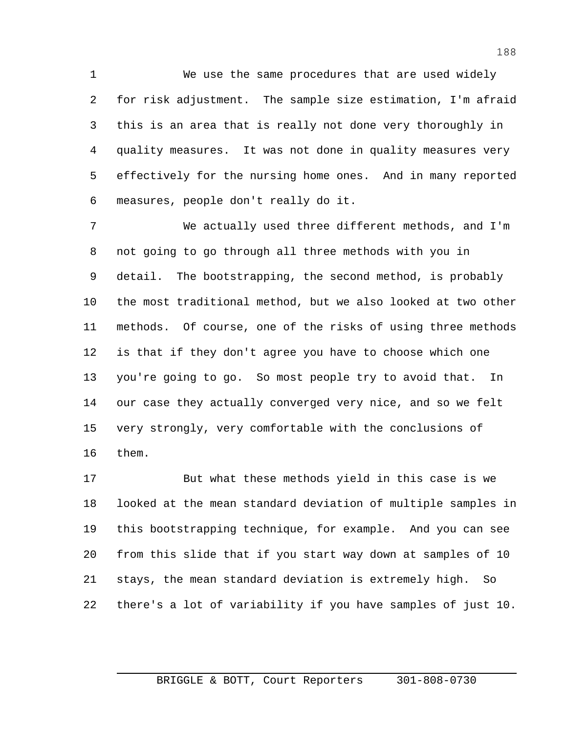We use the same procedures that are used widely for risk adjustment. The sample size estimation, I'm afraid this is an area that is really not done very thoroughly in quality measures. It was not done in quality measures very effectively for the nursing home ones. And in many reported measures, people don't really do it.

We actually used three different methods, and I'm not going to go through all three methods with you in detail. The bootstrapping, the second method, is probably the most traditional method, but we also looked at two other methods. Of course, one of the risks of using three methods is that if they don't agree you have to choose which one you're going to go. So most people try to avoid that. In our case they actually converged very nice, and so we felt very strongly, very comfortable with the conclusions of them.

But what these methods yield in this case is we looked at the mean standard deviation of multiple samples in this bootstrapping technique, for example. And you can see from this slide that if you start way down at samples of 10 stays, the mean standard deviation is extremely high. So there's a lot of variability if you have samples of just 10.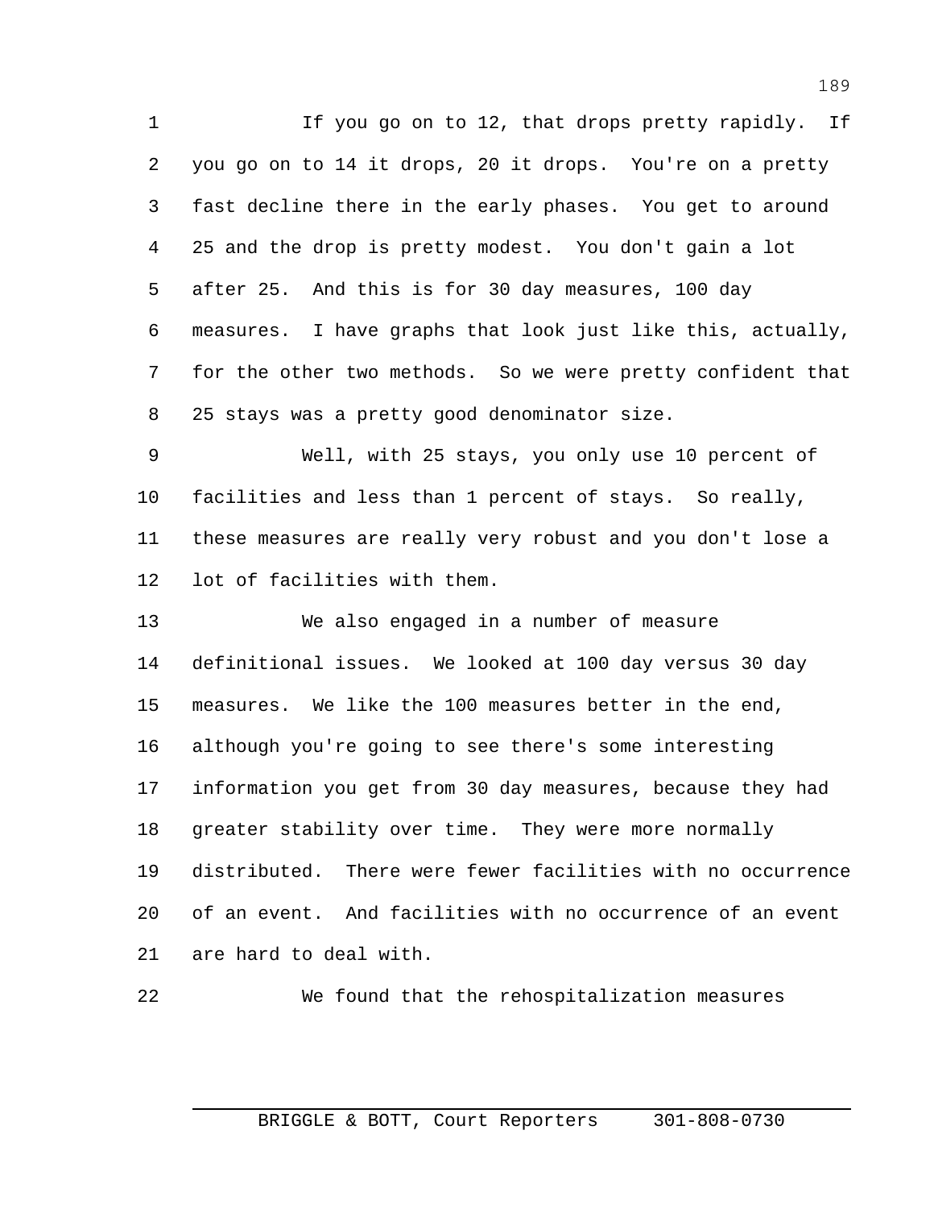If you go on to 12, that drops pretty rapidly. If you go on to 14 it drops, 20 it drops. You're on a pretty fast decline there in the early phases. You get to around 25 and the drop is pretty modest. You don't gain a lot after 25. And this is for 30 day measures, 100 day measures. I have graphs that look just like this, actually, for the other two methods. So we were pretty confident that 25 stays was a pretty good denominator size.

Well, with 25 stays, you only use 10 percent of facilities and less than 1 percent of stays. So really, these measures are really very robust and you don't lose a lot of facilities with them.

We also engaged in a number of measure definitional issues. We looked at 100 day versus 30 day measures. We like the 100 measures better in the end, although you're going to see there's some interesting information you get from 30 day measures, because they had greater stability over time. They were more normally distributed. There were fewer facilities with no occurrence of an event. And facilities with no occurrence of an event are hard to deal with.

We found that the rehospitalization measures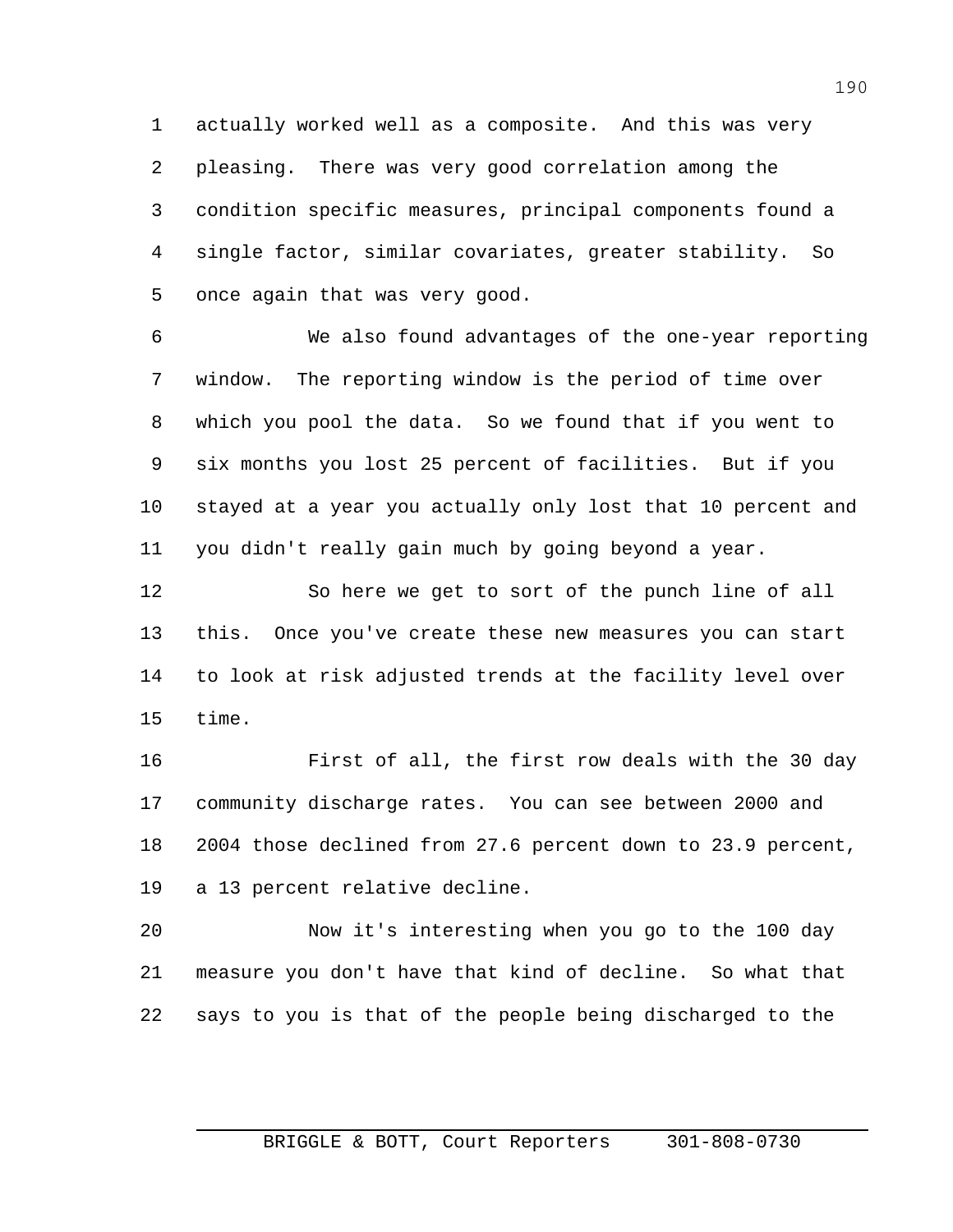actually worked well as a composite. And this was very pleasing. There was very good correlation among the condition specific measures, principal components found a single factor, similar covariates, greater stability. So once again that was very good.

We also found advantages of the one-year reporting window. The reporting window is the period of time over which you pool the data. So we found that if you went to six months you lost 25 percent of facilities. But if you stayed at a year you actually only lost that 10 percent and you didn't really gain much by going beyond a year.

So here we get to sort of the punch line of all this. Once you've create these new measures you can start to look at risk adjusted trends at the facility level over time.

First of all, the first row deals with the 30 day community discharge rates. You can see between 2000 and 2004 those declined from 27.6 percent down to 23.9 percent, a 13 percent relative decline.

Now it's interesting when you go to the 100 day measure you don't have that kind of decline. So what that says to you is that of the people being discharged to the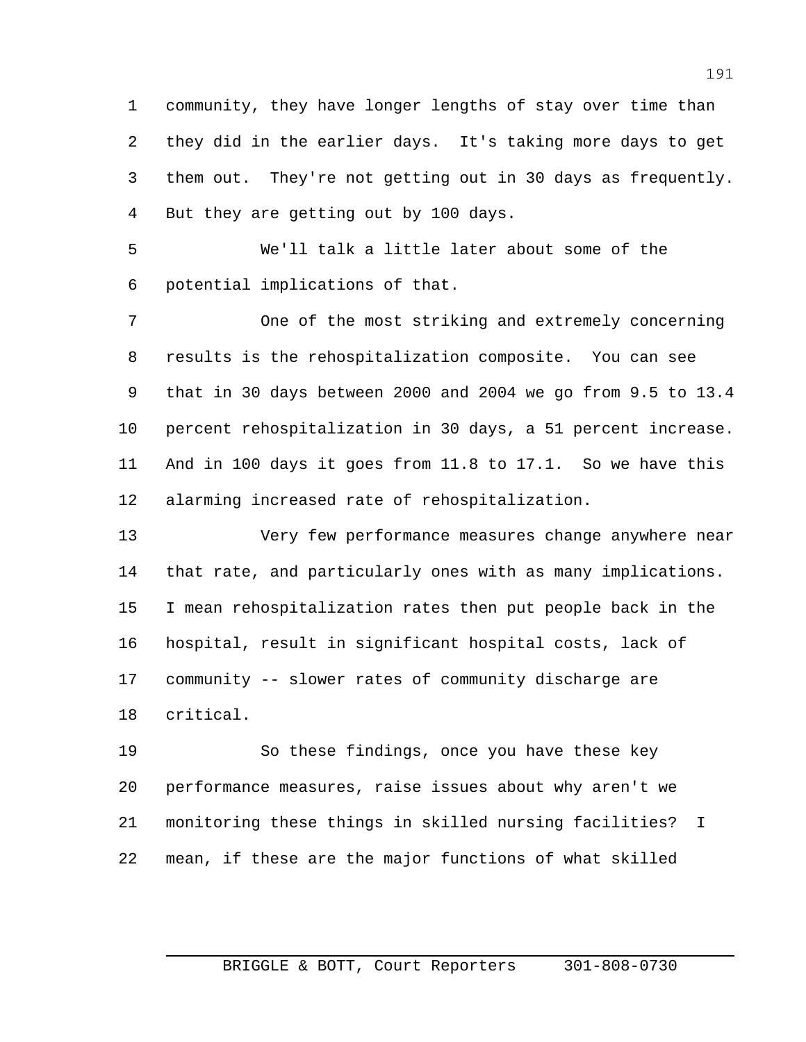community, they have longer lengths of stay over time than they did in the earlier days. It's taking more days to get them out. They're not getting out in 30 days as frequently. But they are getting out by 100 days.

We'll talk a little later about some of the potential implications of that.

One of the most striking and extremely concerning results is the rehospitalization composite. You can see that in 30 days between 2000 and 2004 we go from 9.5 to 13.4 percent rehospitalization in 30 days, a 51 percent increase. And in 100 days it goes from 11.8 to 17.1. So we have this alarming increased rate of rehospitalization.

Very few performance measures change anywhere near that rate, and particularly ones with as many implications. I mean rehospitalization rates then put people back in the hospital, result in significant hospital costs, lack of community -- slower rates of community discharge are critical.

So these findings, once you have these key performance measures, raise issues about why aren't we monitoring these things in skilled nursing facilities? I mean, if these are the major functions of what skilled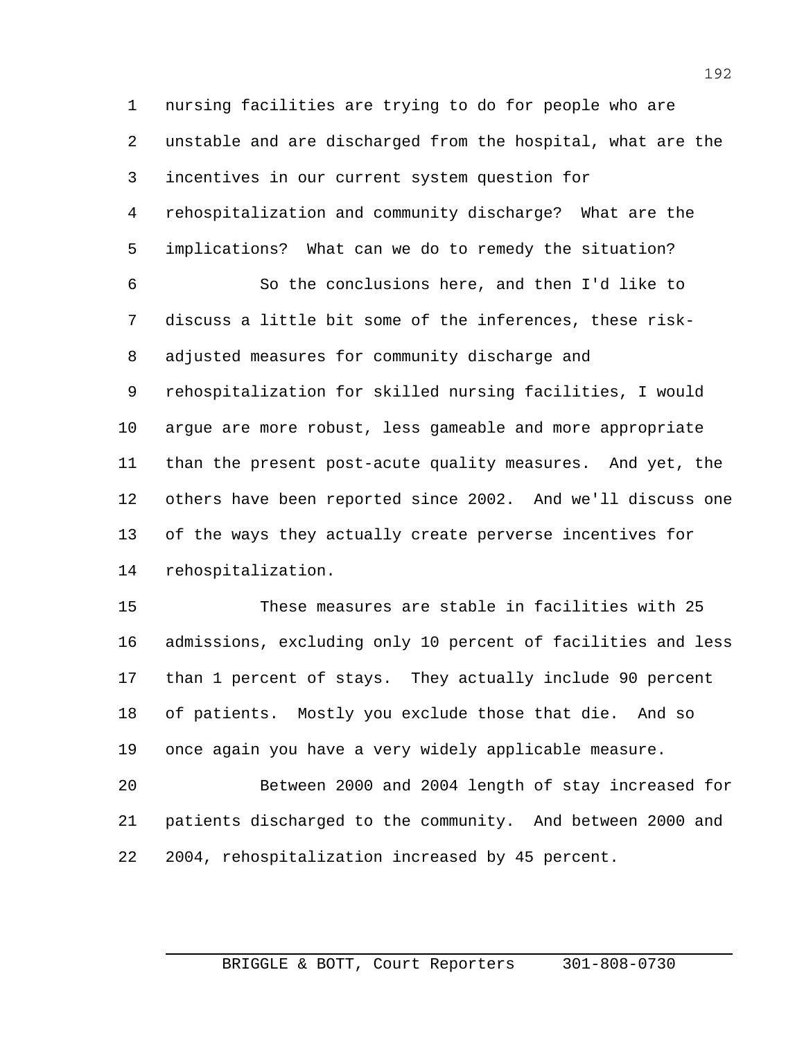nursing facilities are trying to do for people who are unstable and are discharged from the hospital, what are the incentives in our current system question for rehospitalization and community discharge? What are the implications? What can we do to remedy the situation?

So the conclusions here, and then I'd like to discuss a little bit some of the inferences, these risk-adjusted measures for community discharge and rehospitalization for skilled nursing facilities, I would argue are more robust, less gameable and more appropriate than the present post-acute quality measures. And yet, the others have been reported since 2002. And we'll discuss one of the ways they actually create perverse incentives for rehospitalization.

These measures are stable in facilities with 25 admissions, excluding only 10 percent of facilities and less than 1 percent of stays. They actually include 90 percent of patients. Mostly you exclude those that die. And so once again you have a very widely applicable measure.

Between 2000 and 2004 length of stay increased for patients discharged to the community. And between 2000 and 2004, rehospitalization increased by 45 percent.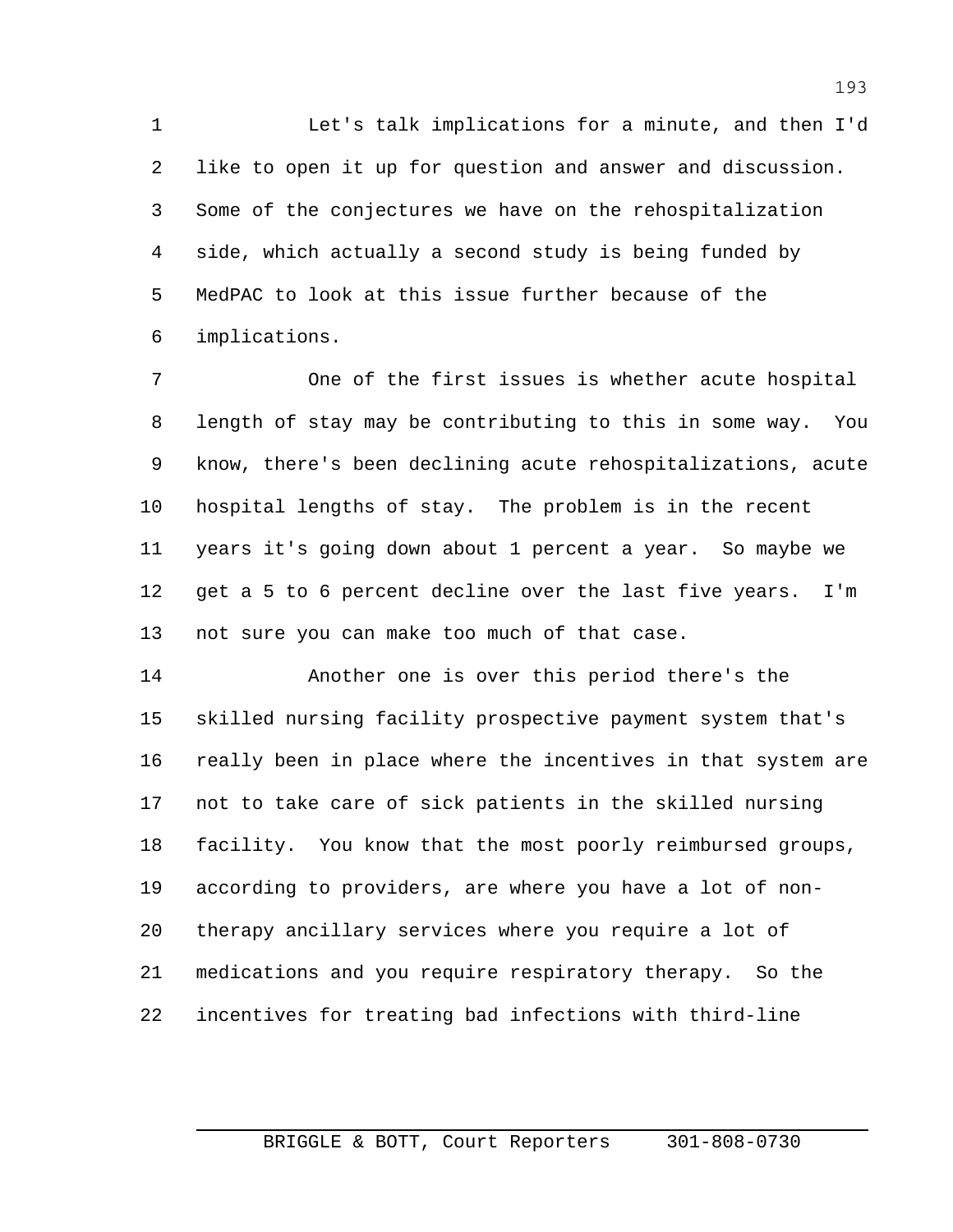Let's talk implications for a minute, and then I'd like to open it up for question and answer and discussion. Some of the conjectures we have on the rehospitalization side, which actually a second study is being funded by MedPAC to look at this issue further because of the implications.

One of the first issues is whether acute hospital length of stay may be contributing to this in some way. You know, there's been declining acute rehospitalizations, acute hospital lengths of stay. The problem is in the recent years it's going down about 1 percent a year. So maybe we get a 5 to 6 percent decline over the last five years. I'm not sure you can make too much of that case.

Another one is over this period there's the skilled nursing facility prospective payment system that's really been in place where the incentives in that system are not to take care of sick patients in the skilled nursing facility. You know that the most poorly reimbursed groups, according to providers, are where you have a lot of non-therapy ancillary services where you require a lot of medications and you require respiratory therapy. So the incentives for treating bad infections with third-line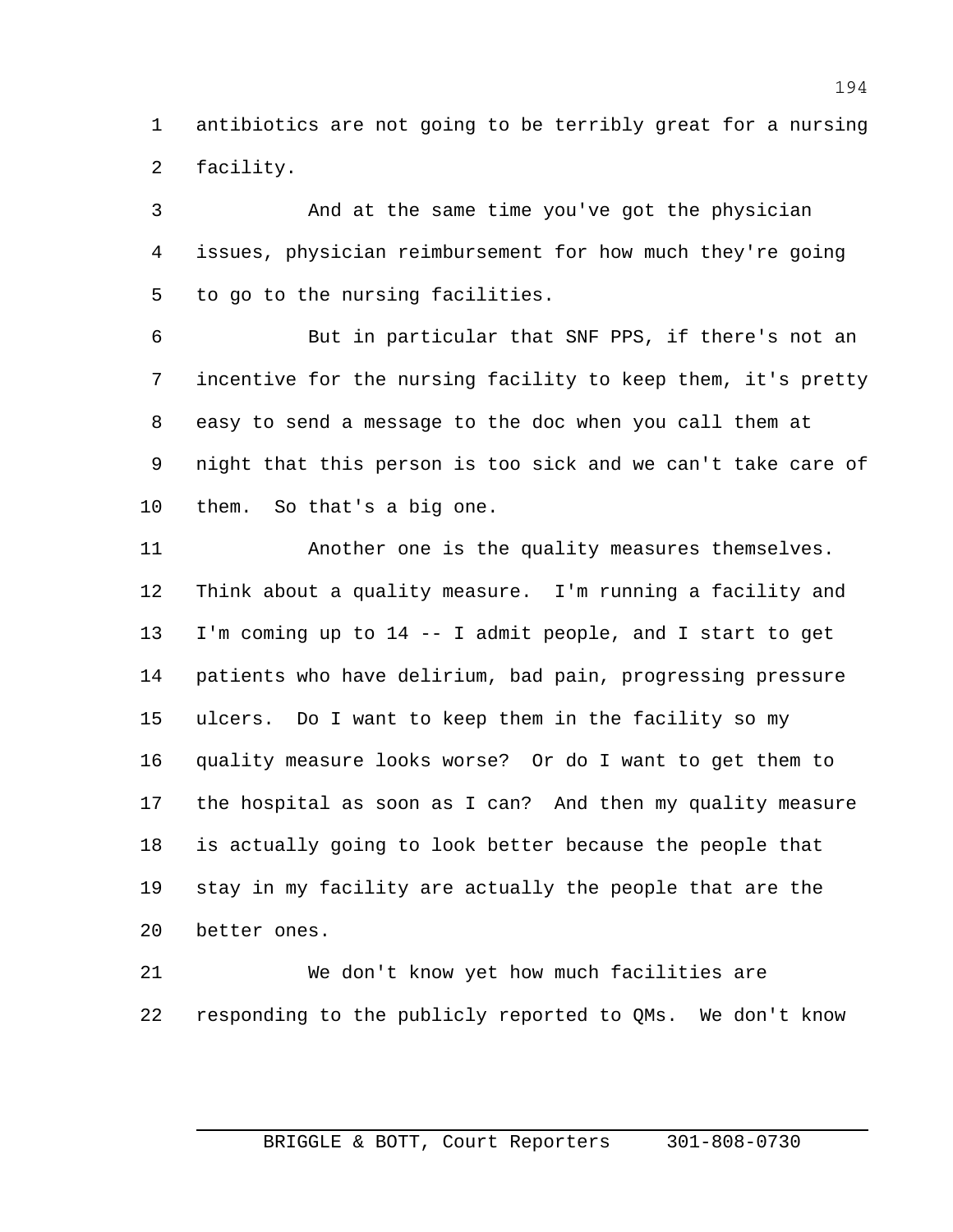antibiotics are not going to be terribly great for a nursing facility.

And at the same time you've got the physician issues, physician reimbursement for how much they're going to go to the nursing facilities.

But in particular that SNF PPS, if there's not an incentive for the nursing facility to keep them, it's pretty easy to send a message to the doc when you call them at night that this person is too sick and we can't take care of them. So that's a big one.

Another one is the quality measures themselves. Think about a quality measure. I'm running a facility and I'm coming up to 14 -- I admit people, and I start to get patients who have delirium, bad pain, progressing pressure ulcers. Do I want to keep them in the facility so my quality measure looks worse? Or do I want to get them to the hospital as soon as I can? And then my quality measure is actually going to look better because the people that stay in my facility are actually the people that are the better ones.

We don't know yet how much facilities are responding to the publicly reported to QMs. We don't know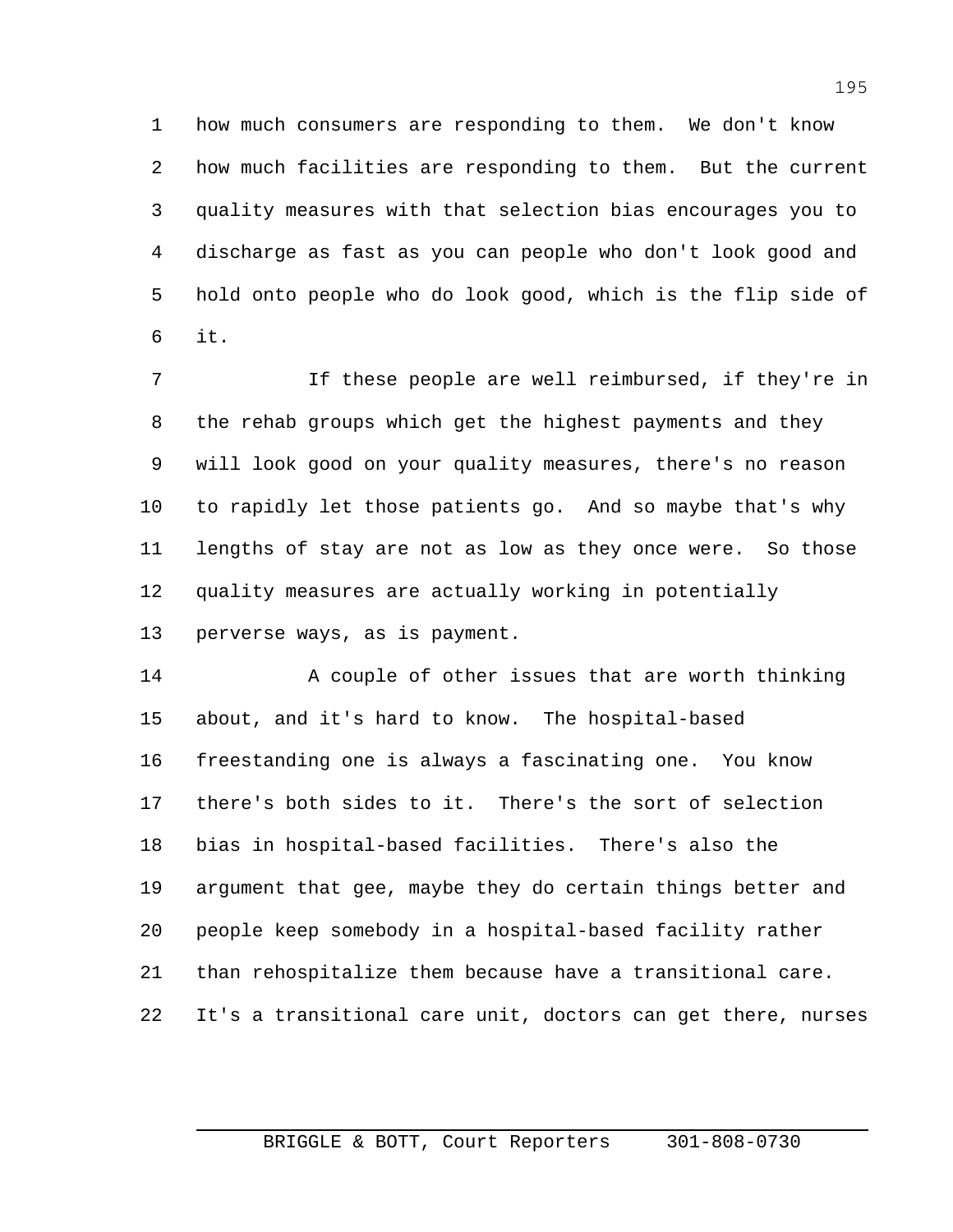how much consumers are responding to them. We don't know how much facilities are responding to them. But the current quality measures with that selection bias encourages you to discharge as fast as you can people who don't look good and hold onto people who do look good, which is the flip side of it.

If these people are well reimbursed, if they're in the rehab groups which get the highest payments and they will look good on your quality measures, there's no reason to rapidly let those patients go. And so maybe that's why lengths of stay are not as low as they once were. So those quality measures are actually working in potentially perverse ways, as is payment.

A couple of other issues that are worth thinking about, and it's hard to know. The hospital-based freestanding one is always a fascinating one. You know there's both sides to it. There's the sort of selection bias in hospital-based facilities. There's also the argument that gee, maybe they do certain things better and people keep somebody in a hospital-based facility rather than rehospitalize them because have a transitional care. It's a transitional care unit, doctors can get there, nurses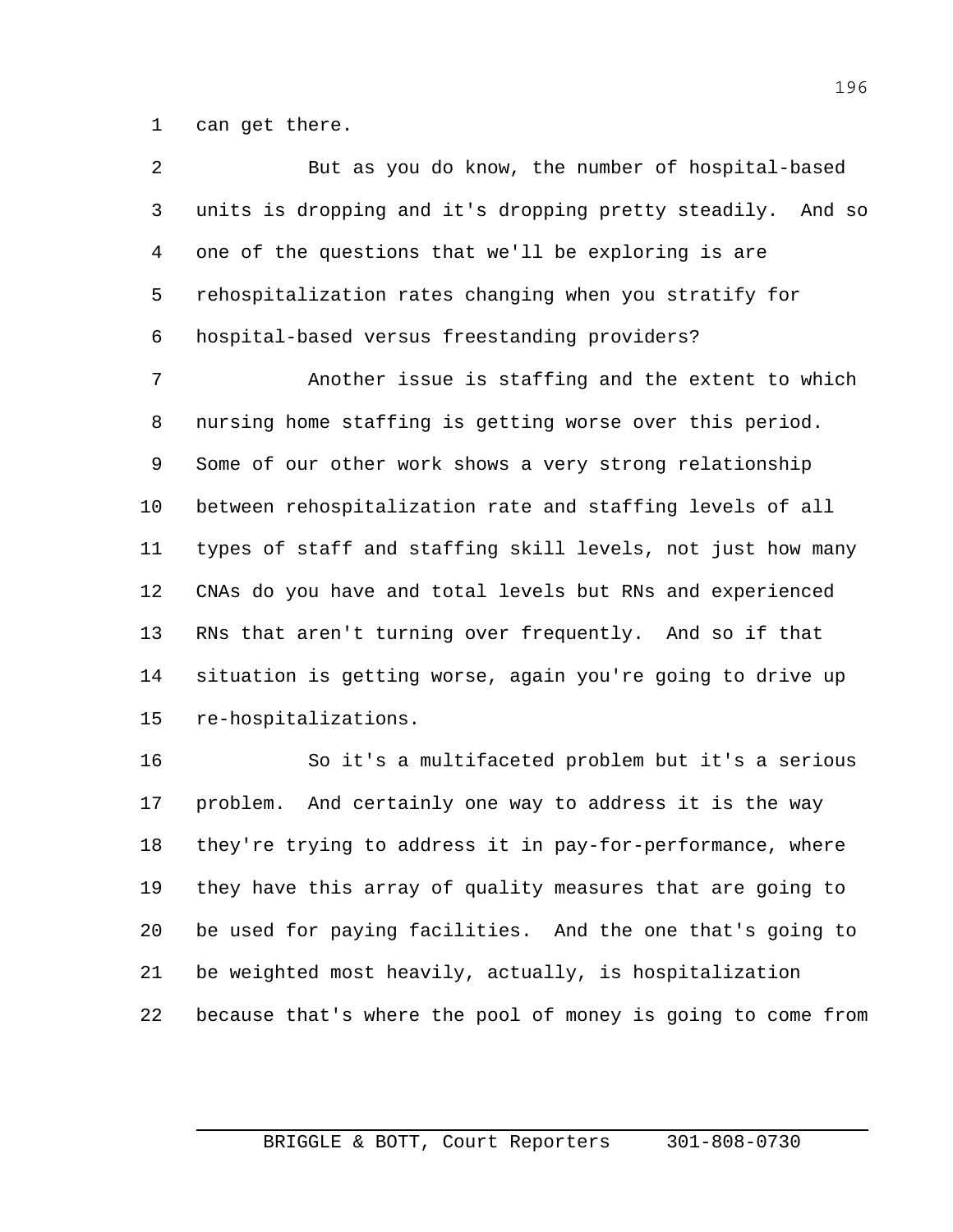can get there.

But as you do know, the number of hospital-based units is dropping and it's dropping pretty steadily. And so one of the questions that we'll be exploring is are rehospitalization rates changing when you stratify for hospital-based versus freestanding providers?

Another issue is staffing and the extent to which nursing home staffing is getting worse over this period. Some of our other work shows a very strong relationship between rehospitalization rate and staffing levels of all types of staff and staffing skill levels, not just how many CNAs do you have and total levels but RNs and experienced RNs that aren't turning over frequently. And so if that situation is getting worse, again you're going to drive up re-hospitalizations.

So it's a multifaceted problem but it's a serious problem. And certainly one way to address it is the way they're trying to address it in pay-for-performance, where they have this array of quality measures that are going to be used for paying facilities. And the one that's going to be weighted most heavily, actually, is hospitalization because that's where the pool of money is going to come from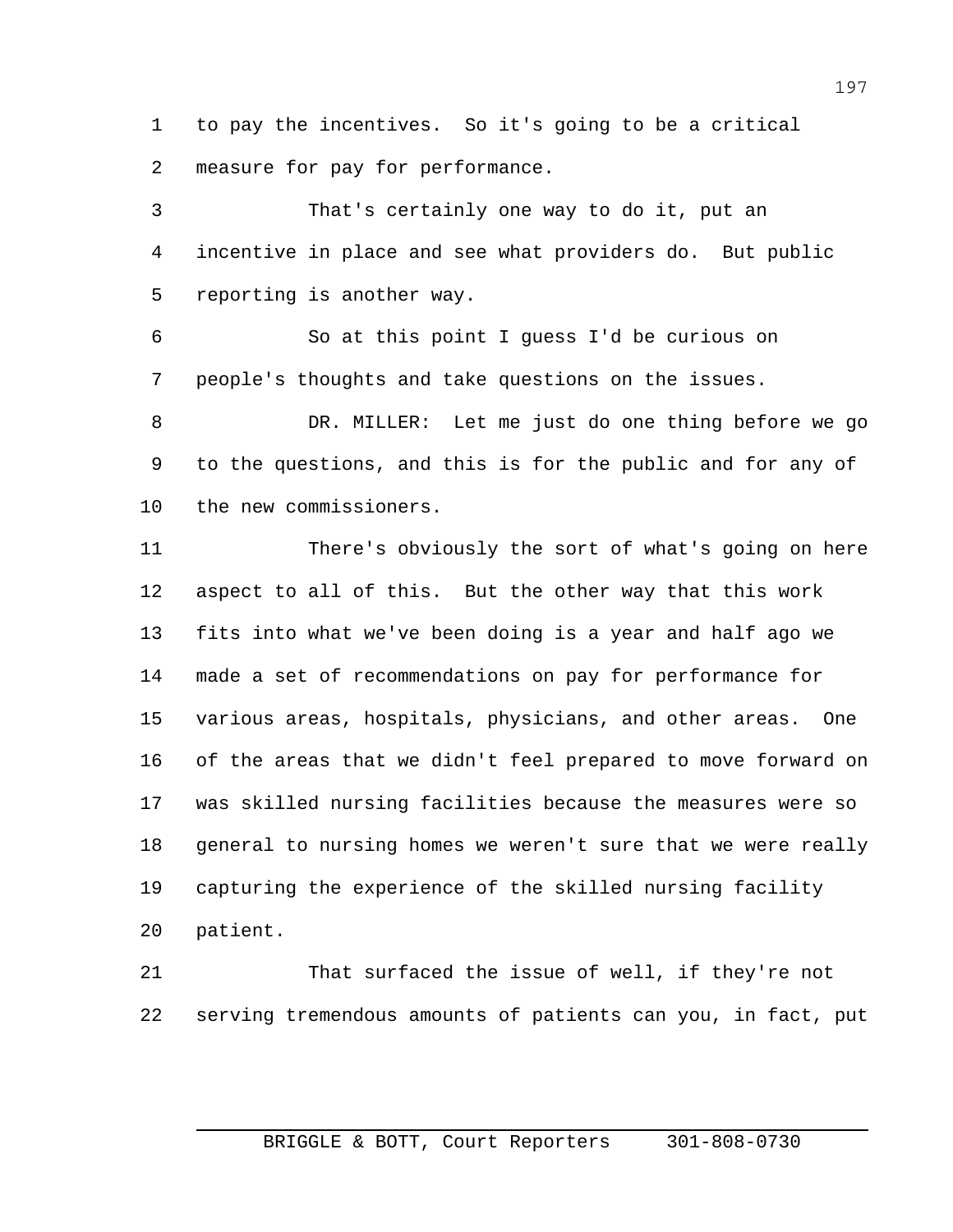to pay the incentives. So it's going to be a critical measure for pay for performance.

That's certainly one way to do it, put an incentive in place and see what providers do. But public reporting is another way.

So at this point I guess I'd be curious on people's thoughts and take questions on the issues.

DR. MILLER: Let me just do one thing before we go to the questions, and this is for the public and for any of the new commissioners.

There's obviously the sort of what's going on here aspect to all of this. But the other way that this work fits into what we've been doing is a year and half ago we made a set of recommendations on pay for performance for various areas, hospitals, physicians, and other areas. One of the areas that we didn't feel prepared to move forward on was skilled nursing facilities because the measures were so general to nursing homes we weren't sure that we were really capturing the experience of the skilled nursing facility patient.

That surfaced the issue of well, if they're not serving tremendous amounts of patients can you, in fact, put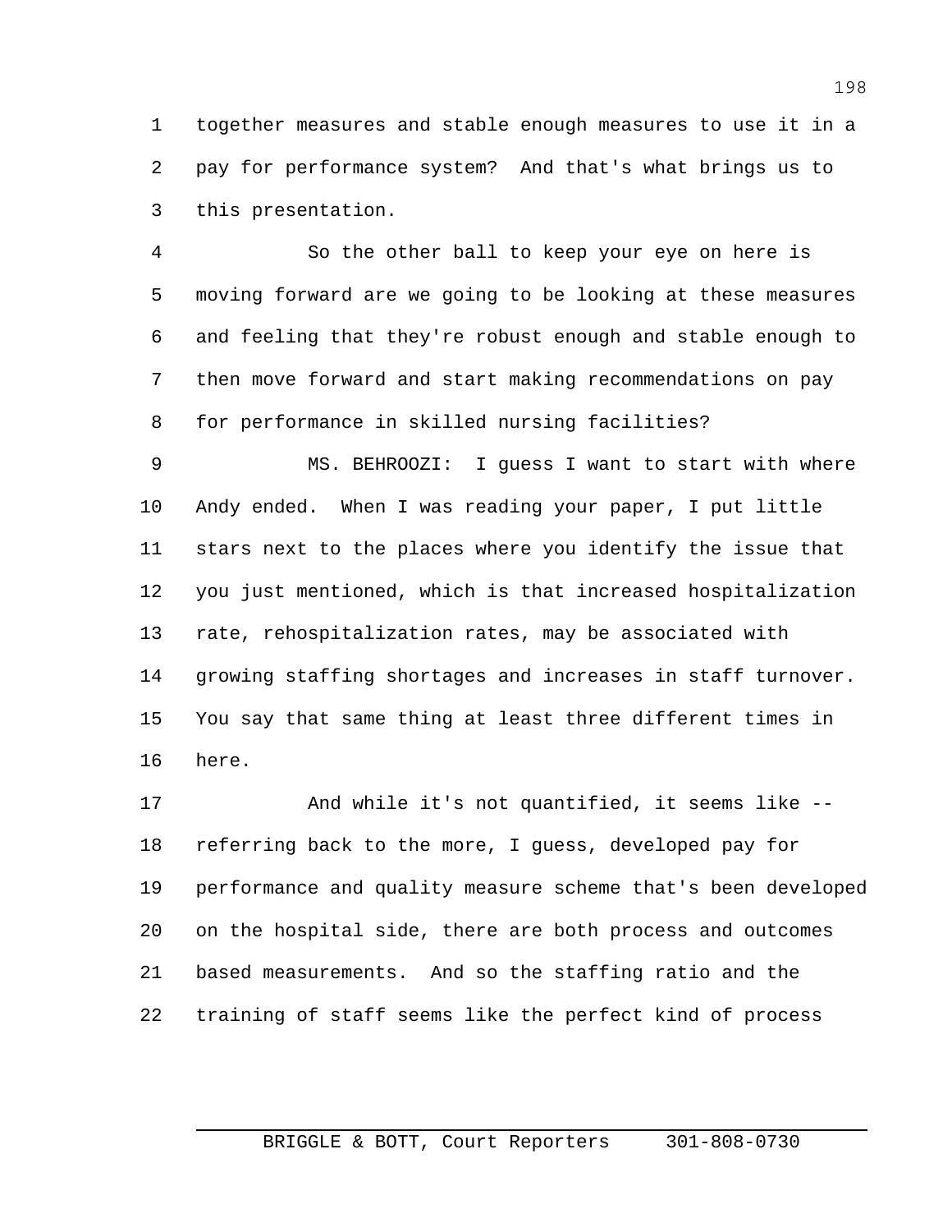together measures and stable enough measures to use it in a pay for performance system? And that's what brings us to this presentation.

So the other ball to keep your eye on here is moving forward are we going to be looking at these measures and feeling that they're robust enough and stable enough to then move forward and start making recommendations on pay for performance in skilled nursing facilities?

MS. BEHROOZI: I guess I want to start with where Andy ended. When I was reading your paper, I put little stars next to the places where you identify the issue that you just mentioned, which is that increased hospitalization rate, rehospitalization rates, may be associated with growing staffing shortages and increases in staff turnover. You say that same thing at least three different times in here.

And while it's not quantified, it seems like -- referring back to the more, I guess, developed pay for performance and quality measure scheme that's been developed on the hospital side, there are both process and outcomes based measurements. And so the staffing ratio and the training of staff seems like the perfect kind of process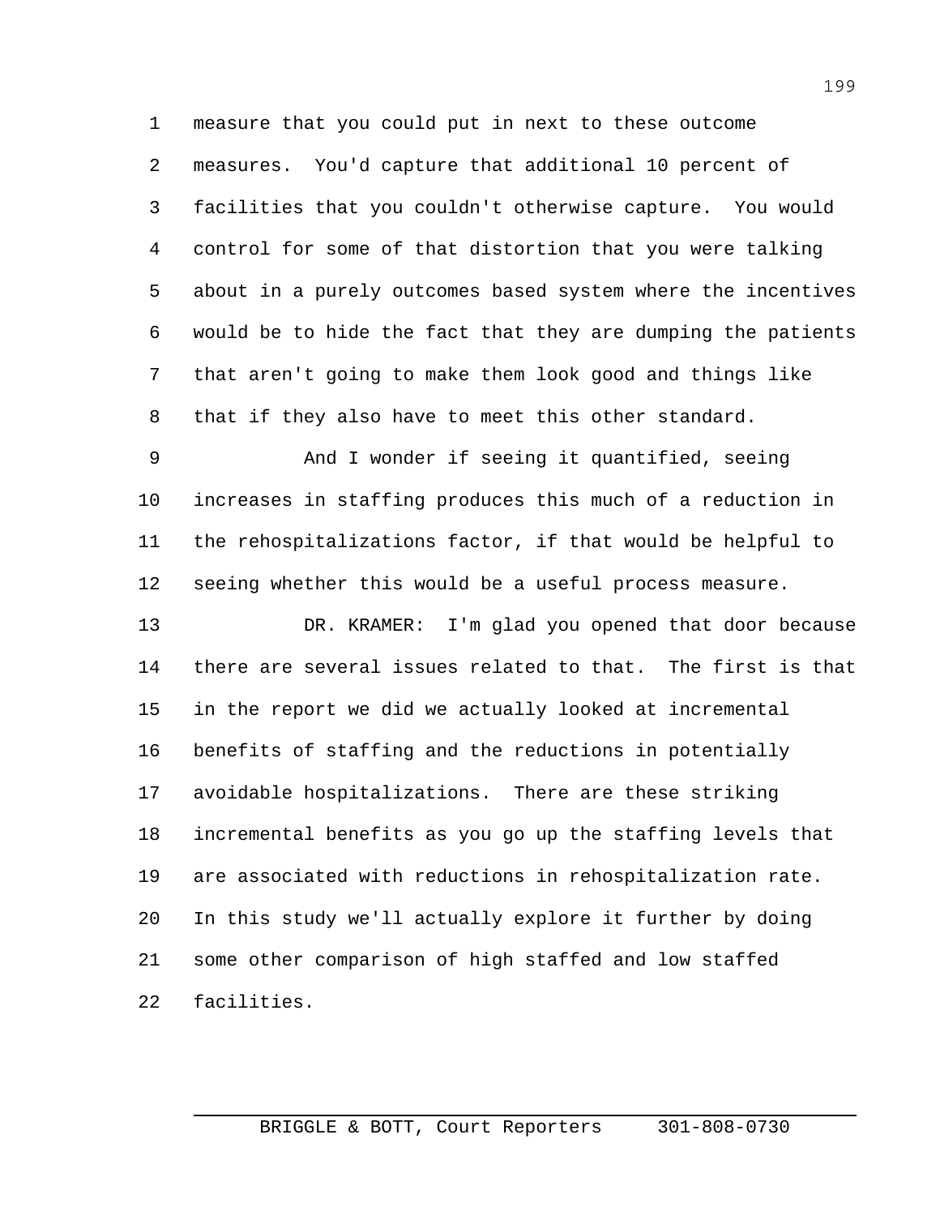measure that you could put in next to these outcome measures. You'd capture that additional 10 percent of facilities that you couldn't otherwise capture. You would control for some of that distortion that you were talking about in a purely outcomes based system where the incentives would be to hide the fact that they are dumping the patients that aren't going to make them look good and things like that if they also have to meet this other standard.

And I wonder if seeing it quantified, seeing increases in staffing produces this much of a reduction in the rehospitalizations factor, if that would be helpful to seeing whether this would be a useful process measure.

DR. KRAMER: I'm glad you opened that door because there are several issues related to that. The first is that in the report we did we actually looked at incremental benefits of staffing and the reductions in potentially avoidable hospitalizations. There are these striking incremental benefits as you go up the staffing levels that are associated with reductions in rehospitalization rate. In this study we'll actually explore it further by doing some other comparison of high staffed and low staffed facilities.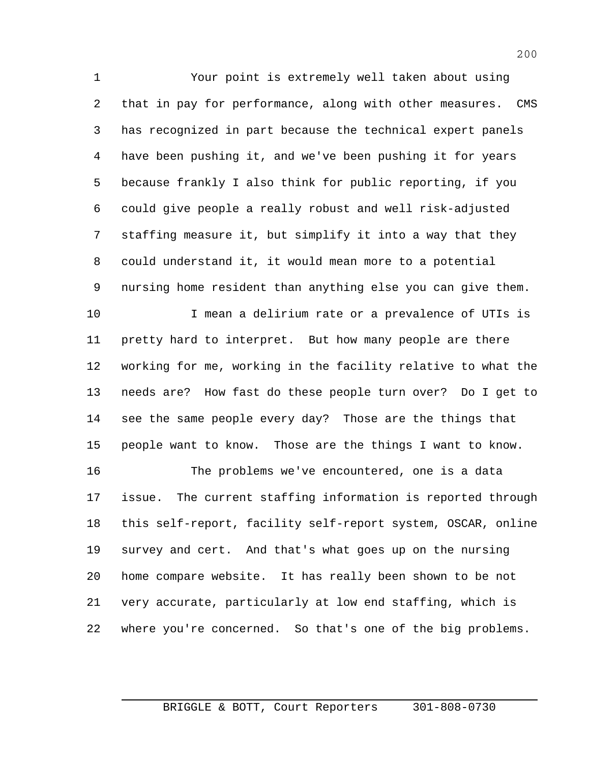Your point is extremely well taken about using that in pay for performance, along with other measures. CMS has recognized in part because the technical expert panels have been pushing it, and we've been pushing it for years because frankly I also think for public reporting, if you could give people a really robust and well risk-adjusted staffing measure it, but simplify it into a way that they could understand it, it would mean more to a potential nursing home resident than anything else you can give them.

I mean a delirium rate or a prevalence of UTIs is pretty hard to interpret. But how many people are there working for me, working in the facility relative to what the needs are? How fast do these people turn over? Do I get to see the same people every day? Those are the things that people want to know. Those are the things I want to know.

The problems we've encountered, one is a data issue. The current staffing information is reported through this self-report, facility self-report system, OSCAR, online survey and cert. And that's what goes up on the nursing home compare website. It has really been shown to be not very accurate, particularly at low end staffing, which is where you're concerned. So that's one of the big problems.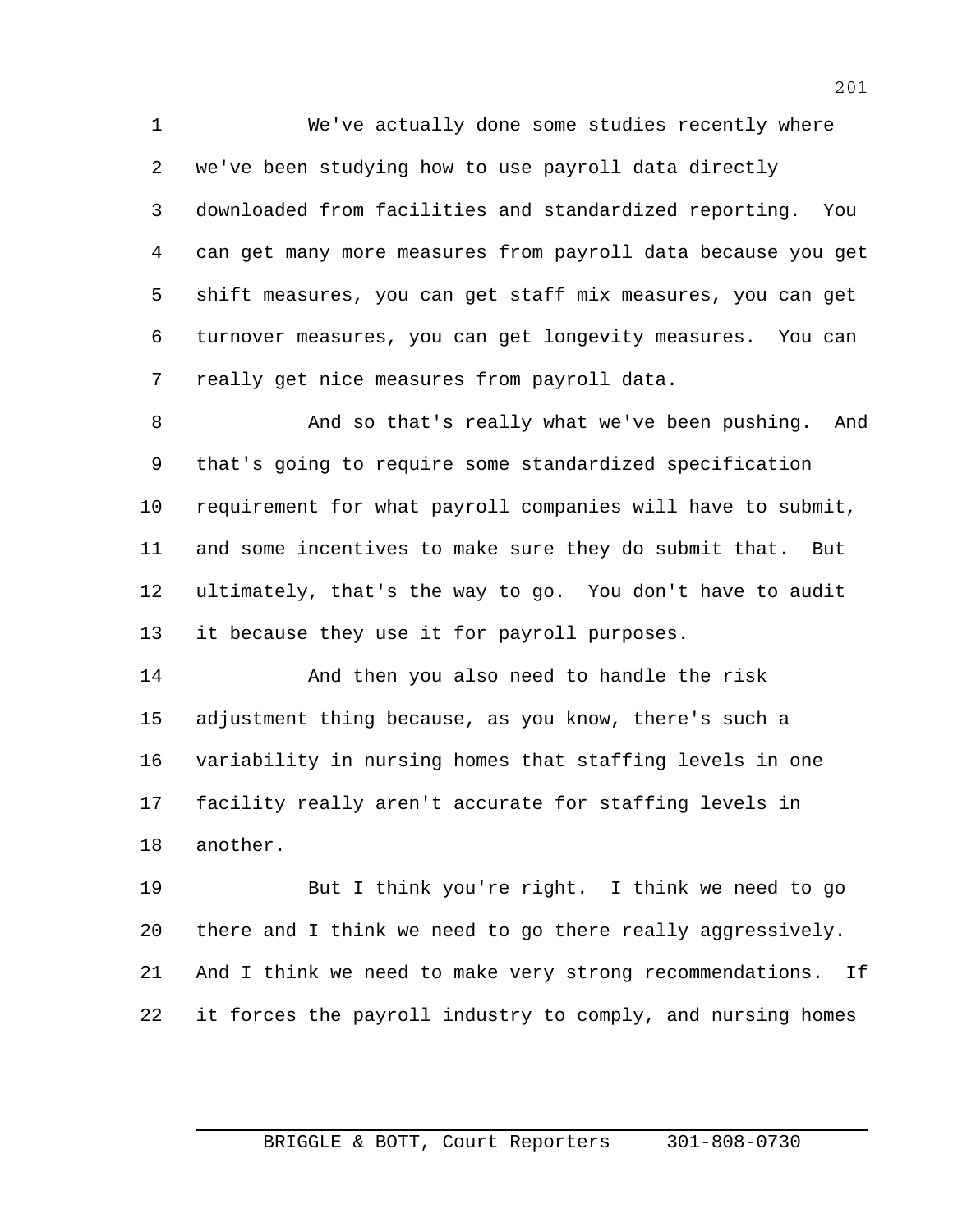We've actually done some studies recently where we've been studying how to use payroll data directly downloaded from facilities and standardized reporting. You can get many more measures from payroll data because you get shift measures, you can get staff mix measures, you can get turnover measures, you can get longevity measures. You can really get nice measures from payroll data.

And so that's really what we've been pushing. And that's going to require some standardized specification requirement for what payroll companies will have to submit, and some incentives to make sure they do submit that. But ultimately, that's the way to go. You don't have to audit it because they use it for payroll purposes.

And then you also need to handle the risk adjustment thing because, as you know, there's such a variability in nursing homes that staffing levels in one facility really aren't accurate for staffing levels in another.

But I think you're right. I think we need to go there and I think we need to go there really aggressively. And I think we need to make very strong recommendations. If it forces the payroll industry to comply, and nursing homes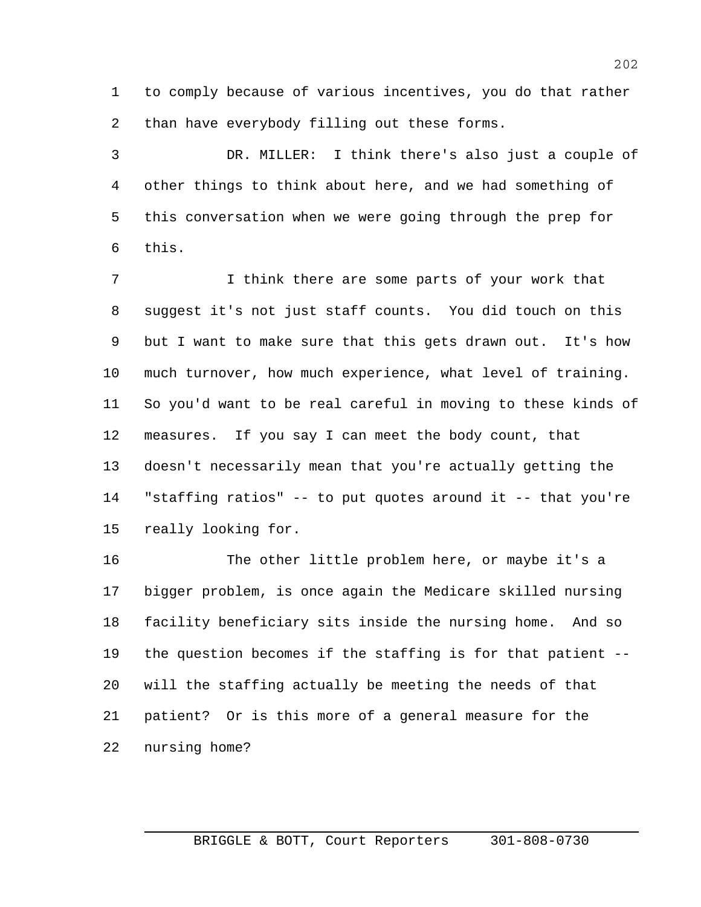to comply because of various incentives, you do that rather than have everybody filling out these forms.

DR. MILLER: I think there's also just a couple of other things to think about here, and we had something of this conversation when we were going through the prep for this.

I think there are some parts of your work that suggest it's not just staff counts. You did touch on this but I want to make sure that this gets drawn out. It's how much turnover, how much experience, what level of training. So you'd want to be real careful in moving to these kinds of measures. If you say I can meet the body count, that doesn't necessarily mean that you're actually getting the "staffing ratios" -- to put quotes around it -- that you're really looking for.

The other little problem here, or maybe it's a bigger problem, is once again the Medicare skilled nursing facility beneficiary sits inside the nursing home. And so the question becomes if the staffing is for that patient -- will the staffing actually be meeting the needs of that patient? Or is this more of a general measure for the nursing home?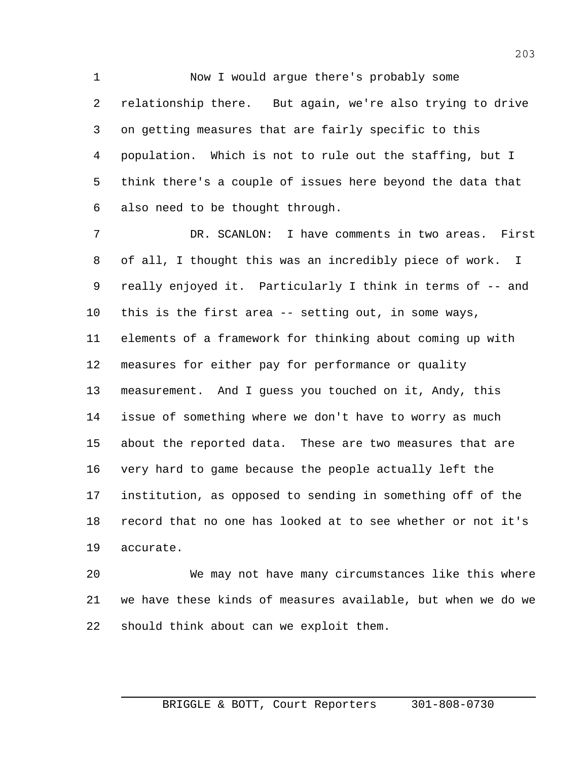Now I would argue there's probably some relationship there. But again, we're also trying to drive on getting measures that are fairly specific to this population. Which is not to rule out the staffing, but I think there's a couple of issues here beyond the data that also need to be thought through.

DR. SCANLON: I have comments in two areas. First of all, I thought this was an incredibly piece of work. I really enjoyed it. Particularly I think in terms of -- and this is the first area -- setting out, in some ways, elements of a framework for thinking about coming up with measures for either pay for performance or quality measurement. And I guess you touched on it, Andy, this issue of something where we don't have to worry as much about the reported data. These are two measures that are very hard to game because the people actually left the institution, as opposed to sending in something off of the record that no one has looked at to see whether or not it's accurate.

We may not have many circumstances like this where we have these kinds of measures available, but when we do we should think about can we exploit them.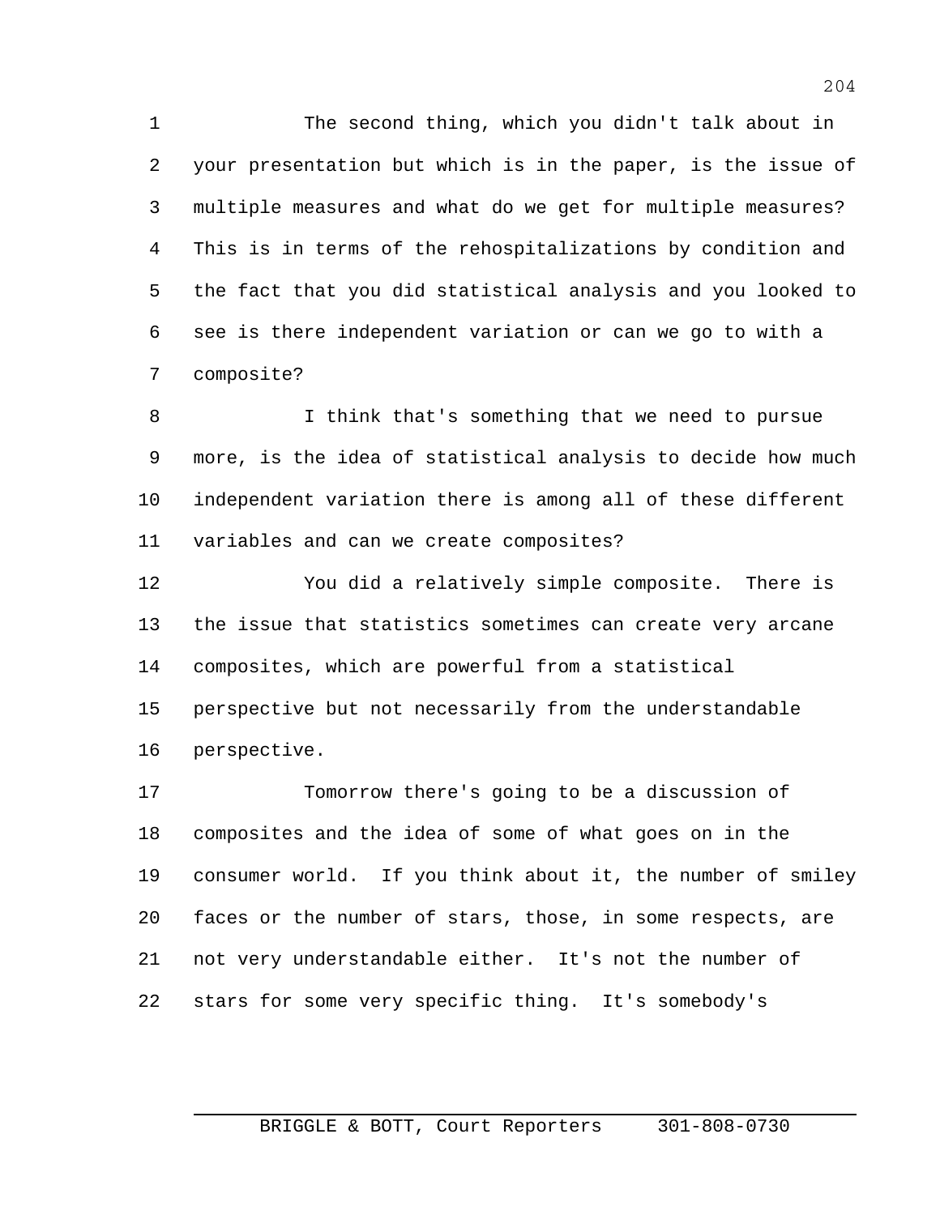The second thing, which you didn't talk about in your presentation but which is in the paper, is the issue of multiple measures and what do we get for multiple measures? This is in terms of the rehospitalizations by condition and the fact that you did statistical analysis and you looked to see is there independent variation or can we go to with a composite?

I think that's something that we need to pursue more, is the idea of statistical analysis to decide how much independent variation there is among all of these different variables and can we create composites?

You did a relatively simple composite. There is the issue that statistics sometimes can create very arcane composites, which are powerful from a statistical perspective but not necessarily from the understandable perspective.

Tomorrow there's going to be a discussion of composites and the idea of some of what goes on in the consumer world. If you think about it, the number of smiley faces or the number of stars, those, in some respects, are not very understandable either. It's not the number of stars for some very specific thing. It's somebody's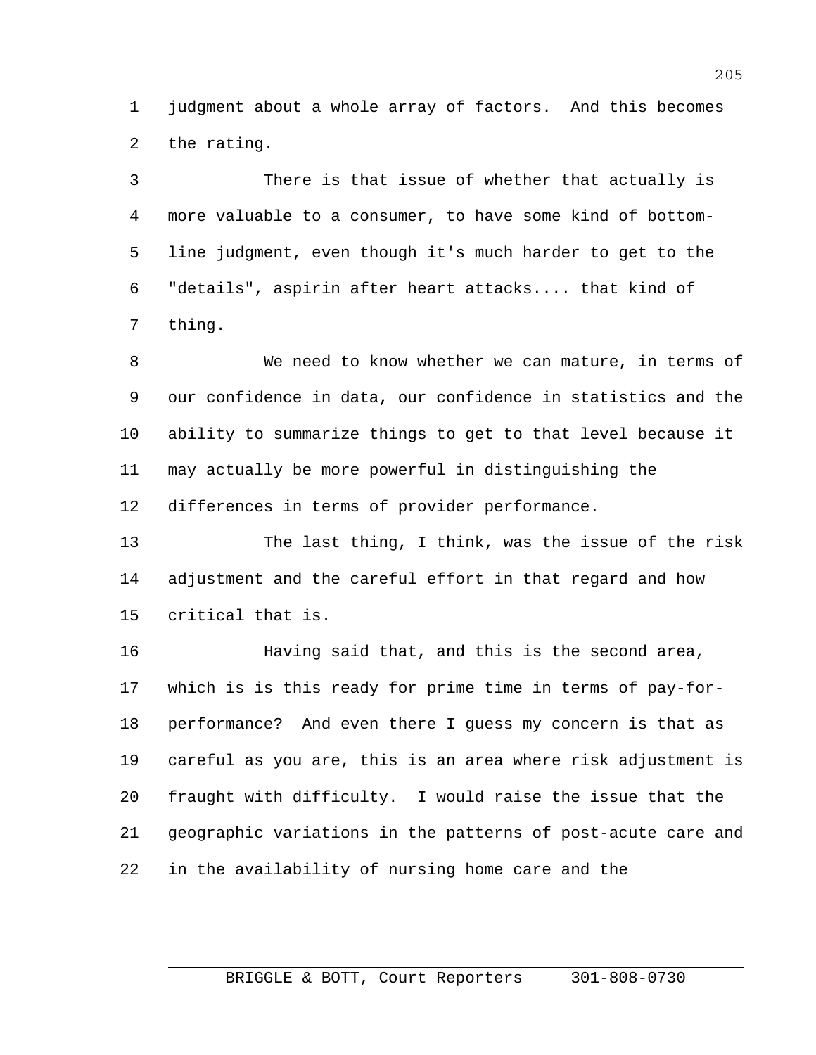judgment about a whole array of factors. And this becomes the rating.

There is that issue of whether that actually is more valuable to a consumer, to have some kind of bottom-line judgment, even though it's much harder to get to the "details", aspirin after heart attacks.... that kind of thing.

We need to know whether we can mature, in terms of our confidence in data, our confidence in statistics and the ability to summarize things to get to that level because it may actually be more powerful in distinguishing the differences in terms of provider performance.

The last thing, I think, was the issue of the risk adjustment and the careful effort in that regard and how critical that is.

Having said that, and this is the second area, which is is this ready for prime time in terms of pay-for-performance? And even there I guess my concern is that as careful as you are, this is an area where risk adjustment is fraught with difficulty. I would raise the issue that the geographic variations in the patterns of post-acute care and in the availability of nursing home care and the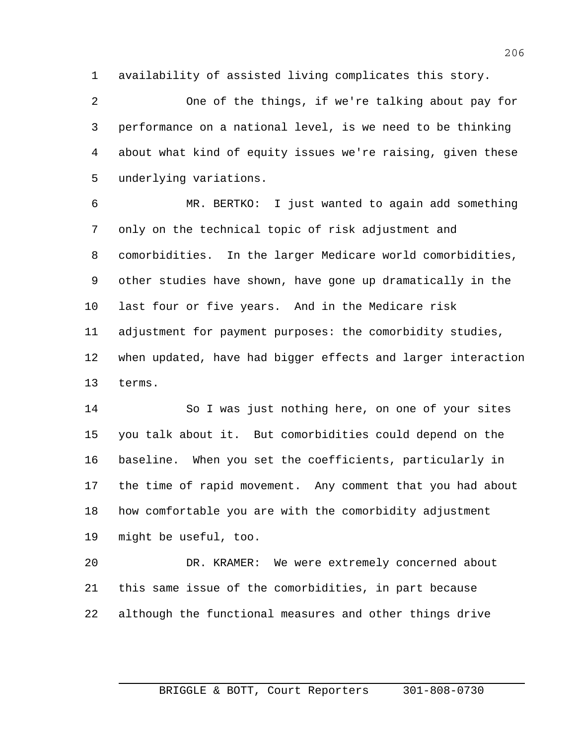availability of assisted living complicates this story.

One of the things, if we're talking about pay for performance on a national level, is we need to be thinking about what kind of equity issues we're raising, given these underlying variations.

MR. BERTKO: I just wanted to again add something only on the technical topic of risk adjustment and comorbidities. In the larger Medicare world comorbidities, other studies have shown, have gone up dramatically in the last four or five years. And in the Medicare risk adjustment for payment purposes: the comorbidity studies, when updated, have had bigger effects and larger interaction terms.

So I was just nothing here, on one of your sites you talk about it. But comorbidities could depend on the baseline. When you set the coefficients, particularly in the time of rapid movement. Any comment that you had about how comfortable you are with the comorbidity adjustment might be useful, too.

DR. KRAMER: We were extremely concerned about this same issue of the comorbidities, in part because although the functional measures and other things drive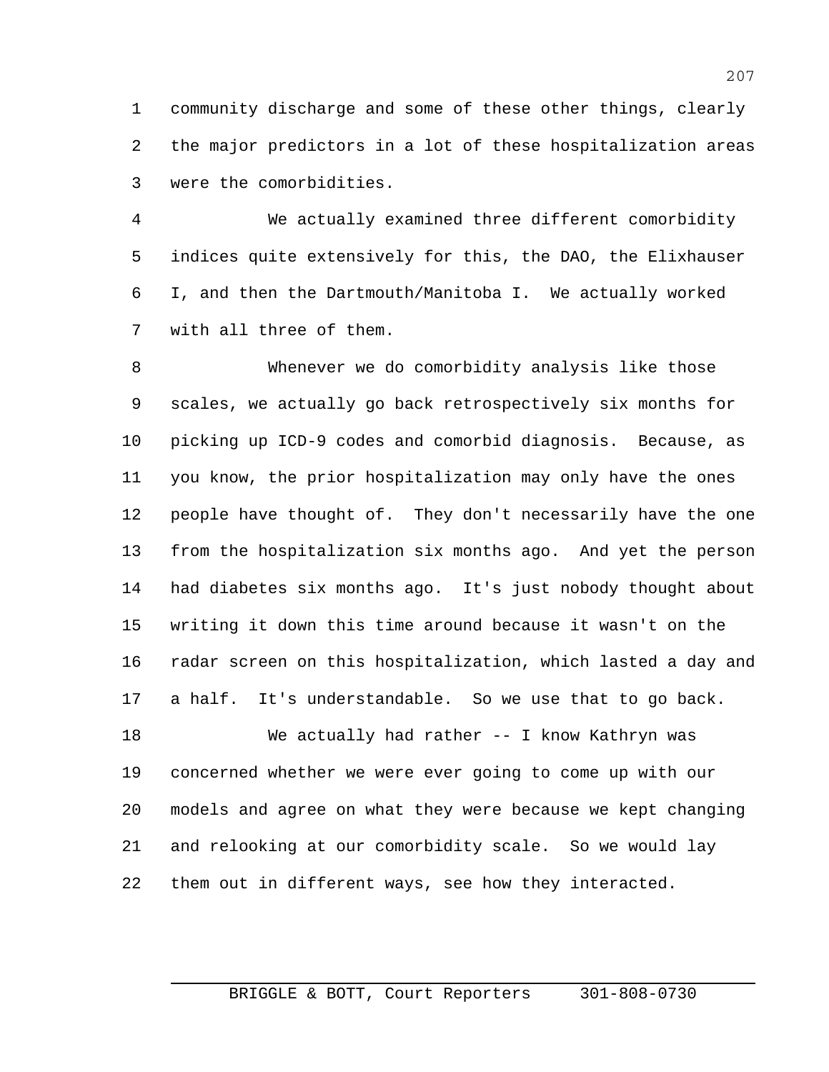community discharge and some of these other things, clearly the major predictors in a lot of these hospitalization areas were the comorbidities.

We actually examined three different comorbidity indices quite extensively for this, the DAO, the Elixhauser I, and then the Dartmouth/Manitoba I. We actually worked with all three of them.

Whenever we do comorbidity analysis like those scales, we actually go back retrospectively six months for picking up ICD-9 codes and comorbid diagnosis. Because, as you know, the prior hospitalization may only have the ones people have thought of. They don't necessarily have the one from the hospitalization six months ago. And yet the person had diabetes six months ago. It's just nobody thought about writing it down this time around because it wasn't on the radar screen on this hospitalization, which lasted a day and a half. It's understandable. So we use that to go back.

We actually had rather -- I know Kathryn was concerned whether we were ever going to come up with our models and agree on what they were because we kept changing and relooking at our comorbidity scale. So we would lay them out in different ways, see how they interacted.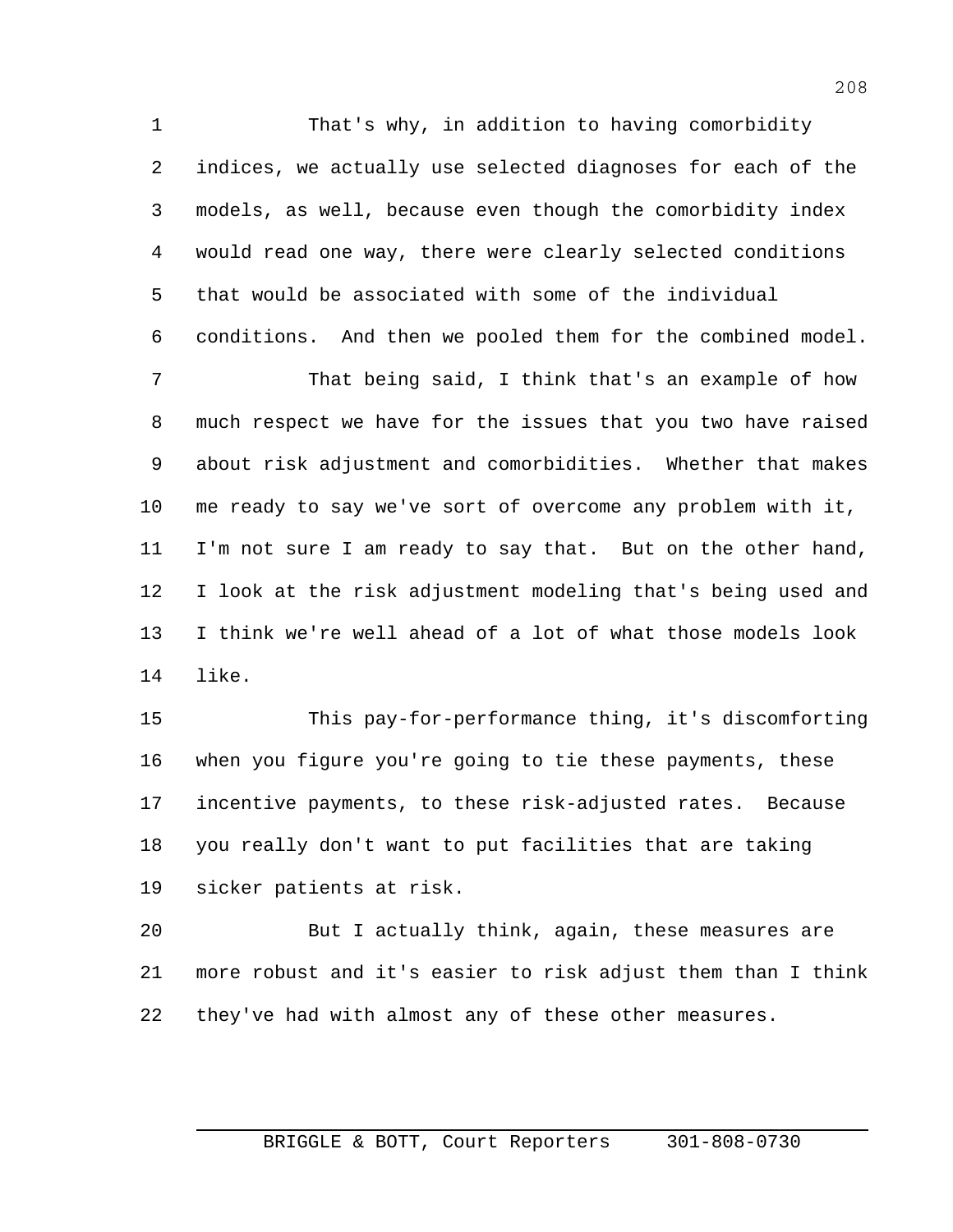That's why, in addition to having comorbidity indices, we actually use selected diagnoses for each of the models, as well, because even though the comorbidity index would read one way, there were clearly selected conditions that would be associated with some of the individual conditions. And then we pooled them for the combined model.

That being said, I think that's an example of how much respect we have for the issues that you two have raised about risk adjustment and comorbidities. Whether that makes me ready to say we've sort of overcome any problem with it, I'm not sure I am ready to say that. But on the other hand, I look at the risk adjustment modeling that's being used and I think we're well ahead of a lot of what those models look like.

This pay-for-performance thing, it's discomforting when you figure you're going to tie these payments, these incentive payments, to these risk-adjusted rates. Because you really don't want to put facilities that are taking sicker patients at risk.

But I actually think, again, these measures are more robust and it's easier to risk adjust them than I think they've had with almost any of these other measures.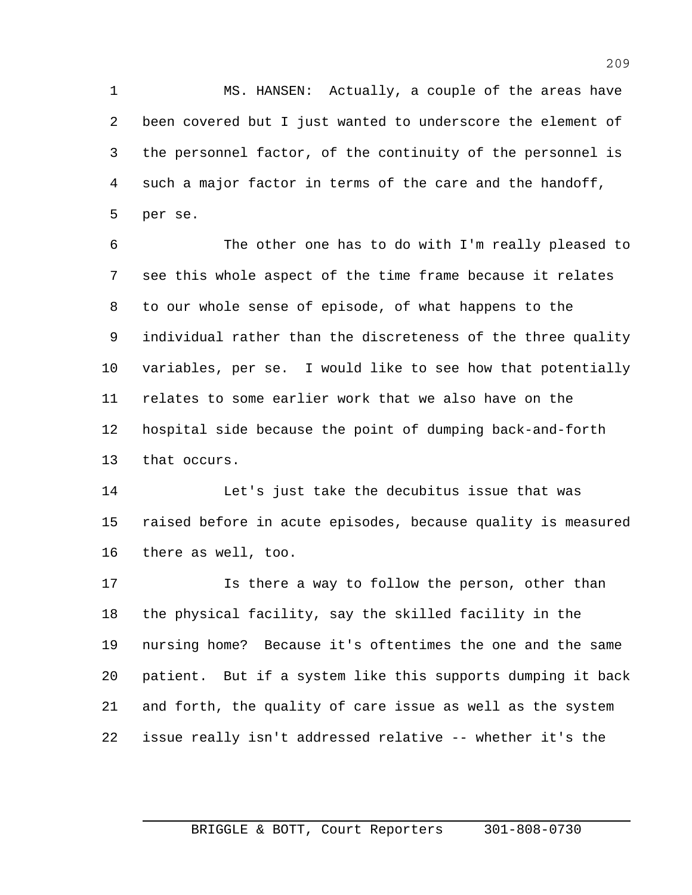MS. HANSEN: Actually, a couple of the areas have been covered but I just wanted to underscore the element of the personnel factor, of the continuity of the personnel is such a major factor in terms of the care and the handoff, per se.

The other one has to do with I'm really pleased to see this whole aspect of the time frame because it relates to our whole sense of episode, of what happens to the individual rather than the discreteness of the three quality variables, per se. I would like to see how that potentially relates to some earlier work that we also have on the hospital side because the point of dumping back-and-forth that occurs.

Let's just take the decubitus issue that was raised before in acute episodes, because quality is measured there as well, too.

Is there a way to follow the person, other than the physical facility, say the skilled facility in the nursing home? Because it's oftentimes the one and the same patient. But if a system like this supports dumping it back and forth, the quality of care issue as well as the system issue really isn't addressed relative -- whether it's the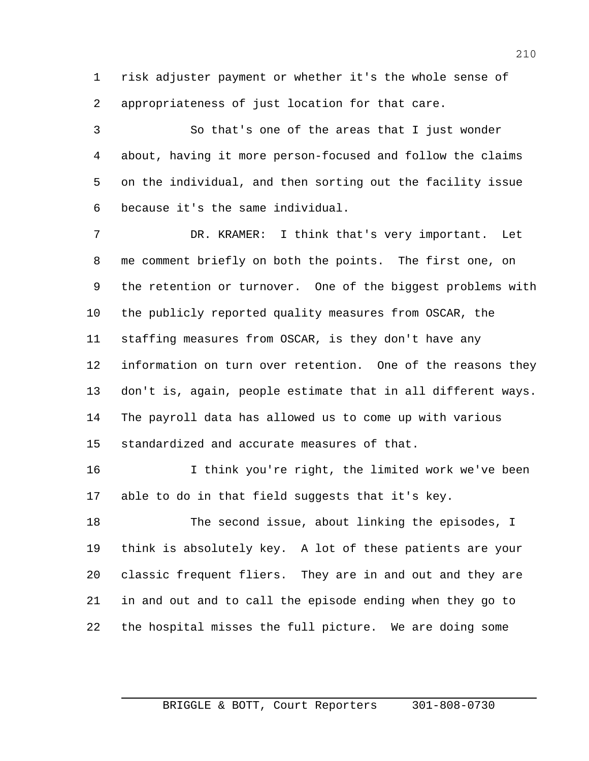risk adjuster payment or whether it's the whole sense of appropriateness of just location for that care.

So that's one of the areas that I just wonder about, having it more person-focused and follow the claims on the individual, and then sorting out the facility issue because it's the same individual.

DR. KRAMER: I think that's very important. Let me comment briefly on both the points. The first one, on the retention or turnover. One of the biggest problems with the publicly reported quality measures from OSCAR, the staffing measures from OSCAR, is they don't have any information on turn over retention. One of the reasons they don't is, again, people estimate that in all different ways. The payroll data has allowed us to come up with various standardized and accurate measures of that.

I think you're right, the limited work we've been able to do in that field suggests that it's key.

The second issue, about linking the episodes, I think is absolutely key. A lot of these patients are your classic frequent fliers. They are in and out and they are in and out and to call the episode ending when they go to the hospital misses the full picture. We are doing some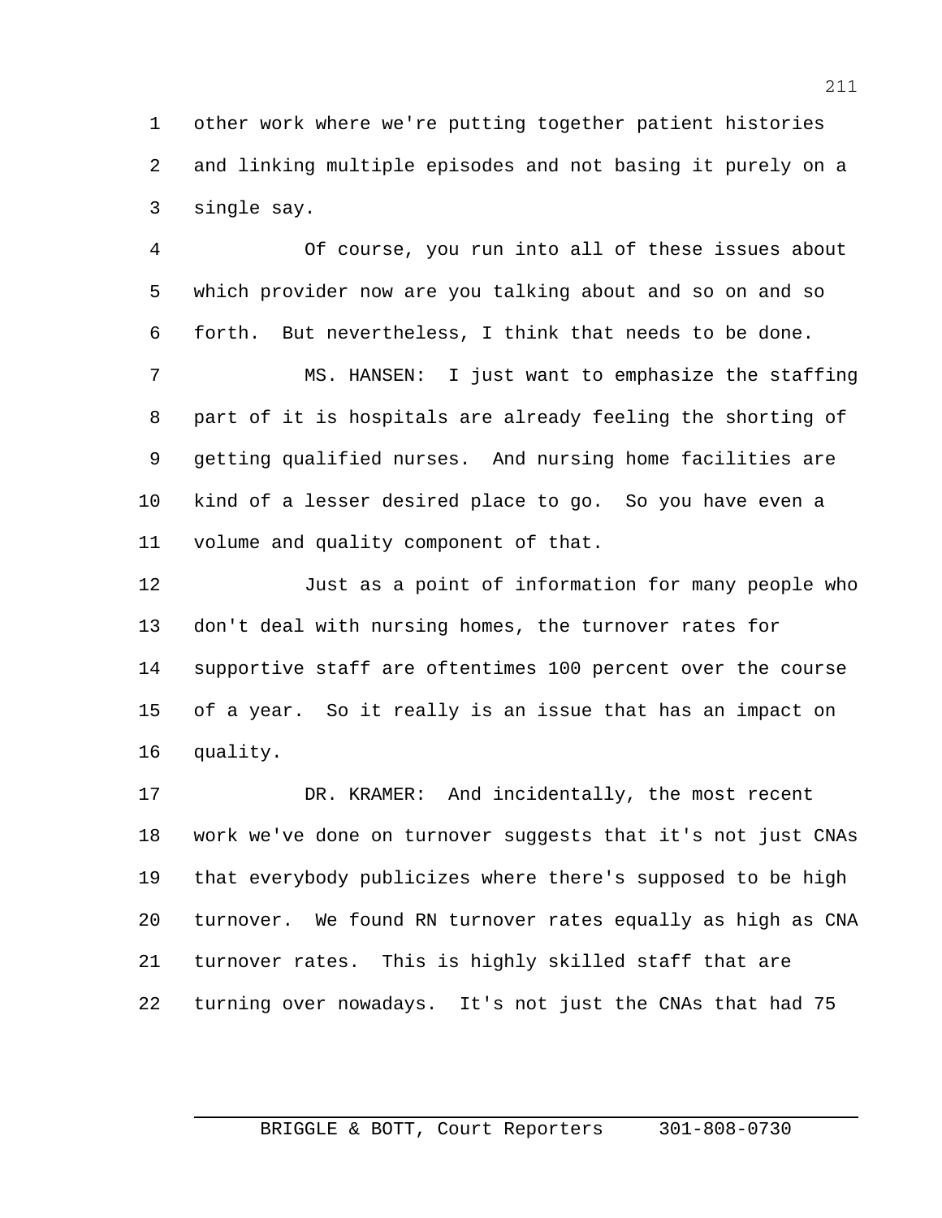other work where we're putting together patient histories and linking multiple episodes and not basing it purely on a single say.

Of course, you run into all of these issues about which provider now are you talking about and so on and so forth. But nevertheless, I think that needs to be done.

MS. HANSEN: I just want to emphasize the staffing part of it is hospitals are already feeling the shorting of getting qualified nurses. And nursing home facilities are kind of a lesser desired place to go. So you have even a volume and quality component of that.

Just as a point of information for many people who don't deal with nursing homes, the turnover rates for supportive staff are oftentimes 100 percent over the course of a year. So it really is an issue that has an impact on quality.

DR. KRAMER: And incidentally, the most recent work we've done on turnover suggests that it's not just CNAs that everybody publicizes where there's supposed to be high turnover. We found RN turnover rates equally as high as CNA turnover rates. This is highly skilled staff that are turning over nowadays. It's not just the CNAs that had 75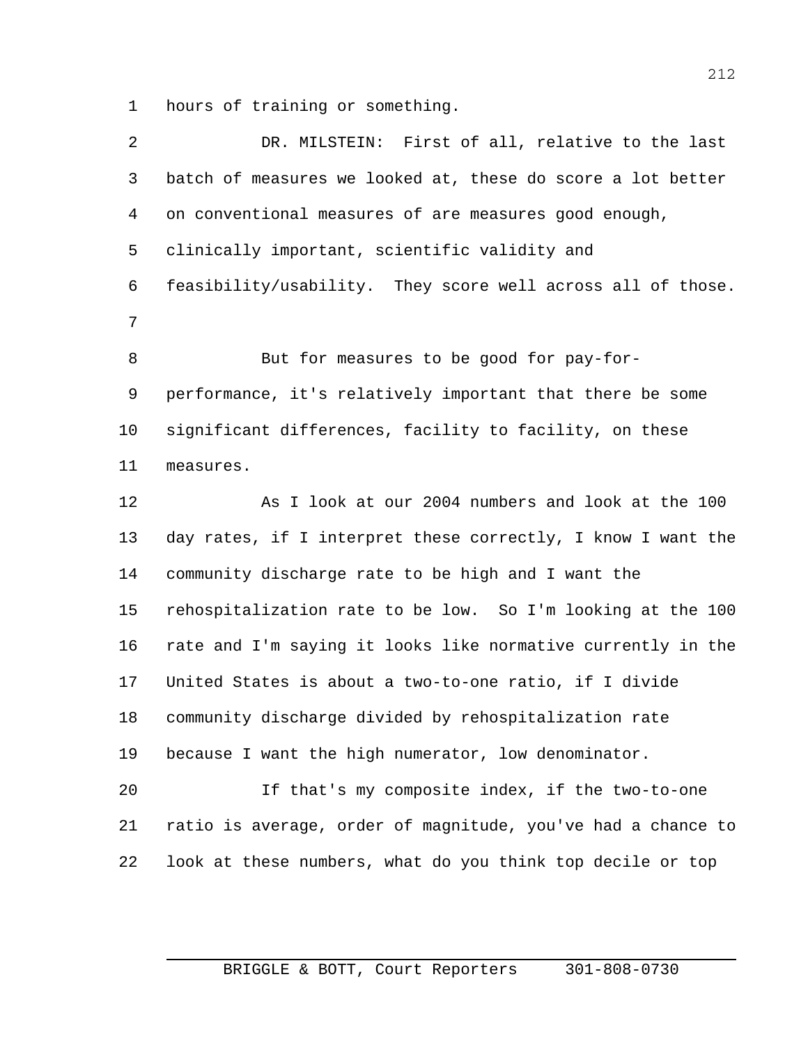hours of training or something.

DR. MILSTEIN: First of all, relative to the last batch of measures we looked at, these do score a lot better on conventional measures of are measures good enough, clinically important, scientific validity and feasibility/usability. They score well across all of those.

But for measures to be good for pay-for-performance, it's relatively important that there be some significant differences, facility to facility, on these measures.

As I look at our 2004 numbers and look at the 100 day rates, if I interpret these correctly, I know I want the community discharge rate to be high and I want the rehospitalization rate to be low. So I'm looking at the 100 rate and I'm saying it looks like normative currently in the United States is about a two-to-one ratio, if I divide community discharge divided by rehospitalization rate because I want the high numerator, low denominator.

If that's my composite index, if the two-to-one ratio is average, order of magnitude, you've had a chance to look at these numbers, what do you think top decile or top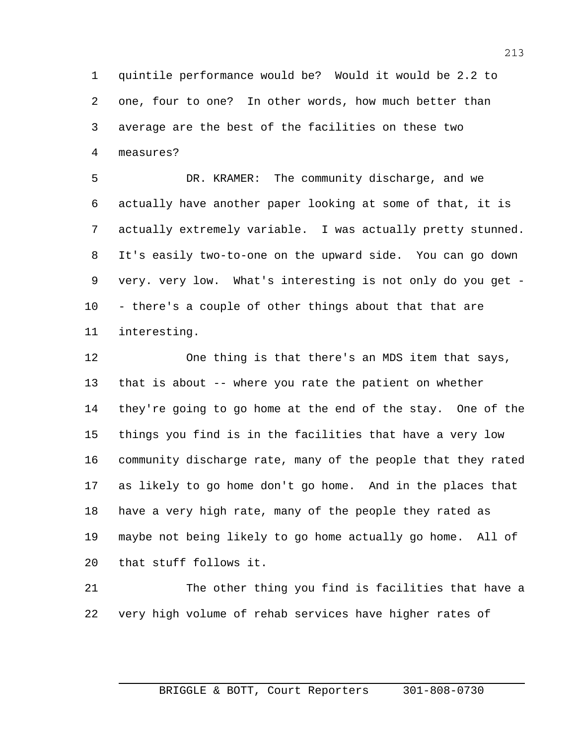quintile performance would be? Would it would be 2.2 to one, four to one? In other words, how much better than average are the best of the facilities on these two measures?

DR. KRAMER: The community discharge, and we actually have another paper looking at some of that, it is actually extremely variable. I was actually pretty stunned. It's easily two-to-one on the upward side. You can go down very. very low. What's interesting is not only do you get -- there's a couple of other things about that that are interesting.

One thing is that there's an MDS item that says, that is about -- where you rate the patient on whether they're going to go home at the end of the stay. One of the things you find is in the facilities that have a very low community discharge rate, many of the people that they rated as likely to go home don't go home. And in the places that have a very high rate, many of the people they rated as maybe not being likely to go home actually go home. All of that stuff follows it.

The other thing you find is facilities that have a very high volume of rehab services have higher rates of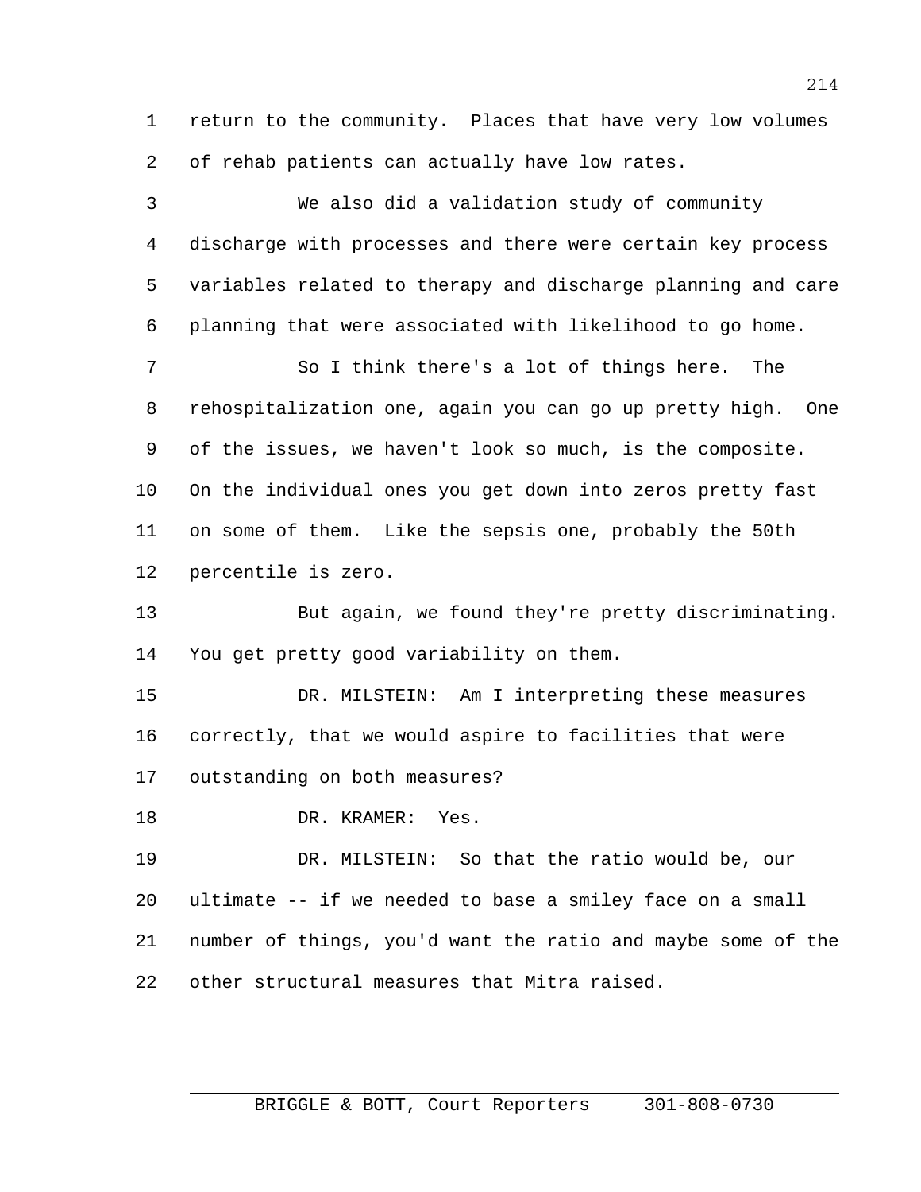return to the community. Places that have very low volumes of rehab patients can actually have low rates.

We also did a validation study of community discharge with processes and there were certain key process variables related to therapy and discharge planning and care planning that were associated with likelihood to go home.

So I think there's a lot of things here. The rehospitalization one, again you can go up pretty high. One of the issues, we haven't look so much, is the composite. On the individual ones you get down into zeros pretty fast on some of them. Like the sepsis one, probably the 50th percentile is zero.

But again, we found they're pretty discriminating. You get pretty good variability on them.

DR. MILSTEIN: Am I interpreting these measures correctly, that we would aspire to facilities that were outstanding on both measures?

DR. KRAMER: Yes.

DR. MILSTEIN: So that the ratio would be, our ultimate -- if we needed to base a smiley face on a small number of things, you'd want the ratio and maybe some of the other structural measures that Mitra raised.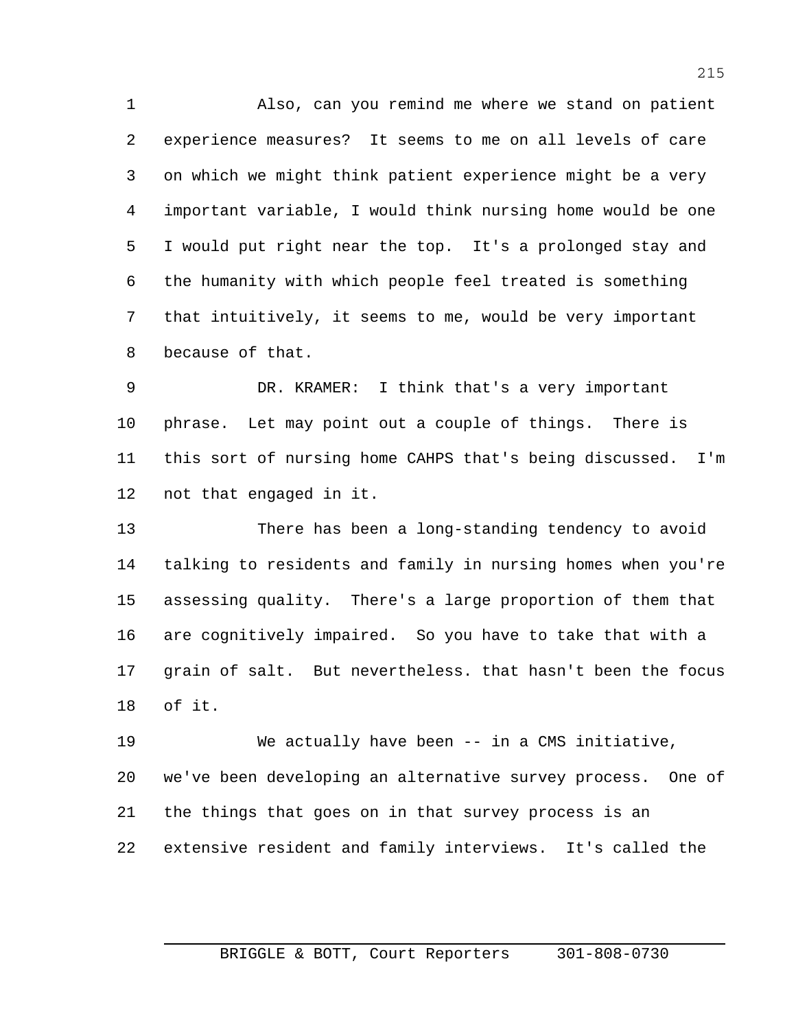Also, can you remind me where we stand on patient experience measures? It seems to me on all levels of care on which we might think patient experience might be a very important variable, I would think nursing home would be one I would put right near the top. It's a prolonged stay and the humanity with which people feel treated is something that intuitively, it seems to me, would be very important because of that.

DR. KRAMER: I think that's a very important phrase. Let may point out a couple of things. There is this sort of nursing home CAHPS that's being discussed. I'm not that engaged in it.

There has been a long-standing tendency to avoid talking to residents and family in nursing homes when you're assessing quality. There's a large proportion of them that are cognitively impaired. So you have to take that with a grain of salt. But nevertheless. that hasn't been the focus of it.

We actually have been -- in a CMS initiative, we've been developing an alternative survey process. One of the things that goes on in that survey process is an extensive resident and family interviews. It's called the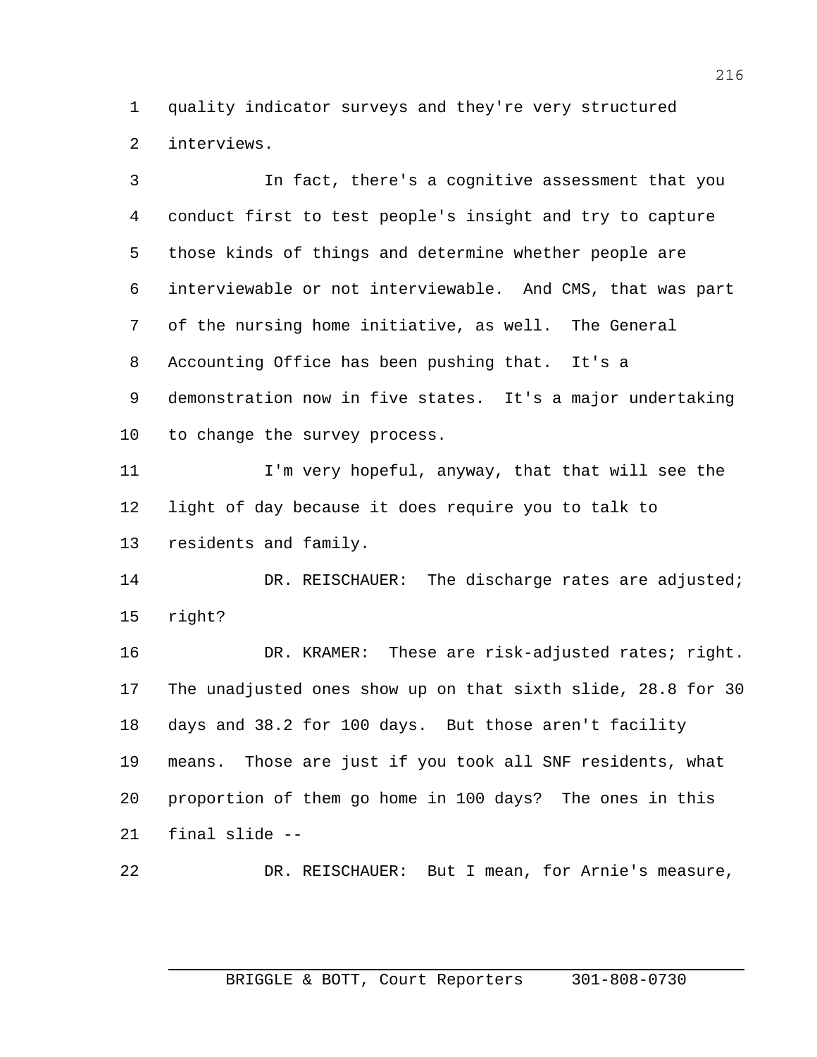quality indicator surveys and they're very structured interviews.

In fact, there's a cognitive assessment that you conduct first to test people's insight and try to capture those kinds of things and determine whether people are interviewable or not interviewable. And CMS, that was part of the nursing home initiative, as well. The General Accounting Office has been pushing that. It's a demonstration now in five states. It's a major undertaking to change the survey process.

I'm very hopeful, anyway, that that will see the light of day because it does require you to talk to residents and family.

DR. REISCHAUER: The discharge rates are adjusted; right?

DR. KRAMER: These are risk-adjusted rates; right. The unadjusted ones show up on that sixth slide, 28.8 for 30 days and 38.2 for 100 days. But those aren't facility means. Those are just if you took all SNF residents, what proportion of them go home in 100 days? The ones in this final slide --

DR. REISCHAUER: But I mean, for Arnie's measure,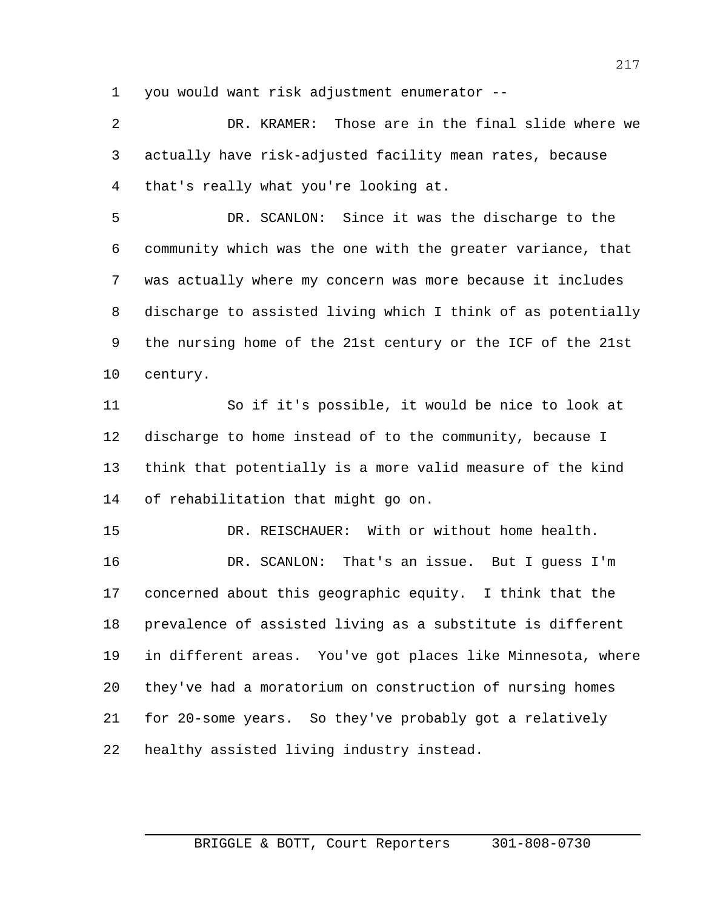you would want risk adjustment enumerator --

DR. KRAMER: Those are in the final slide where we actually have risk-adjusted facility mean rates, because that's really what you're looking at.

DR. SCANLON: Since it was the discharge to the community which was the one with the greater variance, that was actually where my concern was more because it includes discharge to assisted living which I think of as potentially the nursing home of the 21st century or the ICF of the 21st century.

So if it's possible, it would be nice to look at discharge to home instead of to the community, because I think that potentially is a more valid measure of the kind of rehabilitation that might go on.

DR. REISCHAUER: With or without home health.

DR. SCANLON: That's an issue. But I guess I'm concerned about this geographic equity. I think that the prevalence of assisted living as a substitute is different in different areas. You've got places like Minnesota, where they've had a moratorium on construction of nursing homes for 20-some years. So they've probably got a relatively healthy assisted living industry instead.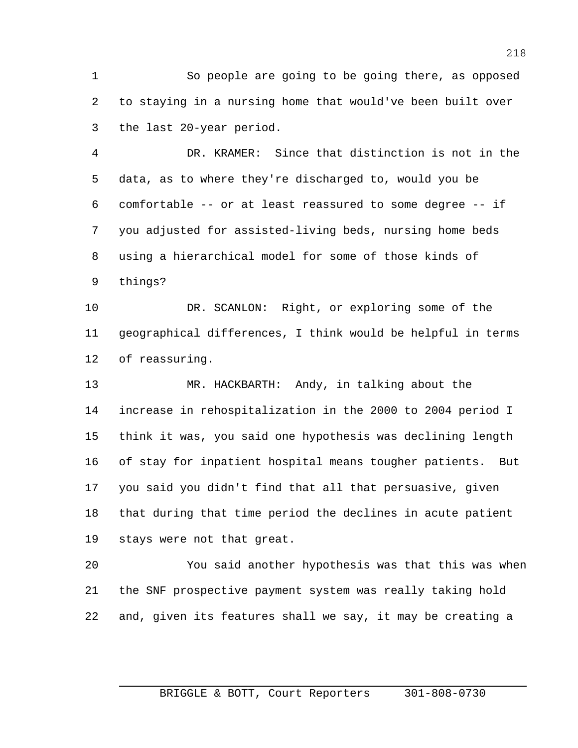So people are going to be going there, as opposed to staying in a nursing home that would've been built over the last 20-year period.

DR. KRAMER: Since that distinction is not in the data, as to where they're discharged to, would you be comfortable -- or at least reassured to some degree -- if you adjusted for assisted-living beds, nursing home beds using a hierarchical model for some of those kinds of things?

DR. SCANLON: Right, or exploring some of the geographical differences, I think would be helpful in terms of reassuring.

MR. HACKBARTH: Andy, in talking about the increase in rehospitalization in the 2000 to 2004 period I think it was, you said one hypothesis was declining length of stay for inpatient hospital means tougher patients. But you said you didn't find that all that persuasive, given that during that time period the declines in acute patient stays were not that great.

You said another hypothesis was that this was when the SNF prospective payment system was really taking hold and, given its features shall we say, it may be creating a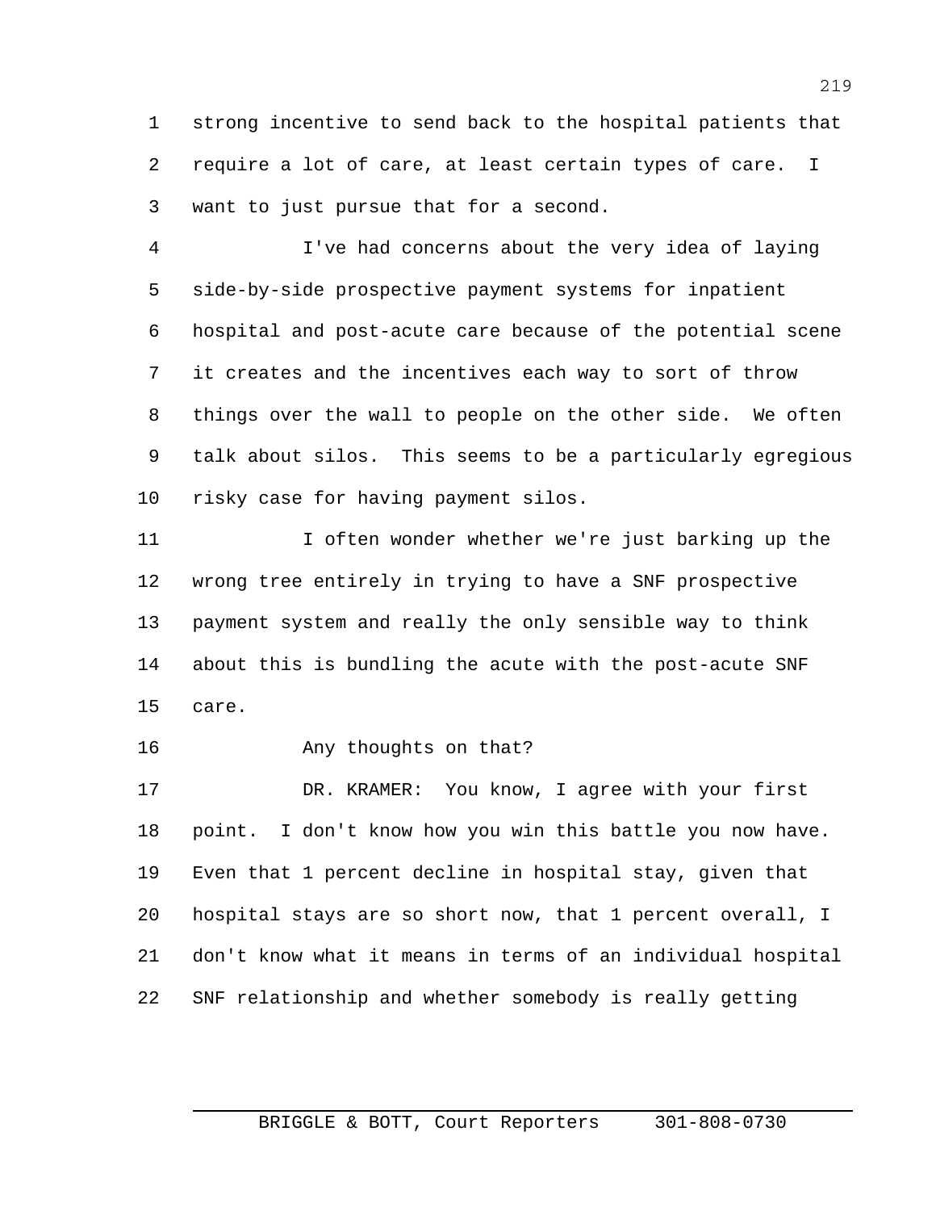strong incentive to send back to the hospital patients that require a lot of care, at least certain types of care. I want to just pursue that for a second.

I've had concerns about the very idea of laying side-by-side prospective payment systems for inpatient hospital and post-acute care because of the potential scene it creates and the incentives each way to sort of throw things over the wall to people on the other side. We often talk about silos. This seems to be a particularly egregious risky case for having payment silos.

I often wonder whether we're just barking up the wrong tree entirely in trying to have a SNF prospective payment system and really the only sensible way to think about this is bundling the acute with the post-acute SNF care.

Any thoughts on that?

DR. KRAMER: You know, I agree with your first point. I don't know how you win this battle you now have. Even that 1 percent decline in hospital stay, given that hospital stays are so short now, that 1 percent overall, I don't know what it means in terms of an individual hospital SNF relationship and whether somebody is really getting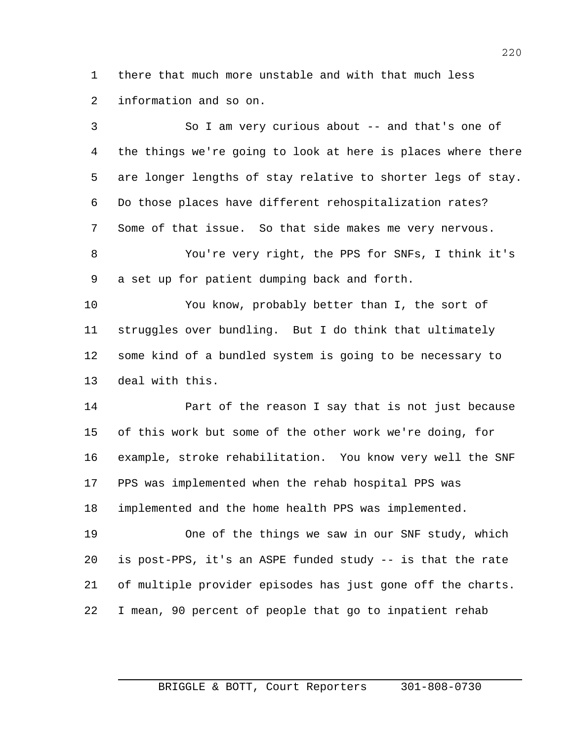there that much more unstable and with that much less information and so on.

So I am very curious about -- and that's one of the things we're going to look at here is places where there are longer lengths of stay relative to shorter legs of stay. Do those places have different rehospitalization rates? Some of that issue. So that side makes me very nervous.

You're very right, the PPS for SNFs, I think it's a set up for patient dumping back and forth.

You know, probably better than I, the sort of struggles over bundling. But I do think that ultimately some kind of a bundled system is going to be necessary to deal with this.

Part of the reason I say that is not just because of this work but some of the other work we're doing, for example, stroke rehabilitation. You know very well the SNF PPS was implemented when the rehab hospital PPS was implemented and the home health PPS was implemented.

One of the things we saw in our SNF study, which is post-PPS, it's an ASPE funded study -- is that the rate of multiple provider episodes has just gone off the charts. I mean, 90 percent of people that go to inpatient rehab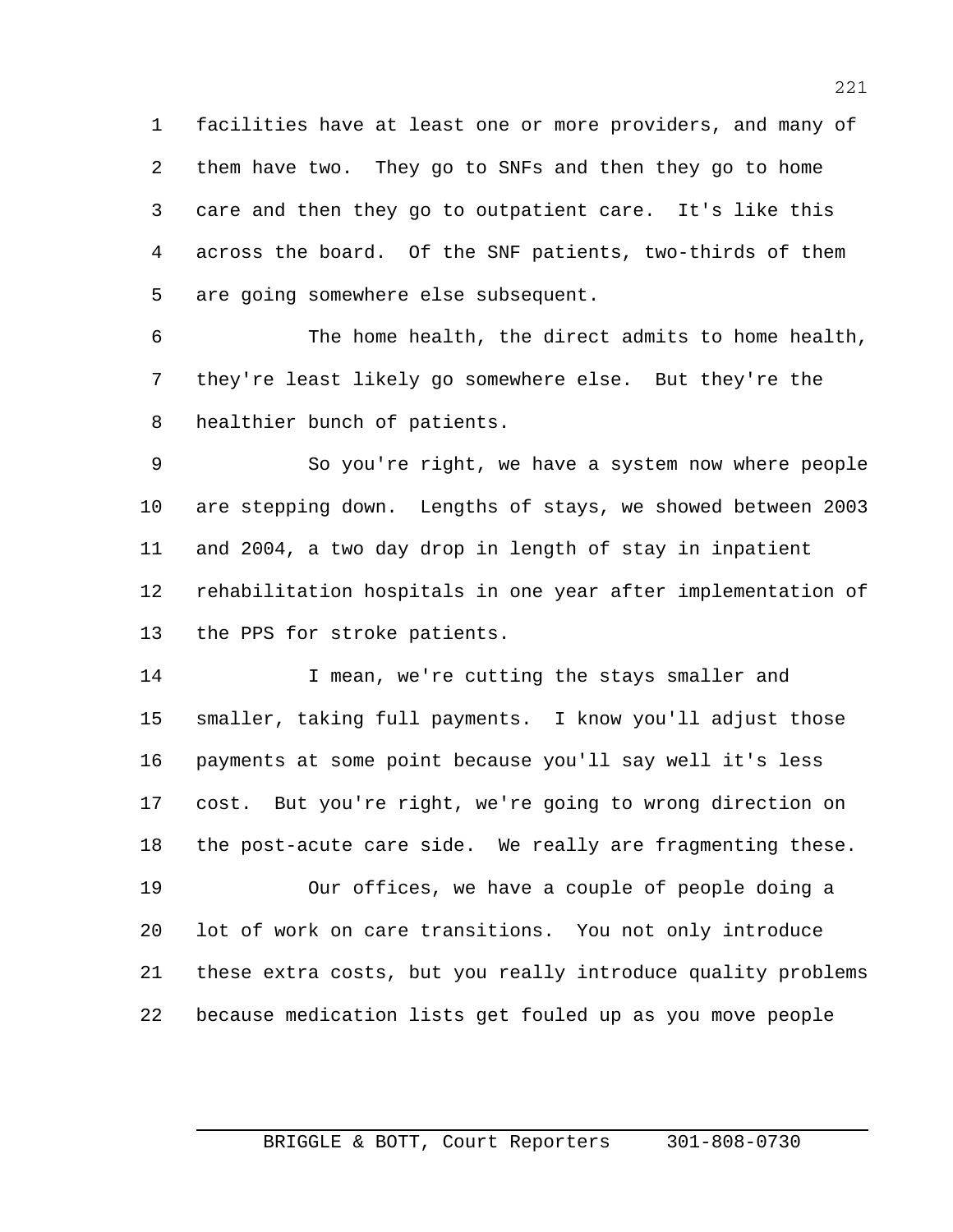facilities have at least one or more providers, and many of them have two. They go to SNFs and then they go to home care and then they go to outpatient care. It's like this across the board. Of the SNF patients, two-thirds of them are going somewhere else subsequent.

The home health, the direct admits to home health, they're least likely go somewhere else. But they're the healthier bunch of patients.

So you're right, we have a system now where people are stepping down. Lengths of stays, we showed between 2003 and 2004, a two day drop in length of stay in inpatient rehabilitation hospitals in one year after implementation of the PPS for stroke patients.

I mean, we're cutting the stays smaller and smaller, taking full payments. I know you'll adjust those payments at some point because you'll say well it's less cost. But you're right, we're going to wrong direction on the post-acute care side. We really are fragmenting these.

Our offices, we have a couple of people doing a lot of work on care transitions. You not only introduce these extra costs, but you really introduce quality problems because medication lists get fouled up as you move people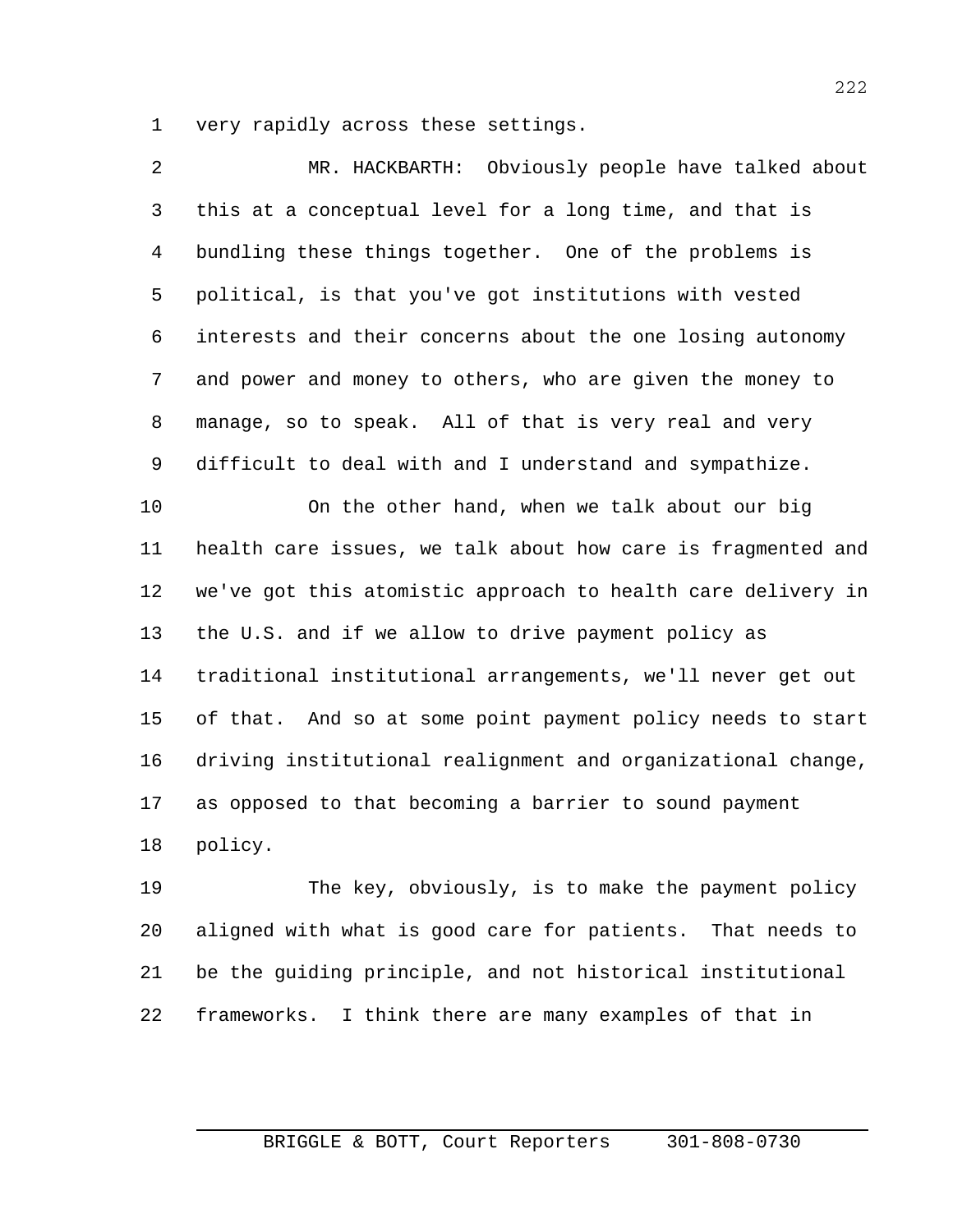very rapidly across these settings.

MR. HACKBARTH: Obviously people have talked about this at a conceptual level for a long time, and that is bundling these things together. One of the problems is political, is that you've got institutions with vested interests and their concerns about the one losing autonomy and power and money to others, who are given the money to manage, so to speak. All of that is very real and very difficult to deal with and I understand and sympathize.

On the other hand, when we talk about our big health care issues, we talk about how care is fragmented and we've got this atomistic approach to health care delivery in the U.S. and if we allow to drive payment policy as traditional institutional arrangements, we'll never get out of that. And so at some point payment policy needs to start driving institutional realignment and organizational change, as opposed to that becoming a barrier to sound payment policy.

The key, obviously, is to make the payment policy aligned with what is good care for patients. That needs to be the guiding principle, and not historical institutional frameworks. I think there are many examples of that in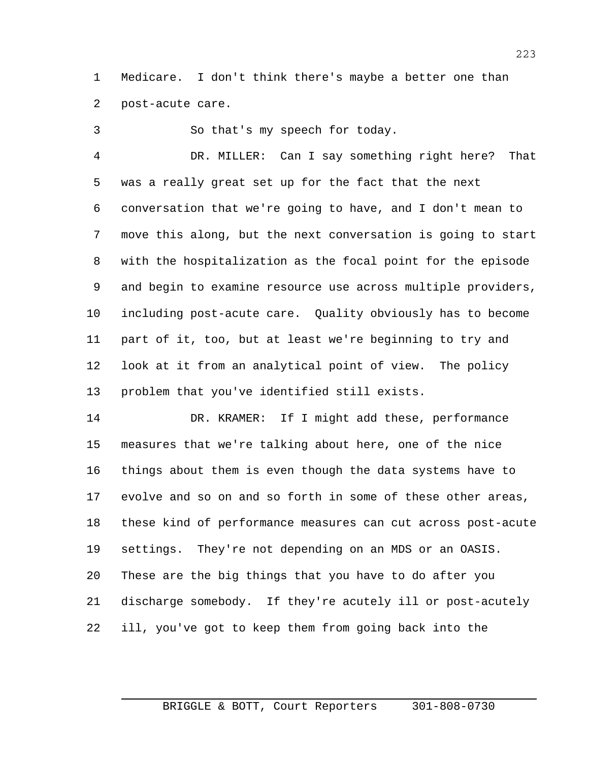Medicare. I don't think there's maybe a better one than post-acute care.

So that's my speech for today.

DR. MILLER: Can I say something right here? That was a really great set up for the fact that the next conversation that we're going to have, and I don't mean to move this along, but the next conversation is going to start with the hospitalization as the focal point for the episode and begin to examine resource use across multiple providers, including post-acute care. Quality obviously has to become part of it, too, but at least we're beginning to try and look at it from an analytical point of view. The policy problem that you've identified still exists.

DR. KRAMER: If I might add these, performance measures that we're talking about here, one of the nice things about them is even though the data systems have to evolve and so on and so forth in some of these other areas, these kind of performance measures can cut across post-acute settings. They're not depending on an MDS or an OASIS. These are the big things that you have to do after you discharge somebody. If they're acutely ill or post-acutely ill, you've got to keep them from going back into the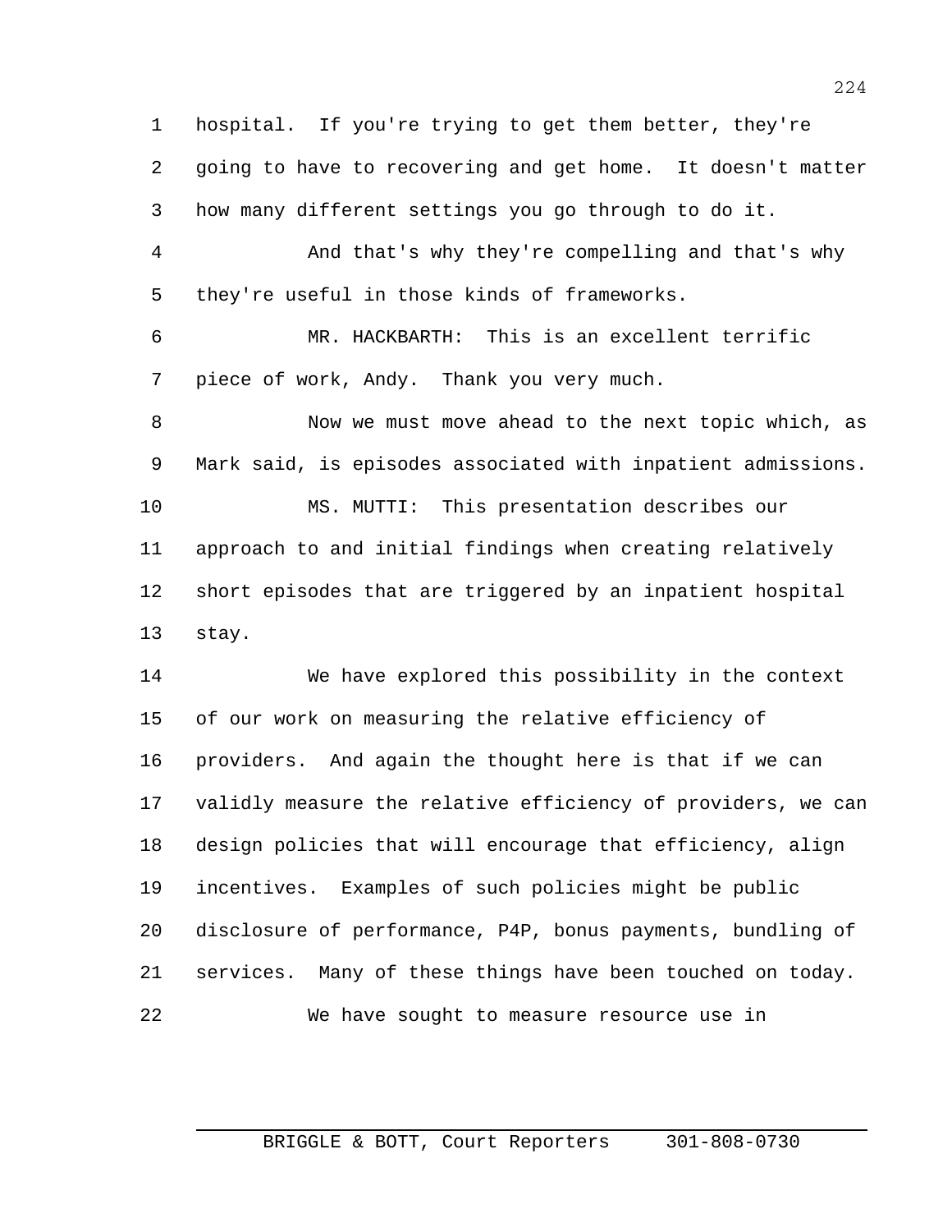hospital. If you're trying to get them better, they're going to have to recovering and get home. It doesn't matter how many different settings you go through to do it.

And that's why they're compelling and that's why they're useful in those kinds of frameworks.

MR. HACKBARTH: This is an excellent terrific piece of work, Andy. Thank you very much.

Now we must move ahead to the next topic which, as Mark said, is episodes associated with inpatient admissions.

MS. MUTTI: This presentation describes our approach to and initial findings when creating relatively short episodes that are triggered by an inpatient hospital stay.

We have explored this possibility in the context of our work on measuring the relative efficiency of providers. And again the thought here is that if we can validly measure the relative efficiency of providers, we can design policies that will encourage that efficiency, align incentives. Examples of such policies might be public disclosure of performance, P4P, bonus payments, bundling of services. Many of these things have been touched on today.

We have sought to measure resource use in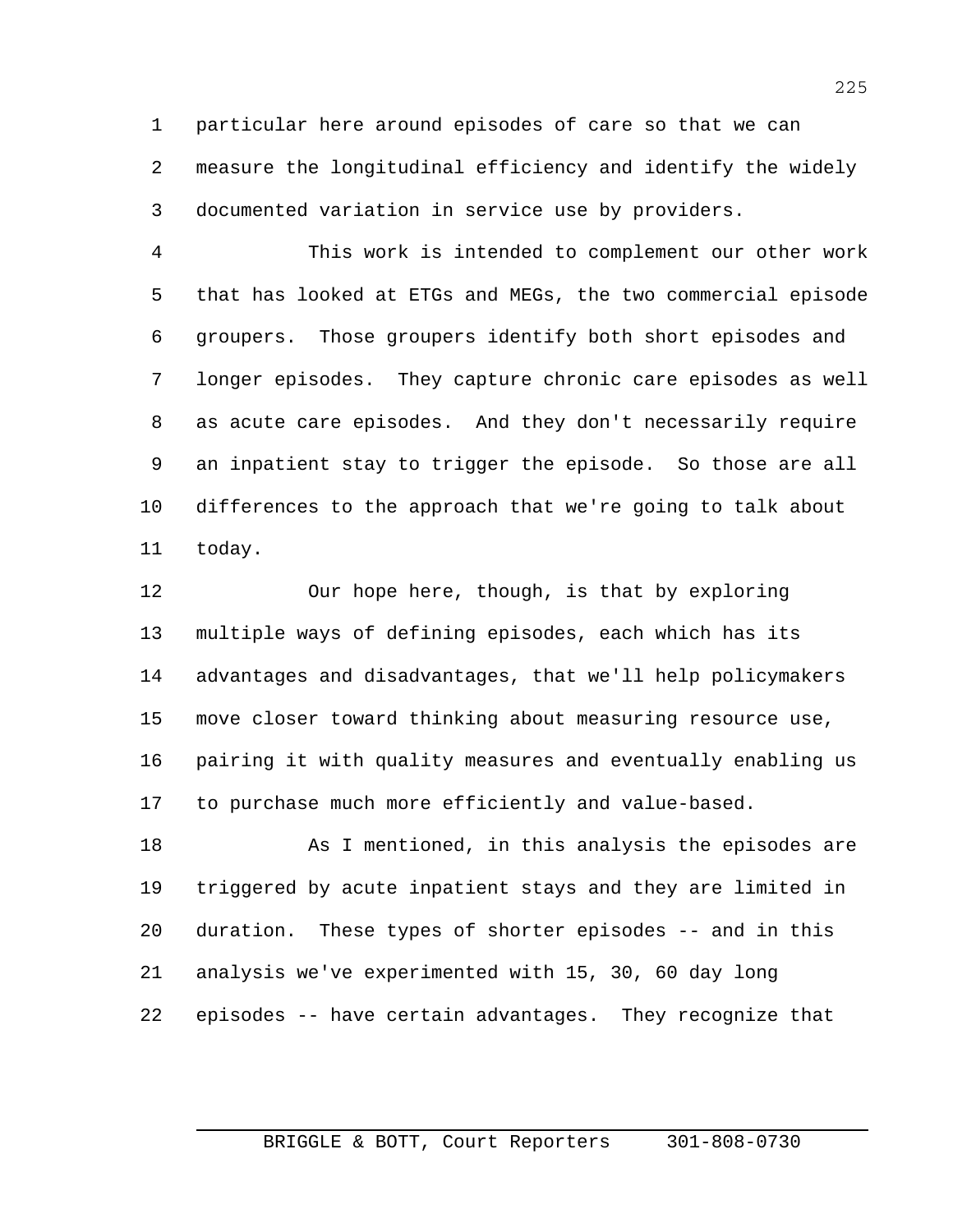particular here around episodes of care so that we can measure the longitudinal efficiency and identify the widely documented variation in service use by providers.

This work is intended to complement our other work that has looked at ETGs and MEGs, the two commercial episode groupers. Those groupers identify both short episodes and longer episodes. They capture chronic care episodes as well as acute care episodes. And they don't necessarily require an inpatient stay to trigger the episode. So those are all differences to the approach that we're going to talk about today.

Our hope here, though, is that by exploring multiple ways of defining episodes, each which has its advantages and disadvantages, that we'll help policymakers move closer toward thinking about measuring resource use, pairing it with quality measures and eventually enabling us to purchase much more efficiently and value-based.

As I mentioned, in this analysis the episodes are triggered by acute inpatient stays and they are limited in duration. These types of shorter episodes -- and in this analysis we've experimented with 15, 30, 60 day long episodes -- have certain advantages. They recognize that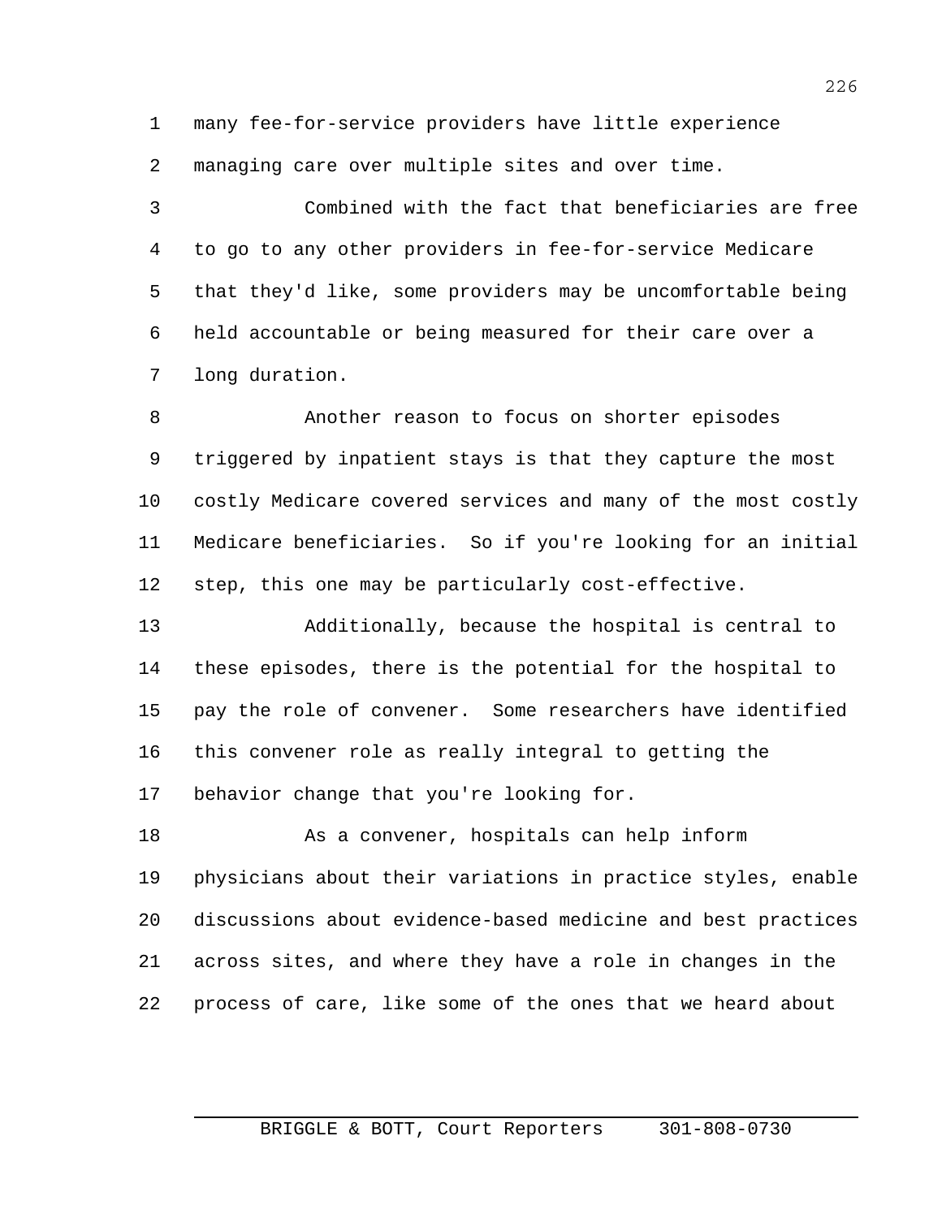many fee-for-service providers have little experience managing care over multiple sites and over time.

Combined with the fact that beneficiaries are free to go to any other providers in fee-for-service Medicare that they'd like, some providers may be uncomfortable being held accountable or being measured for their care over a long duration.

Another reason to focus on shorter episodes triggered by inpatient stays is that they capture the most costly Medicare covered services and many of the most costly Medicare beneficiaries. So if you're looking for an initial step, this one may be particularly cost-effective.

Additionally, because the hospital is central to these episodes, there is the potential for the hospital to pay the role of convener. Some researchers have identified this convener role as really integral to getting the behavior change that you're looking for.

As a convener, hospitals can help inform physicians about their variations in practice styles, enable discussions about evidence-based medicine and best practices across sites, and where they have a role in changes in the process of care, like some of the ones that we heard about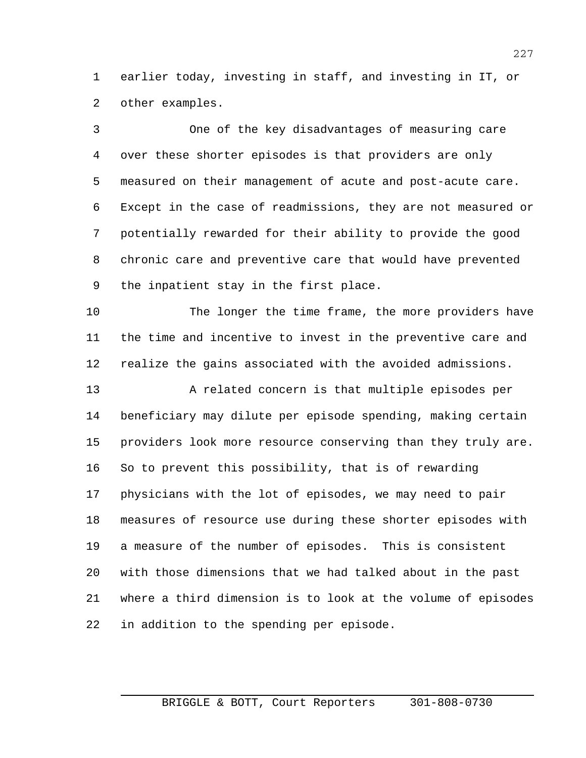earlier today, investing in staff, and investing in IT, or other examples.

One of the key disadvantages of measuring care over these shorter episodes is that providers are only measured on their management of acute and post-acute care. Except in the case of readmissions, they are not measured or potentially rewarded for their ability to provide the good chronic care and preventive care that would have prevented the inpatient stay in the first place.

The longer the time frame, the more providers have the time and incentive to invest in the preventive care and realize the gains associated with the avoided admissions.

A related concern is that multiple episodes per beneficiary may dilute per episode spending, making certain providers look more resource conserving than they truly are. So to prevent this possibility, that is of rewarding physicians with the lot of episodes, we may need to pair measures of resource use during these shorter episodes with a measure of the number of episodes. This is consistent with those dimensions that we had talked about in the past where a third dimension is to look at the volume of episodes in addition to the spending per episode.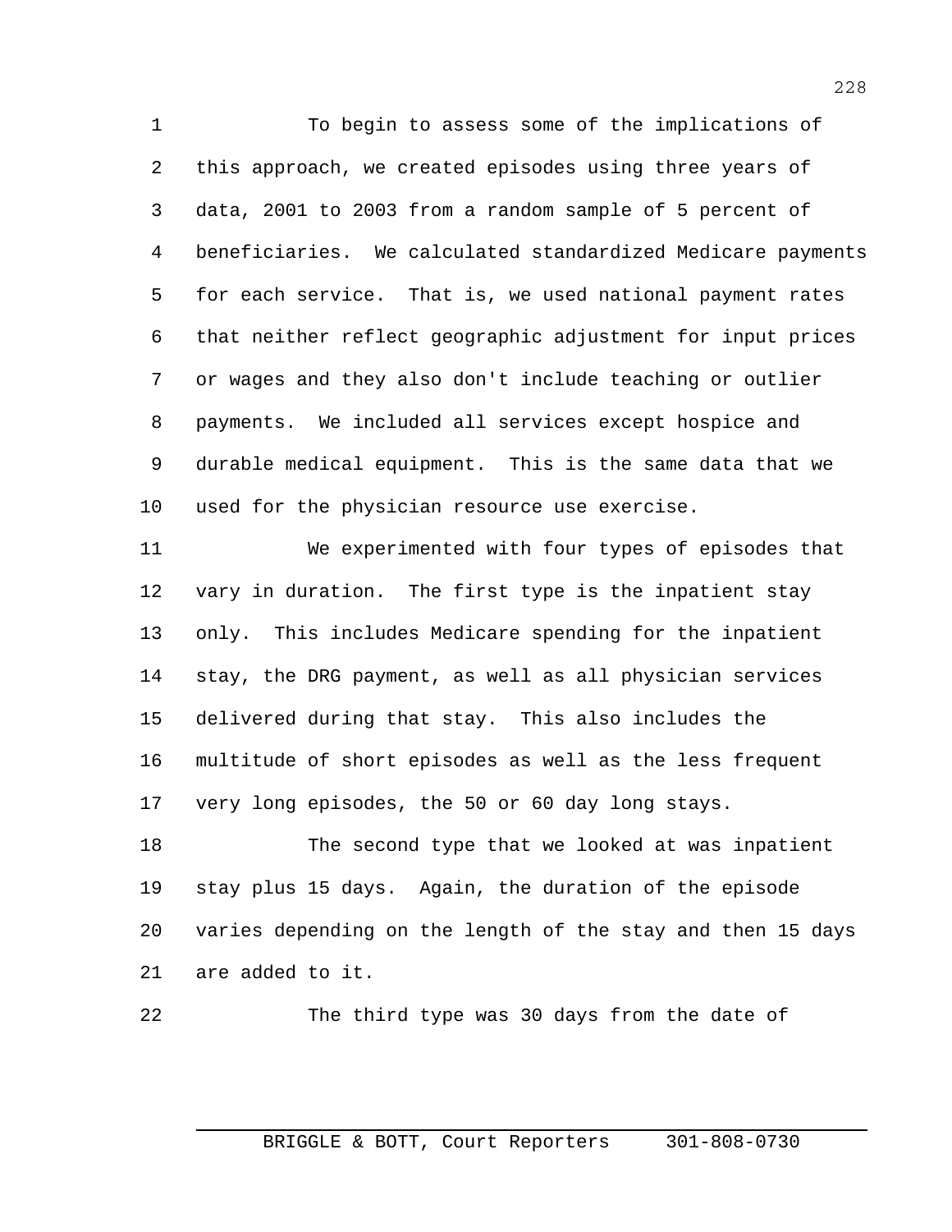To begin to assess some of the implications of this approach, we created episodes using three years of data, 2001 to 2003 from a random sample of 5 percent of beneficiaries. We calculated standardized Medicare payments for each service. That is, we used national payment rates that neither reflect geographic adjustment for input prices or wages and they also don't include teaching or outlier payments. We included all services except hospice and durable medical equipment. This is the same data that we used for the physician resource use exercise.

We experimented with four types of episodes that vary in duration. The first type is the inpatient stay only. This includes Medicare spending for the inpatient stay, the DRG payment, as well as all physician services delivered during that stay. This also includes the multitude of short episodes as well as the less frequent very long episodes, the 50 or 60 day long stays.

The second type that we looked at was inpatient stay plus 15 days. Again, the duration of the episode varies depending on the length of the stay and then 15 days are added to it.

The third type was 30 days from the date of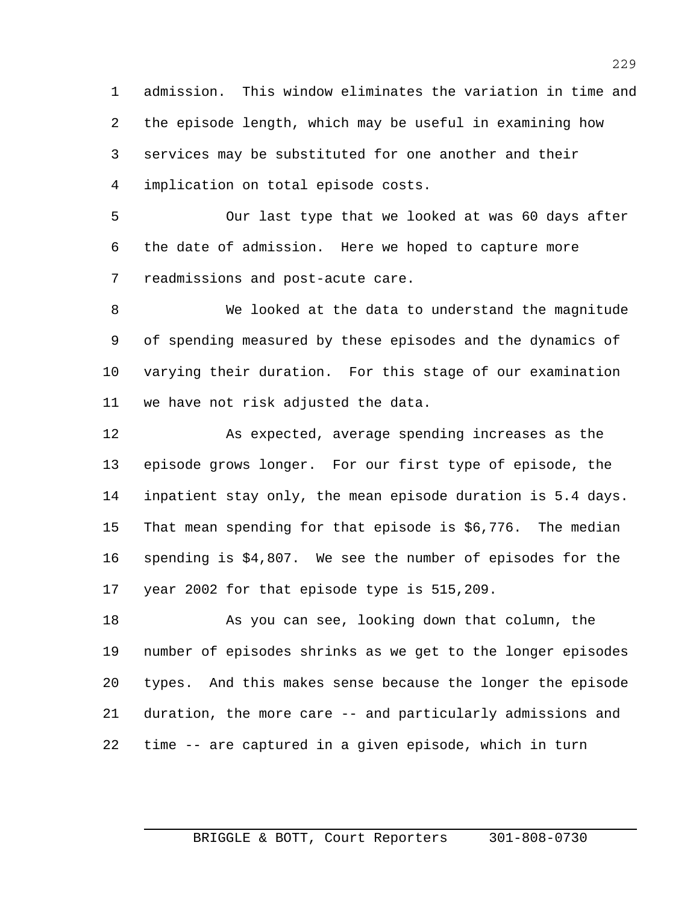admission. This window eliminates the variation in time and the episode length, which may be useful in examining how services may be substituted for one another and their implication on total episode costs.

Our last type that we looked at was 60 days after the date of admission. Here we hoped to capture more readmissions and post-acute care.

We looked at the data to understand the magnitude of spending measured by these episodes and the dynamics of varying their duration. For this stage of our examination we have not risk adjusted the data.

As expected, average spending increases as the episode grows longer. For our first type of episode, the inpatient stay only, the mean episode duration is 5.4 days. That mean spending for that episode is $6,776. The median spending is $4,807. We see the number of episodes for the year 2002 for that episode type is 515,209.

As you can see, looking down that column, the number of episodes shrinks as we get to the longer episodes types. And this makes sense because the longer the episode duration, the more care -- and particularly admissions and time -- are captured in a given episode, which in turn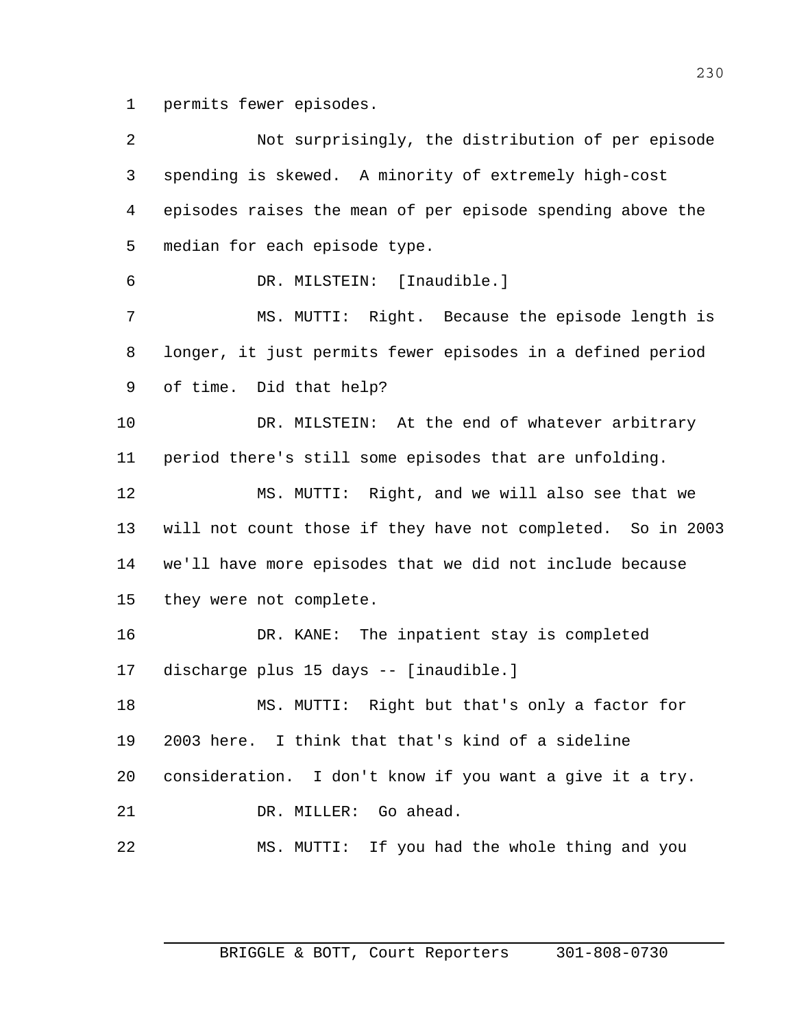permits fewer episodes.

Not surprisingly, the distribution of per episode spending is skewed. A minority of extremely high-cost episodes raises the mean of per episode spending above the median for each episode type.

DR. MILSTEIN: [Inaudible.]

MS. MUTTI: Right. Because the episode length is longer, it just permits fewer episodes in a defined period of time. Did that help?

DR. MILSTEIN: At the end of whatever arbitrary period there's still some episodes that are unfolding.

MS. MUTTI: Right, and we will also see that we will not count those if they have not completed. So in 2003 we'll have more episodes that we did not include because they were not complete.

DR. KANE: The inpatient stay is completed discharge plus 15 days -- [inaudible.]

MS. MUTTI: Right but that's only a factor for 2003 here. I think that that's kind of a sideline consideration. I don't know if you want a give it a try.

DR. MILLER: Go ahead.

MS. MUTTI: If you had the whole thing and you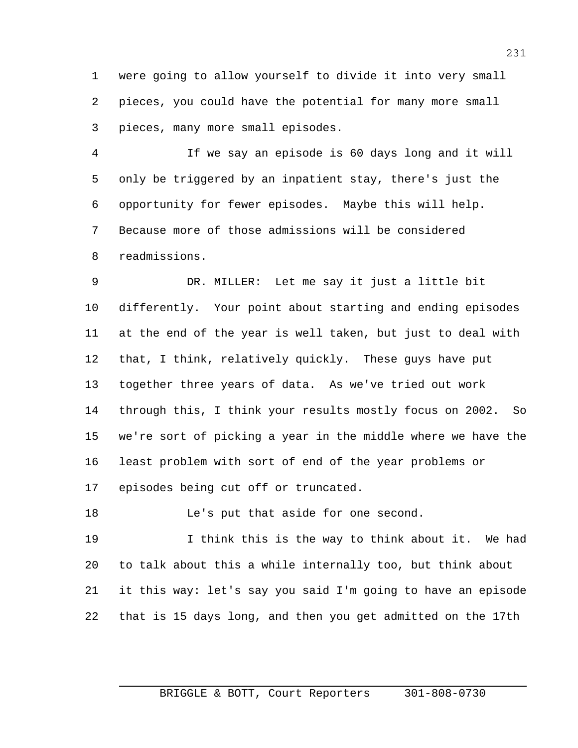were going to allow yourself to divide it into very small pieces, you could have the potential for many more small pieces, many more small episodes.

If we say an episode is 60 days long and it will only be triggered by an inpatient stay, there's just the opportunity for fewer episodes. Maybe this will help. Because more of those admissions will be considered readmissions.

DR. MILLER: Let me say it just a little bit differently. Your point about starting and ending episodes at the end of the year is well taken, but just to deal with that, I think, relatively quickly. These guys have put together three years of data. As we've tried out work through this, I think your results mostly focus on 2002. So we're sort of picking a year in the middle where we have the least problem with sort of end of the year problems or episodes being cut off or truncated.

Le's put that aside for one second.

I think this is the way to think about it. We had to talk about this a while internally too, but think about it this way: let's say you said I'm going to have an episode that is 15 days long, and then you get admitted on the 17th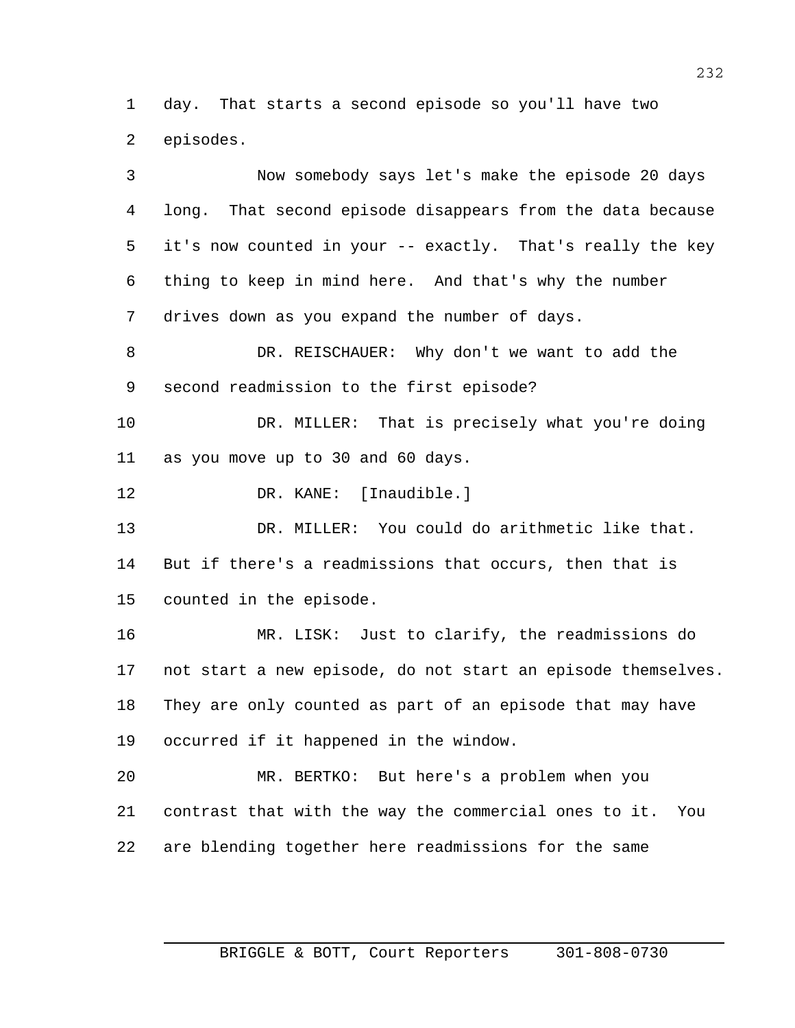day. That starts a second episode so you'll have two episodes.

Now somebody says let's make the episode 20 days long. That second episode disappears from the data because it's now counted in your -- exactly. That's really the key thing to keep in mind here. And that's why the number drives down as you expand the number of days.

DR. REISCHAUER: Why don't we want to add the second readmission to the first episode?

DR. MILLER: That is precisely what you're doing as you move up to 30 and 60 days.

DR. KANE: [Inaudible.]

DR. MILLER: You could do arithmetic like that. But if there's a readmissions that occurs, then that is counted in the episode.

MR. LISK: Just to clarify, the readmissions do not start a new episode, do not start an episode themselves. They are only counted as part of an episode that may have occurred if it happened in the window.

MR. BERTKO: But here's a problem when you contrast that with the way the commercial ones to it. You are blending together here readmissions for the same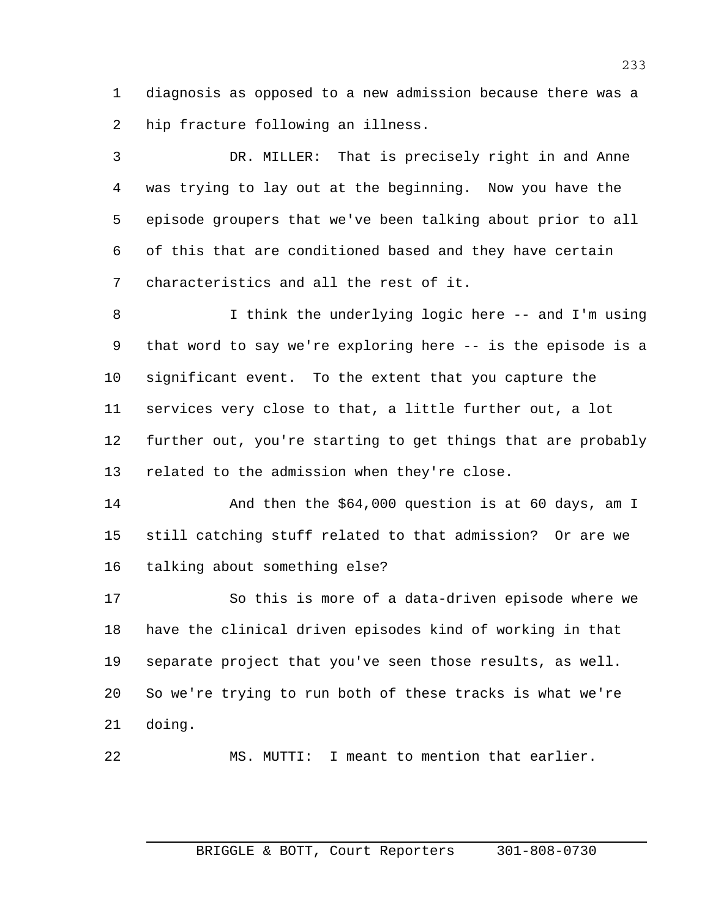diagnosis as opposed to a new admission because there was a hip fracture following an illness.

DR. MILLER: That is precisely right in and Anne was trying to lay out at the beginning. Now you have the episode groupers that we've been talking about prior to all of this that are conditioned based and they have certain characteristics and all the rest of it.

I think the underlying logic here -- and I'm using that word to say we're exploring here -- is the episode is a significant event. To the extent that you capture the services very close to that, a little further out, a lot further out, you're starting to get things that are probably related to the admission when they're close.

And then the $64,000 question is at 60 days, am I still catching stuff related to that admission? Or are we talking about something else?

So this is more of a data-driven episode where we have the clinical driven episodes kind of working in that separate project that you've seen those results, as well. So we're trying to run both of these tracks is what we're doing.

MS. MUTTI: I meant to mention that earlier.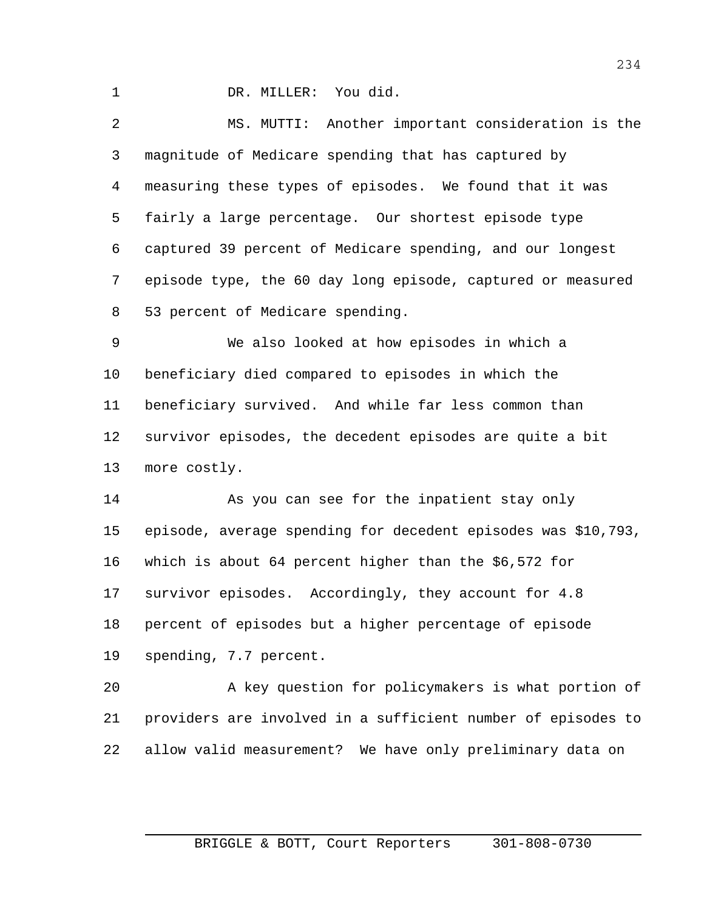DR. MILLER: You did.

MS. MUTTI: Another important consideration is the magnitude of Medicare spending that has captured by measuring these types of episodes. We found that it was fairly a large percentage. Our shortest episode type captured 39 percent of Medicare spending, and our longest episode type, the 60 day long episode, captured or measured 53 percent of Medicare spending.

We also looked at how episodes in which a beneficiary died compared to episodes in which the beneficiary survived. And while far less common than survivor episodes, the decedent episodes are quite a bit more costly.

As you can see for the inpatient stay only episode, average spending for decedent episodes was $10,793, which is about 64 percent higher than the $6,572 for survivor episodes. Accordingly, they account for 4.8 percent of episodes but a higher percentage of episode spending, 7.7 percent.

A key question for policymakers is what portion of providers are involved in a sufficient number of episodes to allow valid measurement? We have only preliminary data on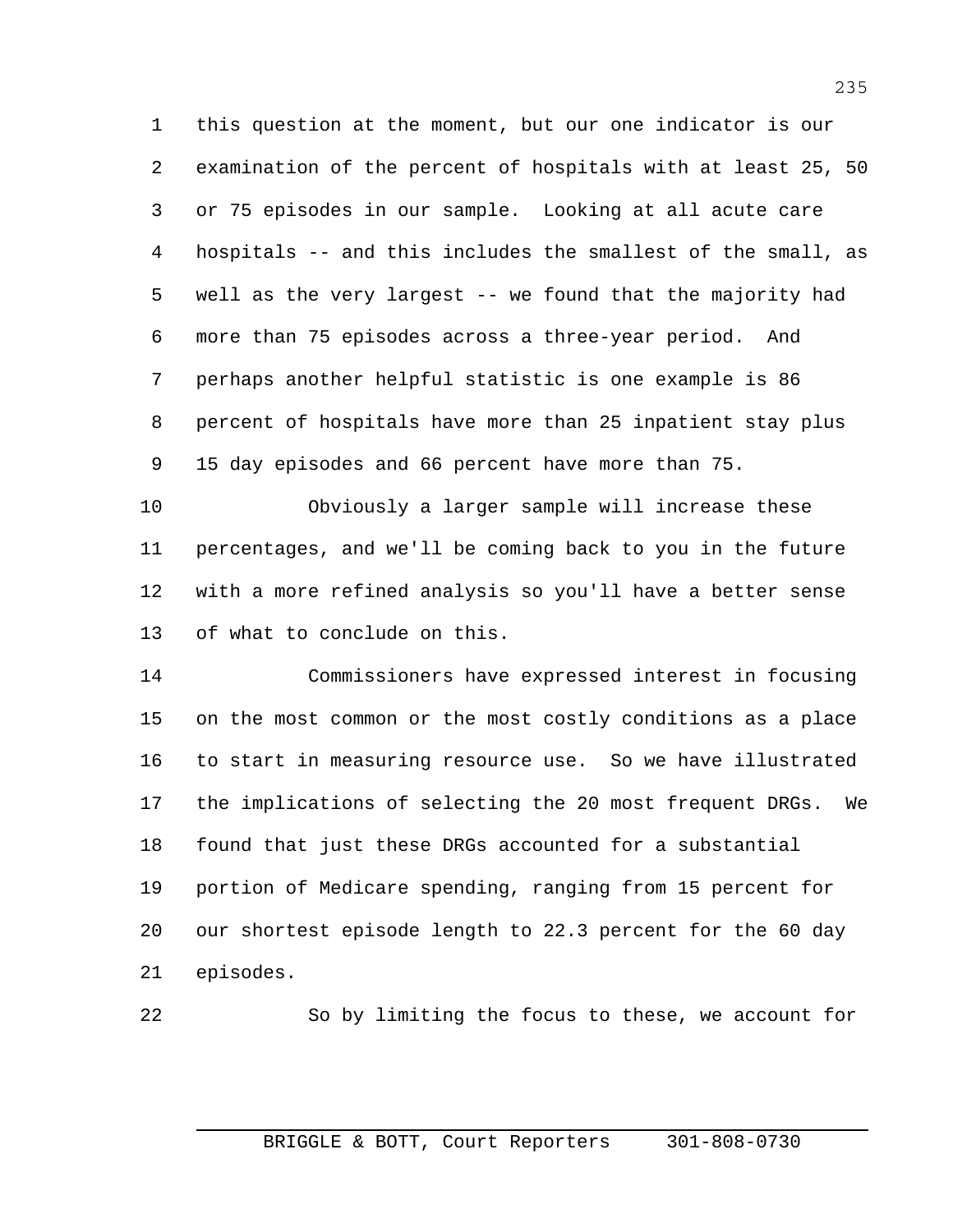this question at the moment, but our one indicator is our examination of the percent of hospitals with at least 25, 50 or 75 episodes in our sample. Looking at all acute care hospitals -- and this includes the smallest of the small, as well as the very largest -- we found that the majority had more than 75 episodes across a three-year period. And perhaps another helpful statistic is one example is 86 percent of hospitals have more than 25 inpatient stay plus 15 day episodes and 66 percent have more than 75.

Obviously a larger sample will increase these percentages, and we'll be coming back to you in the future with a more refined analysis so you'll have a better sense of what to conclude on this.

Commissioners have expressed interest in focusing on the most common or the most costly conditions as a place to start in measuring resource use. So we have illustrated the implications of selecting the 20 most frequent DRGs. We found that just these DRGs accounted for a substantial portion of Medicare spending, ranging from 15 percent for our shortest episode length to 22.3 percent for the 60 day episodes.

So by limiting the focus to these, we account for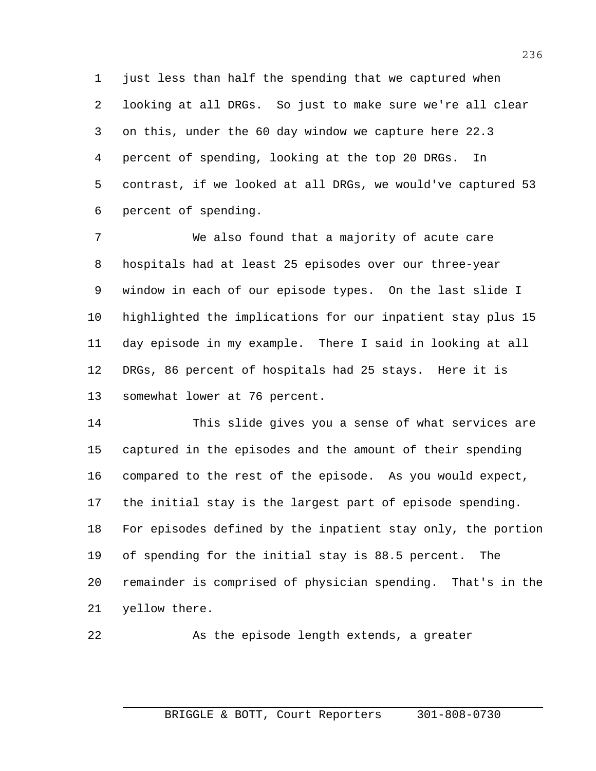just less than half the spending that we captured when looking at all DRGs. So just to make sure we're all clear on this, under the 60 day window we capture here 22.3 percent of spending, looking at the top 20 DRGs. In contrast, if we looked at all DRGs, we would've captured 53 percent of spending.

We also found that a majority of acute care hospitals had at least 25 episodes over our three-year window in each of our episode types. On the last slide I highlighted the implications for our inpatient stay plus 15 day episode in my example. There I said in looking at all DRGs, 86 percent of hospitals had 25 stays. Here it is somewhat lower at 76 percent.

This slide gives you a sense of what services are captured in the episodes and the amount of their spending compared to the rest of the episode. As you would expect, the initial stay is the largest part of episode spending. For episodes defined by the inpatient stay only, the portion of spending for the initial stay is 88.5 percent. The remainder is comprised of physician spending. That's in the yellow there.

As the episode length extends, a greater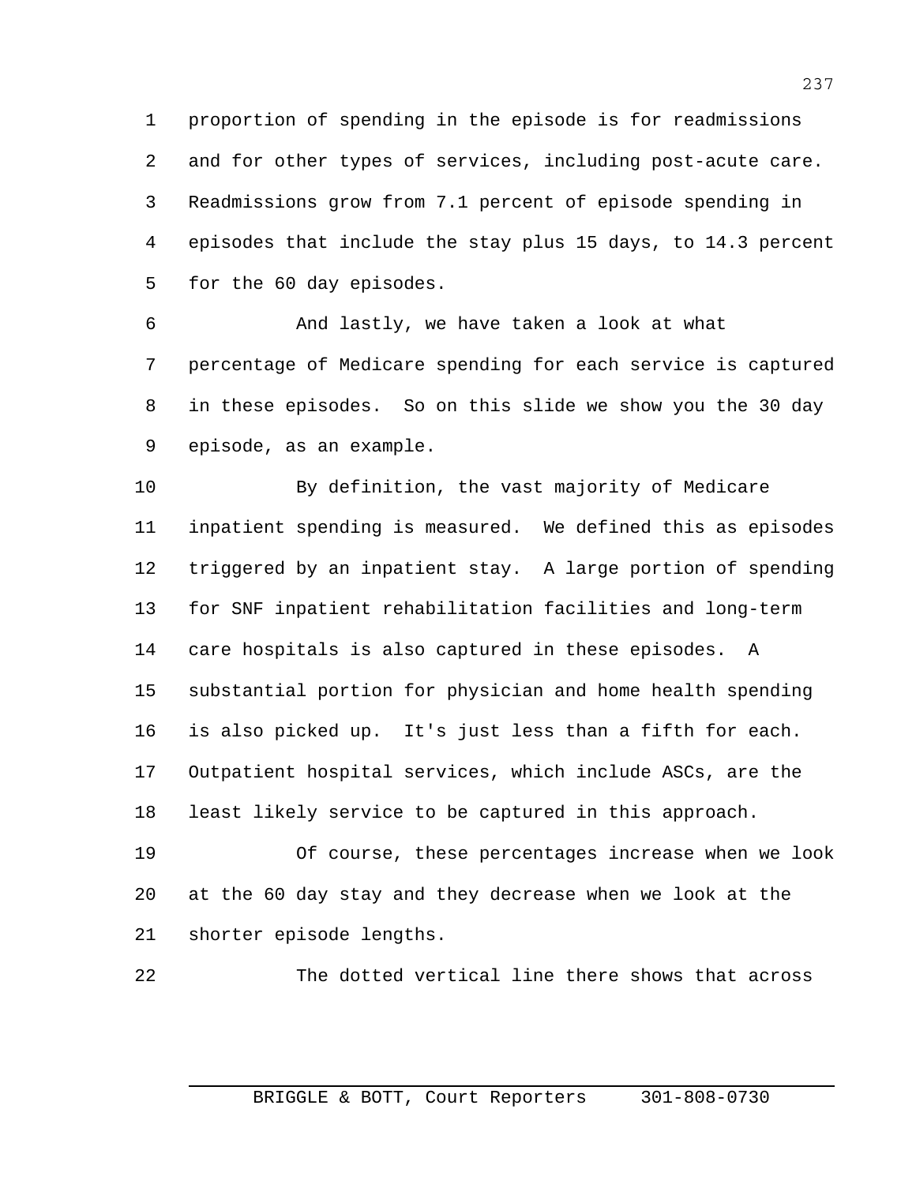proportion of spending in the episode is for readmissions and for other types of services, including post-acute care. Readmissions grow from 7.1 percent of episode spending in episodes that include the stay plus 15 days, to 14.3 percent for the 60 day episodes.

And lastly, we have taken a look at what percentage of Medicare spending for each service is captured in these episodes. So on this slide we show you the 30 day episode, as an example.

By definition, the vast majority of Medicare inpatient spending is measured. We defined this as episodes triggered by an inpatient stay. A large portion of spending for SNF inpatient rehabilitation facilities and long-term care hospitals is also captured in these episodes. A substantial portion for physician and home health spending is also picked up. It's just less than a fifth for each. Outpatient hospital services, which include ASCs, are the least likely service to be captured in this approach.

Of course, these percentages increase when we look at the 60 day stay and they decrease when we look at the shorter episode lengths.

The dotted vertical line there shows that across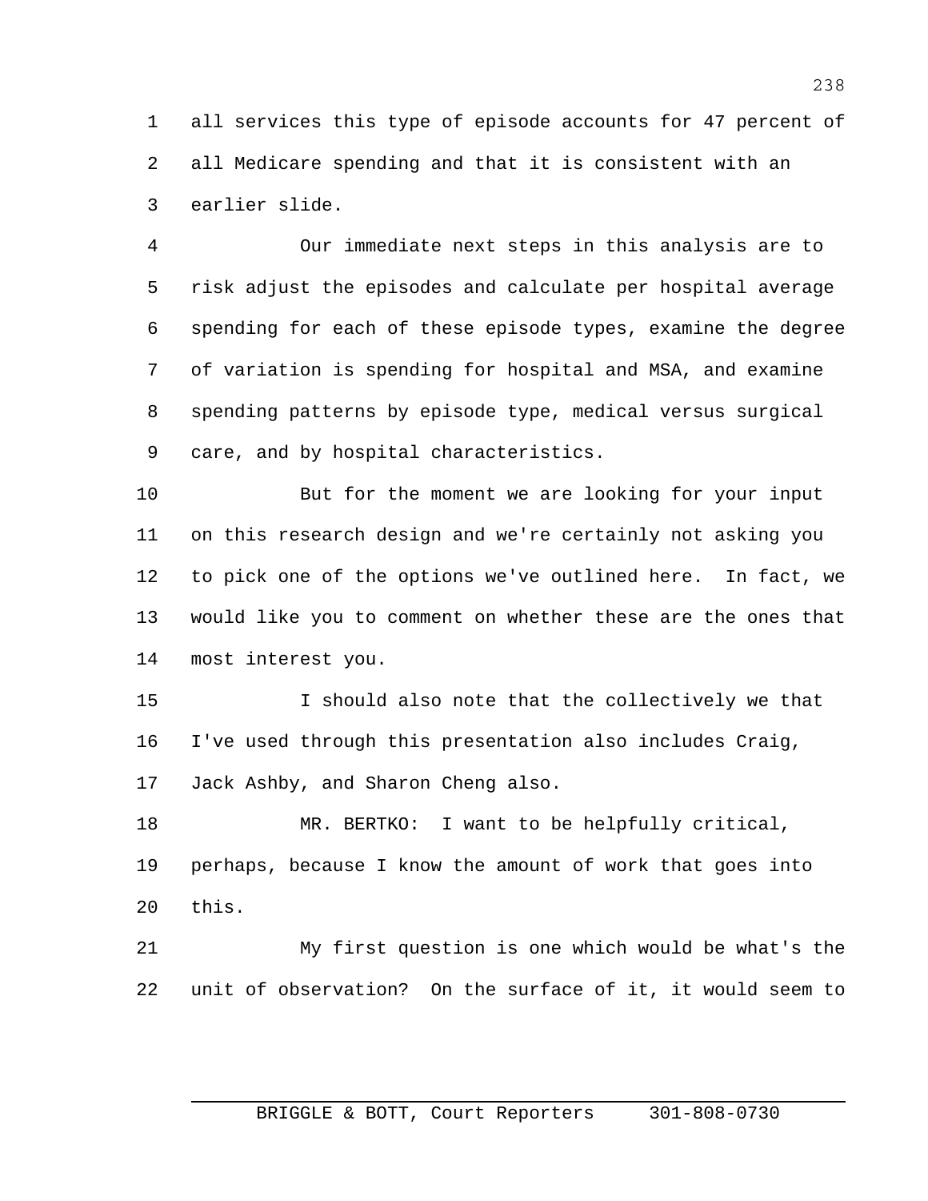all services this type of episode accounts for 47 percent of all Medicare spending and that it is consistent with an earlier slide.

Our immediate next steps in this analysis are to risk adjust the episodes and calculate per hospital average spending for each of these episode types, examine the degree of variation is spending for hospital and MSA, and examine spending patterns by episode type, medical versus surgical care, and by hospital characteristics.

But for the moment we are looking for your input on this research design and we're certainly not asking you to pick one of the options we've outlined here. In fact, we would like you to comment on whether these are the ones that most interest you.

I should also note that the collectively we that I've used through this presentation also includes Craig, Jack Ashby, and Sharon Cheng also.

MR. BERTKO: I want to be helpfully critical, perhaps, because I know the amount of work that goes into this.

My first question is one which would be what's the unit of observation? On the surface of it, it would seem to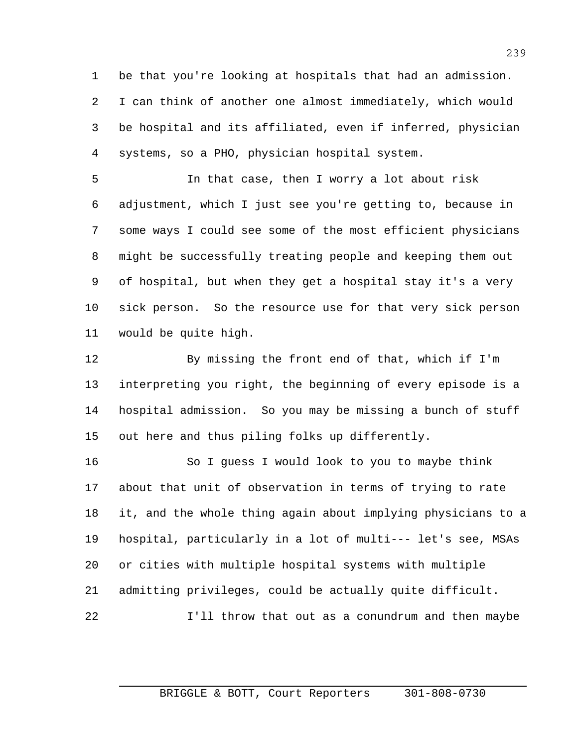be that you're looking at hospitals that had an admission. I can think of another one almost immediately, which would be hospital and its affiliated, even if inferred, physician systems, so a PHO, physician hospital system.

In that case, then I worry a lot about risk adjustment, which I just see you're getting to, because in some ways I could see some of the most efficient physicians might be successfully treating people and keeping them out of hospital, but when they get a hospital stay it's a very sick person. So the resource use for that very sick person would be quite high.

By missing the front end of that, which if I'm interpreting you right, the beginning of every episode is a hospital admission. So you may be missing a bunch of stuff out here and thus piling folks up differently.

So I guess I would look to you to maybe think about that unit of observation in terms of trying to rate it, and the whole thing again about implying physicians to a hospital, particularly in a lot of multi--- let's see, MSAs or cities with multiple hospital systems with multiple admitting privileges, could be actually quite difficult.

I'll throw that out as a conundrum and then maybe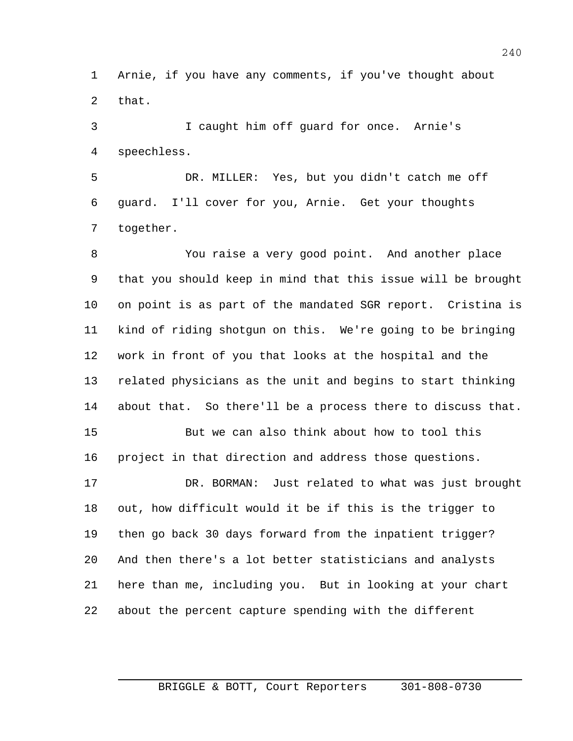Arnie, if you have any comments, if you've thought about that.

I caught him off guard for once. Arnie's speechless.

DR. MILLER: Yes, but you didn't catch me off guard. I'll cover for you, Arnie. Get your thoughts together.

You raise a very good point. And another place that you should keep in mind that this issue will be brought on point is as part of the mandated SGR report. Cristina is kind of riding shotgun on this. We're going to be bringing work in front of you that looks at the hospital and the related physicians as the unit and begins to start thinking about that. So there'll be a process there to discuss that.

But we can also think about how to tool this project in that direction and address those questions.

DR. BORMAN: Just related to what was just brought out, how difficult would it be if this is the trigger to then go back 30 days forward from the inpatient trigger? And then there's a lot better statisticians and analysts here than me, including you. But in looking at your chart about the percent capture spending with the different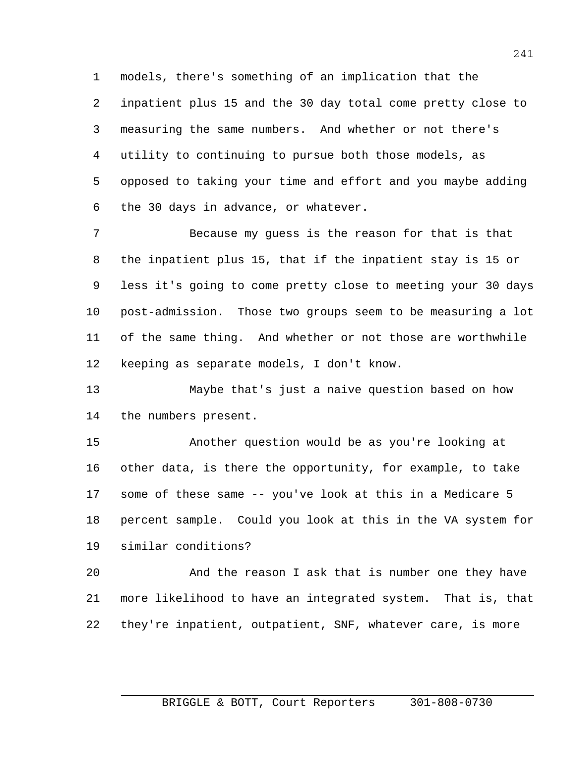models, there's something of an implication that the inpatient plus 15 and the 30 day total come pretty close to measuring the same numbers. And whether or not there's utility to continuing to pursue both those models, as opposed to taking your time and effort and you maybe adding the 30 days in advance, or whatever.

Because my guess is the reason for that is that the inpatient plus 15, that if the inpatient stay is 15 or less it's going to come pretty close to meeting your 30 days post-admission. Those two groups seem to be measuring a lot of the same thing. And whether or not those are worthwhile keeping as separate models, I don't know.

Maybe that's just a naive question based on how the numbers present.

Another question would be as you're looking at other data, is there the opportunity, for example, to take some of these same -- you've look at this in a Medicare 5 percent sample. Could you look at this in the VA system for similar conditions?

And the reason I ask that is number one they have more likelihood to have an integrated system. That is, that they're inpatient, outpatient, SNF, whatever care, is more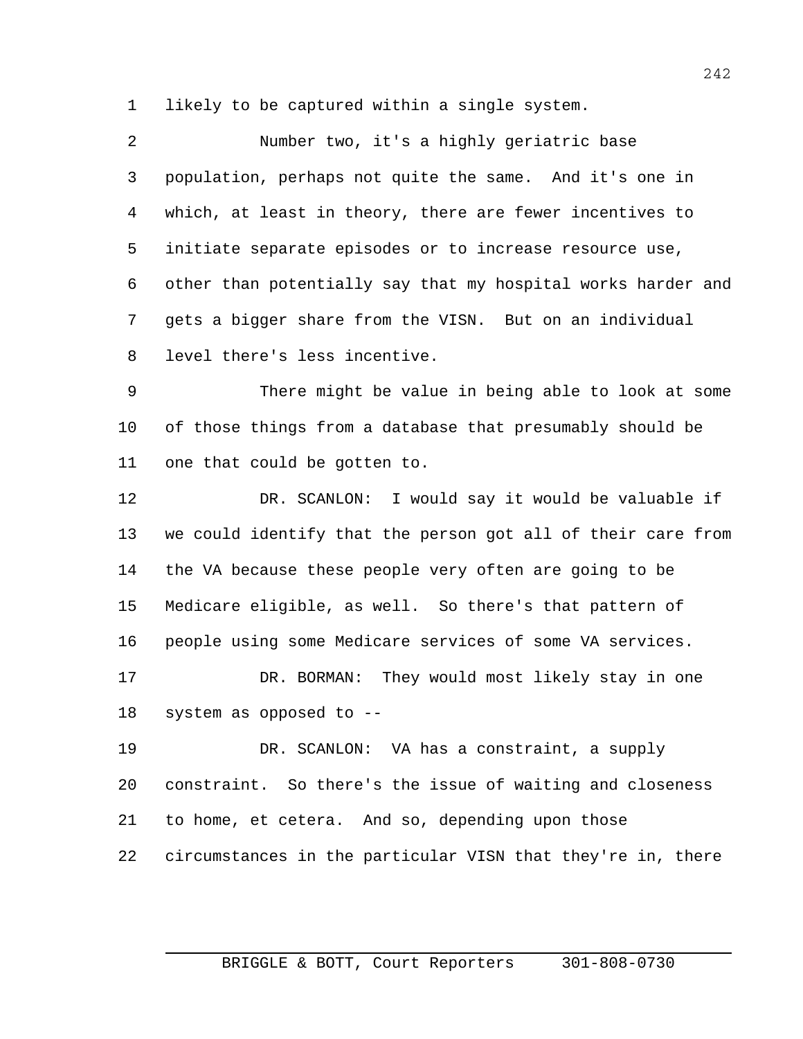likely to be captured within a single system.

Number two, it's a highly geriatric base population, perhaps not quite the same. And it's one in which, at least in theory, there are fewer incentives to initiate separate episodes or to increase resource use, other than potentially say that my hospital works harder and gets a bigger share from the VISN. But on an individual level there's less incentive.

There might be value in being able to look at some of those things from a database that presumably should be one that could be gotten to.

DR. SCANLON: I would say it would be valuable if we could identify that the person got all of their care from the VA because these people very often are going to be Medicare eligible, as well. So there's that pattern of people using some Medicare services of some VA services.

DR. BORMAN: They would most likely stay in one system as opposed to --

DR. SCANLON: VA has a constraint, a supply constraint. So there's the issue of waiting and closeness to home, et cetera. And so, depending upon those circumstances in the particular VISN that they're in, there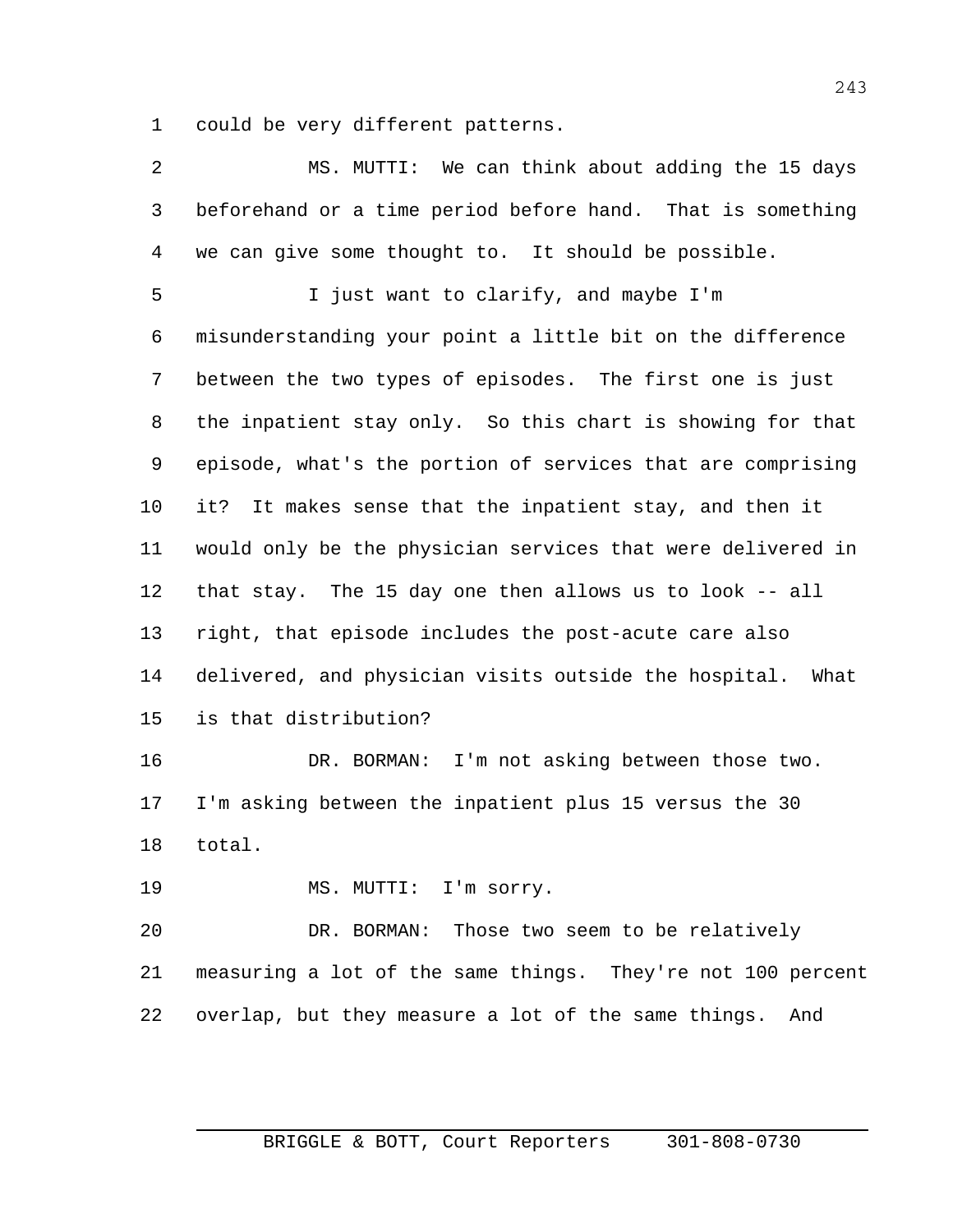could be very different patterns.

MS. MUTTI: We can think about adding the 15 days beforehand or a time period before hand. That is something we can give some thought to. It should be possible.

I just want to clarify, and maybe I'm misunderstanding your point a little bit on the difference between the two types of episodes. The first one is just the inpatient stay only. So this chart is showing for that episode, what's the portion of services that are comprising it? It makes sense that the inpatient stay, and then it would only be the physician services that were delivered in that stay. The 15 day one then allows us to look -- all right, that episode includes the post-acute care also delivered, and physician visits outside the hospital. What is that distribution?

DR. BORMAN: I'm not asking between those two. I'm asking between the inpatient plus 15 versus the 30 total.

MS. MUTTI: I'm sorry.

DR. BORMAN: Those two seem to be relatively measuring a lot of the same things. They're not 100 percent overlap, but they measure a lot of the same things. And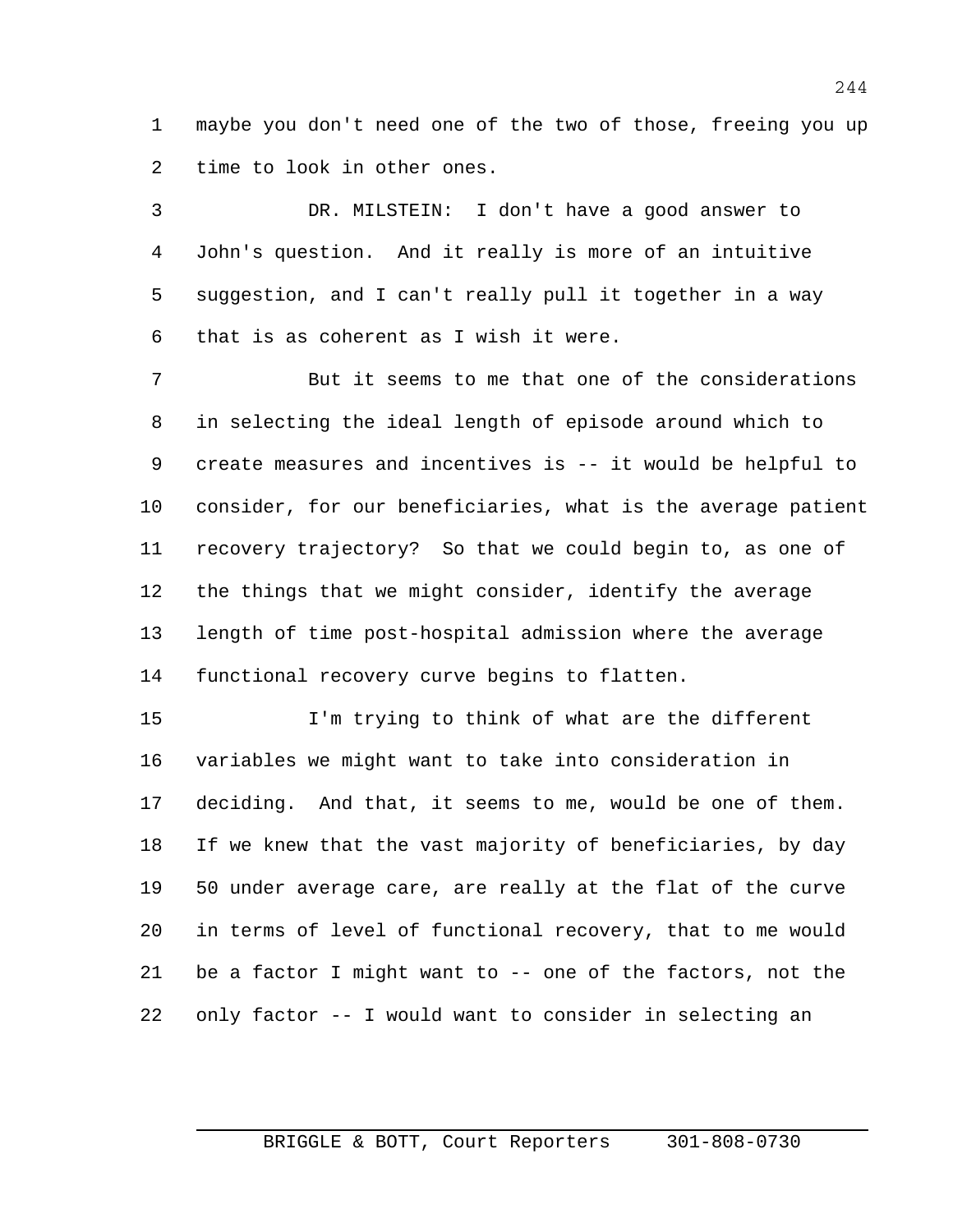maybe you don't need one of the two of those, freeing you up time to look in other ones.

DR. MILSTEIN: I don't have a good answer to John's question. And it really is more of an intuitive suggestion, and I can't really pull it together in a way that is as coherent as I wish it were.

But it seems to me that one of the considerations in selecting the ideal length of episode around which to create measures and incentives is -- it would be helpful to consider, for our beneficiaries, what is the average patient recovery trajectory? So that we could begin to, as one of the things that we might consider, identify the average length of time post-hospital admission where the average functional recovery curve begins to flatten.

I'm trying to think of what are the different variables we might want to take into consideration in deciding. And that, it seems to me, would be one of them. If we knew that the vast majority of beneficiaries, by day 50 under average care, are really at the flat of the curve in terms of level of functional recovery, that to me would be a factor I might want to -- one of the factors, not the only factor -- I would want to consider in selecting an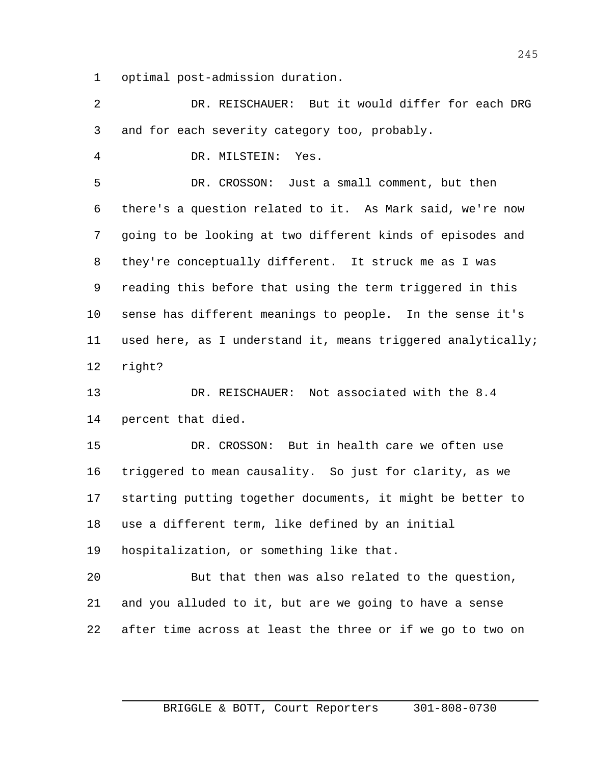optimal post-admission duration.

DR. REISCHAUER: But it would differ for each DRG and for each severity category too, probably.

DR. MILSTEIN: Yes.

DR. CROSSON: Just a small comment, but then there's a question related to it. As Mark said, we're now going to be looking at two different kinds of episodes and they're conceptually different. It struck me as I was reading this before that using the term triggered in this sense has different meanings to people. In the sense it's used here, as I understand it, means triggered analytically; right?

DR. REISCHAUER: Not associated with the 8.4 percent that died.

DR. CROSSON: But in health care we often use triggered to mean causality. So just for clarity, as we starting putting together documents, it might be better to use a different term, like defined by an initial hospitalization, or something like that.

But that then was also related to the question, and you alluded to it, but are we going to have a sense after time across at least the three or if we go to two on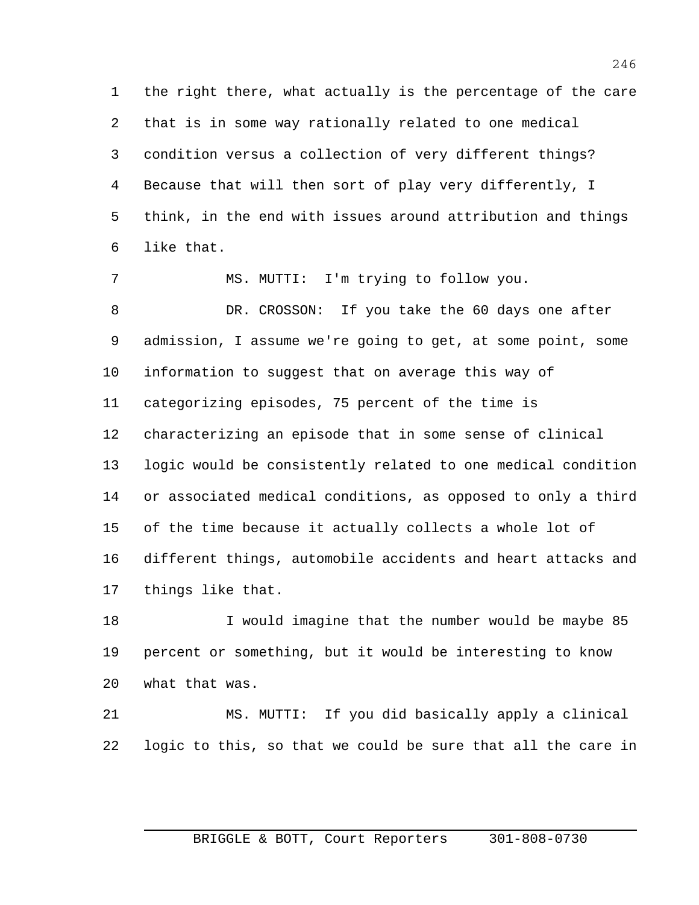the right there, what actually is the percentage of the care that is in some way rationally related to one medical condition versus a collection of very different things? Because that will then sort of play very differently, I think, in the end with issues around attribution and things like that.

MS. MUTTI: I'm trying to follow you.

DR. CROSSON: If you take the 60 days one after admission, I assume we're going to get, at some point, some information to suggest that on average this way of categorizing episodes, 75 percent of the time is characterizing an episode that in some sense of clinical logic would be consistently related to one medical condition or associated medical conditions, as opposed to only a third of the time because it actually collects a whole lot of different things, automobile accidents and heart attacks and things like that.

I would imagine that the number would be maybe 85 percent or something, but it would be interesting to know what that was.

MS. MUTTI: If you did basically apply a clinical logic to this, so that we could be sure that all the care in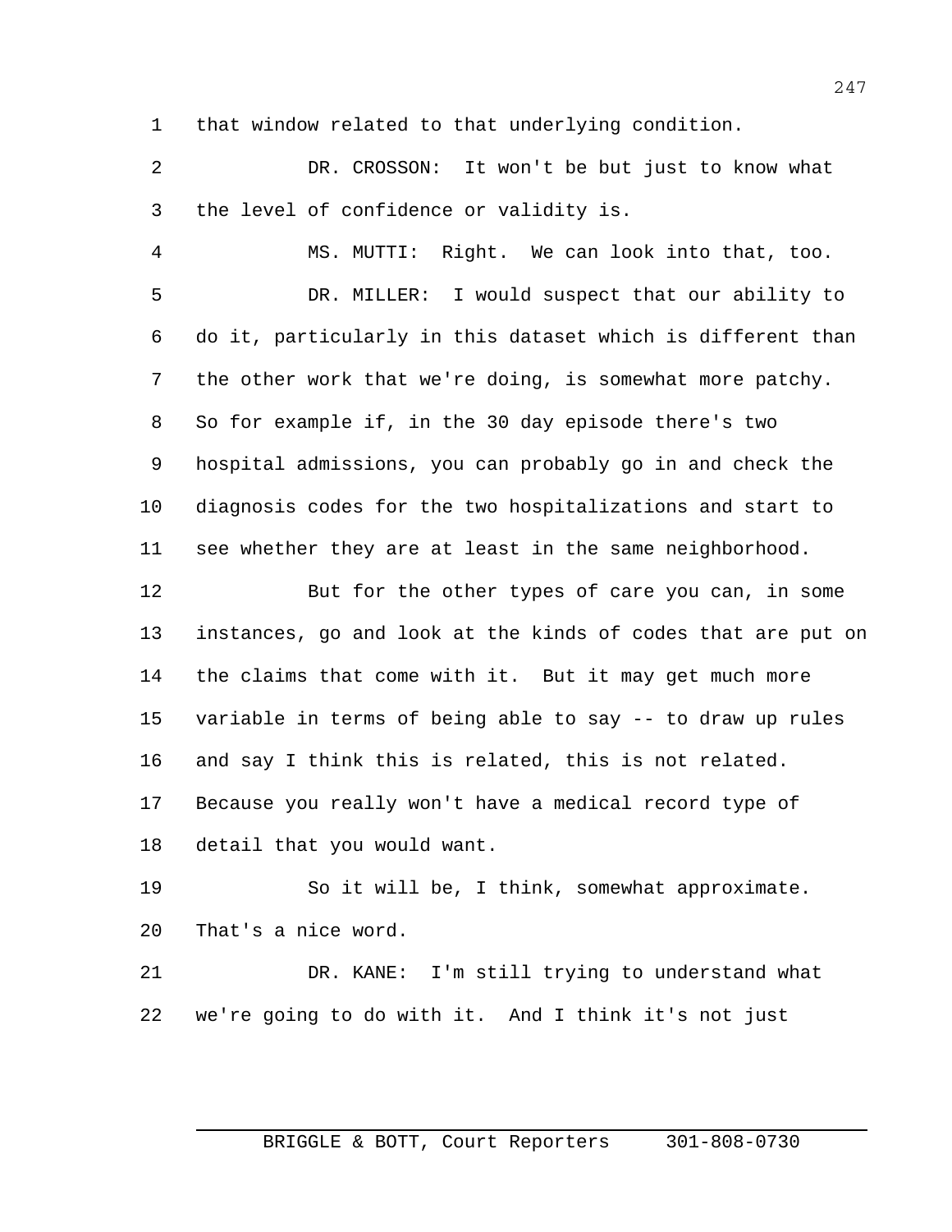that window related to that underlying condition.

DR. CROSSON: It won't be but just to know what the level of confidence or validity is.

MS. MUTTI: Right. We can look into that, too.

DR. MILLER: I would suspect that our ability to do it, particularly in this dataset which is different than the other work that we're doing, is somewhat more patchy. So for example if, in the 30 day episode there's two hospital admissions, you can probably go in and check the diagnosis codes for the two hospitalizations and start to see whether they are at least in the same neighborhood.

But for the other types of care you can, in some instances, go and look at the kinds of codes that are put on the claims that come with it. But it may get much more variable in terms of being able to say -- to draw up rules and say I think this is related, this is not related. Because you really won't have a medical record type of detail that you would want.

So it will be, I think, somewhat approximate. That's a nice word.

DR. KANE: I'm still trying to understand what we're going to do with it. And I think it's not just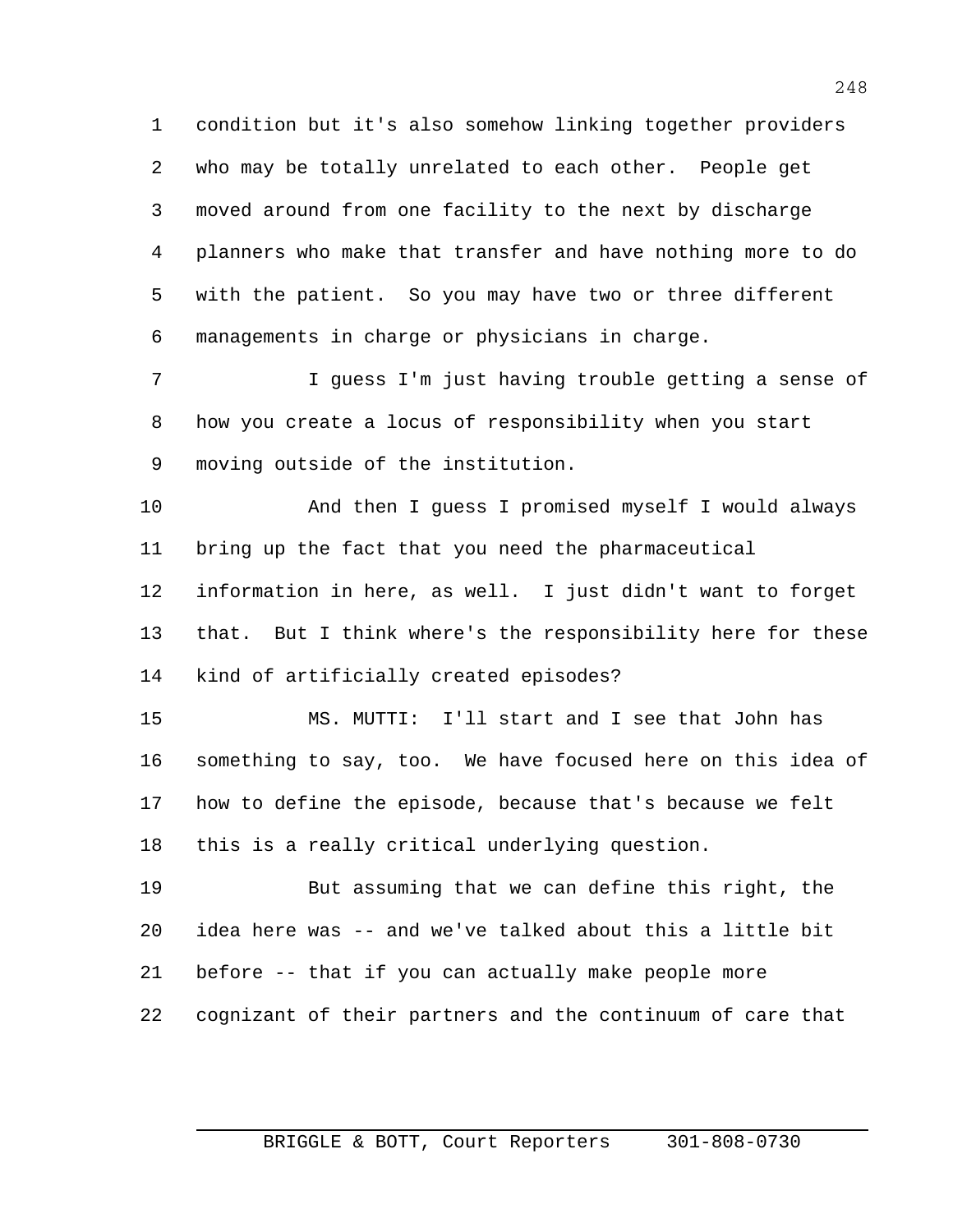condition but it's also somehow linking together providers who may be totally unrelated to each other. People get moved around from one facility to the next by discharge planners who make that transfer and have nothing more to do with the patient. So you may have two or three different managements in charge or physicians in charge.

I guess I'm just having trouble getting a sense of how you create a locus of responsibility when you start moving outside of the institution.

And then I guess I promised myself I would always bring up the fact that you need the pharmaceutical information in here, as well. I just didn't want to forget that. But I think where's the responsibility here for these kind of artificially created episodes?

MS. MUTTI: I'll start and I see that John has something to say, too. We have focused here on this idea of how to define the episode, because that's because we felt this is a really critical underlying question.

But assuming that we can define this right, the idea here was -- and we've talked about this a little bit before -- that if you can actually make people more cognizant of their partners and the continuum of care that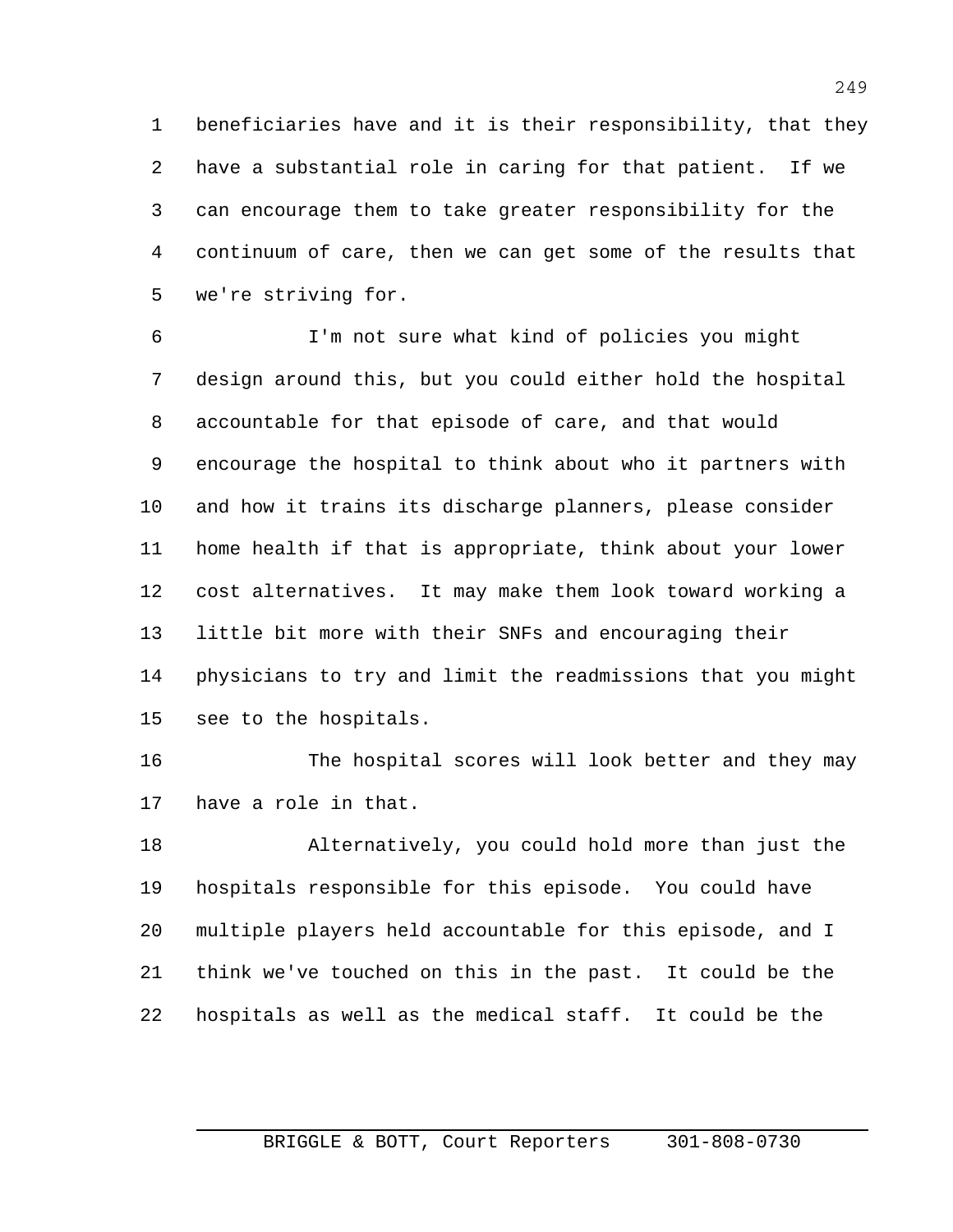beneficiaries have and it is their responsibility, that they have a substantial role in caring for that patient. If we can encourage them to take greater responsibility for the continuum of care, then we can get some of the results that we're striving for.

I'm not sure what kind of policies you might design around this, but you could either hold the hospital accountable for that episode of care, and that would encourage the hospital to think about who it partners with and how it trains its discharge planners, please consider home health if that is appropriate, think about your lower cost alternatives. It may make them look toward working a little bit more with their SNFs and encouraging their physicians to try and limit the readmissions that you might see to the hospitals.

The hospital scores will look better and they may have a role in that.

Alternatively, you could hold more than just the hospitals responsible for this episode. You could have multiple players held accountable for this episode, and I think we've touched on this in the past. It could be the hospitals as well as the medical staff. It could be the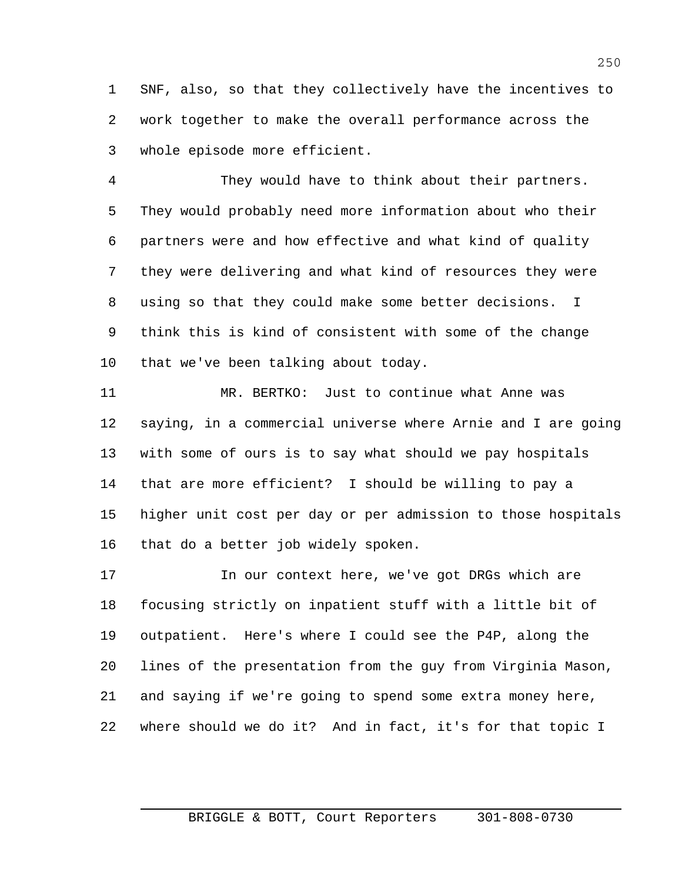SNF, also, so that they collectively have the incentives to work together to make the overall performance across the whole episode more efficient.

They would have to think about their partners. They would probably need more information about who their partners were and how effective and what kind of quality they were delivering and what kind of resources they were using so that they could make some better decisions. I think this is kind of consistent with some of the change that we've been talking about today.

MR. BERTKO: Just to continue what Anne was saying, in a commercial universe where Arnie and I are going with some of ours is to say what should we pay hospitals that are more efficient? I should be willing to pay a higher unit cost per day or per admission to those hospitals that do a better job widely spoken.

In our context here, we've got DRGs which are focusing strictly on inpatient stuff with a little bit of outpatient. Here's where I could see the P4P, along the lines of the presentation from the guy from Virginia Mason, and saying if we're going to spend some extra money here, where should we do it? And in fact, it's for that topic I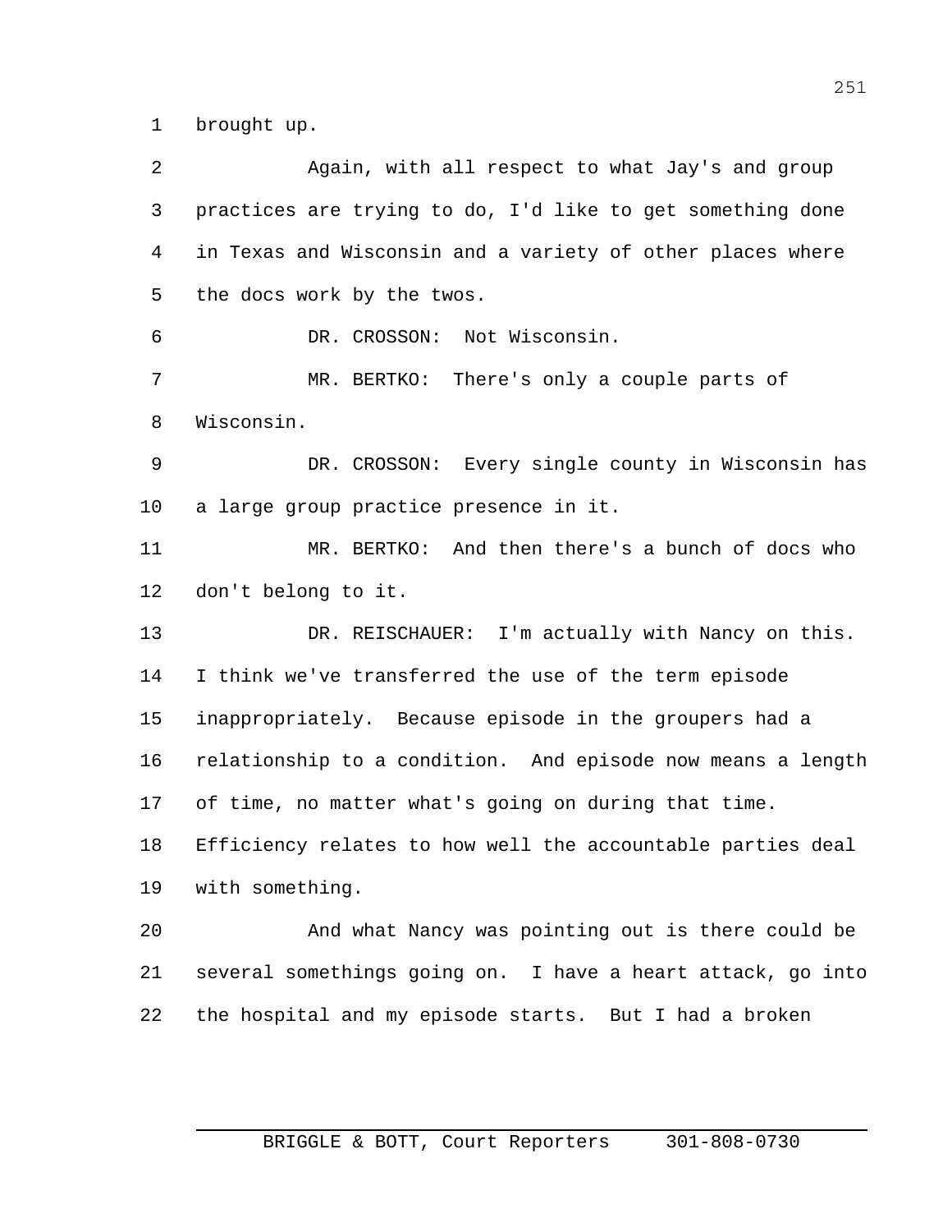brought up.

Again, with all respect to what Jay's and group practices are trying to do, I'd like to get something done in Texas and Wisconsin and a variety of other places where the docs work by the twos.

DR. CROSSON: Not Wisconsin.

MR. BERTKO: There's only a couple parts of Wisconsin.

DR. CROSSON: Every single county in Wisconsin has a large group practice presence in it.

MR. BERTKO: And then there's a bunch of docs who don't belong to it.

DR. REISCHAUER: I'm actually with Nancy on this. I think we've transferred the use of the term episode inappropriately. Because episode in the groupers had a relationship to a condition. And episode now means a length of time, no matter what's going on during that time. Efficiency relates to how well the accountable parties deal with something.

And what Nancy was pointing out is there could be several somethings going on. I have a heart attack, go into the hospital and my episode starts. But I had a broken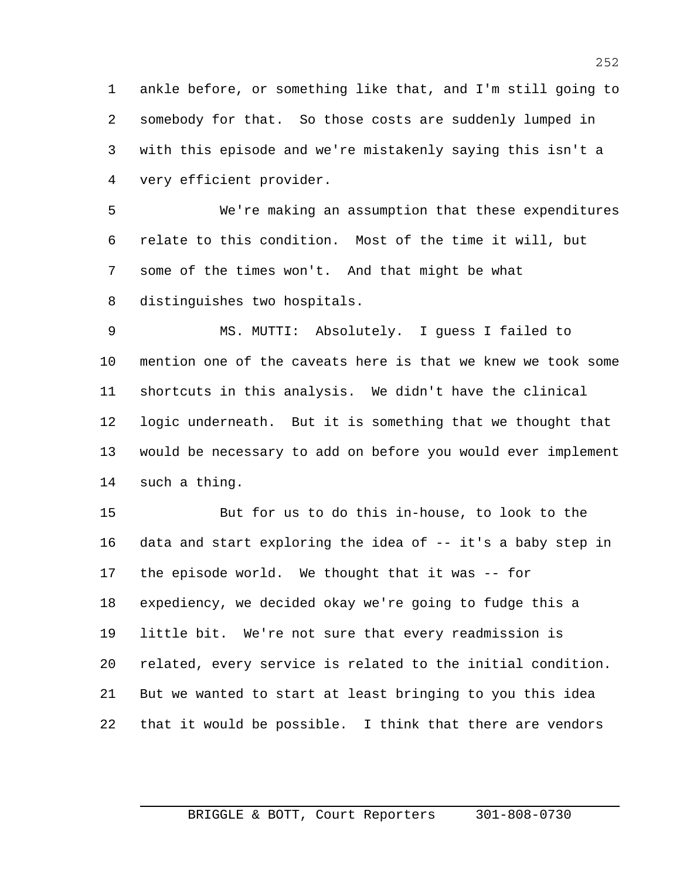ankle before, or something like that, and I'm still going to somebody for that. So those costs are suddenly lumped in with this episode and we're mistakenly saying this isn't a very efficient provider.

We're making an assumption that these expenditures relate to this condition. Most of the time it will, but some of the times won't. And that might be what distinguishes two hospitals.

MS. MUTTI: Absolutely. I guess I failed to mention one of the caveats here is that we knew we took some shortcuts in this analysis. We didn't have the clinical logic underneath. But it is something that we thought that would be necessary to add on before you would ever implement such a thing.

But for us to do this in-house, to look to the data and start exploring the idea of -- it's a baby step in the episode world. We thought that it was -- for expediency, we decided okay we're going to fudge this a little bit. We're not sure that every readmission is related, every service is related to the initial condition. But we wanted to start at least bringing to you this idea that it would be possible. I think that there are vendors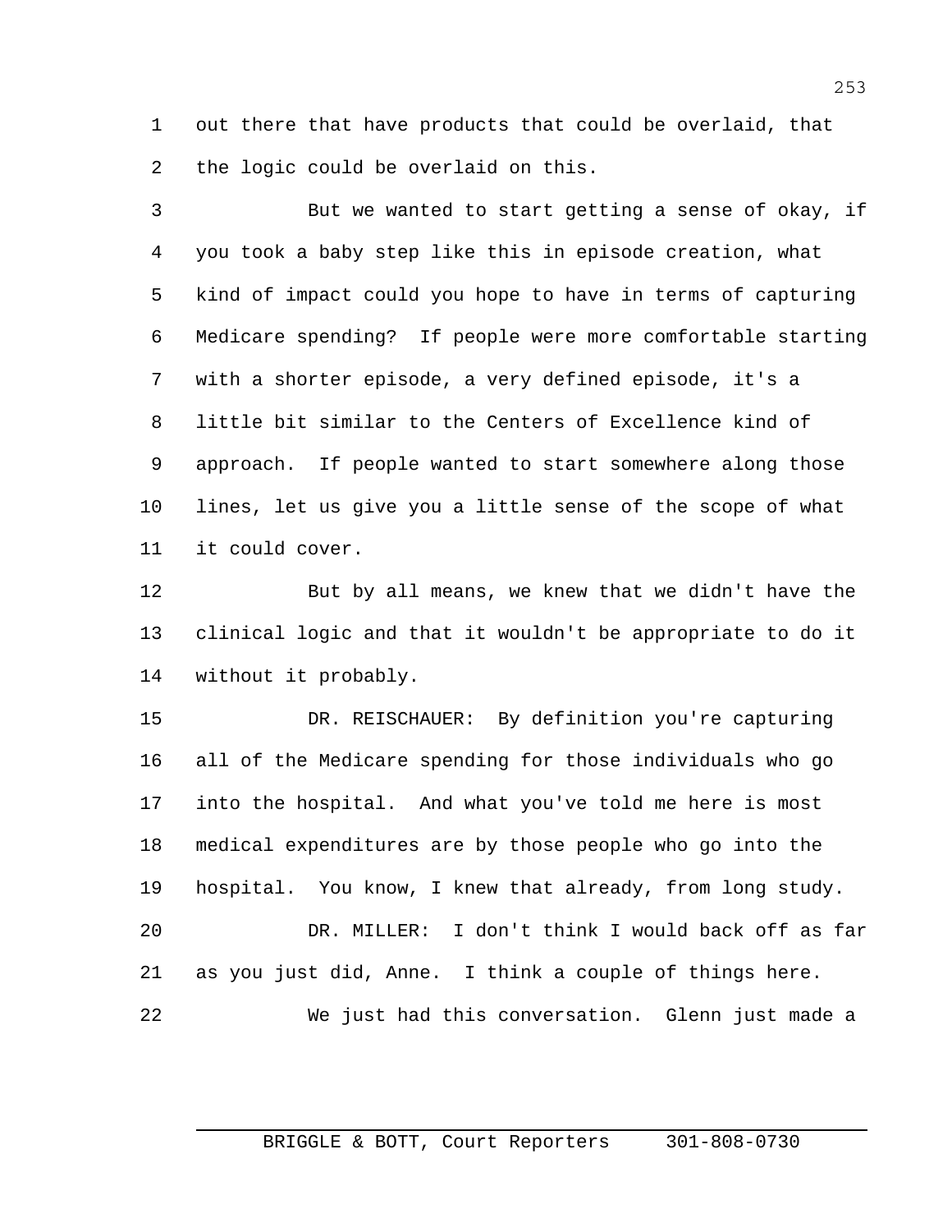out there that have products that could be overlaid, that the logic could be overlaid on this.

But we wanted to start getting a sense of okay, if you took a baby step like this in episode creation, what kind of impact could you hope to have in terms of capturing Medicare spending? If people were more comfortable starting with a shorter episode, a very defined episode, it's a little bit similar to the Centers of Excellence kind of approach. If people wanted to start somewhere along those lines, let us give you a little sense of the scope of what it could cover.

But by all means, we knew that we didn't have the clinical logic and that it wouldn't be appropriate to do it without it probably.

DR. REISCHAUER: By definition you're capturing all of the Medicare spending for those individuals who go into the hospital. And what you've told me here is most medical expenditures are by those people who go into the hospital. You know, I knew that already, from long study.

DR. MILLER: I don't think I would back off as far as you just did, Anne. I think a couple of things here.

We just had this conversation. Glenn just made a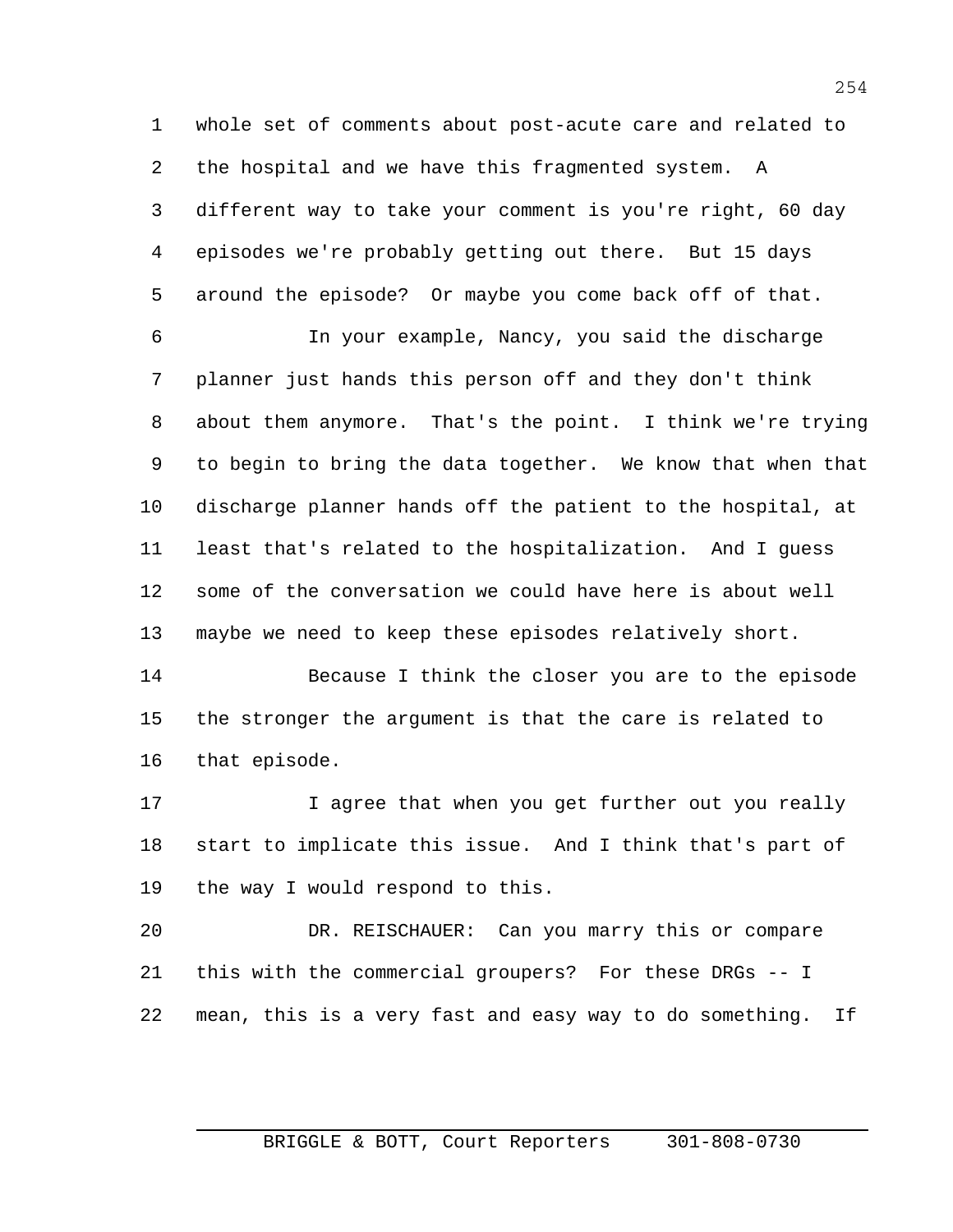whole set of comments about post-acute care and related to the hospital and we have this fragmented system. A different way to take your comment is you're right, 60 day episodes we're probably getting out there. But 15 days around the episode? Or maybe you come back off of that.

In your example, Nancy, you said the discharge planner just hands this person off and they don't think about them anymore. That's the point. I think we're trying to begin to bring the data together. We know that when that discharge planner hands off the patient to the hospital, at least that's related to the hospitalization. And I guess some of the conversation we could have here is about well maybe we need to keep these episodes relatively short.

Because I think the closer you are to the episode the stronger the argument is that the care is related to that episode.

I agree that when you get further out you really start to implicate this issue. And I think that's part of the way I would respond to this.

DR. REISCHAUER: Can you marry this or compare this with the commercial groupers? For these DRGs -- I mean, this is a very fast and easy way to do something. If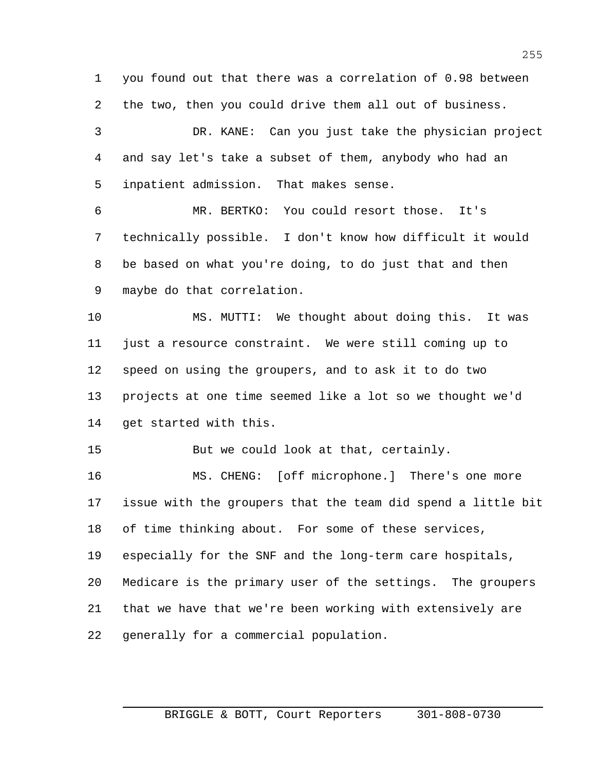you found out that there was a correlation of 0.98 between the two, then you could drive them all out of business.

DR. KANE: Can you just take the physician project and say let's take a subset of them, anybody who had an inpatient admission. That makes sense.

MR. BERTKO: You could resort those. It's technically possible. I don't know how difficult it would be based on what you're doing, to do just that and then maybe do that correlation.

MS. MUTTI: We thought about doing this. It was just a resource constraint. We were still coming up to speed on using the groupers, and to ask it to do two projects at one time seemed like a lot so we thought we'd get started with this.

But we could look at that, certainly.

MS. CHENG: [off microphone.] There's one more issue with the groupers that the team did spend a little bit of time thinking about. For some of these services, especially for the SNF and the long-term care hospitals, Medicare is the primary user of the settings. The groupers that we have that we're been working with extensively are generally for a commercial population.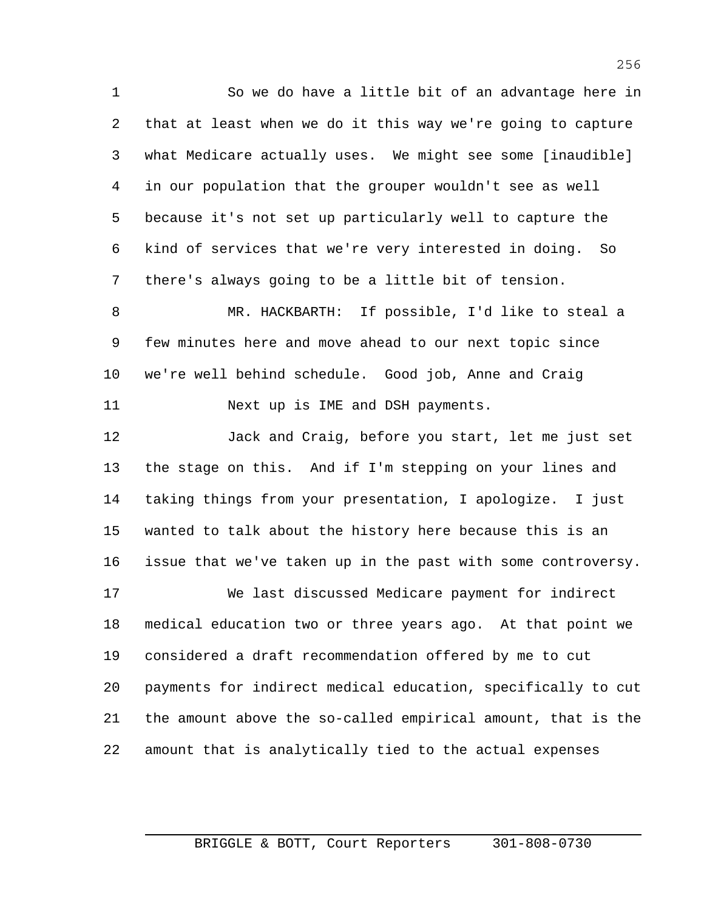So we do have a little bit of an advantage here in that at least when we do it this way we're going to capture what Medicare actually uses. We might see some [inaudible] in our population that the grouper wouldn't see as well because it's not set up particularly well to capture the kind of services that we're very interested in doing. So there's always going to be a little bit of tension.

MR. HACKBARTH: If possible, I'd like to steal a few minutes here and move ahead to our next topic since we're well behind schedule. Good job, Anne and Craig

Next up is IME and DSH payments.

Jack and Craig, before you start, let me just set the stage on this. And if I'm stepping on your lines and taking things from your presentation, I apologize. I just wanted to talk about the history here because this is an issue that we've taken up in the past with some controversy.

We last discussed Medicare payment for indirect medical education two or three years ago. At that point we considered a draft recommendation offered by me to cut payments for indirect medical education, specifically to cut the amount above the so-called empirical amount, that is the amount that is analytically tied to the actual expenses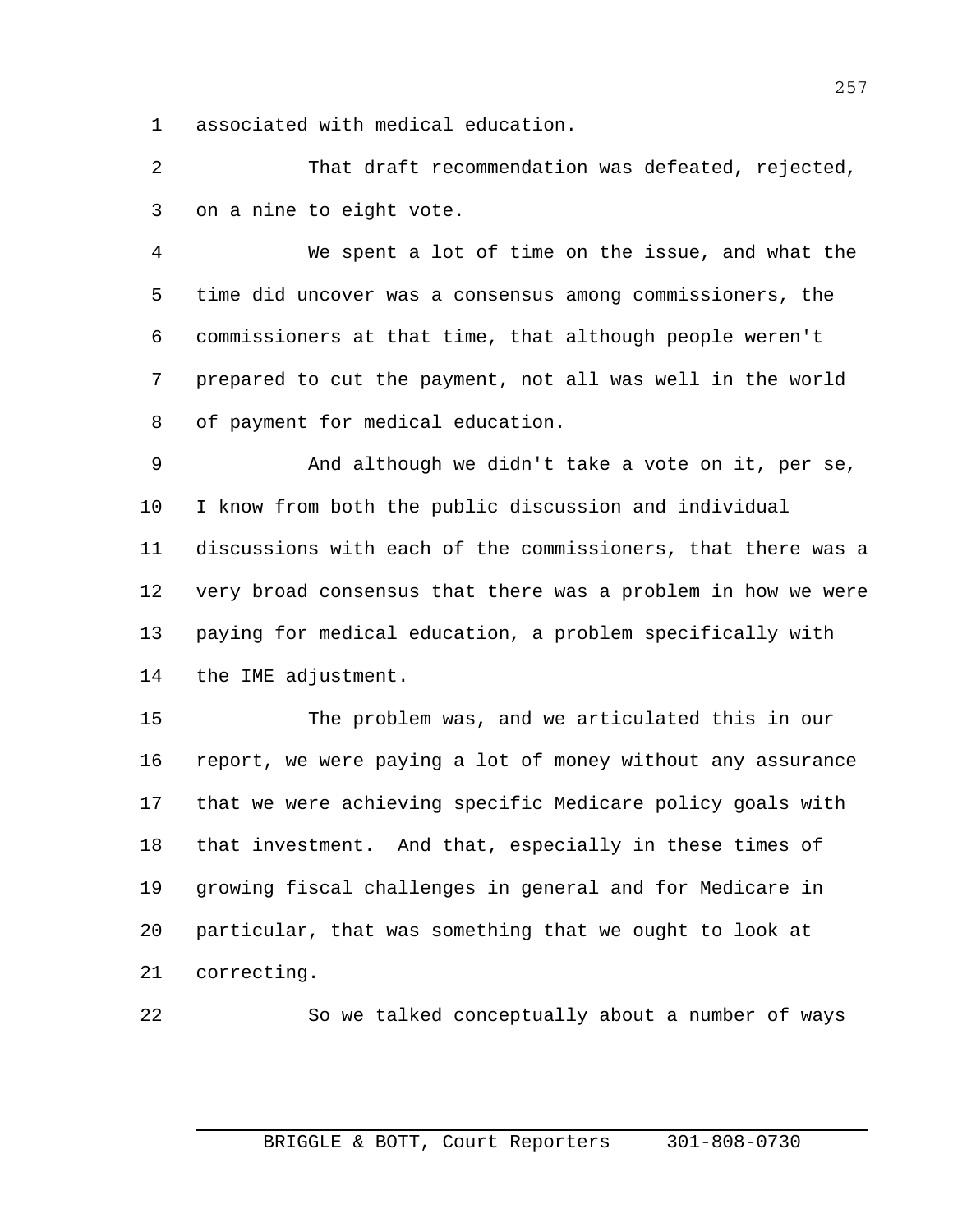associated with medical education.

That draft recommendation was defeated, rejected, on a nine to eight vote.

We spent a lot of time on the issue, and what the time did uncover was a consensus among commissioners, the commissioners at that time, that although people weren't prepared to cut the payment, not all was well in the world of payment for medical education.

And although we didn't take a vote on it, per se, I know from both the public discussion and individual discussions with each of the commissioners, that there was a very broad consensus that there was a problem in how we were paying for medical education, a problem specifically with the IME adjustment.

The problem was, and we articulated this in our report, we were paying a lot of money without any assurance that we were achieving specific Medicare policy goals with that investment. And that, especially in these times of growing fiscal challenges in general and for Medicare in particular, that was something that we ought to look at correcting.

So we talked conceptually about a number of ways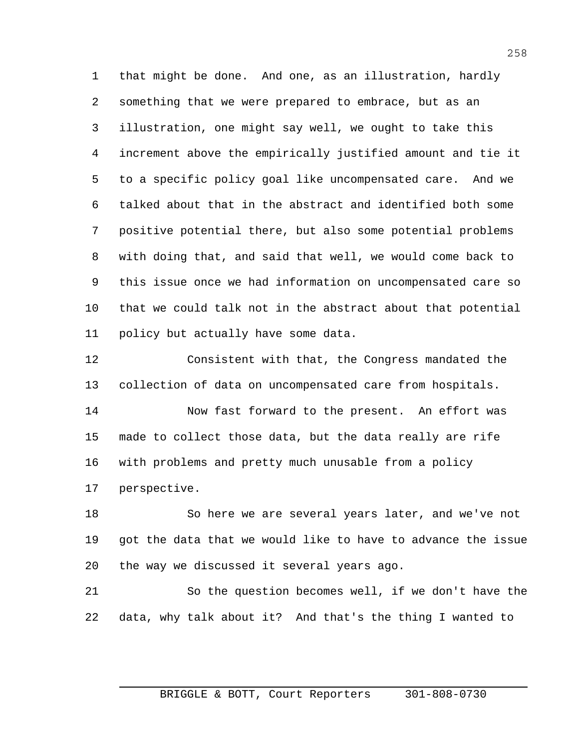that might be done. And one, as an illustration, hardly something that we were prepared to embrace, but as an illustration, one might say well, we ought to take this increment above the empirically justified amount and tie it to a specific policy goal like uncompensated care. And we talked about that in the abstract and identified both some positive potential there, but also some potential problems with doing that, and said that well, we would come back to this issue once we had information on uncompensated care so that we could talk not in the abstract about that potential policy but actually have some data.

Consistent with that, the Congress mandated the collection of data on uncompensated care from hospitals.

Now fast forward to the present. An effort was made to collect those data, but the data really are rife with problems and pretty much unusable from a policy perspective.

So here we are several years later, and we've not got the data that we would like to have to advance the issue the way we discussed it several years ago.

So the question becomes well, if we don't have the data, why talk about it? And that's the thing I wanted to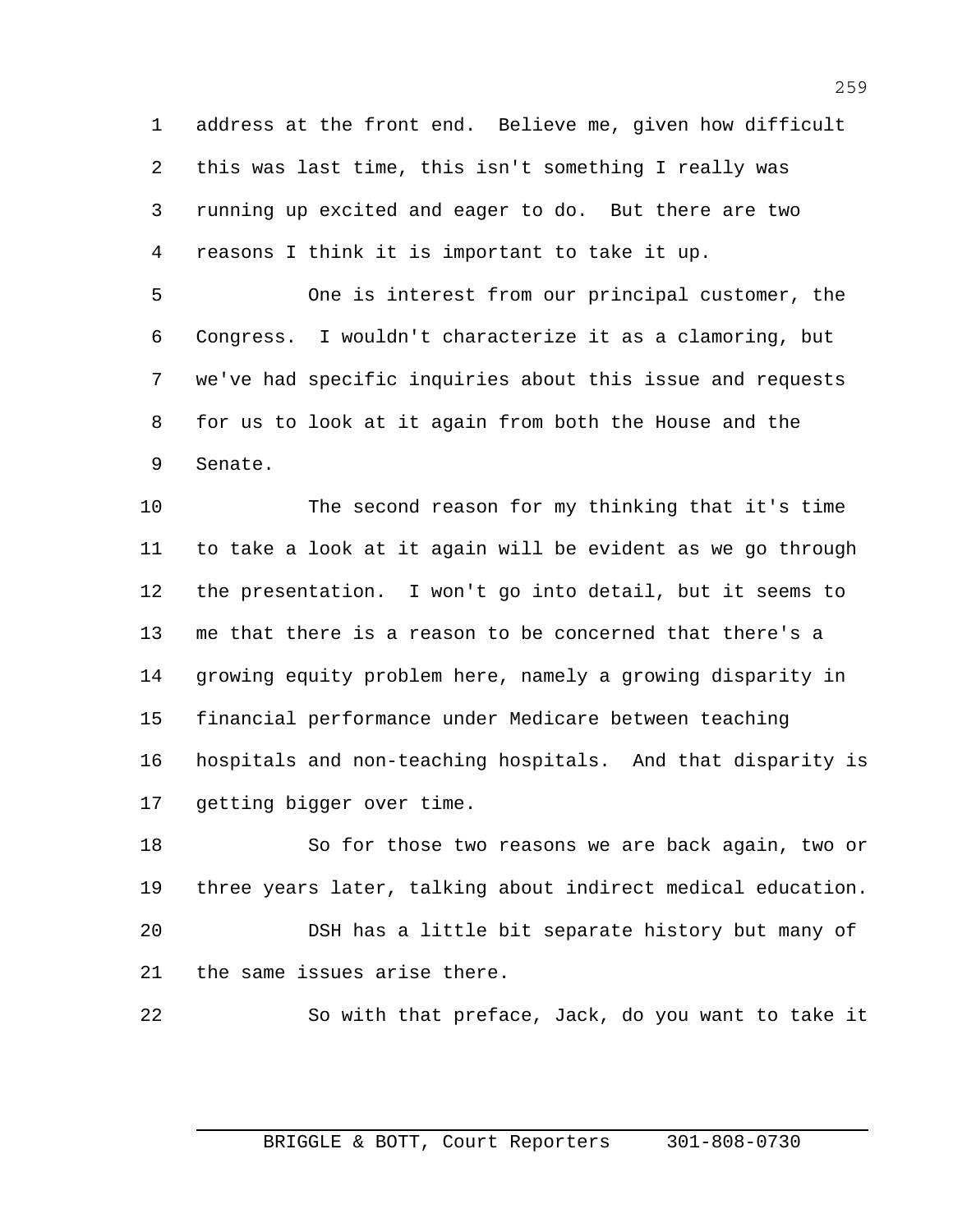address at the front end. Believe me, given how difficult this was last time, this isn't something I really was running up excited and eager to do. But there are two reasons I think it is important to take it up.

One is interest from our principal customer, the Congress. I wouldn't characterize it as a clamoring, but we've had specific inquiries about this issue and requests for us to look at it again from both the House and the Senate.

The second reason for my thinking that it's time to take a look at it again will be evident as we go through the presentation. I won't go into detail, but it seems to me that there is a reason to be concerned that there's a growing equity problem here, namely a growing disparity in financial performance under Medicare between teaching hospitals and non-teaching hospitals. And that disparity is getting bigger over time.

So for those two reasons we are back again, two or three years later, talking about indirect medical education.

DSH has a little bit separate history but many of the same issues arise there.

So with that preface, Jack, do you want to take it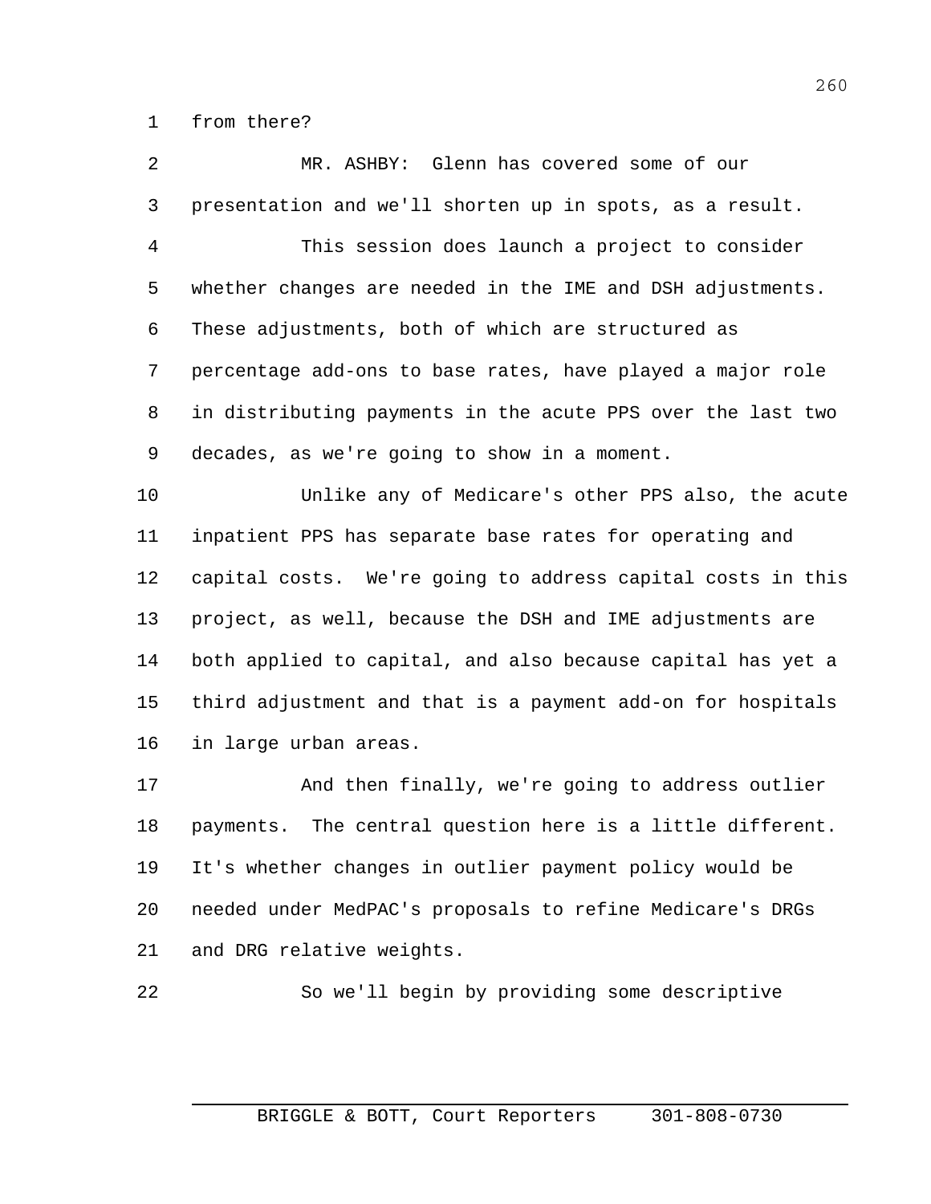from there?

MR. ASHBY: Glenn has covered some of our presentation and we'll shorten up in spots, as a result.

This session does launch a project to consider whether changes are needed in the IME and DSH adjustments. These adjustments, both of which are structured as percentage add-ons to base rates, have played a major role in distributing payments in the acute PPS over the last two decades, as we're going to show in a moment.

Unlike any of Medicare's other PPS also, the acute inpatient PPS has separate base rates for operating and capital costs. We're going to address capital costs in this project, as well, because the DSH and IME adjustments are both applied to capital, and also because capital has yet a third adjustment and that is a payment add-on for hospitals in large urban areas.

And then finally, we're going to address outlier payments. The central question here is a little different. It's whether changes in outlier payment policy would be needed under MedPAC's proposals to refine Medicare's DRGs and DRG relative weights.

So we'll begin by providing some descriptive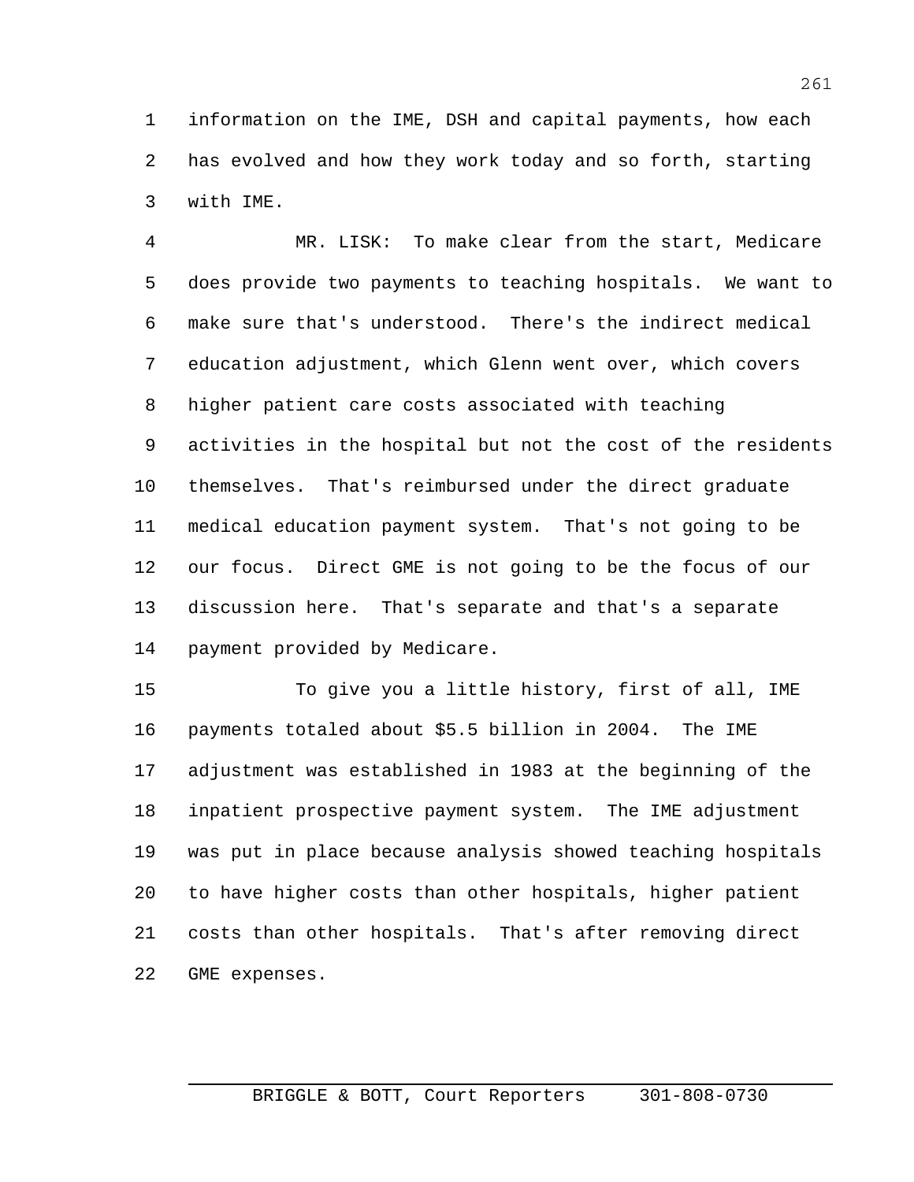information on the IME, DSH and capital payments, how each has evolved and how they work today and so forth, starting with IME.

MR. LISK: To make clear from the start, Medicare does provide two payments to teaching hospitals. We want to make sure that's understood. There's the indirect medical education adjustment, which Glenn went over, which covers higher patient care costs associated with teaching activities in the hospital but not the cost of the residents themselves. That's reimbursed under the direct graduate medical education payment system. That's not going to be our focus. Direct GME is not going to be the focus of our discussion here. That's separate and that's a separate payment provided by Medicare.

To give you a little history, first of all, IME payments totaled about $5.5 billion in 2004. The IME adjustment was established in 1983 at the beginning of the inpatient prospective payment system. The IME adjustment was put in place because analysis showed teaching hospitals to have higher costs than other hospitals, higher patient costs than other hospitals. That's after removing direct GME expenses.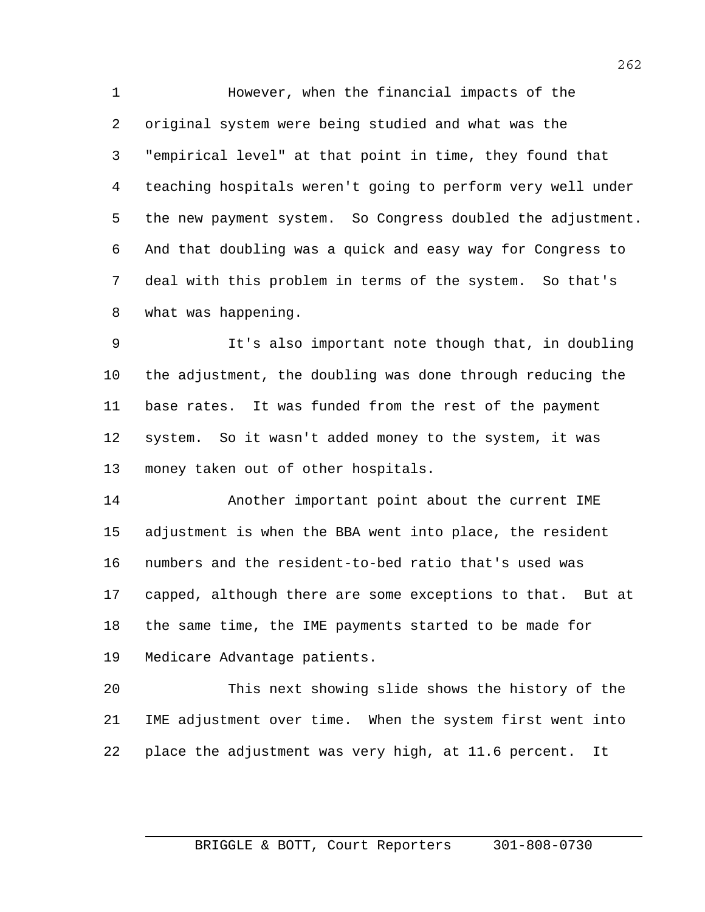However, when the financial impacts of the original system were being studied and what was the "empirical level" at that point in time, they found that teaching hospitals weren't going to perform very well under the new payment system. So Congress doubled the adjustment. And that doubling was a quick and easy way for Congress to deal with this problem in terms of the system. So that's what was happening.

It's also important note though that, in doubling the adjustment, the doubling was done through reducing the base rates. It was funded from the rest of the payment system. So it wasn't added money to the system, it was money taken out of other hospitals.

Another important point about the current IME adjustment is when the BBA went into place, the resident numbers and the resident-to-bed ratio that's used was capped, although there are some exceptions to that. But at the same time, the IME payments started to be made for Medicare Advantage patients.

This next showing slide shows the history of the IME adjustment over time. When the system first went into place the adjustment was very high, at 11.6 percent. It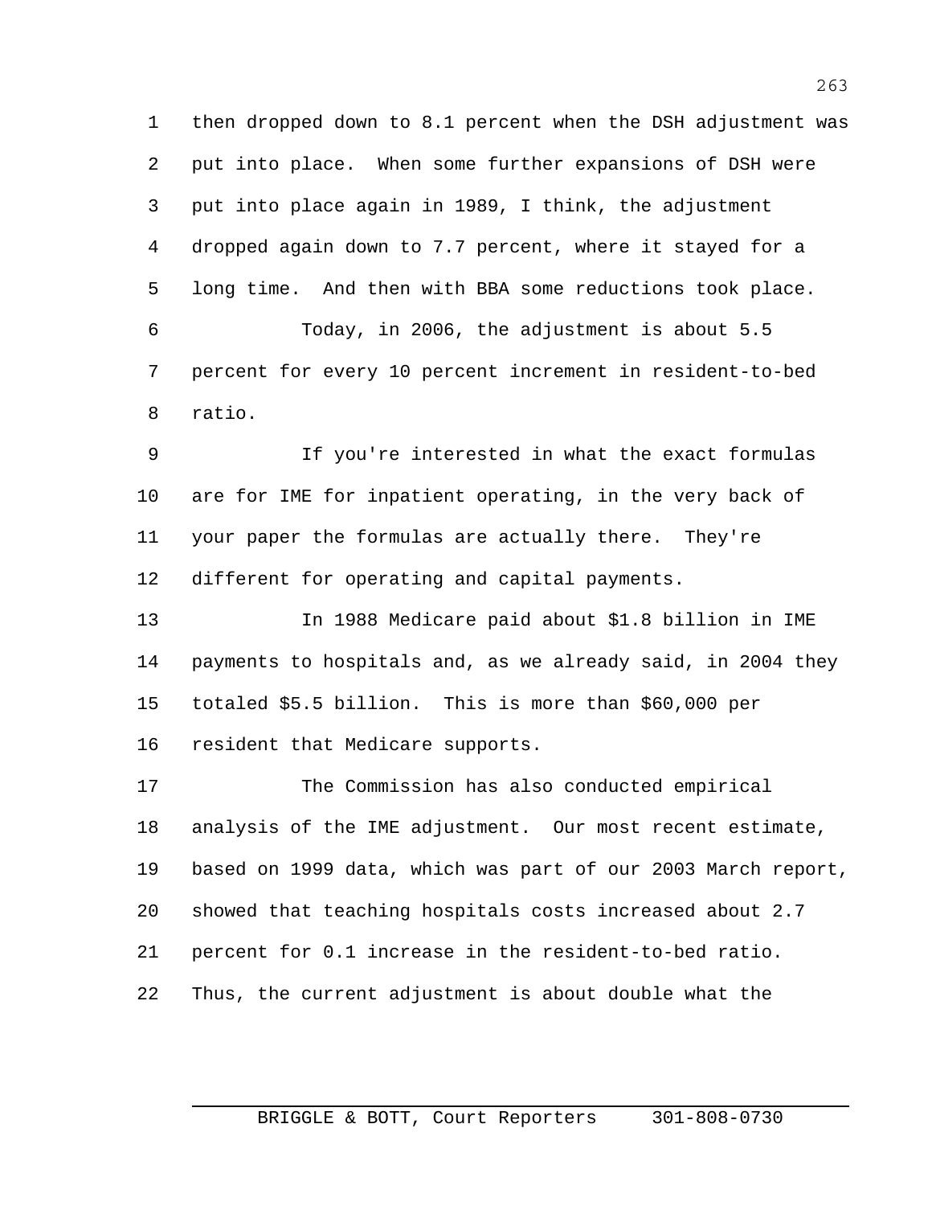then dropped down to 8.1 percent when the DSH adjustment was put into place. When some further expansions of DSH were put into place again in 1989, I think, the adjustment dropped again down to 7.7 percent, where it stayed for a long time. And then with BBA some reductions took place.

Today, in 2006, the adjustment is about 5.5 percent for every 10 percent increment in resident-to-bed ratio.

If you're interested in what the exact formulas are for IME for inpatient operating, in the very back of your paper the formulas are actually there. They're different for operating and capital payments.

In 1988 Medicare paid about $1.8 billion in IME payments to hospitals and, as we already said, in 2004 they totaled $5.5 billion. This is more than $60,000 per resident that Medicare supports.

The Commission has also conducted empirical analysis of the IME adjustment. Our most recent estimate, based on 1999 data, which was part of our 2003 March report, showed that teaching hospitals costs increased about 2.7 percent for 0.1 increase in the resident-to-bed ratio. Thus, the current adjustment is about double what the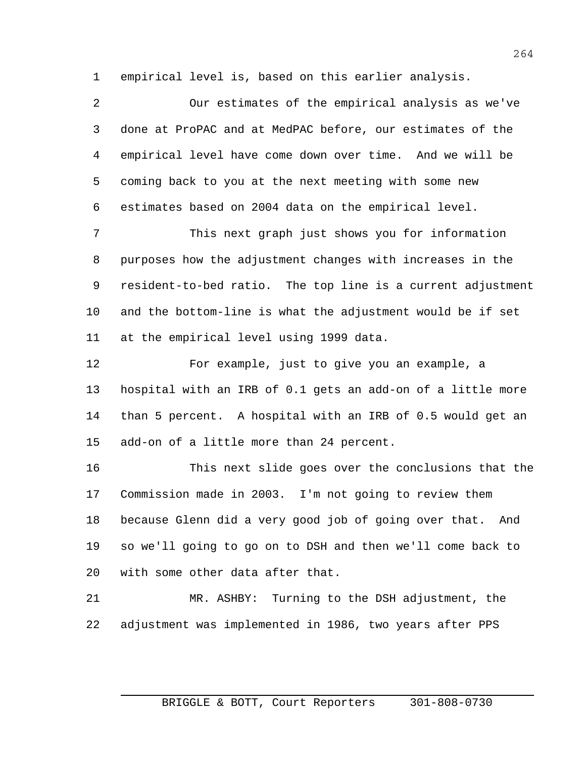empirical level is, based on this earlier analysis.

Our estimates of the empirical analysis as we've done at ProPAC and at MedPAC before, our estimates of the empirical level have come down over time. And we will be coming back to you at the next meeting with some new estimates based on 2004 data on the empirical level.

This next graph just shows you for information purposes how the adjustment changes with increases in the resident-to-bed ratio. The top line is a current adjustment and the bottom-line is what the adjustment would be if set at the empirical level using 1999 data.

For example, just to give you an example, a hospital with an IRB of 0.1 gets an add-on of a little more than 5 percent. A hospital with an IRB of 0.5 would get an add-on of a little more than 24 percent.

This next slide goes over the conclusions that the Commission made in 2003. I'm not going to review them because Glenn did a very good job of going over that. And so we'll going to go on to DSH and then we'll come back to with some other data after that.

MR. ASHBY: Turning to the DSH adjustment, the adjustment was implemented in 1986, two years after PPS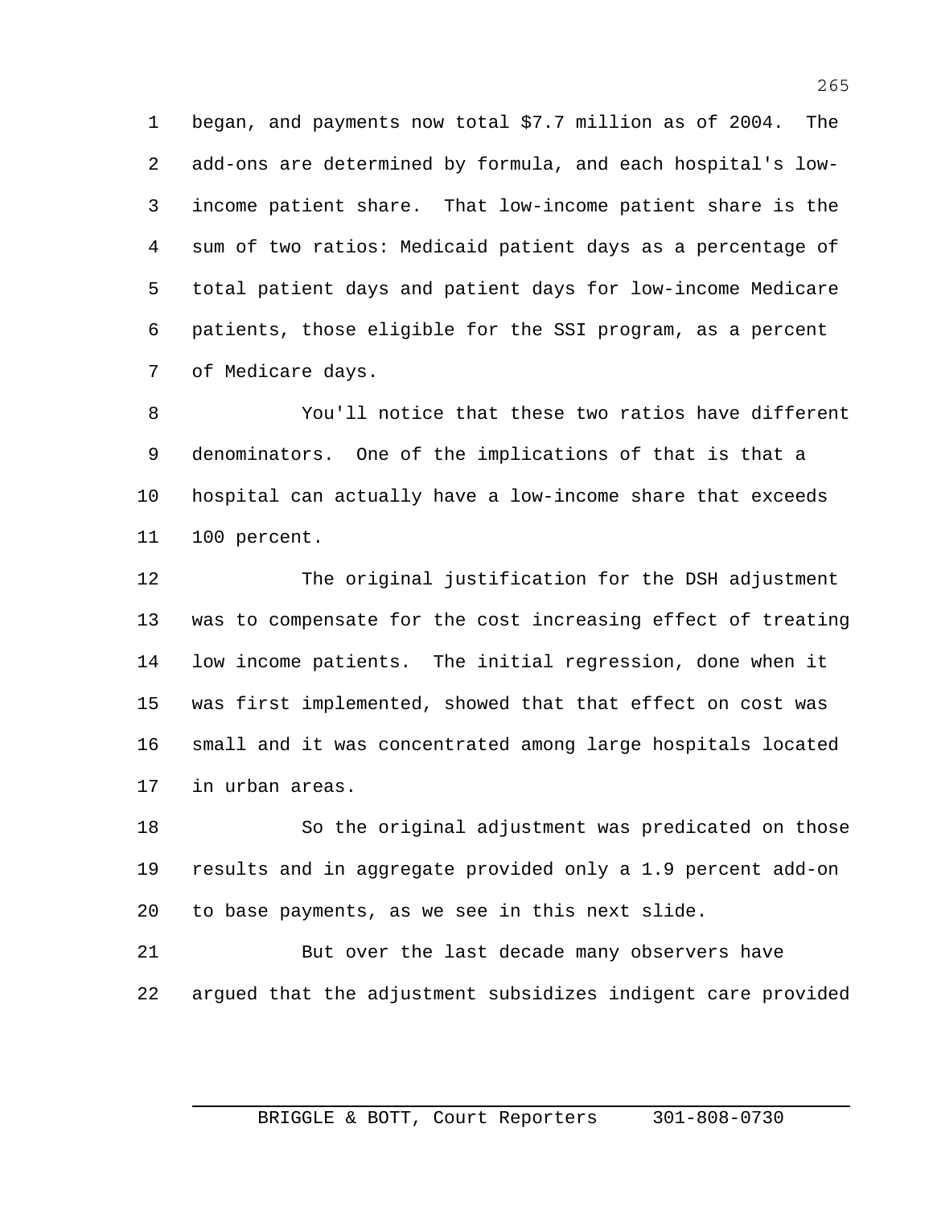began, and payments now total $7.7 million as of 2004. The add-ons are determined by formula, and each hospital's low-income patient share. That low-income patient share is the sum of two ratios: Medicaid patient days as a percentage of total patient days and patient days for low-income Medicare patients, those eligible for the SSI program, as a percent of Medicare days.

You'll notice that these two ratios have different denominators. One of the implications of that is that a hospital can actually have a low-income share that exceeds 100 percent.

The original justification for the DSH adjustment was to compensate for the cost increasing effect of treating low income patients. The initial regression, done when it was first implemented, showed that that effect on cost was small and it was concentrated among large hospitals located in urban areas.

So the original adjustment was predicated on those results and in aggregate provided only a 1.9 percent add-on to base payments, as we see in this next slide.

But over the last decade many observers have argued that the adjustment subsidizes indigent care provided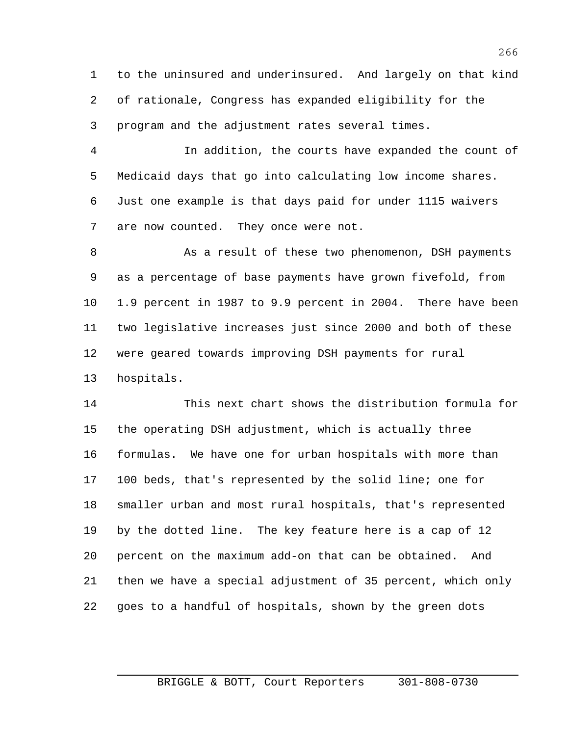to the uninsured and underinsured. And largely on that kind of rationale, Congress has expanded eligibility for the program and the adjustment rates several times.

In addition, the courts have expanded the count of Medicaid days that go into calculating low income shares. Just one example is that days paid for under 1115 waivers are now counted. They once were not.

As a result of these two phenomenon, DSH payments as a percentage of base payments have grown fivefold, from 1.9 percent in 1987 to 9.9 percent in 2004. There have been two legislative increases just since 2000 and both of these were geared towards improving DSH payments for rural hospitals.

This next chart shows the distribution formula for the operating DSH adjustment, which is actually three formulas. We have one for urban hospitals with more than 100 beds, that's represented by the solid line; one for smaller urban and most rural hospitals, that's represented by the dotted line. The key feature here is a cap of 12 percent on the maximum add-on that can be obtained. And then we have a special adjustment of 35 percent, which only goes to a handful of hospitals, shown by the green dots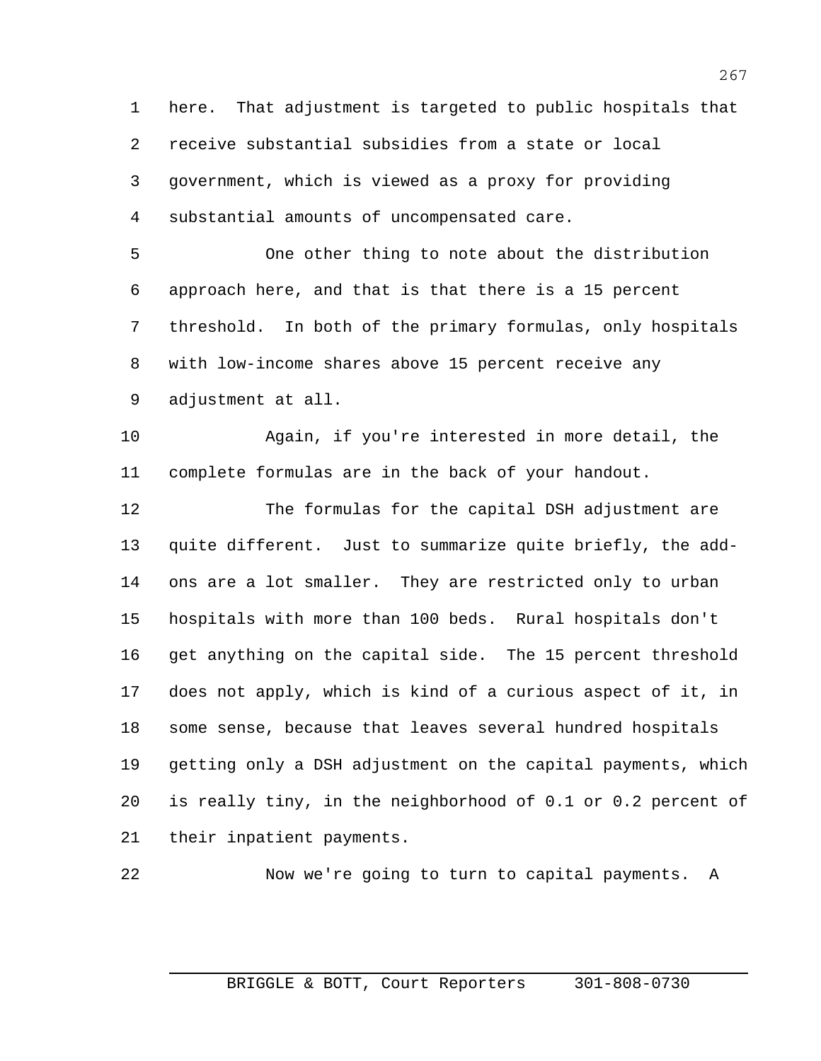here. That adjustment is targeted to public hospitals that receive substantial subsidies from a state or local government, which is viewed as a proxy for providing substantial amounts of uncompensated care.

One other thing to note about the distribution approach here, and that is that there is a 15 percent threshold. In both of the primary formulas, only hospitals with low-income shares above 15 percent receive any adjustment at all.

Again, if you're interested in more detail, the complete formulas are in the back of your handout.

The formulas for the capital DSH adjustment are quite different. Just to summarize quite briefly, the add-ons are a lot smaller. They are restricted only to urban hospitals with more than 100 beds. Rural hospitals don't get anything on the capital side. The 15 percent threshold does not apply, which is kind of a curious aspect of it, in some sense, because that leaves several hundred hospitals getting only a DSH adjustment on the capital payments, which is really tiny, in the neighborhood of 0.1 or 0.2 percent of their inpatient payments.

Now we're going to turn to capital payments. A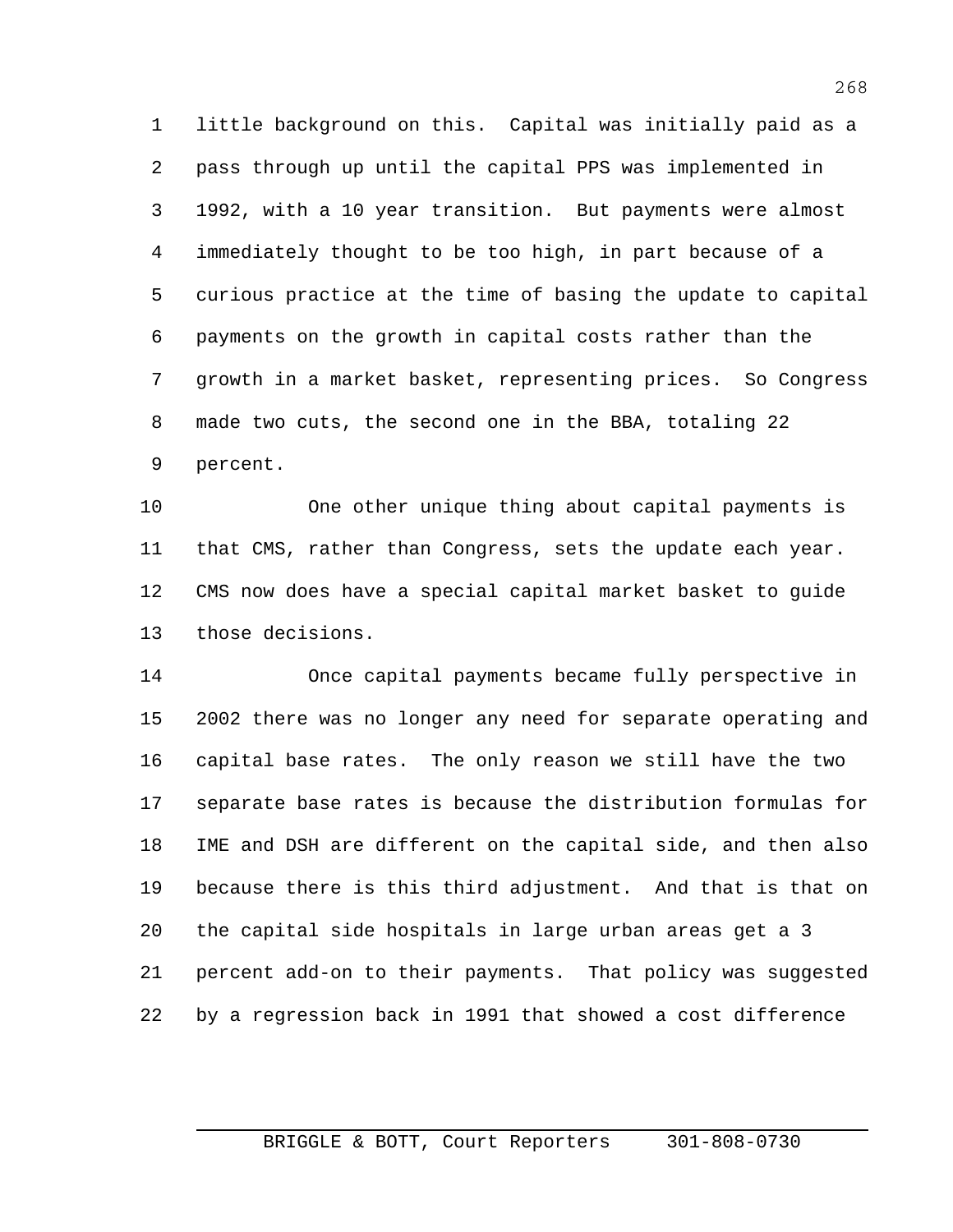little background on this. Capital was initially paid as a pass through up until the capital PPS was implemented in 1992, with a 10 year transition. But payments were almost immediately thought to be too high, in part because of a curious practice at the time of basing the update to capital payments on the growth in capital costs rather than the growth in a market basket, representing prices. So Congress made two cuts, the second one in the BBA, totaling 22 percent.

One other unique thing about capital payments is that CMS, rather than Congress, sets the update each year. CMS now does have a special capital market basket to guide those decisions.

Once capital payments became fully perspective in 2002 there was no longer any need for separate operating and capital base rates. The only reason we still have the two separate base rates is because the distribution formulas for IME and DSH are different on the capital side, and then also because there is this third adjustment. And that is that on the capital side hospitals in large urban areas get a 3 percent add-on to their payments. That policy was suggested by a regression back in 1991 that showed a cost difference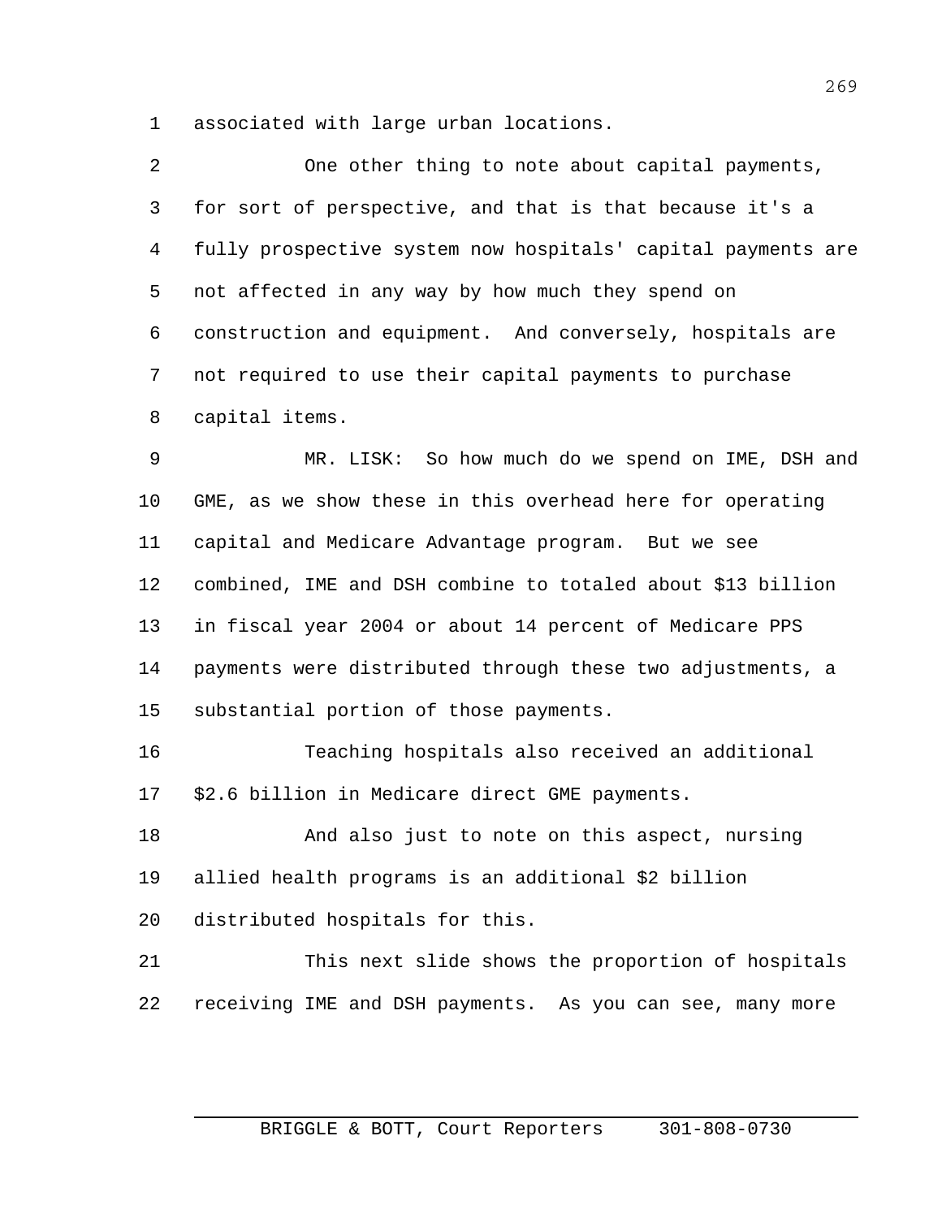associated with large urban locations.

One other thing to note about capital payments, for sort of perspective, and that is that because it's a fully prospective system now hospitals' capital payments are not affected in any way by how much they spend on construction and equipment. And conversely, hospitals are not required to use their capital payments to purchase capital items.

MR. LISK: So how much do we spend on IME, DSH and GME, as we show these in this overhead here for operating capital and Medicare Advantage program. But we see combined, IME and DSH combine to totaled about $13 billion in fiscal year 2004 or about 14 percent of Medicare PPS payments were distributed through these two adjustments, a substantial portion of those payments.

Teaching hospitals also received an additional $2.6 billion in Medicare direct GME payments.

And also just to note on this aspect, nursing allied health programs is an additional $2 billion distributed hospitals for this.

This next slide shows the proportion of hospitals receiving IME and DSH payments. As you can see, many more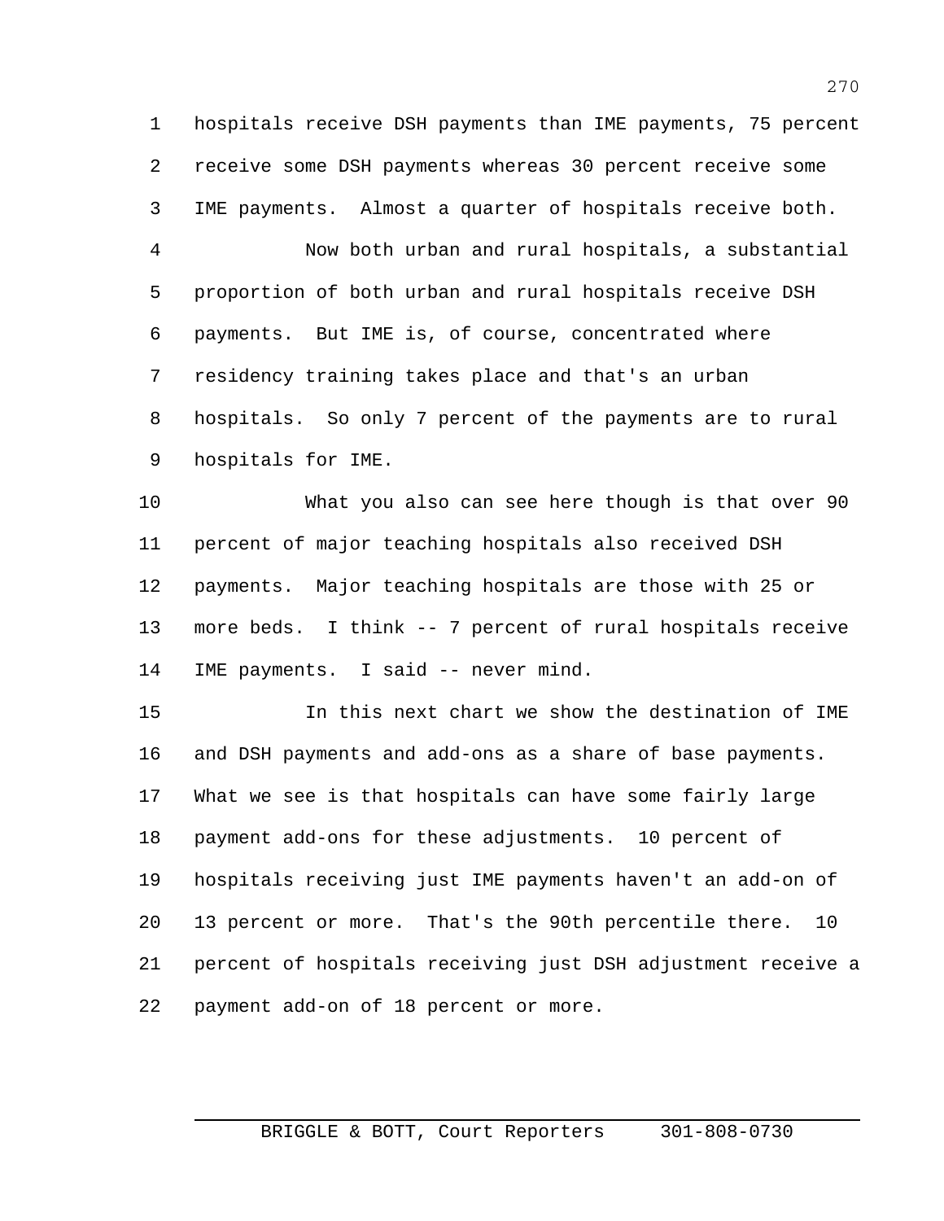hospitals receive DSH payments than IME payments, 75 percent receive some DSH payments whereas 30 percent receive some IME payments. Almost a quarter of hospitals receive both.

Now both urban and rural hospitals, a substantial proportion of both urban and rural hospitals receive DSH payments. But IME is, of course, concentrated where residency training takes place and that's an urban hospitals. So only 7 percent of the payments are to rural hospitals for IME.

What you also can see here though is that over 90 percent of major teaching hospitals also received DSH payments. Major teaching hospitals are those with 25 or more beds. I think -- 7 percent of rural hospitals receive IME payments. I said -- never mind.

In this next chart we show the destination of IME and DSH payments and add-ons as a share of base payments. What we see is that hospitals can have some fairly large payment add-ons for these adjustments. 10 percent of hospitals receiving just IME payments haven't an add-on of 13 percent or more. That's the 90th percentile there. 10 percent of hospitals receiving just DSH adjustment receive a payment add-on of 18 percent or more.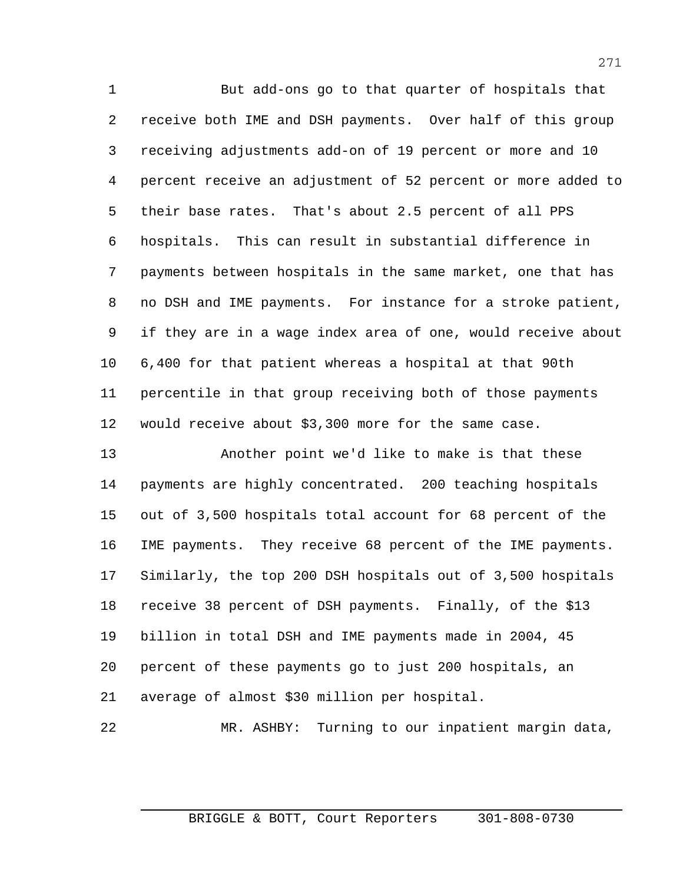But add-ons go to that quarter of hospitals that receive both IME and DSH payments. Over half of this group receiving adjustments add-on of 19 percent or more and 10 percent receive an adjustment of 52 percent or more added to their base rates. That's about 2.5 percent of all PPS hospitals. This can result in substantial difference in payments between hospitals in the same market, one that has no DSH and IME payments. For instance for a stroke patient, if they are in a wage index area of one, would receive about 6,400 for that patient whereas a hospital at that 90th percentile in that group receiving both of those payments would receive about $3,300 more for the same case.

Another point we'd like to make is that these payments are highly concentrated. 200 teaching hospitals out of 3,500 hospitals total account for 68 percent of the IME payments. They receive 68 percent of the IME payments. Similarly, the top 200 DSH hospitals out of 3,500 hospitals receive 38 percent of DSH payments. Finally, of the $13 billion in total DSH and IME payments made in 2004, 45 percent of these payments go to just 200 hospitals, an average of almost $30 million per hospital.

MR. ASHBY: Turning to our inpatient margin data,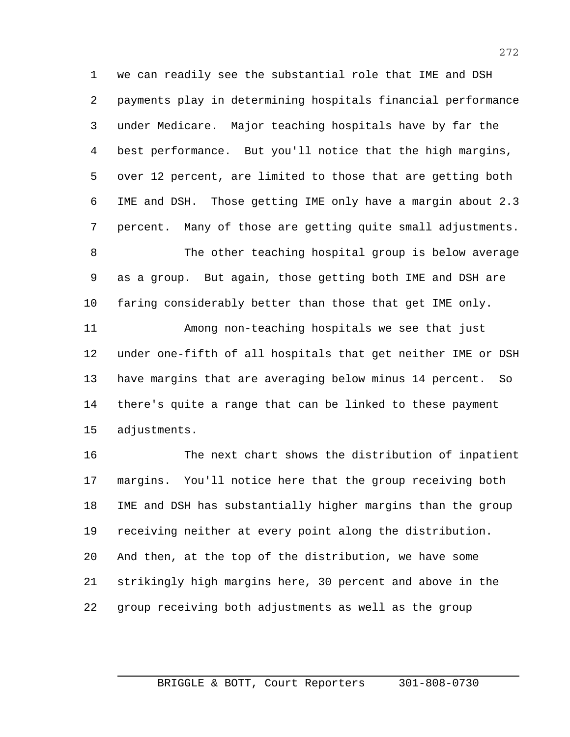we can readily see the substantial role that IME and DSH payments play in determining hospitals financial performance under Medicare. Major teaching hospitals have by far the best performance. But you'll notice that the high margins, over 12 percent, are limited to those that are getting both IME and DSH. Those getting IME only have a margin about 2.3 percent. Many of those are getting quite small adjustments.

The other teaching hospital group is below average as a group. But again, those getting both IME and DSH are faring considerably better than those that get IME only.

Among non-teaching hospitals we see that just under one-fifth of all hospitals that get neither IME or DSH have margins that are averaging below minus 14 percent. So there's quite a range that can be linked to these payment adjustments.

The next chart shows the distribution of inpatient margins. You'll notice here that the group receiving both IME and DSH has substantially higher margins than the group receiving neither at every point along the distribution. And then, at the top of the distribution, we have some strikingly high margins here, 30 percent and above in the group receiving both adjustments as well as the group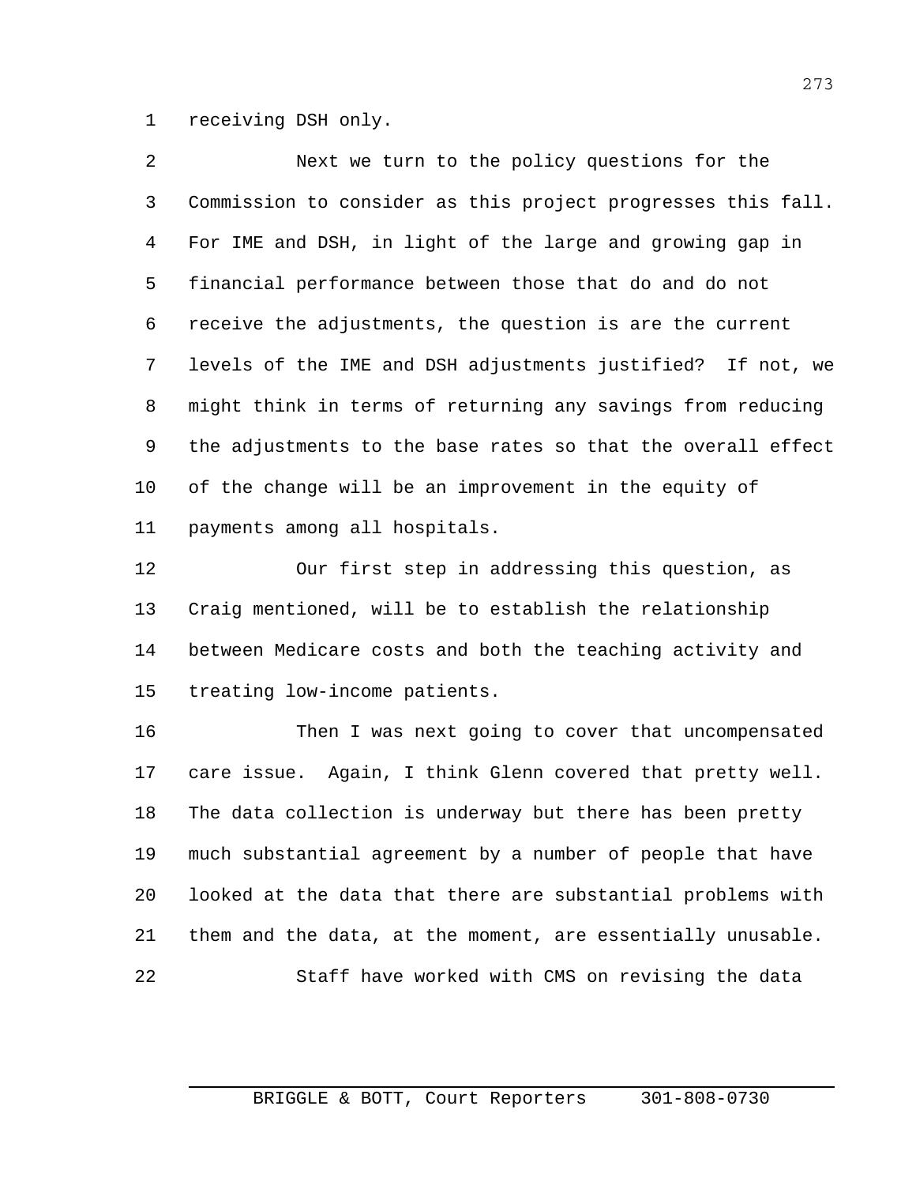receiving DSH only.

Next we turn to the policy questions for the Commission to consider as this project progresses this fall. For IME and DSH, in light of the large and growing gap in financial performance between those that do and do not receive the adjustments, the question is are the current levels of the IME and DSH adjustments justified? If not, we might think in terms of returning any savings from reducing the adjustments to the base rates so that the overall effect of the change will be an improvement in the equity of payments among all hospitals.

Our first step in addressing this question, as Craig mentioned, will be to establish the relationship between Medicare costs and both the teaching activity and treating low-income patients.

Then I was next going to cover that uncompensated care issue. Again, I think Glenn covered that pretty well. The data collection is underway but there has been pretty much substantial agreement by a number of people that have looked at the data that there are substantial problems with them and the data, at the moment, are essentially unusable.

Staff have worked with CMS on revising the data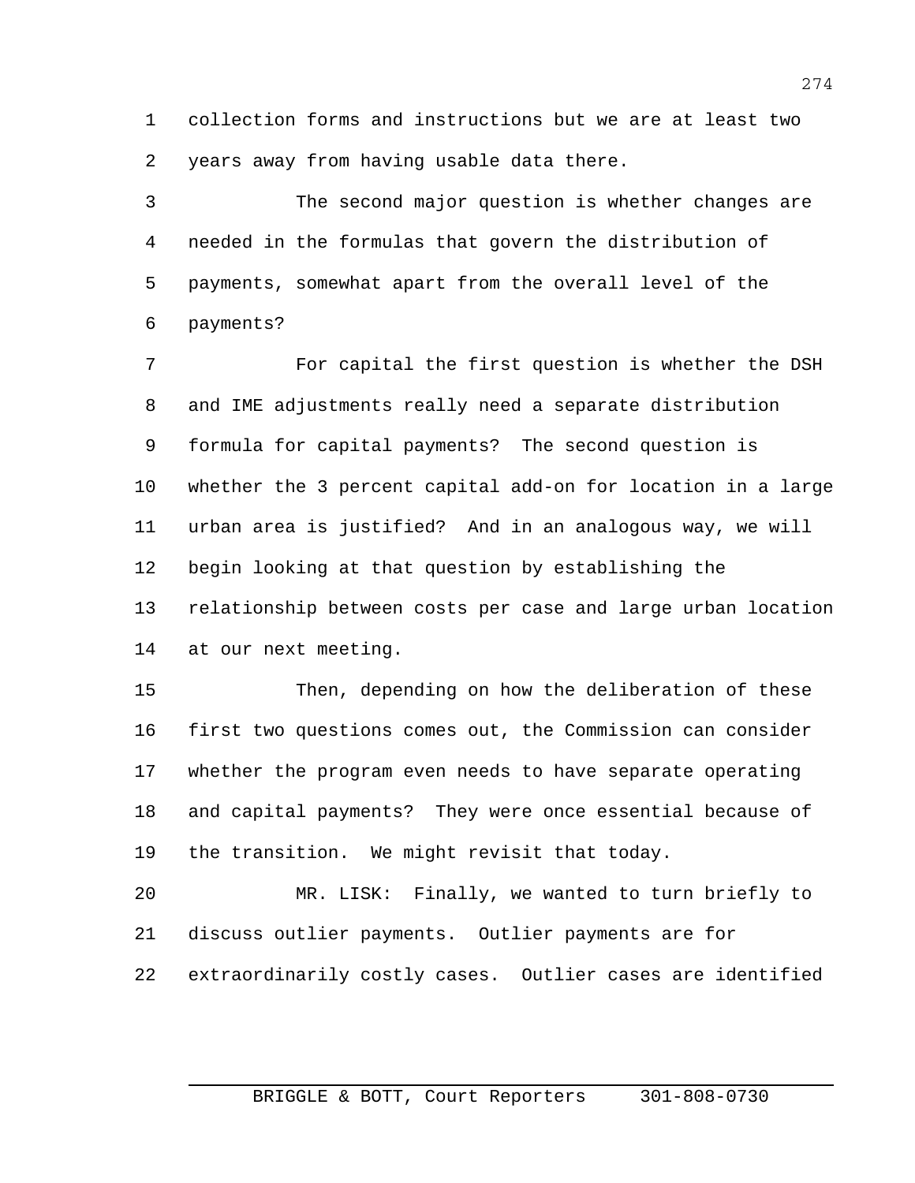collection forms and instructions but we are at least two years away from having usable data there.

The second major question is whether changes are needed in the formulas that govern the distribution of payments, somewhat apart from the overall level of the payments?

For capital the first question is whether the DSH and IME adjustments really need a separate distribution formula for capital payments? The second question is whether the 3 percent capital add-on for location in a large urban area is justified? And in an analogous way, we will begin looking at that question by establishing the relationship between costs per case and large urban location at our next meeting.

Then, depending on how the deliberation of these first two questions comes out, the Commission can consider whether the program even needs to have separate operating and capital payments? They were once essential because of the transition. We might revisit that today.

MR. LISK: Finally, we wanted to turn briefly to discuss outlier payments. Outlier payments are for extraordinarily costly cases. Outlier cases are identified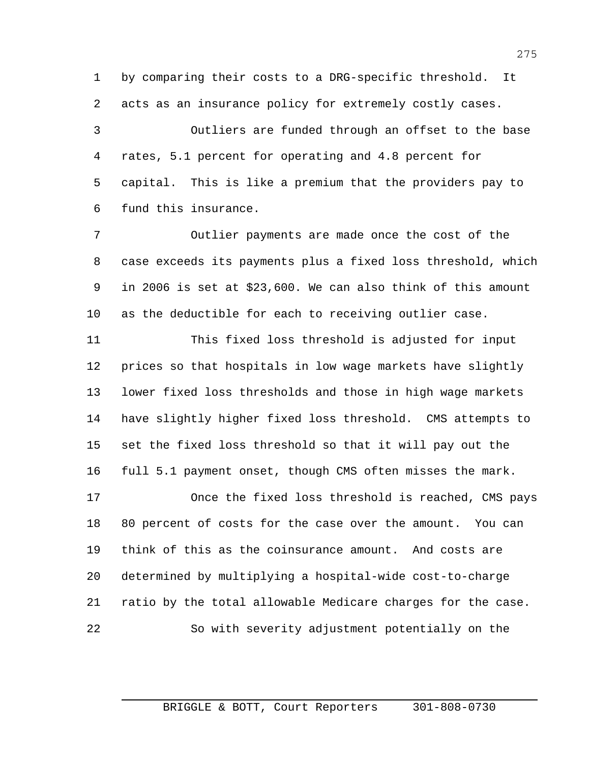by comparing their costs to a DRG-specific threshold. It acts as an insurance policy for extremely costly cases.

Outliers are funded through an offset to the base rates, 5.1 percent for operating and 4.8 percent for capital. This is like a premium that the providers pay to fund this insurance.

Outlier payments are made once the cost of the case exceeds its payments plus a fixed loss threshold, which in 2006 is set at $23,600. We can also think of this amount as the deductible for each to receiving outlier case.

This fixed loss threshold is adjusted for input prices so that hospitals in low wage markets have slightly lower fixed loss thresholds and those in high wage markets have slightly higher fixed loss threshold. CMS attempts to set the fixed loss threshold so that it will pay out the full 5.1 payment onset, though CMS often misses the mark.

Once the fixed loss threshold is reached, CMS pays 80 percent of costs for the case over the amount. You can think of this as the coinsurance amount. And costs are determined by multiplying a hospital-wide cost-to-charge ratio by the total allowable Medicare charges for the case.

So with severity adjustment potentially on the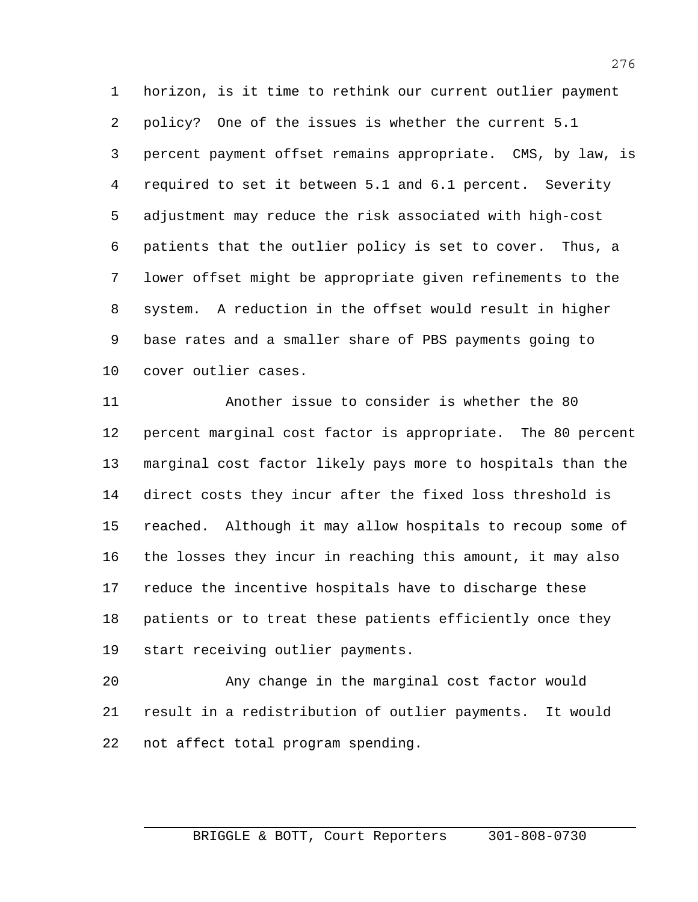horizon, is it time to rethink our current outlier payment policy? One of the issues is whether the current 5.1 percent payment offset remains appropriate. CMS, by law, is required to set it between 5.1 and 6.1 percent. Severity adjustment may reduce the risk associated with high-cost patients that the outlier policy is set to cover. Thus, a lower offset might be appropriate given refinements to the system. A reduction in the offset would result in higher base rates and a smaller share of PBS payments going to cover outlier cases.

Another issue to consider is whether the 80 percent marginal cost factor is appropriate. The 80 percent marginal cost factor likely pays more to hospitals than the direct costs they incur after the fixed loss threshold is reached. Although it may allow hospitals to recoup some of the losses they incur in reaching this amount, it may also reduce the incentive hospitals have to discharge these patients or to treat these patients efficiently once they start receiving outlier payments.

Any change in the marginal cost factor would result in a redistribution of outlier payments. It would not affect total program spending.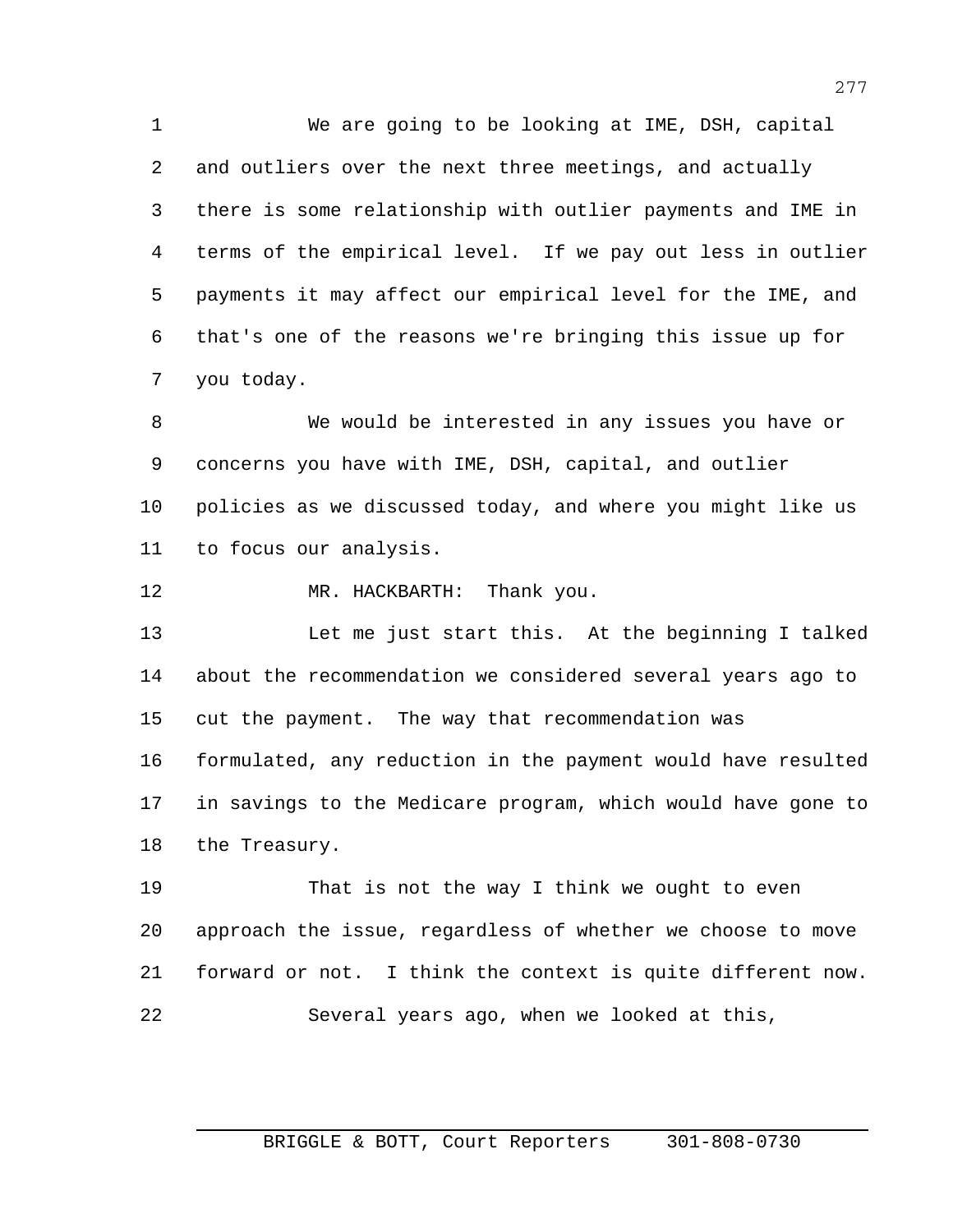We are going to be looking at IME, DSH, capital and outliers over the next three meetings, and actually there is some relationship with outlier payments and IME in terms of the empirical level. If we pay out less in outlier payments it may affect our empirical level for the IME, and that's one of the reasons we're bringing this issue up for you today.

We would be interested in any issues you have or concerns you have with IME, DSH, capital, and outlier policies as we discussed today, and where you might like us to focus our analysis.

MR. HACKBARTH: Thank you.

Let me just start this. At the beginning I talked about the recommendation we considered several years ago to cut the payment. The way that recommendation was formulated, any reduction in the payment would have resulted in savings to the Medicare program, which would have gone to the Treasury.

That is not the way I think we ought to even approach the issue, regardless of whether we choose to move forward or not. I think the context is quite different now.

Several years ago, when we looked at this,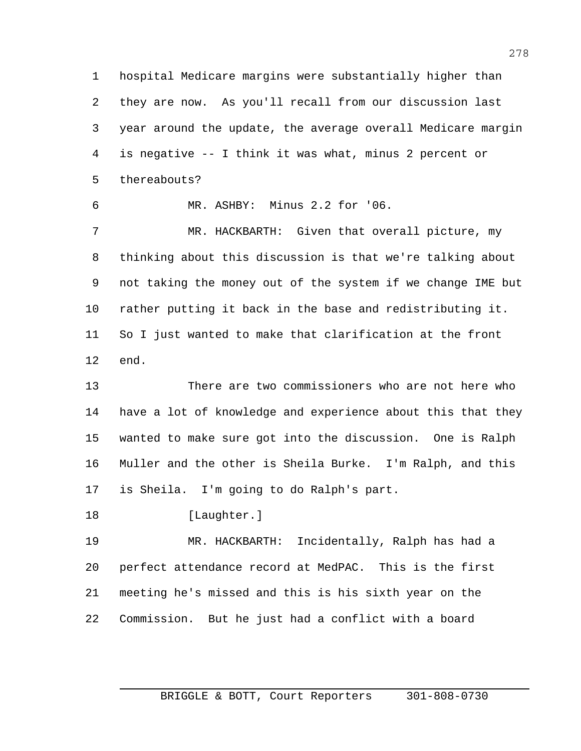hospital Medicare margins were substantially higher than they are now. As you'll recall from our discussion last year around the update, the average overall Medicare margin is negative -- I think it was what, minus 2 percent or thereabouts?

MR. ASHBY: Minus 2.2 for '06.

MR. HACKBARTH: Given that overall picture, my thinking about this discussion is that we're talking about not taking the money out of the system if we change IME but rather putting it back in the base and redistributing it. So I just wanted to make that clarification at the front end.

There are two commissioners who are not here who have a lot of knowledge and experience about this that they wanted to make sure got into the discussion. One is Ralph Muller and the other is Sheila Burke. I'm Ralph, and this is Sheila. I'm going to do Ralph's part.

[Laughter.]

MR. HACKBARTH: Incidentally, Ralph has had a perfect attendance record at MedPAC. This is the first meeting he's missed and this is his sixth year on the Commission. But he just had a conflict with a board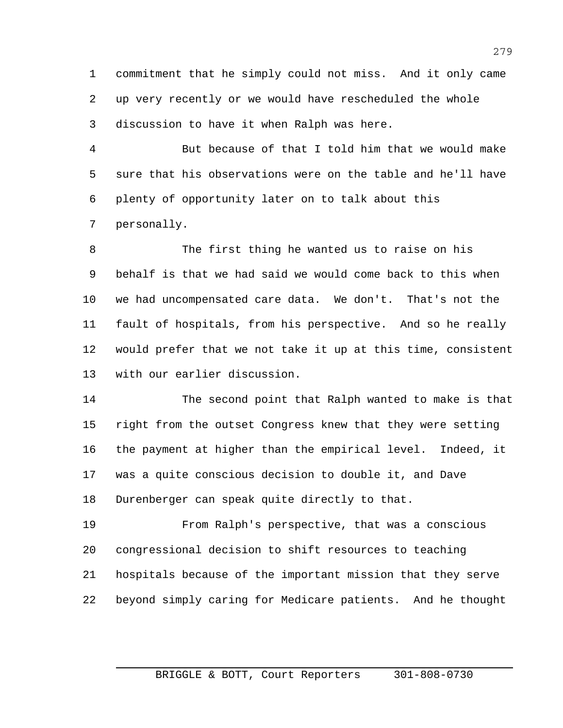commitment that he simply could not miss. And it only came up very recently or we would have rescheduled the whole discussion to have it when Ralph was here.

But because of that I told him that we would make sure that his observations were on the table and he'll have plenty of opportunity later on to talk about this personally.

The first thing he wanted us to raise on his behalf is that we had said we would come back to this when we had uncompensated care data. We don't. That's not the fault of hospitals, from his perspective. And so he really would prefer that we not take it up at this time, consistent with our earlier discussion.

The second point that Ralph wanted to make is that right from the outset Congress knew that they were setting the payment at higher than the empirical level. Indeed, it was a quite conscious decision to double it, and Dave Durenberger can speak quite directly to that.

From Ralph's perspective, that was a conscious congressional decision to shift resources to teaching hospitals because of the important mission that they serve beyond simply caring for Medicare patients. And he thought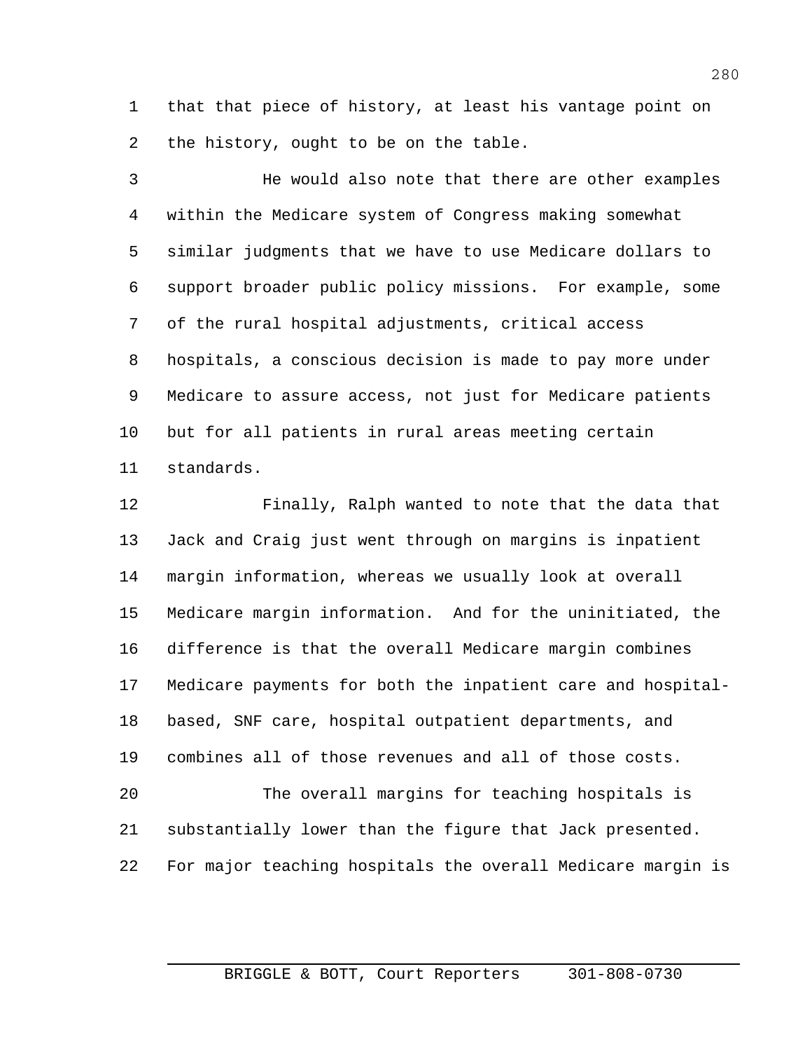that that piece of history, at least his vantage point on the history, ought to be on the table.

He would also note that there are other examples within the Medicare system of Congress making somewhat similar judgments that we have to use Medicare dollars to support broader public policy missions. For example, some of the rural hospital adjustments, critical access hospitals, a conscious decision is made to pay more under Medicare to assure access, not just for Medicare patients but for all patients in rural areas meeting certain standards.

Finally, Ralph wanted to note that the data that Jack and Craig just went through on margins is inpatient margin information, whereas we usually look at overall Medicare margin information. And for the uninitiated, the difference is that the overall Medicare margin combines Medicare payments for both the inpatient care and hospital-based, SNF care, hospital outpatient departments, and combines all of those revenues and all of those costs.

The overall margins for teaching hospitals is substantially lower than the figure that Jack presented. For major teaching hospitals the overall Medicare margin is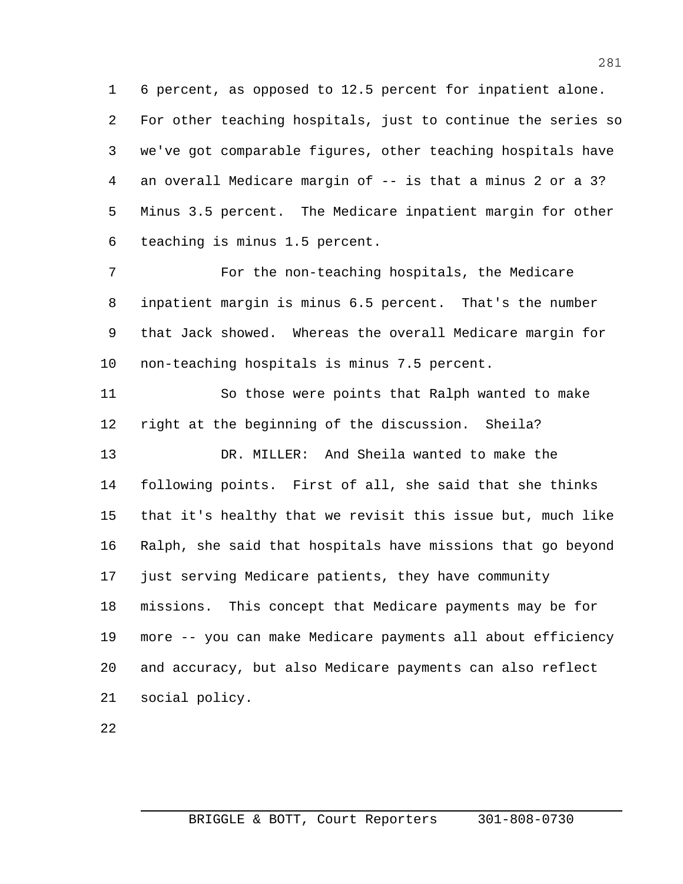6 percent, as opposed to 12.5 percent for inpatient alone. For other teaching hospitals, just to continue the series so we've got comparable figures, other teaching hospitals have an overall Medicare margin of -- is that a minus 2 or a 3? Minus 3.5 percent. The Medicare inpatient margin for other teaching is minus 1.5 percent.

For the non-teaching hospitals, the Medicare inpatient margin is minus 6.5 percent. That's the number that Jack showed. Whereas the overall Medicare margin for non-teaching hospitals is minus 7.5 percent.

So those were points that Ralph wanted to make right at the beginning of the discussion. Sheila?

DR. MILLER: And Sheila wanted to make the following points. First of all, she said that she thinks that it's healthy that we revisit this issue but, much like Ralph, she said that hospitals have missions that go beyond just serving Medicare patients, they have community missions. This concept that Medicare payments may be for more -- you can make Medicare payments all about efficiency and accuracy, but also Medicare payments can also reflect social policy.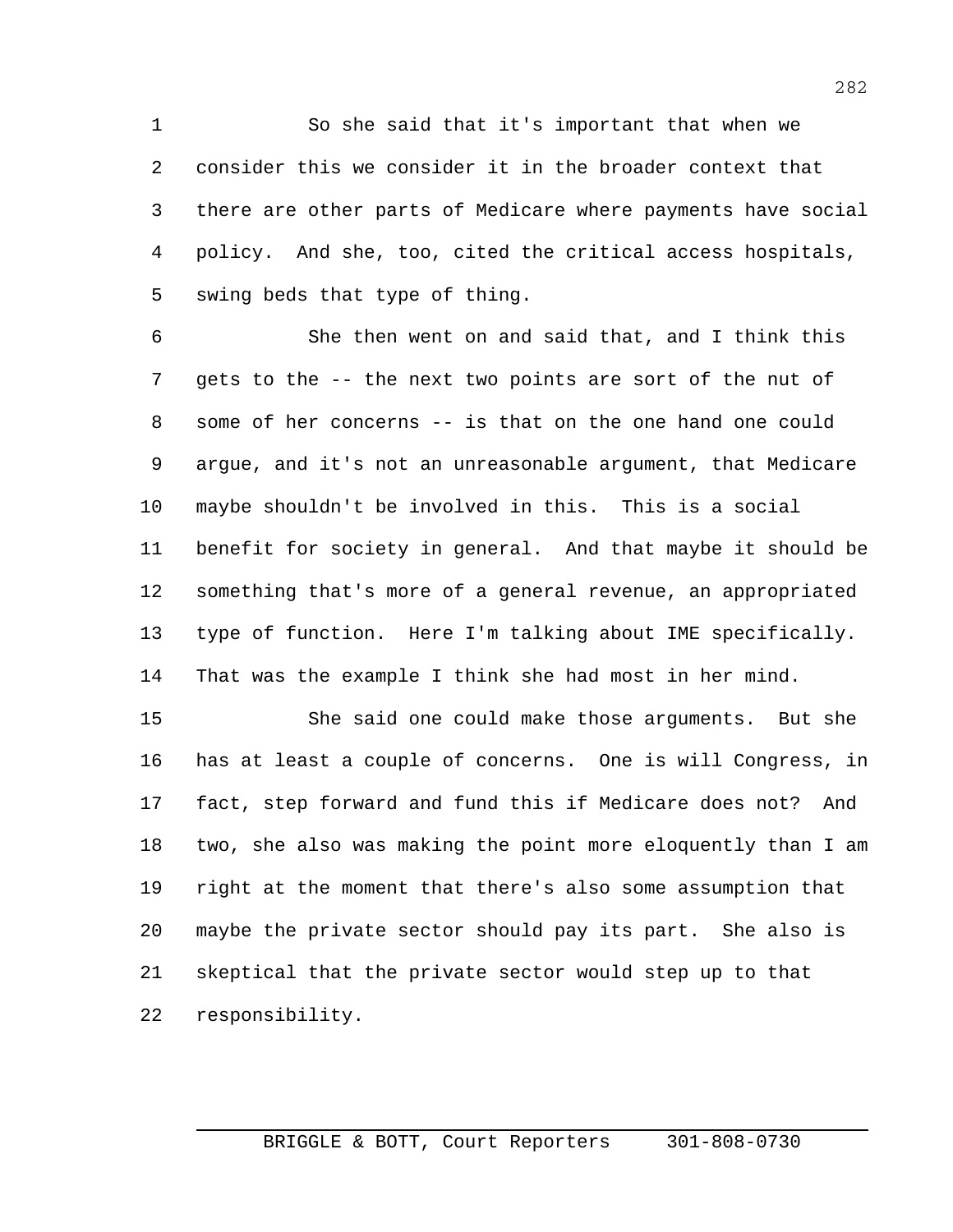So she said that it's important that when we consider this we consider it in the broader context that there are other parts of Medicare where payments have social policy. And she, too, cited the critical access hospitals, swing beds that type of thing.

She then went on and said that, and I think this gets to the -- the next two points are sort of the nut of some of her concerns -- is that on the one hand one could argue, and it's not an unreasonable argument, that Medicare maybe shouldn't be involved in this. This is a social benefit for society in general. And that maybe it should be something that's more of a general revenue, an appropriated type of function. Here I'm talking about IME specifically. That was the example I think she had most in her mind.

She said one could make those arguments. But she has at least a couple of concerns. One is will Congress, in fact, step forward and fund this if Medicare does not? And two, she also was making the point more eloquently than I am right at the moment that there's also some assumption that maybe the private sector should pay its part. She also is skeptical that the private sector would step up to that responsibility.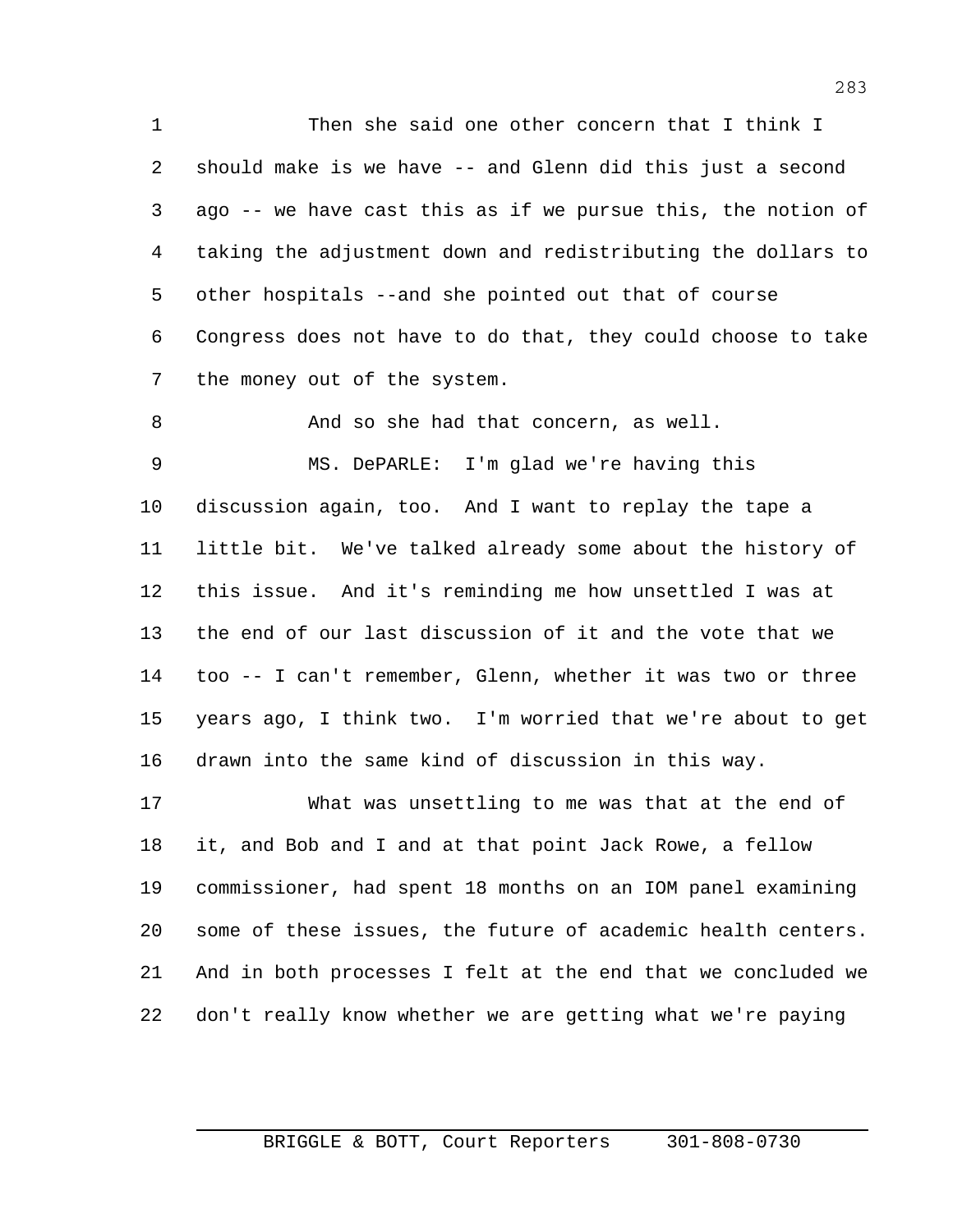Then she said one other concern that I think I should make is we have -- and Glenn did this just a second ago -- we have cast this as if we pursue this, the notion of taking the adjustment down and redistributing the dollars to other hospitals --and she pointed out that of course Congress does not have to do that, they could choose to take the money out of the system.

And so she had that concern, as well.

MS. DePARLE: I'm glad we're having this discussion again, too. And I want to replay the tape a little bit. We've talked already some about the history of this issue. And it's reminding me how unsettled I was at the end of our last discussion of it and the vote that we too -- I can't remember, Glenn, whether it was two or three years ago, I think two. I'm worried that we're about to get drawn into the same kind of discussion in this way.

What was unsettling to me was that at the end of it, and Bob and I and at that point Jack Rowe, a fellow commissioner, had spent 18 months on an IOM panel examining some of these issues, the future of academic health centers. And in both processes I felt at the end that we concluded we don't really know whether we are getting what we're paying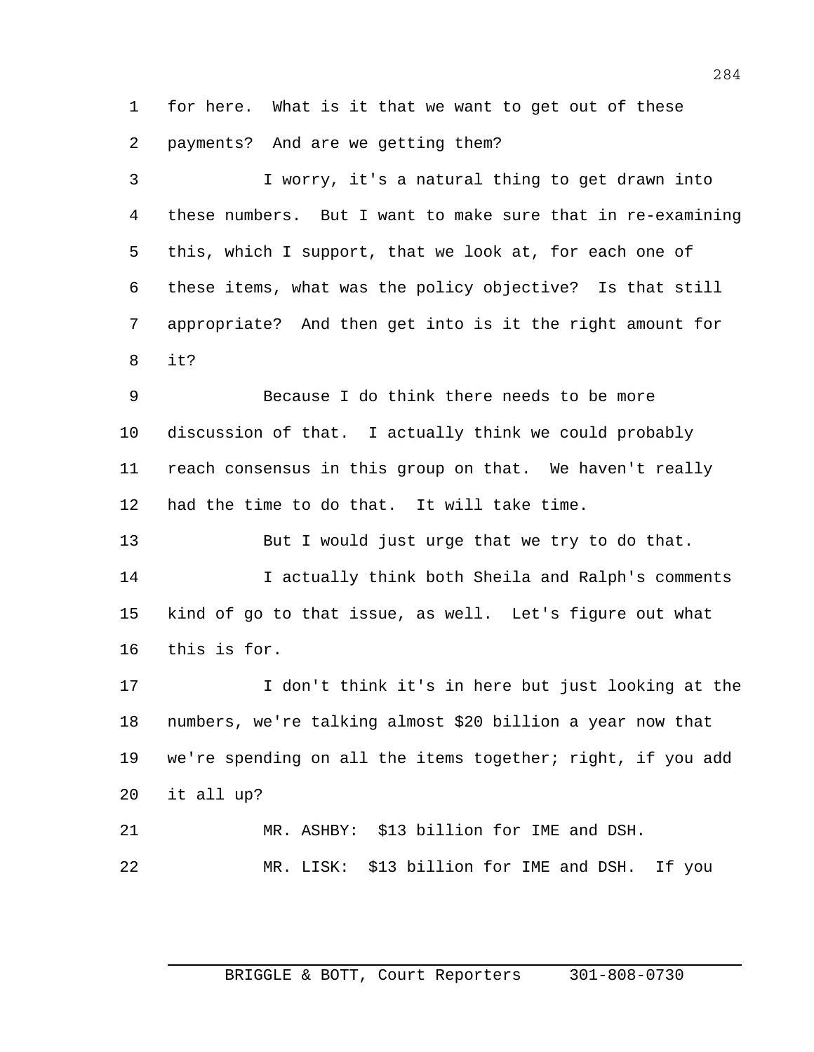for here. What is it that we want to get out of these payments? And are we getting them?

I worry, it's a natural thing to get drawn into these numbers. But I want to make sure that in re-examining this, which I support, that we look at, for each one of these items, what was the policy objective? Is that still appropriate? And then get into is it the right amount for it?

Because I do think there needs to be more discussion of that. I actually think we could probably reach consensus in this group on that. We haven't really had the time to do that. It will take time.

But I would just urge that we try to do that.

I actually think both Sheila and Ralph's comments kind of go to that issue, as well. Let's figure out what this is for.

I don't think it's in here but just looking at the numbers, we're talking almost $20 billion a year now that we're spending on all the items together; right, if you add it all up?

MR. ASHBY: $13 billion for IME and DSH.

MR. LISK: $13 billion for IME and DSH. If you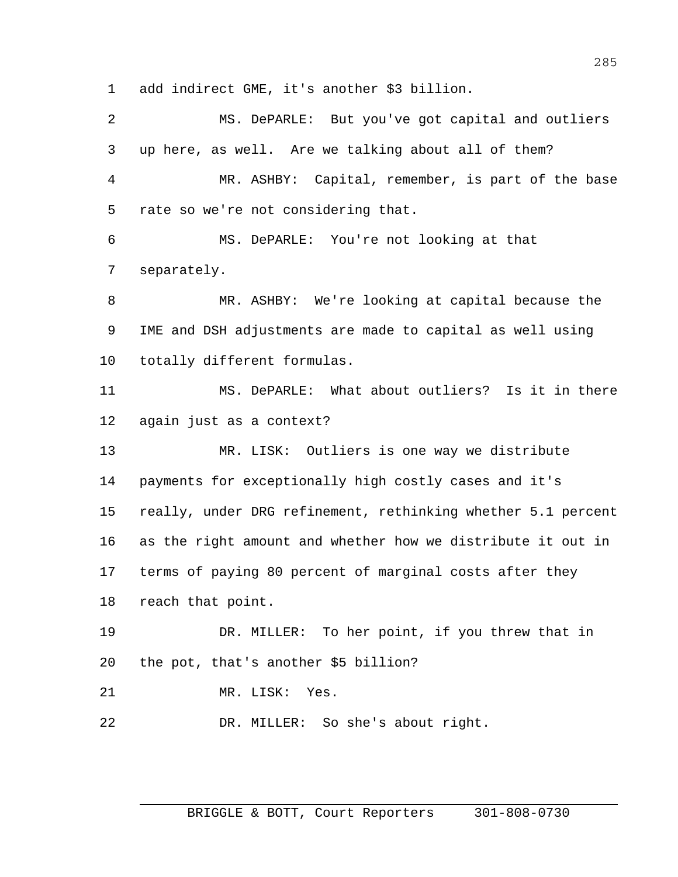add indirect GME, it's another $3 billion.

MS. DePARLE: But you've got capital and outliers up here, as well. Are we talking about all of them?

MR. ASHBY: Capital, remember, is part of the base rate so we're not considering that.

MS. DePARLE: You're not looking at that separately.

MR. ASHBY: We're looking at capital because the IME and DSH adjustments are made to capital as well using totally different formulas.

MS. DePARLE: What about outliers? Is it in there again just as a context?

MR. LISK: Outliers is one way we distribute payments for exceptionally high costly cases and it's really, under DRG refinement, rethinking whether 5.1 percent as the right amount and whether how we distribute it out in terms of paying 80 percent of marginal costs after they reach that point.

DR. MILLER: To her point, if you threw that in the pot, that's another $5 billion?

MR. LISK: Yes.

DR. MILLER: So she's about right.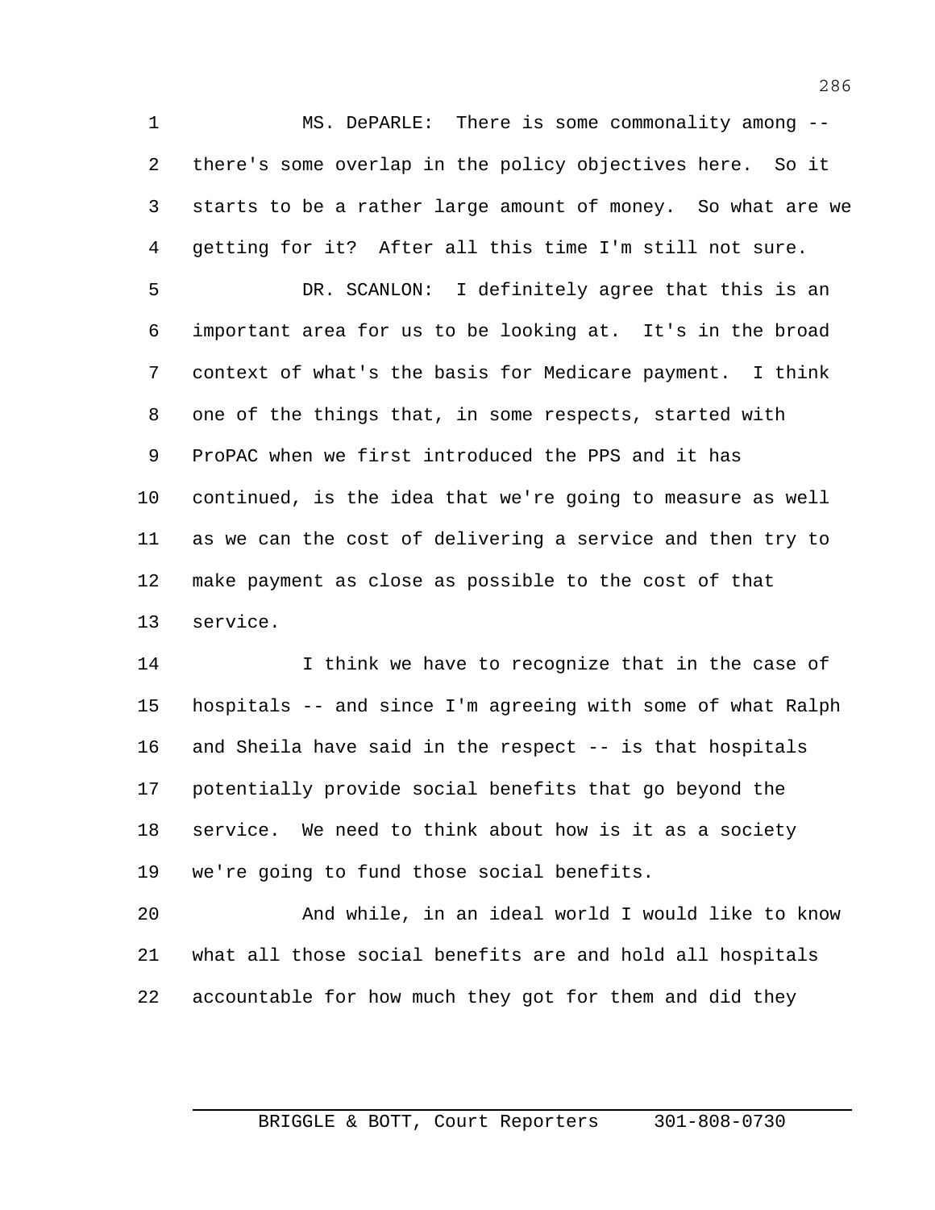MS. DePARLE: There is some commonality among -- there's some overlap in the policy objectives here. So it starts to be a rather large amount of money. So what are we getting for it? After all this time I'm still not sure.

DR. SCANLON: I definitely agree that this is an important area for us to be looking at. It's in the broad context of what's the basis for Medicare payment. I think one of the things that, in some respects, started with ProPAC when we first introduced the PPS and it has continued, is the idea that we're going to measure as well as we can the cost of delivering a service and then try to make payment as close as possible to the cost of that service.

I think we have to recognize that in the case of hospitals -- and since I'm agreeing with some of what Ralph and Sheila have said in the respect -- is that hospitals potentially provide social benefits that go beyond the service. We need to think about how is it as a society we're going to fund those social benefits.

And while, in an ideal world I would like to know what all those social benefits are and hold all hospitals accountable for how much they got for them and did they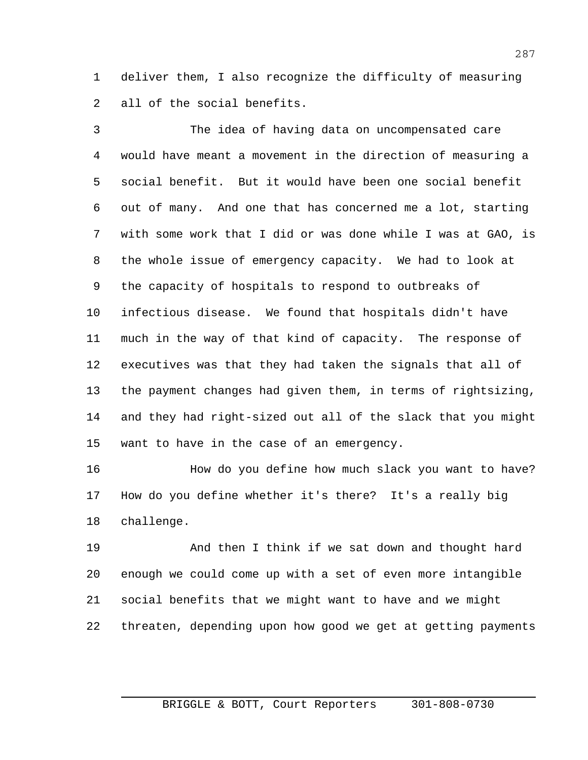deliver them, I also recognize the difficulty of measuring all of the social benefits.

The idea of having data on uncompensated care would have meant a movement in the direction of measuring a social benefit. But it would have been one social benefit out of many. And one that has concerned me a lot, starting with some work that I did or was done while I was at GAO, is the whole issue of emergency capacity. We had to look at the capacity of hospitals to respond to outbreaks of infectious disease. We found that hospitals didn't have much in the way of that kind of capacity. The response of executives was that they had taken the signals that all of the payment changes had given them, in terms of rightsizing, and they had right-sized out all of the slack that you might want to have in the case of an emergency.

How do you define how much slack you want to have? How do you define whether it's there? It's a really big challenge.

And then I think if we sat down and thought hard enough we could come up with a set of even more intangible social benefits that we might want to have and we might threaten, depending upon how good we get at getting payments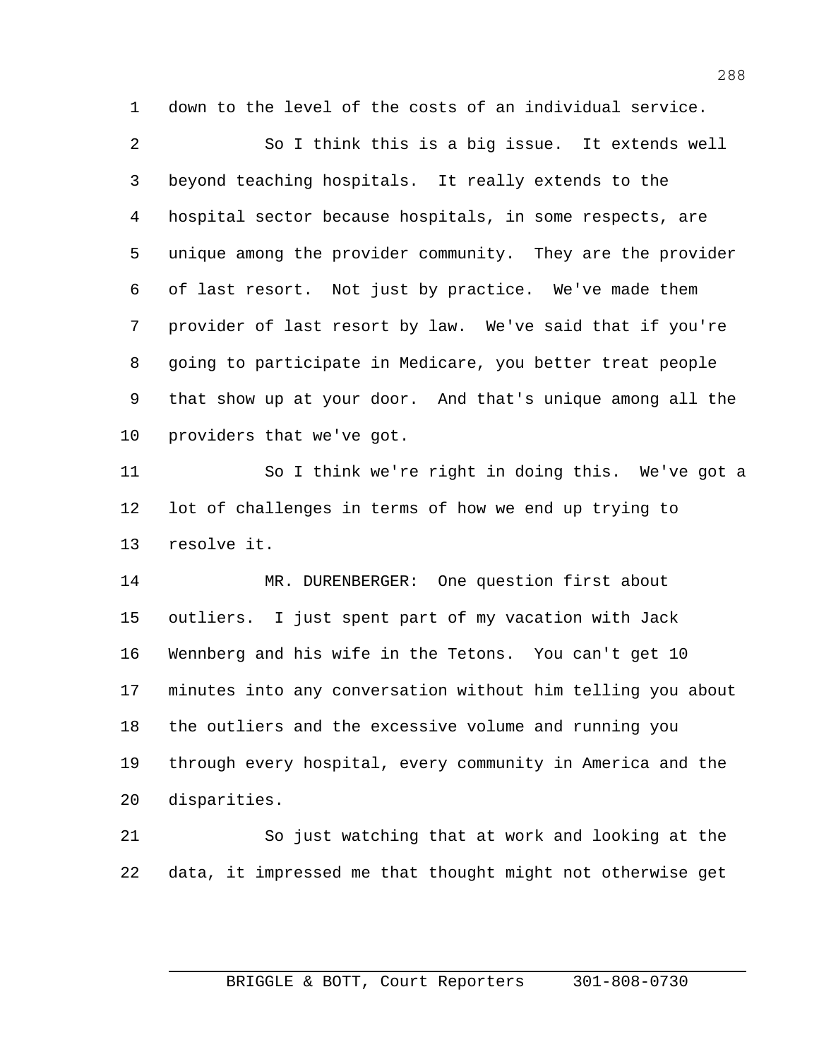down to the level of the costs of an individual service.

So I think this is a big issue. It extends well beyond teaching hospitals. It really extends to the hospital sector because hospitals, in some respects, are unique among the provider community. They are the provider of last resort. Not just by practice. We've made them provider of last resort by law. We've said that if you're going to participate in Medicare, you better treat people that show up at your door. And that's unique among all the providers that we've got.

So I think we're right in doing this. We've got a lot of challenges in terms of how we end up trying to resolve it.

MR. DURENBERGER: One question first about outliers. I just spent part of my vacation with Jack Wennberg and his wife in the Tetons. You can't get 10 minutes into any conversation without him telling you about the outliers and the excessive volume and running you through every hospital, every community in America and the disparities.

So just watching that at work and looking at the data, it impressed me that thought might not otherwise get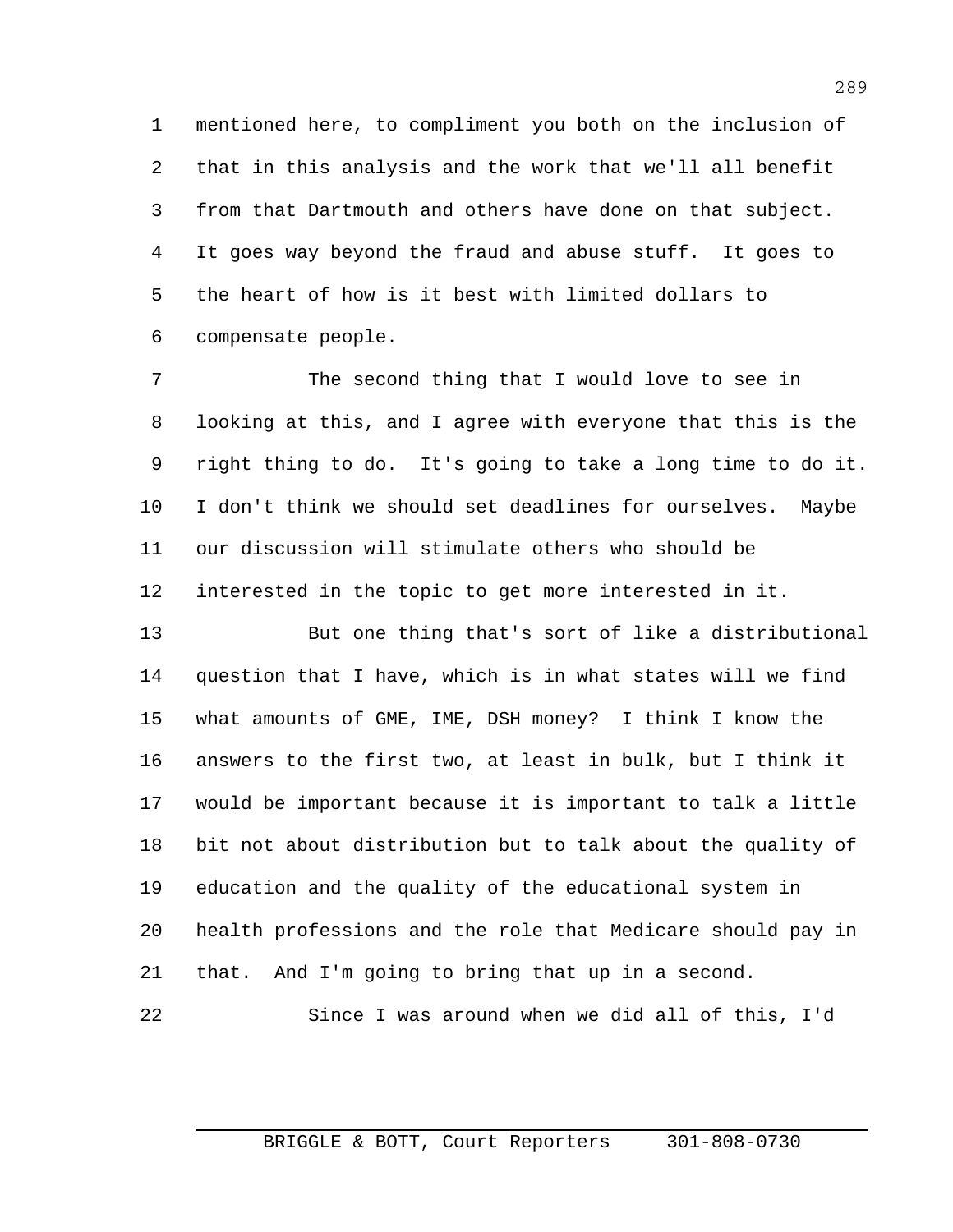mentioned here, to compliment you both on the inclusion of that in this analysis and the work that we'll all benefit from that Dartmouth and others have done on that subject. It goes way beyond the fraud and abuse stuff. It goes to the heart of how is it best with limited dollars to compensate people.

The second thing that I would love to see in looking at this, and I agree with everyone that this is the right thing to do. It's going to take a long time to do it. I don't think we should set deadlines for ourselves. Maybe our discussion will stimulate others who should be interested in the topic to get more interested in it.

But one thing that's sort of like a distributional question that I have, which is in what states will we find what amounts of GME, IME, DSH money? I think I know the answers to the first two, at least in bulk, but I think it would be important because it is important to talk a little bit not about distribution but to talk about the quality of education and the quality of the educational system in health professions and the role that Medicare should pay in that. And I'm going to bring that up in a second.

Since I was around when we did all of this, I'd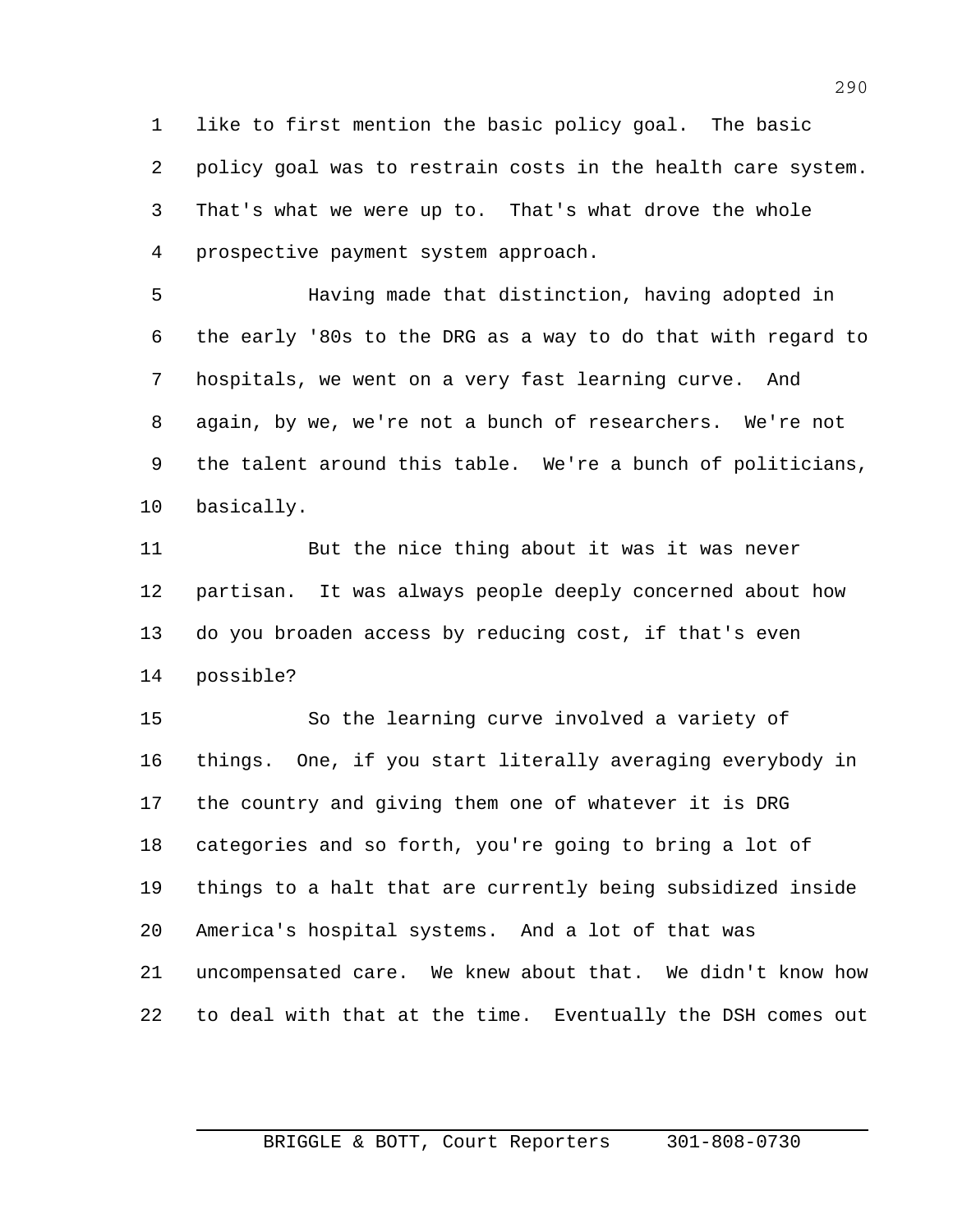like to first mention the basic policy goal. The basic policy goal was to restrain costs in the health care system. That's what we were up to. That's what drove the whole prospective payment system approach.

Having made that distinction, having adopted in the early '80s to the DRG as a way to do that with regard to hospitals, we went on a very fast learning curve. And again, by we, we're not a bunch of researchers. We're not the talent around this table. We're a bunch of politicians, basically.

But the nice thing about it was it was never partisan. It was always people deeply concerned about how do you broaden access by reducing cost, if that's even possible?

So the learning curve involved a variety of things. One, if you start literally averaging everybody in the country and giving them one of whatever it is DRG categories and so forth, you're going to bring a lot of things to a halt that are currently being subsidized inside America's hospital systems. And a lot of that was uncompensated care. We knew about that. We didn't know how to deal with that at the time. Eventually the DSH comes out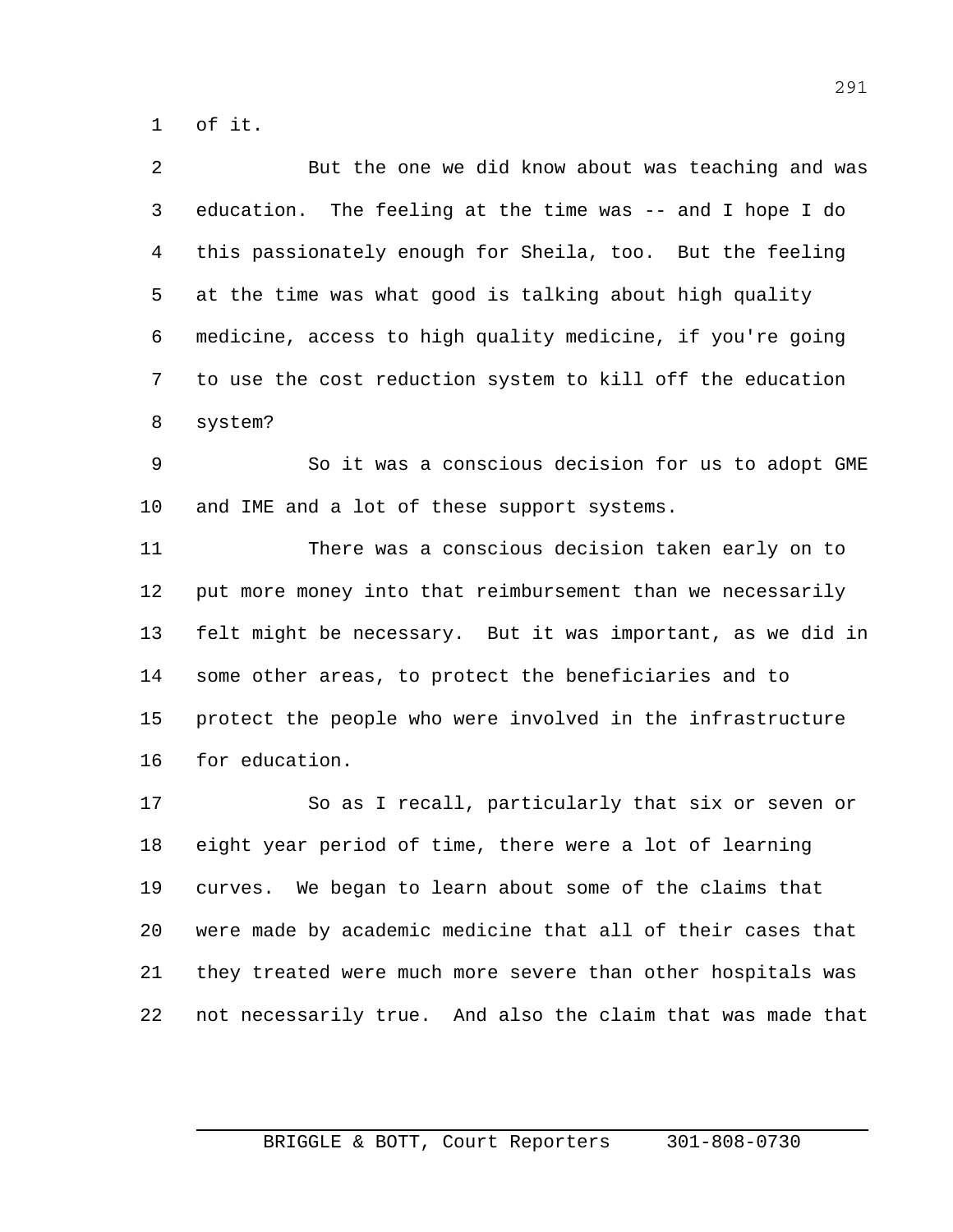of it.

But the one we did know about was teaching and was education. The feeling at the time was -- and I hope I do this passionately enough for Sheila, too. But the feeling at the time was what good is talking about high quality medicine, access to high quality medicine, if you're going to use the cost reduction system to kill off the education system?

So it was a conscious decision for us to adopt GME and IME and a lot of these support systems.

There was a conscious decision taken early on to put more money into that reimbursement than we necessarily felt might be necessary. But it was important, as we did in some other areas, to protect the beneficiaries and to protect the people who were involved in the infrastructure for education.

So as I recall, particularly that six or seven or eight year period of time, there were a lot of learning curves. We began to learn about some of the claims that were made by academic medicine that all of their cases that they treated were much more severe than other hospitals was not necessarily true. And also the claim that was made that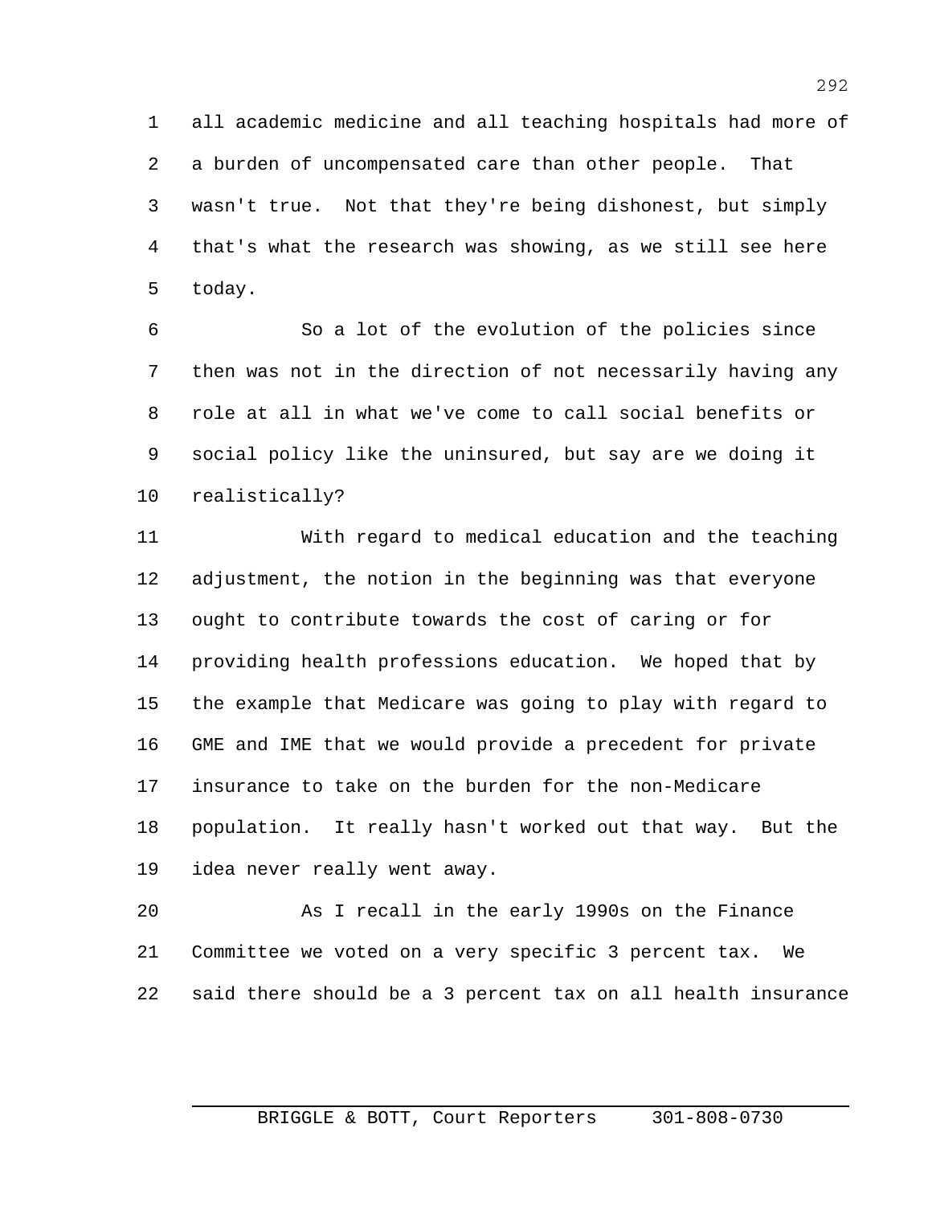all academic medicine and all teaching hospitals had more of a burden of uncompensated care than other people. That wasn't true. Not that they're being dishonest, but simply that's what the research was showing, as we still see here today.

So a lot of the evolution of the policies since then was not in the direction of not necessarily having any role at all in what we've come to call social benefits or social policy like the uninsured, but say are we doing it realistically?

With regard to medical education and the teaching adjustment, the notion in the beginning was that everyone ought to contribute towards the cost of caring or for providing health professions education. We hoped that by the example that Medicare was going to play with regard to GME and IME that we would provide a precedent for private insurance to take on the burden for the non-Medicare population. It really hasn't worked out that way. But the idea never really went away.

As I recall in the early 1990s on the Finance Committee we voted on a very specific 3 percent tax. We said there should be a 3 percent tax on all health insurance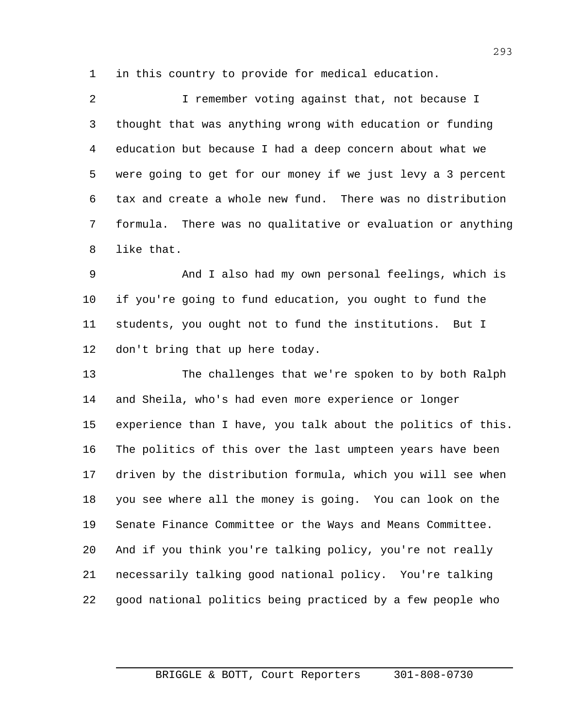in this country to provide for medical education.

I remember voting against that, not because I thought that was anything wrong with education or funding education but because I had a deep concern about what we were going to get for our money if we just levy a 3 percent tax and create a whole new fund. There was no distribution formula. There was no qualitative or evaluation or anything like that.

And I also had my own personal feelings, which is if you're going to fund education, you ought to fund the students, you ought not to fund the institutions. But I don't bring that up here today.

The challenges that we're spoken to by both Ralph and Sheila, who's had even more experience or longer experience than I have, you talk about the politics of this. The politics of this over the last umpteen years have been driven by the distribution formula, which you will see when you see where all the money is going. You can look on the Senate Finance Committee or the Ways and Means Committee. And if you think you're talking policy, you're not really necessarily talking good national policy. You're talking good national politics being practiced by a few people who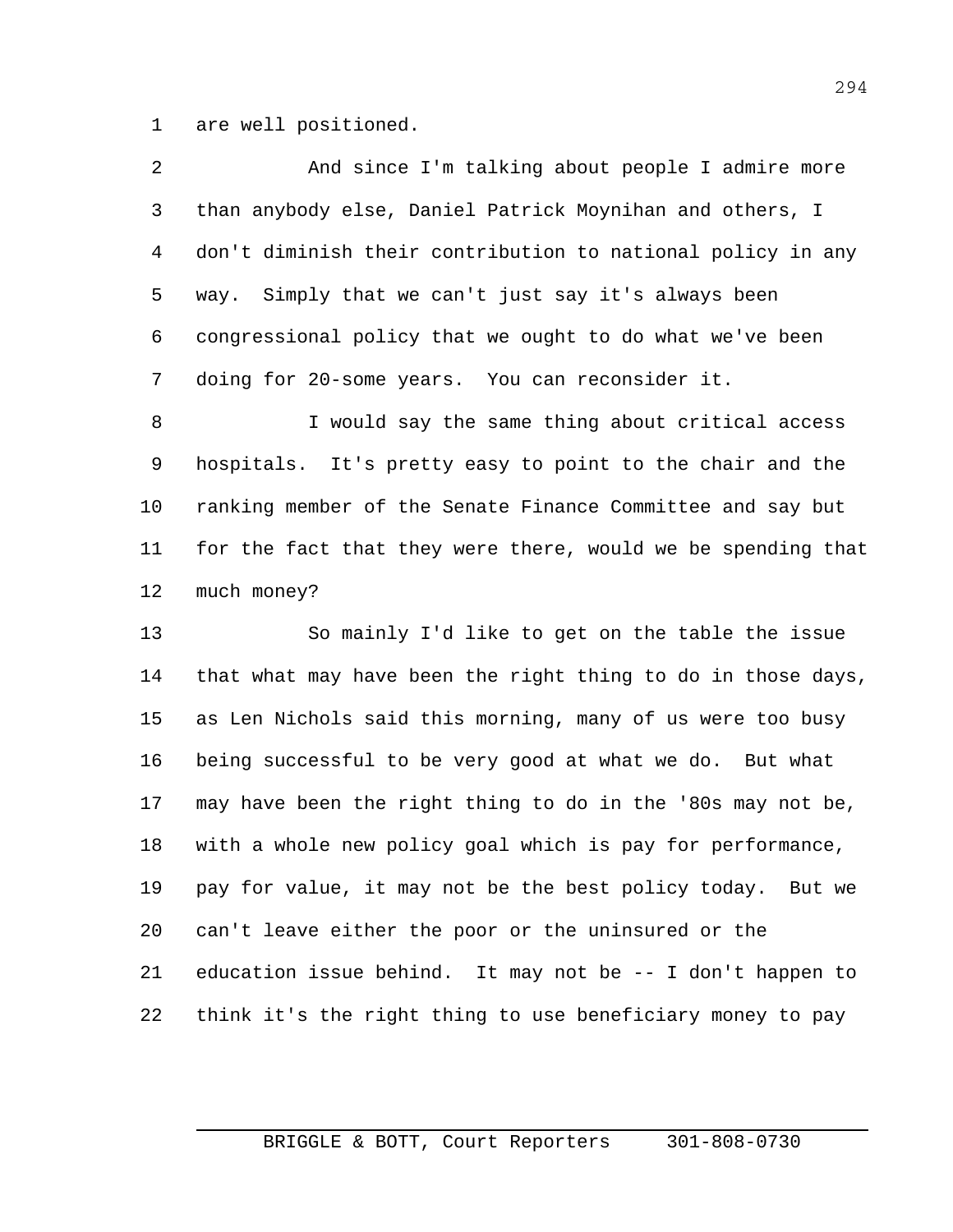are well positioned.

And since I'm talking about people I admire more than anybody else, Daniel Patrick Moynihan and others, I don't diminish their contribution to national policy in any way. Simply that we can't just say it's always been congressional policy that we ought to do what we've been doing for 20-some years. You can reconsider it.

I would say the same thing about critical access hospitals. It's pretty easy to point to the chair and the ranking member of the Senate Finance Committee and say but for the fact that they were there, would we be spending that much money?

So mainly I'd like to get on the table the issue that what may have been the right thing to do in those days, as Len Nichols said this morning, many of us were too busy being successful to be very good at what we do. But what may have been the right thing to do in the '80s may not be, with a whole new policy goal which is pay for performance, pay for value, it may not be the best policy today. But we can't leave either the poor or the uninsured or the education issue behind. It may not be -- I don't happen to think it's the right thing to use beneficiary money to pay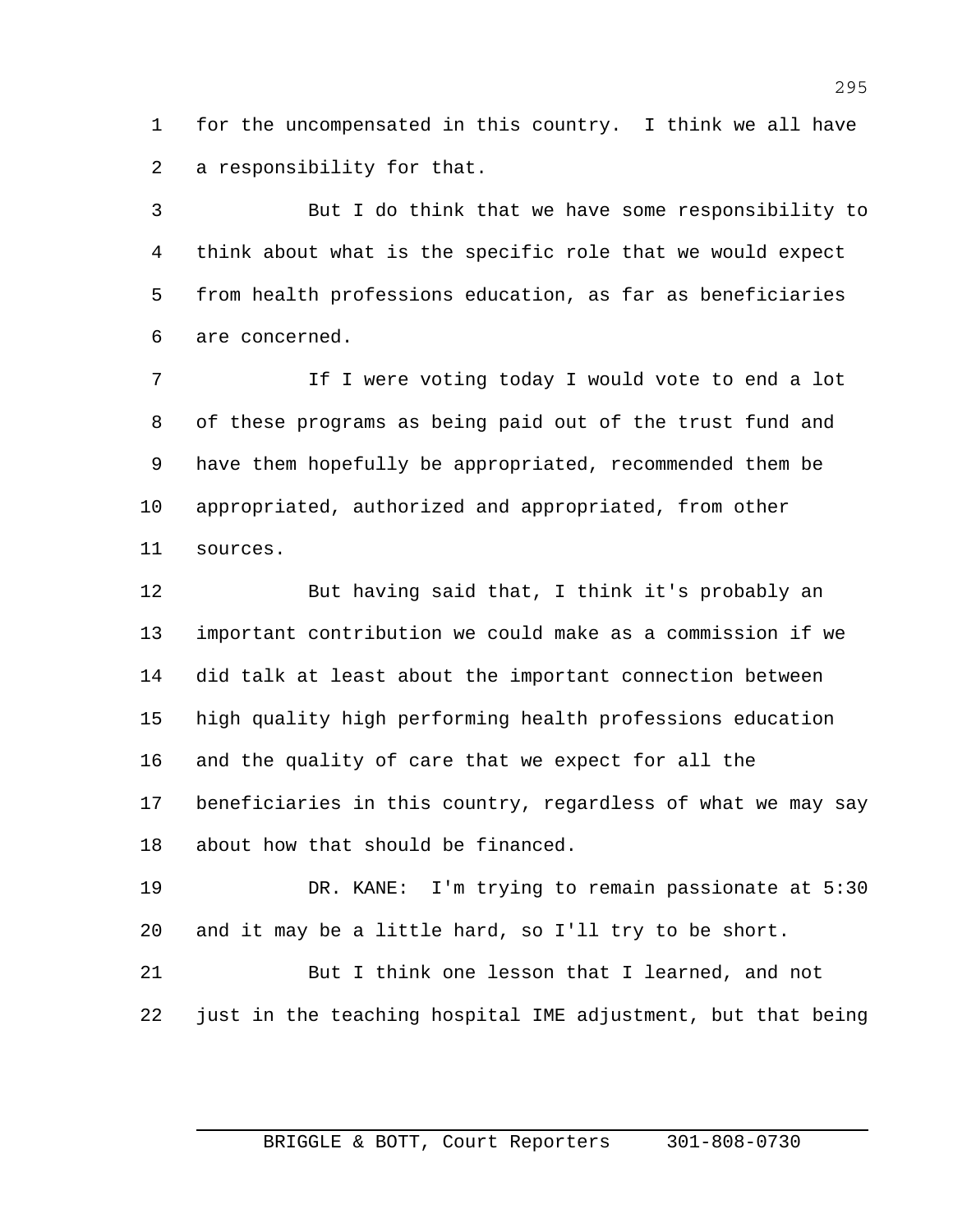for the uncompensated in this country. I think we all have a responsibility for that.

But I do think that we have some responsibility to think about what is the specific role that we would expect from health professions education, as far as beneficiaries are concerned.

If I were voting today I would vote to end a lot of these programs as being paid out of the trust fund and have them hopefully be appropriated, recommended them be appropriated, authorized and appropriated, from other sources.

But having said that, I think it's probably an important contribution we could make as a commission if we did talk at least about the important connection between high quality high performing health professions education and the quality of care that we expect for all the beneficiaries in this country, regardless of what we may say about how that should be financed.

DR. KANE: I'm trying to remain passionate at 5:30 and it may be a little hard, so I'll try to be short.

But I think one lesson that I learned, and not just in the teaching hospital IME adjustment, but that being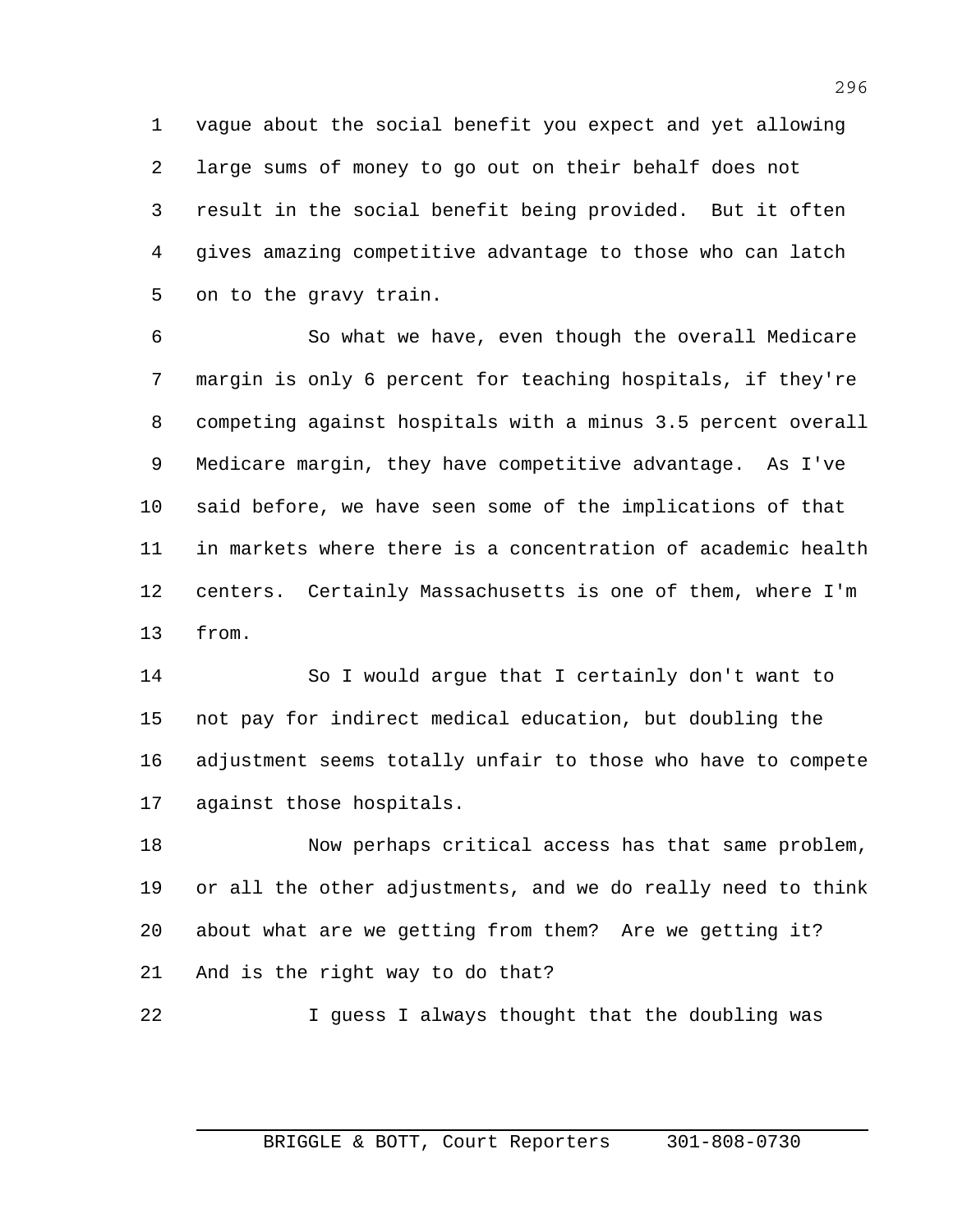vague about the social benefit you expect and yet allowing large sums of money to go out on their behalf does not result in the social benefit being provided. But it often gives amazing competitive advantage to those who can latch on to the gravy train.

So what we have, even though the overall Medicare margin is only 6 percent for teaching hospitals, if they're competing against hospitals with a minus 3.5 percent overall Medicare margin, they have competitive advantage. As I've said before, we have seen some of the implications of that in markets where there is a concentration of academic health centers. Certainly Massachusetts is one of them, where I'm from.

So I would argue that I certainly don't want to not pay for indirect medical education, but doubling the adjustment seems totally unfair to those who have to compete against those hospitals.

Now perhaps critical access has that same problem, or all the other adjustments, and we do really need to think about what are we getting from them? Are we getting it? And is the right way to do that?

I guess I always thought that the doubling was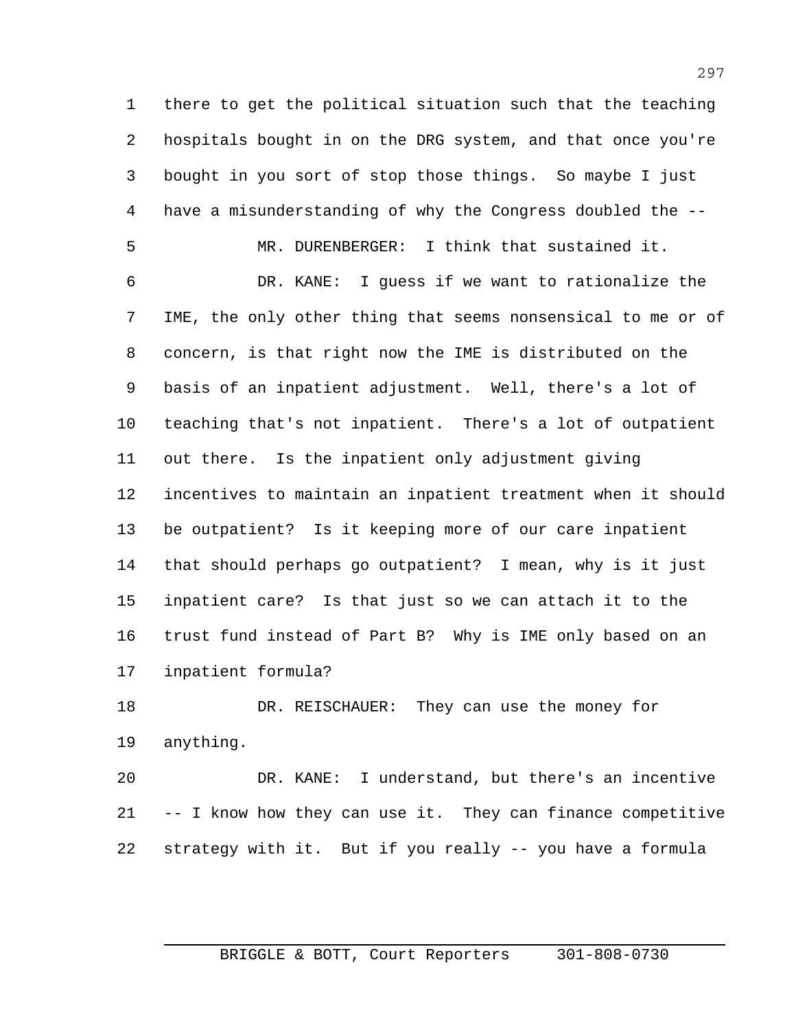there to get the political situation such that the teaching hospitals bought in on the DRG system, and that once you're bought in you sort of stop those things. So maybe I just have a misunderstanding of why the Congress doubled the --

MR. DURENBERGER: I think that sustained it.

DR. KANE: I guess if we want to rationalize the IME, the only other thing that seems nonsensical to me or of concern, is that right now the IME is distributed on the basis of an inpatient adjustment. Well, there's a lot of teaching that's not inpatient. There's a lot of outpatient out there. Is the inpatient only adjustment giving incentives to maintain an inpatient treatment when it should be outpatient? Is it keeping more of our care inpatient that should perhaps go outpatient? I mean, why is it just inpatient care? Is that just so we can attach it to the trust fund instead of Part B? Why is IME only based on an inpatient formula?

DR. REISCHAUER: They can use the money for anything.

DR. KANE: I understand, but there's an incentive -- I know how they can use it. They can finance competitive strategy with it. But if you really -- you have a formula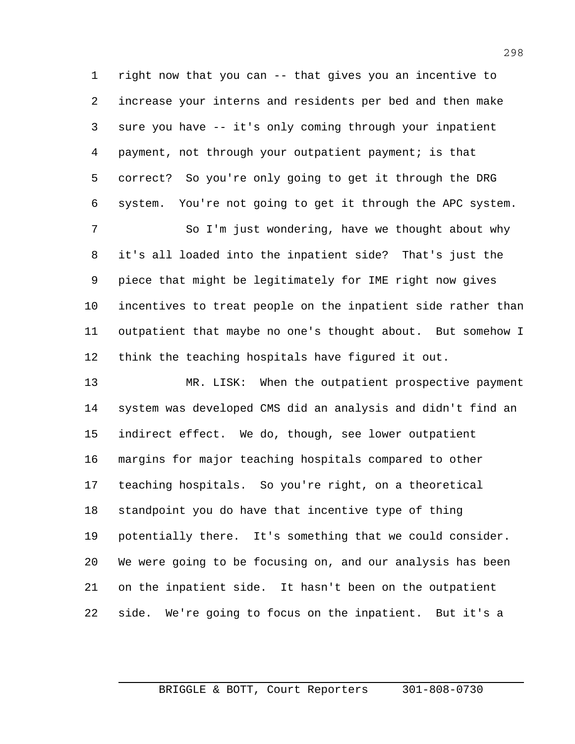right now that you can -- that gives you an incentive to increase your interns and residents per bed and then make sure you have -- it's only coming through your inpatient payment, not through your outpatient payment; is that correct? So you're only going to get it through the DRG system. You're not going to get it through the APC system.

So I'm just wondering, have we thought about why it's all loaded into the inpatient side? That's just the piece that might be legitimately for IME right now gives incentives to treat people on the inpatient side rather than outpatient that maybe no one's thought about. But somehow I think the teaching hospitals have figured it out.

MR. LISK: When the outpatient prospective payment system was developed CMS did an analysis and didn't find an indirect effect. We do, though, see lower outpatient margins for major teaching hospitals compared to other teaching hospitals. So you're right, on a theoretical standpoint you do have that incentive type of thing potentially there. It's something that we could consider. We were going to be focusing on, and our analysis has been on the inpatient side. It hasn't been on the outpatient side. We're going to focus on the inpatient. But it's a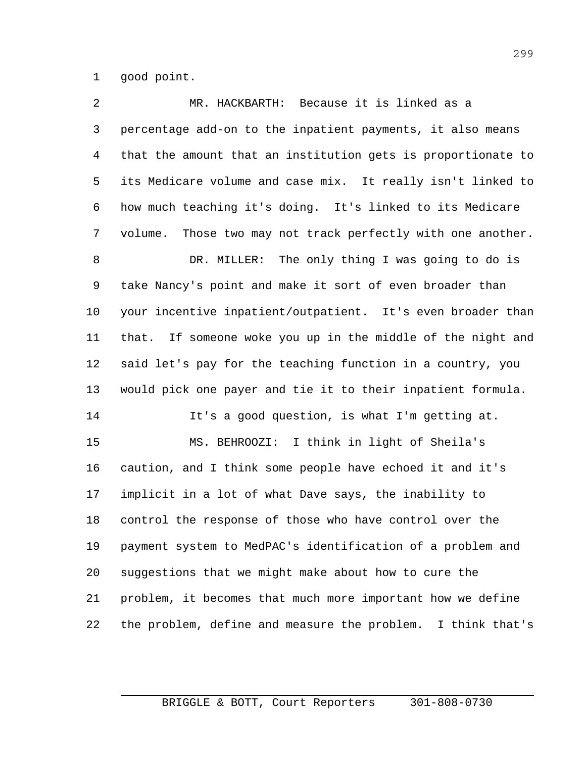good point.

MR. HACKBARTH: Because it is linked as a percentage add-on to the inpatient payments, it also means that the amount that an institution gets is proportionate to its Medicare volume and case mix. It really isn't linked to how much teaching it's doing. It's linked to its Medicare volume. Those two may not track perfectly with one another.

DR. MILLER: The only thing I was going to do is take Nancy's point and make it sort of even broader than your incentive inpatient/outpatient. It's even broader than that. If someone woke you up in the middle of the night and said let's pay for the teaching function in a country, you would pick one payer and tie it to their inpatient formula.

It's a good question, is what I'm getting at.

MS. BEHROOZI: I think in light of Sheila's caution, and I think some people have echoed it and it's implicit in a lot of what Dave says, the inability to control the response of those who have control over the payment system to MedPAC's identification of a problem and suggestions that we might make about how to cure the problem, it becomes that much more important how we define the problem, define and measure the problem. I think that's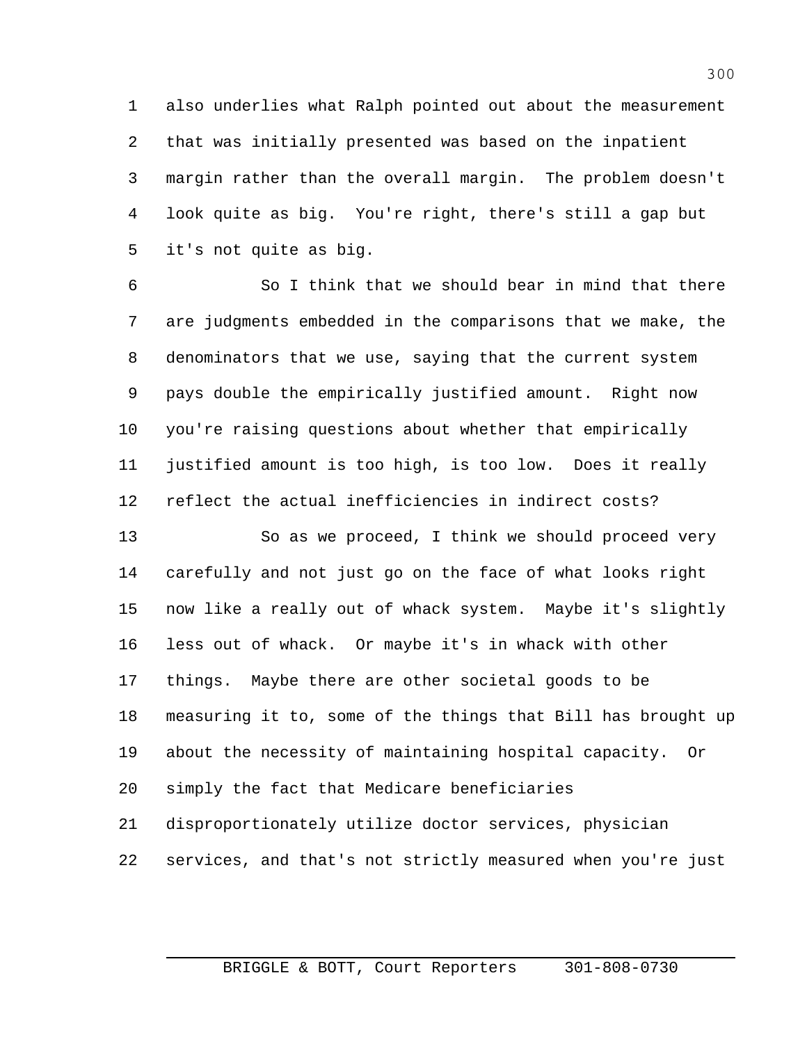also underlies what Ralph pointed out about the measurement that was initially presented was based on the inpatient margin rather than the overall margin. The problem doesn't look quite as big. You're right, there's still a gap but it's not quite as big.

So I think that we should bear in mind that there are judgments embedded in the comparisons that we make, the denominators that we use, saying that the current system pays double the empirically justified amount. Right now you're raising questions about whether that empirically justified amount is too high, is too low. Does it really reflect the actual inefficiencies in indirect costs?

So as we proceed, I think we should proceed very carefully and not just go on the face of what looks right now like a really out of whack system. Maybe it's slightly less out of whack. Or maybe it's in whack with other things. Maybe there are other societal goods to be measuring it to, some of the things that Bill has brought up about the necessity of maintaining hospital capacity. Or simply the fact that Medicare beneficiaries disproportionately utilize doctor services, physician services, and that's not strictly measured when you're just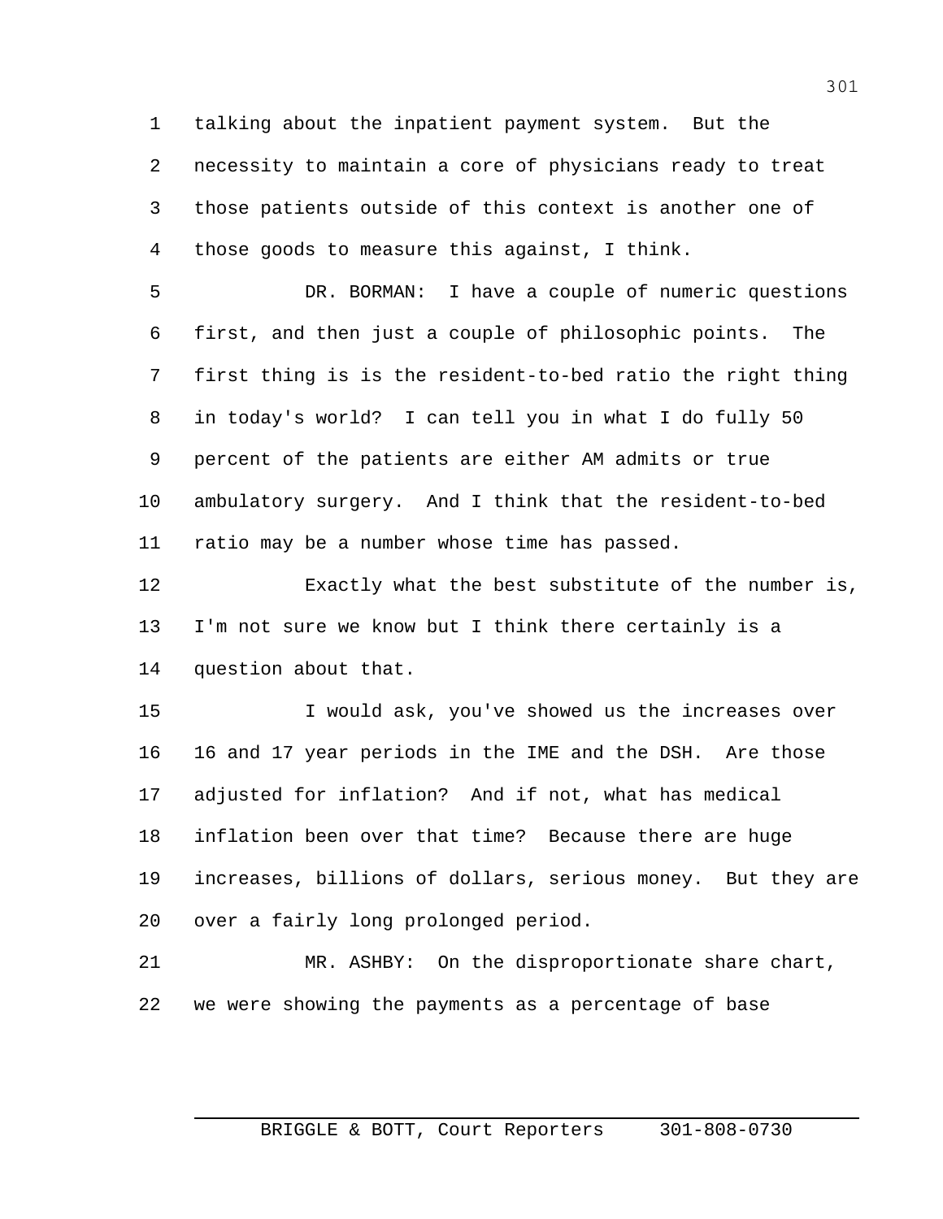talking about the inpatient payment system. But the necessity to maintain a core of physicians ready to treat those patients outside of this context is another one of those goods to measure this against, I think.

DR. BORMAN: I have a couple of numeric questions first, and then just a couple of philosophic points. The first thing is is the resident-to-bed ratio the right thing in today's world? I can tell you in what I do fully 50 percent of the patients are either AM admits or true ambulatory surgery. And I think that the resident-to-bed ratio may be a number whose time has passed.

Exactly what the best substitute of the number is, I'm not sure we know but I think there certainly is a question about that.

I would ask, you've showed us the increases over 16 and 17 year periods in the IME and the DSH. Are those adjusted for inflation? And if not, what has medical inflation been over that time? Because there are huge increases, billions of dollars, serious money. But they are over a fairly long prolonged period.

MR. ASHBY: On the disproportionate share chart, we were showing the payments as a percentage of base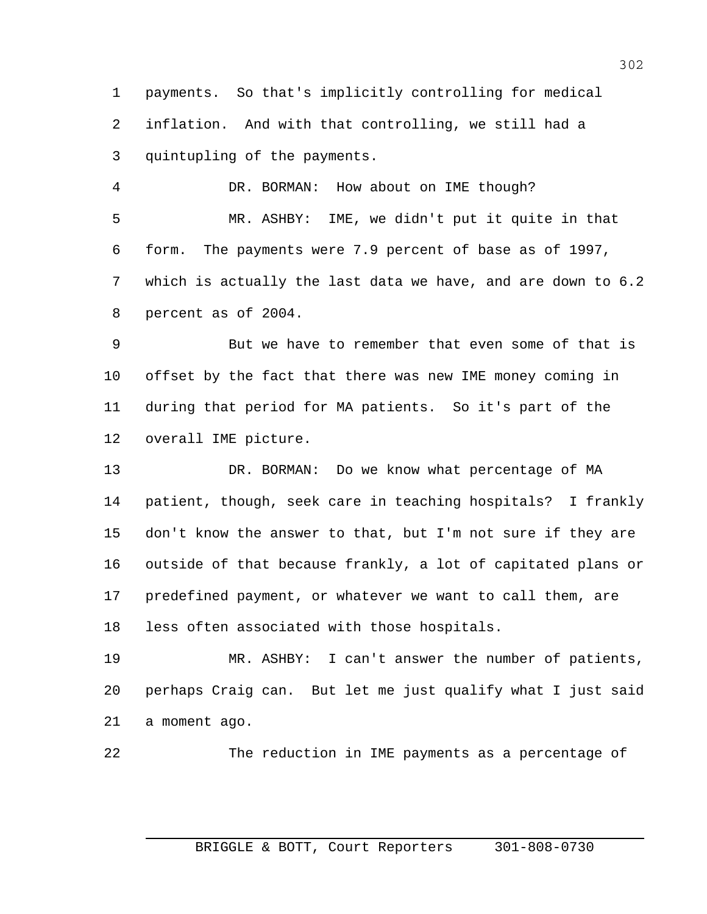payments. So that's implicitly controlling for medical inflation. And with that controlling, we still had a quintupling of the payments.

DR. BORMAN: How about on IME though?

MR. ASHBY: IME, we didn't put it quite in that form. The payments were 7.9 percent of base as of 1997, which is actually the last data we have, and are down to 6.2 percent as of 2004.

But we have to remember that even some of that is offset by the fact that there was new IME money coming in during that period for MA patients. So it's part of the overall IME picture.

DR. BORMAN: Do we know what percentage of MA patient, though, seek care in teaching hospitals? I frankly don't know the answer to that, but I'm not sure if they are outside of that because frankly, a lot of capitated plans or predefined payment, or whatever we want to call them, are less often associated with those hospitals.

MR. ASHBY: I can't answer the number of patients, perhaps Craig can. But let me just qualify what I just said a moment ago.

The reduction in IME payments as a percentage of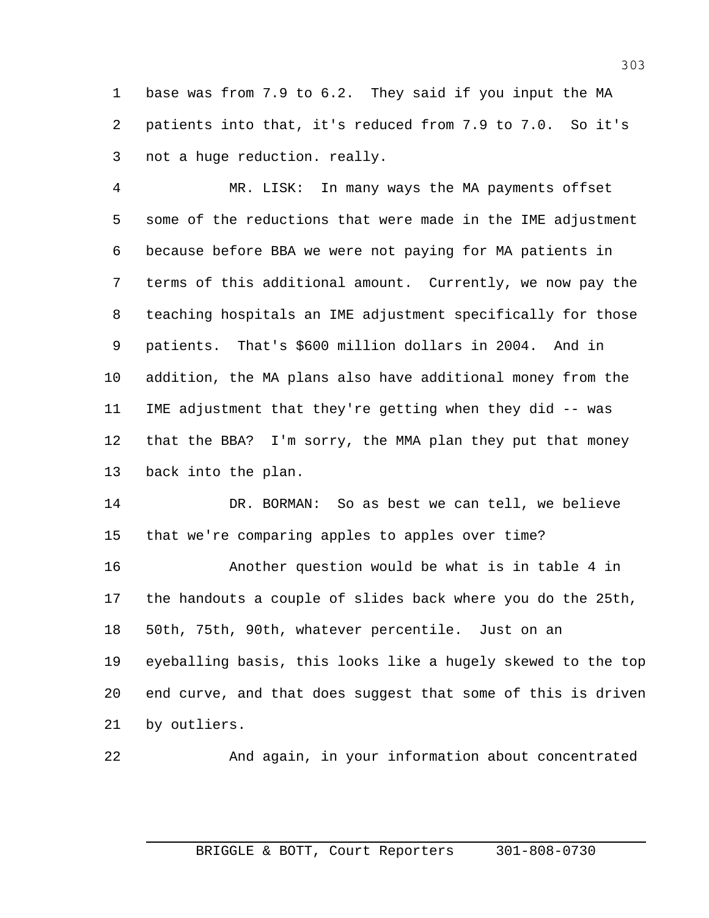base was from 7.9 to 6.2. They said if you input the MA patients into that, it's reduced from 7.9 to 7.0. So it's not a huge reduction. really.

MR. LISK: In many ways the MA payments offset some of the reductions that were made in the IME adjustment because before BBA we were not paying for MA patients in terms of this additional amount. Currently, we now pay the teaching hospitals an IME adjustment specifically for those patients. That's $600 million dollars in 2004. And in addition, the MA plans also have additional money from the IME adjustment that they're getting when they did -- was that the BBA? I'm sorry, the MMA plan they put that money back into the plan.

DR. BORMAN: So as best we can tell, we believe that we're comparing apples to apples over time?

Another question would be what is in table 4 in the handouts a couple of slides back where you do the 25th, 50th, 75th, 90th, whatever percentile. Just on an eyeballing basis, this looks like a hugely skewed to the top end curve, and that does suggest that some of this is driven by outliers.

And again, in your information about concentrated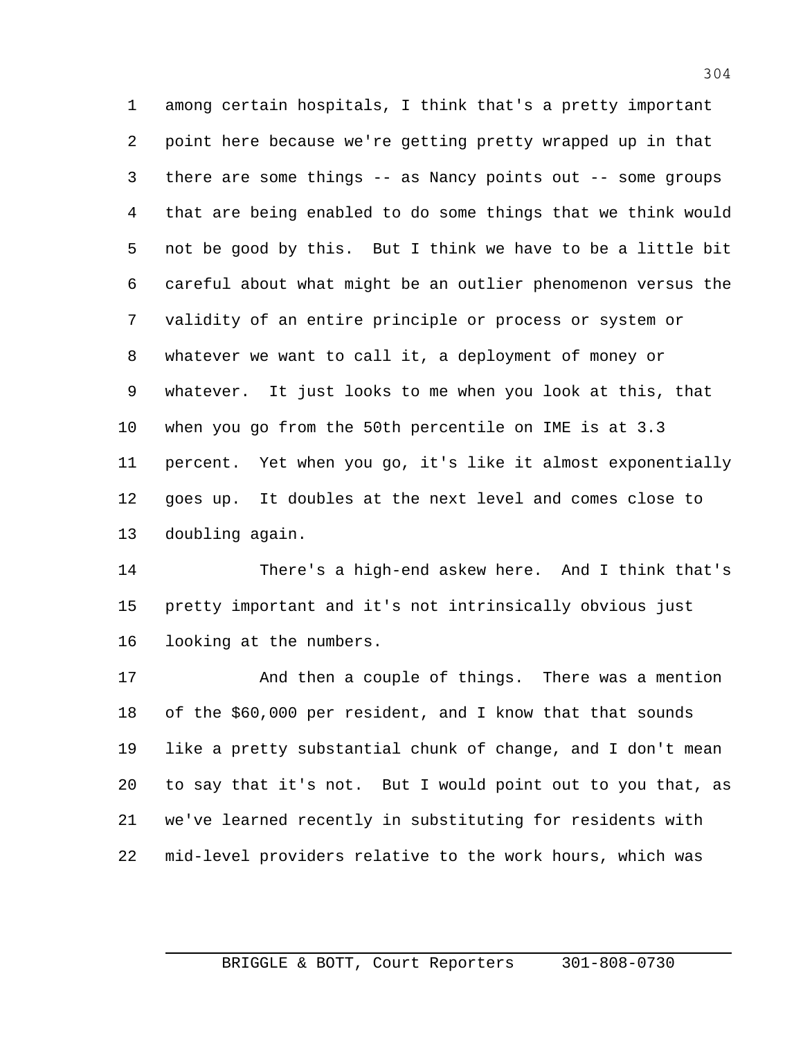among certain hospitals, I think that's a pretty important point here because we're getting pretty wrapped up in that there are some things -- as Nancy points out -- some groups that are being enabled to do some things that we think would not be good by this. But I think we have to be a little bit careful about what might be an outlier phenomenon versus the validity of an entire principle or process or system or whatever we want to call it, a deployment of money or whatever. It just looks to me when you look at this, that when you go from the 50th percentile on IME is at 3.3 percent. Yet when you go, it's like it almost exponentially goes up. It doubles at the next level and comes close to doubling again.

There's a high-end askew here. And I think that's pretty important and it's not intrinsically obvious just looking at the numbers.

And then a couple of things. There was a mention of the $60,000 per resident, and I know that that sounds like a pretty substantial chunk of change, and I don't mean to say that it's not. But I would point out to you that, as we've learned recently in substituting for residents with mid-level providers relative to the work hours, which was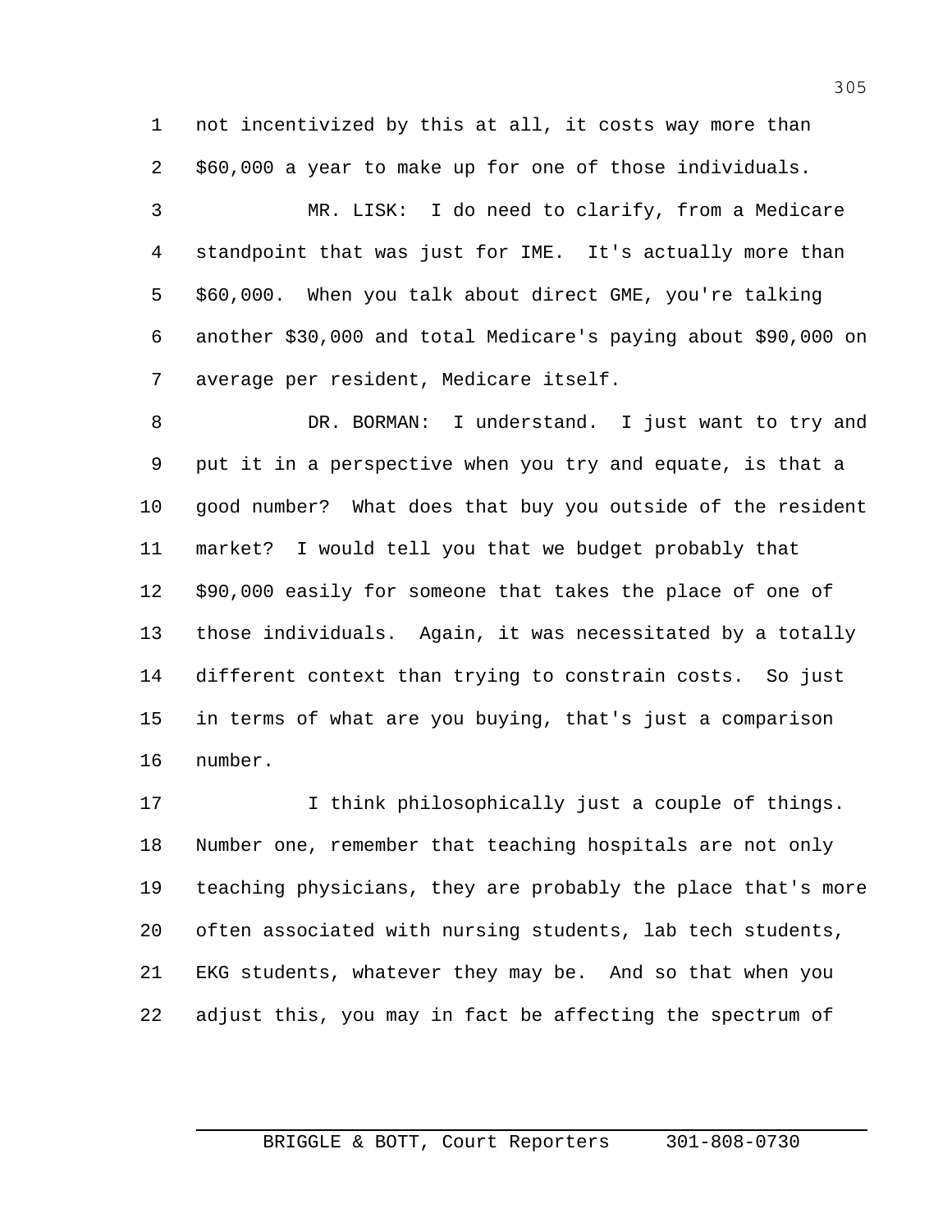not incentivized by this at all, it costs way more than $60,000 a year to make up for one of those individuals.

MR. LISK: I do need to clarify, from a Medicare standpoint that was just for IME. It's actually more than $60,000. When you talk about direct GME, you're talking another $30,000 and total Medicare's paying about $90,000 on average per resident, Medicare itself.

DR. BORMAN: I understand. I just want to try and put it in a perspective when you try and equate, is that a good number? What does that buy you outside of the resident market? I would tell you that we budget probably that $90,000 easily for someone that takes the place of one of those individuals. Again, it was necessitated by a totally different context than trying to constrain costs. So just in terms of what are you buying, that's just a comparison number.

I think philosophically just a couple of things. Number one, remember that teaching hospitals are not only teaching physicians, they are probably the place that's more often associated with nursing students, lab tech students, EKG students, whatever they may be. And so that when you adjust this, you may in fact be affecting the spectrum of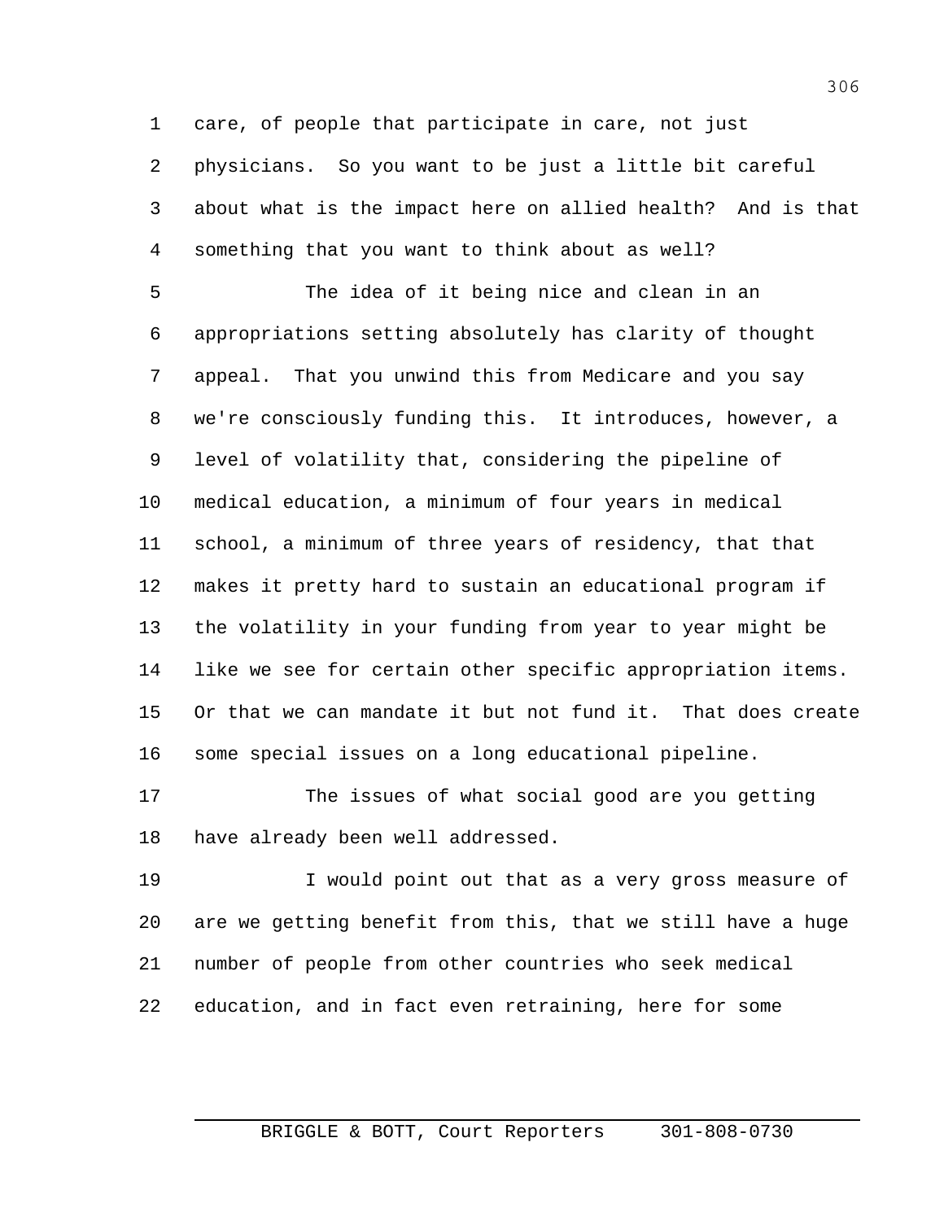care, of people that participate in care, not just physicians. So you want to be just a little bit careful about what is the impact here on allied health? And is that something that you want to think about as well?

The idea of it being nice and clean in an appropriations setting absolutely has clarity of thought appeal. That you unwind this from Medicare and you say we're consciously funding this. It introduces, however, a level of volatility that, considering the pipeline of medical education, a minimum of four years in medical school, a minimum of three years of residency, that that makes it pretty hard to sustain an educational program if the volatility in your funding from year to year might be like we see for certain other specific appropriation items. Or that we can mandate it but not fund it. That does create some special issues on a long educational pipeline.

The issues of what social good are you getting have already been well addressed.

I would point out that as a very gross measure of are we getting benefit from this, that we still have a huge number of people from other countries who seek medical education, and in fact even retraining, here for some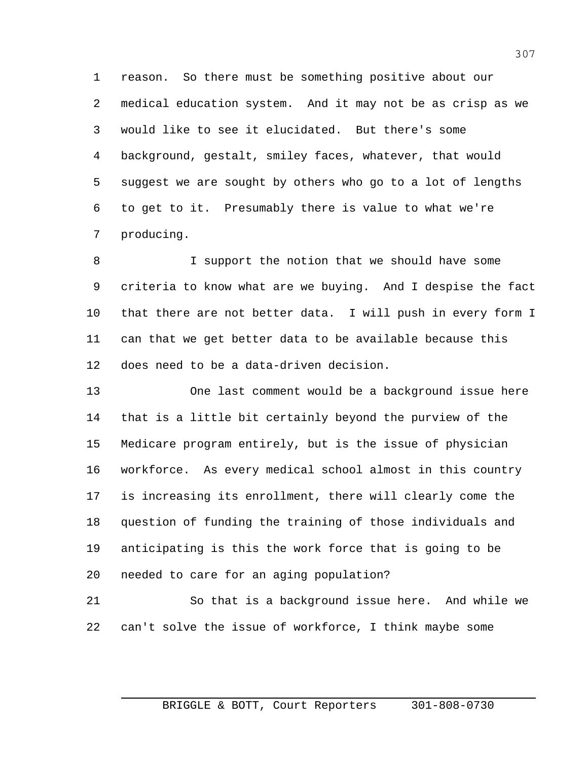reason. So there must be something positive about our medical education system. And it may not be as crisp as we would like to see it elucidated. But there's some background, gestalt, smiley faces, whatever, that would suggest we are sought by others who go to a lot of lengths to get to it. Presumably there is value to what we're producing.

I support the notion that we should have some criteria to know what are we buying. And I despise the fact that there are not better data. I will push in every form I can that we get better data to be available because this does need to be a data-driven decision.

One last comment would be a background issue here that is a little bit certainly beyond the purview of the Medicare program entirely, but is the issue of physician workforce. As every medical school almost in this country is increasing its enrollment, there will clearly come the question of funding the training of those individuals and anticipating is this the work force that is going to be needed to care for an aging population?

So that is a background issue here. And while we can't solve the issue of workforce, I think maybe some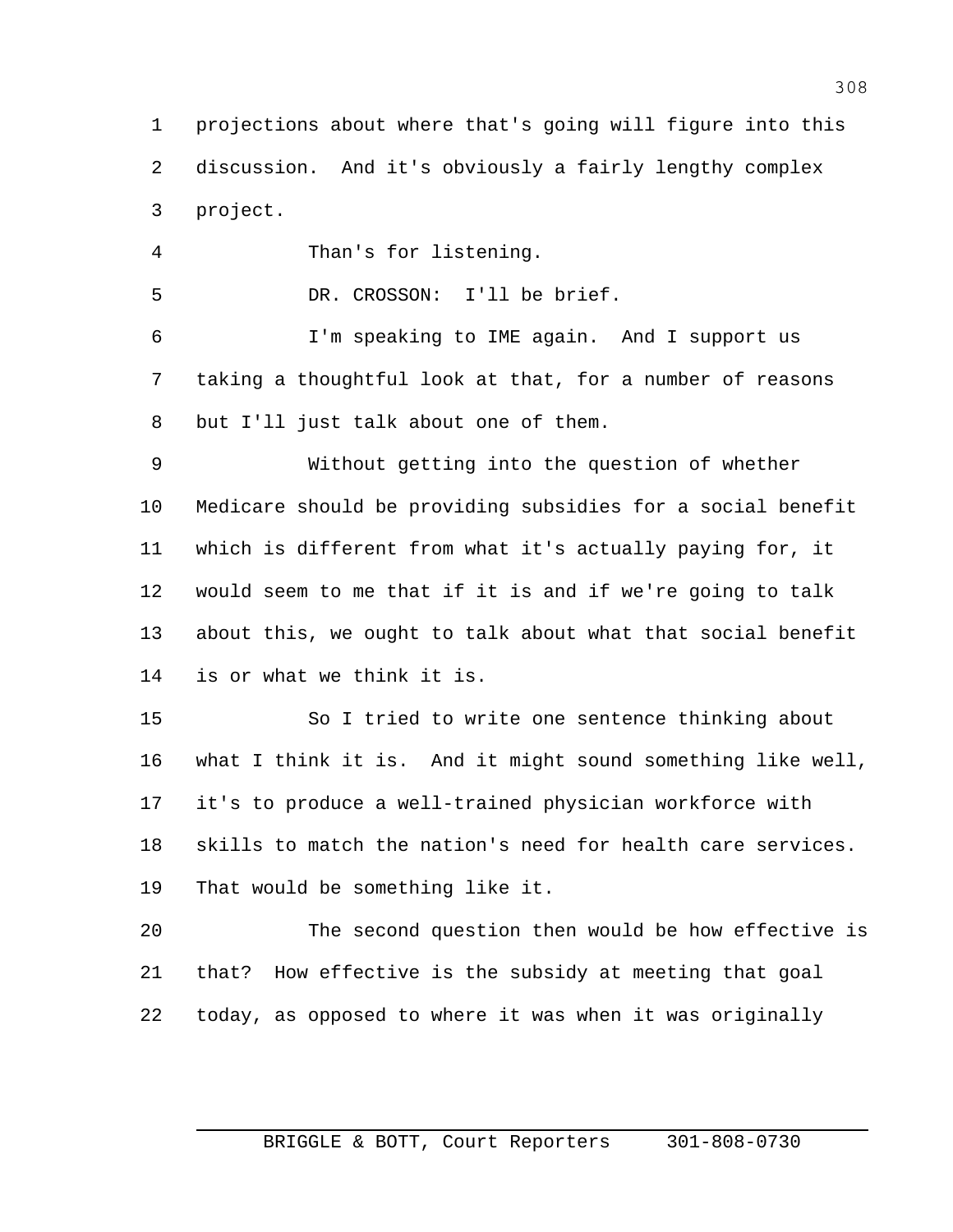projections about where that's going will figure into this discussion. And it's obviously a fairly lengthy complex project.

Than's for listening.

DR. CROSSON: I'll be brief.

I'm speaking to IME again. And I support us taking a thoughtful look at that, for a number of reasons but I'll just talk about one of them.

Without getting into the question of whether Medicare should be providing subsidies for a social benefit which is different from what it's actually paying for, it would seem to me that if it is and if we're going to talk about this, we ought to talk about what that social benefit is or what we think it is.

So I tried to write one sentence thinking about what I think it is. And it might sound something like well, it's to produce a well-trained physician workforce with skills to match the nation's need for health care services. That would be something like it.

The second question then would be how effective is that? How effective is the subsidy at meeting that goal today, as opposed to where it was when it was originally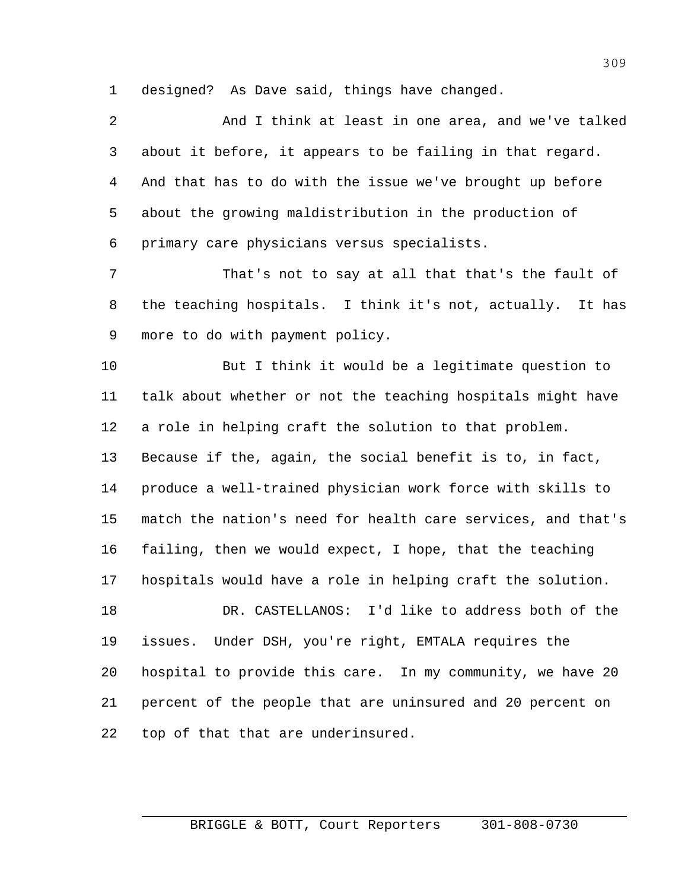designed? As Dave said, things have changed.

And I think at least in one area, and we've talked about it before, it appears to be failing in that regard. And that has to do with the issue we've brought up before about the growing maldistribution in the production of primary care physicians versus specialists.

That's not to say at all that that's the fault of the teaching hospitals. I think it's not, actually. It has more to do with payment policy.

But I think it would be a legitimate question to talk about whether or not the teaching hospitals might have a role in helping craft the solution to that problem. Because if the, again, the social benefit is to, in fact, produce a well-trained physician work force with skills to match the nation's need for health care services, and that's failing, then we would expect, I hope, that the teaching hospitals would have a role in helping craft the solution.

DR. CASTELLANOS: I'd like to address both of the issues. Under DSH, you're right, EMTALA requires the hospital to provide this care. In my community, we have 20 percent of the people that are uninsured and 20 percent on top of that that are underinsured.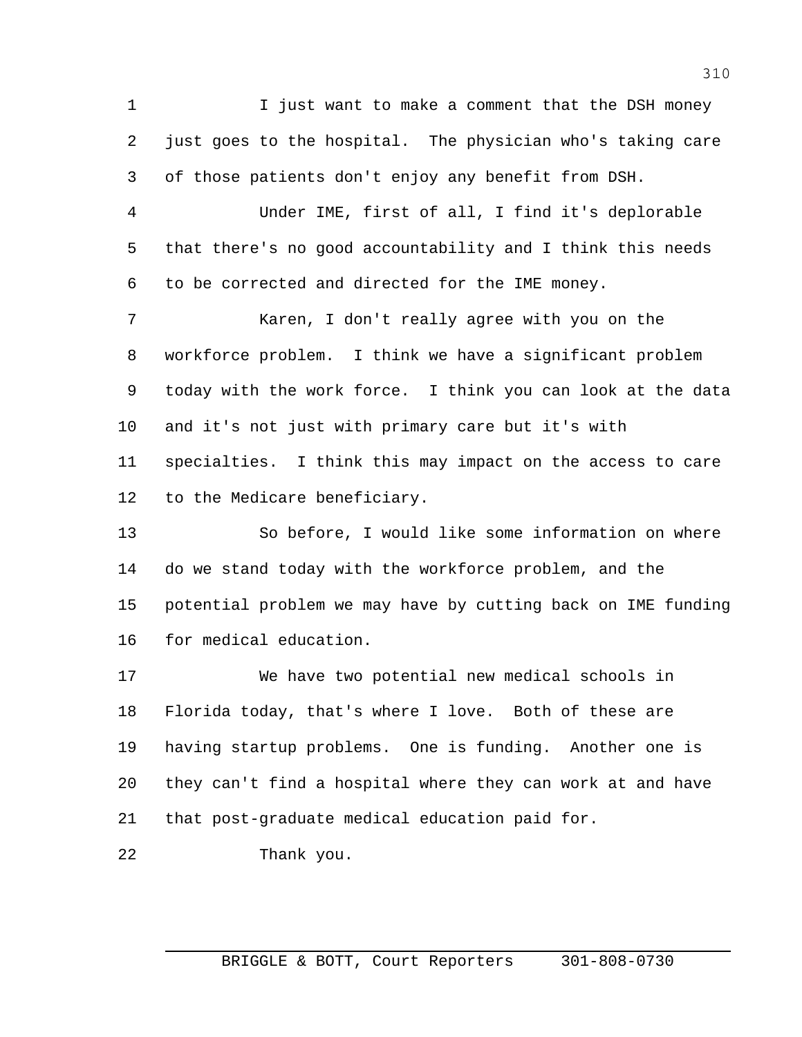I just want to make a comment that the DSH money just goes to the hospital. The physician who's taking care of those patients don't enjoy any benefit from DSH.

Under IME, first of all, I find it's deplorable that there's no good accountability and I think this needs to be corrected and directed for the IME money.

Karen, I don't really agree with you on the workforce problem. I think we have a significant problem today with the work force. I think you can look at the data and it's not just with primary care but it's with specialties. I think this may impact on the access to care to the Medicare beneficiary.

So before, I would like some information on where do we stand today with the workforce problem, and the potential problem we may have by cutting back on IME funding for medical education.

We have two potential new medical schools in Florida today, that's where I love. Both of these are having startup problems. One is funding. Another one is they can't find a hospital where they can work at and have that post-graduate medical education paid for.

Thank you.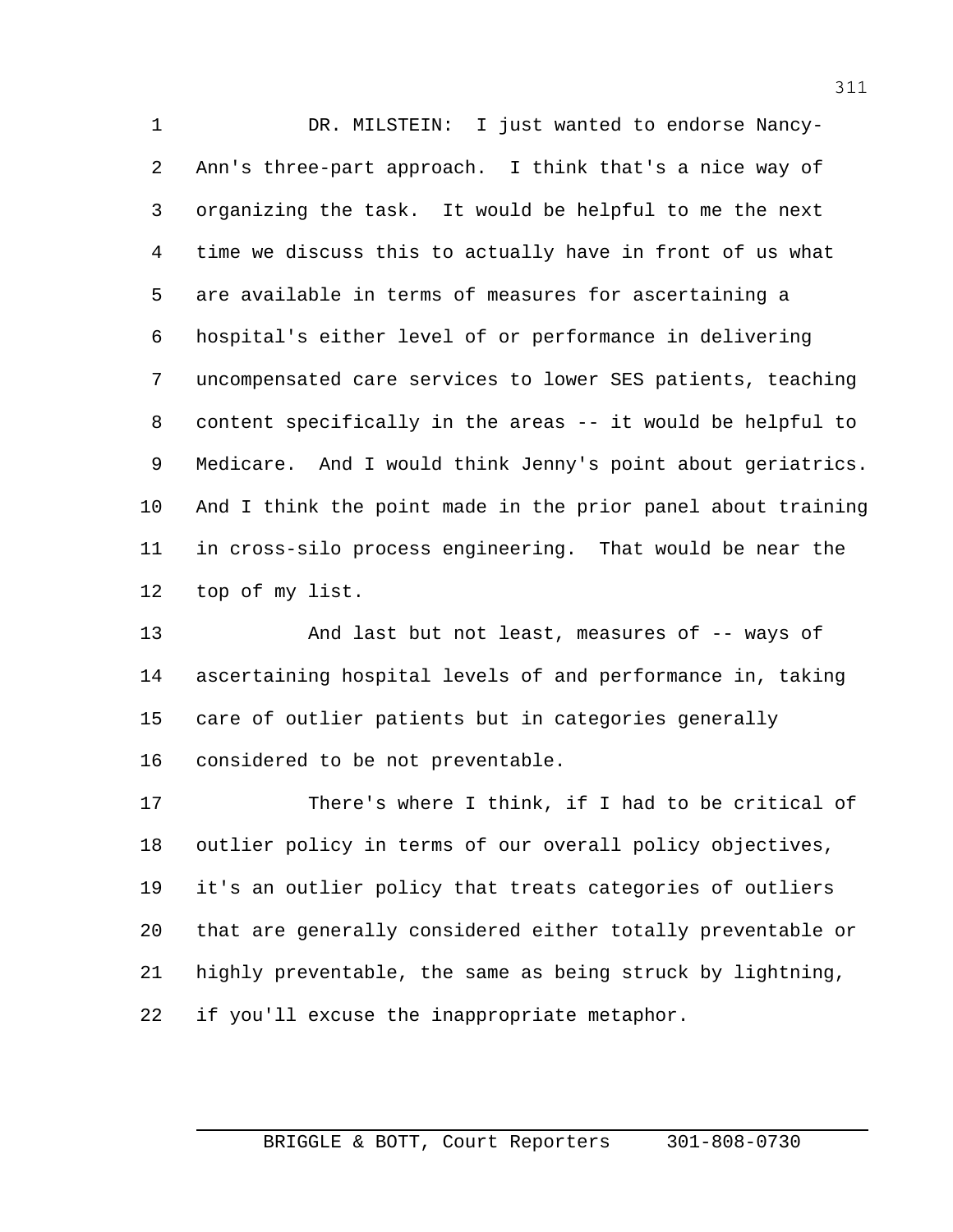DR. MILSTEIN: I just wanted to endorse Nancy-Ann's three-part approach. I think that's a nice way of organizing the task. It would be helpful to me the next time we discuss this to actually have in front of us what are available in terms of measures for ascertaining a hospital's either level of or performance in delivering uncompensated care services to lower SES patients, teaching content specifically in the areas -- it would be helpful to Medicare. And I would think Jenny's point about geriatrics. And I think the point made in the prior panel about training in cross-silo process engineering. That would be near the top of my list.

And last but not least, measures of -- ways of ascertaining hospital levels of and performance in, taking care of outlier patients but in categories generally considered to be not preventable.

There's where I think, if I had to be critical of outlier policy in terms of our overall policy objectives, it's an outlier policy that treats categories of outliers that are generally considered either totally preventable or highly preventable, the same as being struck by lightning, if you'll excuse the inappropriate metaphor.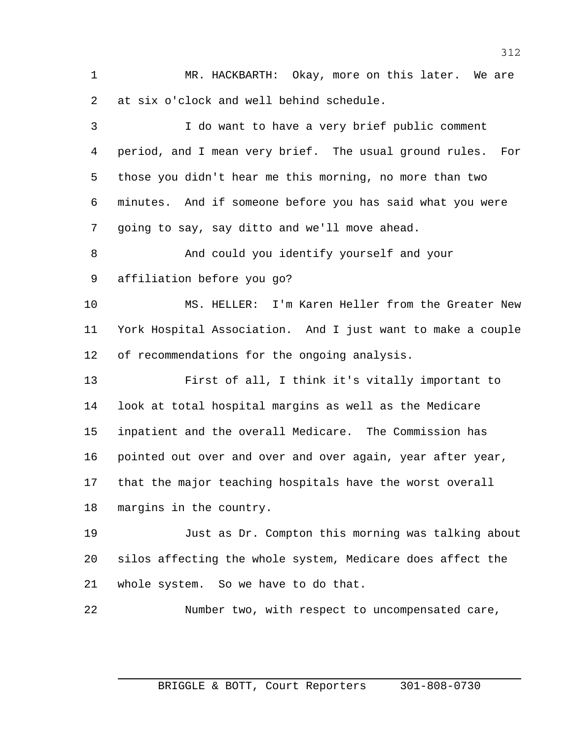MR. HACKBARTH: Okay, more on this later. We are at six o'clock and well behind schedule.

I do want to have a very brief public comment period, and I mean very brief. The usual ground rules. For those you didn't hear me this morning, no more than two minutes. And if someone before you has said what you were going to say, say ditto and we'll move ahead.

And could you identify yourself and your affiliation before you go?

MS. HELLER: I'm Karen Heller from the Greater New York Hospital Association. And I just want to make a couple of recommendations for the ongoing analysis.

First of all, I think it's vitally important to look at total hospital margins as well as the Medicare inpatient and the overall Medicare. The Commission has pointed out over and over and over again, year after year, that the major teaching hospitals have the worst overall margins in the country.

Just as Dr. Compton this morning was talking about silos affecting the whole system, Medicare does affect the whole system. So we have to do that.

Number two, with respect to uncompensated care,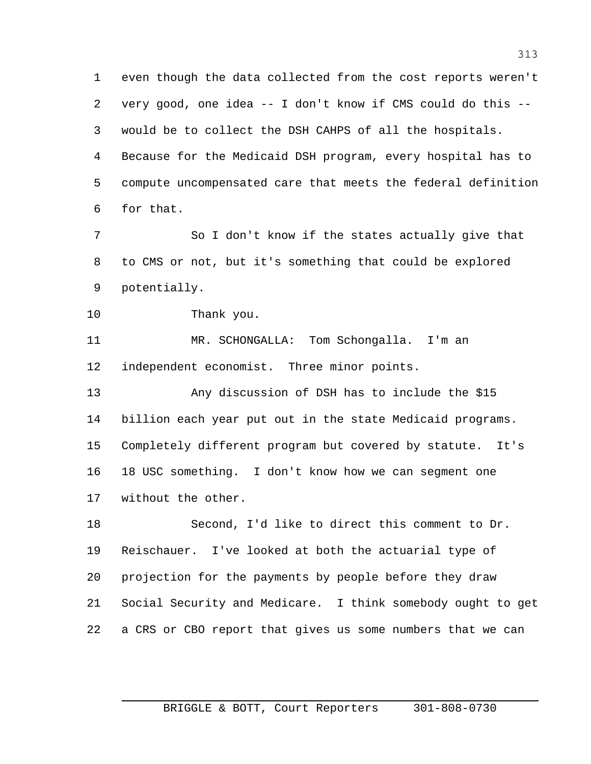even though the data collected from the cost reports weren't very good, one idea -- I don't know if CMS could do this -- would be to collect the DSH CAHPS of all the hospitals. Because for the Medicaid DSH program, every hospital has to compute uncompensated care that meets the federal definition for that.

So I don't know if the states actually give that to CMS or not, but it's something that could be explored potentially.

Thank you.

MR. SCHONGALLA: Tom Schongalla. I'm an independent economist. Three minor points.

Any discussion of DSH has to include the $15 billion each year put out in the state Medicaid programs. Completely different program but covered by statute. It's 18 USC something. I don't know how we can segment one without the other.

Second, I'd like to direct this comment to Dr. Reischauer. I've looked at both the actuarial type of projection for the payments by people before they draw Social Security and Medicare. I think somebody ought to get a CRS or CBO report that gives us some numbers that we can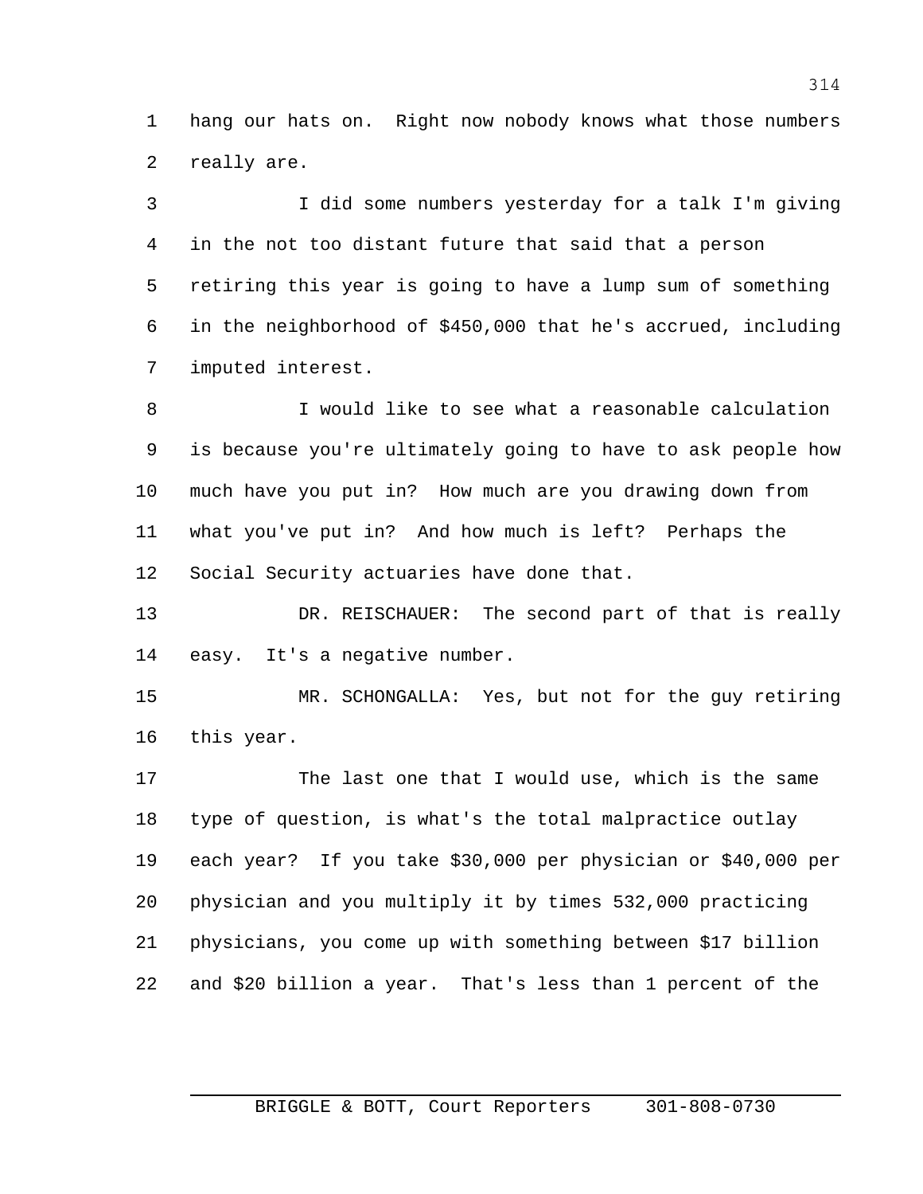hang our hats on. Right now nobody knows what those numbers really are.

I did some numbers yesterday for a talk I'm giving in the not too distant future that said that a person retiring this year is going to have a lump sum of something in the neighborhood of $450,000 that he's accrued, including imputed interest.

I would like to see what a reasonable calculation is because you're ultimately going to have to ask people how much have you put in? How much are you drawing down from what you've put in? And how much is left? Perhaps the Social Security actuaries have done that.

DR. REISCHAUER: The second part of that is really easy. It's a negative number.

MR. SCHONGALLA: Yes, but not for the guy retiring this year.

The last one that I would use, which is the same type of question, is what's the total malpractice outlay each year? If you take $30,000 per physician or $40,000 per physician and you multiply it by times 532,000 practicing physicians, you come up with something between $17 billion and $20 billion a year. That's less than 1 percent of the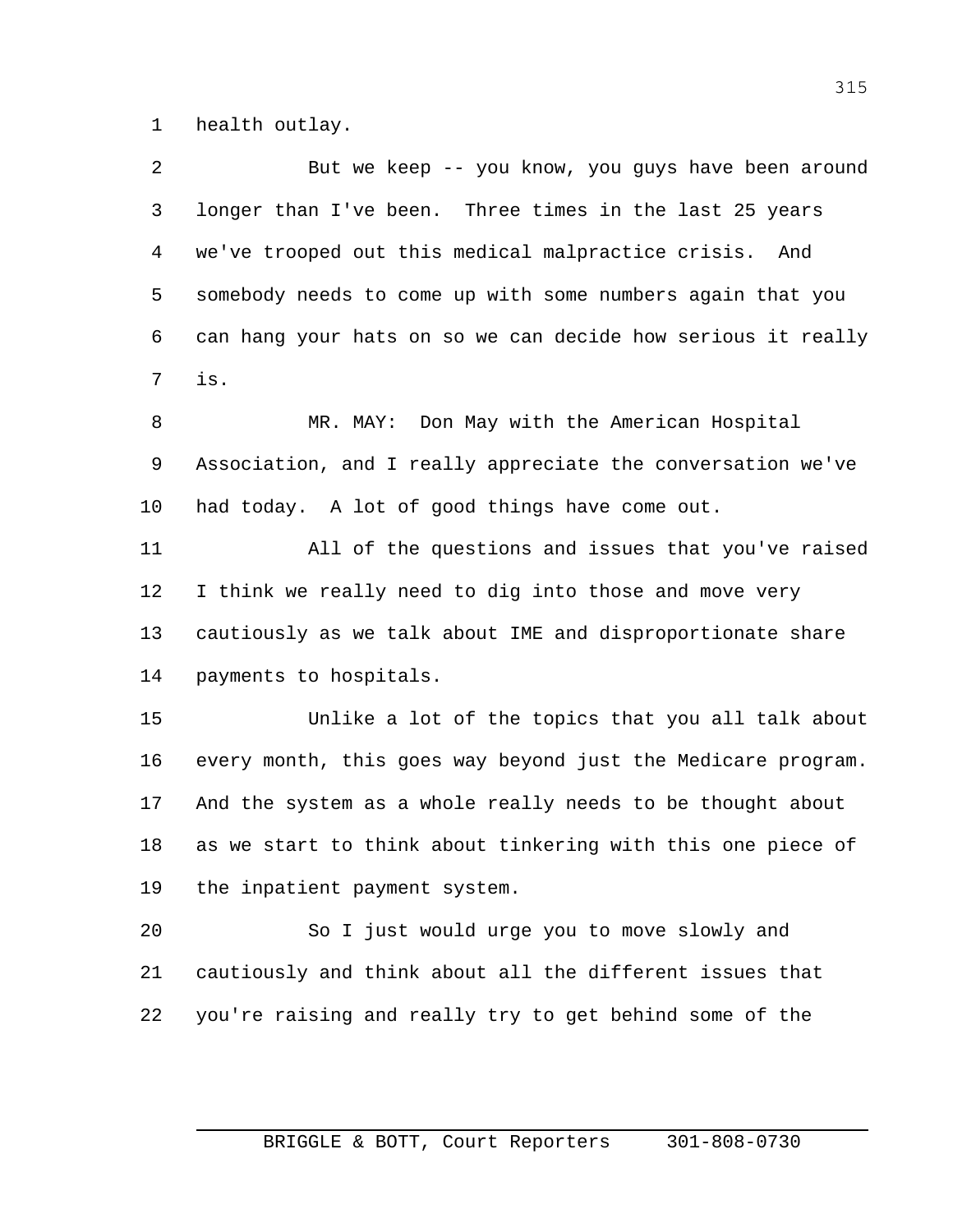health outlay.

But we keep -- you know, you guys have been around longer than I've been. Three times in the last 25 years we've trooped out this medical malpractice crisis. And somebody needs to come up with some numbers again that you can hang your hats on so we can decide how serious it really is.

MR. MAY: Don May with the American Hospital Association, and I really appreciate the conversation we've had today. A lot of good things have come out.

All of the questions and issues that you've raised I think we really need to dig into those and move very cautiously as we talk about IME and disproportionate share payments to hospitals.

Unlike a lot of the topics that you all talk about every month, this goes way beyond just the Medicare program. And the system as a whole really needs to be thought about as we start to think about tinkering with this one piece of the inpatient payment system.

So I just would urge you to move slowly and cautiously and think about all the different issues that you're raising and really try to get behind some of the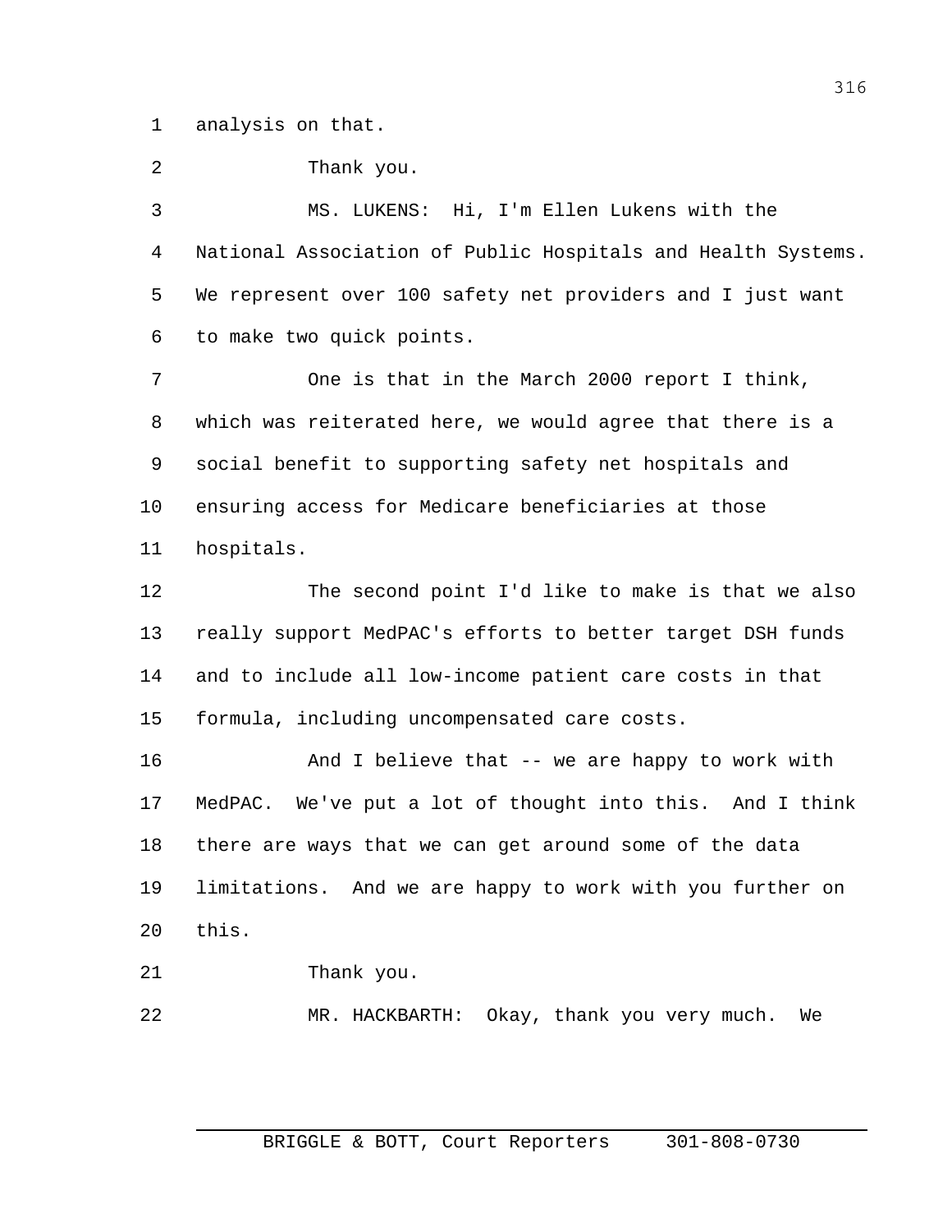analysis on that.

Thank you.

MS. LUKENS: Hi, I'm Ellen Lukens with the National Association of Public Hospitals and Health Systems. We represent over 100 safety net providers and I just want to make two quick points.

One is that in the March 2000 report I think, which was reiterated here, we would agree that there is a social benefit to supporting safety net hospitals and ensuring access for Medicare beneficiaries at those hospitals.

The second point I'd like to make is that we also really support MedPAC's efforts to better target DSH funds and to include all low-income patient care costs in that formula, including uncompensated care costs.

And I believe that -- we are happy to work with MedPAC. We've put a lot of thought into this. And I think there are ways that we can get around some of the data limitations. And we are happy to work with you further on this.

Thank you.

MR. HACKBARTH: Okay, thank you very much. We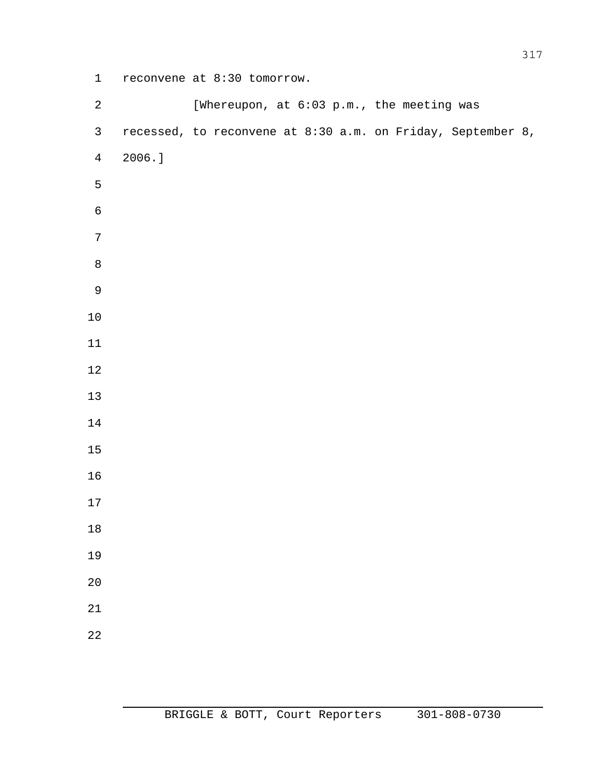reconvene at 8:30 tomorrow.

[Whereupon, at 6:03 p.m., the meeting was recessed, to reconvene at 8:30 a.m. on Friday, September 8, 2006.]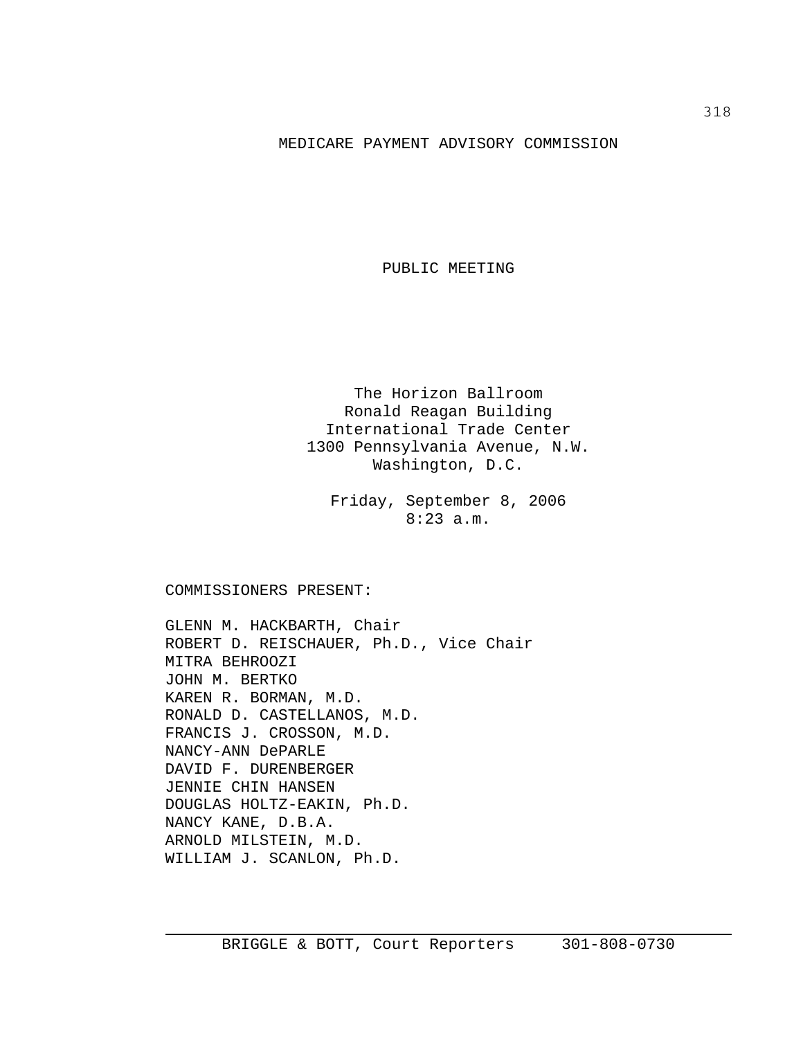# MEDICARE PAYMENT ADVISORY COMMISSION

## PUBLIC MEETING

The Horizon Ballroom
Ronald Reagan Building
International Trade Center
1300 Pennsylvania Avenue, N.W.
Washington, D.C.

Friday, September 8, 2006
8:23 a.m.

COMMISSIONERS PRESENT:

GLENN M. HACKBARTH, Chair
ROBERT D. REISCHAUER, Ph.D., Vice Chair
MITRA BEHROOZI
JOHN M. BERTKO
KAREN R. BORMAN, M.D.
RONALD D. CASTELLANOS, M.D.
FRANCIS J. CROSSON, M.D.
NANCY-ANN DePARLE
DAVID F. DURENBERGER
JENNIE CHIN HANSEN
DOUGLAS HOLTZ-EAKIN, Ph.D.
NANCY KANE, D.B.A.
ARNOLD MILSTEIN, M.D.
WILLIAM J. SCANLON, Ph.D.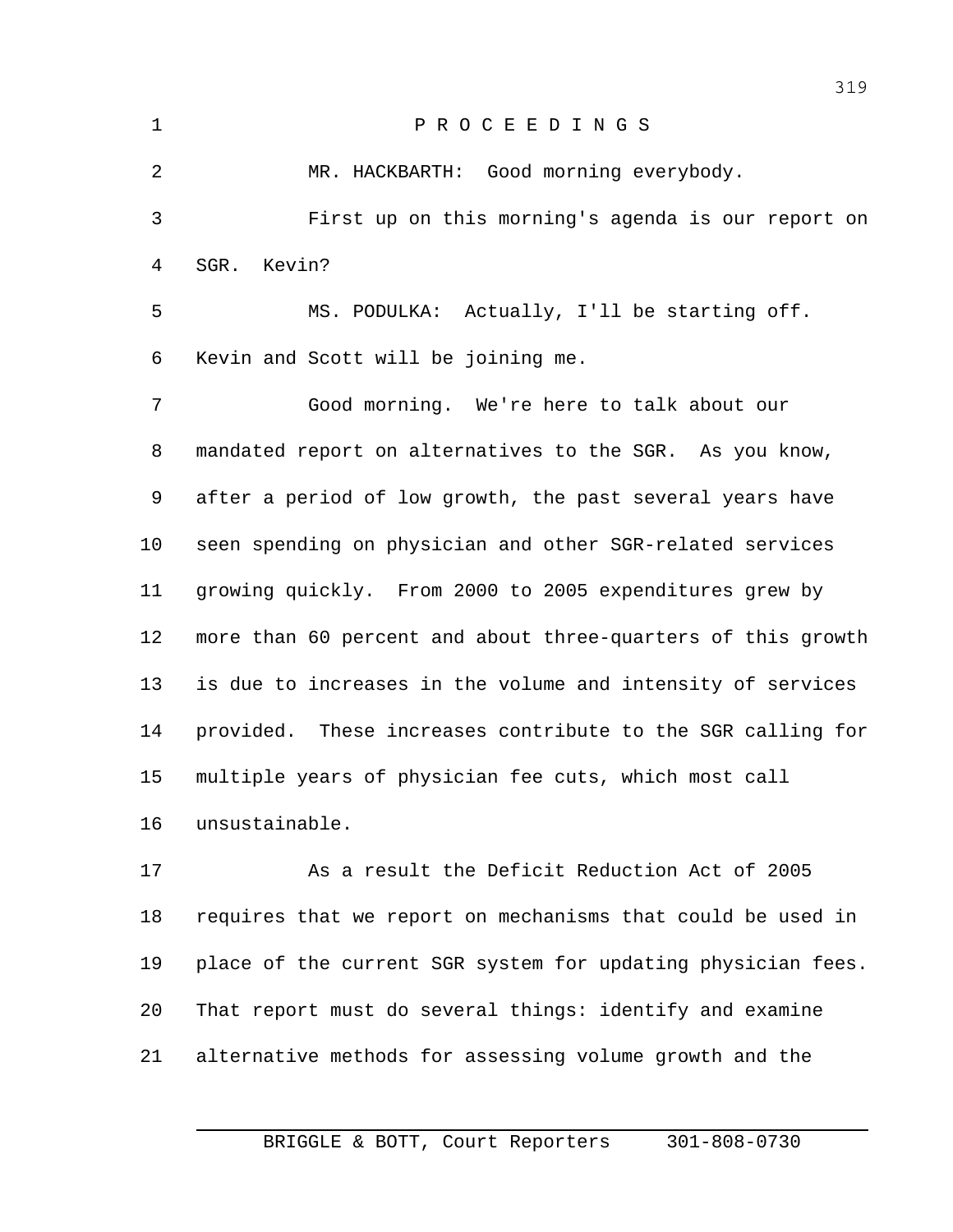P R O C E E D I N G S

MR. HACKBARTH: Good morning everybody.

First up on this morning's agenda is our report on SGR. Kevin?

MS. PODULKA: Actually, I'll be starting off. Kevin and Scott will be joining me.

Good morning. We're here to talk about our mandated report on alternatives to the SGR. As you know, after a period of low growth, the past several years have seen spending on physician and other SGR-related services growing quickly. From 2000 to 2005 expenditures grew by more than 60 percent and about three-quarters of this growth is due to increases in the volume and intensity of services provided. These increases contribute to the SGR calling for multiple years of physician fee cuts, which most call unsustainable.

As a result the Deficit Reduction Act of 2005 requires that we report on mechanisms that could be used in place of the current SGR system for updating physician fees. That report must do several things: identify and examine alternative methods for assessing volume growth and the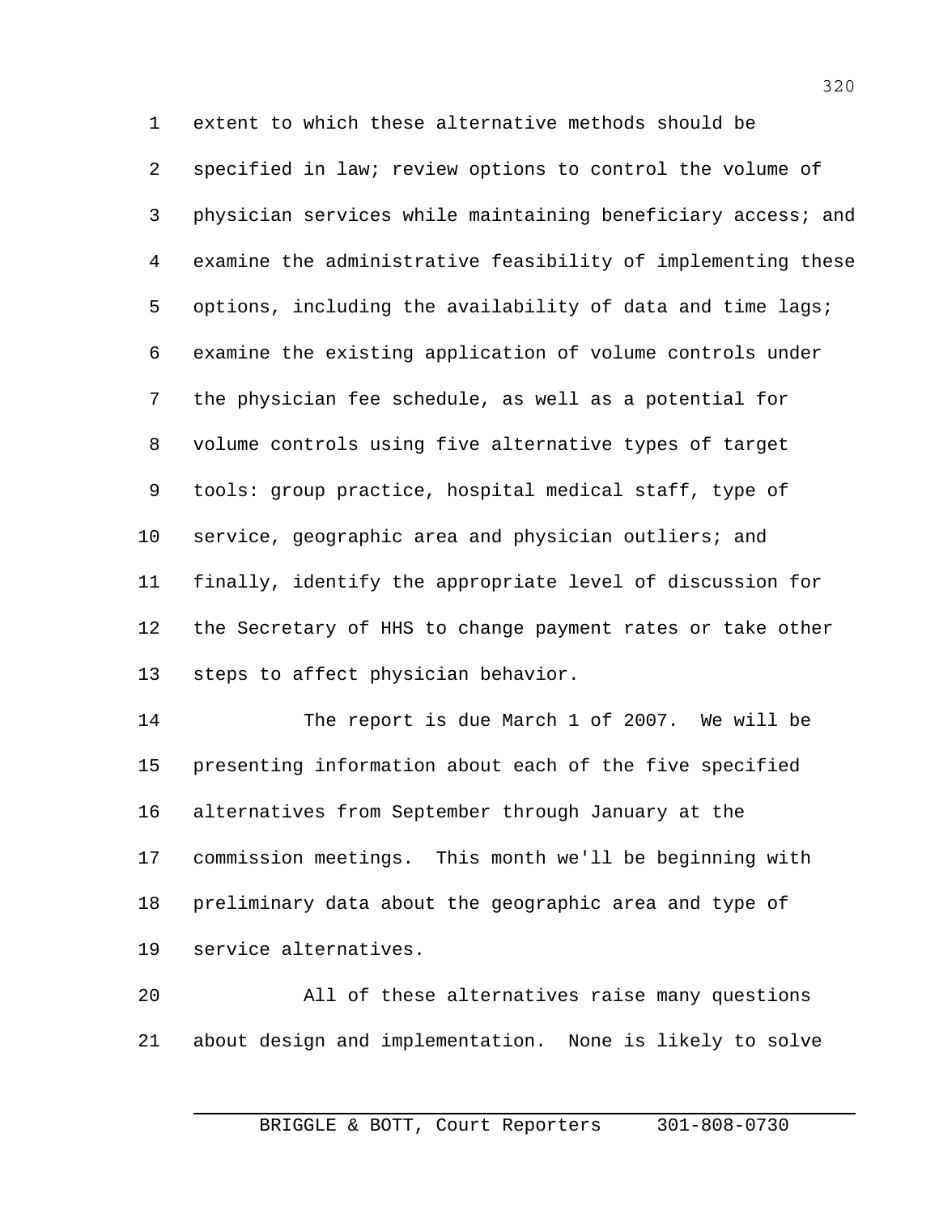extent to which these alternative methods should be specified in law; review options to control the volume of physician services while maintaining beneficiary access; and examine the administrative feasibility of implementing these options, including the availability of data and time lags; examine the existing application of volume controls under the physician fee schedule, as well as a potential for volume controls using five alternative types of target tools: group practice, hospital medical staff, type of service, geographic area and physician outliers; and finally, identify the appropriate level of discussion for the Secretary of HHS to change payment rates or take other steps to affect physician behavior.

The report is due March 1 of 2007. We will be presenting information about each of the five specified alternatives from September through January at the commission meetings. This month we'll be beginning with preliminary data about the geographic area and type of service alternatives.

All of these alternatives raise many questions about design and implementation. None is likely to solve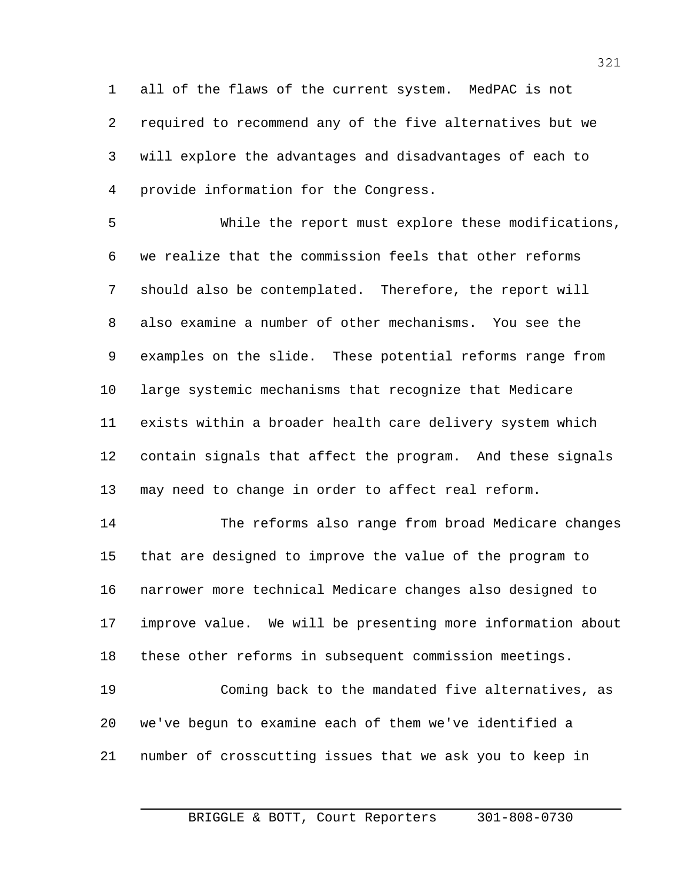all of the flaws of the current system. MedPAC is not required to recommend any of the five alternatives but we will explore the advantages and disadvantages of each to provide information for the Congress.

While the report must explore these modifications, we realize that the commission feels that other reforms should also be contemplated. Therefore, the report will also examine a number of other mechanisms. You see the examples on the slide. These potential reforms range from large systemic mechanisms that recognize that Medicare exists within a broader health care delivery system which contain signals that affect the program. And these signals may need to change in order to affect real reform.

The reforms also range from broad Medicare changes that are designed to improve the value of the program to narrower more technical Medicare changes also designed to improve value. We will be presenting more information about these other reforms in subsequent commission meetings.

Coming back to the mandated five alternatives, as we've begun to examine each of them we've identified a number of crosscutting issues that we ask you to keep in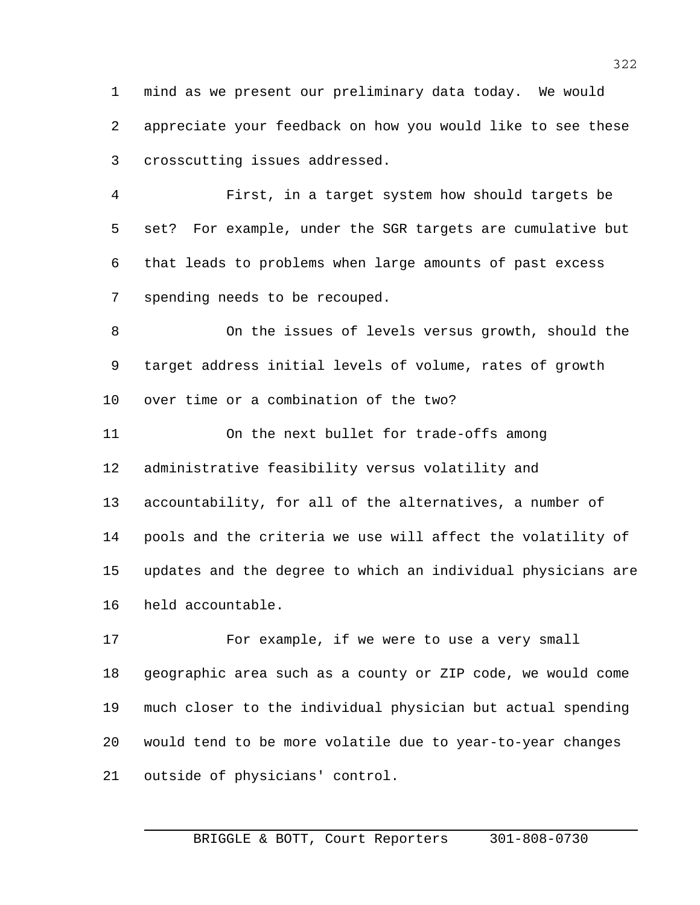mind as we present our preliminary data today. We would appreciate your feedback on how you would like to see these crosscutting issues addressed.

First, in a target system how should targets be set? For example, under the SGR targets are cumulative but that leads to problems when large amounts of past excess spending needs to be recouped.

On the issues of levels versus growth, should the target address initial levels of volume, rates of growth over time or a combination of the two?

On the next bullet for trade-offs among administrative feasibility versus volatility and accountability, for all of the alternatives, a number of pools and the criteria we use will affect the volatility of updates and the degree to which an individual physicians are held accountable.

For example, if we were to use a very small geographic area such as a county or ZIP code, we would come much closer to the individual physician but actual spending would tend to be more volatile due to year-to-year changes outside of physicians' control.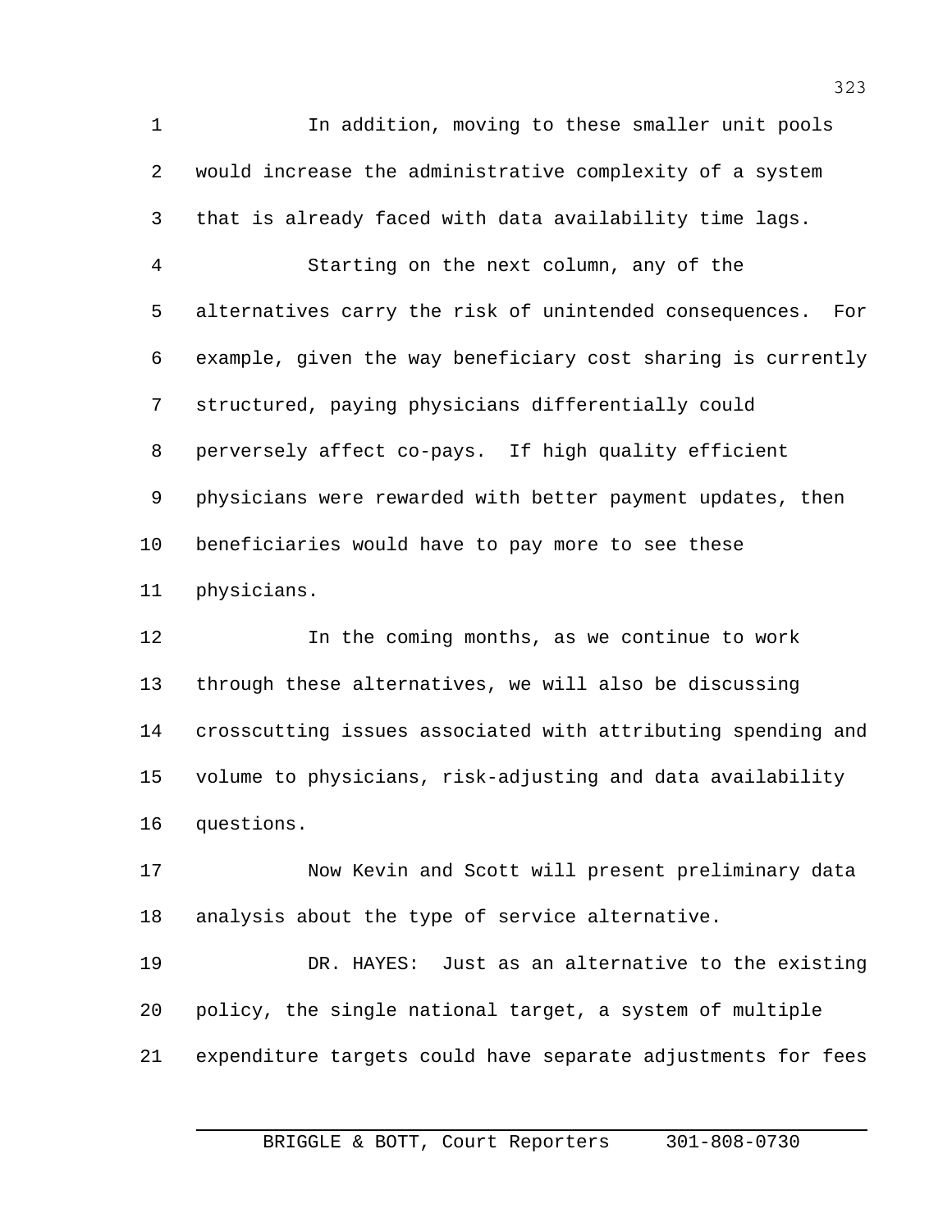In addition, moving to these smaller unit pools would increase the administrative complexity of a system that is already faced with data availability time lags.

Starting on the next column, any of the alternatives carry the risk of unintended consequences. For example, given the way beneficiary cost sharing is currently structured, paying physicians differentially could perversely affect co-pays. If high quality efficient physicians were rewarded with better payment updates, then beneficiaries would have to pay more to see these physicians.

In the coming months, as we continue to work through these alternatives, we will also be discussing crosscutting issues associated with attributing spending and volume to physicians, risk-adjusting and data availability questions.

Now Kevin and Scott will present preliminary data analysis about the type of service alternative.

DR. HAYES: Just as an alternative to the existing policy, the single national target, a system of multiple expenditure targets could have separate adjustments for fees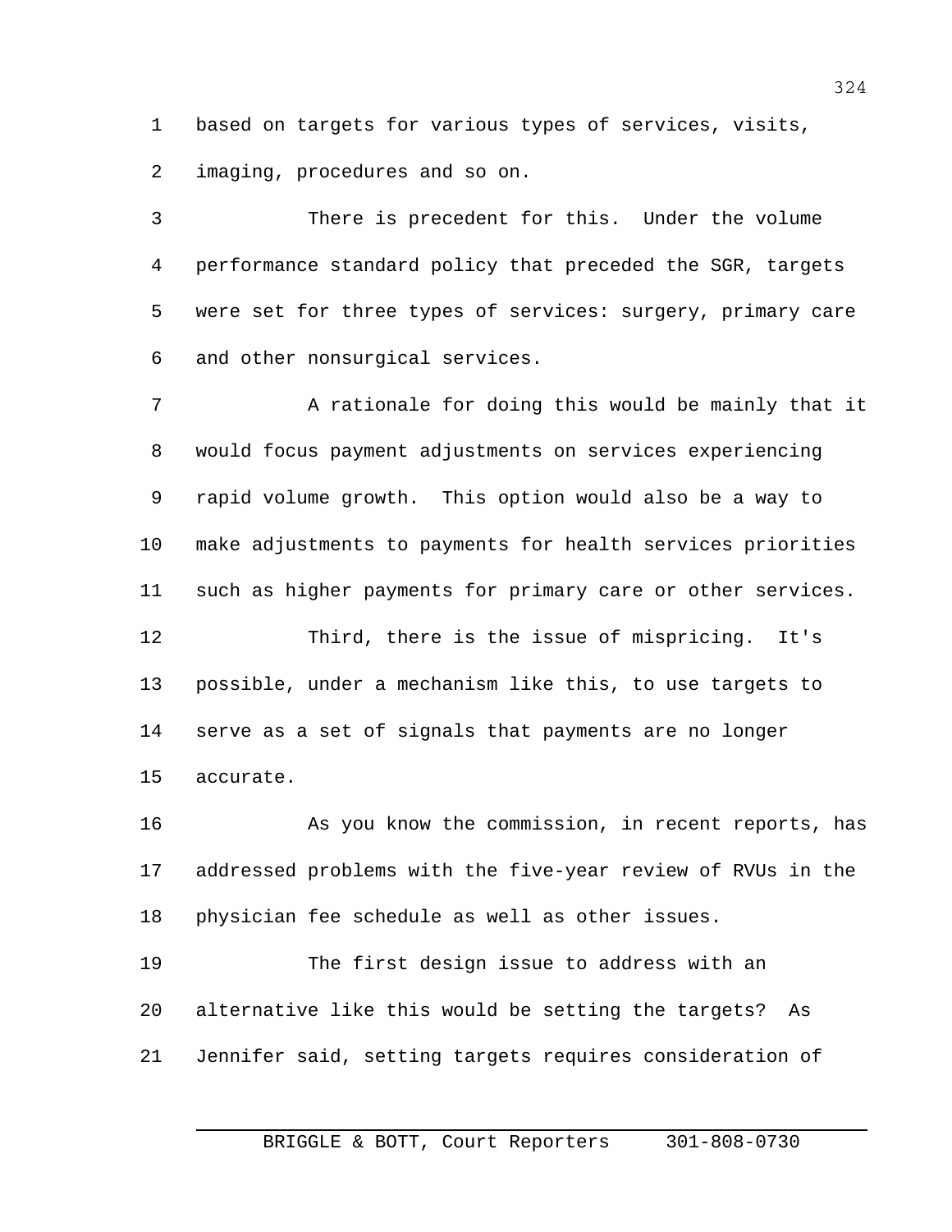based on targets for various types of services, visits, imaging, procedures and so on.

There is precedent for this. Under the volume performance standard policy that preceded the SGR, targets were set for three types of services: surgery, primary care and other nonsurgical services.

A rationale for doing this would be mainly that it would focus payment adjustments on services experiencing rapid volume growth. This option would also be a way to make adjustments to payments for health services priorities such as higher payments for primary care or other services.

Third, there is the issue of mispricing. It's possible, under a mechanism like this, to use targets to serve as a set of signals that payments are no longer accurate.

As you know the commission, in recent reports, has addressed problems with the five-year review of RVUs in the physician fee schedule as well as other issues.

The first design issue to address with an alternative like this would be setting the targets? As Jennifer said, setting targets requires consideration of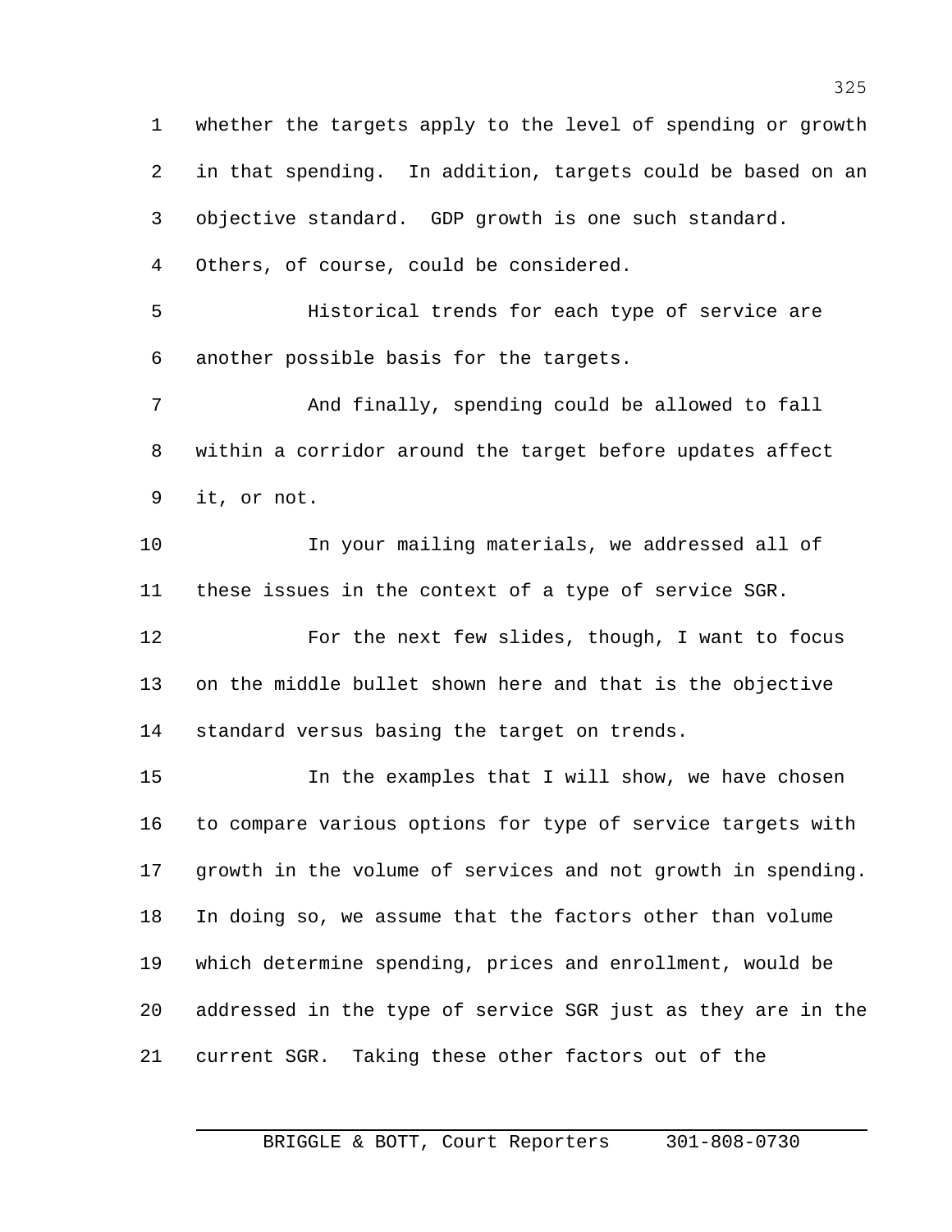whether the targets apply to the level of spending or growth in that spending. In addition, targets could be based on an objective standard. GDP growth is one such standard. Others, of course, could be considered.

Historical trends for each type of service are another possible basis for the targets.

And finally, spending could be allowed to fall within a corridor around the target before updates affect it, or not.

In your mailing materials, we addressed all of these issues in the context of a type of service SGR.

For the next few slides, though, I want to focus on the middle bullet shown here and that is the objective standard versus basing the target on trends.

In the examples that I will show, we have chosen to compare various options for type of service targets with growth in the volume of services and not growth in spending. In doing so, we assume that the factors other than volume which determine spending, prices and enrollment, would be addressed in the type of service SGR just as they are in the current SGR. Taking these other factors out of the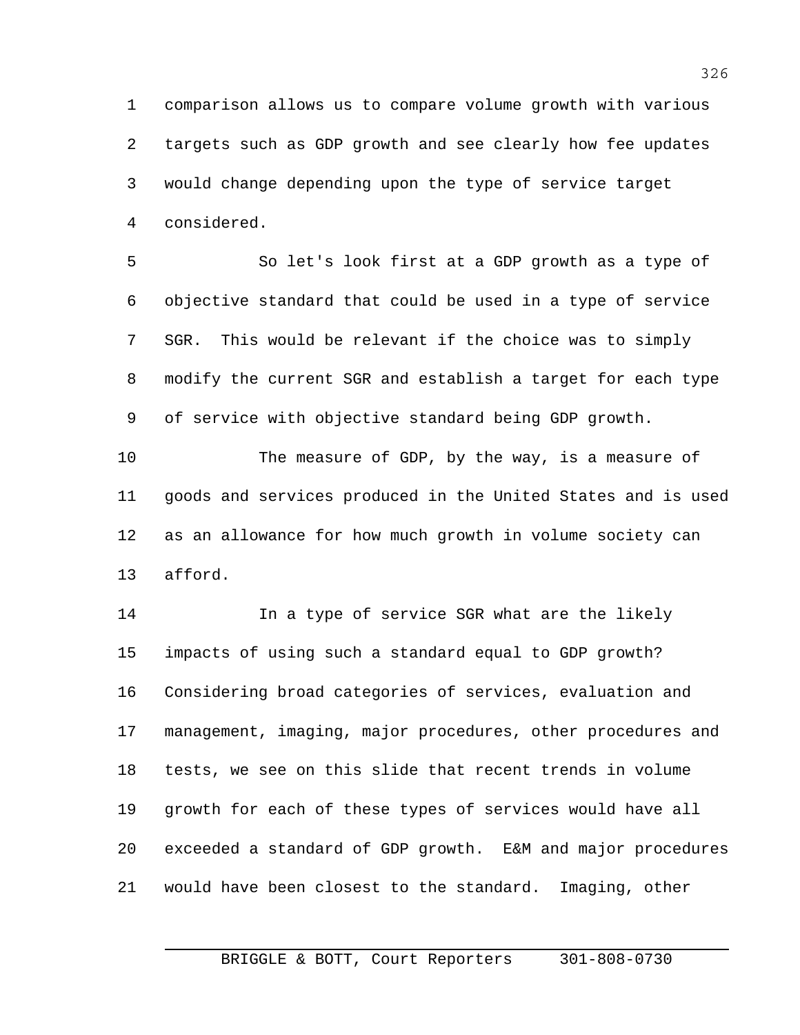comparison allows us to compare volume growth with various targets such as GDP growth and see clearly how fee updates would change depending upon the type of service target considered.

So let's look first at a GDP growth as a type of objective standard that could be used in a type of service SGR. This would be relevant if the choice was to simply modify the current SGR and establish a target for each type of service with objective standard being GDP growth.

The measure of GDP, by the way, is a measure of goods and services produced in the United States and is used as an allowance for how much growth in volume society can afford.

In a type of service SGR what are the likely impacts of using such a standard equal to GDP growth? Considering broad categories of services, evaluation and management, imaging, major procedures, other procedures and tests, we see on this slide that recent trends in volume growth for each of these types of services would have all exceeded a standard of GDP growth. E&M and major procedures would have been closest to the standard. Imaging, other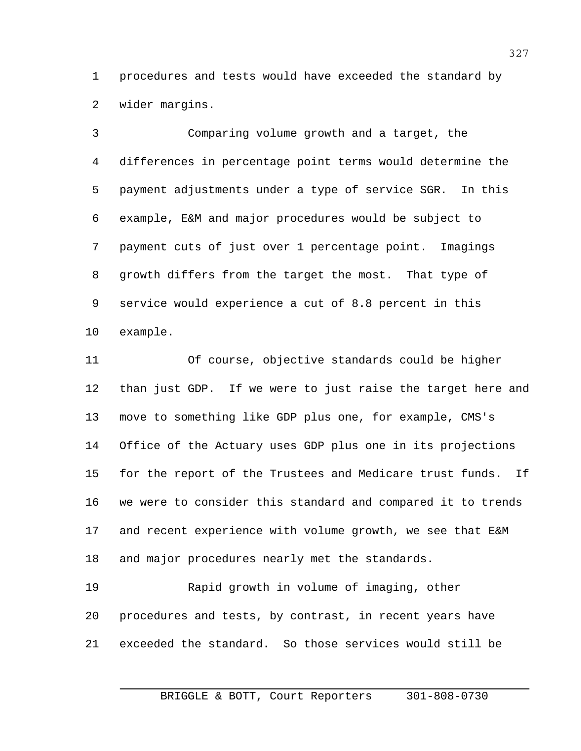procedures and tests would have exceeded the standard by wider margins.

Comparing volume growth and a target, the differences in percentage point terms would determine the payment adjustments under a type of service SGR. In this example, E&M and major procedures would be subject to payment cuts of just over 1 percentage point. Imagings growth differs from the target the most. That type of service would experience a cut of 8.8 percent in this example.

Of course, objective standards could be higher than just GDP. If we were to just raise the target here and move to something like GDP plus one, for example, CMS's Office of the Actuary uses GDP plus one in its projections for the report of the Trustees and Medicare trust funds. If we were to consider this standard and compared it to trends and recent experience with volume growth, we see that E&M and major procedures nearly met the standards.

Rapid growth in volume of imaging, other procedures and tests, by contrast, in recent years have exceeded the standard. So those services would still be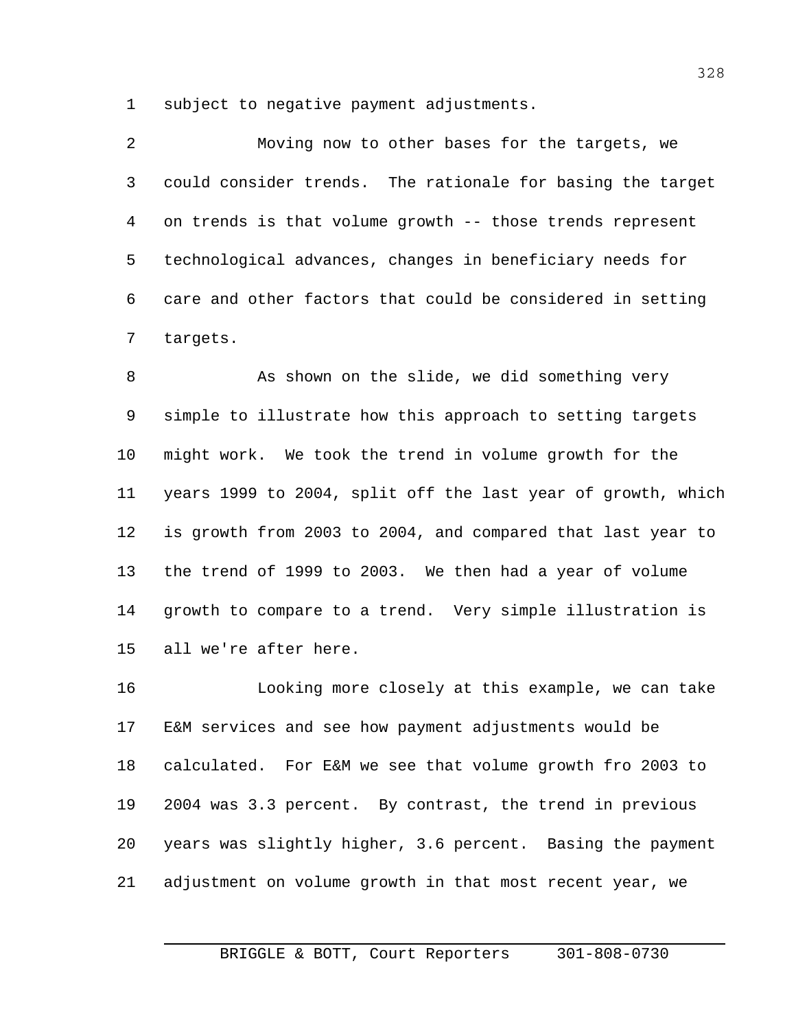subject to negative payment adjustments.

Moving now to other bases for the targets, we could consider trends. The rationale for basing the target on trends is that volume growth -- those trends represent technological advances, changes in beneficiary needs for care and other factors that could be considered in setting targets.

As shown on the slide, we did something very simple to illustrate how this approach to setting targets might work. We took the trend in volume growth for the years 1999 to 2004, split off the last year of growth, which is growth from 2003 to 2004, and compared that last year to the trend of 1999 to 2003. We then had a year of volume growth to compare to a trend. Very simple illustration is all we're after here.

Looking more closely at this example, we can take E&M services and see how payment adjustments would be calculated. For E&M we see that volume growth fro 2003 to 2004 was 3.3 percent. By contrast, the trend in previous years was slightly higher, 3.6 percent. Basing the payment adjustment on volume growth in that most recent year, we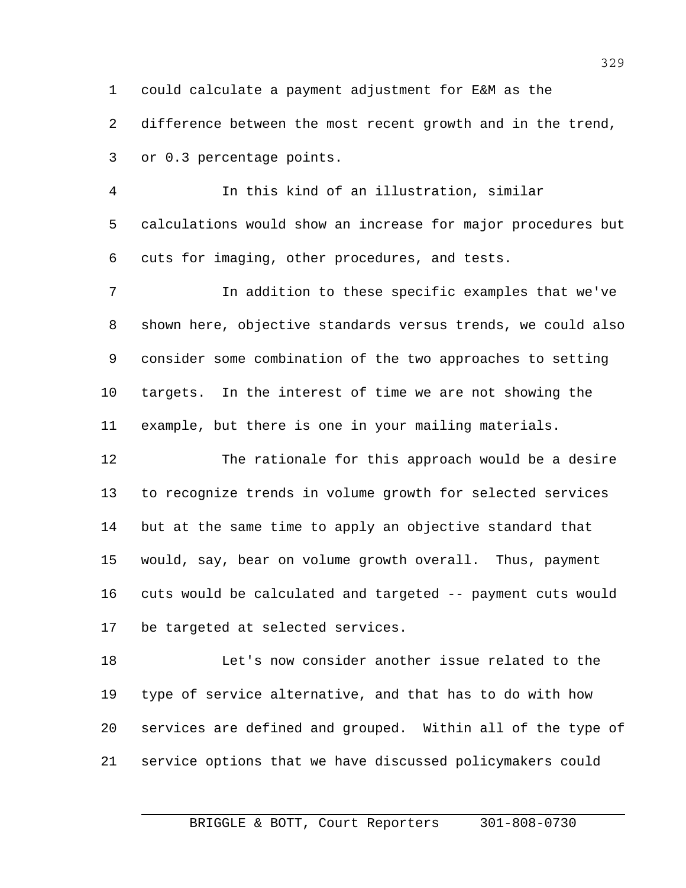could calculate a payment adjustment for E&M as the difference between the most recent growth and in the trend, or 0.3 percentage points.

In this kind of an illustration, similar calculations would show an increase for major procedures but cuts for imaging, other procedures, and tests.

In addition to these specific examples that we've shown here, objective standards versus trends, we could also consider some combination of the two approaches to setting targets. In the interest of time we are not showing the example, but there is one in your mailing materials.

The rationale for this approach would be a desire to recognize trends in volume growth for selected services but at the same time to apply an objective standard that would, say, bear on volume growth overall. Thus, payment cuts would be calculated and targeted -- payment cuts would be targeted at selected services.

Let's now consider another issue related to the type of service alternative, and that has to do with how services are defined and grouped. Within all of the type of service options that we have discussed policymakers could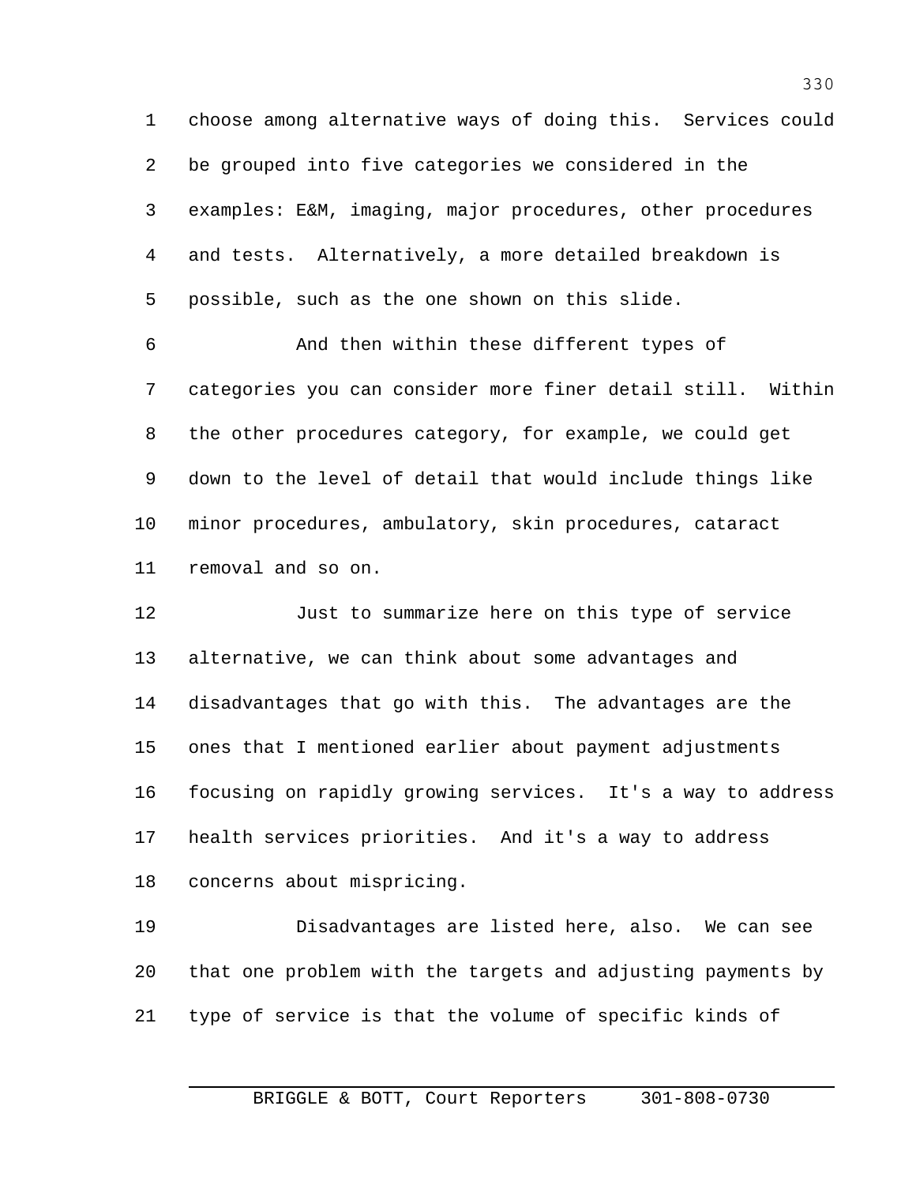choose among alternative ways of doing this. Services could be grouped into five categories we considered in the examples: E&M, imaging, major procedures, other procedures and tests. Alternatively, a more detailed breakdown is possible, such as the one shown on this slide.

And then within these different types of categories you can consider more finer detail still. Within the other procedures category, for example, we could get down to the level of detail that would include things like minor procedures, ambulatory, skin procedures, cataract removal and so on.

Just to summarize here on this type of service alternative, we can think about some advantages and disadvantages that go with this. The advantages are the ones that I mentioned earlier about payment adjustments focusing on rapidly growing services. It's a way to address health services priorities. And it's a way to address concerns about mispricing.

Disadvantages are listed here, also. We can see that one problem with the targets and adjusting payments by type of service is that the volume of specific kinds of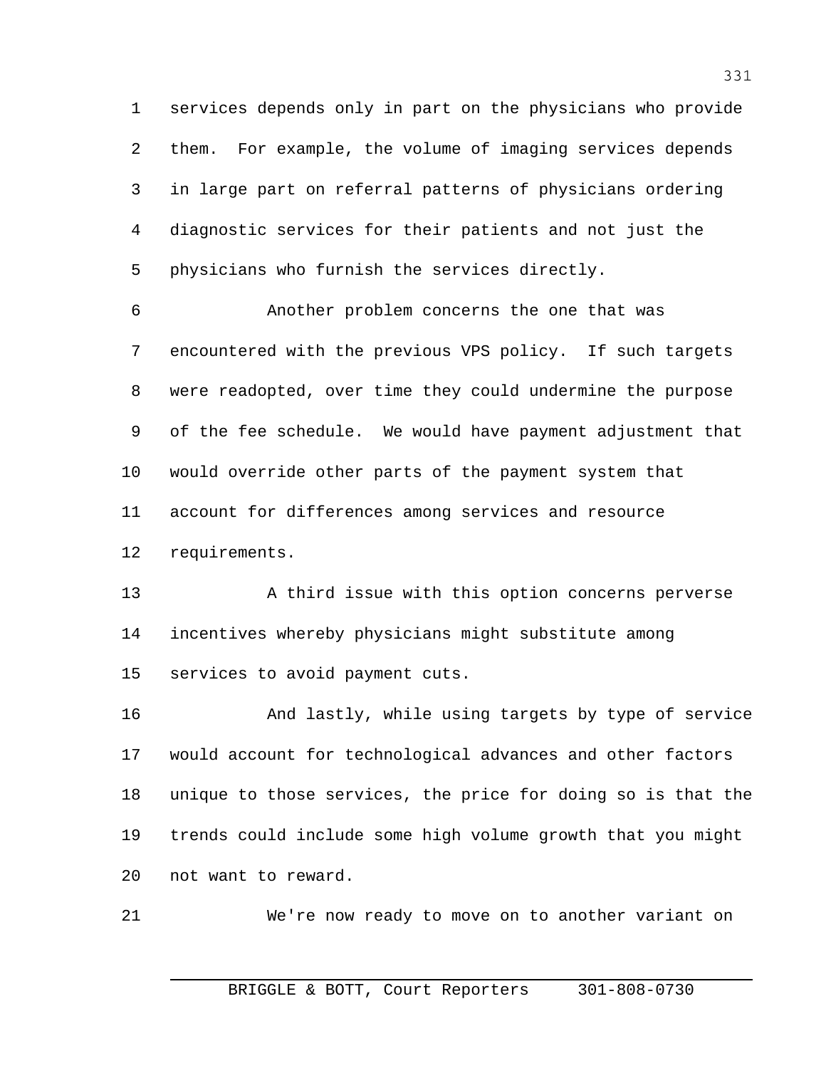services depends only in part on the physicians who provide them. For example, the volume of imaging services depends in large part on referral patterns of physicians ordering diagnostic services for their patients and not just the physicians who furnish the services directly.

Another problem concerns the one that was encountered with the previous VPS policy. If such targets were readopted, over time they could undermine the purpose of the fee schedule. We would have payment adjustment that would override other parts of the payment system that account for differences among services and resource requirements.

A third issue with this option concerns perverse incentives whereby physicians might substitute among services to avoid payment cuts.

And lastly, while using targets by type of service would account for technological advances and other factors unique to those services, the price for doing so is that the trends could include some high volume growth that you might not want to reward.

We're now ready to move on to another variant on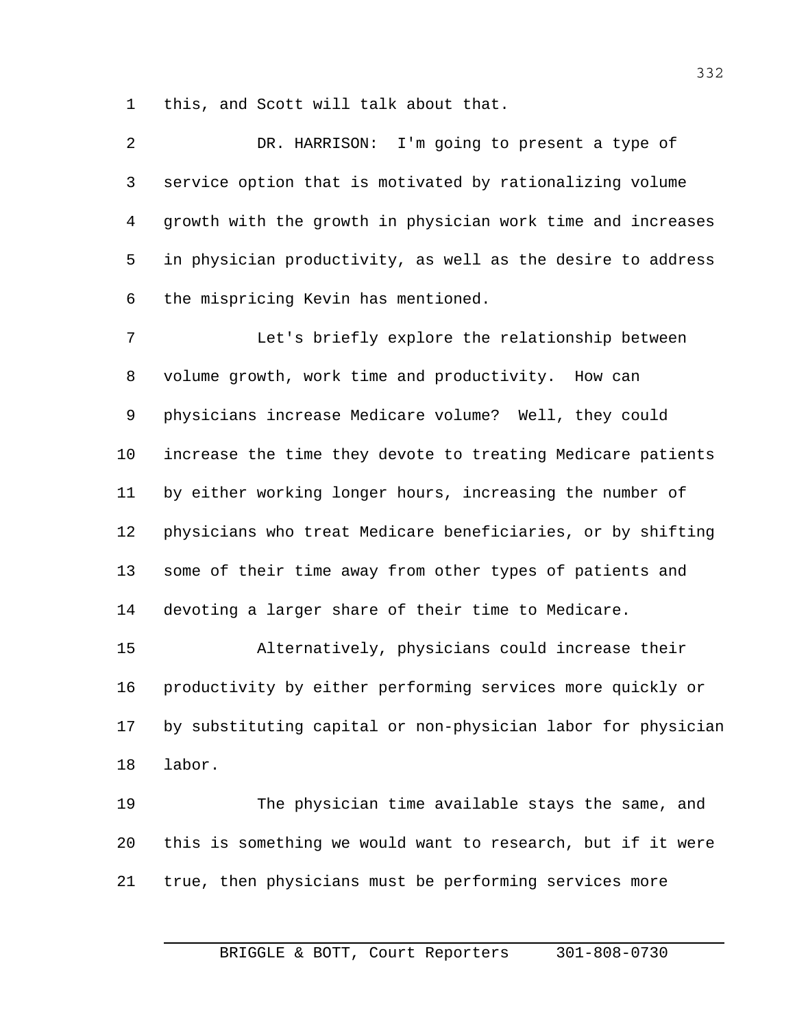this, and Scott will talk about that.

DR. HARRISON: I'm going to present a type of service option that is motivated by rationalizing volume growth with the growth in physician work time and increases in physician productivity, as well as the desire to address the mispricing Kevin has mentioned.

Let's briefly explore the relationship between volume growth, work time and productivity. How can physicians increase Medicare volume? Well, they could increase the time they devote to treating Medicare patients by either working longer hours, increasing the number of physicians who treat Medicare beneficiaries, or by shifting some of their time away from other types of patients and devoting a larger share of their time to Medicare.

Alternatively, physicians could increase their productivity by either performing services more quickly or by substituting capital or non-physician labor for physician labor.

The physician time available stays the same, and this is something we would want to research, but if it were true, then physicians must be performing services more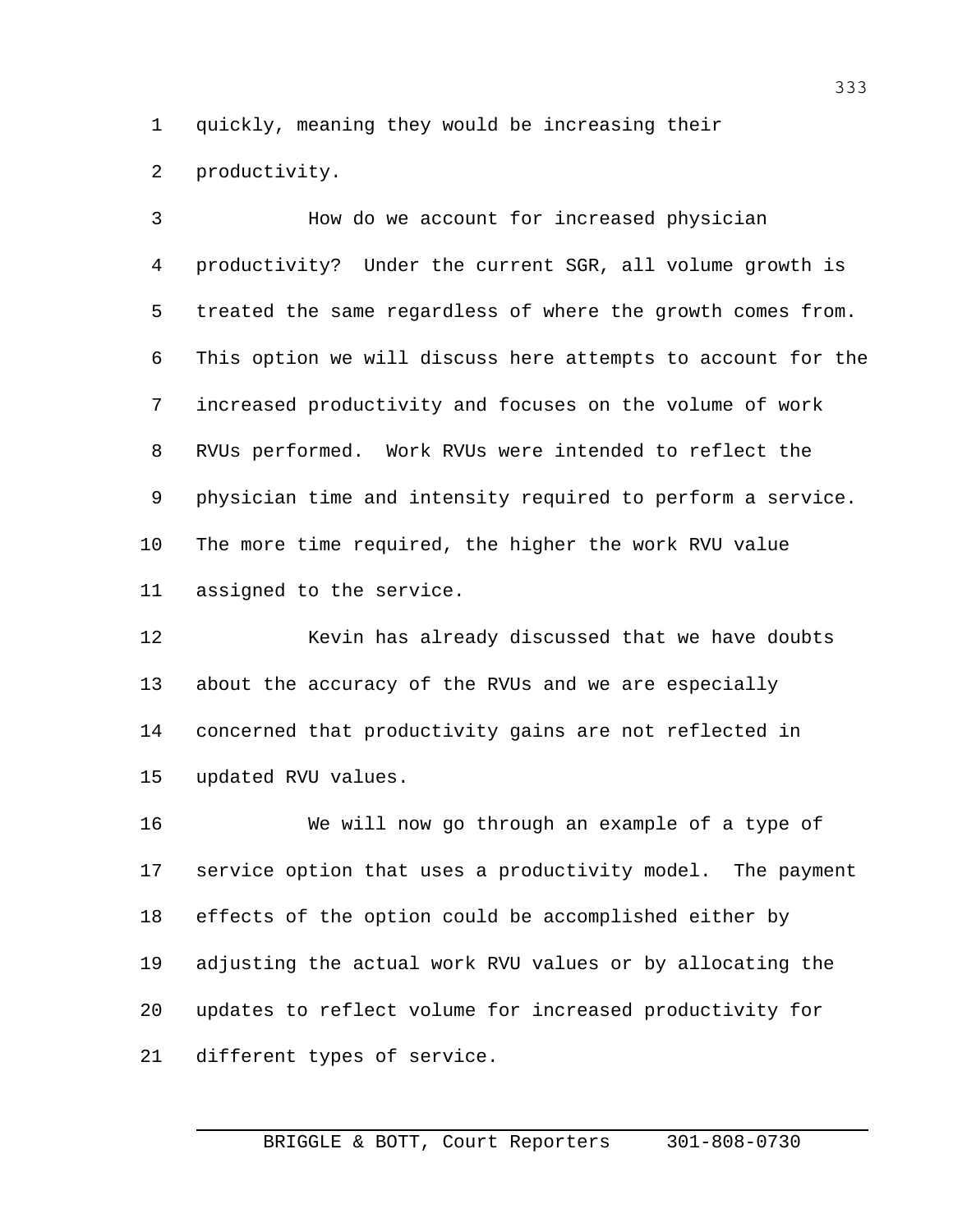quickly, meaning they would be increasing their productivity.

How do we account for increased physician productivity? Under the current SGR, all volume growth is treated the same regardless of where the growth comes from. This option we will discuss here attempts to account for the increased productivity and focuses on the volume of work RVUs performed. Work RVUs were intended to reflect the physician time and intensity required to perform a service. The more time required, the higher the work RVU value assigned to the service.

Kevin has already discussed that we have doubts about the accuracy of the RVUs and we are especially concerned that productivity gains are not reflected in updated RVU values.

We will now go through an example of a type of service option that uses a productivity model. The payment effects of the option could be accomplished either by adjusting the actual work RVU values or by allocating the updates to reflect volume for increased productivity for different types of service.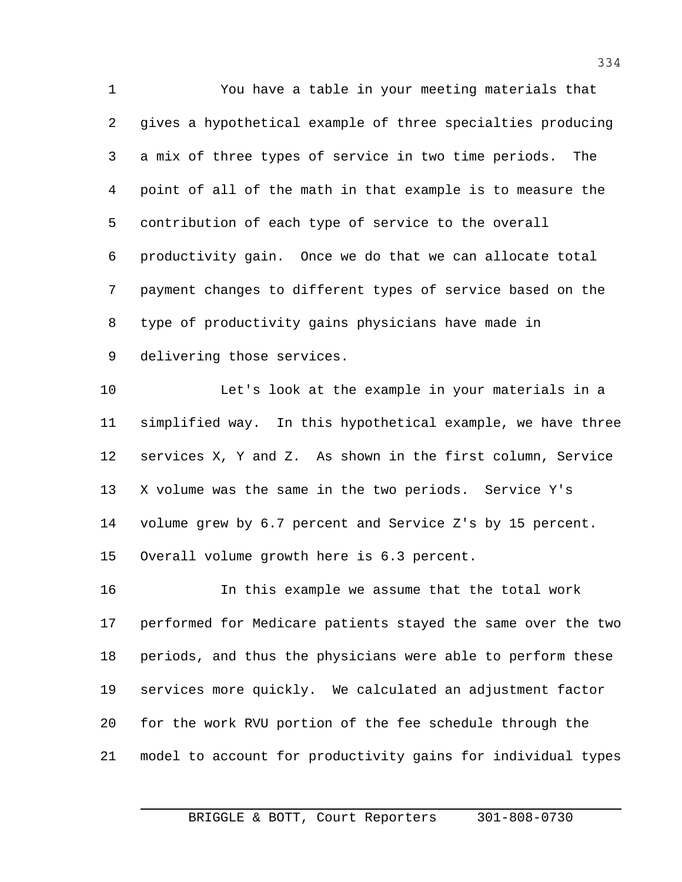You have a table in your meeting materials that gives a hypothetical example of three specialties producing a mix of three types of service in two time periods. The point of all of the math in that example is to measure the contribution of each type of service to the overall productivity gain. Once we do that we can allocate total payment changes to different types of service based on the type of productivity gains physicians have made in delivering those services.

Let's look at the example in your materials in a simplified way. In this hypothetical example, we have three services X, Y and Z. As shown in the first column, Service X volume was the same in the two periods. Service Y's volume grew by 6.7 percent and Service Z's by 15 percent. Overall volume growth here is 6.3 percent.

In this example we assume that the total work performed for Medicare patients stayed the same over the two periods, and thus the physicians were able to perform these services more quickly. We calculated an adjustment factor for the work RVU portion of the fee schedule through the model to account for productivity gains for individual types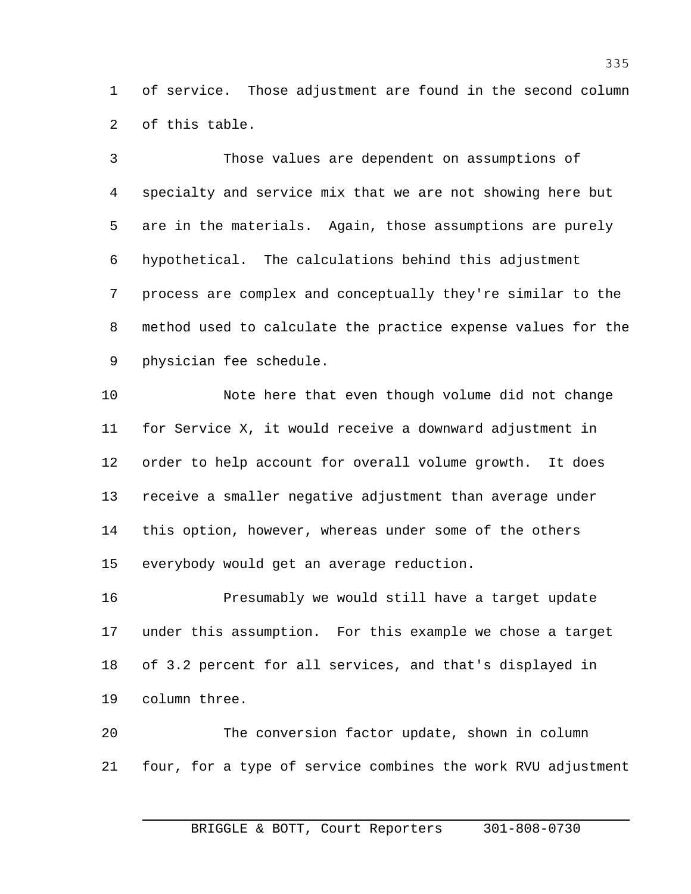of service. Those adjustment are found in the second column of this table.

Those values are dependent on assumptions of specialty and service mix that we are not showing here but are in the materials. Again, those assumptions are purely hypothetical. The calculations behind this adjustment process are complex and conceptually they're similar to the method used to calculate the practice expense values for the physician fee schedule.

Note here that even though volume did not change for Service X, it would receive a downward adjustment in order to help account for overall volume growth. It does receive a smaller negative adjustment than average under this option, however, whereas under some of the others everybody would get an average reduction.

Presumably we would still have a target update under this assumption. For this example we chose a target of 3.2 percent for all services, and that's displayed in column three.

The conversion factor update, shown in column four, for a type of service combines the work RVU adjustment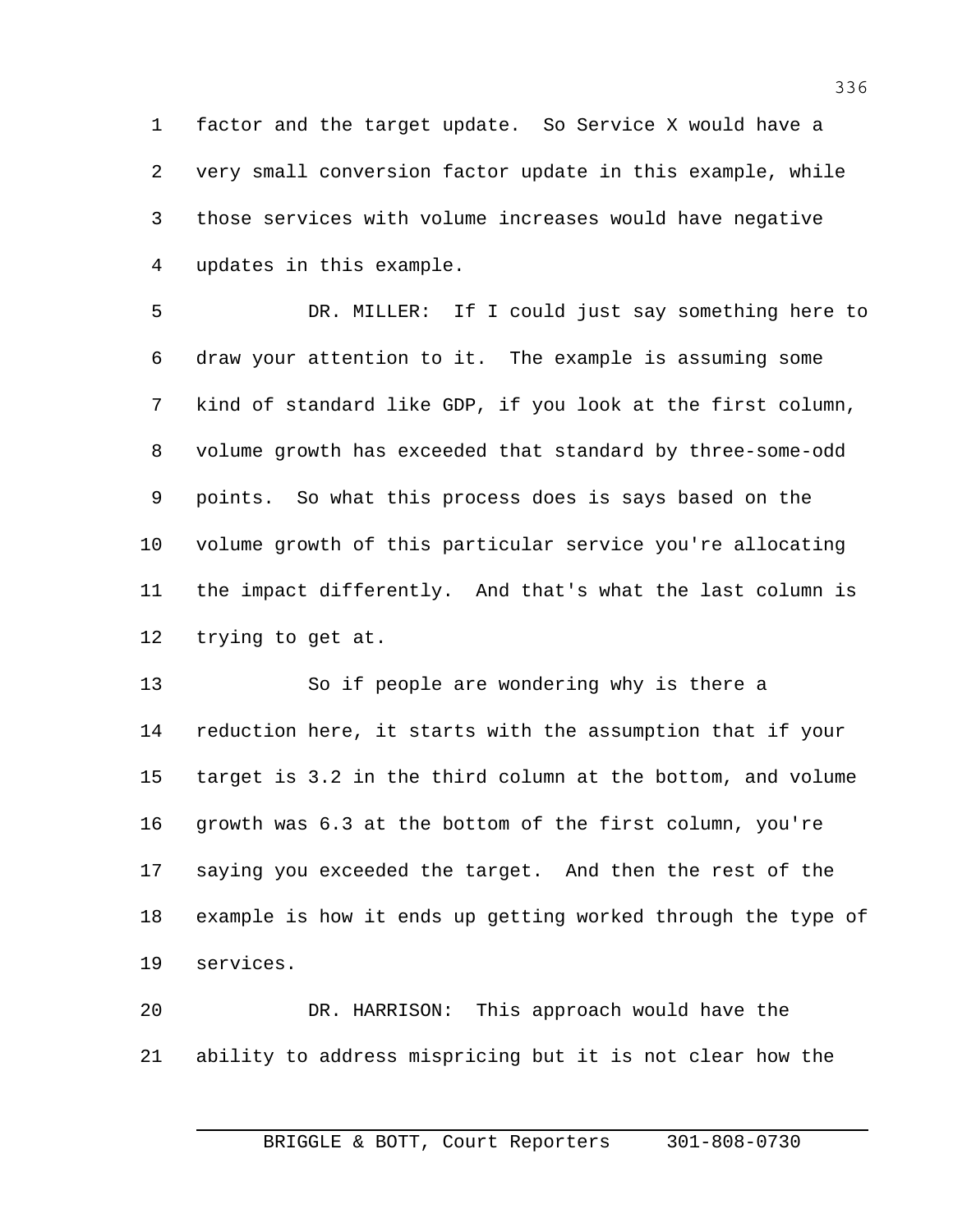factor and the target update. So Service X would have a very small conversion factor update in this example, while those services with volume increases would have negative updates in this example.

DR. MILLER: If I could just say something here to draw your attention to it. The example is assuming some kind of standard like GDP, if you look at the first column, volume growth has exceeded that standard by three-some-odd points. So what this process does is says based on the volume growth of this particular service you're allocating the impact differently. And that's what the last column is trying to get at.

So if people are wondering why is there a reduction here, it starts with the assumption that if your target is 3.2 in the third column at the bottom, and volume growth was 6.3 at the bottom of the first column, you're saying you exceeded the target. And then the rest of the example is how it ends up getting worked through the type of services.

DR. HARRISON: This approach would have the ability to address mispricing but it is not clear how the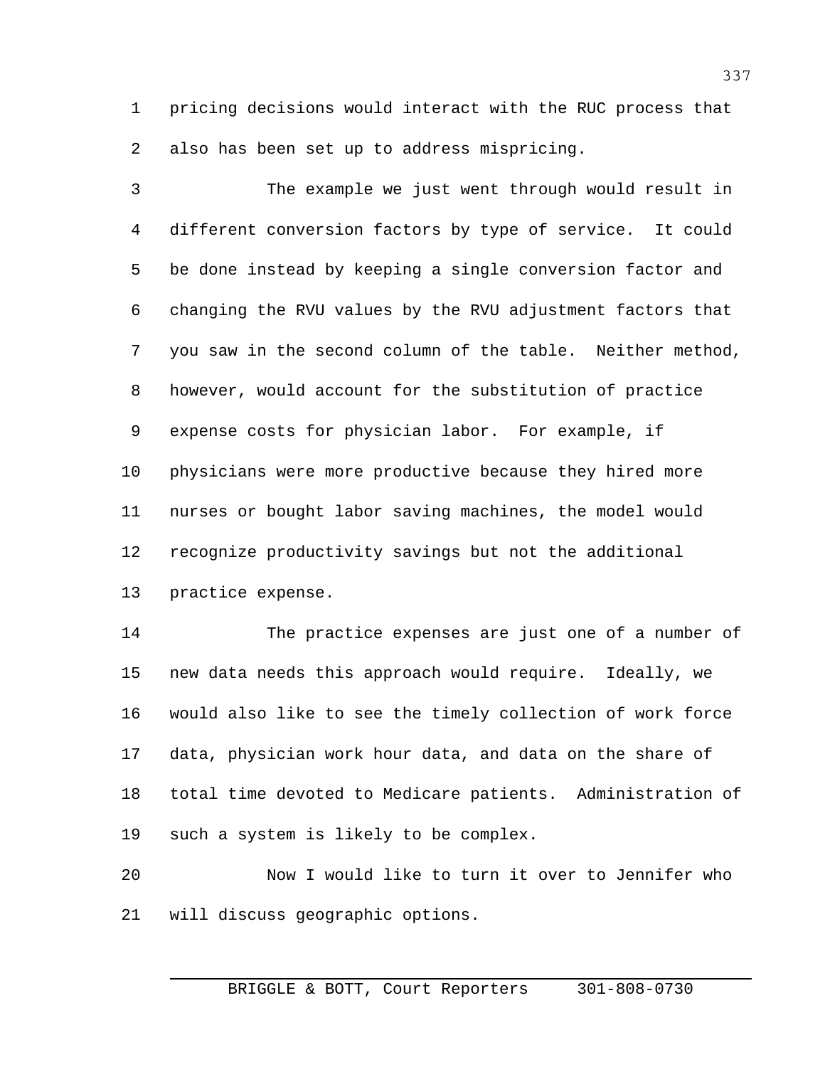pricing decisions would interact with the RUC process that also has been set up to address mispricing.

The example we just went through would result in different conversion factors by type of service. It could be done instead by keeping a single conversion factor and changing the RVU values by the RVU adjustment factors that you saw in the second column of the table. Neither method, however, would account for the substitution of practice expense costs for physician labor. For example, if physicians were more productive because they hired more nurses or bought labor saving machines, the model would recognize productivity savings but not the additional practice expense.

The practice expenses are just one of a number of new data needs this approach would require. Ideally, we would also like to see the timely collection of work force data, physician work hour data, and data on the share of total time devoted to Medicare patients. Administration of such a system is likely to be complex.

Now I would like to turn it over to Jennifer who will discuss geographic options.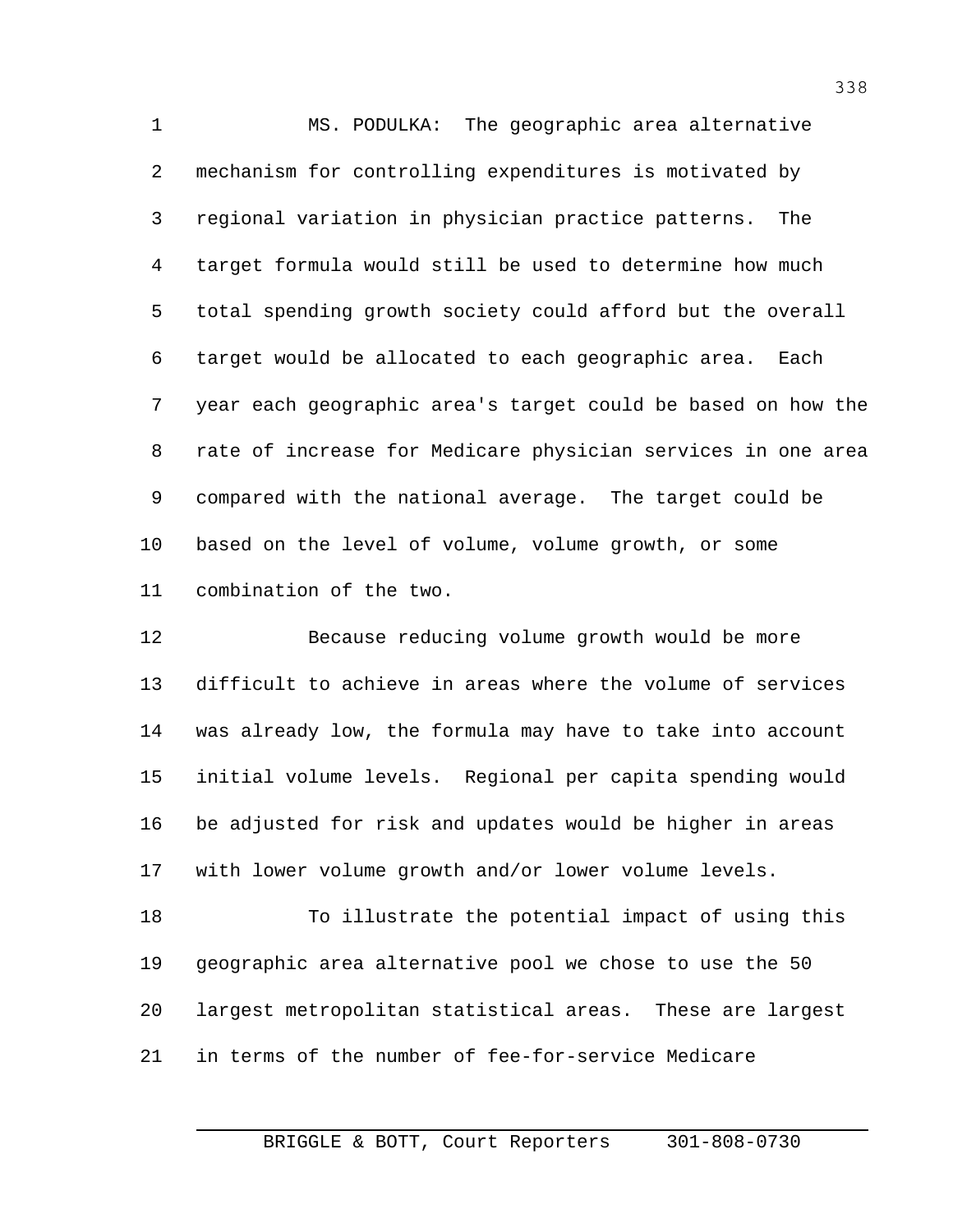MS. PODULKA: The geographic area alternative mechanism for controlling expenditures is motivated by regional variation in physician practice patterns. The target formula would still be used to determine how much total spending growth society could afford but the overall target would be allocated to each geographic area. Each year each geographic area's target could be based on how the rate of increase for Medicare physician services in one area compared with the national average. The target could be based on the level of volume, volume growth, or some combination of the two.

Because reducing volume growth would be more difficult to achieve in areas where the volume of services was already low, the formula may have to take into account initial volume levels. Regional per capita spending would be adjusted for risk and updates would be higher in areas with lower volume growth and/or lower volume levels.

To illustrate the potential impact of using this geographic area alternative pool we chose to use the 50 largest metropolitan statistical areas. These are largest in terms of the number of fee-for-service Medicare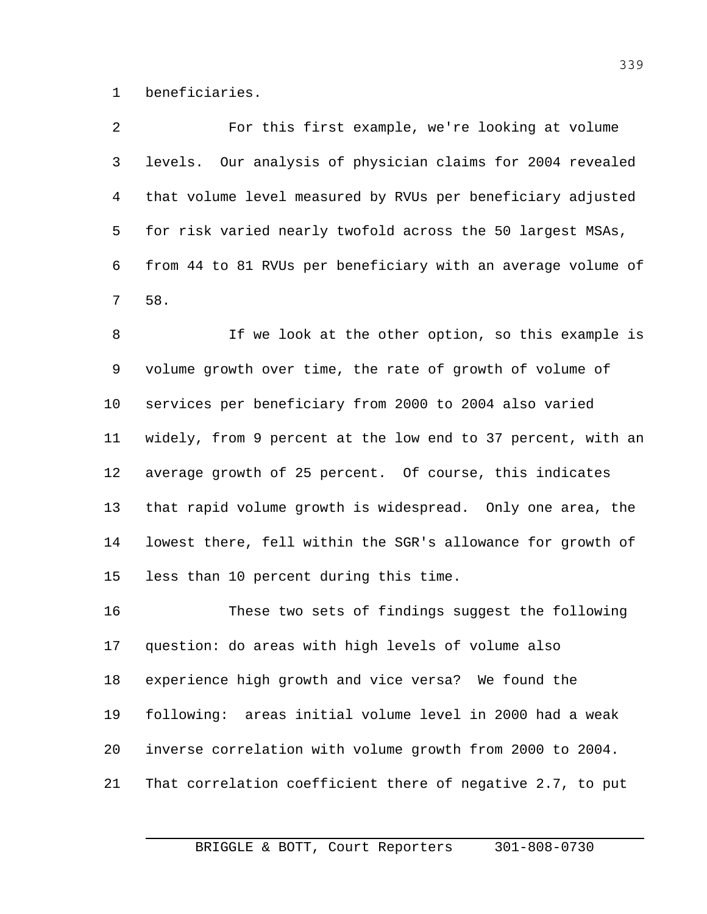beneficiaries.

For this first example, we're looking at volume levels. Our analysis of physician claims for 2004 revealed that volume level measured by RVUs per beneficiary adjusted for risk varied nearly twofold across the 50 largest MSAs, from 44 to 81 RVUs per beneficiary with an average volume of 58.

If we look at the other option, so this example is volume growth over time, the rate of growth of volume of services per beneficiary from 2000 to 2004 also varied widely, from 9 percent at the low end to 37 percent, with an average growth of 25 percent. Of course, this indicates that rapid volume growth is widespread. Only one area, the lowest there, fell within the SGR's allowance for growth of less than 10 percent during this time.

These two sets of findings suggest the following question: do areas with high levels of volume also experience high growth and vice versa? We found the following: areas initial volume level in 2000 had a weak inverse correlation with volume growth from 2000 to 2004. That correlation coefficient there of negative 2.7, to put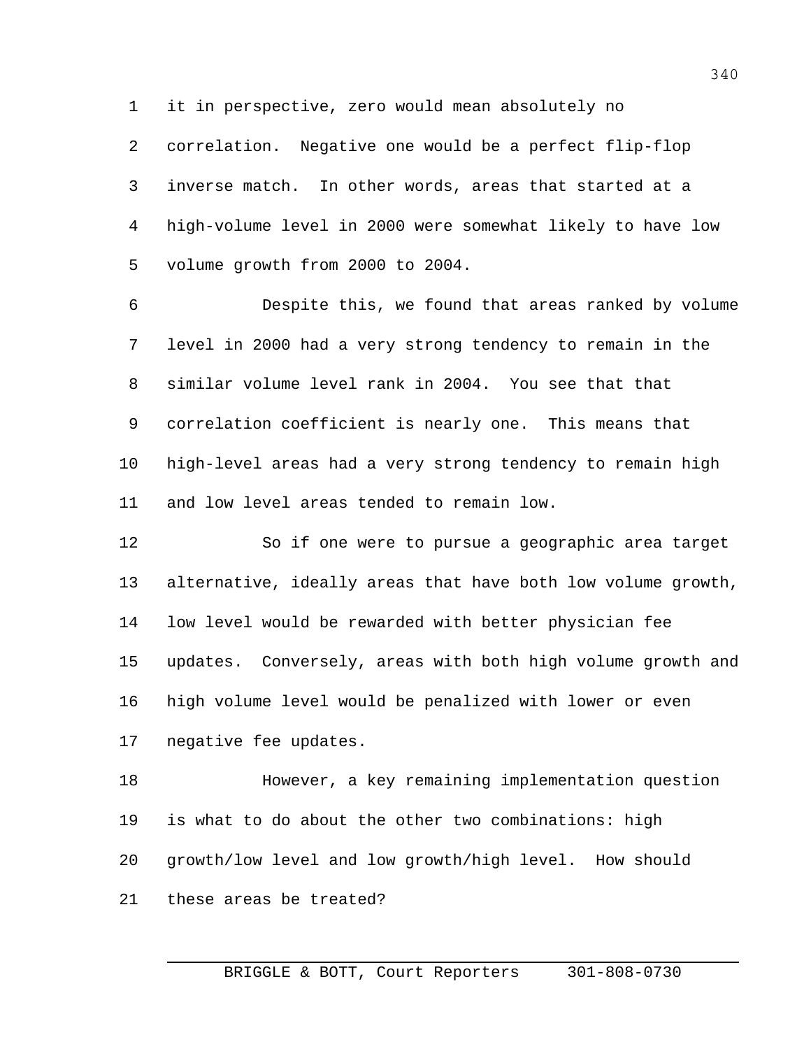it in perspective, zero would mean absolutely no correlation. Negative one would be a perfect flip-flop inverse match. In other words, areas that started at a high-volume level in 2000 were somewhat likely to have low volume growth from 2000 to 2004.

Despite this, we found that areas ranked by volume level in 2000 had a very strong tendency to remain in the similar volume level rank in 2004. You see that that correlation coefficient is nearly one. This means that high-level areas had a very strong tendency to remain high and low level areas tended to remain low.

So if one were to pursue a geographic area target alternative, ideally areas that have both low volume growth, low level would be rewarded with better physician fee updates. Conversely, areas with both high volume growth and high volume level would be penalized with lower or even negative fee updates.

However, a key remaining implementation question is what to do about the other two combinations: high growth/low level and low growth/high level. How should these areas be treated?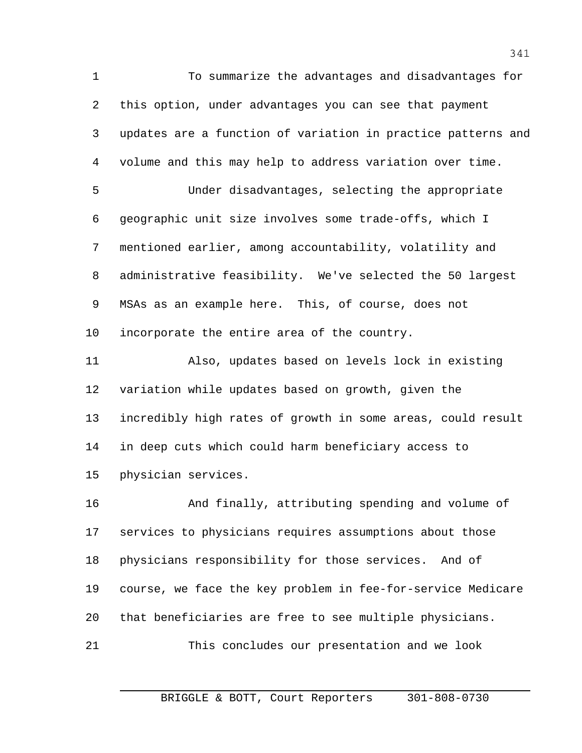To summarize the advantages and disadvantages for this option, under advantages you can see that payment updates are a function of variation in practice patterns and volume and this may help to address variation over time.

Under disadvantages, selecting the appropriate geographic unit size involves some trade-offs, which I mentioned earlier, among accountability, volatility and administrative feasibility. We've selected the 50 largest MSAs as an example here. This, of course, does not incorporate the entire area of the country.

Also, updates based on levels lock in existing variation while updates based on growth, given the incredibly high rates of growth in some areas, could result in deep cuts which could harm beneficiary access to physician services.

And finally, attributing spending and volume of services to physicians requires assumptions about those physicians responsibility for those services. And of course, we face the key problem in fee-for-service Medicare that beneficiaries are free to see multiple physicians.

This concludes our presentation and we look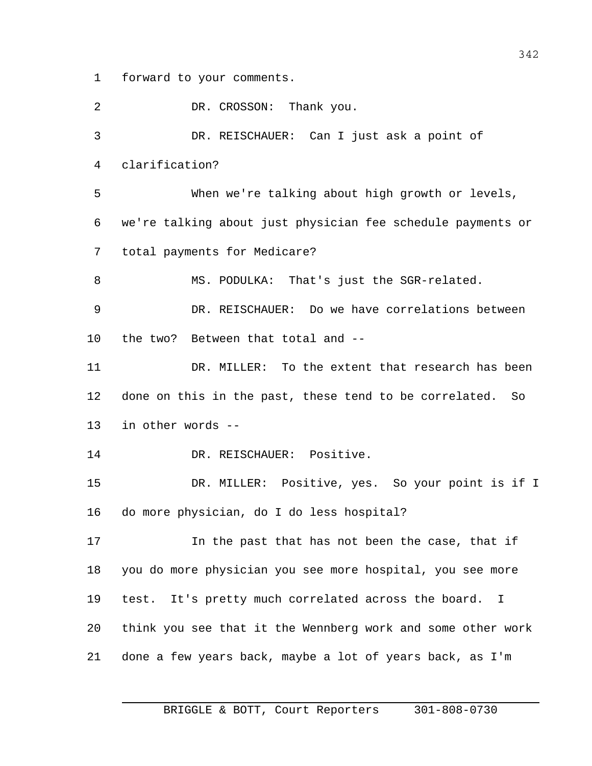forward to your comments.

DR. CROSSON: Thank you.

DR. REISCHAUER: Can I just ask a point of clarification?

When we're talking about high growth or levels, we're talking about just physician fee schedule payments or total payments for Medicare?

MS. PODULKA: That's just the SGR-related.

DR. REISCHAUER: Do we have correlations between the two? Between that total and --

DR. MILLER: To the extent that research has been done on this in the past, these tend to be correlated. So in other words --

DR. REISCHAUER: Positive.

DR. MILLER: Positive, yes. So your point is if I do more physician, do I do less hospital?

In the past that has not been the case, that if you do more physician you see more hospital, you see more test. It's pretty much correlated across the board. I think you see that it the Wennberg work and some other work done a few years back, maybe a lot of years back, as I'm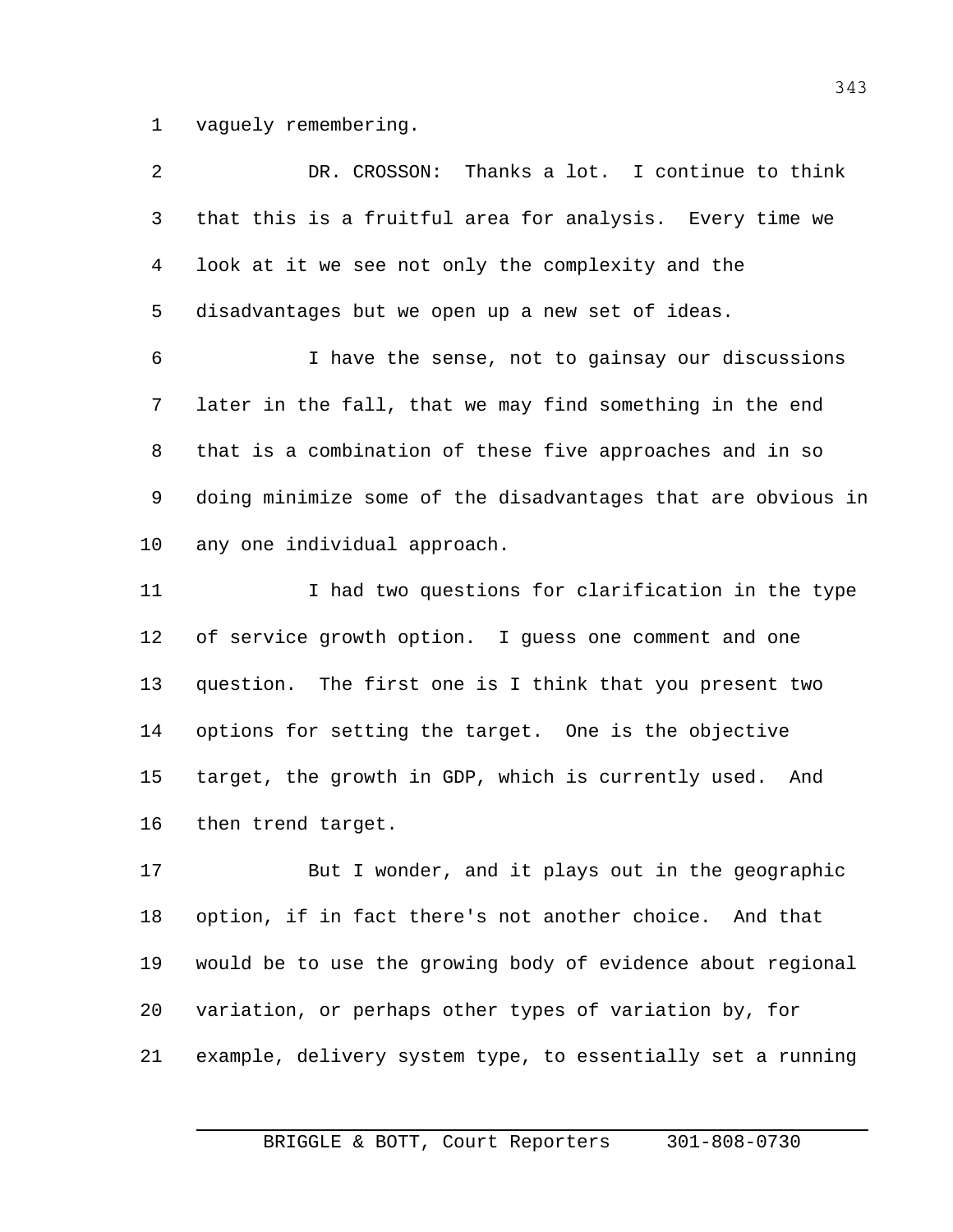vaguely remembering.

DR. CROSSON: Thanks a lot. I continue to think that this is a fruitful area for analysis. Every time we look at it we see not only the complexity and the disadvantages but we open up a new set of ideas.

I have the sense, not to gainsay our discussions later in the fall, that we may find something in the end that is a combination of these five approaches and in so doing minimize some of the disadvantages that are obvious in any one individual approach.

I had two questions for clarification in the type of service growth option. I guess one comment and one question. The first one is I think that you present two options for setting the target. One is the objective target, the growth in GDP, which is currently used. And then trend target.

But I wonder, and it plays out in the geographic option, if in fact there's not another choice. And that would be to use the growing body of evidence about regional variation, or perhaps other types of variation by, for example, delivery system type, to essentially set a running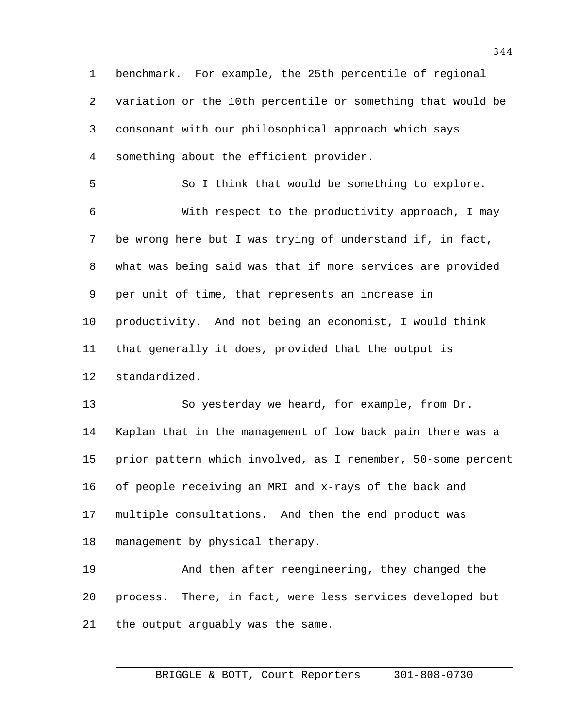benchmark. For example, the 25th percentile of regional variation or the 10th percentile or something that would be consonant with our philosophical approach which says something about the efficient provider.

So I think that would be something to explore.

With respect to the productivity approach, I may be wrong here but I was trying of understand if, in fact, what was being said was that if more services are provided per unit of time, that represents an increase in productivity. And not being an economist, I would think that generally it does, provided that the output is standardized.

So yesterday we heard, for example, from Dr. Kaplan that in the management of low back pain there was a prior pattern which involved, as I remember, 50-some percent of people receiving an MRI and x-rays of the back and multiple consultations. And then the end product was management by physical therapy.

And then after reengineering, they changed the process. There, in fact, were less services developed but the output arguably was the same.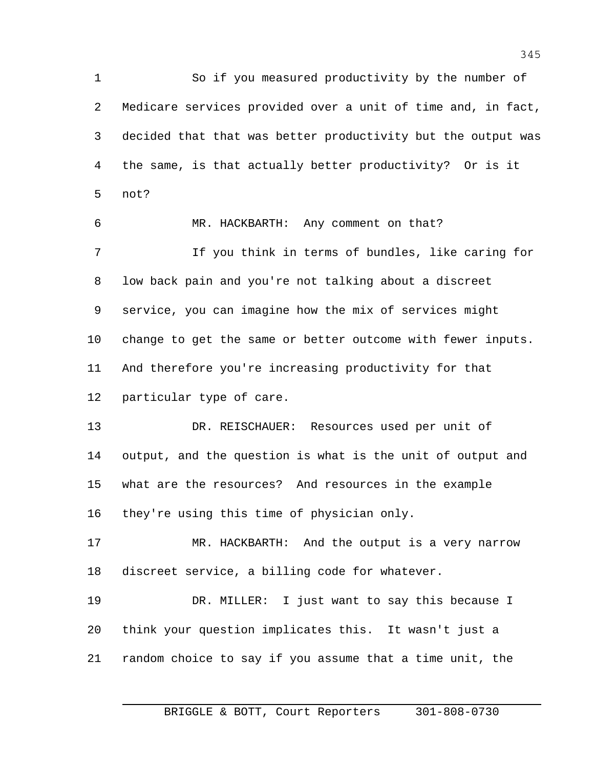So if you measured productivity by the number of Medicare services provided over a unit of time and, in fact, decided that that was better productivity but the output was the same, is that actually better productivity? Or is it not?

MR. HACKBARTH: Any comment on that?

If you think in terms of bundles, like caring for low back pain and you're not talking about a discreet service, you can imagine how the mix of services might change to get the same or better outcome with fewer inputs. And therefore you're increasing productivity for that particular type of care.

DR. REISCHAUER: Resources used per unit of output, and the question is what is the unit of output and what are the resources? And resources in the example they're using this time of physician only.

MR. HACKBARTH: And the output is a very narrow discreet service, a billing code for whatever.

DR. MILLER: I just want to say this because I think your question implicates this. It wasn't just a random choice to say if you assume that a time unit, the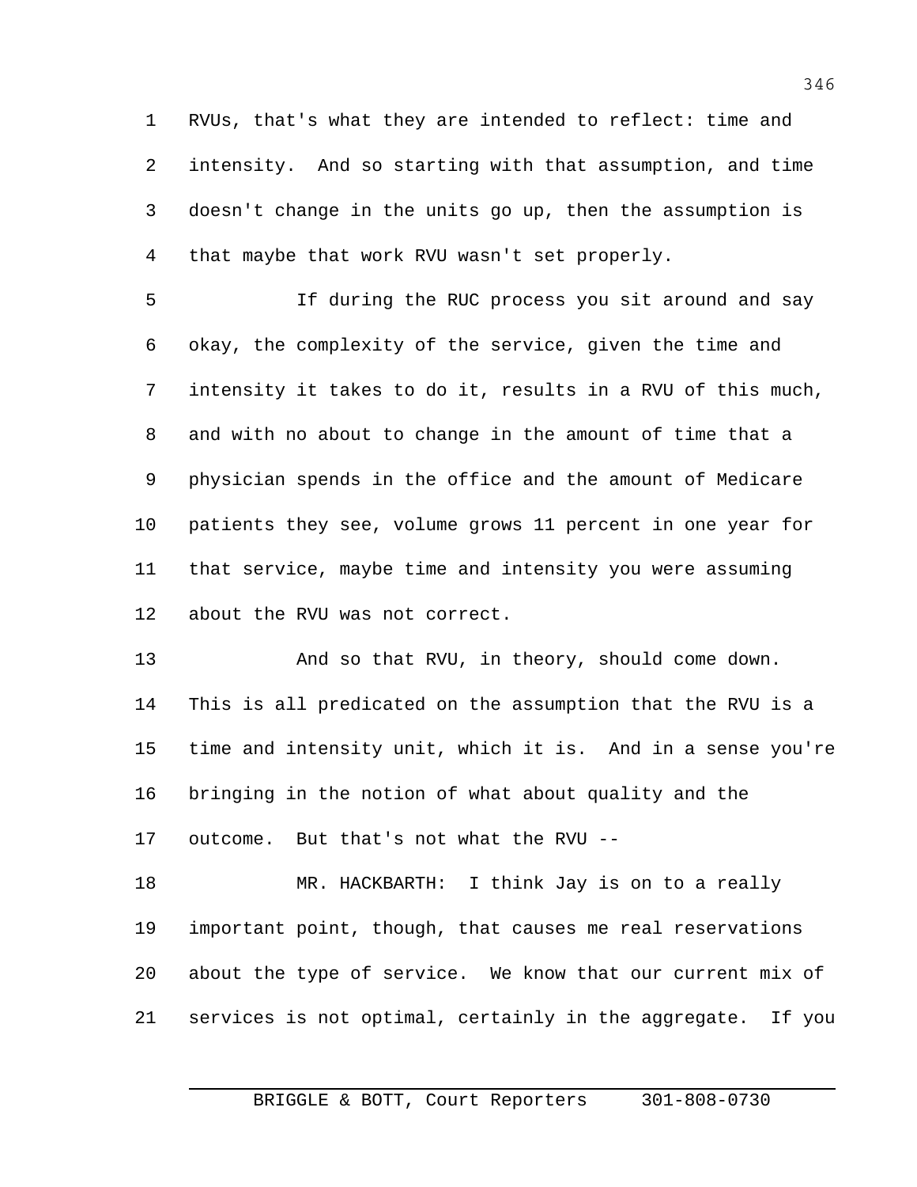RVUs, that's what they are intended to reflect: time and intensity. And so starting with that assumption, and time doesn't change in the units go up, then the assumption is that maybe that work RVU wasn't set properly.

If during the RUC process you sit around and say okay, the complexity of the service, given the time and intensity it takes to do it, results in a RVU of this much, and with no about to change in the amount of time that a physician spends in the office and the amount of Medicare patients they see, volume grows 11 percent in one year for that service, maybe time and intensity you were assuming about the RVU was not correct.

And so that RVU, in theory, should come down. This is all predicated on the assumption that the RVU is a time and intensity unit, which it is. And in a sense you're bringing in the notion of what about quality and the outcome. But that's not what the RVU --

MR. HACKBARTH: I think Jay is on to a really important point, though, that causes me real reservations about the type of service. We know that our current mix of services is not optimal, certainly in the aggregate. If you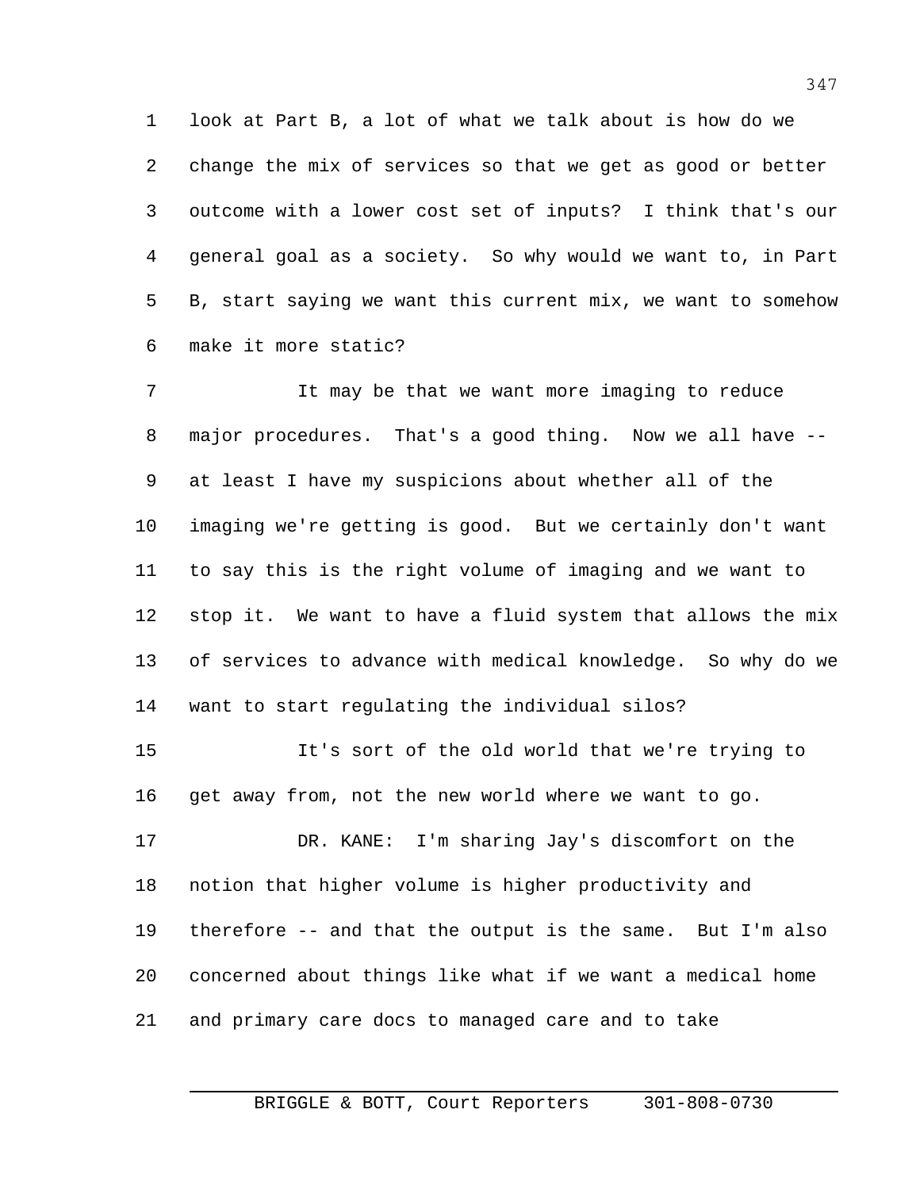look at Part B, a lot of what we talk about is how do we change the mix of services so that we get as good or better outcome with a lower cost set of inputs? I think that's our general goal as a society. So why would we want to, in Part B, start saying we want this current mix, we want to somehow make it more static?

It may be that we want more imaging to reduce major procedures. That's a good thing. Now we all have -- at least I have my suspicions about whether all of the imaging we're getting is good. But we certainly don't want to say this is the right volume of imaging and we want to stop it. We want to have a fluid system that allows the mix of services to advance with medical knowledge. So why do we want to start regulating the individual silos?

It's sort of the old world that we're trying to get away from, not the new world where we want to go.

DR. KANE: I'm sharing Jay's discomfort on the notion that higher volume is higher productivity and therefore -- and that the output is the same. But I'm also concerned about things like what if we want a medical home and primary care docs to managed care and to take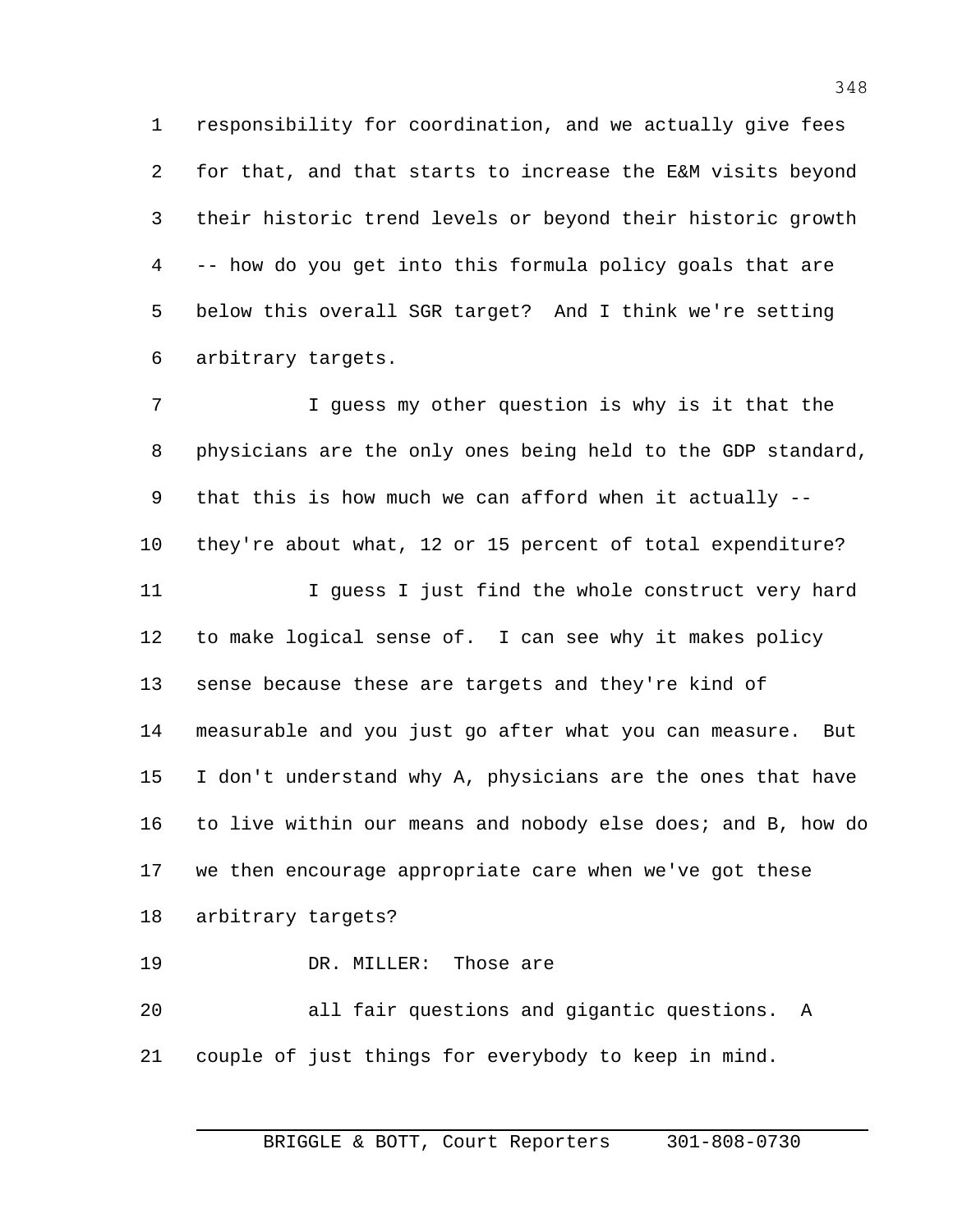responsibility for coordination, and we actually give fees for that, and that starts to increase the E&M visits beyond their historic trend levels or beyond their historic growth -- how do you get into this formula policy goals that are below this overall SGR target? And I think we're setting arbitrary targets.

I guess my other question is why is it that the physicians are the only ones being held to the GDP standard, that this is how much we can afford when it actually -- they're about what, 12 or 15 percent of total expenditure?

I guess I just find the whole construct very hard to make logical sense of. I can see why it makes policy sense because these are targets and they're kind of measurable and you just go after what you can measure. But I don't understand why A, physicians are the ones that have to live within our means and nobody else does; and B, how do we then encourage appropriate care when we've got these arbitrary targets?

DR. MILLER: Those are all fair questions and gigantic questions. A couple of just things for everybody to keep in mind.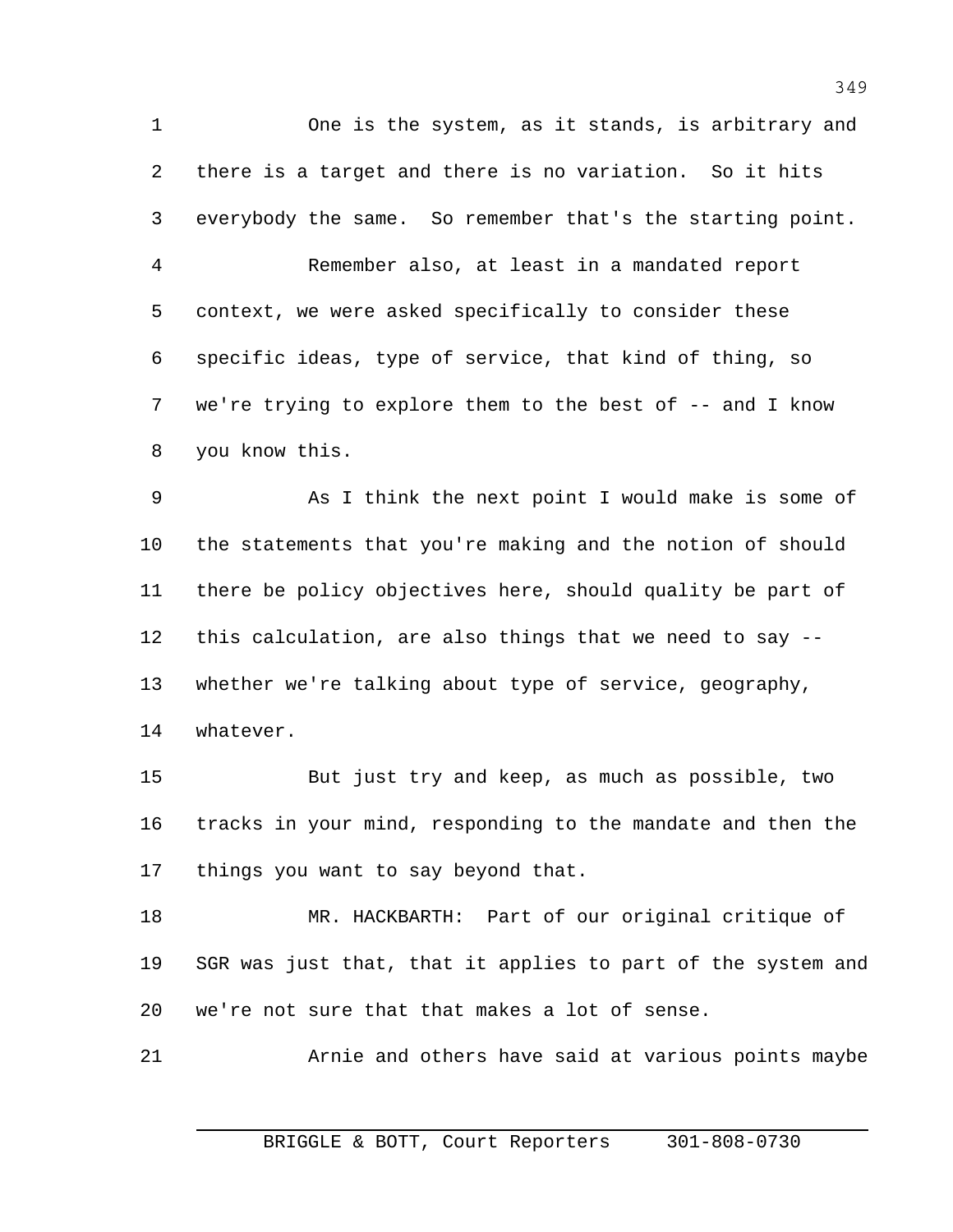One is the system, as it stands, is arbitrary and there is a target and there is no variation. So it hits everybody the same. So remember that's the starting point.

Remember also, at least in a mandated report context, we were asked specifically to consider these specific ideas, type of service, that kind of thing, so we're trying to explore them to the best of -- and I know you know this.

As I think the next point I would make is some of the statements that you're making and the notion of should there be policy objectives here, should quality be part of this calculation, are also things that we need to say -- whether we're talking about type of service, geography, whatever.

But just try and keep, as much as possible, two tracks in your mind, responding to the mandate and then the things you want to say beyond that.

MR. HACKBARTH: Part of our original critique of SGR was just that, that it applies to part of the system and we're not sure that that makes a lot of sense.

Arnie and others have said at various points maybe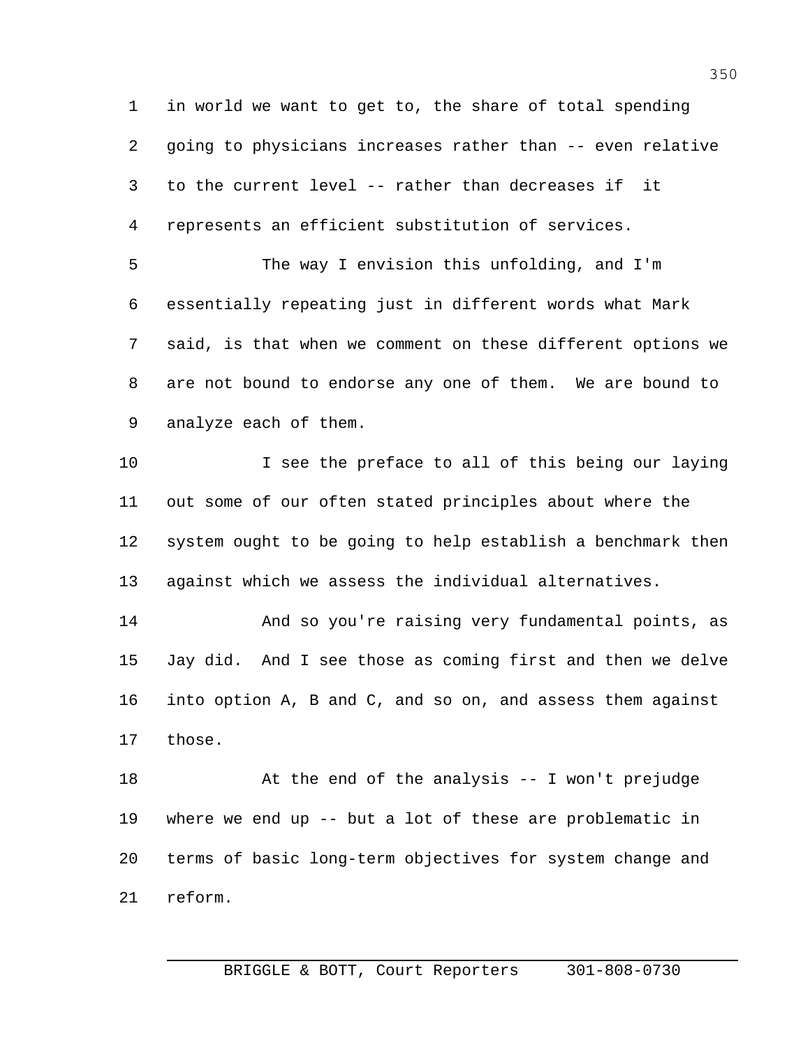in world we want to get to, the share of total spending going to physicians increases rather than -- even relative to the current level -- rather than decreases if it represents an efficient substitution of services.

The way I envision this unfolding, and I'm essentially repeating just in different words what Mark said, is that when we comment on these different options we are not bound to endorse any one of them. We are bound to analyze each of them.

I see the preface to all of this being our laying out some of our often stated principles about where the system ought to be going to help establish a benchmark then against which we assess the individual alternatives.

And so you're raising very fundamental points, as Jay did. And I see those as coming first and then we delve into option A, B and C, and so on, and assess them against those.

At the end of the analysis -- I won't prejudge where we end up -- but a lot of these are problematic in terms of basic long-term objectives for system change and reform.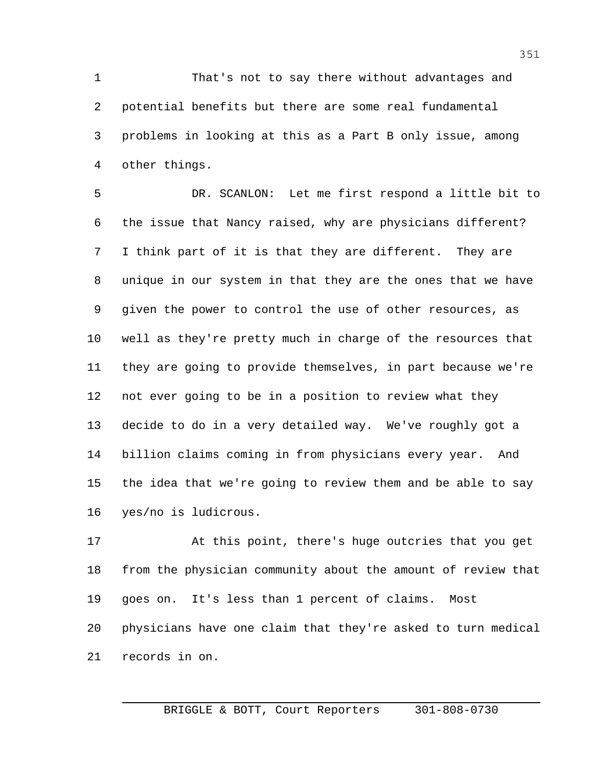That's not to say there without advantages and potential benefits but there are some real fundamental problems in looking at this as a Part B only issue, among other things.

DR. SCANLON: Let me first respond a little bit to the issue that Nancy raised, why are physicians different? I think part of it is that they are different. They are unique in our system in that they are the ones that we have given the power to control the use of other resources, as well as they're pretty much in charge of the resources that they are going to provide themselves, in part because we're not ever going to be in a position to review what they decide to do in a very detailed way. We've roughly got a billion claims coming in from physicians every year. And the idea that we're going to review them and be able to say yes/no is ludicrous.

At this point, there's huge outcries that you get from the physician community about the amount of review that goes on. It's less than 1 percent of claims. Most physicians have one claim that they're asked to turn medical records in on.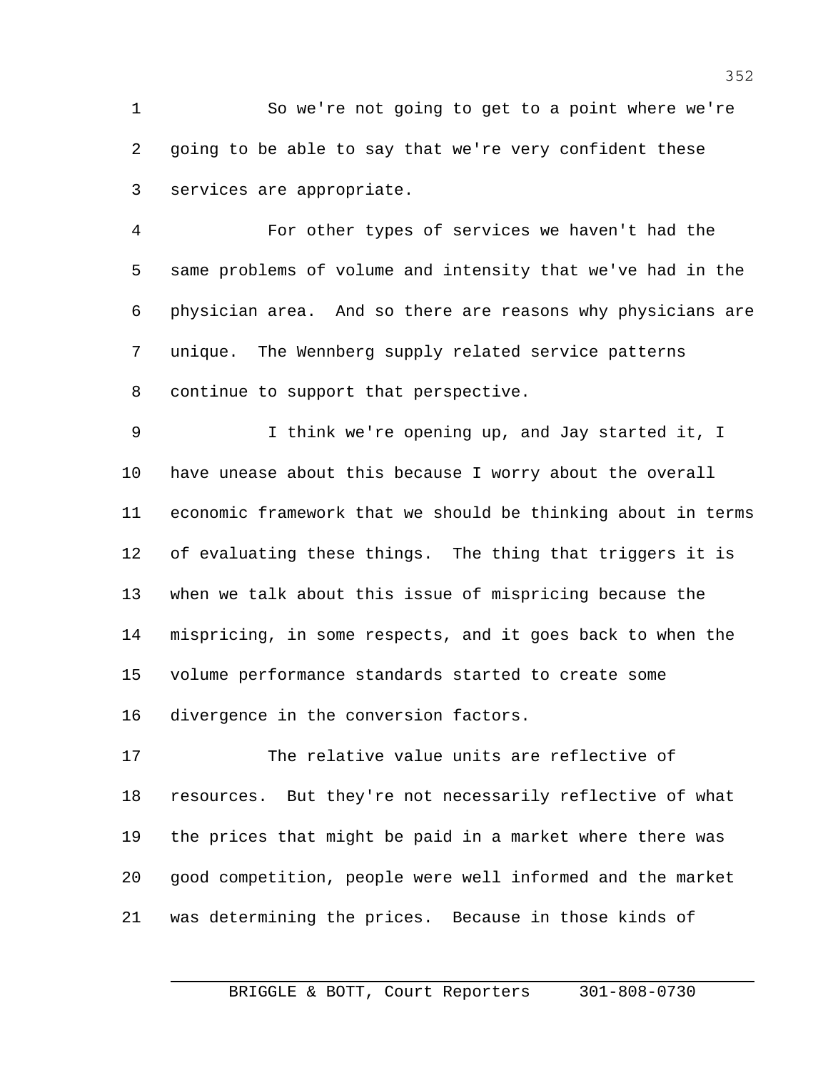So we're not going to get to a point where we're going to be able to say that we're very confident these services are appropriate.

For other types of services we haven't had the same problems of volume and intensity that we've had in the physician area. And so there are reasons why physicians are unique. The Wennberg supply related service patterns continue to support that perspective.

I think we're opening up, and Jay started it, I have unease about this because I worry about the overall economic framework that we should be thinking about in terms of evaluating these things. The thing that triggers it is when we talk about this issue of mispricing because the mispricing, in some respects, and it goes back to when the volume performance standards started to create some divergence in the conversion factors.

The relative value units are reflective of resources. But they're not necessarily reflective of what the prices that might be paid in a market where there was good competition, people were well informed and the market was determining the prices. Because in those kinds of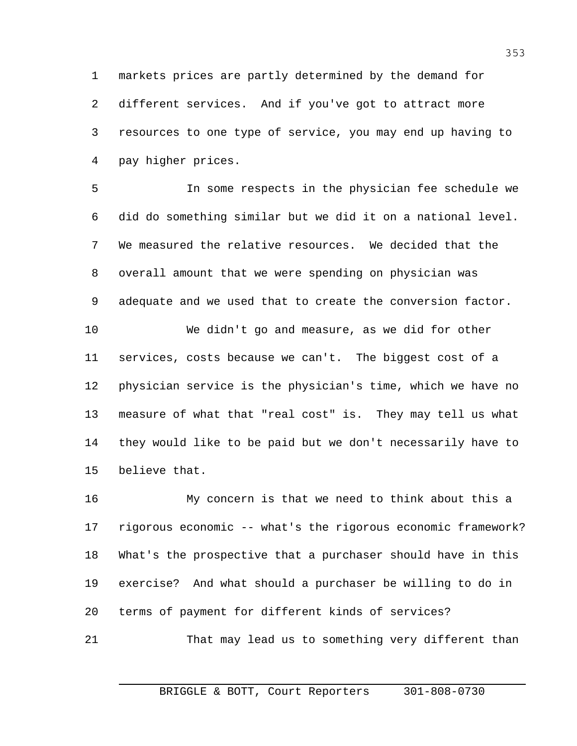markets prices are partly determined by the demand for different services. And if you've got to attract more resources to one type of service, you may end up having to pay higher prices.

In some respects in the physician fee schedule we did do something similar but we did it on a national level. We measured the relative resources. We decided that the overall amount that we were spending on physician was adequate and we used that to create the conversion factor.

We didn't go and measure, as we did for other services, costs because we can't. The biggest cost of a physician service is the physician's time, which we have no measure of what that "real cost" is. They may tell us what they would like to be paid but we don't necessarily have to believe that.

My concern is that we need to think about this a rigorous economic -- what's the rigorous economic framework? What's the prospective that a purchaser should have in this exercise? And what should a purchaser be willing to do in terms of payment for different kinds of services?

That may lead us to something very different than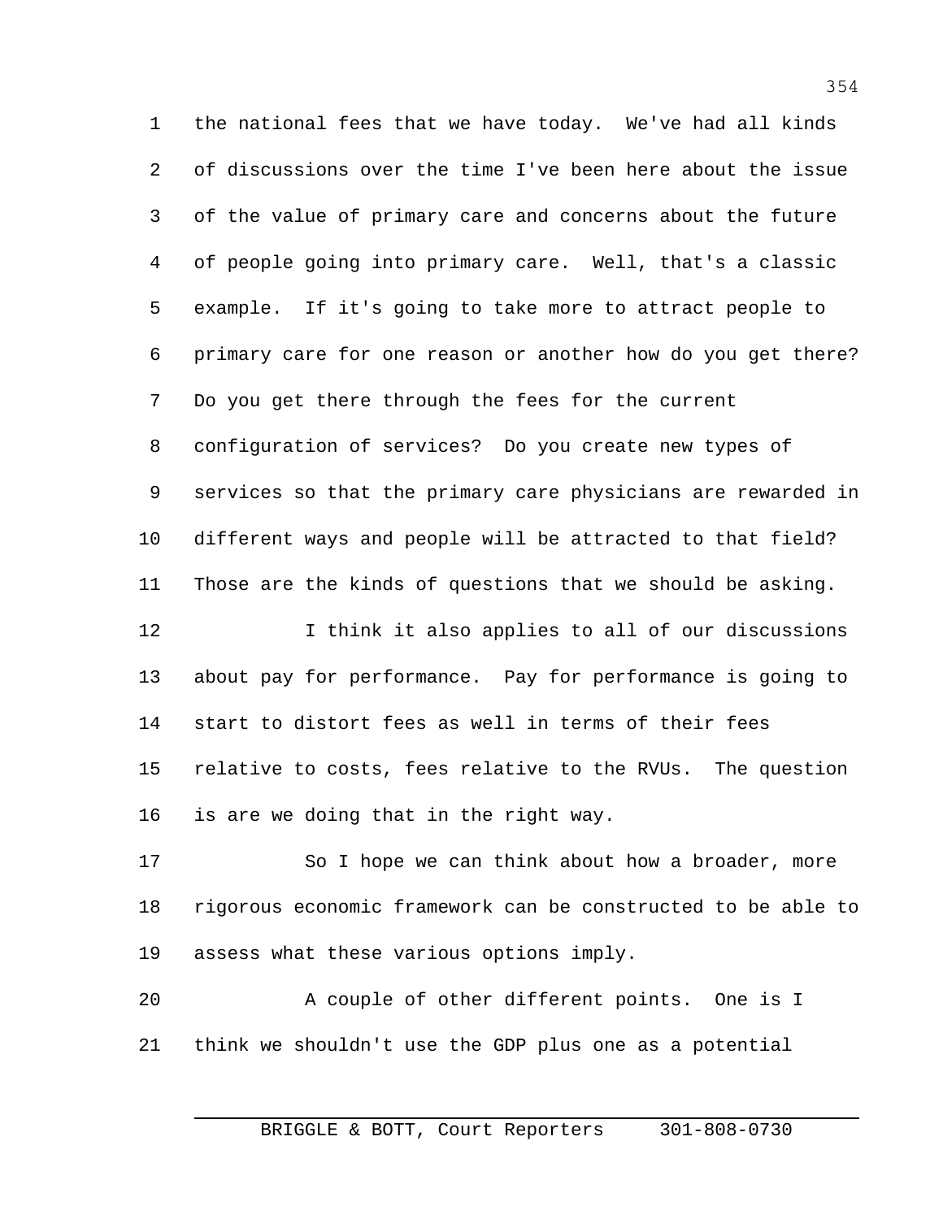the national fees that we have today. We've had all kinds of discussions over the time I've been here about the issue of the value of primary care and concerns about the future of people going into primary care. Well, that's a classic example. If it's going to take more to attract people to primary care for one reason or another how do you get there? Do you get there through the fees for the current configuration of services? Do you create new types of services so that the primary care physicians are rewarded in different ways and people will be attracted to that field? Those are the kinds of questions that we should be asking.

I think it also applies to all of our discussions about pay for performance. Pay for performance is going to start to distort fees as well in terms of their fees relative to costs, fees relative to the RVUs. The question is are we doing that in the right way.

So I hope we can think about how a broader, more rigorous economic framework can be constructed to be able to assess what these various options imply.

A couple of other different points. One is I think we shouldn't use the GDP plus one as a potential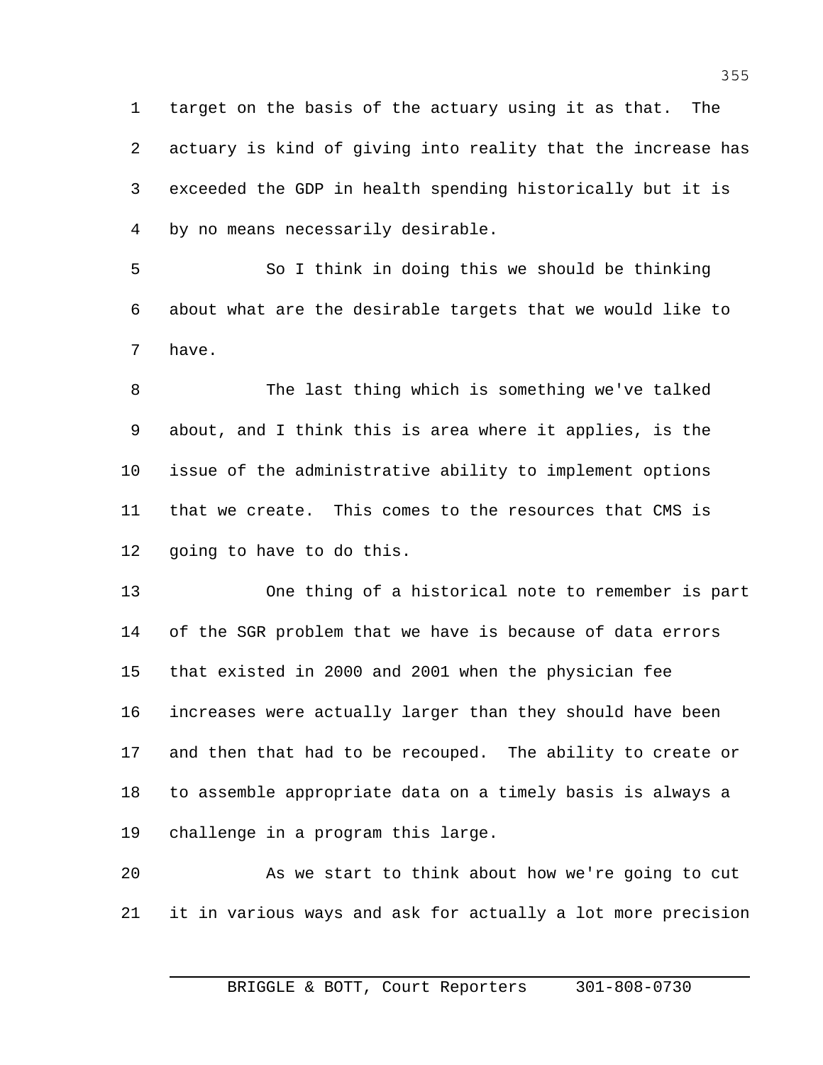target on the basis of the actuary using it as that. The actuary is kind of giving into reality that the increase has exceeded the GDP in health spending historically but it is by no means necessarily desirable.

So I think in doing this we should be thinking about what are the desirable targets that we would like to have.

The last thing which is something we've talked about, and I think this is area where it applies, is the issue of the administrative ability to implement options that we create. This comes to the resources that CMS is going to have to do this.

One thing of a historical note to remember is part of the SGR problem that we have is because of data errors that existed in 2000 and 2001 when the physician fee increases were actually larger than they should have been and then that had to be recouped. The ability to create or to assemble appropriate data on a timely basis is always a challenge in a program this large.

As we start to think about how we're going to cut it in various ways and ask for actually a lot more precision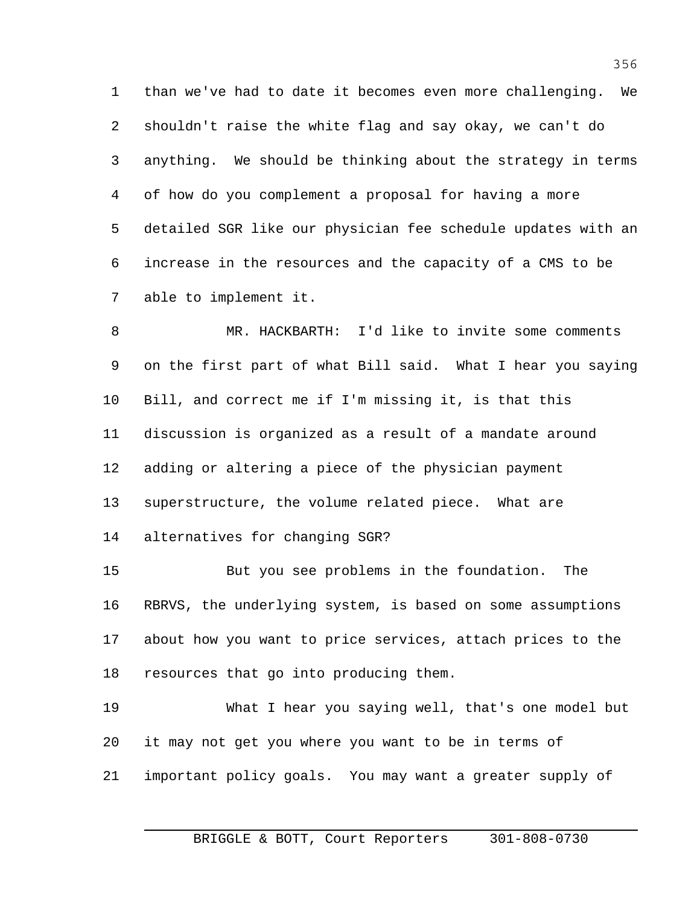than we've had to date it becomes even more challenging. We shouldn't raise the white flag and say okay, we can't do anything. We should be thinking about the strategy in terms of how do you complement a proposal for having a more detailed SGR like our physician fee schedule updates with an increase in the resources and the capacity of a CMS to be able to implement it.

MR. HACKBARTH: I'd like to invite some comments on the first part of what Bill said. What I hear you saying Bill, and correct me if I'm missing it, is that this discussion is organized as a result of a mandate around adding or altering a piece of the physician payment superstructure, the volume related piece. What are alternatives for changing SGR?

But you see problems in the foundation. The RBRVS, the underlying system, is based on some assumptions about how you want to price services, attach prices to the resources that go into producing them.

What I hear you saying well, that's one model but it may not get you where you want to be in terms of important policy goals. You may want a greater supply of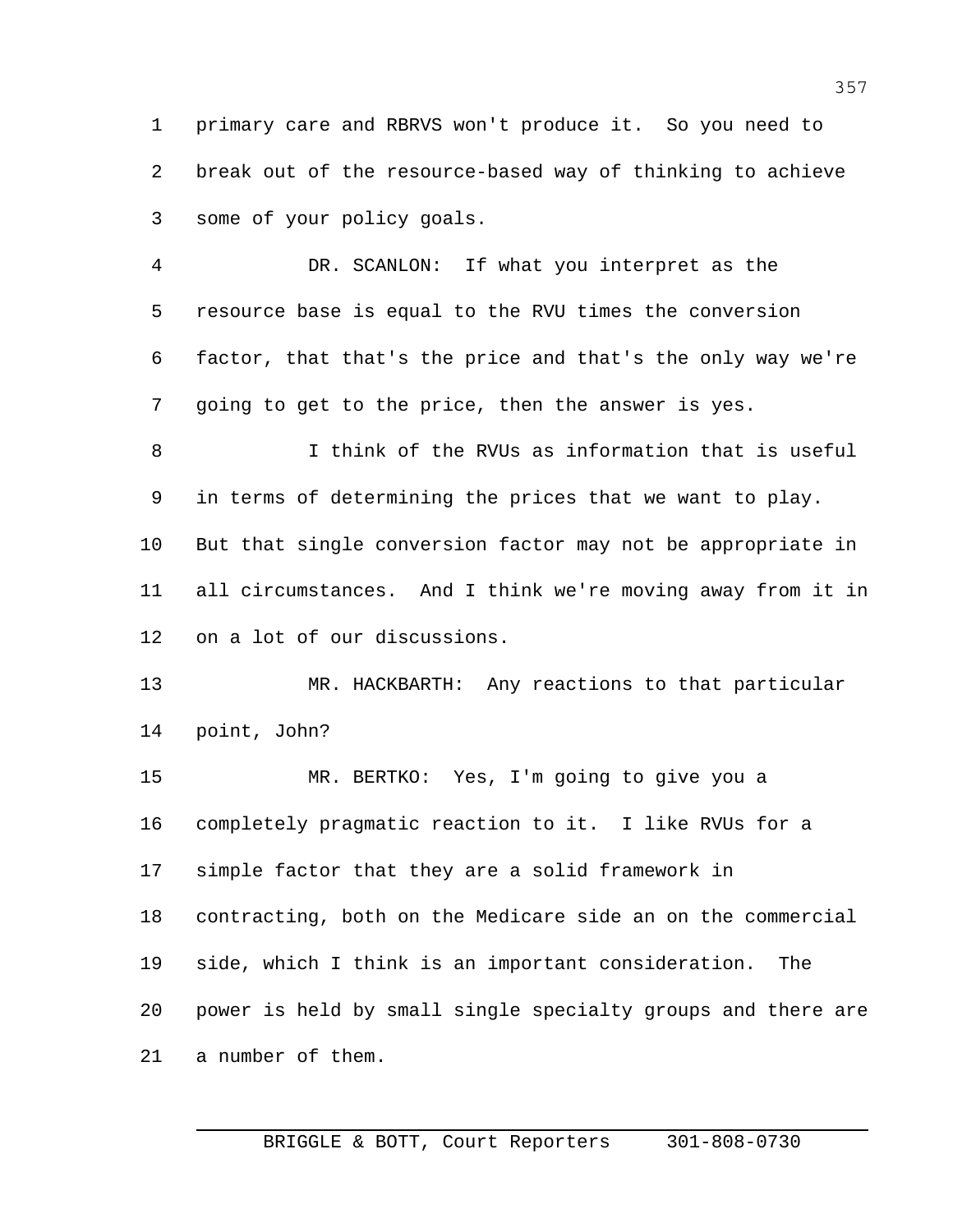primary care and RBRVS won't produce it. So you need to break out of the resource-based way of thinking to achieve some of your policy goals.

DR. SCANLON: If what you interpret as the resource base is equal to the RVU times the conversion factor, that that's the price and that's the only way we're going to get to the price, then the answer is yes.

I think of the RVUs as information that is useful in terms of determining the prices that we want to play. But that single conversion factor may not be appropriate in all circumstances. And I think we're moving away from it in on a lot of our discussions.

MR. HACKBARTH: Any reactions to that particular point, John?

MR. BERTKO: Yes, I'm going to give you a completely pragmatic reaction to it. I like RVUs for a simple factor that they are a solid framework in contracting, both on the Medicare side an on the commercial side, which I think is an important consideration. The power is held by small single specialty groups and there are a number of them.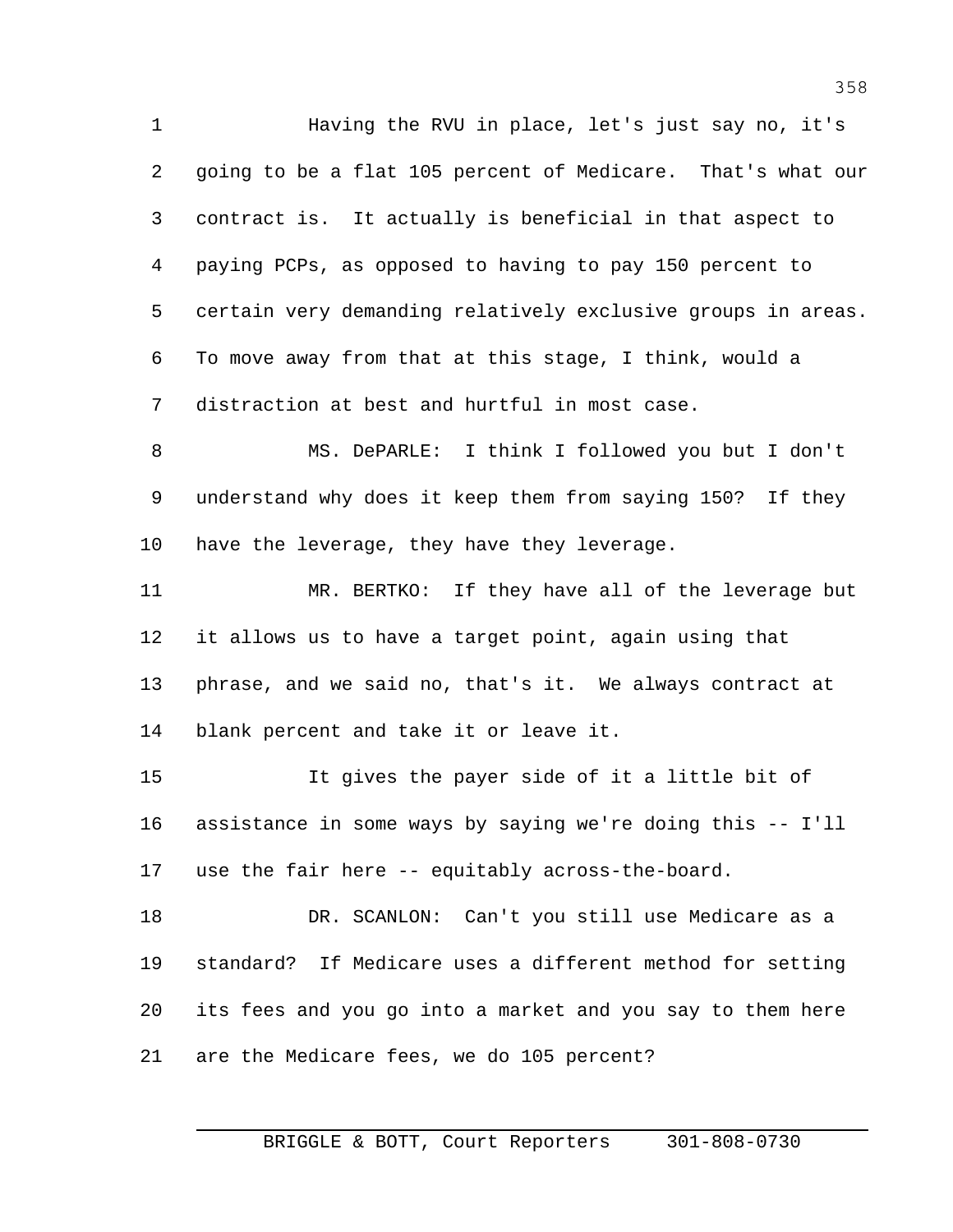Having the RVU in place, let's just say no, it's going to be a flat 105 percent of Medicare. That's what our contract is. It actually is beneficial in that aspect to paying PCPs, as opposed to having to pay 150 percent to certain very demanding relatively exclusive groups in areas. To move away from that at this stage, I think, would a distraction at best and hurtful in most case.

MS. DePARLE: I think I followed you but I don't understand why does it keep them from saying 150? If they have the leverage, they have they leverage.

MR. BERTKO: If they have all of the leverage but it allows us to have a target point, again using that phrase, and we said no, that's it. We always contract at blank percent and take it or leave it.

It gives the payer side of it a little bit of assistance in some ways by saying we're doing this -- I'll use the fair here -- equitably across-the-board.

DR. SCANLON: Can't you still use Medicare as a standard? If Medicare uses a different method for setting its fees and you go into a market and you say to them here are the Medicare fees, we do 105 percent?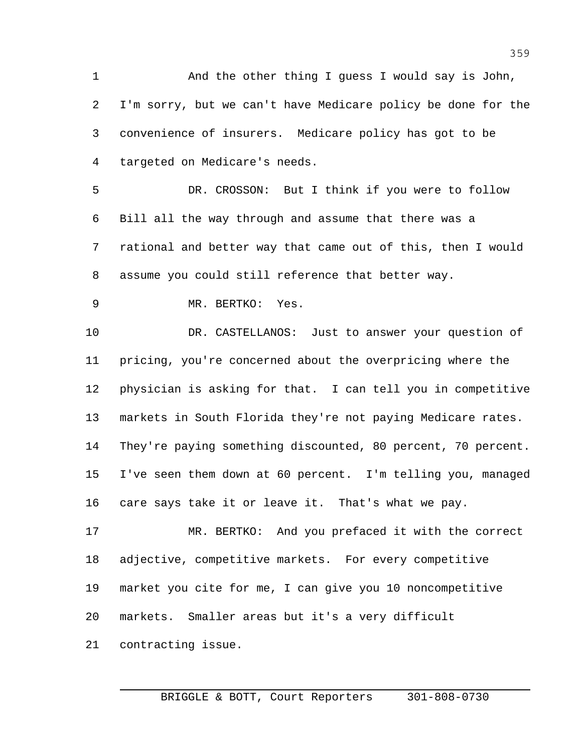And the other thing I guess I would say is John, I'm sorry, but we can't have Medicare policy be done for the convenience of insurers. Medicare policy has got to be targeted on Medicare's needs.

DR. CROSSON: But I think if you were to follow Bill all the way through and assume that there was a rational and better way that came out of this, then I would assume you could still reference that better way.

MR. BERTKO: Yes.

DR. CASTELLANOS: Just to answer your question of pricing, you're concerned about the overpricing where the physician is asking for that. I can tell you in competitive markets in South Florida they're not paying Medicare rates. They're paying something discounted, 80 percent, 70 percent. I've seen them down at 60 percent. I'm telling you, managed care says take it or leave it. That's what we pay.

MR. BERTKO: And you prefaced it with the correct adjective, competitive markets. For every competitive market you cite for me, I can give you 10 noncompetitive markets. Smaller areas but it's a very difficult contracting issue.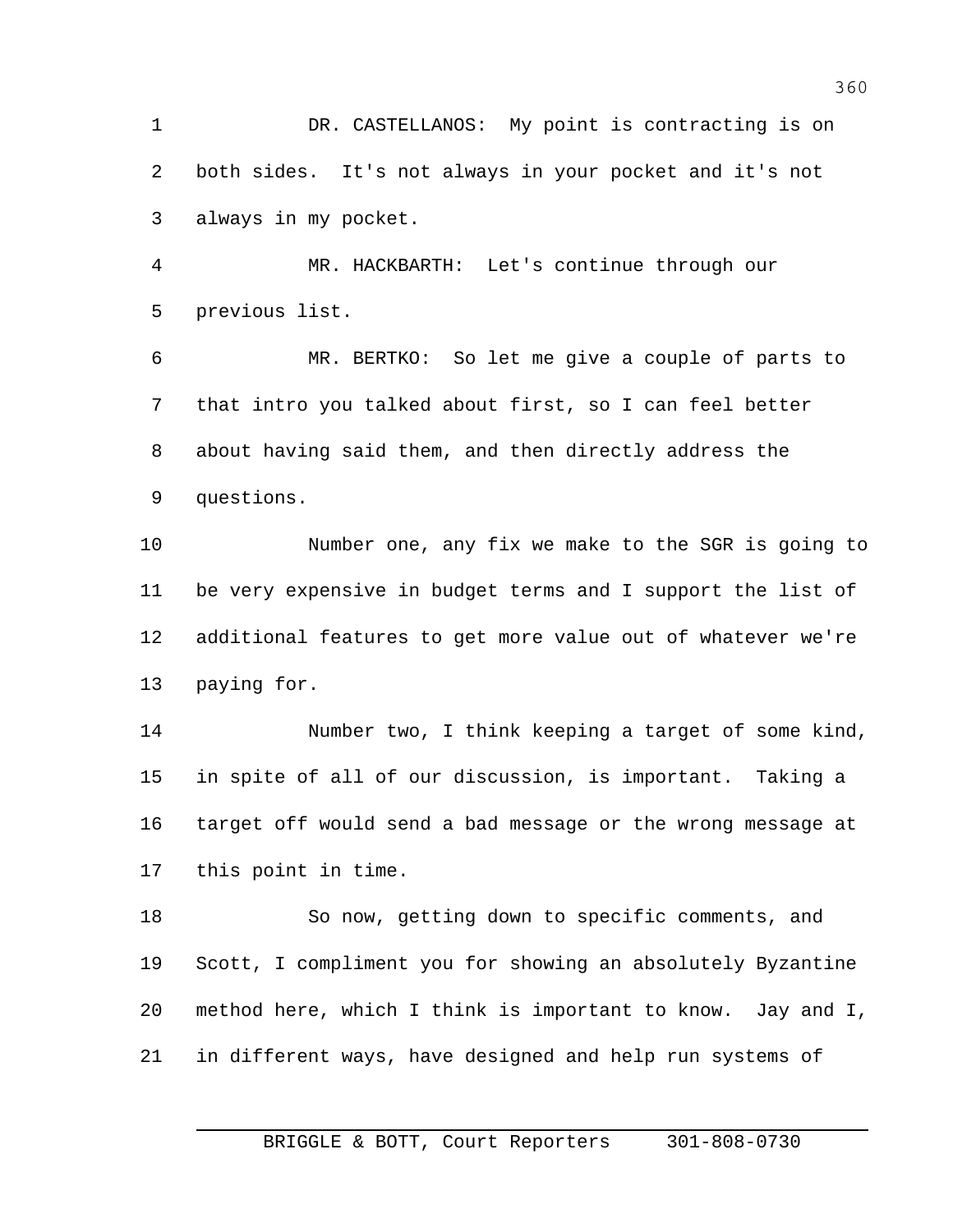DR. CASTELLANOS: My point is contracting is on both sides. It's not always in your pocket and it's not always in my pocket.

MR. HACKBARTH: Let's continue through our previous list.

MR. BERTKO: So let me give a couple of parts to that intro you talked about first, so I can feel better about having said them, and then directly address the questions.

Number one, any fix we make to the SGR is going to be very expensive in budget terms and I support the list of additional features to get more value out of whatever we're paying for.

Number two, I think keeping a target of some kind, in spite of all of our discussion, is important. Taking a target off would send a bad message or the wrong message at this point in time.

So now, getting down to specific comments, and Scott, I compliment you for showing an absolutely Byzantine method here, which I think is important to know. Jay and I, in different ways, have designed and help run systems of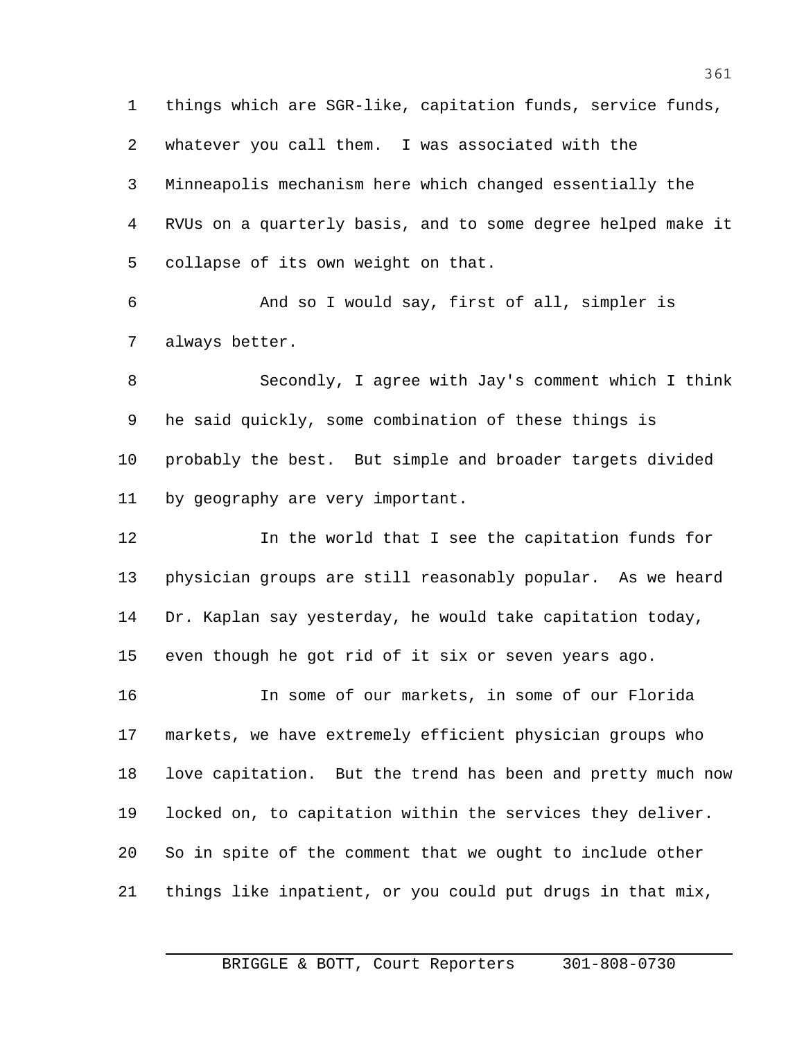things which are SGR-like, capitation funds, service funds, whatever you call them. I was associated with the Minneapolis mechanism here which changed essentially the RVUs on a quarterly basis, and to some degree helped make it collapse of its own weight on that.

And so I would say, first of all, simpler is always better.

Secondly, I agree with Jay's comment which I think he said quickly, some combination of these things is probably the best. But simple and broader targets divided by geography are very important.

In the world that I see the capitation funds for physician groups are still reasonably popular. As we heard Dr. Kaplan say yesterday, he would take capitation today, even though he got rid of it six or seven years ago.

In some of our markets, in some of our Florida markets, we have extremely efficient physician groups who love capitation. But the trend has been and pretty much now locked on, to capitation within the services they deliver. So in spite of the comment that we ought to include other things like inpatient, or you could put drugs in that mix,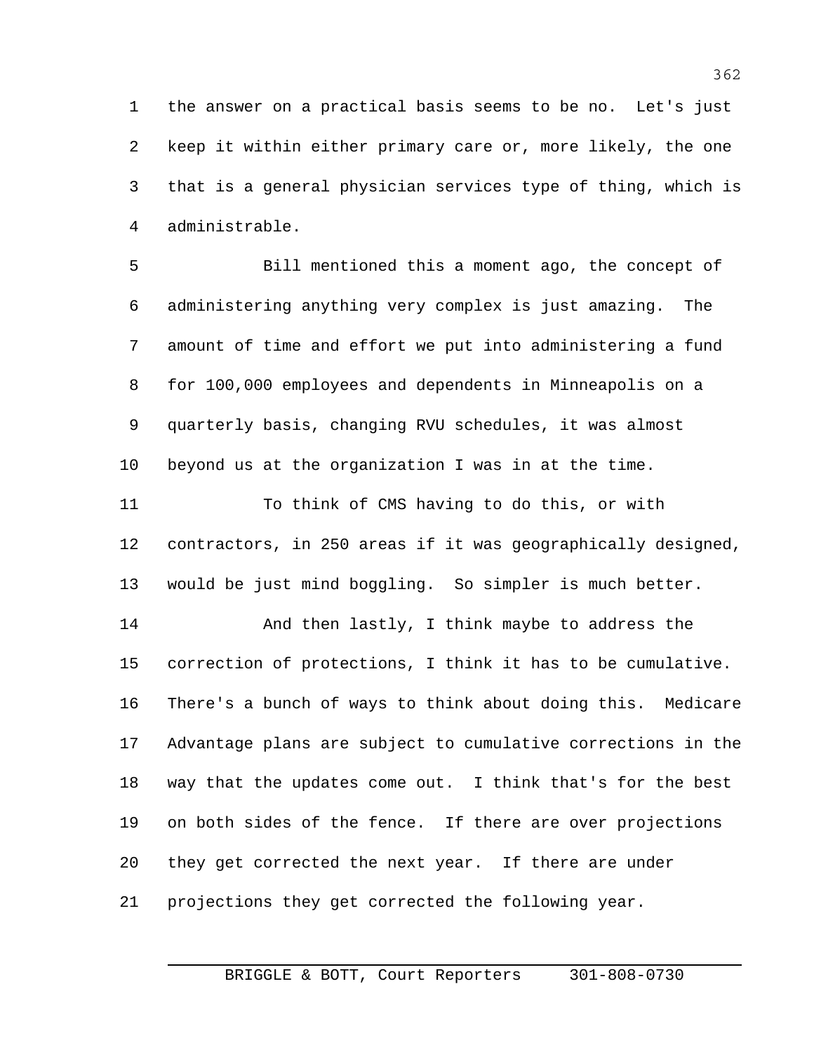the answer on a practical basis seems to be no. Let's just keep it within either primary care or, more likely, the one that is a general physician services type of thing, which is administrable.

Bill mentioned this a moment ago, the concept of administering anything very complex is just amazing. The amount of time and effort we put into administering a fund for 100,000 employees and dependents in Minneapolis on a quarterly basis, changing RVU schedules, it was almost beyond us at the organization I was in at the time.

To think of CMS having to do this, or with contractors, in 250 areas if it was geographically designed, would be just mind boggling. So simpler is much better.

And then lastly, I think maybe to address the correction of protections, I think it has to be cumulative. There's a bunch of ways to think about doing this. Medicare Advantage plans are subject to cumulative corrections in the way that the updates come out. I think that's for the best on both sides of the fence. If there are over projections they get corrected the next year. If there are under projections they get corrected the following year.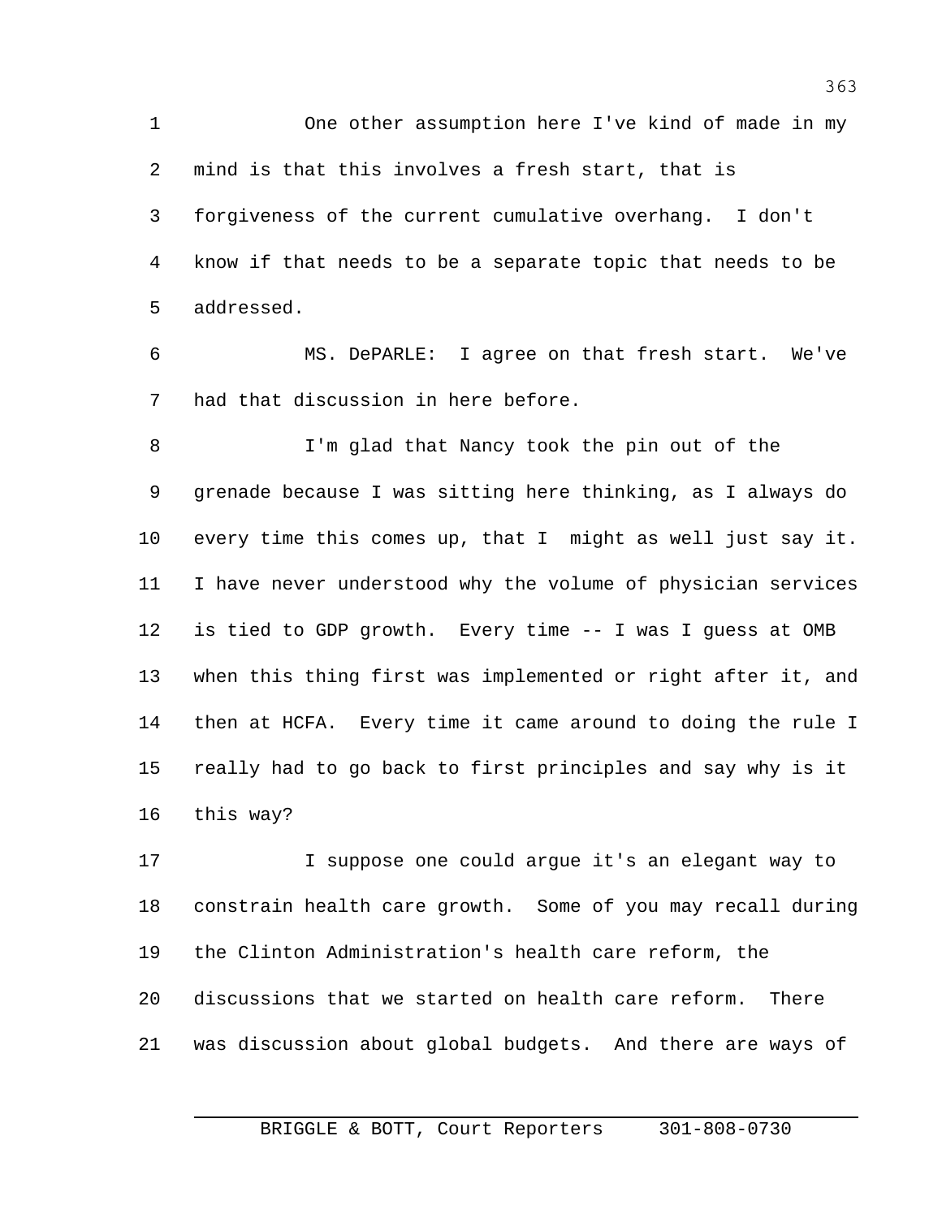One other assumption here I've kind of made in my mind is that this involves a fresh start, that is forgiveness of the current cumulative overhang. I don't know if that needs to be a separate topic that needs to be addressed.

MS. DePARLE: I agree on that fresh start. We've had that discussion in here before.

I'm glad that Nancy took the pin out of the grenade because I was sitting here thinking, as I always do every time this comes up, that I might as well just say it. I have never understood why the volume of physician services is tied to GDP growth. Every time -- I was I guess at OMB when this thing first was implemented or right after it, and then at HCFA. Every time it came around to doing the rule I really had to go back to first principles and say why is it this way?

I suppose one could argue it's an elegant way to constrain health care growth. Some of you may recall during the Clinton Administration's health care reform, the discussions that we started on health care reform. There was discussion about global budgets. And there are ways of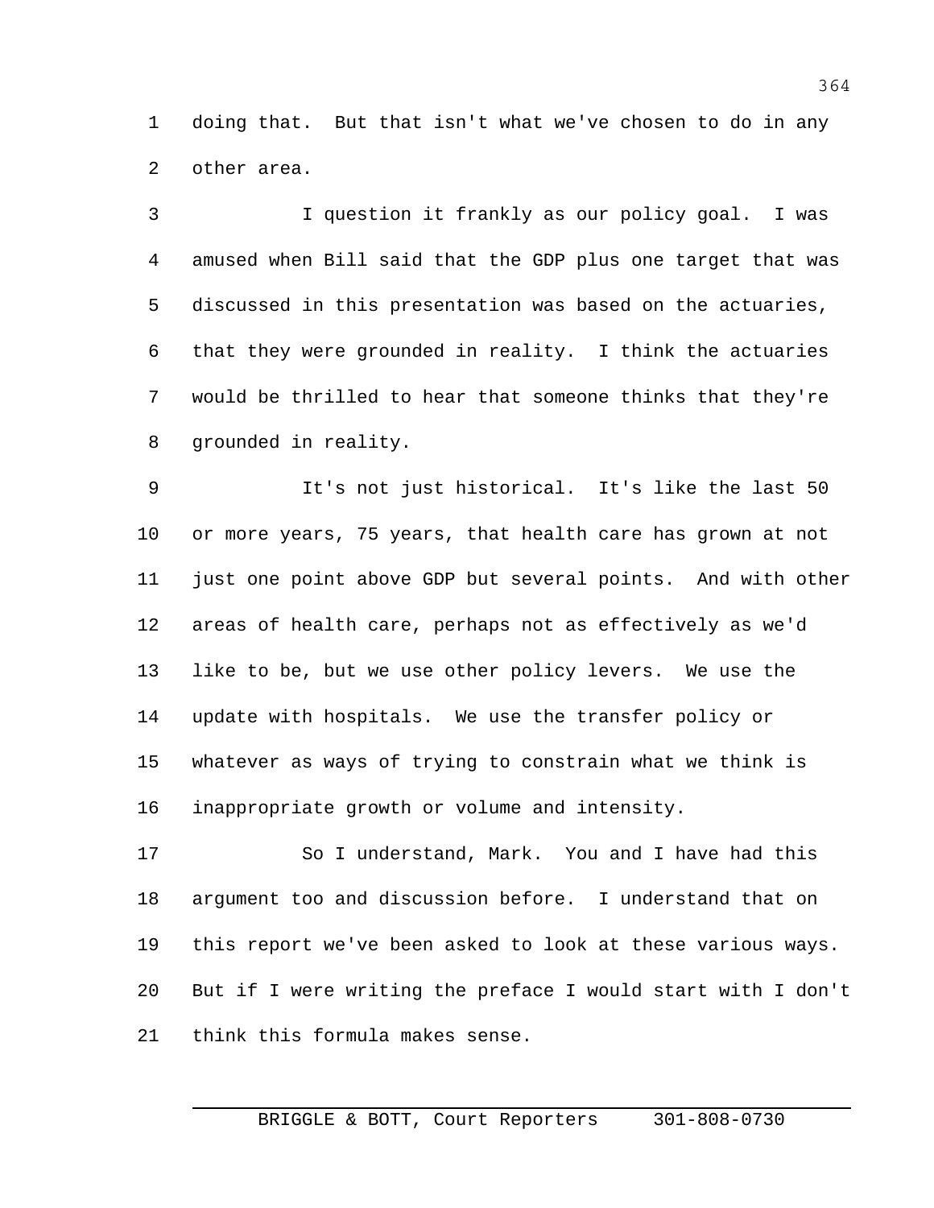doing that. But that isn't what we've chosen to do in any other area.

I question it frankly as our policy goal. I was amused when Bill said that the GDP plus one target that was discussed in this presentation was based on the actuaries, that they were grounded in reality. I think the actuaries would be thrilled to hear that someone thinks that they're grounded in reality.

It's not just historical. It's like the last 50 or more years, 75 years, that health care has grown at not just one point above GDP but several points. And with other areas of health care, perhaps not as effectively as we'd like to be, but we use other policy levers. We use the update with hospitals. We use the transfer policy or whatever as ways of trying to constrain what we think is inappropriate growth or volume and intensity.

So I understand, Mark. You and I have had this argument too and discussion before. I understand that on this report we've been asked to look at these various ways. But if I were writing the preface I would start with I don't think this formula makes sense.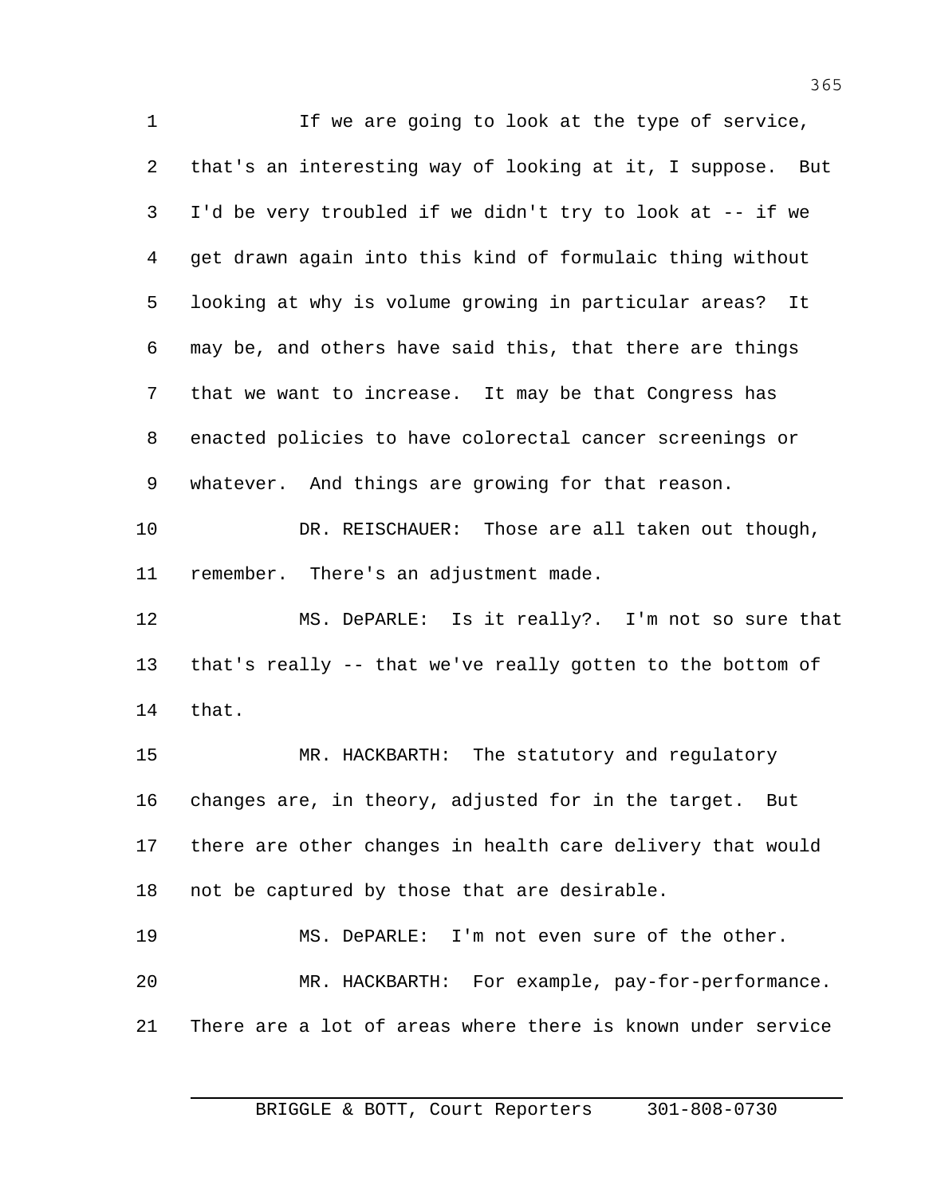If we are going to look at the type of service, that's an interesting way of looking at it, I suppose. But I'd be very troubled if we didn't try to look at -- if we get drawn again into this kind of formulaic thing without looking at why is volume growing in particular areas? It may be, and others have said this, that there are things that we want to increase. It may be that Congress has enacted policies to have colorectal cancer screenings or whatever. And things are growing for that reason.

DR. REISCHAUER: Those are all taken out though, remember. There's an adjustment made.

MS. DePARLE: Is it really?. I'm not so sure that that's really -- that we've really gotten to the bottom of that.

MR. HACKBARTH: The statutory and regulatory changes are, in theory, adjusted for in the target. But there are other changes in health care delivery that would not be captured by those that are desirable.

MS. DePARLE: I'm not even sure of the other.

MR. HACKBARTH: For example, pay-for-performance. There are a lot of areas where there is known under service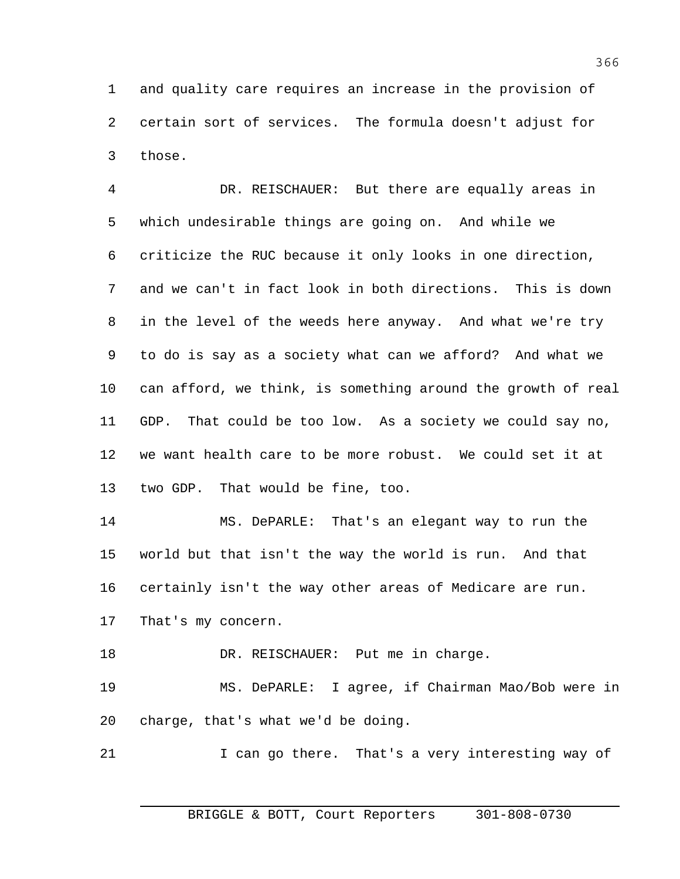and quality care requires an increase in the provision of certain sort of services. The formula doesn't adjust for those.

DR. REISCHAUER: But there are equally areas in which undesirable things are going on. And while we criticize the RUC because it only looks in one direction, and we can't in fact look in both directions. This is down in the level of the weeds here anyway. And what we're try to do is say as a society what can we afford? And what we can afford, we think, is something around the growth of real GDP. That could be too low. As a society we could say no, we want health care to be more robust. We could set it at two GDP. That would be fine, too.

MS. DePARLE: That's an elegant way to run the world but that isn't the way the world is run. And that certainly isn't the way other areas of Medicare are run. That's my concern.

DR. REISCHAUER: Put me in charge.

MS. DePARLE: I agree, if Chairman Mao/Bob were in charge, that's what we'd be doing.

I can go there. That's a very interesting way of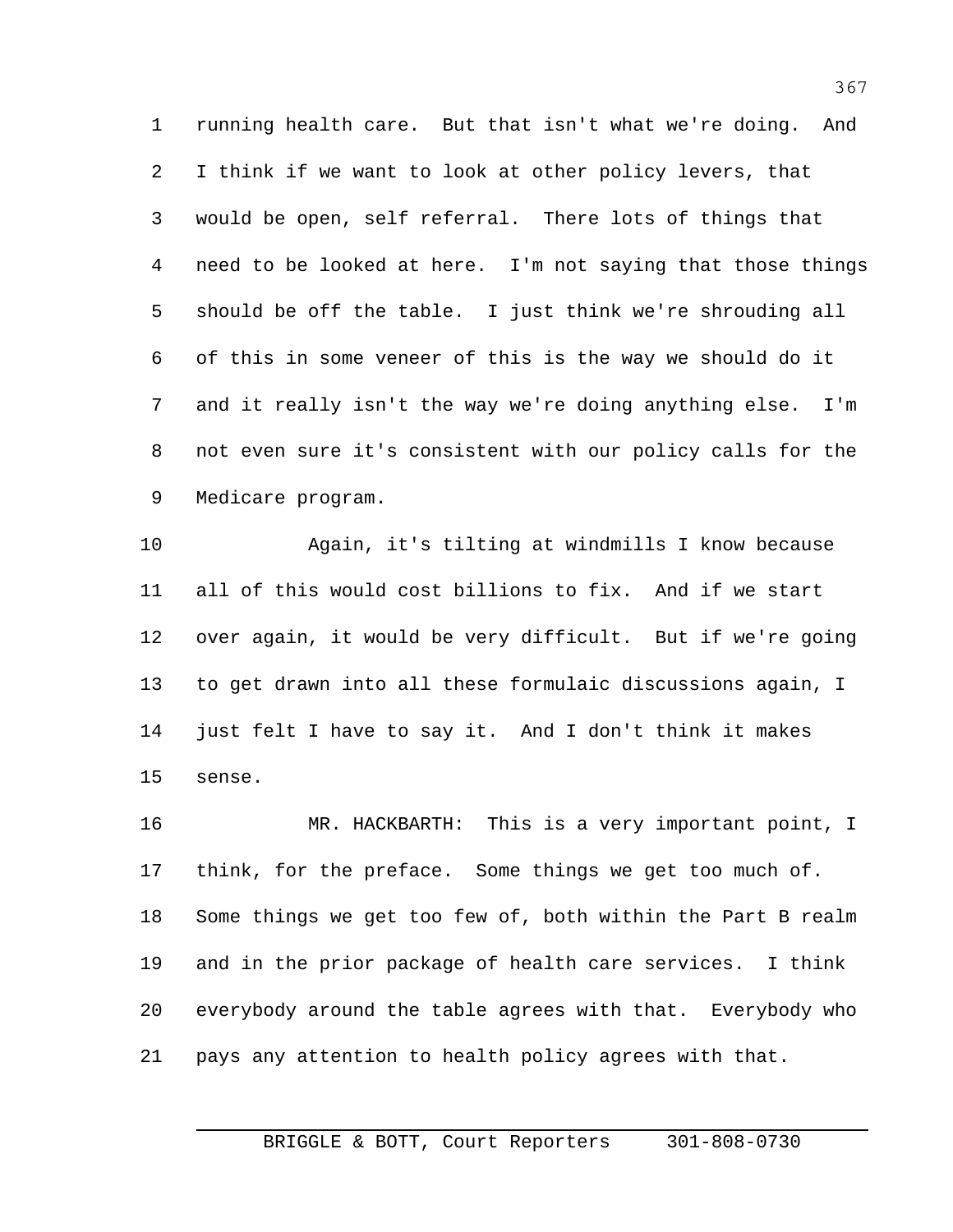running health care. But that isn't what we're doing. And I think if we want to look at other policy levers, that would be open, self referral. There lots of things that need to be looked at here. I'm not saying that those things should be off the table. I just think we're shrouding all of this in some veneer of this is the way we should do it and it really isn't the way we're doing anything else. I'm not even sure it's consistent with our policy calls for the Medicare program.

Again, it's tilting at windmills I know because all of this would cost billions to fix. And if we start over again, it would be very difficult. But if we're going to get drawn into all these formulaic discussions again, I just felt I have to say it. And I don't think it makes sense.

MR. HACKBARTH: This is a very important point, I think, for the preface. Some things we get too much of. Some things we get too few of, both within the Part B realm and in the prior package of health care services. I think everybody around the table agrees with that. Everybody who pays any attention to health policy agrees with that.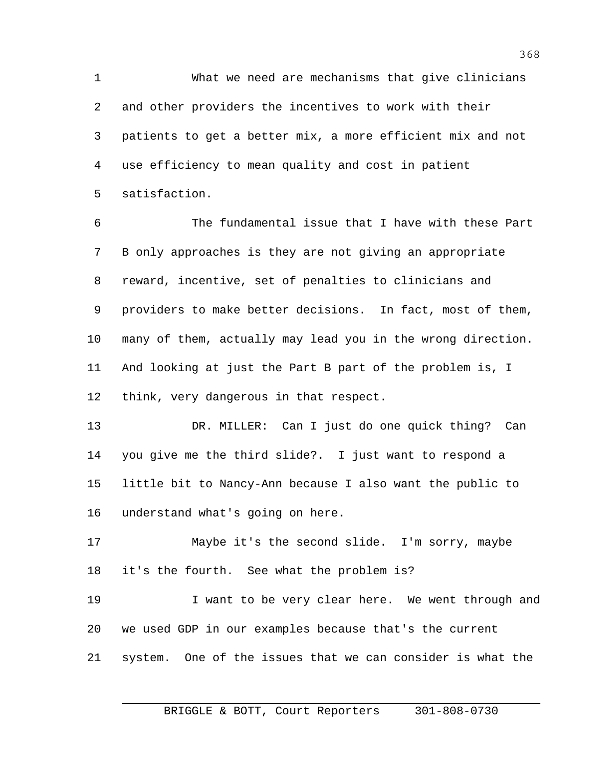What we need are mechanisms that give clinicians and other providers the incentives to work with their patients to get a better mix, a more efficient mix and not use efficiency to mean quality and cost in patient satisfaction.

The fundamental issue that I have with these Part B only approaches is they are not giving an appropriate reward, incentive, set of penalties to clinicians and providers to make better decisions. In fact, most of them, many of them, actually may lead you in the wrong direction. And looking at just the Part B part of the problem is, I think, very dangerous in that respect.

DR. MILLER: Can I just do one quick thing? Can you give me the third slide?. I just want to respond a little bit to Nancy-Ann because I also want the public to understand what's going on here.

Maybe it's the second slide. I'm sorry, maybe it's the fourth. See what the problem is?

I want to be very clear here. We went through and we used GDP in our examples because that's the current system. One of the issues that we can consider is what the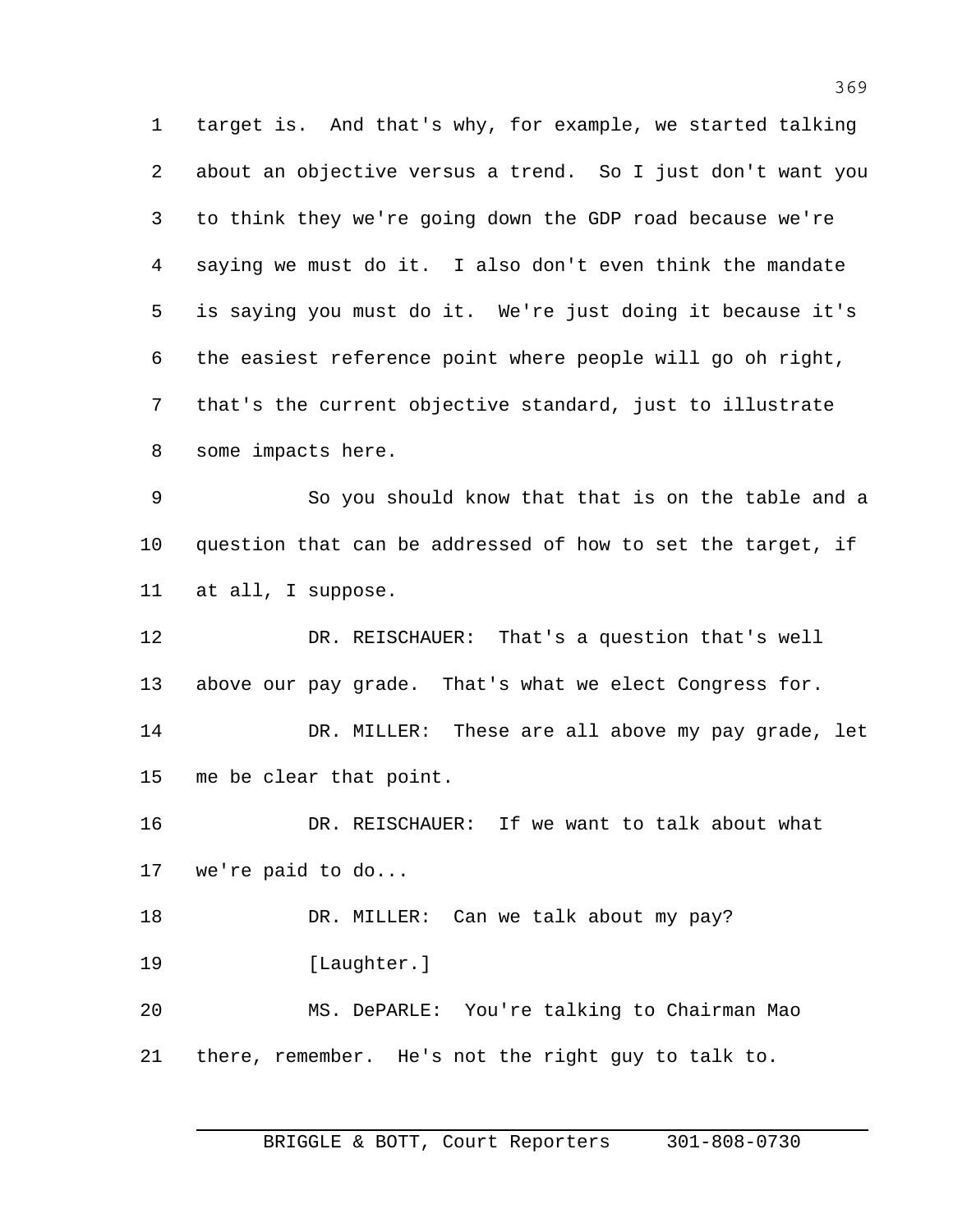target is. And that's why, for example, we started talking about an objective versus a trend. So I just don't want you to think they we're going down the GDP road because we're saying we must do it. I also don't even think the mandate is saying you must do it. We're just doing it because it's the easiest reference point where people will go oh right, that's the current objective standard, just to illustrate some impacts here.

So you should know that that is on the table and a question that can be addressed of how to set the target, if at all, I suppose.

DR. REISCHAUER: That's a question that's well above our pay grade. That's what we elect Congress for.

DR. MILLER: These are all above my pay grade, let me be clear that point.

DR. REISCHAUER: If we want to talk about what we're paid to do...

DR. MILLER: Can we talk about my pay?

[Laughter.]

MS. DePARLE: You're talking to Chairman Mao there, remember. He's not the right guy to talk to.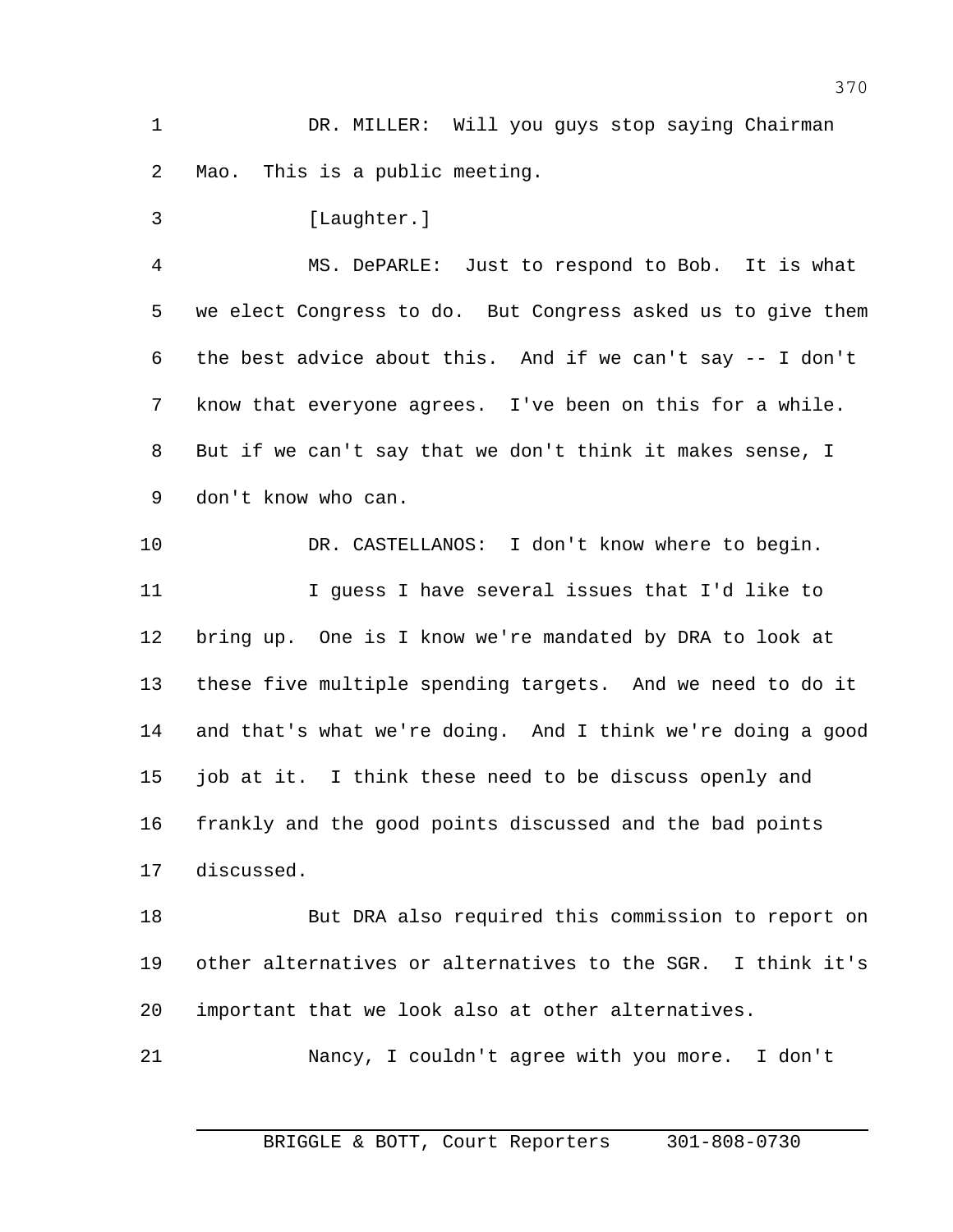DR. MILLER: Will you guys stop saying Chairman Mao. This is a public meeting.

[Laughter.]

MS. DePARLE: Just to respond to Bob. It is what we elect Congress to do. But Congress asked us to give them the best advice about this. And if we can't say -- I don't know that everyone agrees. I've been on this for a while. But if we can't say that we don't think it makes sense, I don't know who can.

DR. CASTELLANOS: I don't know where to begin.

I guess I have several issues that I'd like to bring up. One is I know we're mandated by DRA to look at these five multiple spending targets. And we need to do it and that's what we're doing. And I think we're doing a good job at it. I think these need to be discuss openly and frankly and the good points discussed and the bad points discussed.

But DRA also required this commission to report on other alternatives or alternatives to the SGR. I think it's important that we look also at other alternatives.

Nancy, I couldn't agree with you more. I don't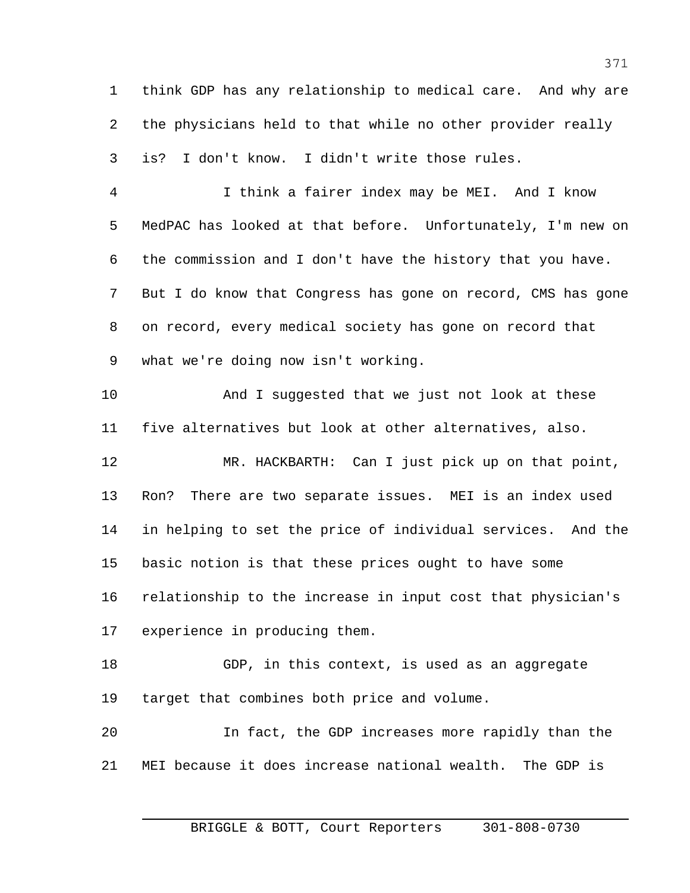think GDP has any relationship to medical care. And why are the physicians held to that while no other provider really is? I don't know. I didn't write those rules.

I think a fairer index may be MEI. And I know MedPAC has looked at that before. Unfortunately, I'm new on the commission and I don't have the history that you have. But I do know that Congress has gone on record, CMS has gone on record, every medical society has gone on record that what we're doing now isn't working.

And I suggested that we just not look at these five alternatives but look at other alternatives, also.

MR. HACKBARTH: Can I just pick up on that point, Ron? There are two separate issues. MEI is an index used in helping to set the price of individual services. And the basic notion is that these prices ought to have some relationship to the increase in input cost that physician's experience in producing them.

GDP, in this context, is used as an aggregate target that combines both price and volume.

In fact, the GDP increases more rapidly than the MEI because it does increase national wealth. The GDP is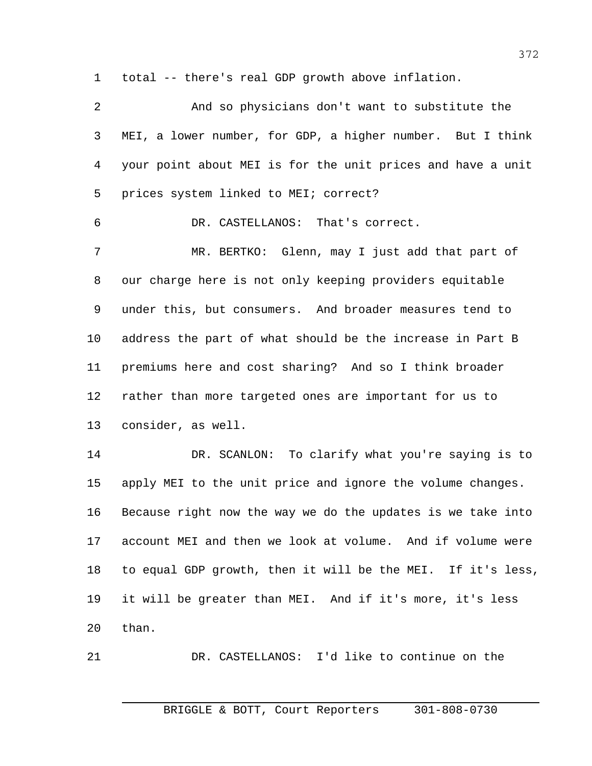total -- there's real GDP growth above inflation.

And so physicians don't want to substitute the MEI, a lower number, for GDP, a higher number. But I think your point about MEI is for the unit prices and have a unit prices system linked to MEI; correct?

DR. CASTELLANOS: That's correct.

MR. BERTKO: Glenn, may I just add that part of our charge here is not only keeping providers equitable under this, but consumers. And broader measures tend to address the part of what should be the increase in Part B premiums here and cost sharing? And so I think broader rather than more targeted ones are important for us to consider, as well.

DR. SCANLON: To clarify what you're saying is to apply MEI to the unit price and ignore the volume changes. Because right now the way we do the updates is we take into account MEI and then we look at volume. And if volume were to equal GDP growth, then it will be the MEI. If it's less, it will be greater than MEI. And if it's more, it's less than.

DR. CASTELLANOS: I'd like to continue on the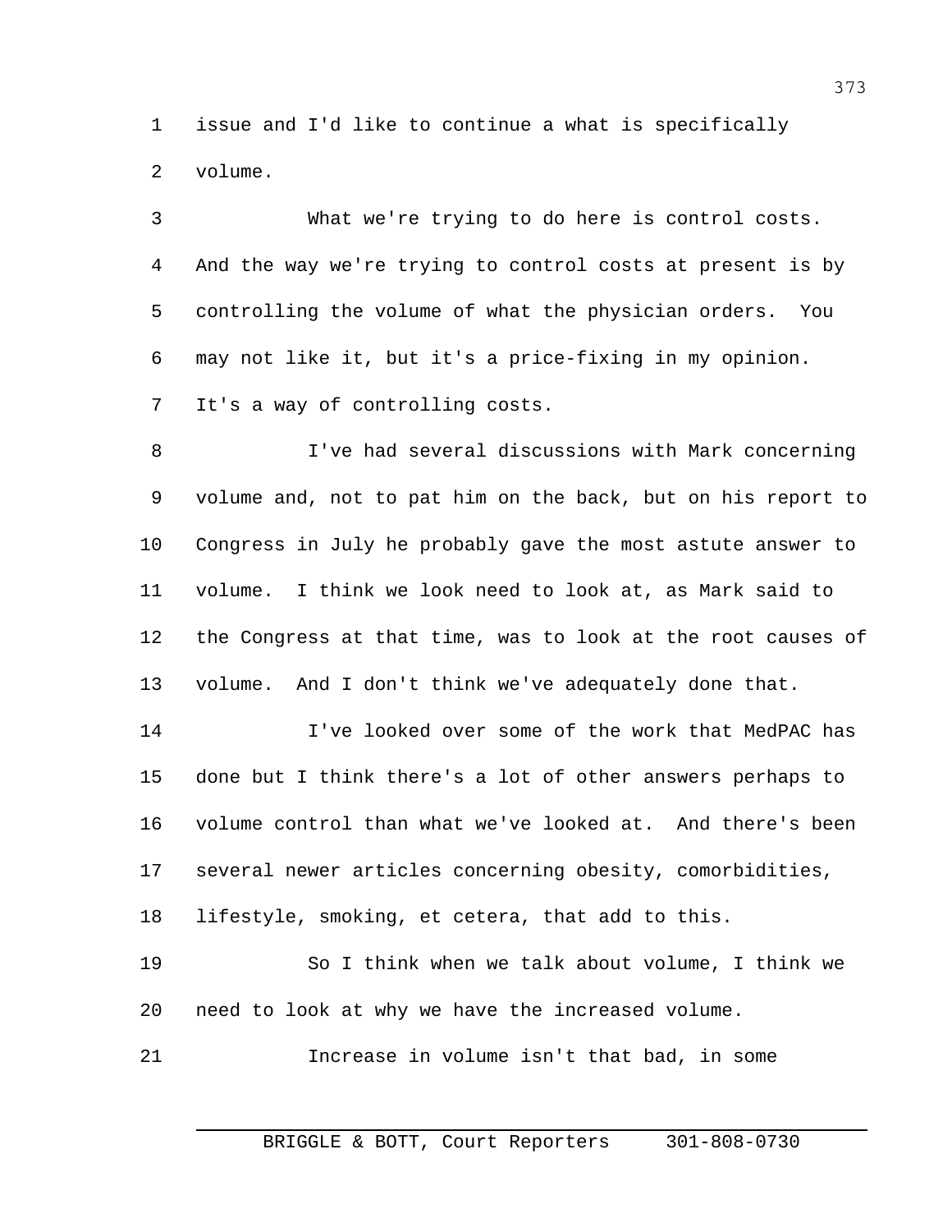issue and I'd like to continue a what is specifically volume.

What we're trying to do here is control costs. And the way we're trying to control costs at present is by controlling the volume of what the physician orders. You may not like it, but it's a price-fixing in my opinion. It's a way of controlling costs.

I've had several discussions with Mark concerning volume and, not to pat him on the back, but on his report to Congress in July he probably gave the most astute answer to volume. I think we look need to look at, as Mark said to the Congress at that time, was to look at the root causes of volume. And I don't think we've adequately done that.

I've looked over some of the work that MedPAC has done but I think there's a lot of other answers perhaps to volume control than what we've looked at. And there's been several newer articles concerning obesity, comorbidities, lifestyle, smoking, et cetera, that add to this.

So I think when we talk about volume, I think we need to look at why we have the increased volume.

Increase in volume isn't that bad, in some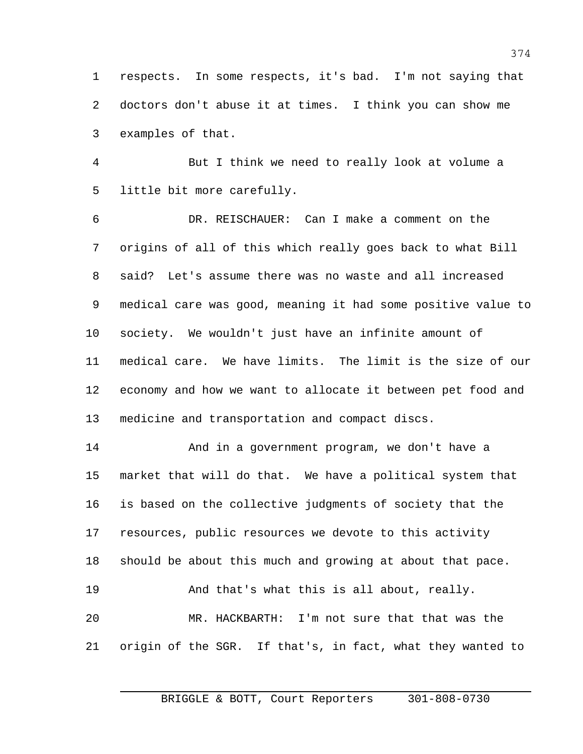respects. In some respects, it's bad. I'm not saying that doctors don't abuse it at times. I think you can show me examples of that.

But I think we need to really look at volume a little bit more carefully.

DR. REISCHAUER: Can I make a comment on the origins of all of this which really goes back to what Bill said? Let's assume there was no waste and all increased medical care was good, meaning it had some positive value to society. We wouldn't just have an infinite amount of medical care. We have limits. The limit is the size of our economy and how we want to allocate it between pet food and medicine and transportation and compact discs.

And in a government program, we don't have a market that will do that. We have a political system that is based on the collective judgments of society that the resources, public resources we devote to this activity should be about this much and growing at about that pace.

And that's what this is all about, really.

MR. HACKBARTH: I'm not sure that that was the origin of the SGR. If that's, in fact, what they wanted to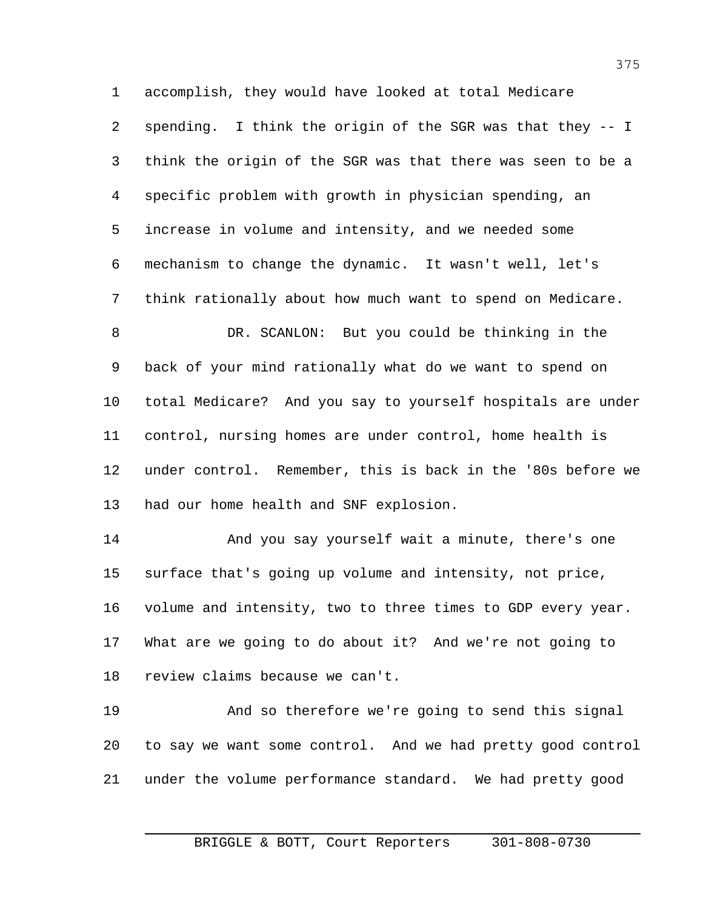accomplish, they would have looked at total Medicare spending. I think the origin of the SGR was that they -- I think the origin of the SGR was that there was seen to be a specific problem with growth in physician spending, an increase in volume and intensity, and we needed some mechanism to change the dynamic. It wasn't well, let's think rationally about how much want to spend on Medicare.

DR. SCANLON: But you could be thinking in the back of your mind rationally what do we want to spend on total Medicare? And you say to yourself hospitals are under control, nursing homes are under control, home health is under control. Remember, this is back in the '80s before we had our home health and SNF explosion.

And you say yourself wait a minute, there's one surface that's going up volume and intensity, not price, volume and intensity, two to three times to GDP every year. What are we going to do about it? And we're not going to review claims because we can't.

And so therefore we're going to send this signal to say we want some control. And we had pretty good control under the volume performance standard. We had pretty good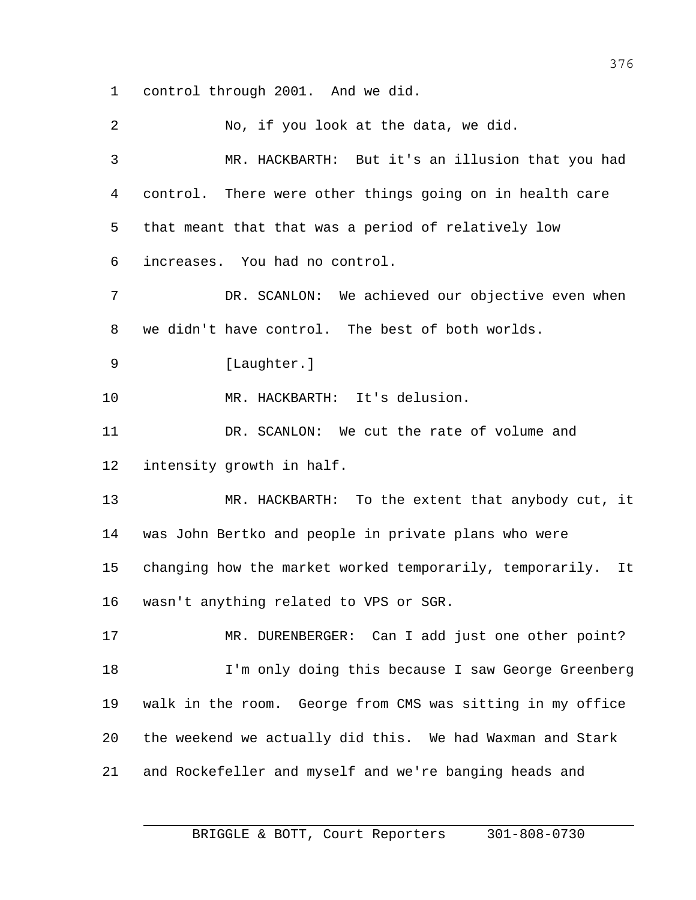control through 2001. And we did.

No, if you look at the data, we did.

MR. HACKBARTH: But it's an illusion that you had control. There were other things going on in health care that meant that that was a period of relatively low increases. You had no control.

DR. SCANLON: We achieved our objective even when we didn't have control. The best of both worlds.

[Laughter.]

MR. HACKBARTH: It's delusion.

DR. SCANLON: We cut the rate of volume and intensity growth in half.

MR. HACKBARTH: To the extent that anybody cut, it was John Bertko and people in private plans who were changing how the market worked temporarily, temporarily. It wasn't anything related to VPS or SGR.

MR. DURENBERGER: Can I add just one other point?

I'm only doing this because I saw George Greenberg walk in the room. George from CMS was sitting in my office the weekend we actually did this. We had Waxman and Stark and Rockefeller and myself and we're banging heads and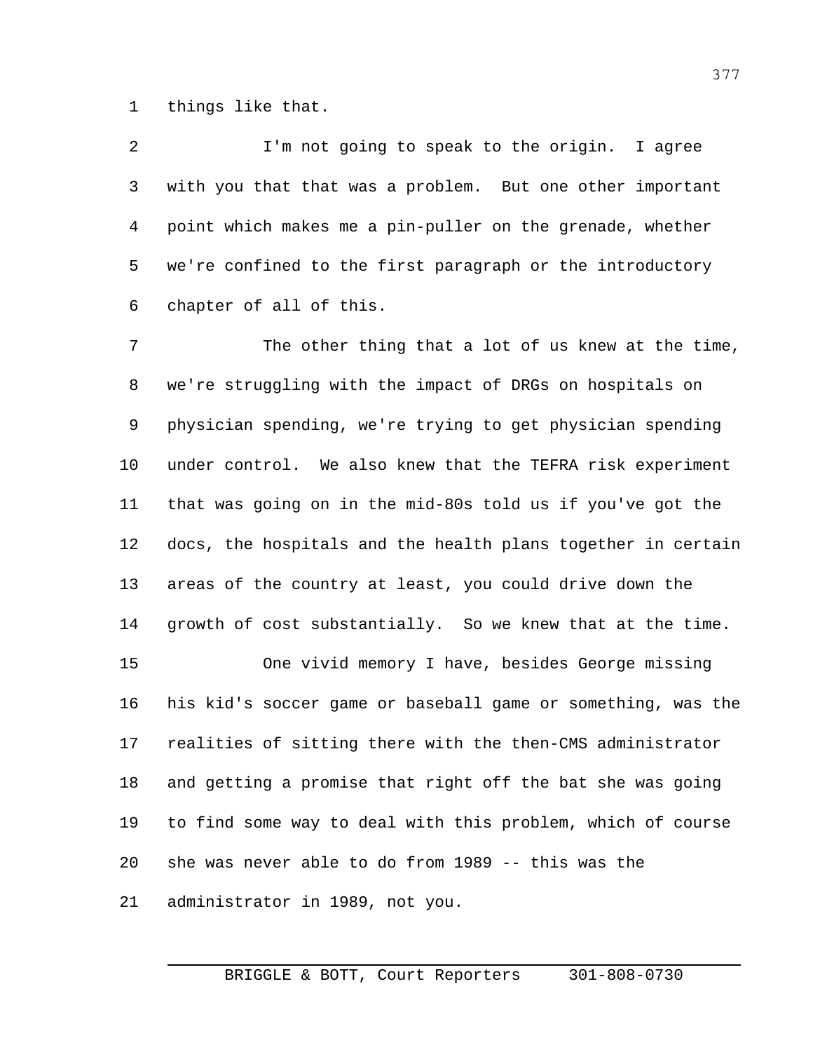things like that.

I'm not going to speak to the origin. I agree with you that that was a problem. But one other important point which makes me a pin-puller on the grenade, whether we're confined to the first paragraph or the introductory chapter of all of this.

The other thing that a lot of us knew at the time, we're struggling with the impact of DRGs on hospitals on physician spending, we're trying to get physician spending under control. We also knew that the TEFRA risk experiment that was going on in the mid-80s told us if you've got the docs, the hospitals and the health plans together in certain areas of the country at least, you could drive down the growth of cost substantially. So we knew that at the time.

One vivid memory I have, besides George missing his kid's soccer game or baseball game or something, was the realities of sitting there with the then-CMS administrator and getting a promise that right off the bat she was going to find some way to deal with this problem, which of course she was never able to do from 1989 -- this was the administrator in 1989, not you.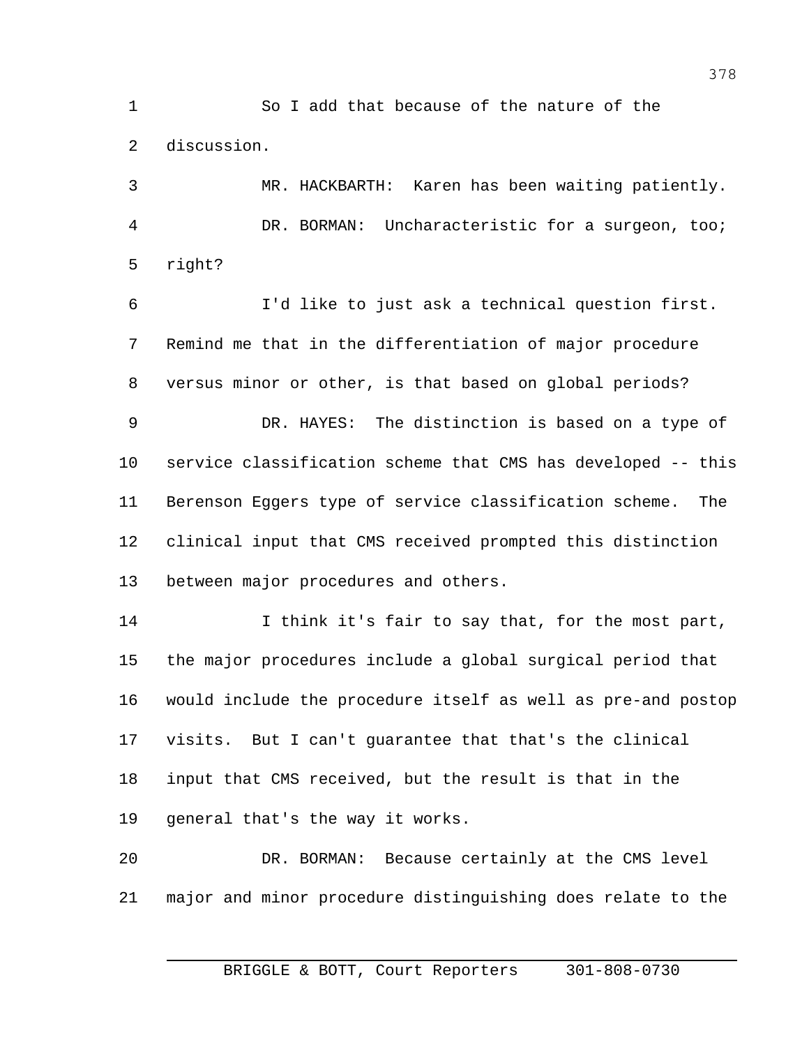So I add that because of the nature of the discussion.

MR. HACKBARTH: Karen has been waiting patiently.

DR. BORMAN: Uncharacteristic for a surgeon, too; right?

I'd like to just ask a technical question first. Remind me that in the differentiation of major procedure versus minor or other, is that based on global periods?

DR. HAYES: The distinction is based on a type of service classification scheme that CMS has developed -- this Berenson Eggers type of service classification scheme. The clinical input that CMS received prompted this distinction between major procedures and others.

I think it's fair to say that, for the most part, the major procedures include a global surgical period that would include the procedure itself as well as pre-and postop visits. But I can't guarantee that that's the clinical input that CMS received, but the result is that in the general that's the way it works.

DR. BORMAN: Because certainly at the CMS level major and minor procedure distinguishing does relate to the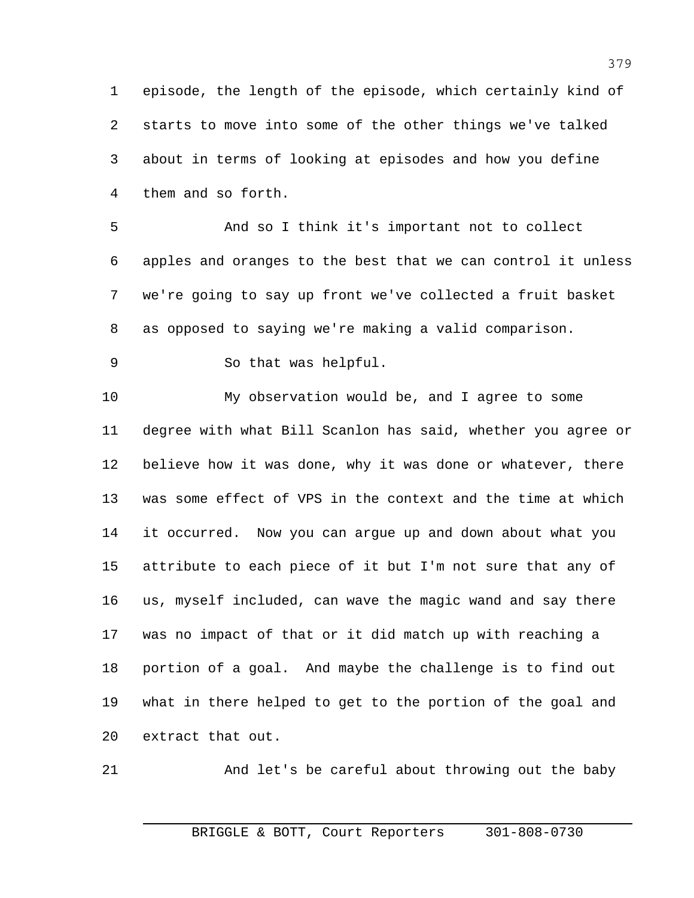episode, the length of the episode, which certainly kind of starts to move into some of the other things we've talked about in terms of looking at episodes and how you define them and so forth.

And so I think it's important not to collect apples and oranges to the best that we can control it unless we're going to say up front we've collected a fruit basket as opposed to saying we're making a valid comparison.

So that was helpful.

My observation would be, and I agree to some degree with what Bill Scanlon has said, whether you agree or believe how it was done, why it was done or whatever, there was some effect of VPS in the context and the time at which it occurred. Now you can argue up and down about what you attribute to each piece of it but I'm not sure that any of us, myself included, can wave the magic wand and say there was no impact of that or it did match up with reaching a portion of a goal. And maybe the challenge is to find out what in there helped to get to the portion of the goal and extract that out.

And let's be careful about throwing out the baby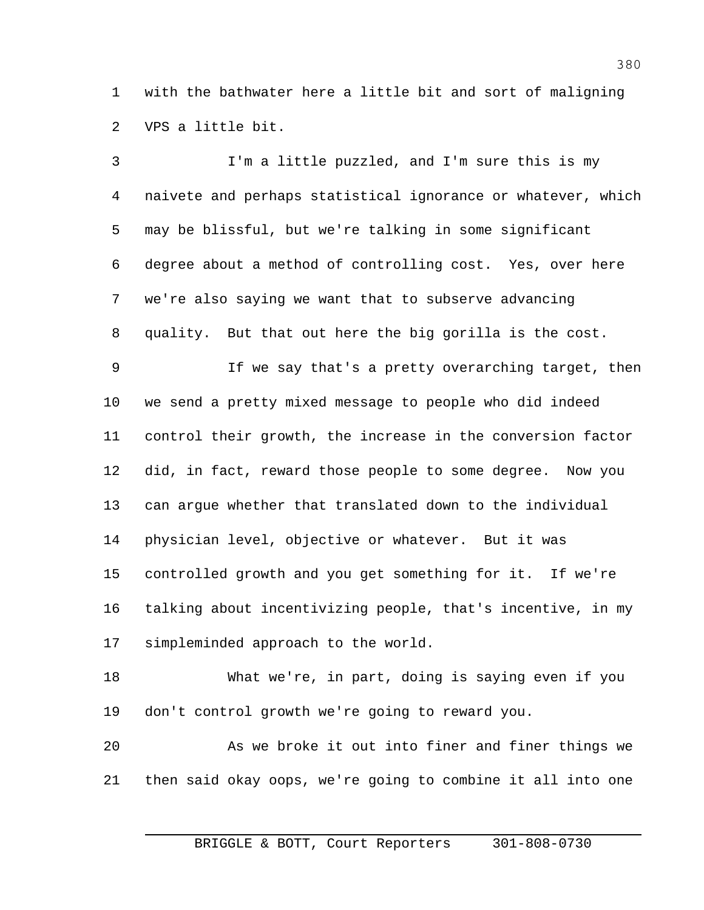with the bathwater here a little bit and sort of maligning VPS a little bit.

I'm a little puzzled, and I'm sure this is my naivete and perhaps statistical ignorance or whatever, which may be blissful, but we're talking in some significant degree about a method of controlling cost. Yes, over here we're also saying we want that to subserve advancing quality. But that out here the big gorilla is the cost.

If we say that's a pretty overarching target, then we send a pretty mixed message to people who did indeed control their growth, the increase in the conversion factor did, in fact, reward those people to some degree. Now you can argue whether that translated down to the individual physician level, objective or whatever. But it was controlled growth and you get something for it. If we're talking about incentivizing people, that's incentive, in my simpleminded approach to the world.

What we're, in part, doing is saying even if you don't control growth we're going to reward you.

As we broke it out into finer and finer things we then said okay oops, we're going to combine it all into one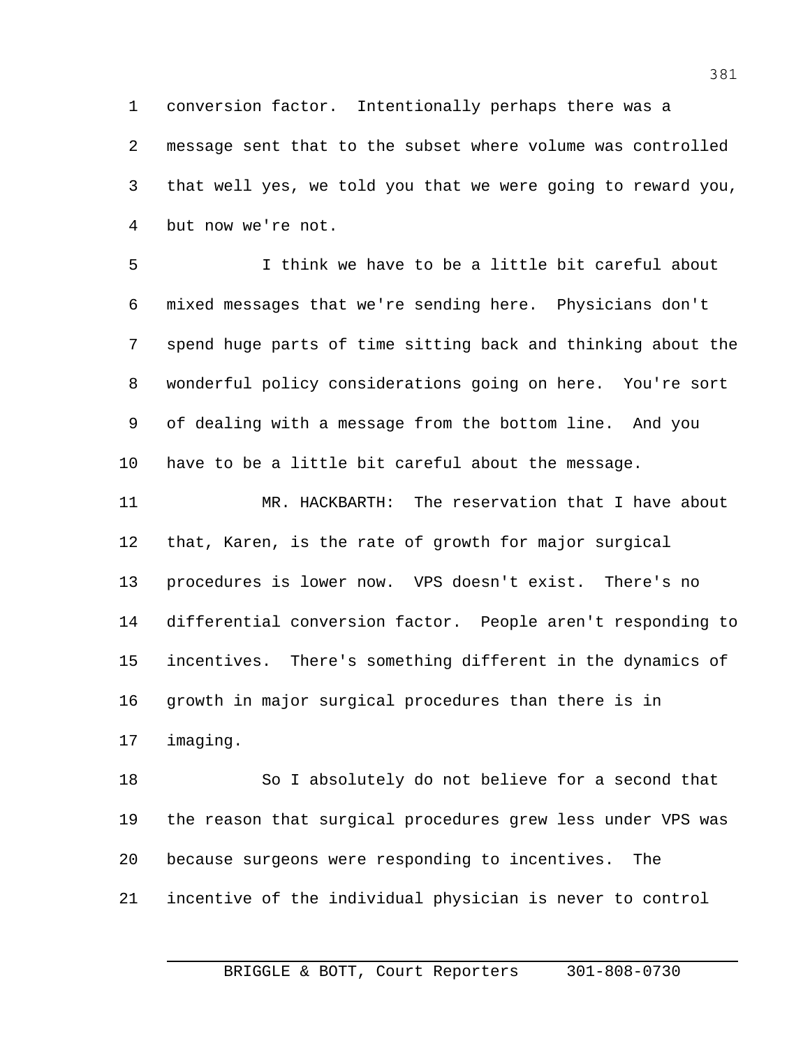conversion factor. Intentionally perhaps there was a message sent that to the subset where volume was controlled that well yes, we told you that we were going to reward you, but now we're not.

I think we have to be a little bit careful about mixed messages that we're sending here. Physicians don't spend huge parts of time sitting back and thinking about the wonderful policy considerations going on here. You're sort of dealing with a message from the bottom line. And you have to be a little bit careful about the message.

MR. HACKBARTH: The reservation that I have about that, Karen, is the rate of growth for major surgical procedures is lower now. VPS doesn't exist. There's no differential conversion factor. People aren't responding to incentives. There's something different in the dynamics of growth in major surgical procedures than there is in imaging.

So I absolutely do not believe for a second that the reason that surgical procedures grew less under VPS was because surgeons were responding to incentives. The incentive of the individual physician is never to control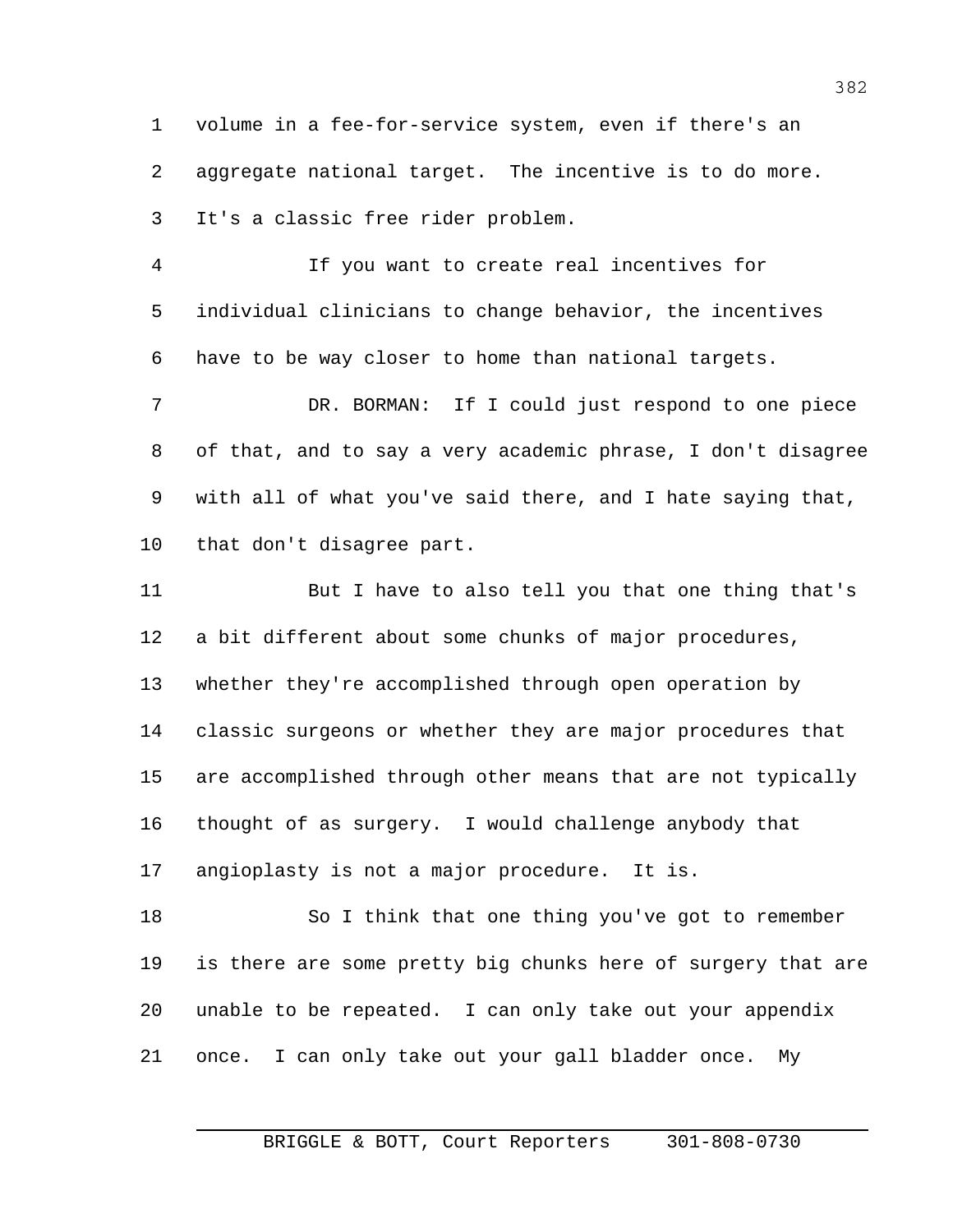volume in a fee-for-service system, even if there's an aggregate national target. The incentive is to do more. It's a classic free rider problem.

If you want to create real incentives for individual clinicians to change behavior, the incentives have to be way closer to home than national targets.

DR. BORMAN: If I could just respond to one piece of that, and to say a very academic phrase, I don't disagree with all of what you've said there, and I hate saying that, that don't disagree part.

But I have to also tell you that one thing that's a bit different about some chunks of major procedures, whether they're accomplished through open operation by classic surgeons or whether they are major procedures that are accomplished through other means that are not typically thought of as surgery. I would challenge anybody that angioplasty is not a major procedure. It is.

So I think that one thing you've got to remember is there are some pretty big chunks here of surgery that are unable to be repeated. I can only take out your appendix once. I can only take out your gall bladder once. My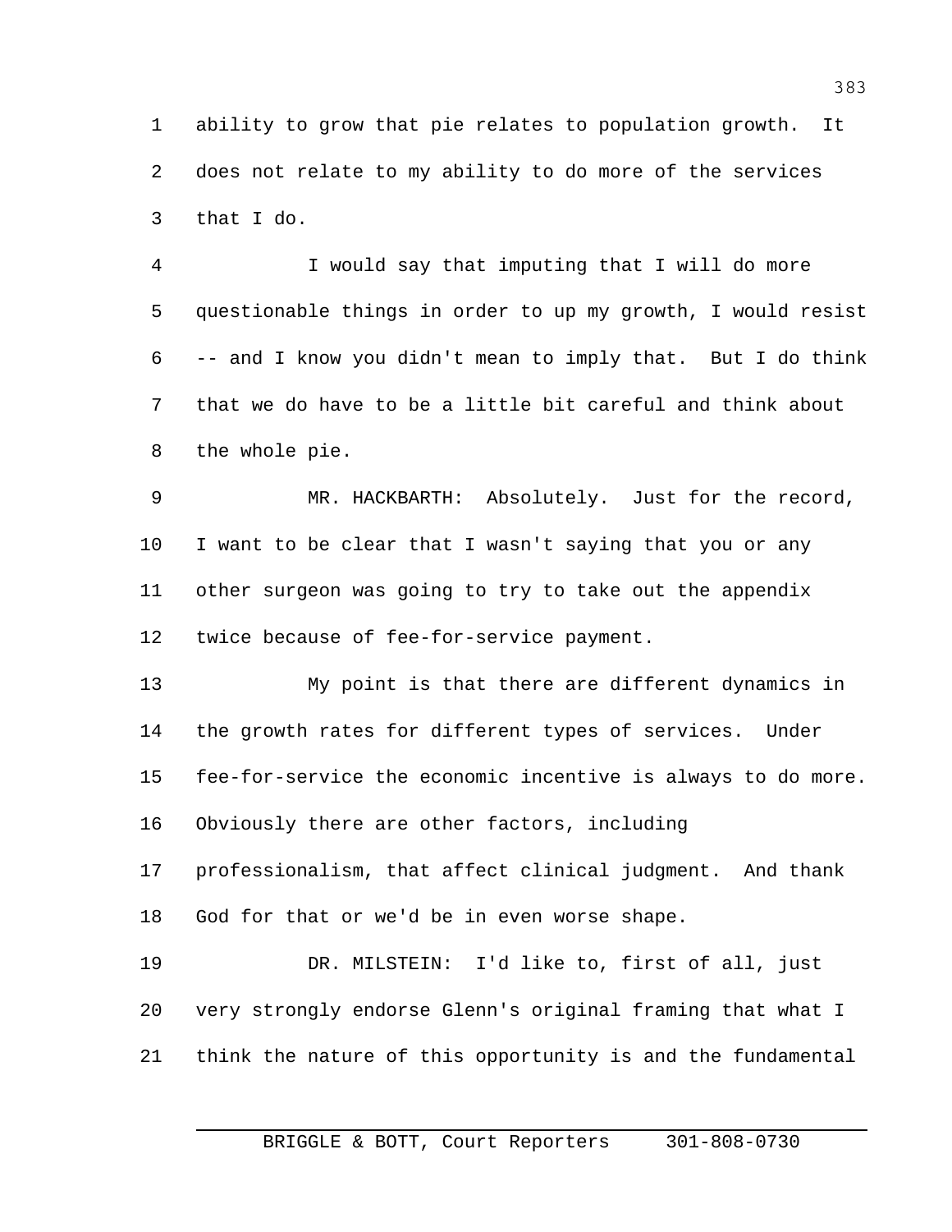ability to grow that pie relates to population growth. It does not relate to my ability to do more of the services that I do.

I would say that imputing that I will do more questionable things in order to up my growth, I would resist -- and I know you didn't mean to imply that. But I do think that we do have to be a little bit careful and think about the whole pie.

MR. HACKBARTH: Absolutely. Just for the record, I want to be clear that I wasn't saying that you or any other surgeon was going to try to take out the appendix twice because of fee-for-service payment.

My point is that there are different dynamics in the growth rates for different types of services. Under fee-for-service the economic incentive is always to do more. Obviously there are other factors, including professionalism, that affect clinical judgment. And thank God for that or we'd be in even worse shape.

DR. MILSTEIN: I'd like to, first of all, just very strongly endorse Glenn's original framing that what I think the nature of this opportunity is and the fundamental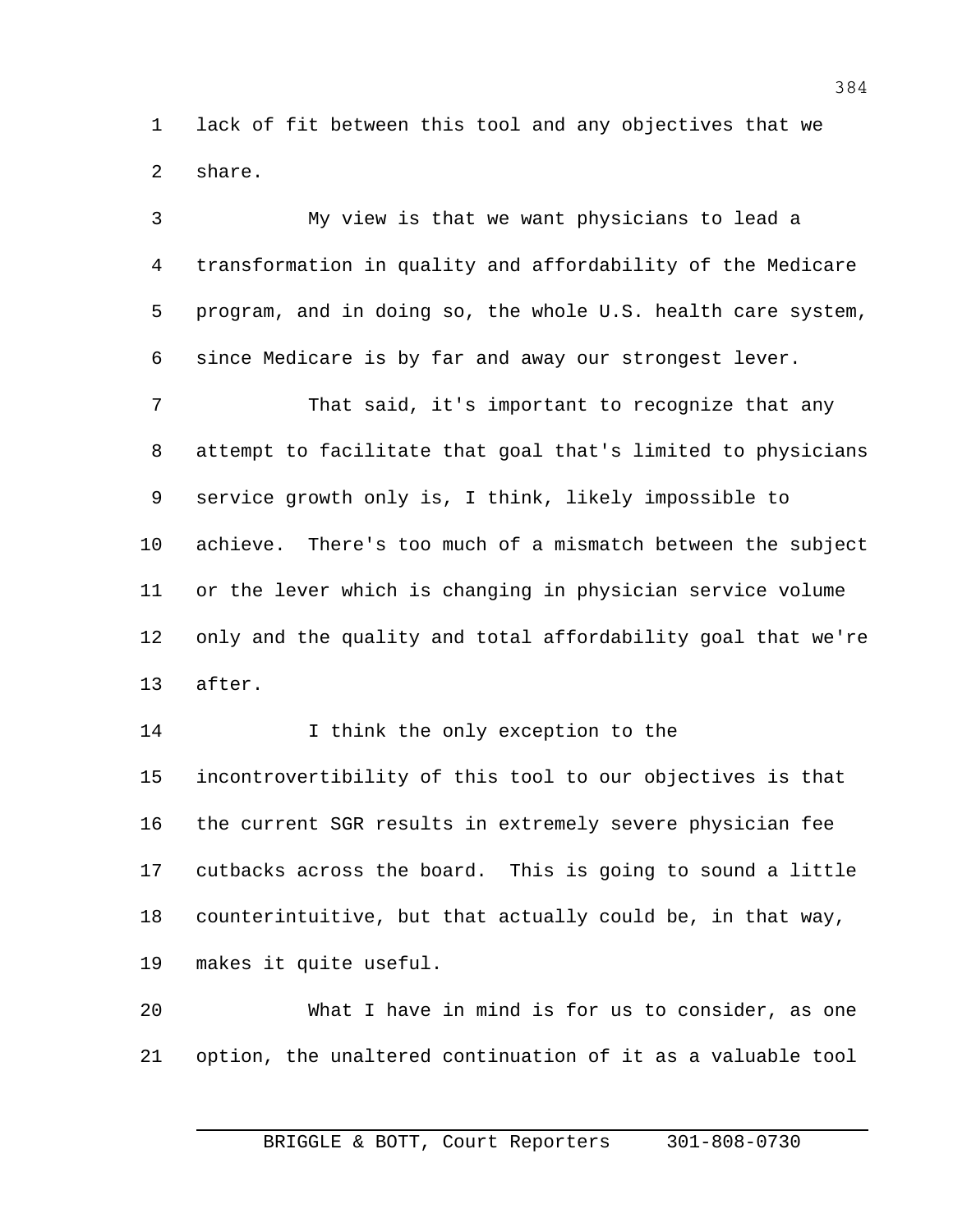lack of fit between this tool and any objectives that we share.

My view is that we want physicians to lead a transformation in quality and affordability of the Medicare program, and in doing so, the whole U.S. health care system, since Medicare is by far and away our strongest lever.

That said, it's important to recognize that any attempt to facilitate that goal that's limited to physicians service growth only is, I think, likely impossible to achieve. There's too much of a mismatch between the subject or the lever which is changing in physician service volume only and the quality and total affordability goal that we're after.

I think the only exception to the incontrovertibility of this tool to our objectives is that the current SGR results in extremely severe physician fee cutbacks across the board. This is going to sound a little counterintuitive, but that actually could be, in that way, makes it quite useful.

What I have in mind is for us to consider, as one option, the unaltered continuation of it as a valuable tool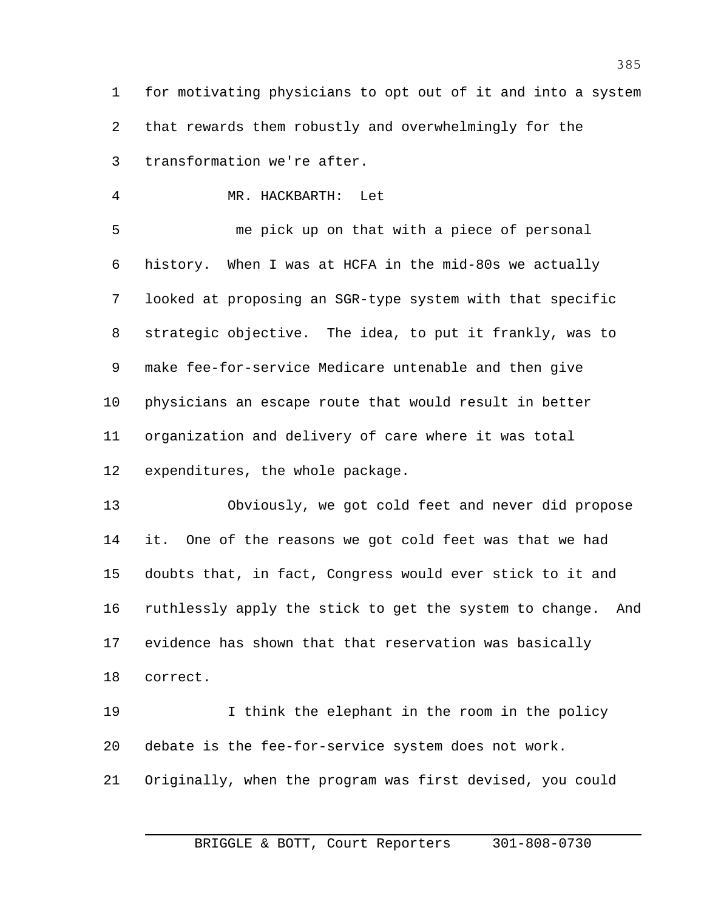for motivating physicians to opt out of it and into a system that rewards them robustly and overwhelmingly for the transformation we're after.

MR. HACKBARTH: Let me pick up on that with a piece of personal history. When I was at HCFA in the mid-80s we actually looked at proposing an SGR-type system with that specific strategic objective. The idea, to put it frankly, was to make fee-for-service Medicare untenable and then give physicians an escape route that would result in better organization and delivery of care where it was total expenditures, the whole package.

Obviously, we got cold feet and never did propose it. One of the reasons we got cold feet was that we had doubts that, in fact, Congress would ever stick to it and ruthlessly apply the stick to get the system to change. And evidence has shown that that reservation was basically correct.

I think the elephant in the room in the policy debate is the fee-for-service system does not work. Originally, when the program was first devised, you could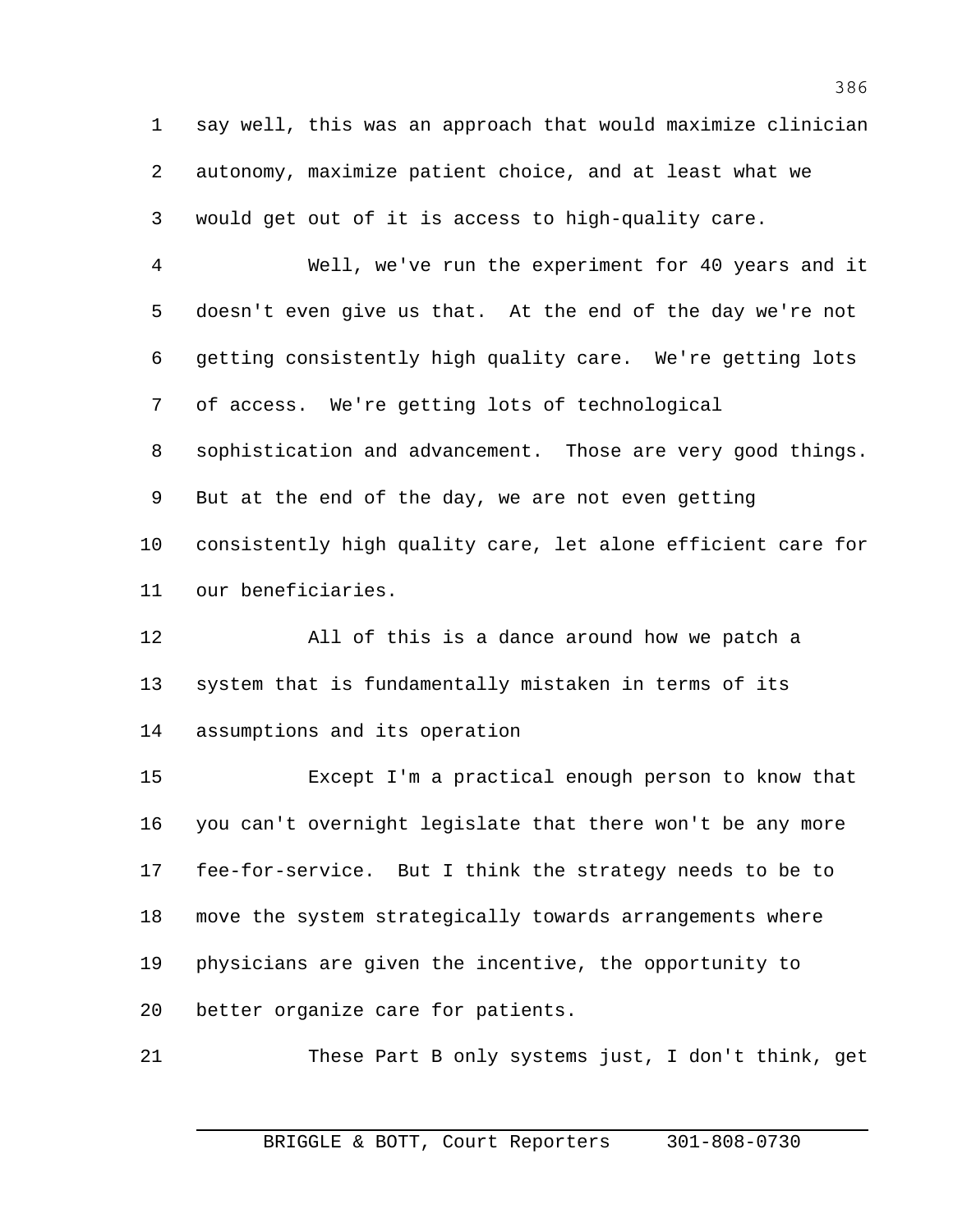say well, this was an approach that would maximize clinician autonomy, maximize patient choice, and at least what we would get out of it is access to high-quality care.

Well, we've run the experiment for 40 years and it doesn't even give us that. At the end of the day we're not getting consistently high quality care. We're getting lots of access. We're getting lots of technological sophistication and advancement. Those are very good things. But at the end of the day, we are not even getting consistently high quality care, let alone efficient care for our beneficiaries.

All of this is a dance around how we patch a system that is fundamentally mistaken in terms of its assumptions and its operation

Except I'm a practical enough person to know that you can't overnight legislate that there won't be any more fee-for-service. But I think the strategy needs to be to move the system strategically towards arrangements where physicians are given the incentive, the opportunity to better organize care for patients.

These Part B only systems just, I don't think, get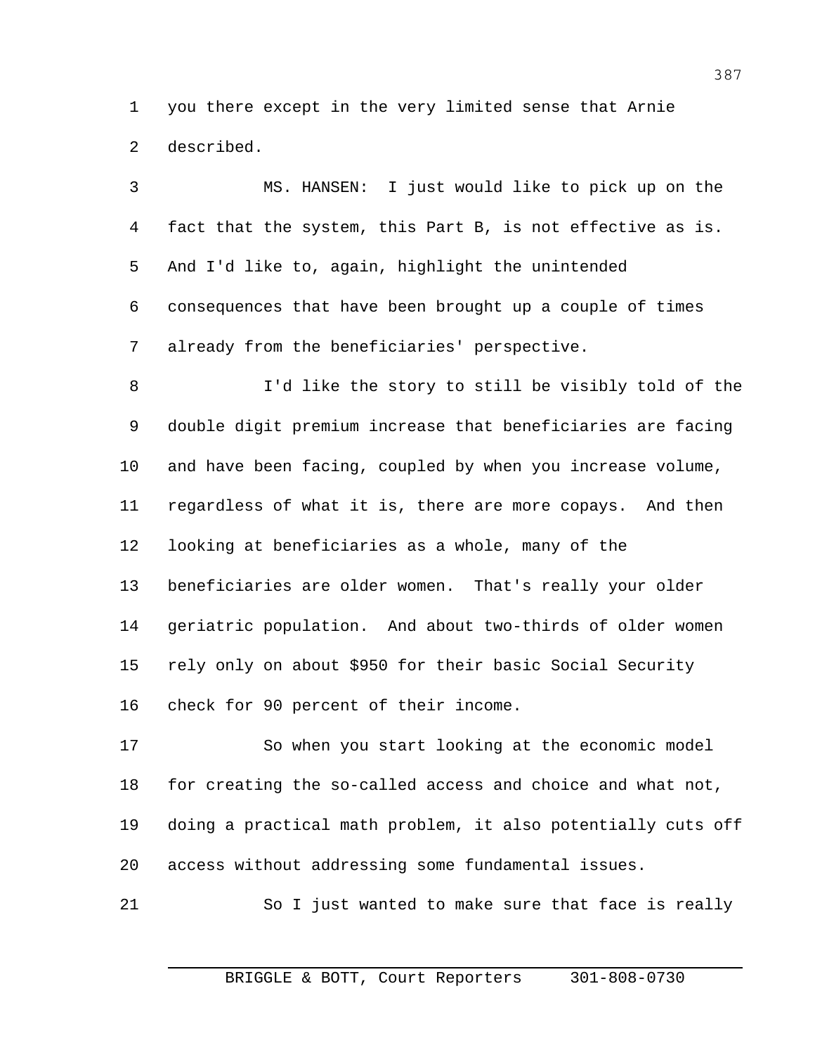you there except in the very limited sense that Arnie described.

MS. HANSEN: I just would like to pick up on the fact that the system, this Part B, is not effective as is. And I'd like to, again, highlight the unintended consequences that have been brought up a couple of times already from the beneficiaries' perspective.

I'd like the story to still be visibly told of the double digit premium increase that beneficiaries are facing and have been facing, coupled by when you increase volume, regardless of what it is, there are more copays. And then looking at beneficiaries as a whole, many of the beneficiaries are older women. That's really your older geriatric population. And about two-thirds of older women rely only on about $950 for their basic Social Security check for 90 percent of their income.

So when you start looking at the economic model for creating the so-called access and choice and what not, doing a practical math problem, it also potentially cuts off access without addressing some fundamental issues.

So I just wanted to make sure that face is really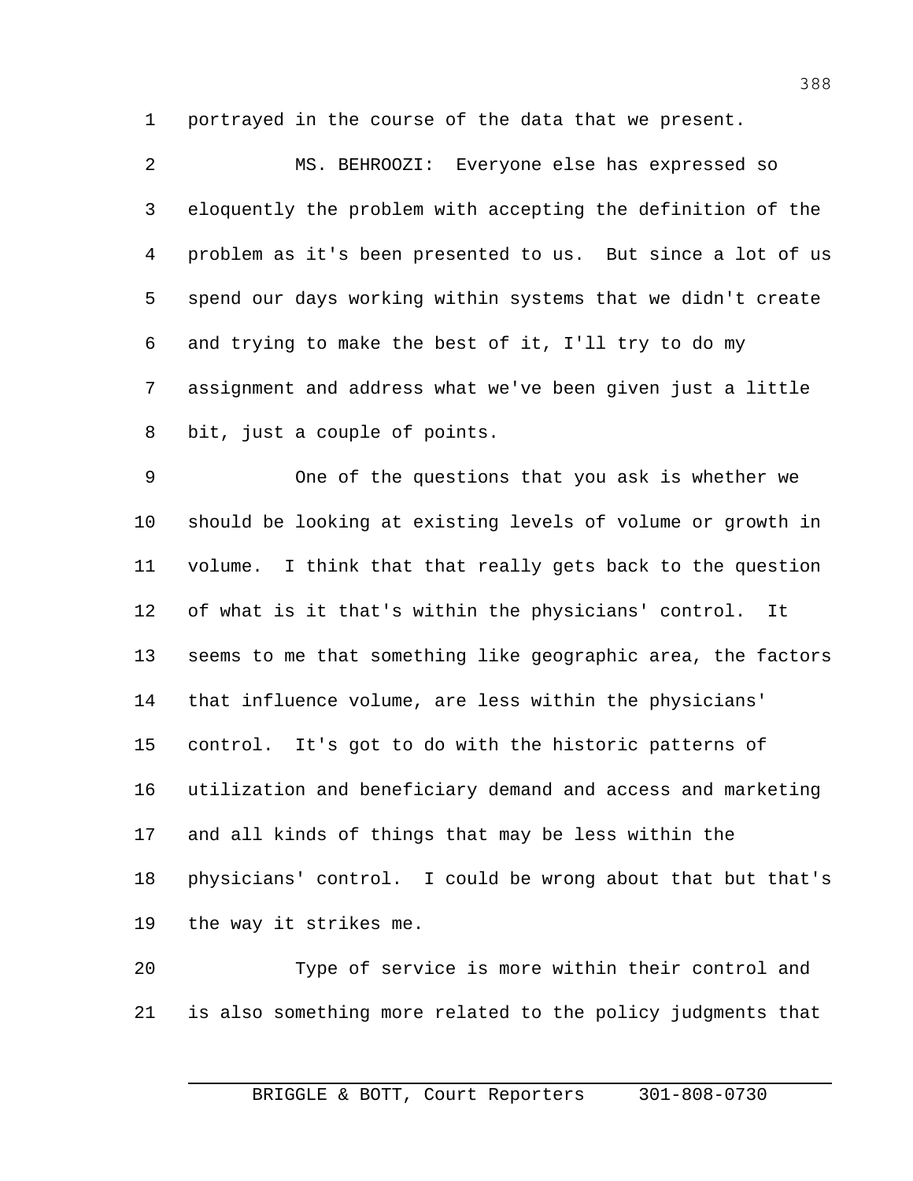portrayed in the course of the data that we present.

MS. BEHROOZI: Everyone else has expressed so eloquently the problem with accepting the definition of the problem as it's been presented to us. But since a lot of us spend our days working within systems that we didn't create and trying to make the best of it, I'll try to do my assignment and address what we've been given just a little bit, just a couple of points.

One of the questions that you ask is whether we should be looking at existing levels of volume or growth in volume. I think that that really gets back to the question of what is it that's within the physicians' control. It seems to me that something like geographic area, the factors that influence volume, are less within the physicians' control. It's got to do with the historic patterns of utilization and beneficiary demand and access and marketing and all kinds of things that may be less within the physicians' control. I could be wrong about that but that's the way it strikes me.

Type of service is more within their control and is also something more related to the policy judgments that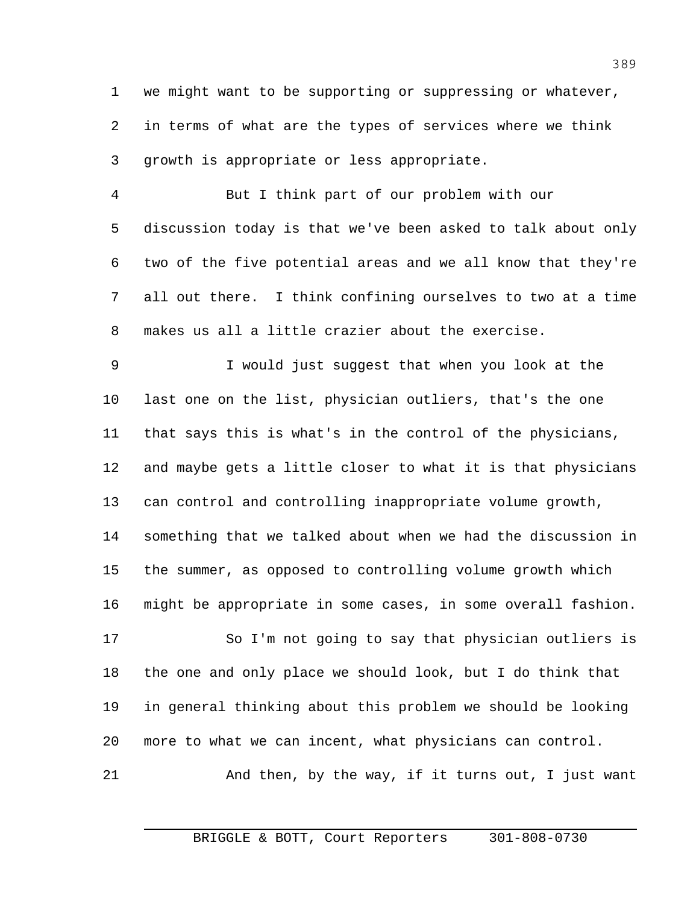we might want to be supporting or suppressing or whatever, in terms of what are the types of services where we think growth is appropriate or less appropriate.

But I think part of our problem with our discussion today is that we've been asked to talk about only two of the five potential areas and we all know that they're all out there. I think confining ourselves to two at a time makes us all a little crazier about the exercise.

I would just suggest that when you look at the last one on the list, physician outliers, that's the one that says this is what's in the control of the physicians, and maybe gets a little closer to what it is that physicians can control and controlling inappropriate volume growth, something that we talked about when we had the discussion in the summer, as opposed to controlling volume growth which might be appropriate in some cases, in some overall fashion.

So I'm not going to say that physician outliers is the one and only place we should look, but I do think that in general thinking about this problem we should be looking more to what we can incent, what physicians can control.

And then, by the way, if it turns out, I just want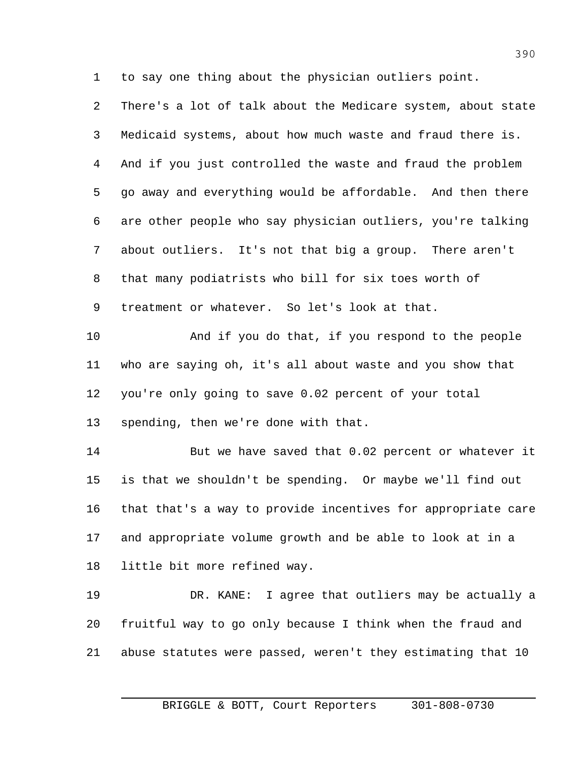to say one thing about the physician outliers point. There's a lot of talk about the Medicare system, about state Medicaid systems, about how much waste and fraud there is. And if you just controlled the waste and fraud the problem go away and everything would be affordable. And then there are other people who say physician outliers, you're talking about outliers. It's not that big a group. There aren't that many podiatrists who bill for six toes worth of treatment or whatever. So let's look at that.

And if you do that, if you respond to the people who are saying oh, it's all about waste and you show that you're only going to save 0.02 percent of your total spending, then we're done with that.

But we have saved that 0.02 percent or whatever it is that we shouldn't be spending. Or maybe we'll find out that that's a way to provide incentives for appropriate care and appropriate volume growth and be able to look at in a little bit more refined way.

DR. KANE: I agree that outliers may be actually a fruitful way to go only because I think when the fraud and abuse statutes were passed, weren't they estimating that 10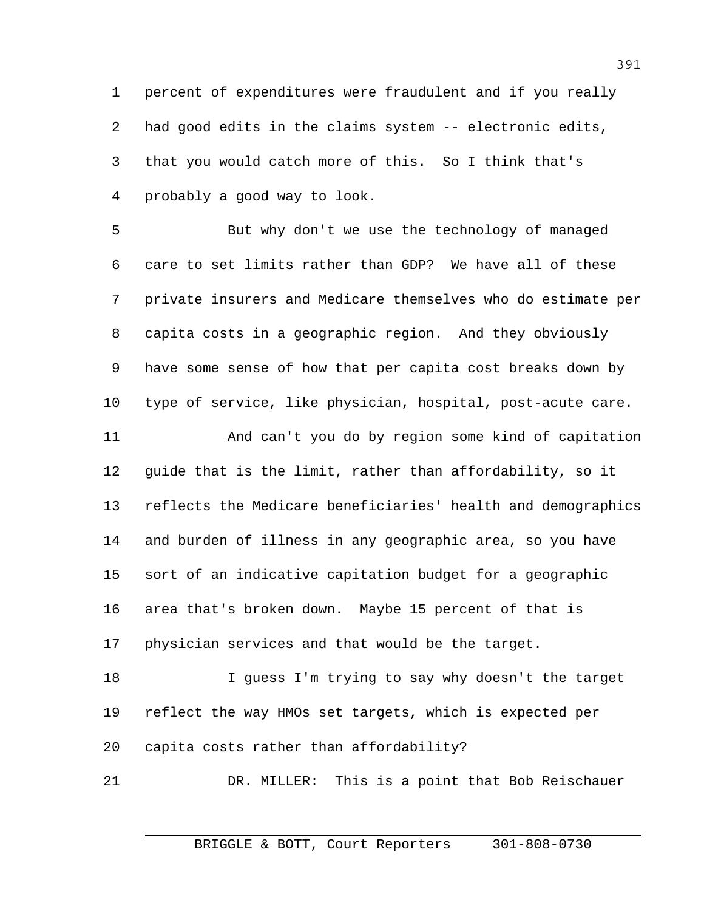percent of expenditures were fraudulent and if you really had good edits in the claims system -- electronic edits, that you would catch more of this. So I think that's probably a good way to look.

But why don't we use the technology of managed care to set limits rather than GDP? We have all of these private insurers and Medicare themselves who do estimate per capita costs in a geographic region. And they obviously have some sense of how that per capita cost breaks down by type of service, like physician, hospital, post-acute care.

And can't you do by region some kind of capitation guide that is the limit, rather than affordability, so it reflects the Medicare beneficiaries' health and demographics and burden of illness in any geographic area, so you have sort of an indicative capitation budget for a geographic area that's broken down. Maybe 15 percent of that is physician services and that would be the target.

I guess I'm trying to say why doesn't the target reflect the way HMOs set targets, which is expected per capita costs rather than affordability?

DR. MILLER: This is a point that Bob Reischauer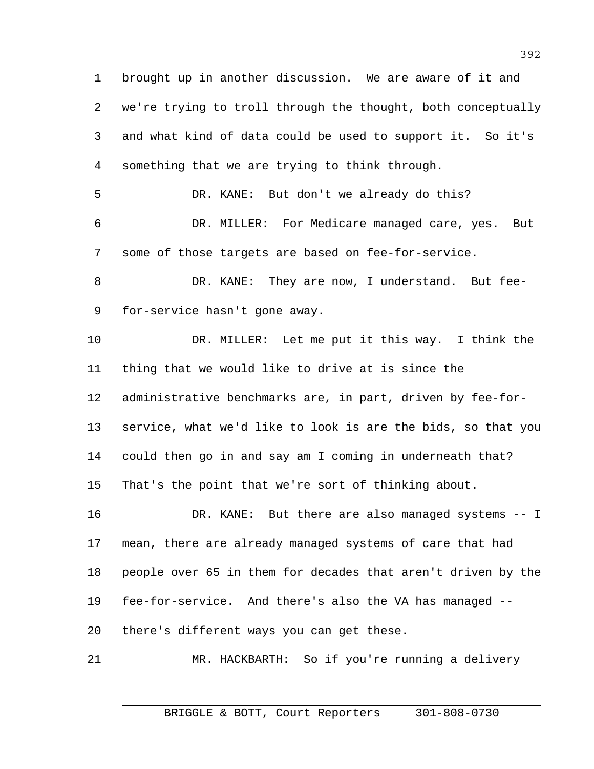brought up in another discussion. We are aware of it and we're trying to troll through the thought, both conceptually and what kind of data could be used to support it. So it's something that we are trying to think through.

DR. KANE: But don't we already do this?

DR. MILLER: For Medicare managed care, yes. But some of those targets are based on fee-for-service.

DR. KANE: They are now, I understand. But fee-for-service hasn't gone away.

DR. MILLER: Let me put it this way. I think the thing that we would like to drive at is since the administrative benchmarks are, in part, driven by fee-for-service, what we'd like to look is are the bids, so that you could then go in and say am I coming in underneath that? That's the point that we're sort of thinking about.

DR. KANE: But there are also managed systems -- I mean, there are already managed systems of care that had people over 65 in them for decades that aren't driven by the fee-for-service. And there's also the VA has managed -- there's different ways you can get these.

MR. HACKBARTH: So if you're running a delivery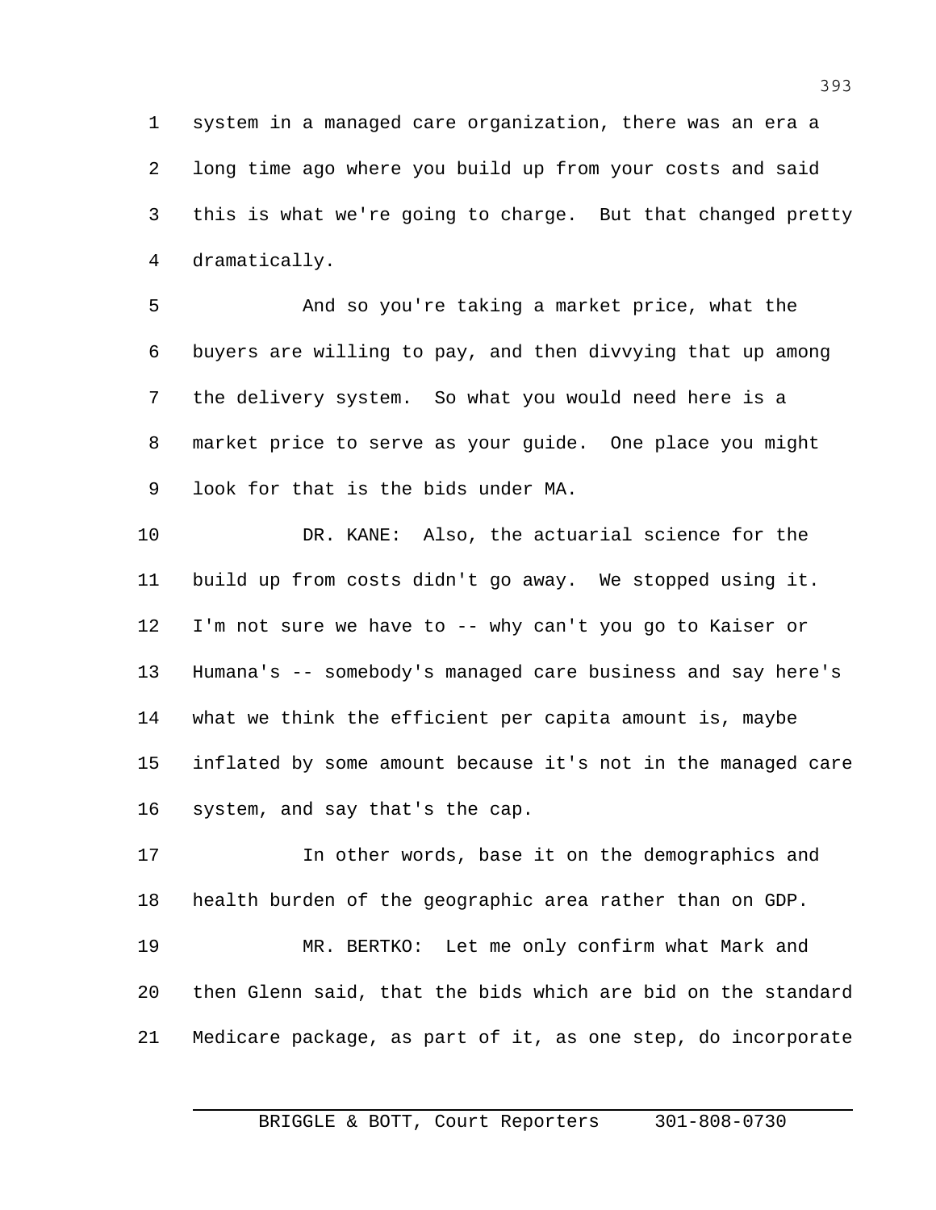system in a managed care organization, there was an era a long time ago where you build up from your costs and said this is what we're going to charge. But that changed pretty dramatically.

And so you're taking a market price, what the buyers are willing to pay, and then divvying that up among the delivery system. So what you would need here is a market price to serve as your guide. One place you might look for that is the bids under MA.

DR. KANE: Also, the actuarial science for the build up from costs didn't go away. We stopped using it. I'm not sure we have to -- why can't you go to Kaiser or Humana's -- somebody's managed care business and say here's what we think the efficient per capita amount is, maybe inflated by some amount because it's not in the managed care system, and say that's the cap.

In other words, base it on the demographics and health burden of the geographic area rather than on GDP.

MR. BERTKO: Let me only confirm what Mark and then Glenn said, that the bids which are bid on the standard Medicare package, as part of it, as one step, do incorporate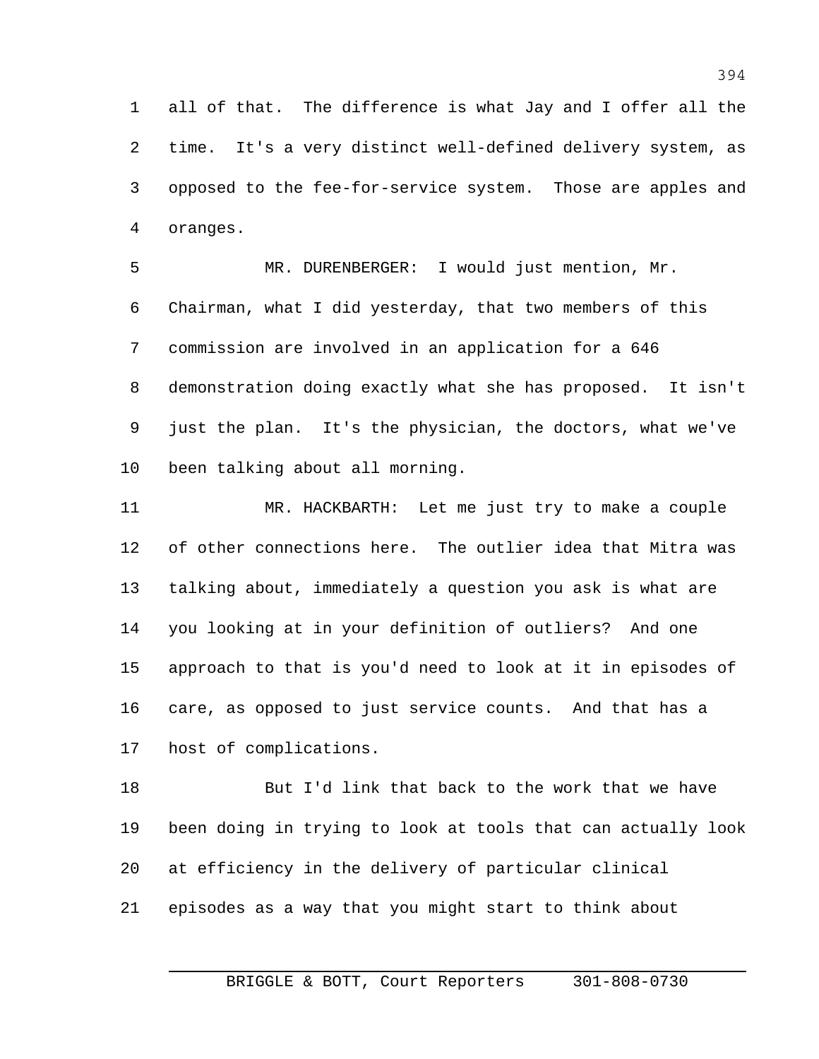all of that. The difference is what Jay and I offer all the time. It's a very distinct well-defined delivery system, as opposed to the fee-for-service system. Those are apples and oranges.

MR. DURENBERGER: I would just mention, Mr. Chairman, what I did yesterday, that two members of this commission are involved in an application for a 646 demonstration doing exactly what she has proposed. It isn't just the plan. It's the physician, the doctors, what we've been talking about all morning.

MR. HACKBARTH: Let me just try to make a couple of other connections here. The outlier idea that Mitra was talking about, immediately a question you ask is what are you looking at in your definition of outliers? And one approach to that is you'd need to look at it in episodes of care, as opposed to just service counts. And that has a host of complications.

But I'd link that back to the work that we have been doing in trying to look at tools that can actually look at efficiency in the delivery of particular clinical episodes as a way that you might start to think about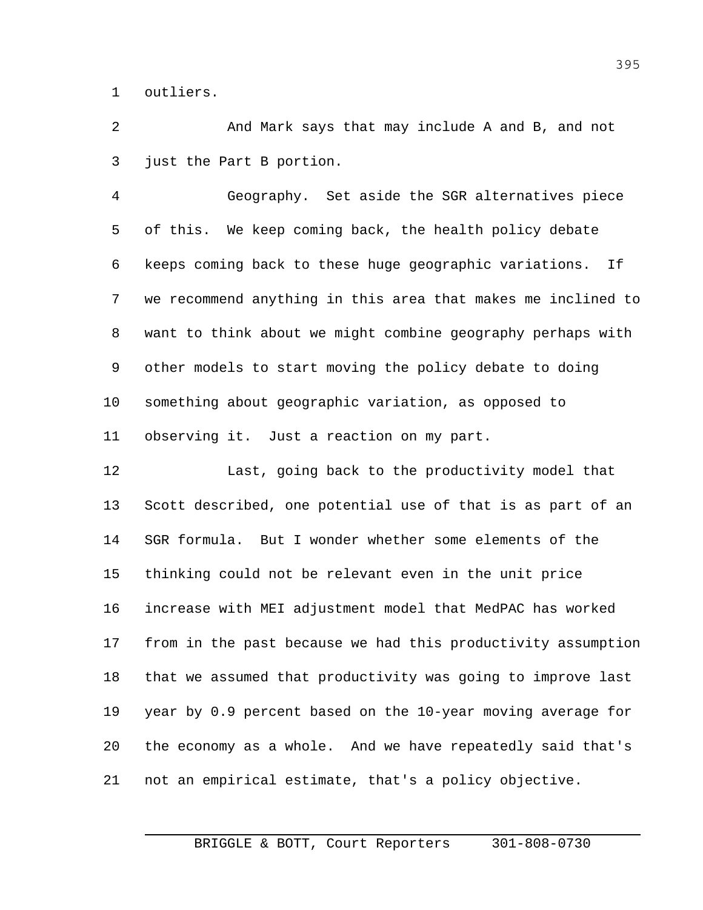outliers.

And Mark says that may include A and B, and not just the Part B portion.

Geography. Set aside the SGR alternatives piece of this. We keep coming back, the health policy debate keeps coming back to these huge geographic variations. If we recommend anything in this area that makes me inclined to want to think about we might combine geography perhaps with other models to start moving the policy debate to doing something about geographic variation, as opposed to observing it. Just a reaction on my part.

Last, going back to the productivity model that Scott described, one potential use of that is as part of an SGR formula. But I wonder whether some elements of the thinking could not be relevant even in the unit price increase with MEI adjustment model that MedPAC has worked from in the past because we had this productivity assumption that we assumed that productivity was going to improve last year by 0.9 percent based on the 10-year moving average for the economy as a whole. And we have repeatedly said that's not an empirical estimate, that's a policy objective.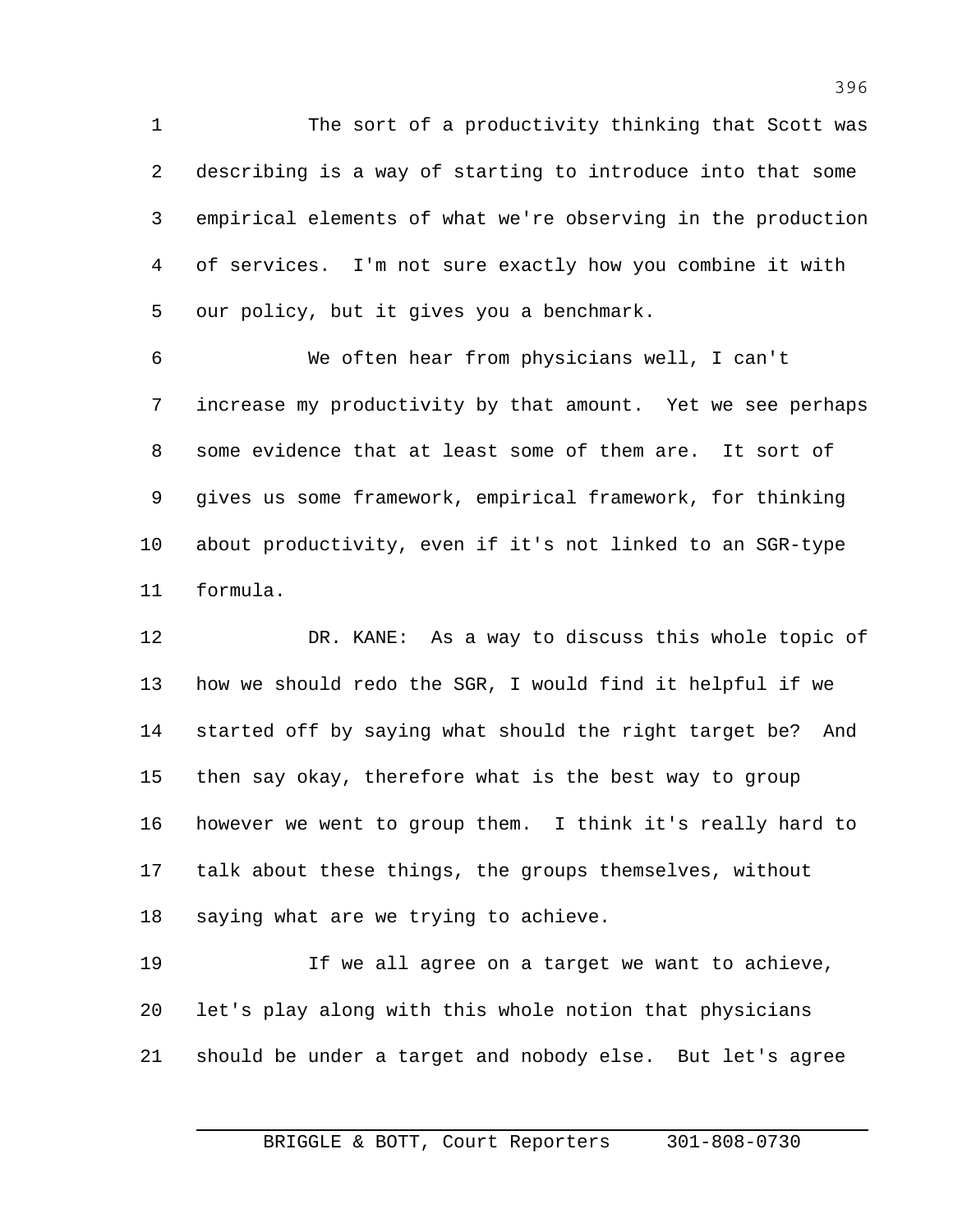The sort of a productivity thinking that Scott was describing is a way of starting to introduce into that some empirical elements of what we're observing in the production of services. I'm not sure exactly how you combine it with our policy, but it gives you a benchmark.

We often hear from physicians well, I can't increase my productivity by that amount. Yet we see perhaps some evidence that at least some of them are. It sort of gives us some framework, empirical framework, for thinking about productivity, even if it's not linked to an SGR-type formula.

DR. KANE: As a way to discuss this whole topic of how we should redo the SGR, I would find it helpful if we started off by saying what should the right target be? And then say okay, therefore what is the best way to group however we went to group them. I think it's really hard to talk about these things, the groups themselves, without saying what are we trying to achieve.

If we all agree on a target we want to achieve, let's play along with this whole notion that physicians should be under a target and nobody else. But let's agree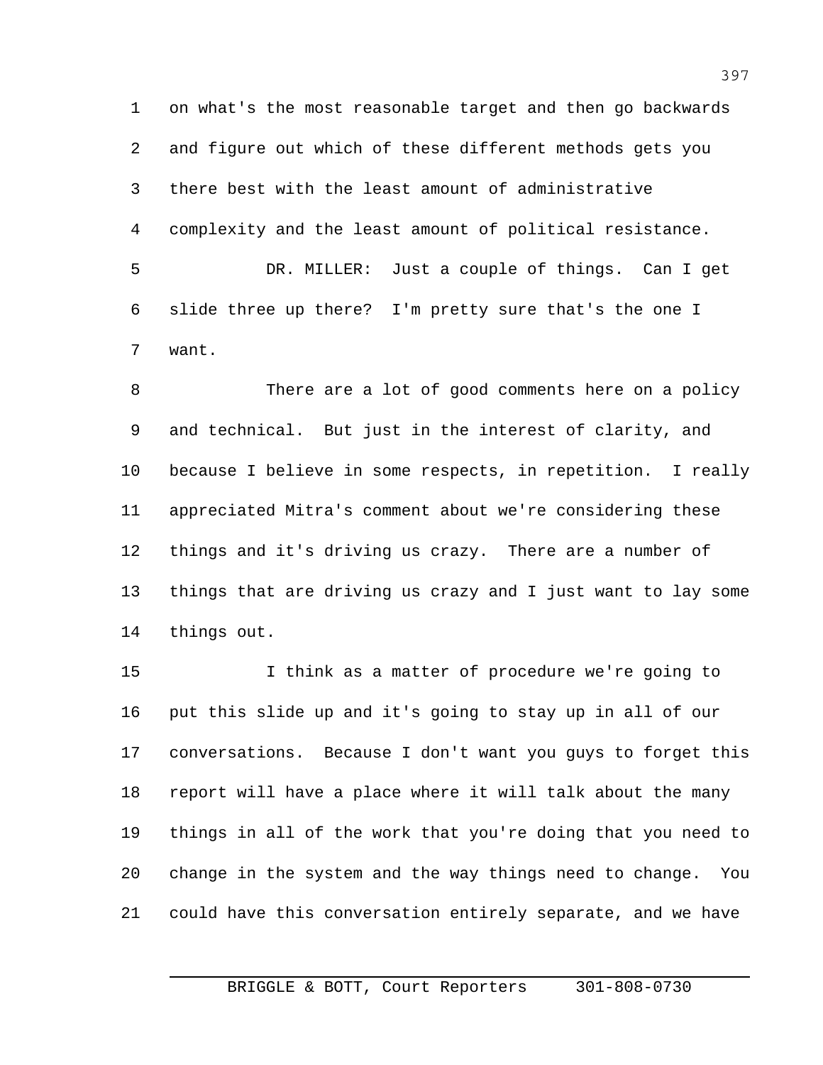on what's the most reasonable target and then go backwards and figure out which of these different methods gets you there best with the least amount of administrative complexity and the least amount of political resistance.

DR. MILLER: Just a couple of things. Can I get slide three up there? I'm pretty sure that's the one I want.

There are a lot of good comments here on a policy and technical. But just in the interest of clarity, and because I believe in some respects, in repetition. I really appreciated Mitra's comment about we're considering these things and it's driving us crazy. There are a number of things that are driving us crazy and I just want to lay some things out.

I think as a matter of procedure we're going to put this slide up and it's going to stay up in all of our conversations. Because I don't want you guys to forget this report will have a place where it will talk about the many things in all of the work that you're doing that you need to change in the system and the way things need to change. You could have this conversation entirely separate, and we have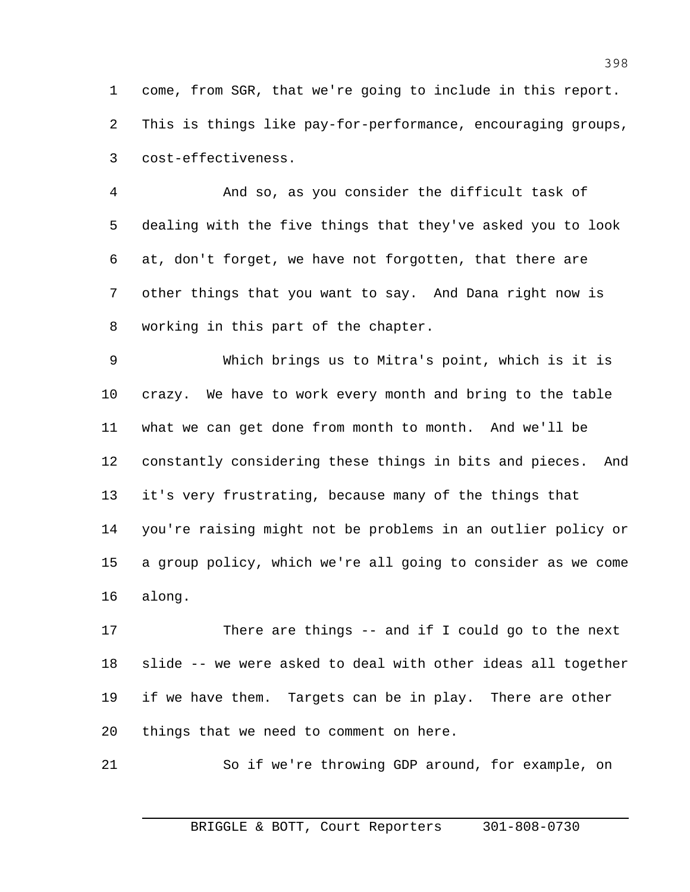come, from SGR, that we're going to include in this report. This is things like pay-for-performance, encouraging groups, cost-effectiveness.

And so, as you consider the difficult task of dealing with the five things that they've asked you to look at, don't forget, we have not forgotten, that there are other things that you want to say. And Dana right now is working in this part of the chapter.

Which brings us to Mitra's point, which is it is crazy. We have to work every month and bring to the table what we can get done from month to month. And we'll be constantly considering these things in bits and pieces. And it's very frustrating, because many of the things that you're raising might not be problems in an outlier policy or a group policy, which we're all going to consider as we come along.

There are things -- and if I could go to the next slide -- we were asked to deal with other ideas all together if we have them. Targets can be in play. There are other things that we need to comment on here.

So if we're throwing GDP around, for example, on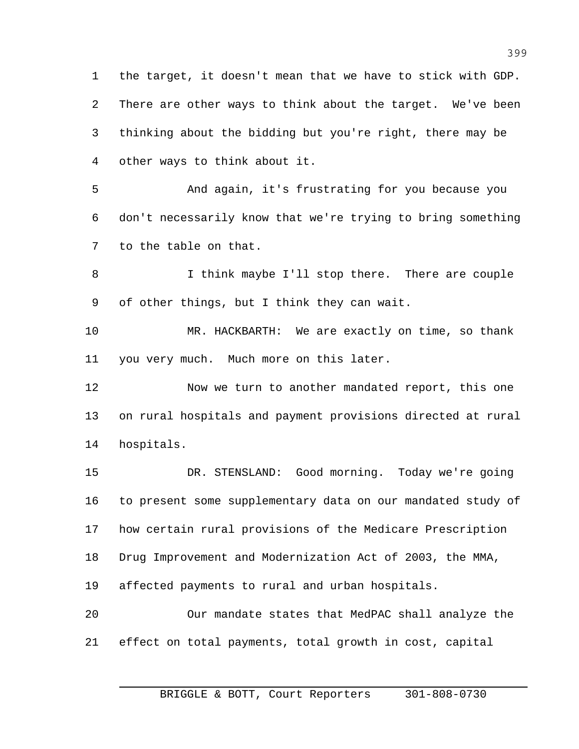the target, it doesn't mean that we have to stick with GDP. There are other ways to think about the target. We've been thinking about the bidding but you're right, there may be other ways to think about it.

And again, it's frustrating for you because you don't necessarily know that we're trying to bring something to the table on that.

I think maybe I'll stop there. There are couple of other things, but I think they can wait.

MR. HACKBARTH: We are exactly on time, so thank you very much. Much more on this later.

Now we turn to another mandated report, this one on rural hospitals and payment provisions directed at rural hospitals.

DR. STENSLAND: Good morning. Today we're going to present some supplementary data on our mandated study of how certain rural provisions of the Medicare Prescription Drug Improvement and Modernization Act of 2003, the MMA, affected payments to rural and urban hospitals.

Our mandate states that MedPAC shall analyze the effect on total payments, total growth in cost, capital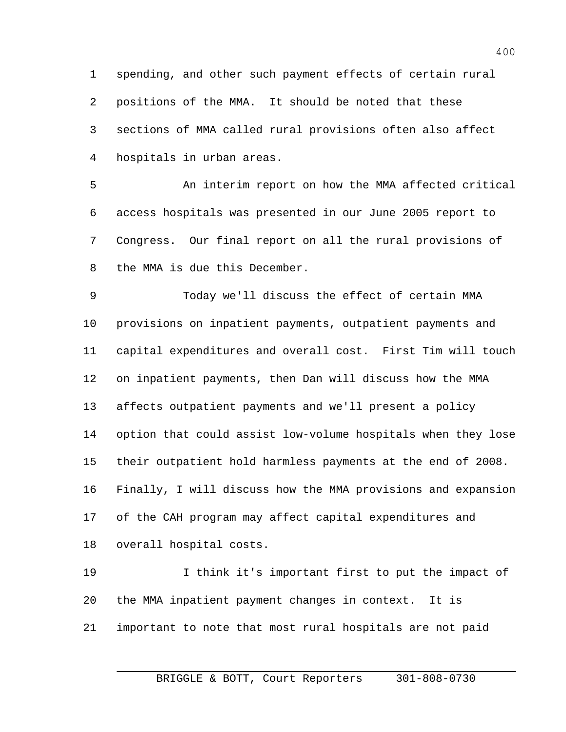spending, and other such payment effects of certain rural positions of the MMA. It should be noted that these sections of MMA called rural provisions often also affect hospitals in urban areas.

An interim report on how the MMA affected critical access hospitals was presented in our June 2005 report to Congress. Our final report on all the rural provisions of the MMA is due this December.

Today we'll discuss the effect of certain MMA provisions on inpatient payments, outpatient payments and capital expenditures and overall cost. First Tim will touch on inpatient payments, then Dan will discuss how the MMA affects outpatient payments and we'll present a policy option that could assist low-volume hospitals when they lose their outpatient hold harmless payments at the end of 2008. Finally, I will discuss how the MMA provisions and expansion of the CAH program may affect capital expenditures and overall hospital costs.

I think it's important first to put the impact of the MMA inpatient payment changes in context. It is important to note that most rural hospitals are not paid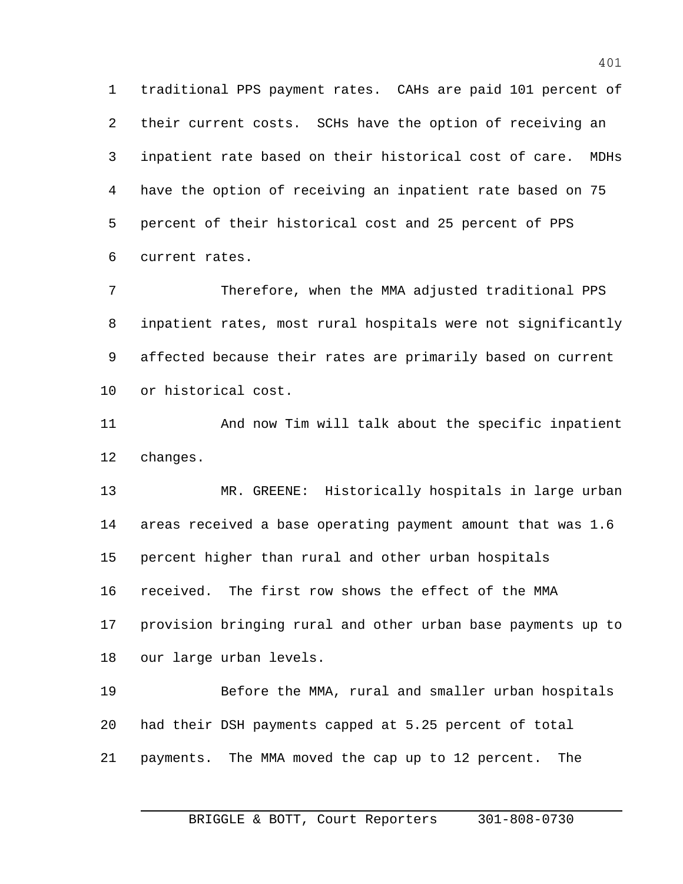traditional PPS payment rates. CAHs are paid 101 percent of their current costs. SCHs have the option of receiving an inpatient rate based on their historical cost of care. MDHs have the option of receiving an inpatient rate based on 75 percent of their historical cost and 25 percent of PPS current rates.

Therefore, when the MMA adjusted traditional PPS inpatient rates, most rural hospitals were not significantly affected because their rates are primarily based on current or historical cost.

And now Tim will talk about the specific inpatient changes.

MR. GREENE: Historically hospitals in large urban areas received a base operating payment amount that was 1.6 percent higher than rural and other urban hospitals received. The first row shows the effect of the MMA provision bringing rural and other urban base payments up to our large urban levels.

Before the MMA, rural and smaller urban hospitals had their DSH payments capped at 5.25 percent of total payments. The MMA moved the cap up to 12 percent. The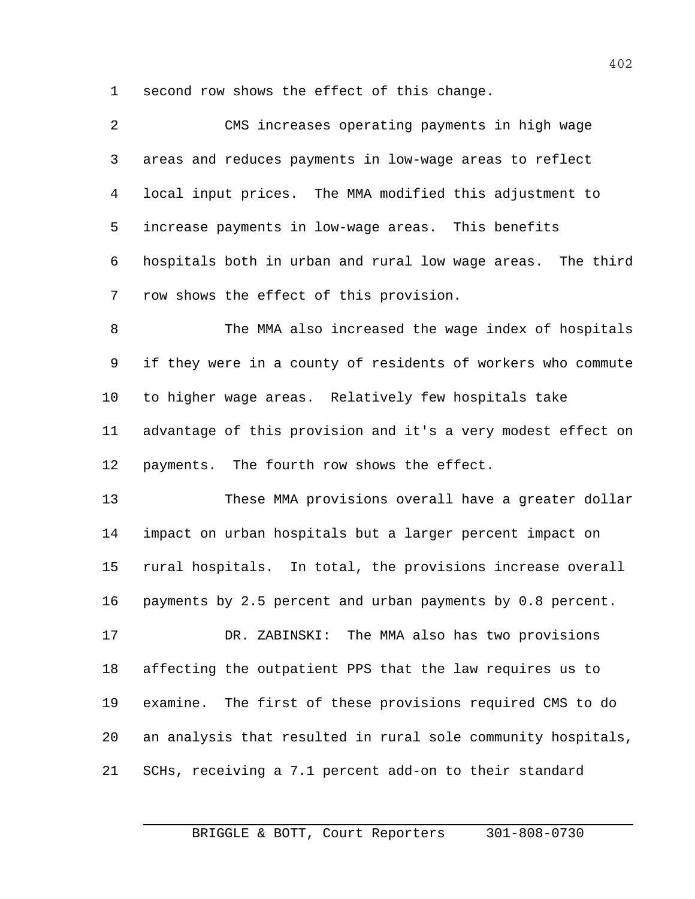second row shows the effect of this change.

CMS increases operating payments in high wage areas and reduces payments in low-wage areas to reflect local input prices. The MMA modified this adjustment to increase payments in low-wage areas. This benefits hospitals both in urban and rural low wage areas. The third row shows the effect of this provision.

The MMA also increased the wage index of hospitals if they were in a county of residents of workers who commute to higher wage areas. Relatively few hospitals take advantage of this provision and it's a very modest effect on payments. The fourth row shows the effect.

These MMA provisions overall have a greater dollar impact on urban hospitals but a larger percent impact on rural hospitals. In total, the provisions increase overall payments by 2.5 percent and urban payments by 0.8 percent.

DR. ZABINSKI: The MMA also has two provisions affecting the outpatient PPS that the law requires us to examine. The first of these provisions required CMS to do an analysis that resulted in rural sole community hospitals, SCHs, receiving a 7.1 percent add-on to their standard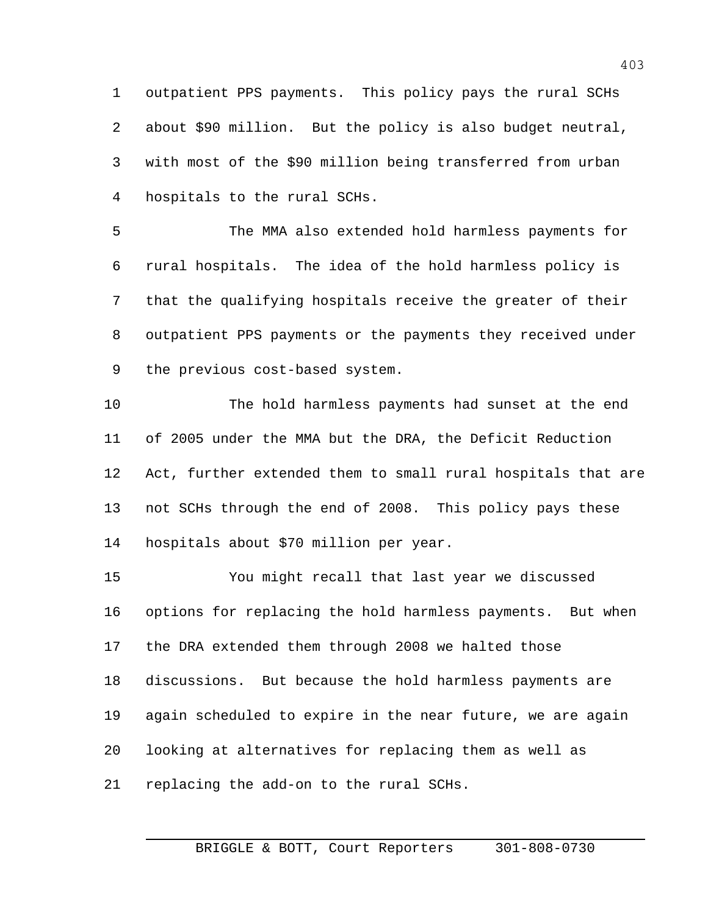outpatient PPS payments. This policy pays the rural SCHs about $90 million. But the policy is also budget neutral, with most of the $90 million being transferred from urban hospitals to the rural SCHs.

The MMA also extended hold harmless payments for rural hospitals. The idea of the hold harmless policy is that the qualifying hospitals receive the greater of their outpatient PPS payments or the payments they received under the previous cost-based system.

The hold harmless payments had sunset at the end of 2005 under the MMA but the DRA, the Deficit Reduction Act, further extended them to small rural hospitals that are not SCHs through the end of 2008. This policy pays these hospitals about $70 million per year.

You might recall that last year we discussed options for replacing the hold harmless payments. But when the DRA extended them through 2008 we halted those discussions. But because the hold harmless payments are again scheduled to expire in the near future, we are again looking at alternatives for replacing them as well as replacing the add-on to the rural SCHs.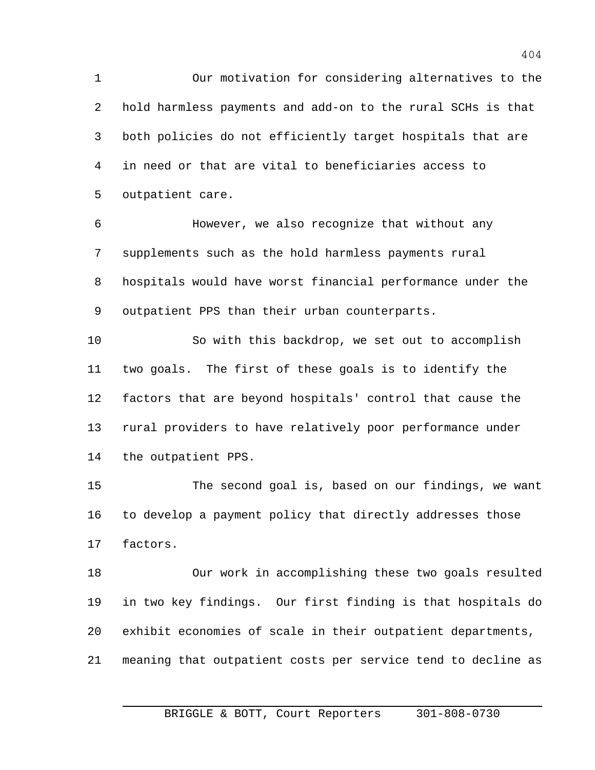Our motivation for considering alternatives to the hold harmless payments and add-on to the rural SCHs is that both policies do not efficiently target hospitals that are in need or that are vital to beneficiaries access to outpatient care.

However, we also recognize that without any supplements such as the hold harmless payments rural hospitals would have worst financial performance under the outpatient PPS than their urban counterparts.

So with this backdrop, we set out to accomplish two goals. The first of these goals is to identify the factors that are beyond hospitals' control that cause the rural providers to have relatively poor performance under the outpatient PPS.

The second goal is, based on our findings, we want to develop a payment policy that directly addresses those factors.

Our work in accomplishing these two goals resulted in two key findings. Our first finding is that hospitals do exhibit economies of scale in their outpatient departments, meaning that outpatient costs per service tend to decline as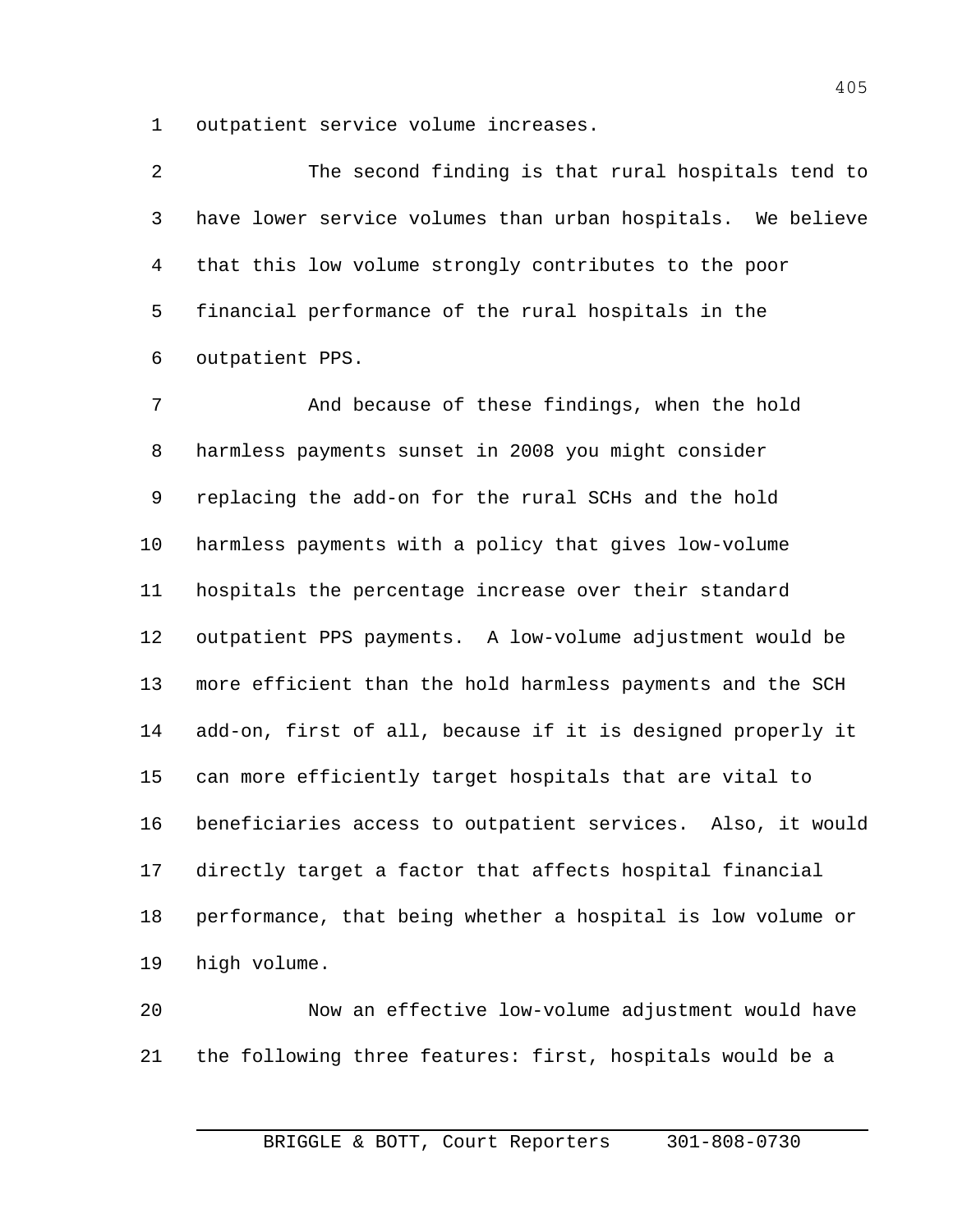outpatient service volume increases.

The second finding is that rural hospitals tend to have lower service volumes than urban hospitals. We believe that this low volume strongly contributes to the poor financial performance of the rural hospitals in the outpatient PPS.

And because of these findings, when the hold harmless payments sunset in 2008 you might consider replacing the add-on for the rural SCHs and the hold harmless payments with a policy that gives low-volume hospitals the percentage increase over their standard outpatient PPS payments. A low-volume adjustment would be more efficient than the hold harmless payments and the SCH add-on, first of all, because if it is designed properly it can more efficiently target hospitals that are vital to beneficiaries access to outpatient services. Also, it would directly target a factor that affects hospital financial performance, that being whether a hospital is low volume or high volume.

Now an effective low-volume adjustment would have the following three features: first, hospitals would be a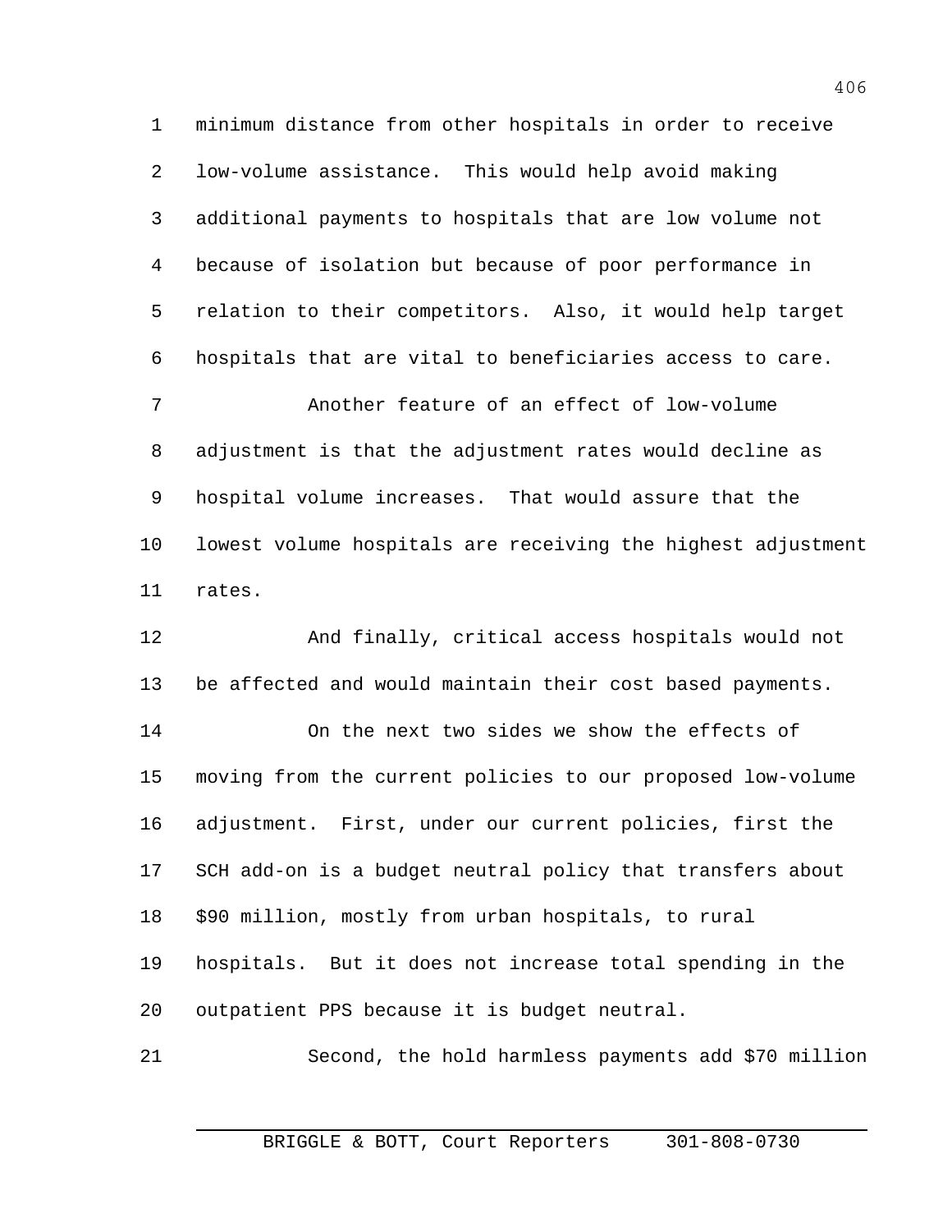minimum distance from other hospitals in order to receive low-volume assistance. This would help avoid making additional payments to hospitals that are low volume not because of isolation but because of poor performance in relation to their competitors. Also, it would help target hospitals that are vital to beneficiaries access to care.

Another feature of an effect of low-volume adjustment is that the adjustment rates would decline as hospital volume increases. That would assure that the lowest volume hospitals are receiving the highest adjustment rates.

And finally, critical access hospitals would not be affected and would maintain their cost based payments.

On the next two sides we show the effects of moving from the current policies to our proposed low-volume adjustment. First, under our current policies, first the SCH add-on is a budget neutral policy that transfers about $90 million, mostly from urban hospitals, to rural hospitals. But it does not increase total spending in the outpatient PPS because it is budget neutral.

Second, the hold harmless payments add $70 million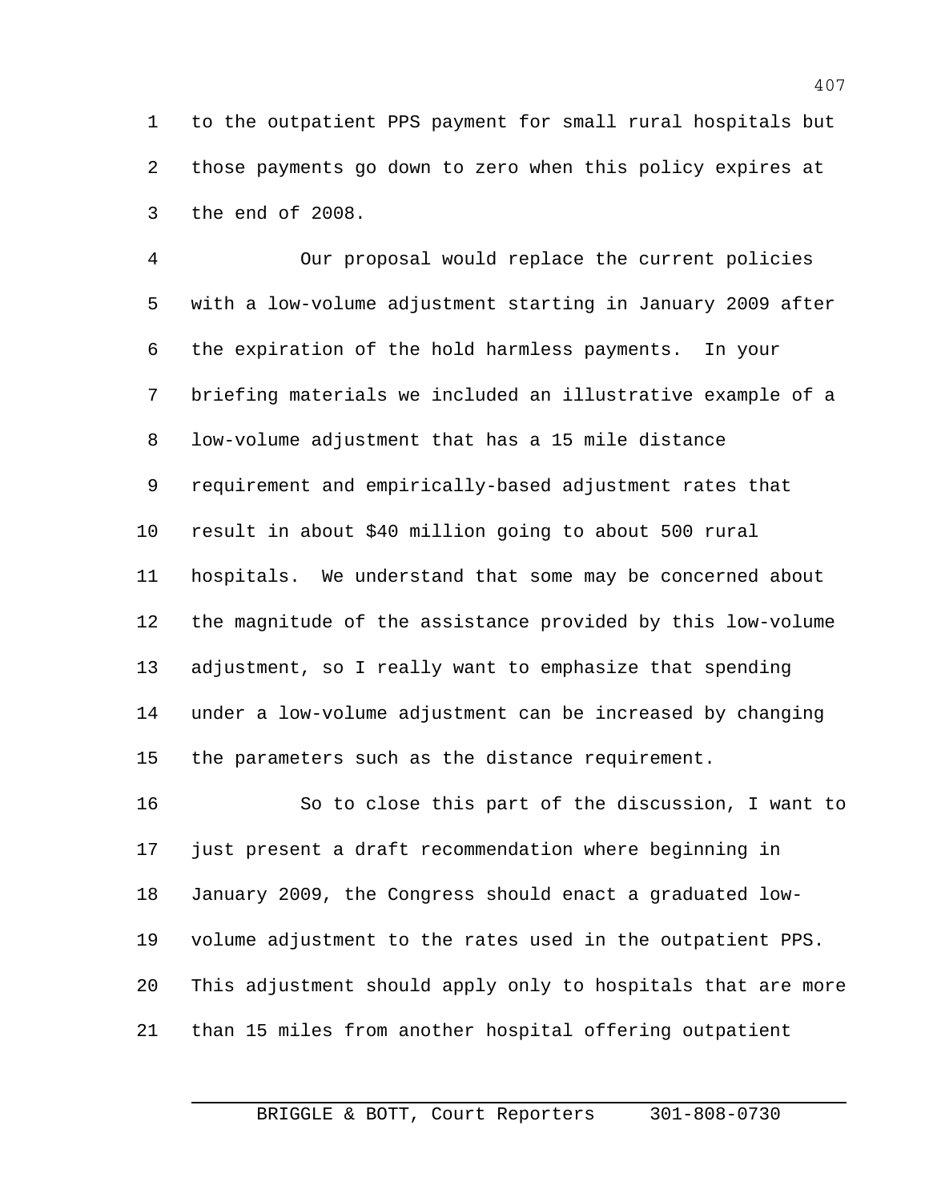to the outpatient PPS payment for small rural hospitals but those payments go down to zero when this policy expires at the end of 2008.

Our proposal would replace the current policies with a low-volume adjustment starting in January 2009 after the expiration of the hold harmless payments. In your briefing materials we included an illustrative example of a low-volume adjustment that has a 15 mile distance requirement and empirically-based adjustment rates that result in about $40 million going to about 500 rural hospitals. We understand that some may be concerned about the magnitude of the assistance provided by this low-volume adjustment, so I really want to emphasize that spending under a low-volume adjustment can be increased by changing the parameters such as the distance requirement.

So to close this part of the discussion, I want to just present a draft recommendation where beginning in January 2009, the Congress should enact a graduated low-volume adjustment to the rates used in the outpatient PPS. This adjustment should apply only to hospitals that are more than 15 miles from another hospital offering outpatient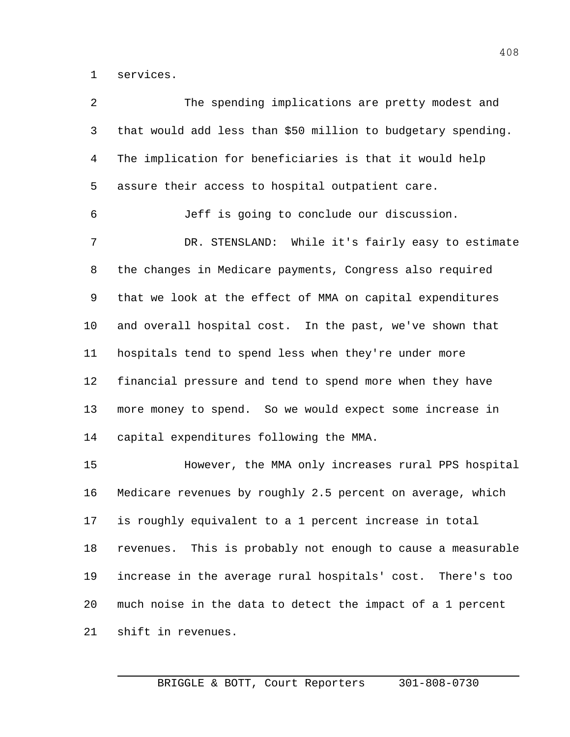services.

The spending implications are pretty modest and that would add less than $50 million to budgetary spending. The implication for beneficiaries is that it would help assure their access to hospital outpatient care.

Jeff is going to conclude our discussion.

DR. STENSLAND: While it's fairly easy to estimate the changes in Medicare payments, Congress also required that we look at the effect of MMA on capital expenditures and overall hospital cost. In the past, we've shown that hospitals tend to spend less when they're under more financial pressure and tend to spend more when they have more money to spend. So we would expect some increase in capital expenditures following the MMA.

However, the MMA only increases rural PPS hospital Medicare revenues by roughly 2.5 percent on average, which is roughly equivalent to a 1 percent increase in total revenues. This is probably not enough to cause a measurable increase in the average rural hospitals' cost. There's too much noise in the data to detect the impact of a 1 percent shift in revenues.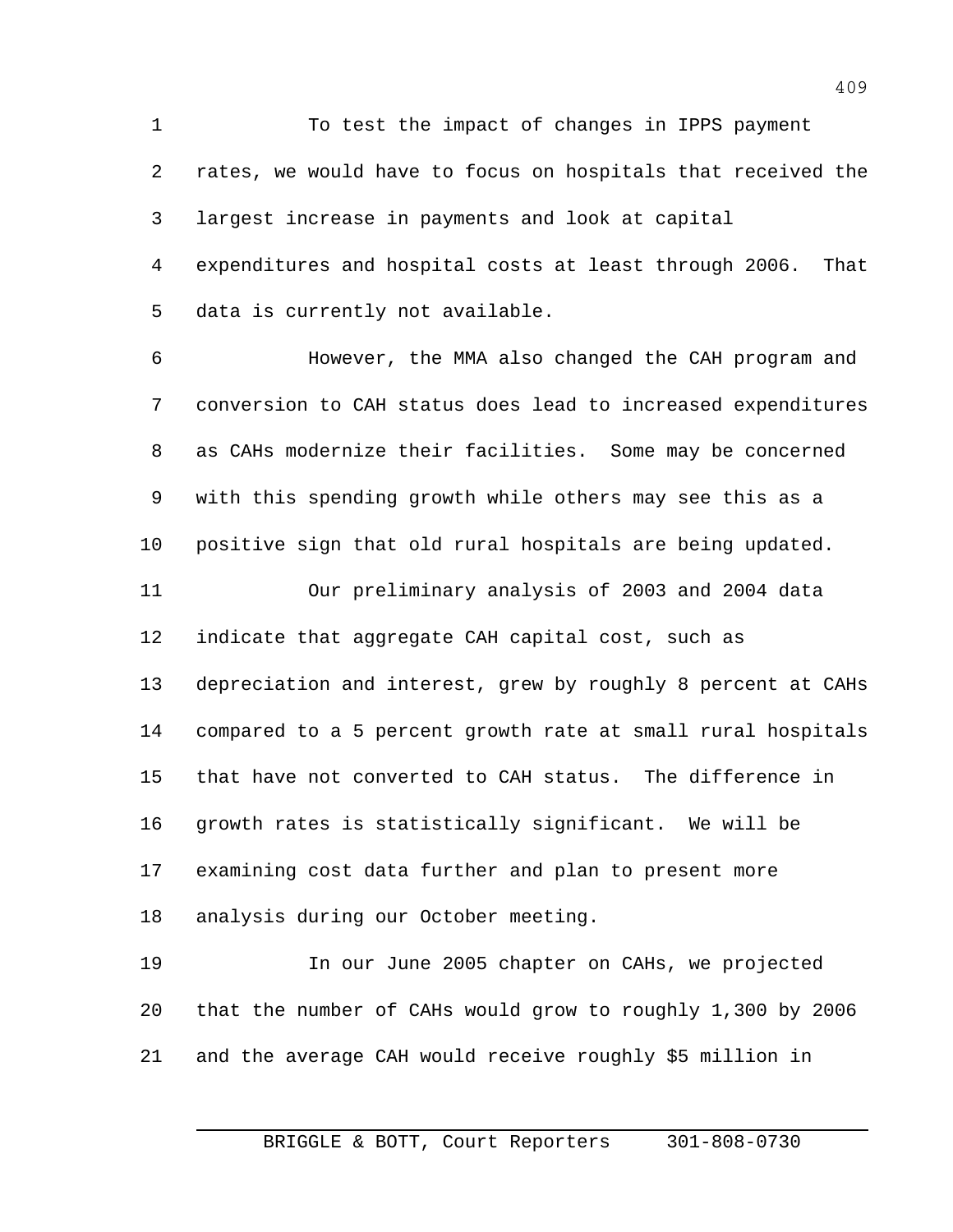To test the impact of changes in IPPS payment rates, we would have to focus on hospitals that received the largest increase in payments and look at capital expenditures and hospital costs at least through 2006. That data is currently not available.

However, the MMA also changed the CAH program and conversion to CAH status does lead to increased expenditures as CAHs modernize their facilities. Some may be concerned with this spending growth while others may see this as a positive sign that old rural hospitals are being updated.

Our preliminary analysis of 2003 and 2004 data indicate that aggregate CAH capital cost, such as depreciation and interest, grew by roughly 8 percent at CAHs compared to a 5 percent growth rate at small rural hospitals that have not converted to CAH status. The difference in growth rates is statistically significant. We will be examining cost data further and plan to present more analysis during our October meeting.

In our June 2005 chapter on CAHs, we projected that the number of CAHs would grow to roughly 1,300 by 2006 and the average CAH would receive roughly $5 million in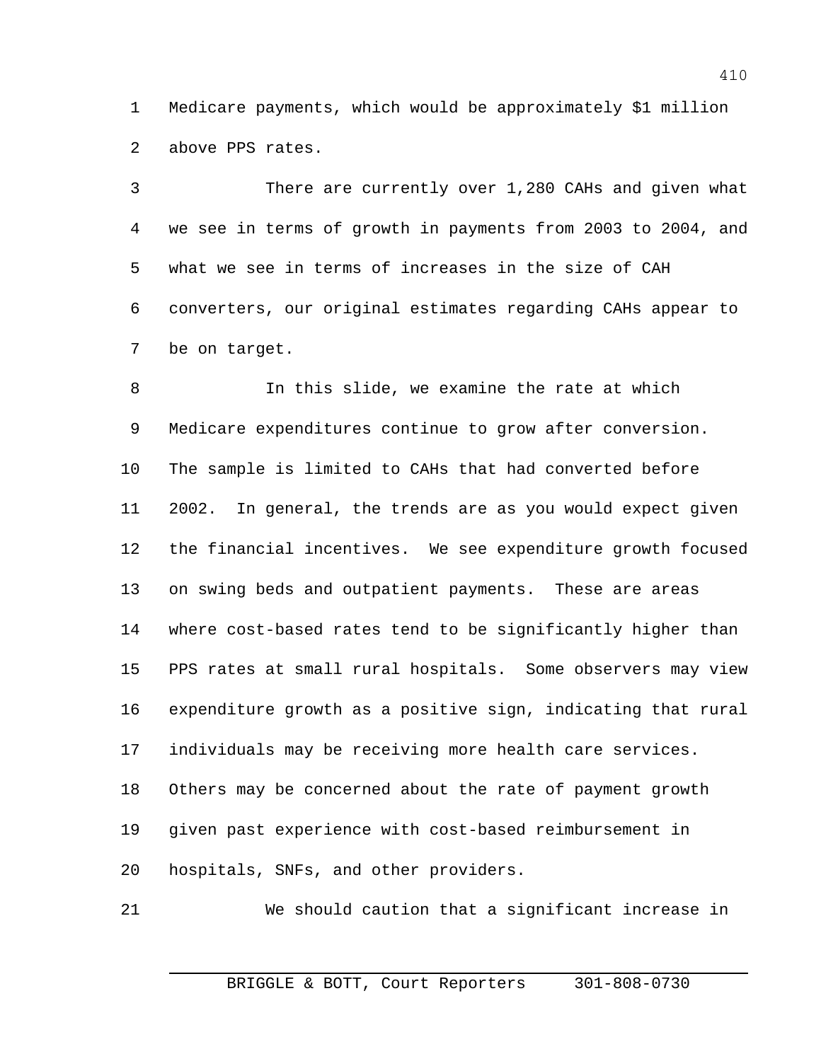Medicare payments, which would be approximately $1 million above PPS rates.

There are currently over 1,280 CAHs and given what we see in terms of growth in payments from 2003 to 2004, and what we see in terms of increases in the size of CAH converters, our original estimates regarding CAHs appear to be on target.

In this slide, we examine the rate at which Medicare expenditures continue to grow after conversion. The sample is limited to CAHs that had converted before 2002. In general, the trends are as you would expect given the financial incentives. We see expenditure growth focused on swing beds and outpatient payments. These are areas where cost-based rates tend to be significantly higher than PPS rates at small rural hospitals. Some observers may view expenditure growth as a positive sign, indicating that rural individuals may be receiving more health care services. Others may be concerned about the rate of payment growth given past experience with cost-based reimbursement in hospitals, SNFs, and other providers.

We should caution that a significant increase in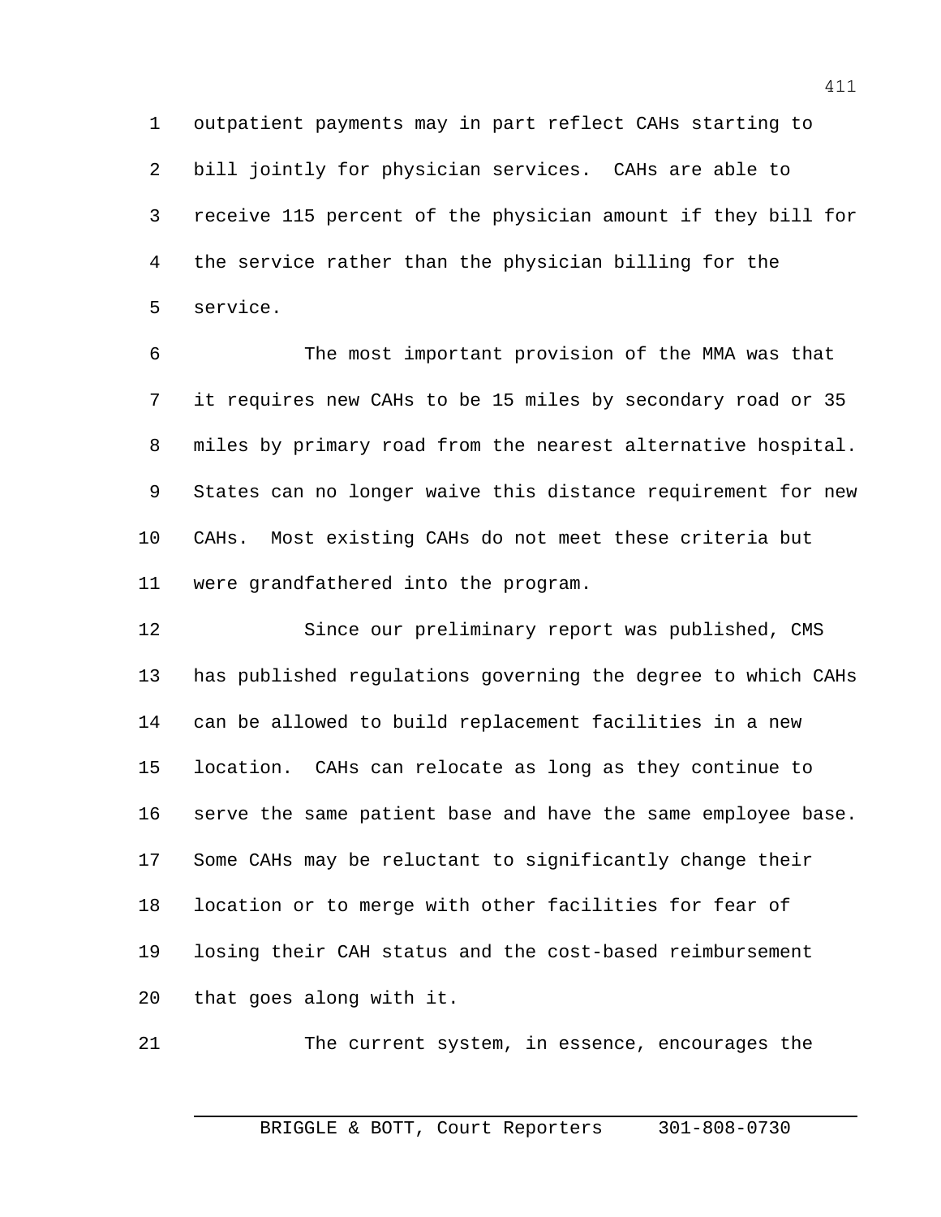outpatient payments may in part reflect CAHs starting to bill jointly for physician services. CAHs are able to receive 115 percent of the physician amount if they bill for the service rather than the physician billing for the service.

The most important provision of the MMA was that it requires new CAHs to be 15 miles by secondary road or 35 miles by primary road from the nearest alternative hospital. States can no longer waive this distance requirement for new CAHs. Most existing CAHs do not meet these criteria but were grandfathered into the program.

Since our preliminary report was published, CMS has published regulations governing the degree to which CAHs can be allowed to build replacement facilities in a new location. CAHs can relocate as long as they continue to serve the same patient base and have the same employee base. Some CAHs may be reluctant to significantly change their location or to merge with other facilities for fear of losing their CAH status and the cost-based reimbursement that goes along with it.

The current system, in essence, encourages the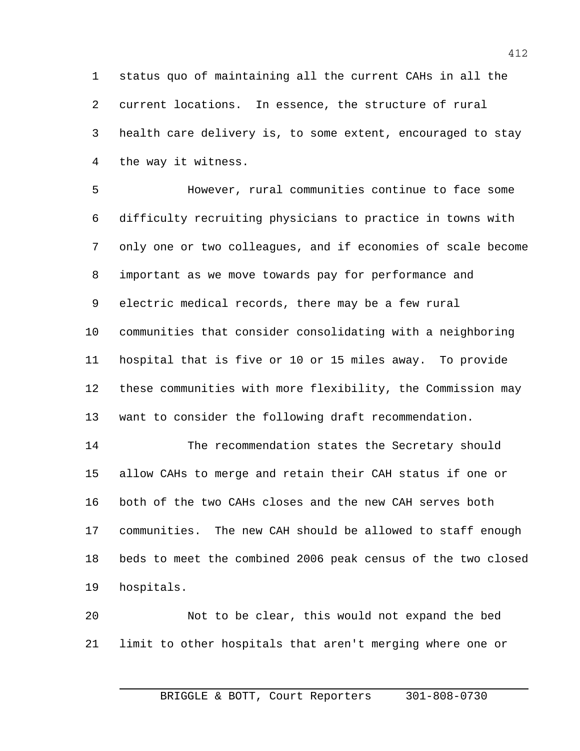status quo of maintaining all the current CAHs in all the current locations. In essence, the structure of rural health care delivery is, to some extent, encouraged to stay the way it witness.

However, rural communities continue to face some difficulty recruiting physicians to practice in towns with only one or two colleagues, and if economies of scale become important as we move towards pay for performance and electric medical records, there may be a few rural communities that consider consolidating with a neighboring hospital that is five or 10 or 15 miles away. To provide these communities with more flexibility, the Commission may want to consider the following draft recommendation.

The recommendation states the Secretary should allow CAHs to merge and retain their CAH status if one or both of the two CAHs closes and the new CAH serves both communities. The new CAH should be allowed to staff enough beds to meet the combined 2006 peak census of the two closed hospitals.

Not to be clear, this would not expand the bed limit to other hospitals that aren't merging where one or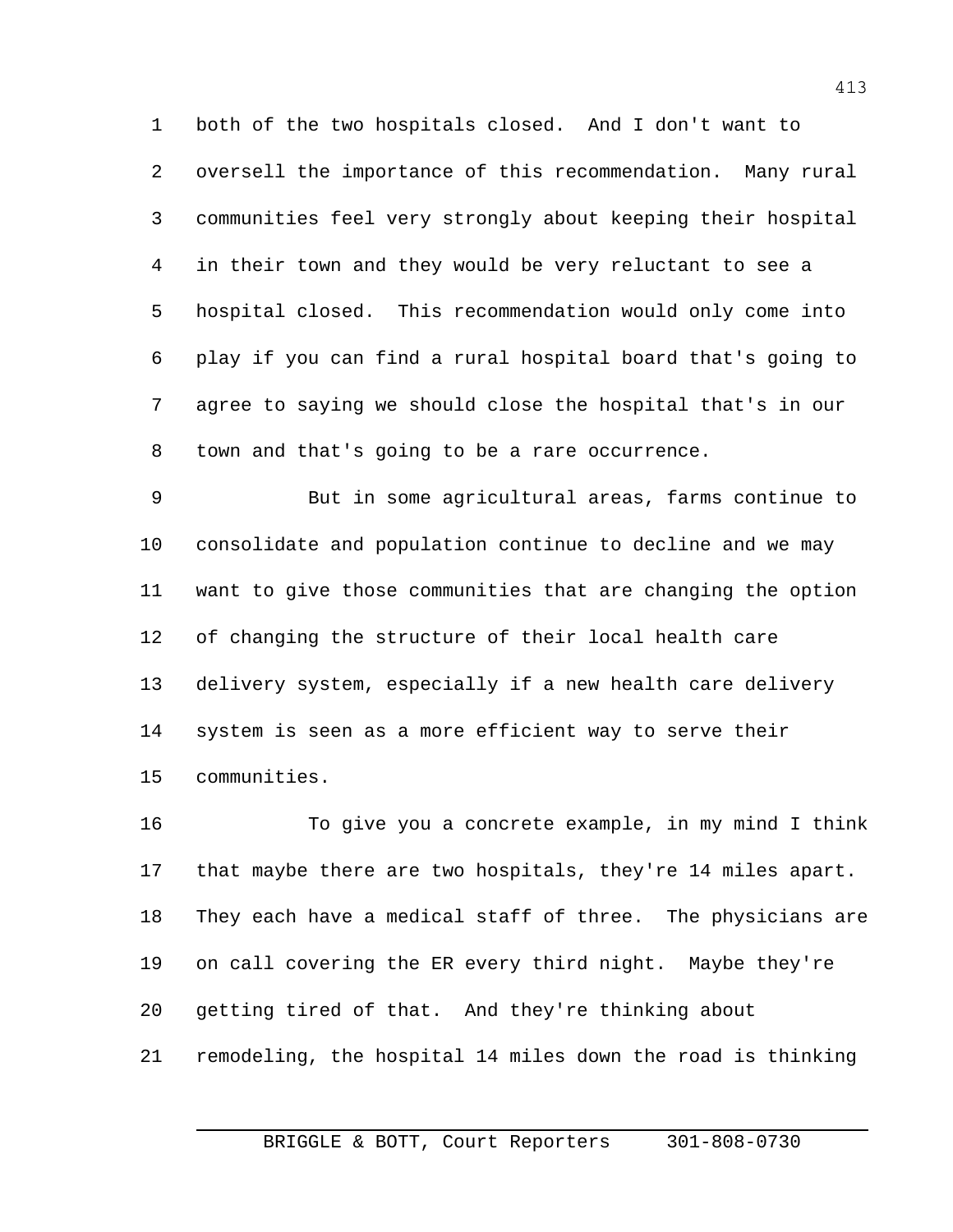both of the two hospitals closed. And I don't want to oversell the importance of this recommendation. Many rural communities feel very strongly about keeping their hospital in their town and they would be very reluctant to see a hospital closed. This recommendation would only come into play if you can find a rural hospital board that's going to agree to saying we should close the hospital that's in our town and that's going to be a rare occurrence.

But in some agricultural areas, farms continue to consolidate and population continue to decline and we may want to give those communities that are changing the option of changing the structure of their local health care delivery system, especially if a new health care delivery system is seen as a more efficient way to serve their communities.

To give you a concrete example, in my mind I think that maybe there are two hospitals, they're 14 miles apart. They each have a medical staff of three. The physicians are on call covering the ER every third night. Maybe they're getting tired of that. And they're thinking about remodeling, the hospital 14 miles down the road is thinking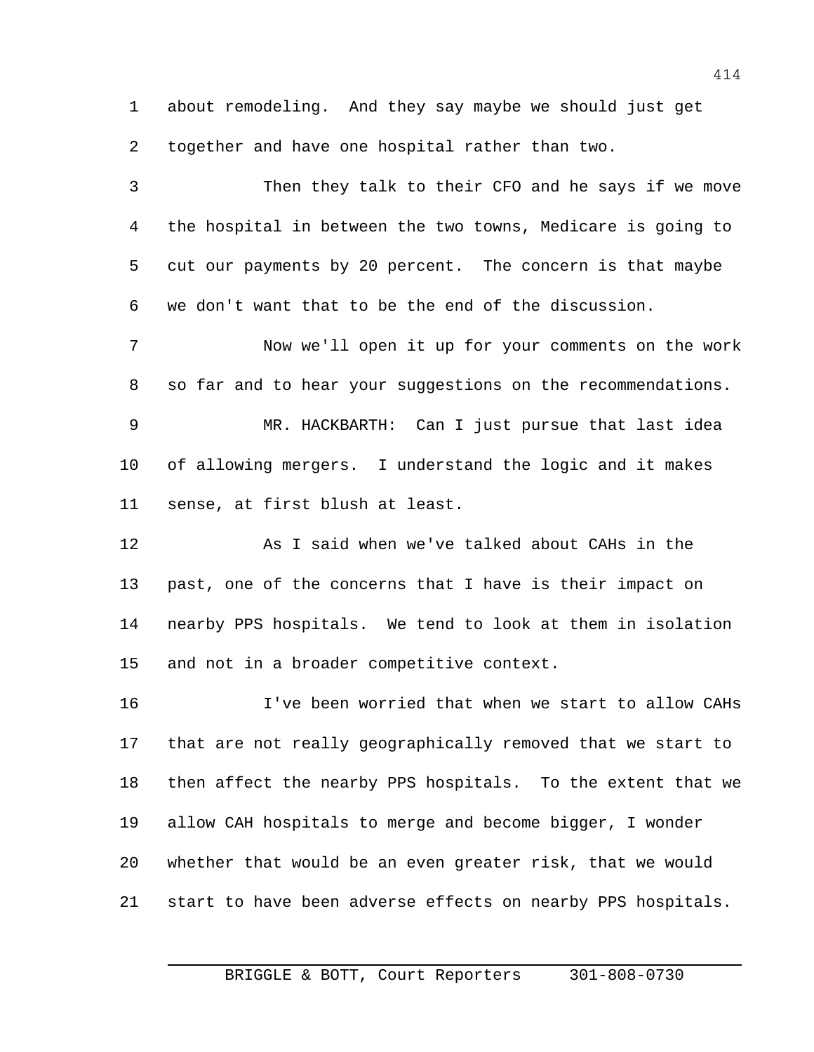about remodeling. And they say maybe we should just get together and have one hospital rather than two.

Then they talk to their CFO and he says if we move the hospital in between the two towns, Medicare is going to cut our payments by 20 percent. The concern is that maybe we don't want that to be the end of the discussion.

Now we'll open it up for your comments on the work so far and to hear your suggestions on the recommendations.

MR. HACKBARTH: Can I just pursue that last idea of allowing mergers. I understand the logic and it makes sense, at first blush at least.

As I said when we've talked about CAHs in the past, one of the concerns that I have is their impact on nearby PPS hospitals. We tend to look at them in isolation and not in a broader competitive context.

I've been worried that when we start to allow CAHs that are not really geographically removed that we start to then affect the nearby PPS hospitals. To the extent that we allow CAH hospitals to merge and become bigger, I wonder whether that would be an even greater risk, that we would start to have been adverse effects on nearby PPS hospitals.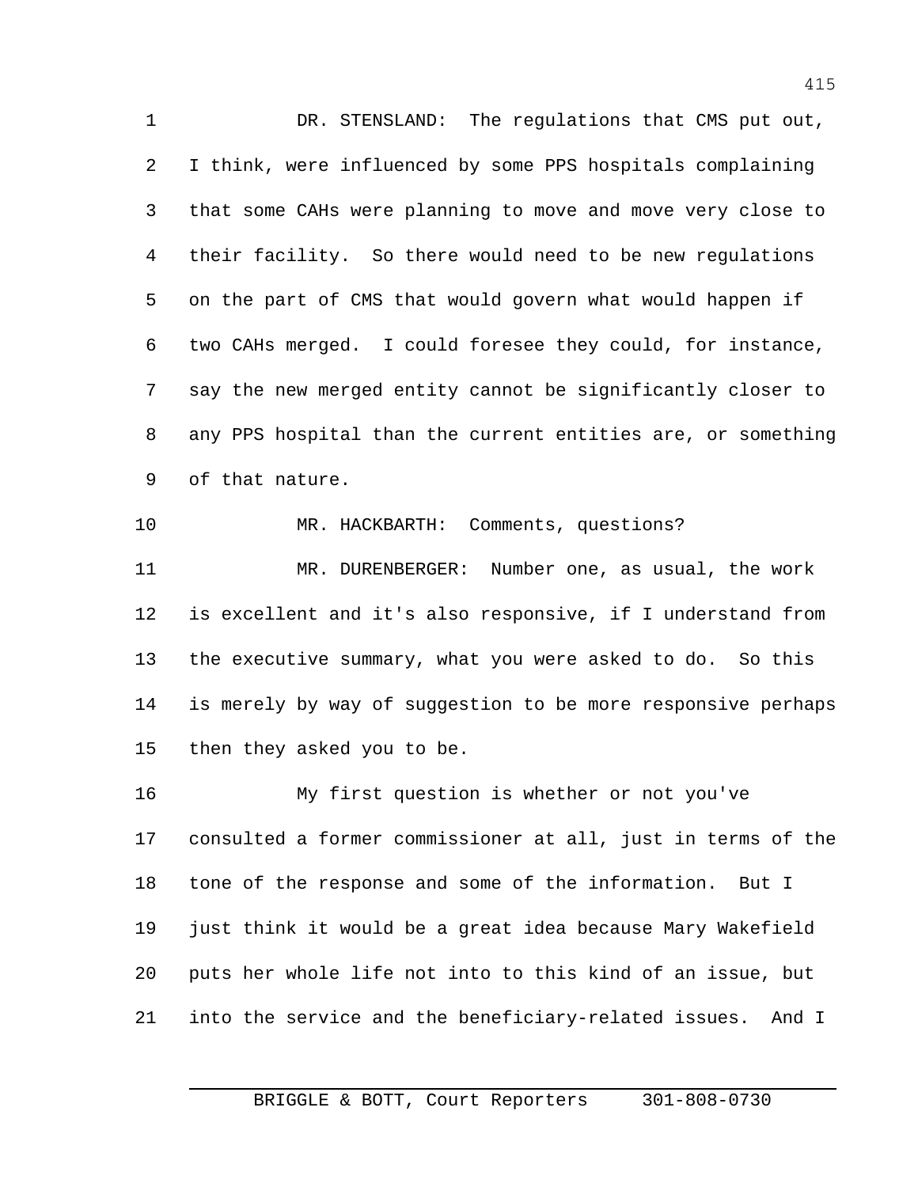DR. STENSLAND: The regulations that CMS put out, I think, were influenced by some PPS hospitals complaining that some CAHs were planning to move and move very close to their facility. So there would need to be new regulations on the part of CMS that would govern what would happen if two CAHs merged. I could foresee they could, for instance, say the new merged entity cannot be significantly closer to any PPS hospital than the current entities are, or something of that nature.

MR. HACKBARTH: Comments, questions?

MR. DURENBERGER: Number one, as usual, the work is excellent and it's also responsive, if I understand from the executive summary, what you were asked to do. So this is merely by way of suggestion to be more responsive perhaps then they asked you to be.

My first question is whether or not you've consulted a former commissioner at all, just in terms of the tone of the response and some of the information. But I just think it would be a great idea because Mary Wakefield puts her whole life not into to this kind of an issue, but into the service and the beneficiary-related issues. And I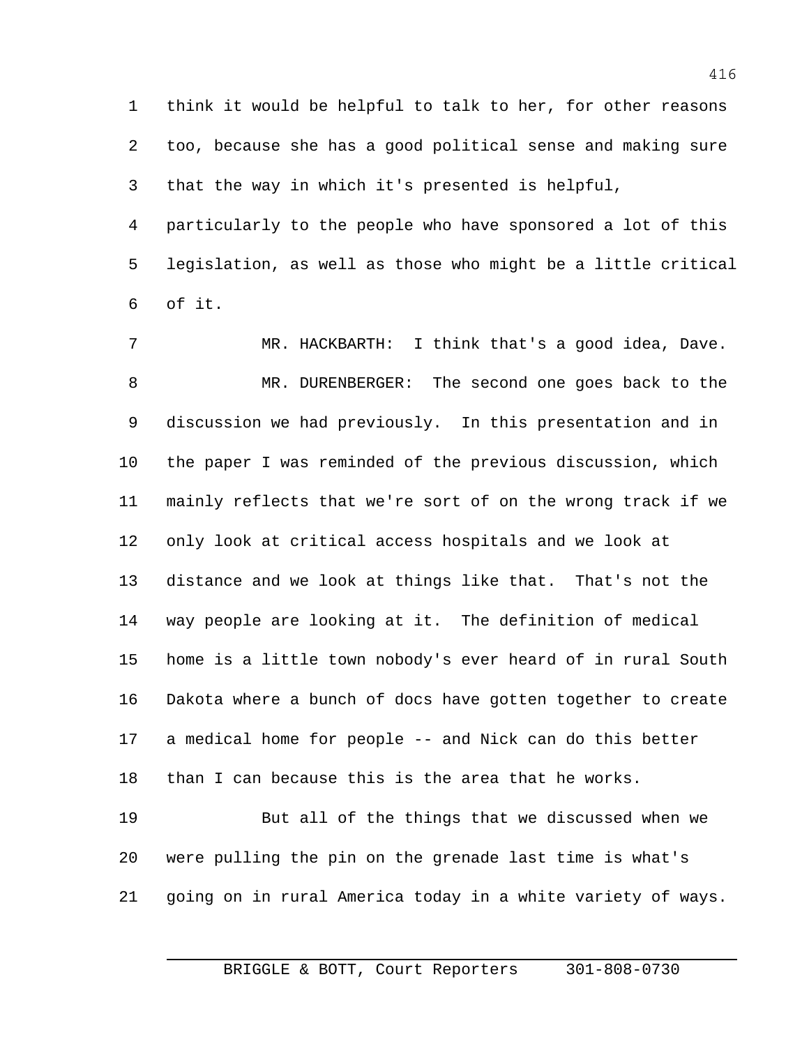think it would be helpful to talk to her, for other reasons too, because she has a good political sense and making sure that the way in which it's presented is helpful, particularly to the people who have sponsored a lot of this legislation, as well as those who might be a little critical of it.

MR. HACKBARTH: I think that's a good idea, Dave.

MR. DURENBERGER: The second one goes back to the discussion we had previously. In this presentation and in the paper I was reminded of the previous discussion, which mainly reflects that we're sort of on the wrong track if we only look at critical access hospitals and we look at distance and we look at things like that. That's not the way people are looking at it. The definition of medical home is a little town nobody's ever heard of in rural South Dakota where a bunch of docs have gotten together to create a medical home for people -- and Nick can do this better than I can because this is the area that he works.

But all of the things that we discussed when we were pulling the pin on the grenade last time is what's going on in rural America today in a white variety of ways.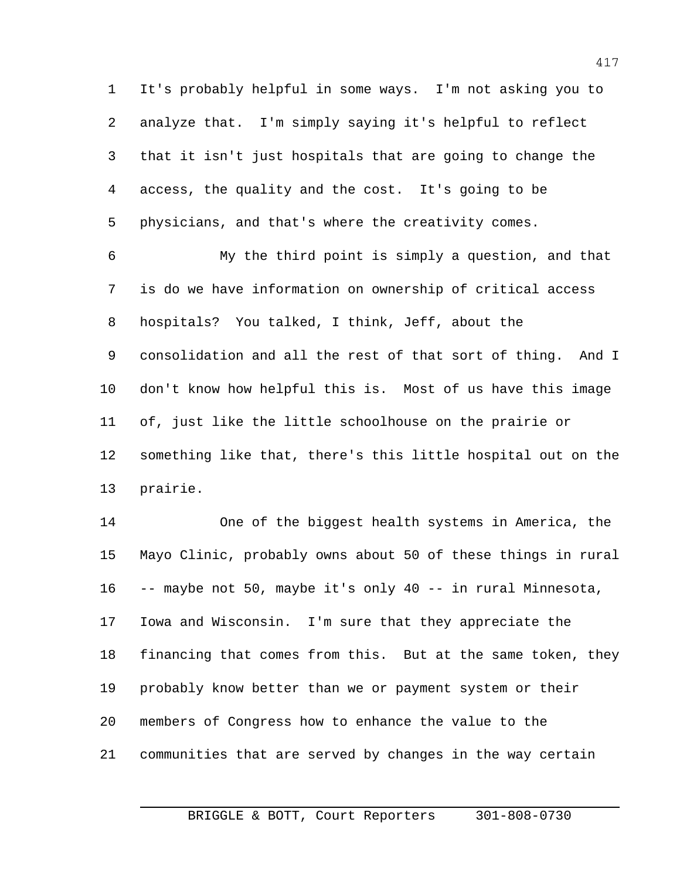It's probably helpful in some ways. I'm not asking you to analyze that. I'm simply saying it's helpful to reflect that it isn't just hospitals that are going to change the access, the quality and the cost. It's going to be physicians, and that's where the creativity comes.

My the third point is simply a question, and that is do we have information on ownership of critical access hospitals? You talked, I think, Jeff, about the consolidation and all the rest of that sort of thing. And I don't know how helpful this is. Most of us have this image of, just like the little schoolhouse on the prairie or something like that, there's this little hospital out on the prairie.

One of the biggest health systems in America, the Mayo Clinic, probably owns about 50 of these things in rural -- maybe not 50, maybe it's only 40 -- in rural Minnesota, Iowa and Wisconsin. I'm sure that they appreciate the financing that comes from this. But at the same token, they probably know better than we or payment system or their members of Congress how to enhance the value to the communities that are served by changes in the way certain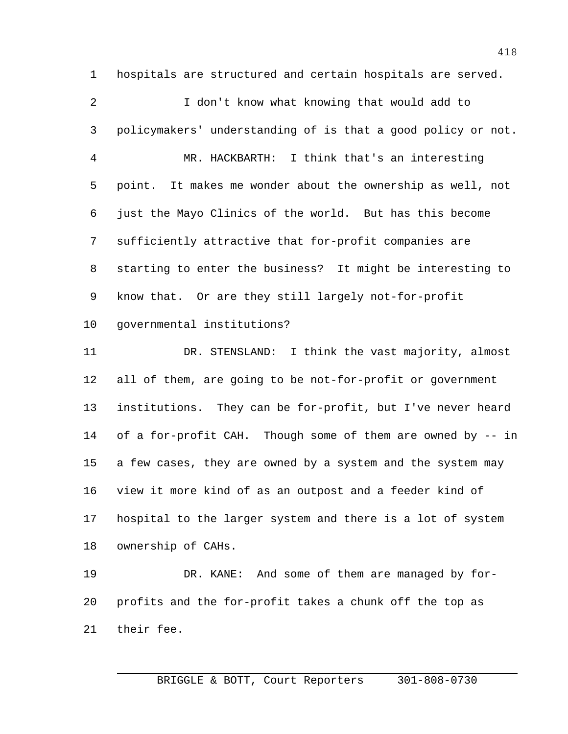hospitals are structured and certain hospitals are served.

I don't know what knowing that would add to policymakers' understanding of is that a good policy or not.

MR. HACKBARTH: I think that's an interesting point. It makes me wonder about the ownership as well, not just the Mayo Clinics of the world. But has this become sufficiently attractive that for-profit companies are starting to enter the business? It might be interesting to know that. Or are they still largely not-for-profit governmental institutions?

DR. STENSLAND: I think the vast majority, almost all of them, are going to be not-for-profit or government institutions. They can be for-profit, but I've never heard of a for-profit CAH. Though some of them are owned by -- in a few cases, they are owned by a system and the system may view it more kind of as an outpost and a feeder kind of hospital to the larger system and there is a lot of system ownership of CAHs.

DR. KANE: And some of them are managed by for-profits and the for-profit takes a chunk off the top as their fee.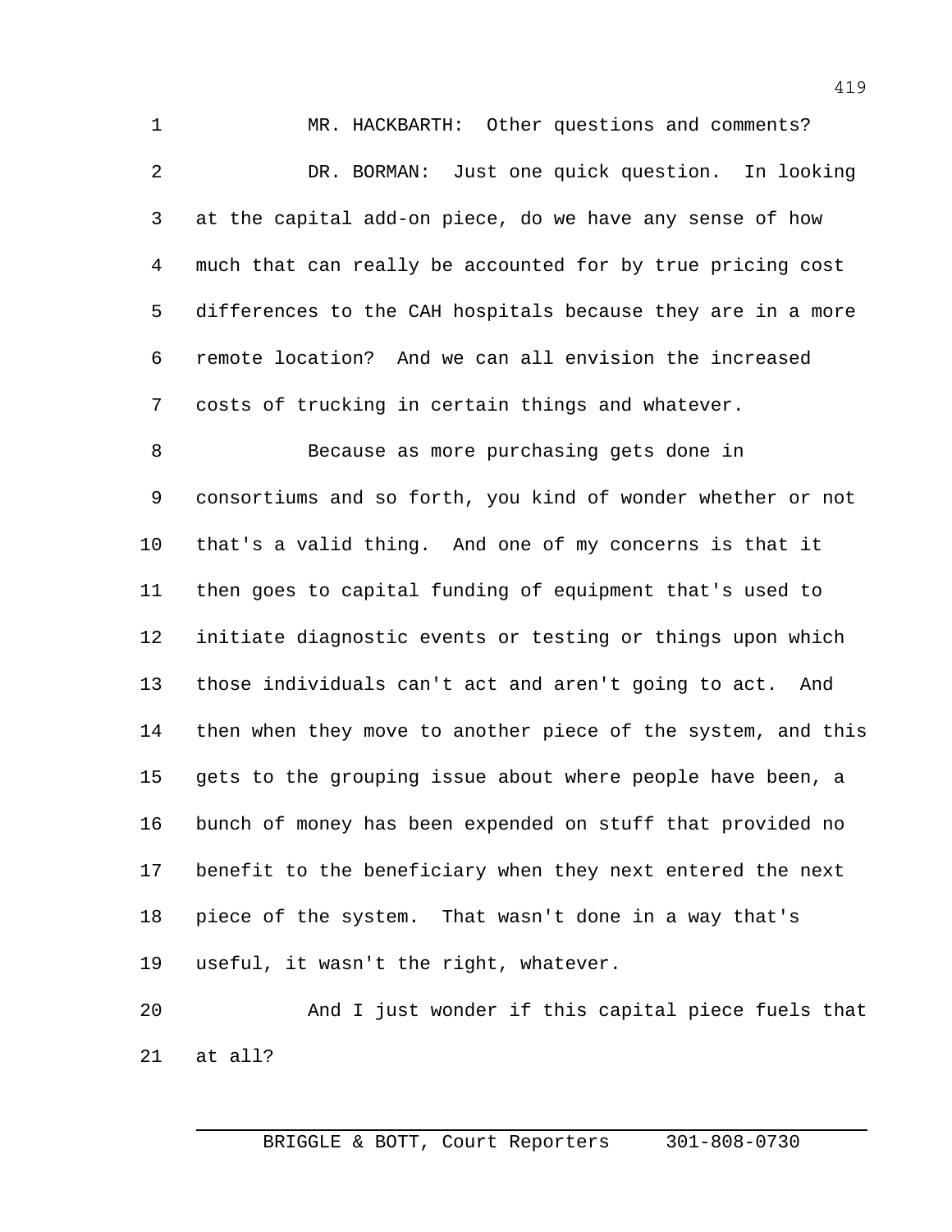MR. HACKBARTH: Other questions and comments?

DR. BORMAN: Just one quick question. In looking at the capital add-on piece, do we have any sense of how much that can really be accounted for by true pricing cost differences to the CAH hospitals because they are in a more remote location? And we can all envision the increased costs of trucking in certain things and whatever.

Because as more purchasing gets done in consortiums and so forth, you kind of wonder whether or not that's a valid thing. And one of my concerns is that it then goes to capital funding of equipment that's used to initiate diagnostic events or testing or things upon which those individuals can't act and aren't going to act. And then when they move to another piece of the system, and this gets to the grouping issue about where people have been, a bunch of money has been expended on stuff that provided no benefit to the beneficiary when they next entered the next piece of the system. That wasn't done in a way that's useful, it wasn't the right, whatever.

And I just wonder if this capital piece fuels that at all?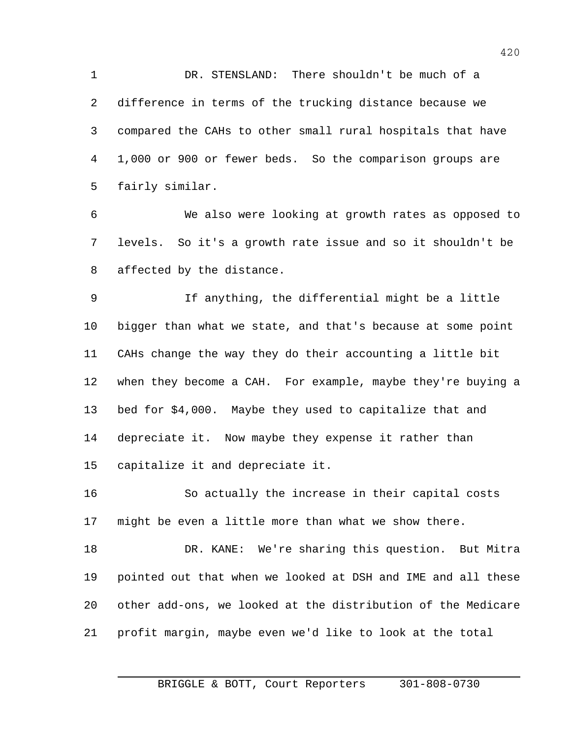DR. STENSLAND: There shouldn't be much of a difference in terms of the trucking distance because we compared the CAHs to other small rural hospitals that have 1,000 or 900 or fewer beds. So the comparison groups are fairly similar.

We also were looking at growth rates as opposed to levels. So it's a growth rate issue and so it shouldn't be affected by the distance.

If anything, the differential might be a little bigger than what we state, and that's because at some point CAHs change the way they do their accounting a little bit when they become a CAH. For example, maybe they're buying a bed for $4,000. Maybe they used to capitalize that and depreciate it. Now maybe they expense it rather than capitalize it and depreciate it.

So actually the increase in their capital costs might be even a little more than what we show there.

DR. KANE: We're sharing this question. But Mitra pointed out that when we looked at DSH and IME and all these other add-ons, we looked at the distribution of the Medicare profit margin, maybe even we'd like to look at the total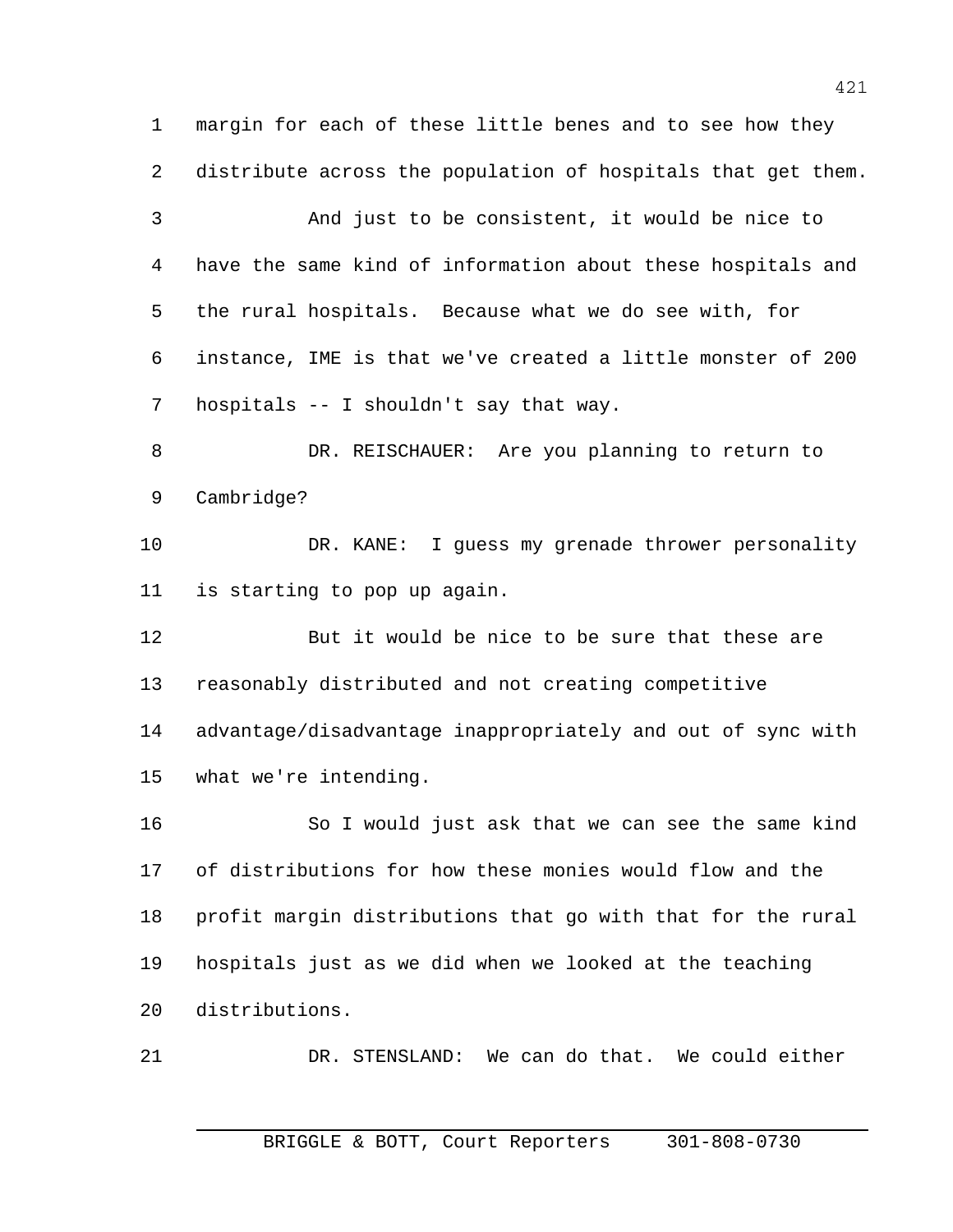margin for each of these little benes and to see how they distribute across the population of hospitals that get them.

And just to be consistent, it would be nice to have the same kind of information about these hospitals and the rural hospitals. Because what we do see with, for instance, IME is that we've created a little monster of 200 hospitals -- I shouldn't say that way.

DR. REISCHAUER: Are you planning to return to Cambridge?

DR. KANE: I guess my grenade thrower personality is starting to pop up again.

But it would be nice to be sure that these are reasonably distributed and not creating competitive advantage/disadvantage inappropriately and out of sync with what we're intending.

So I would just ask that we can see the same kind of distributions for how these monies would flow and the profit margin distributions that go with that for the rural hospitals just as we did when we looked at the teaching distributions.

DR. STENSLAND: We can do that. We could either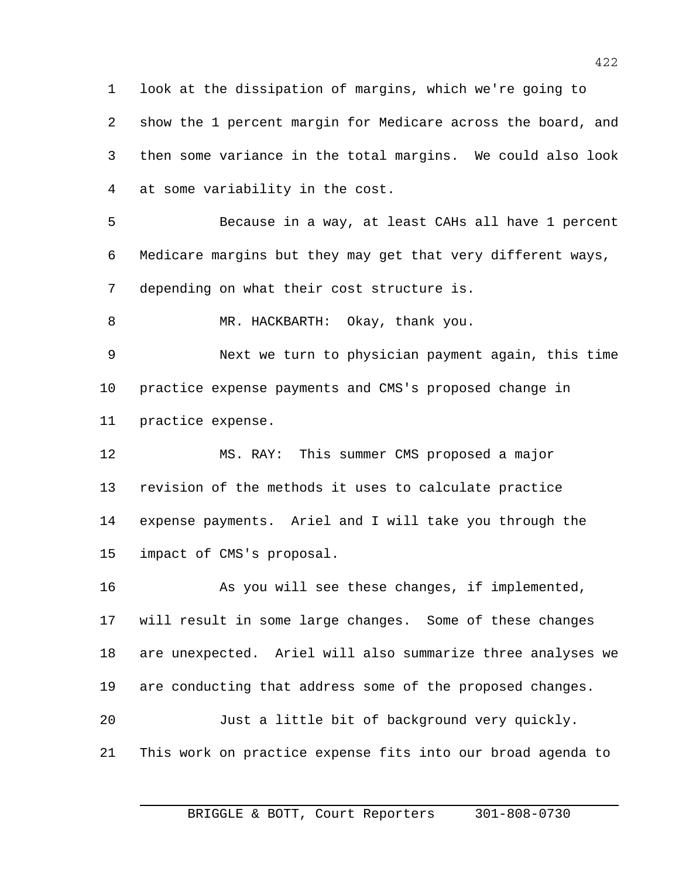look at the dissipation of margins, which we're going to show the 1 percent margin for Medicare across the board, and then some variance in the total margins. We could also look at some variability in the cost.

Because in a way, at least CAHs all have 1 percent Medicare margins but they may get that very different ways, depending on what their cost structure is.

MR. HACKBARTH: Okay, thank you.

Next we turn to physician payment again, this time practice expense payments and CMS's proposed change in practice expense.

MS. RAY: This summer CMS proposed a major revision of the methods it uses to calculate practice expense payments. Ariel and I will take you through the impact of CMS's proposal.

As you will see these changes, if implemented, will result in some large changes. Some of these changes are unexpected. Ariel will also summarize three analyses we are conducting that address some of the proposed changes.

Just a little bit of background very quickly. This work on practice expense fits into our broad agenda to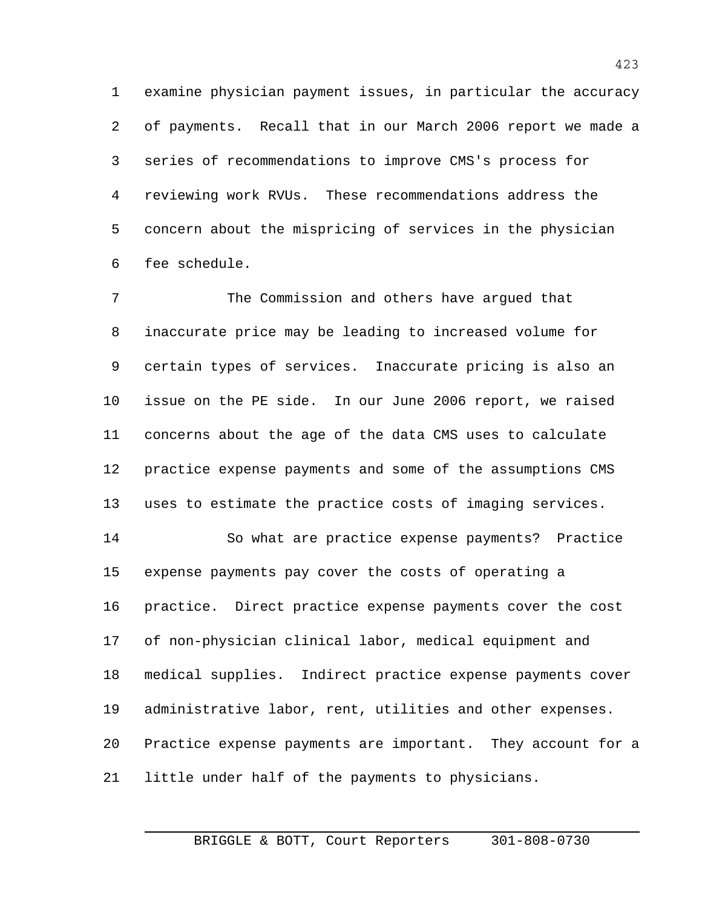examine physician payment issues, in particular the accuracy of payments. Recall that in our March 2006 report we made a series of recommendations to improve CMS's process for reviewing work RVUs. These recommendations address the concern about the mispricing of services in the physician fee schedule.

The Commission and others have argued that inaccurate price may be leading to increased volume for certain types of services. Inaccurate pricing is also an issue on the PE side. In our June 2006 report, we raised concerns about the age of the data CMS uses to calculate practice expense payments and some of the assumptions CMS uses to estimate the practice costs of imaging services.

So what are practice expense payments? Practice expense payments pay cover the costs of operating a practice. Direct practice expense payments cover the cost of non-physician clinical labor, medical equipment and medical supplies. Indirect practice expense payments cover administrative labor, rent, utilities and other expenses. Practice expense payments are important. They account for a little under half of the payments to physicians.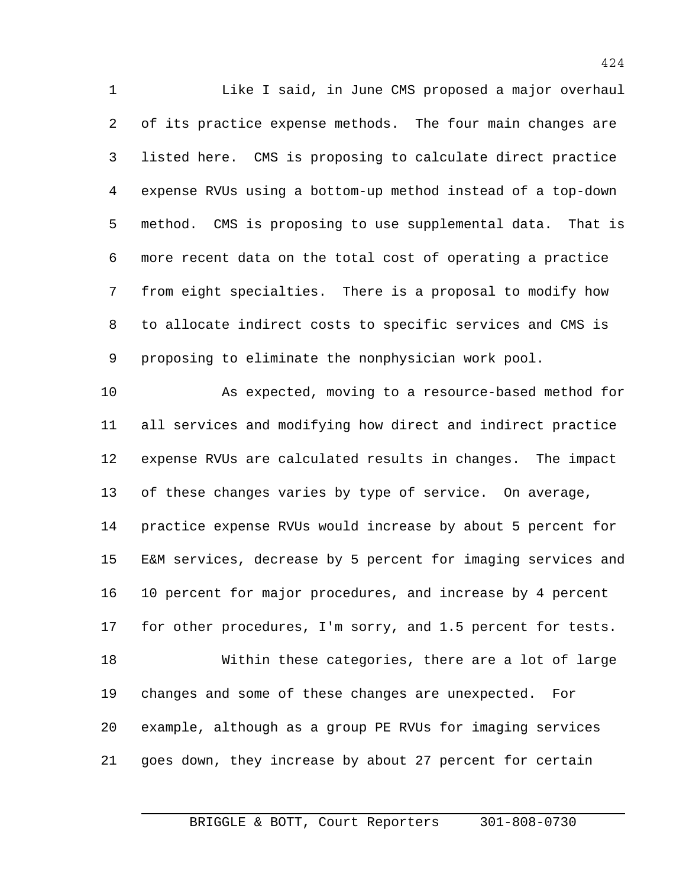Like I said, in June CMS proposed a major overhaul of its practice expense methods. The four main changes are listed here. CMS is proposing to calculate direct practice expense RVUs using a bottom-up method instead of a top-down method. CMS is proposing to use supplemental data. That is more recent data on the total cost of operating a practice from eight specialties. There is a proposal to modify how to allocate indirect costs to specific services and CMS is proposing to eliminate the nonphysician work pool.

As expected, moving to a resource-based method for all services and modifying how direct and indirect practice expense RVUs are calculated results in changes. The impact of these changes varies by type of service. On average, practice expense RVUs would increase by about 5 percent for E&M services, decrease by 5 percent for imaging services and 10 percent for major procedures, and increase by 4 percent for other procedures, I'm sorry, and 1.5 percent for tests.

Within these categories, there are a lot of large changes and some of these changes are unexpected. For example, although as a group PE RVUs for imaging services goes down, they increase by about 27 percent for certain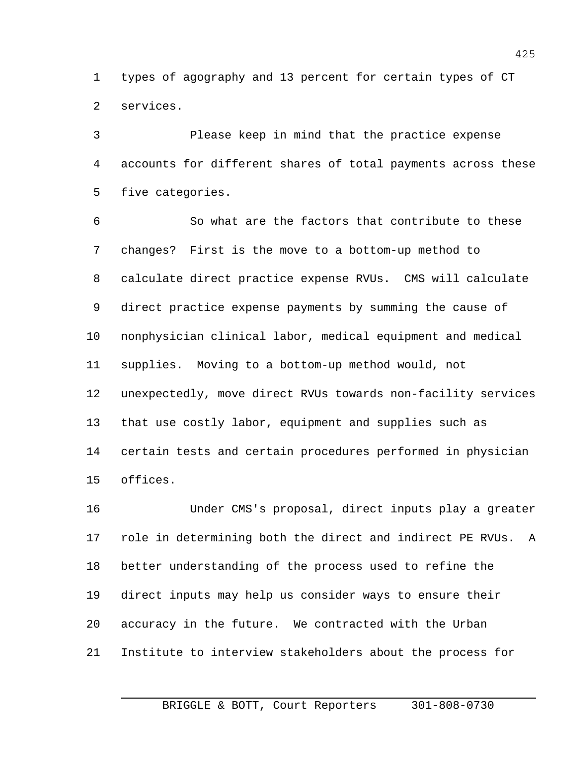types of agography and 13 percent for certain types of CT services.

Please keep in mind that the practice expense accounts for different shares of total payments across these five categories.

So what are the factors that contribute to these changes? First is the move to a bottom-up method to calculate direct practice expense RVUs. CMS will calculate direct practice expense payments by summing the cause of nonphysician clinical labor, medical equipment and medical supplies. Moving to a bottom-up method would, not unexpectedly, move direct RVUs towards non-facility services that use costly labor, equipment and supplies such as certain tests and certain procedures performed in physician offices.

Under CMS's proposal, direct inputs play a greater role in determining both the direct and indirect PE RVUs. A better understanding of the process used to refine the direct inputs may help us consider ways to ensure their accuracy in the future. We contracted with the Urban Institute to interview stakeholders about the process for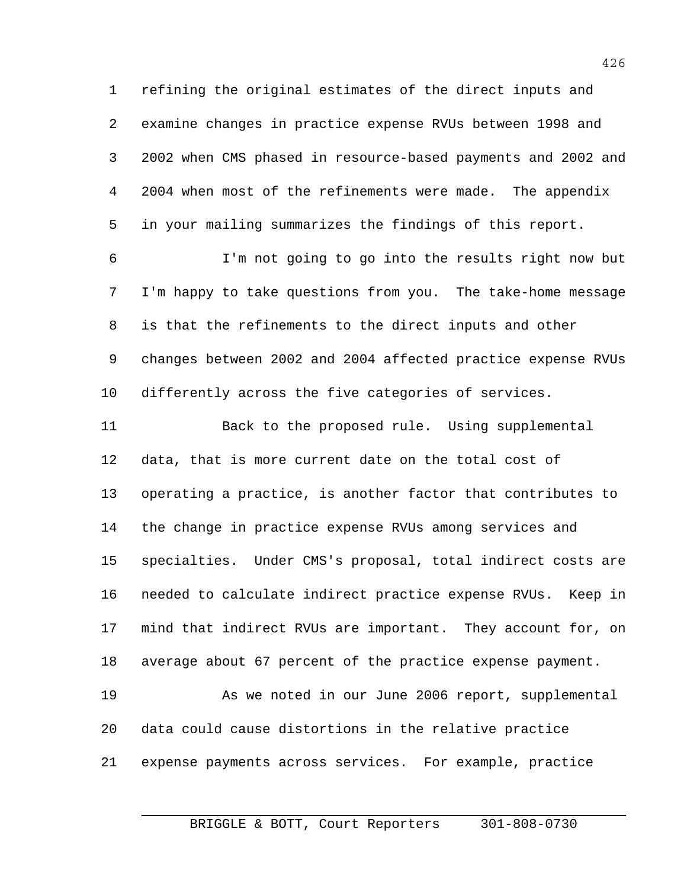refining the original estimates of the direct inputs and examine changes in practice expense RVUs between 1998 and 2002 when CMS phased in resource-based payments and 2002 and 2004 when most of the refinements were made. The appendix in your mailing summarizes the findings of this report.

I'm not going to go into the results right now but I'm happy to take questions from you. The take-home message is that the refinements to the direct inputs and other changes between 2002 and 2004 affected practice expense RVUs differently across the five categories of services.

Back to the proposed rule. Using supplemental data, that is more current date on the total cost of operating a practice, is another factor that contributes to the change in practice expense RVUs among services and specialties. Under CMS's proposal, total indirect costs are needed to calculate indirect practice expense RVUs. Keep in mind that indirect RVUs are important. They account for, on average about 67 percent of the practice expense payment.

As we noted in our June 2006 report, supplemental data could cause distortions in the relative practice expense payments across services. For example, practice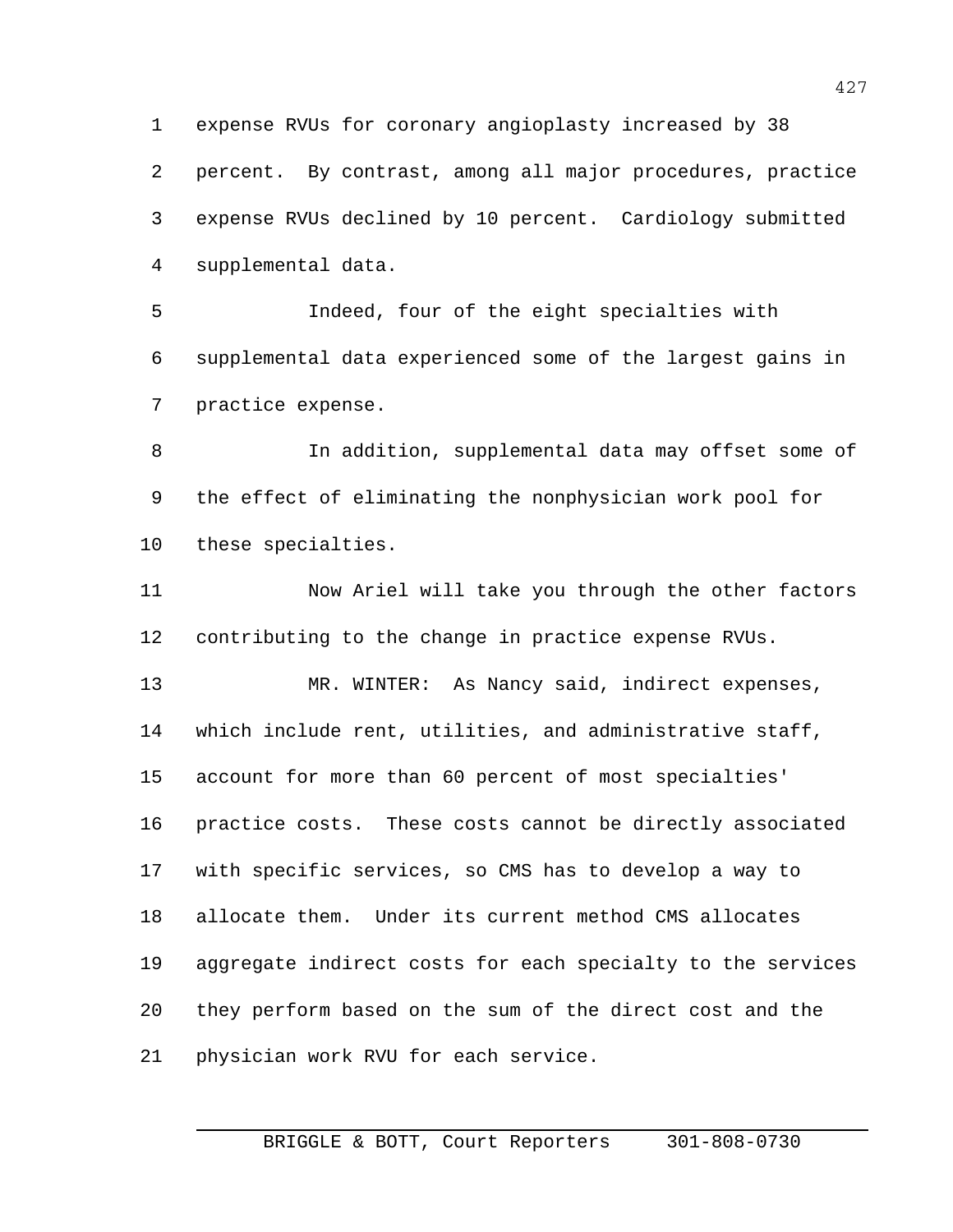expense RVUs for coronary angioplasty increased by 38 percent. By contrast, among all major procedures, practice expense RVUs declined by 10 percent. Cardiology submitted supplemental data.

Indeed, four of the eight specialties with supplemental data experienced some of the largest gains in practice expense.

In addition, supplemental data may offset some of the effect of eliminating the nonphysician work pool for these specialties.

Now Ariel will take you through the other factors contributing to the change in practice expense RVUs.

MR. WINTER: As Nancy said, indirect expenses, which include rent, utilities, and administrative staff, account for more than 60 percent of most specialties' practice costs. These costs cannot be directly associated with specific services, so CMS has to develop a way to allocate them. Under its current method CMS allocates aggregate indirect costs for each specialty to the services they perform based on the sum of the direct cost and the physician work RVU for each service.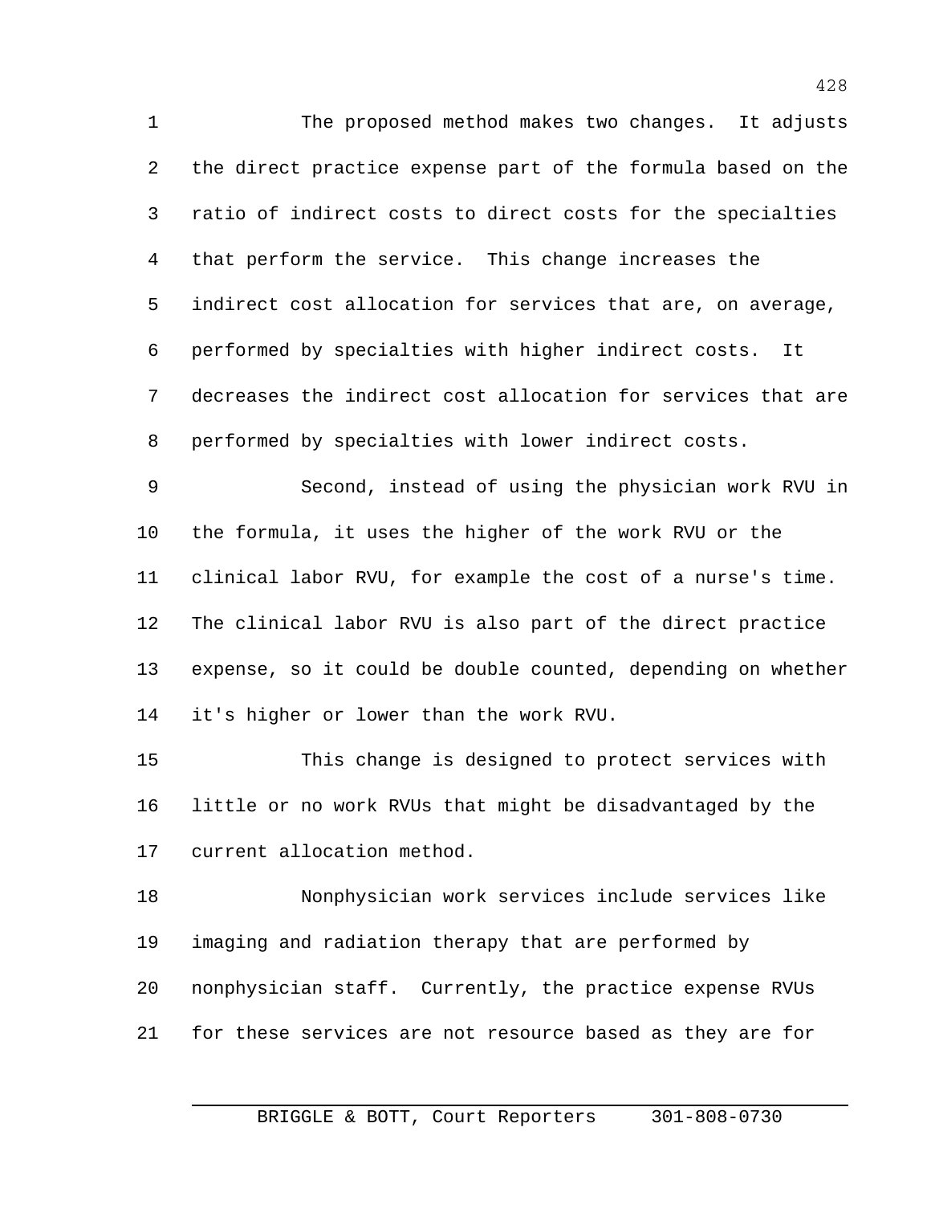The proposed method makes two changes. It adjusts the direct practice expense part of the formula based on the ratio of indirect costs to direct costs for the specialties that perform the service. This change increases the indirect cost allocation for services that are, on average, performed by specialties with higher indirect costs. It decreases the indirect cost allocation for services that are performed by specialties with lower indirect costs.

Second, instead of using the physician work RVU in the formula, it uses the higher of the work RVU or the clinical labor RVU, for example the cost of a nurse's time. The clinical labor RVU is also part of the direct practice expense, so it could be double counted, depending on whether it's higher or lower than the work RVU.

This change is designed to protect services with little or no work RVUs that might be disadvantaged by the current allocation method.

Nonphysician work services include services like imaging and radiation therapy that are performed by nonphysician staff. Currently, the practice expense RVUs for these services are not resource based as they are for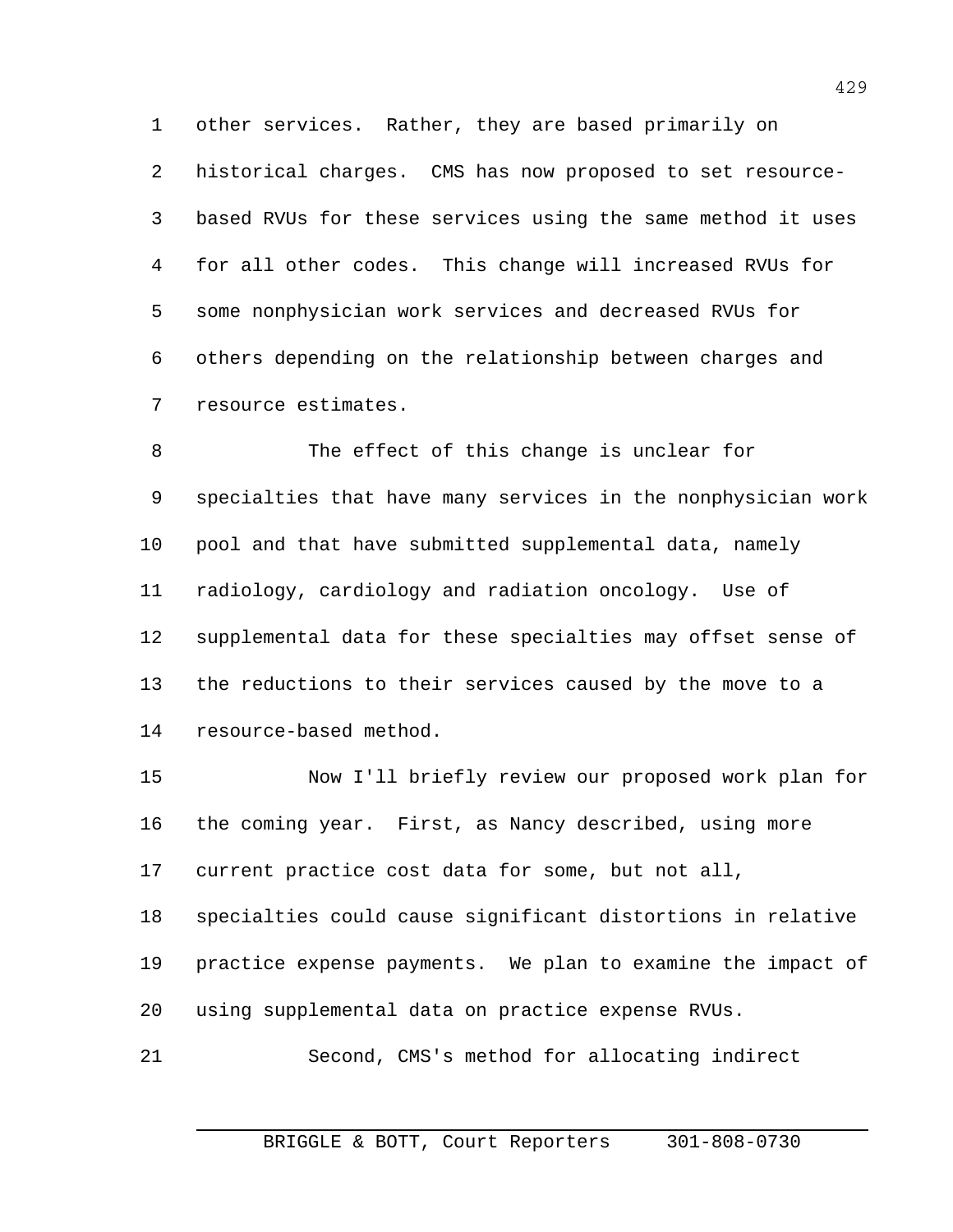other services. Rather, they are based primarily on historical charges. CMS has now proposed to set resource-based RVUs for these services using the same method it uses for all other codes. This change will increased RVUs for some nonphysician work services and decreased RVUs for others depending on the relationship between charges and resource estimates.

The effect of this change is unclear for specialties that have many services in the nonphysician work pool and that have submitted supplemental data, namely radiology, cardiology and radiation oncology. Use of supplemental data for these specialties may offset sense of the reductions to their services caused by the move to a resource-based method.

Now I'll briefly review our proposed work plan for the coming year. First, as Nancy described, using more current practice cost data for some, but not all, specialties could cause significant distortions in relative practice expense payments. We plan to examine the impact of using supplemental data on practice expense RVUs.

Second, CMS's method for allocating indirect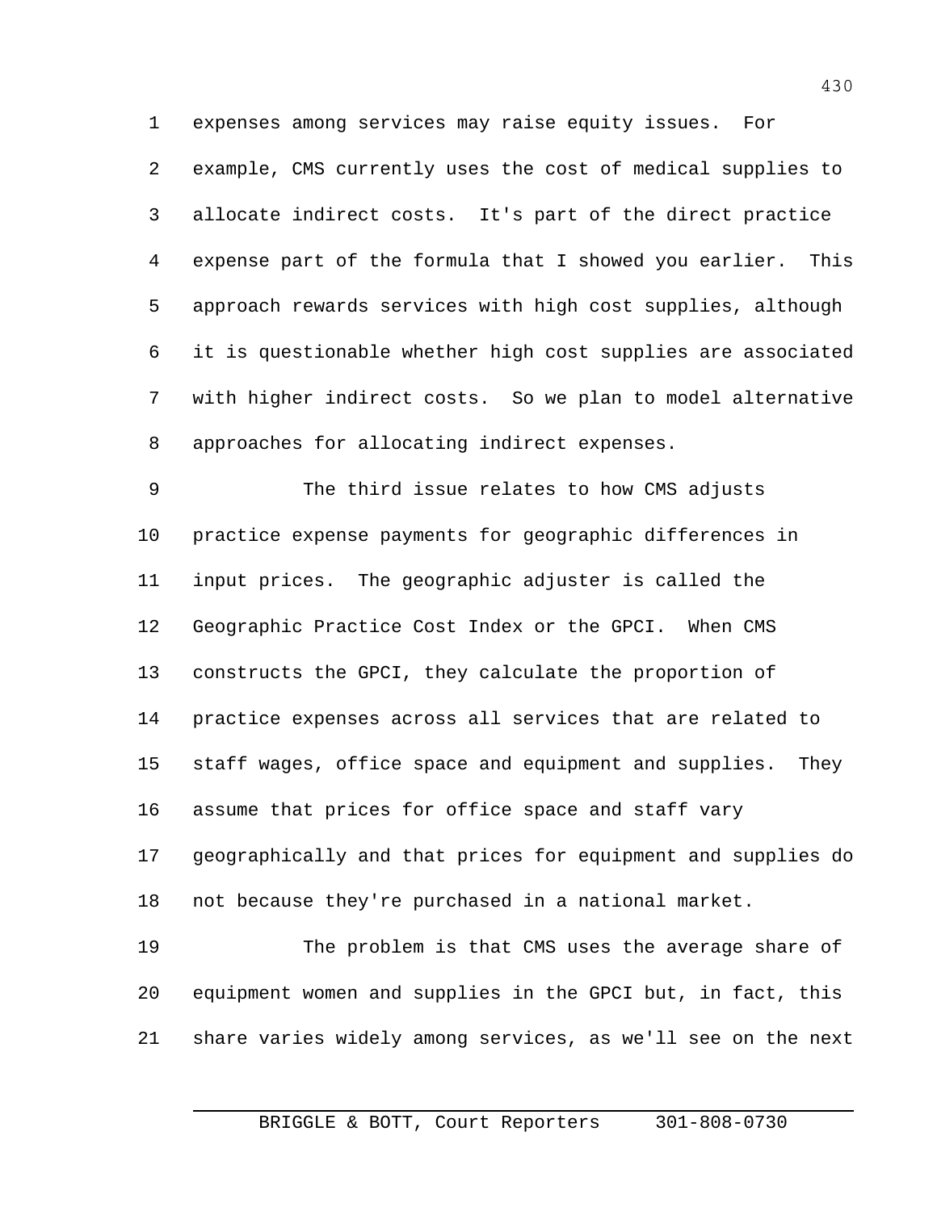expenses among services may raise equity issues. For example, CMS currently uses the cost of medical supplies to allocate indirect costs. It's part of the direct practice expense part of the formula that I showed you earlier. This approach rewards services with high cost supplies, although it is questionable whether high cost supplies are associated with higher indirect costs. So we plan to model alternative approaches for allocating indirect expenses.

The third issue relates to how CMS adjusts practice expense payments for geographic differences in input prices. The geographic adjuster is called the Geographic Practice Cost Index or the GPCI. When CMS constructs the GPCI, they calculate the proportion of practice expenses across all services that are related to staff wages, office space and equipment and supplies. They assume that prices for office space and staff vary geographically and that prices for equipment and supplies do not because they're purchased in a national market.

The problem is that CMS uses the average share of equipment women and supplies in the GPCI but, in fact, this share varies widely among services, as we'll see on the next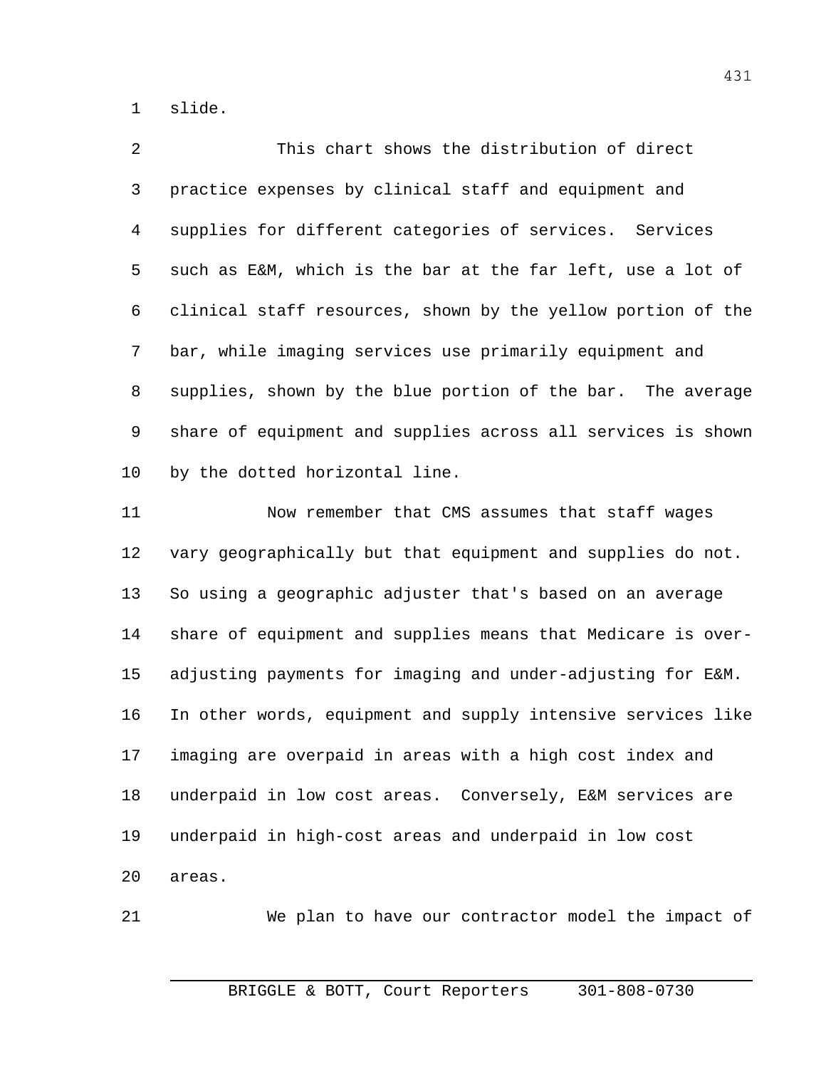slide.

This chart shows the distribution of direct practice expenses by clinical staff and equipment and supplies for different categories of services. Services such as E&M, which is the bar at the far left, use a lot of clinical staff resources, shown by the yellow portion of the bar, while imaging services use primarily equipment and supplies, shown by the blue portion of the bar. The average share of equipment and supplies across all services is shown by the dotted horizontal line.

Now remember that CMS assumes that staff wages vary geographically but that equipment and supplies do not. So using a geographic adjuster that's based on an average share of equipment and supplies means that Medicare is over-adjusting payments for imaging and under-adjusting for E&M. In other words, equipment and supply intensive services like imaging are overpaid in areas with a high cost index and underpaid in low cost areas. Conversely, E&M services are underpaid in high-cost areas and underpaid in low cost areas.

We plan to have our contractor model the impact of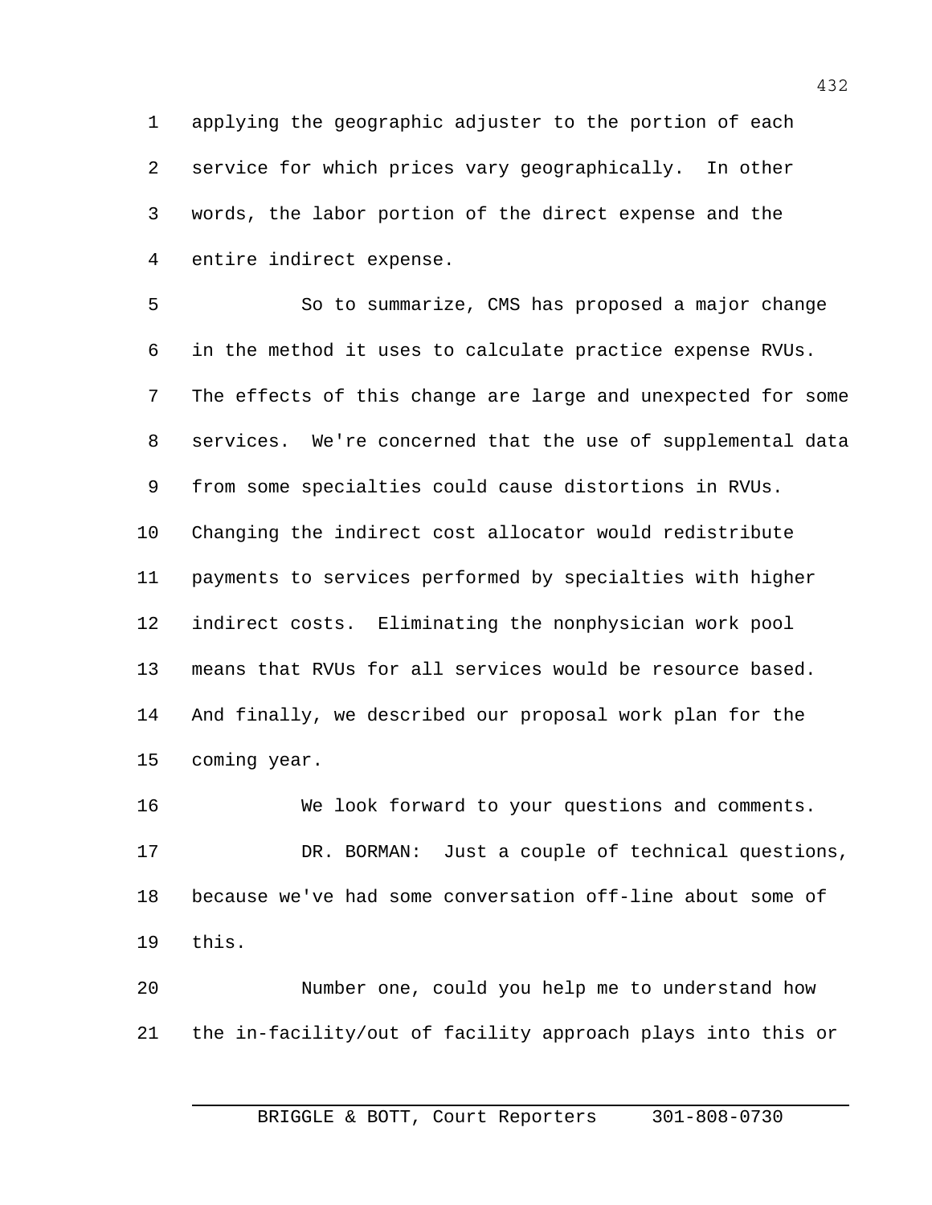applying the geographic adjuster to the portion of each service for which prices vary geographically. In other words, the labor portion of the direct expense and the entire indirect expense.

So to summarize, CMS has proposed a major change in the method it uses to calculate practice expense RVUs. The effects of this change are large and unexpected for some services. We're concerned that the use of supplemental data from some specialties could cause distortions in RVUs. Changing the indirect cost allocator would redistribute payments to services performed by specialties with higher indirect costs. Eliminating the nonphysician work pool means that RVUs for all services would be resource based. And finally, we described our proposal work plan for the coming year.

We look forward to your questions and comments.

DR. BORMAN: Just a couple of technical questions, because we've had some conversation off-line about some of this.

Number one, could you help me to understand how the in-facility/out of facility approach plays into this or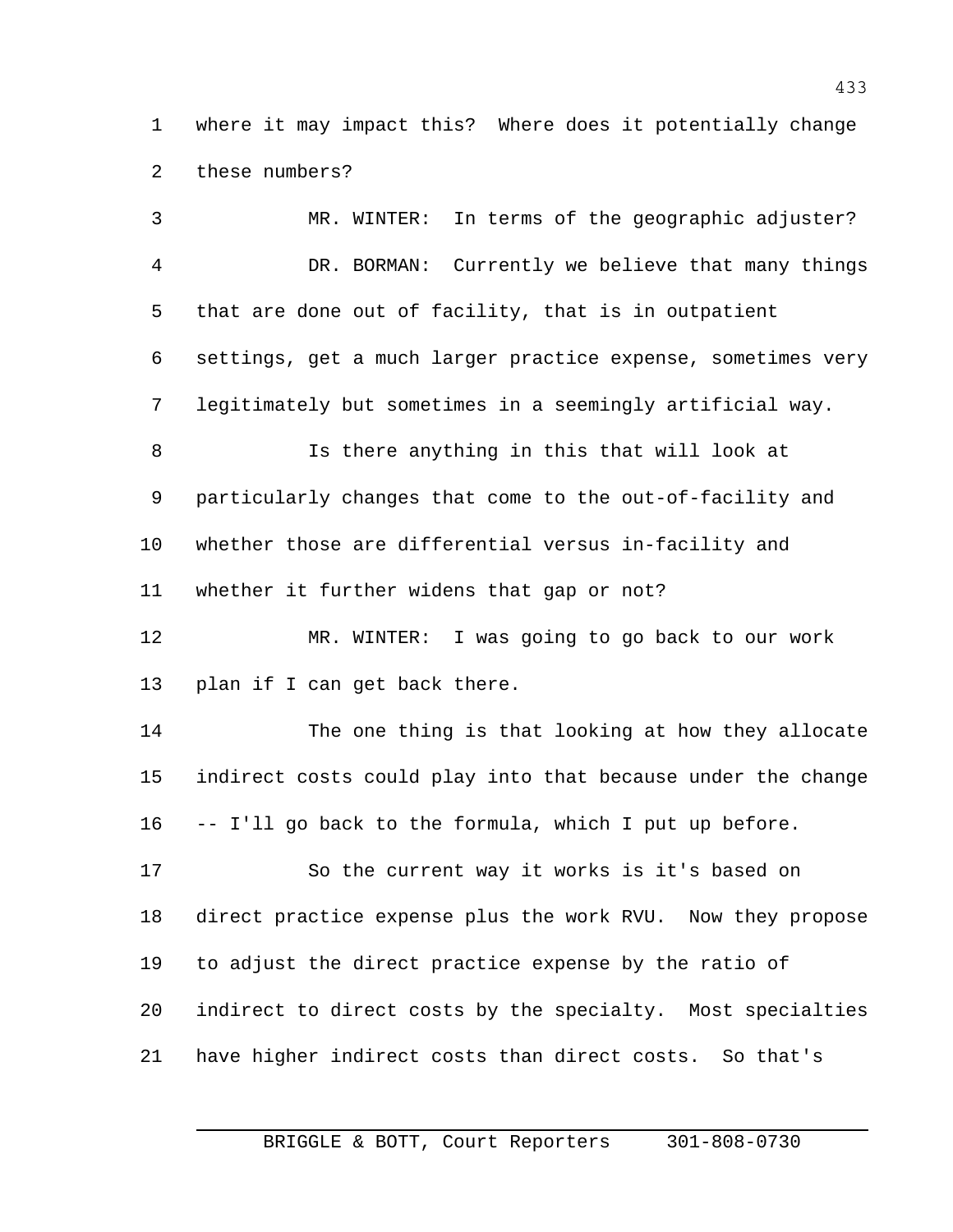where it may impact this? Where does it potentially change these numbers?

MR. WINTER: In terms of the geographic adjuster?

DR. BORMAN: Currently we believe that many things that are done out of facility, that is in outpatient settings, get a much larger practice expense, sometimes very legitimately but sometimes in a seemingly artificial way.

Is there anything in this that will look at particularly changes that come to the out-of-facility and whether those are differential versus in-facility and whether it further widens that gap or not?

MR. WINTER: I was going to go back to our work plan if I can get back there.

The one thing is that looking at how they allocate indirect costs could play into that because under the change -- I'll go back to the formula, which I put up before.

So the current way it works is it's based on direct practice expense plus the work RVU. Now they propose to adjust the direct practice expense by the ratio of indirect to direct costs by the specialty. Most specialties have higher indirect costs than direct costs. So that's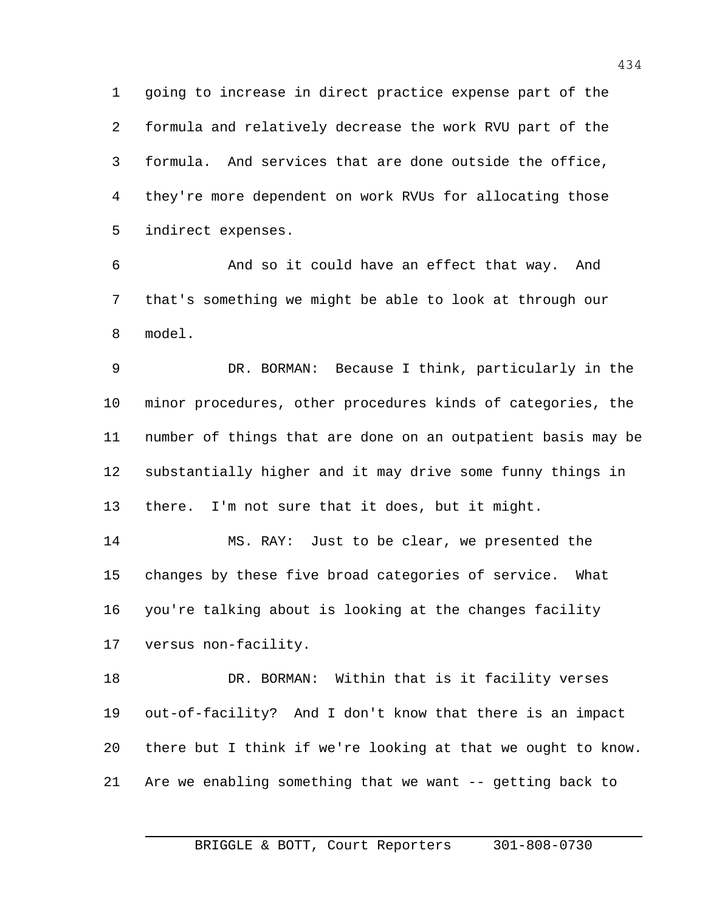going to increase in direct practice expense part of the formula and relatively decrease the work RVU part of the formula. And services that are done outside the office, they're more dependent on work RVUs for allocating those indirect expenses.

And so it could have an effect that way. And that's something we might be able to look at through our model.

DR. BORMAN: Because I think, particularly in the minor procedures, other procedures kinds of categories, the number of things that are done on an outpatient basis may be substantially higher and it may drive some funny things in there. I'm not sure that it does, but it might.

MS. RAY: Just to be clear, we presented the changes by these five broad categories of service. What you're talking about is looking at the changes facility versus non-facility.

DR. BORMAN: Within that is it facility verses out-of-facility? And I don't know that there is an impact there but I think if we're looking at that we ought to know. Are we enabling something that we want -- getting back to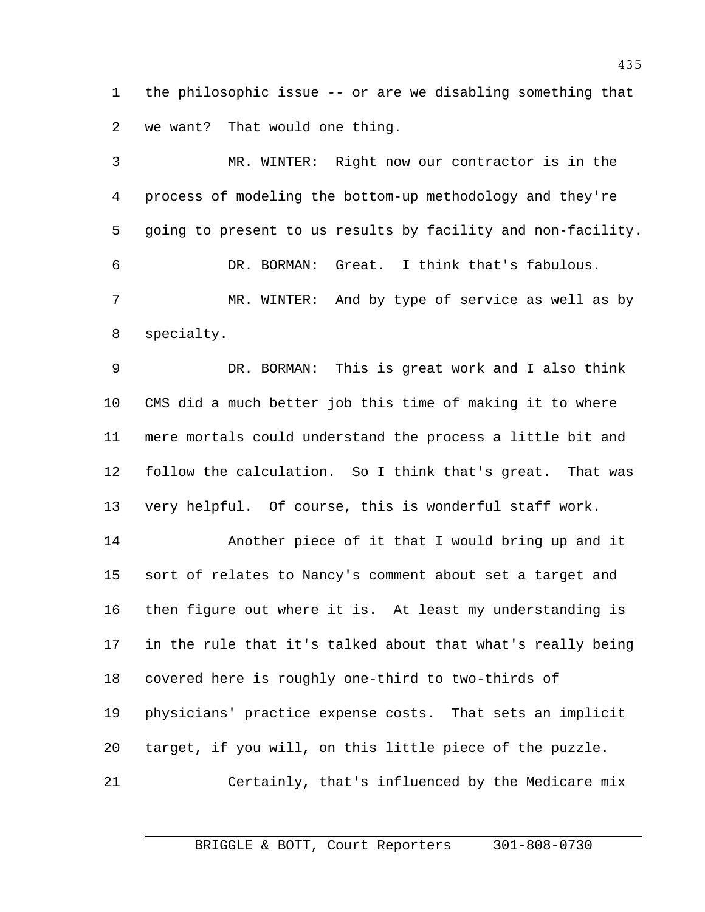the philosophic issue -- or are we disabling something that we want? That would one thing.

MR. WINTER: Right now our contractor is in the process of modeling the bottom-up methodology and they're going to present to us results by facility and non-facility.

DR. BORMAN: Great. I think that's fabulous.

MR. WINTER: And by type of service as well as by specialty.

DR. BORMAN: This is great work and I also think CMS did a much better job this time of making it to where mere mortals could understand the process a little bit and follow the calculation. So I think that's great. That was very helpful. Of course, this is wonderful staff work.

Another piece of it that I would bring up and it sort of relates to Nancy's comment about set a target and then figure out where it is. At least my understanding is in the rule that it's talked about that what's really being covered here is roughly one-third to two-thirds of physicians' practice expense costs. That sets an implicit target, if you will, on this little piece of the puzzle.

Certainly, that's influenced by the Medicare mix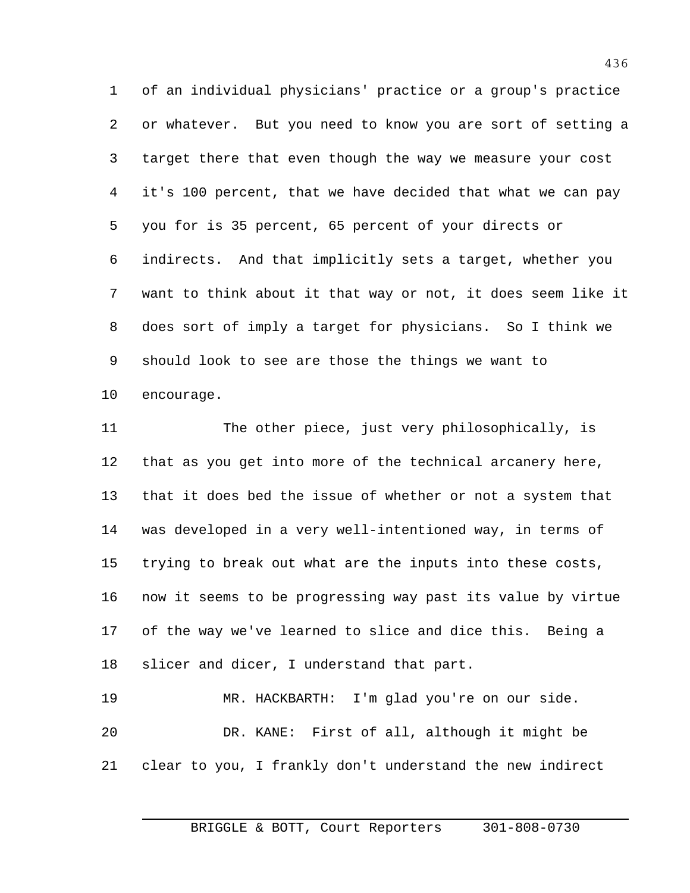of an individual physicians' practice or a group's practice or whatever. But you need to know you are sort of setting a target there that even though the way we measure your cost it's 100 percent, that we have decided that what we can pay you for is 35 percent, 65 percent of your directs or indirects. And that implicitly sets a target, whether you want to think about it that way or not, it does seem like it does sort of imply a target for physicians. So I think we should look to see are those the things we want to encourage.

The other piece, just very philosophically, is that as you get into more of the technical arcanery here, that it does bed the issue of whether or not a system that was developed in a very well-intentioned way, in terms of trying to break out what are the inputs into these costs, now it seems to be progressing way past its value by virtue of the way we've learned to slice and dice this. Being a slicer and dicer, I understand that part.

MR. HACKBARTH: I'm glad you're on our side.

DR. KANE: First of all, although it might be clear to you, I frankly don't understand the new indirect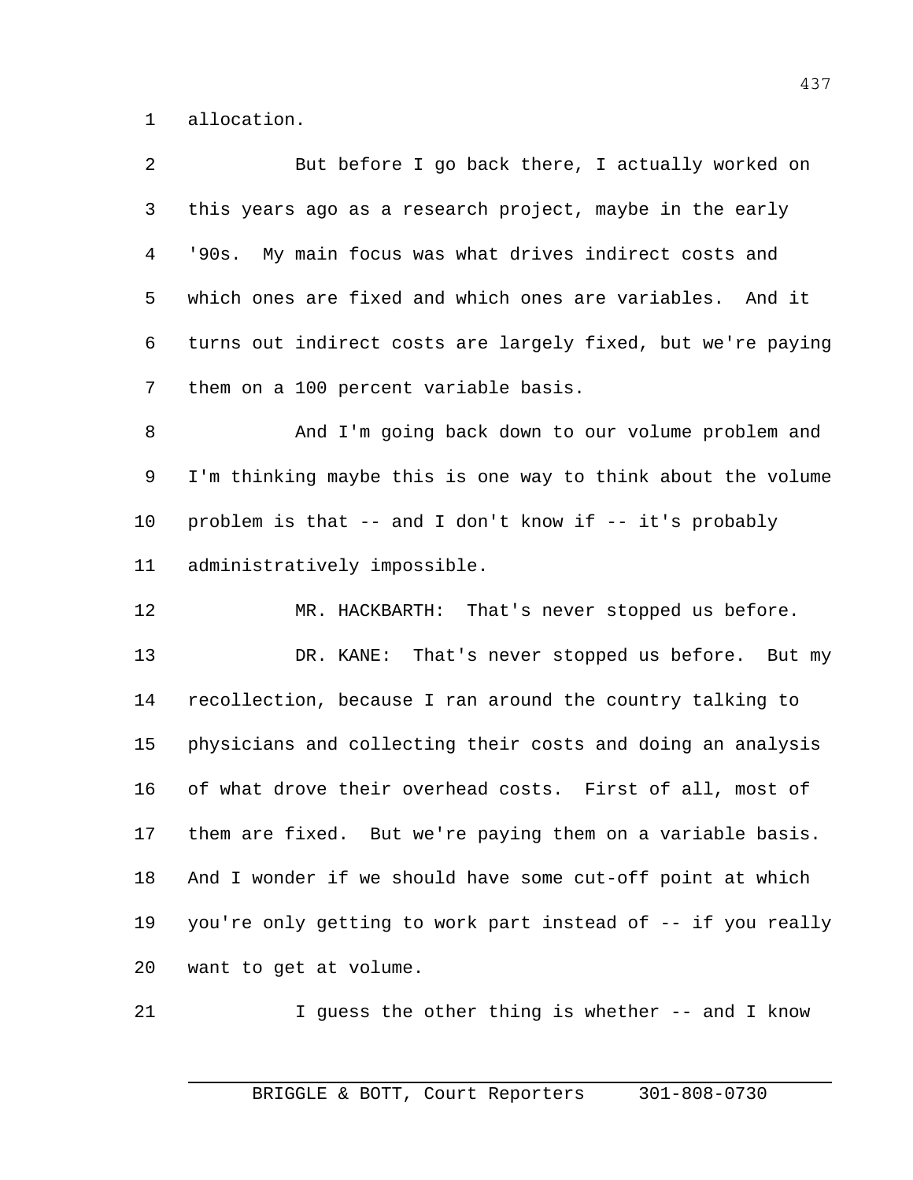allocation.

But before I go back there, I actually worked on this years ago as a research project, maybe in the early '90s. My main focus was what drives indirect costs and which ones are fixed and which ones are variables. And it turns out indirect costs are largely fixed, but we're paying them on a 100 percent variable basis.

And I'm going back down to our volume problem and I'm thinking maybe this is one way to think about the volume problem is that -- and I don't know if -- it's probably administratively impossible.

MR. HACKBARTH: That's never stopped us before.

DR. KANE: That's never stopped us before. But my recollection, because I ran around the country talking to physicians and collecting their costs and doing an analysis of what drove their overhead costs. First of all, most of them are fixed. But we're paying them on a variable basis. And I wonder if we should have some cut-off point at which you're only getting to work part instead of -- if you really want to get at volume.

I guess the other thing is whether -- and I know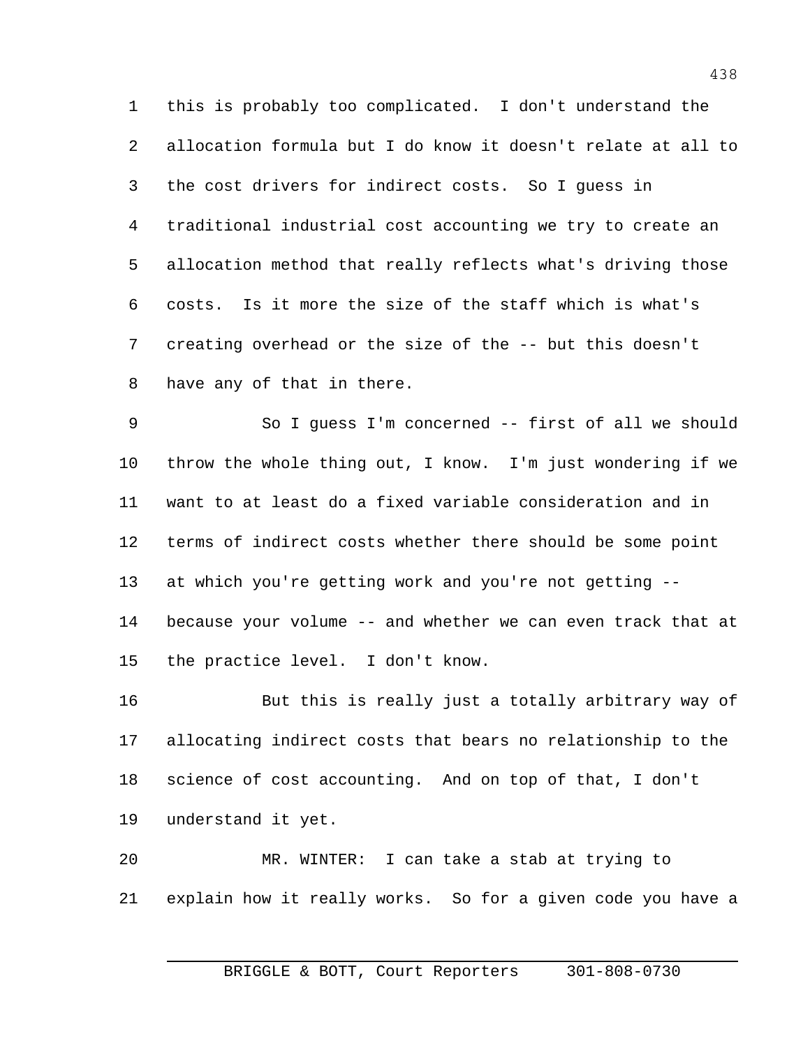this is probably too complicated. I don't understand the allocation formula but I do know it doesn't relate at all to the cost drivers for indirect costs. So I guess in traditional industrial cost accounting we try to create an allocation method that really reflects what's driving those costs. Is it more the size of the staff which is what's creating overhead or the size of the -- but this doesn't have any of that in there.

So I guess I'm concerned -- first of all we should throw the whole thing out, I know. I'm just wondering if we want to at least do a fixed variable consideration and in terms of indirect costs whether there should be some point at which you're getting work and you're not getting -- because your volume -- and whether we can even track that at the practice level. I don't know.

But this is really just a totally arbitrary way of allocating indirect costs that bears no relationship to the science of cost accounting. And on top of that, I don't understand it yet.

MR. WINTER: I can take a stab at trying to explain how it really works. So for a given code you have a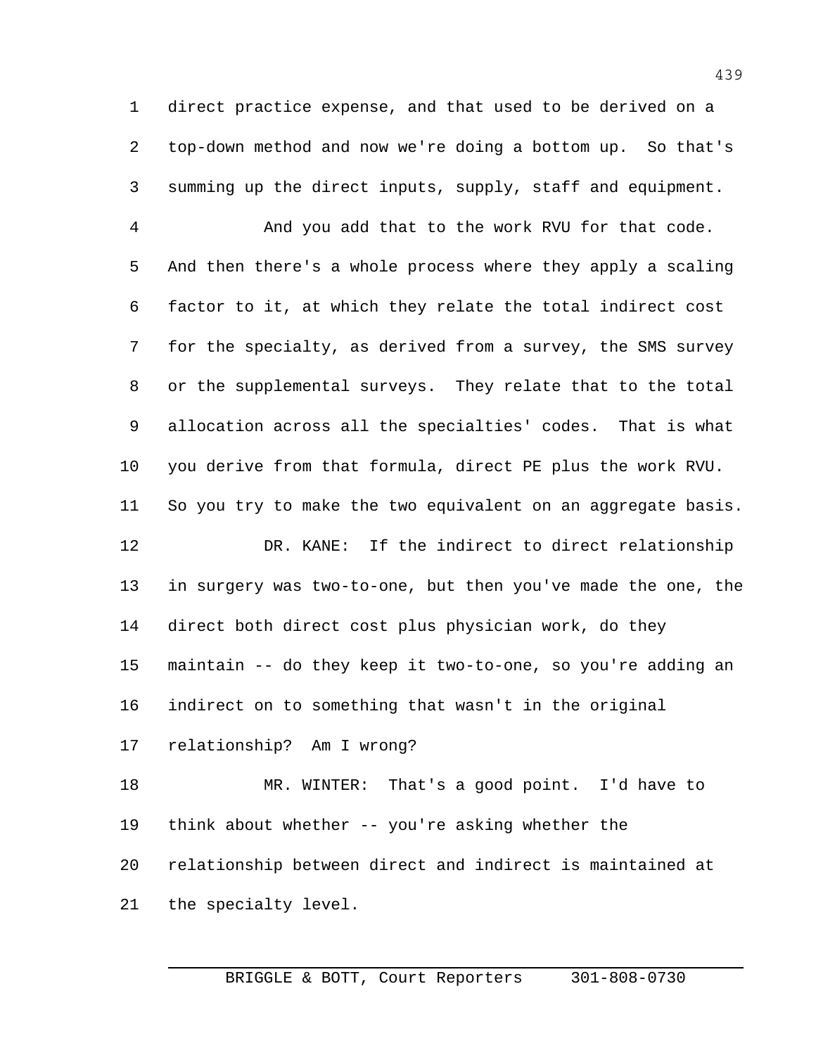direct practice expense, and that used to be derived on a top-down method and now we're doing a bottom up. So that's summing up the direct inputs, supply, staff and equipment.

And you add that to the work RVU for that code. And then there's a whole process where they apply a scaling factor to it, at which they relate the total indirect cost for the specialty, as derived from a survey, the SMS survey or the supplemental surveys. They relate that to the total allocation across all the specialties' codes. That is what you derive from that formula, direct PE plus the work RVU. So you try to make the two equivalent on an aggregate basis.

DR. KANE: If the indirect to direct relationship in surgery was two-to-one, but then you've made the one, the direct both direct cost plus physician work, do they maintain -- do they keep it two-to-one, so you're adding an indirect on to something that wasn't in the original relationship? Am I wrong?

MR. WINTER: That's a good point. I'd have to think about whether -- you're asking whether the relationship between direct and indirect is maintained at the specialty level.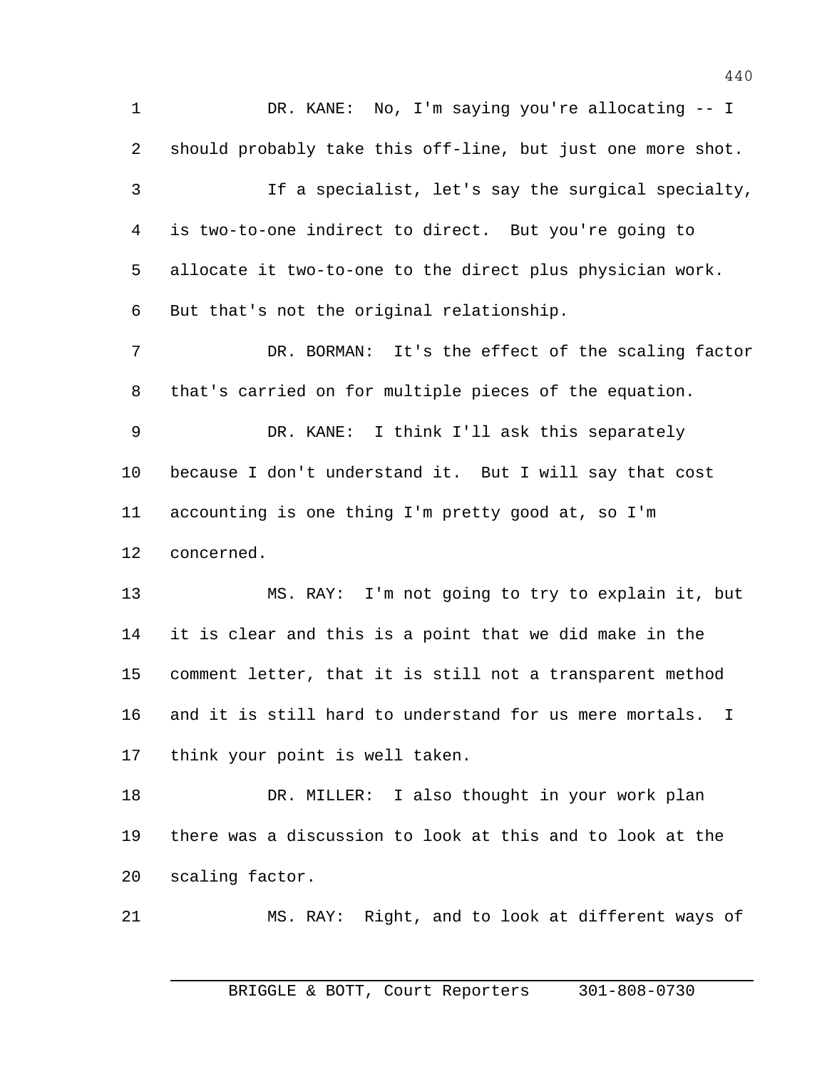DR. KANE: No, I'm saying you're allocating -- I should probably take this off-line, but just one more shot.

If a specialist, let's say the surgical specialty, is two-to-one indirect to direct. But you're going to allocate it two-to-one to the direct plus physician work. But that's not the original relationship.

DR. BORMAN: It's the effect of the scaling factor that's carried on for multiple pieces of the equation.

DR. KANE: I think I'll ask this separately because I don't understand it. But I will say that cost accounting is one thing I'm pretty good at, so I'm concerned.

MS. RAY: I'm not going to try to explain it, but it is clear and this is a point that we did make in the comment letter, that it is still not a transparent method and it is still hard to understand for us mere mortals. I think your point is well taken.

DR. MILLER: I also thought in your work plan there was a discussion to look at this and to look at the scaling factor.

MS. RAY: Right, and to look at different ways of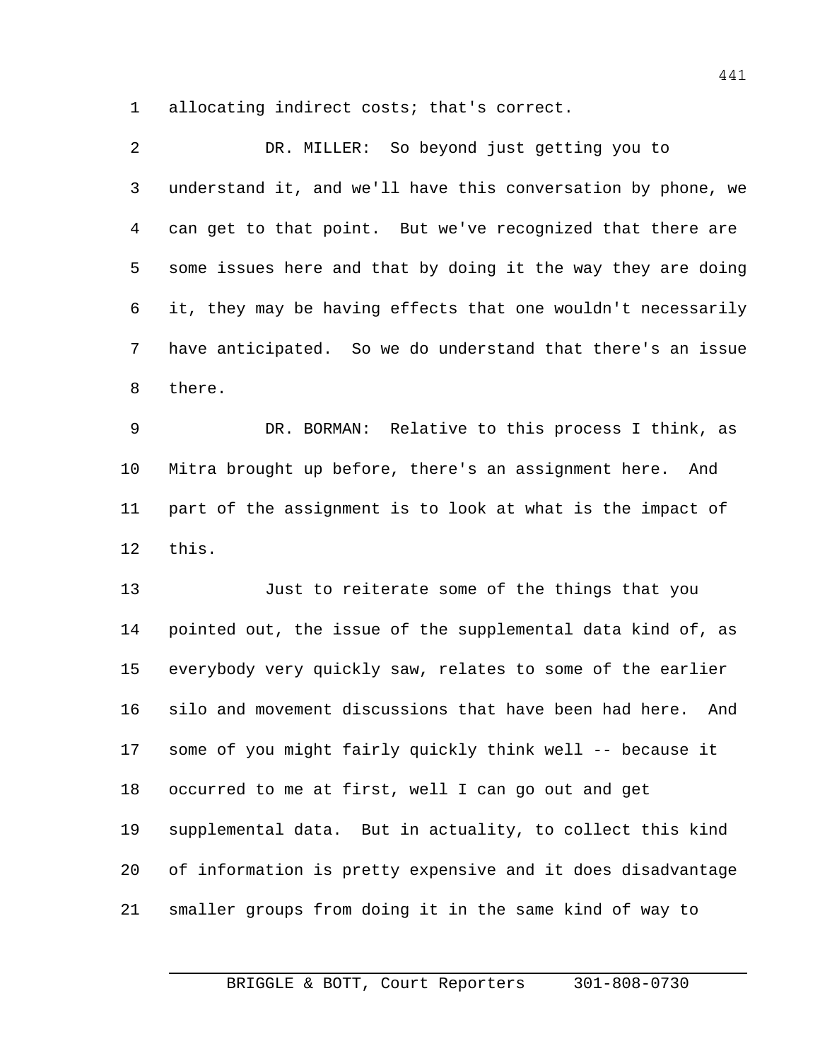allocating indirect costs; that's correct.

DR. MILLER: So beyond just getting you to understand it, and we'll have this conversation by phone, we can get to that point. But we've recognized that there are some issues here and that by doing it the way they are doing it, they may be having effects that one wouldn't necessarily have anticipated. So we do understand that there's an issue there.

DR. BORMAN: Relative to this process I think, as Mitra brought up before, there's an assignment here. And part of the assignment is to look at what is the impact of this.

Just to reiterate some of the things that you pointed out, the issue of the supplemental data kind of, as everybody very quickly saw, relates to some of the earlier silo and movement discussions that have been had here. And some of you might fairly quickly think well -- because it occurred to me at first, well I can go out and get supplemental data. But in actuality, to collect this kind of information is pretty expensive and it does disadvantage smaller groups from doing it in the same kind of way to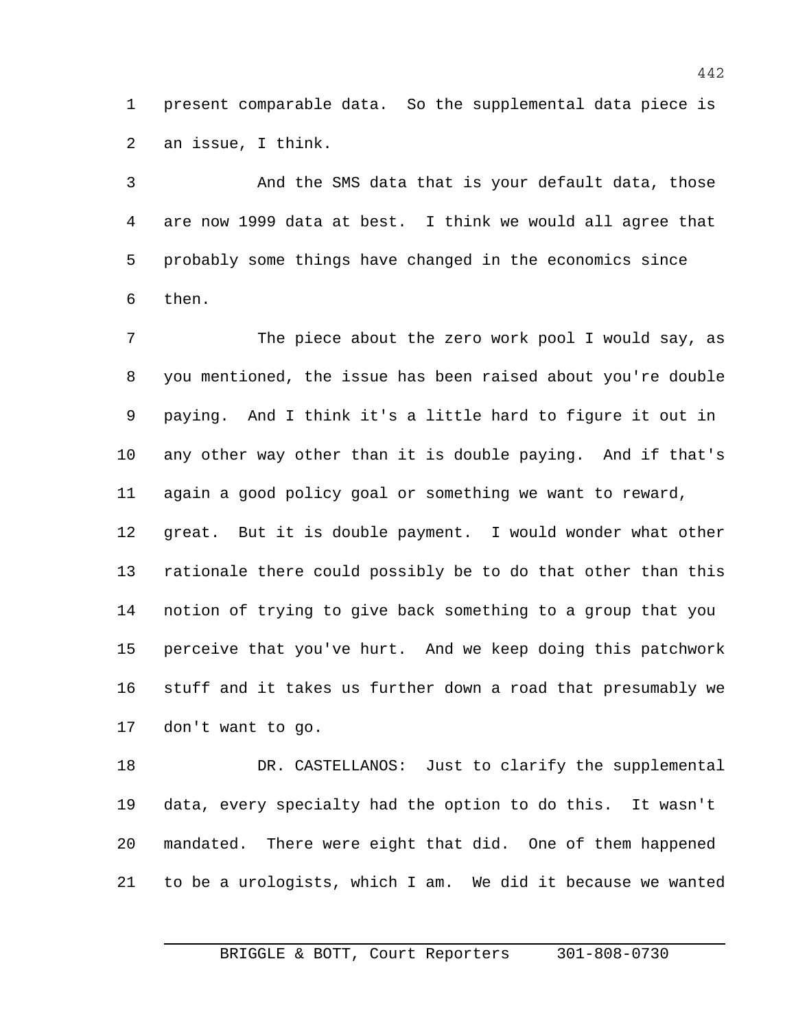present comparable data. So the supplemental data piece is an issue, I think.

And the SMS data that is your default data, those are now 1999 data at best. I think we would all agree that probably some things have changed in the economics since then.

The piece about the zero work pool I would say, as you mentioned, the issue has been raised about you're double paying. And I think it's a little hard to figure it out in any other way other than it is double paying. And if that's again a good policy goal or something we want to reward, great. But it is double payment. I would wonder what other rationale there could possibly be to do that other than this notion of trying to give back something to a group that you perceive that you've hurt. And we keep doing this patchwork stuff and it takes us further down a road that presumably we don't want to go.

DR. CASTELLANOS: Just to clarify the supplemental data, every specialty had the option to do this. It wasn't mandated. There were eight that did. One of them happened to be a urologists, which I am. We did it because we wanted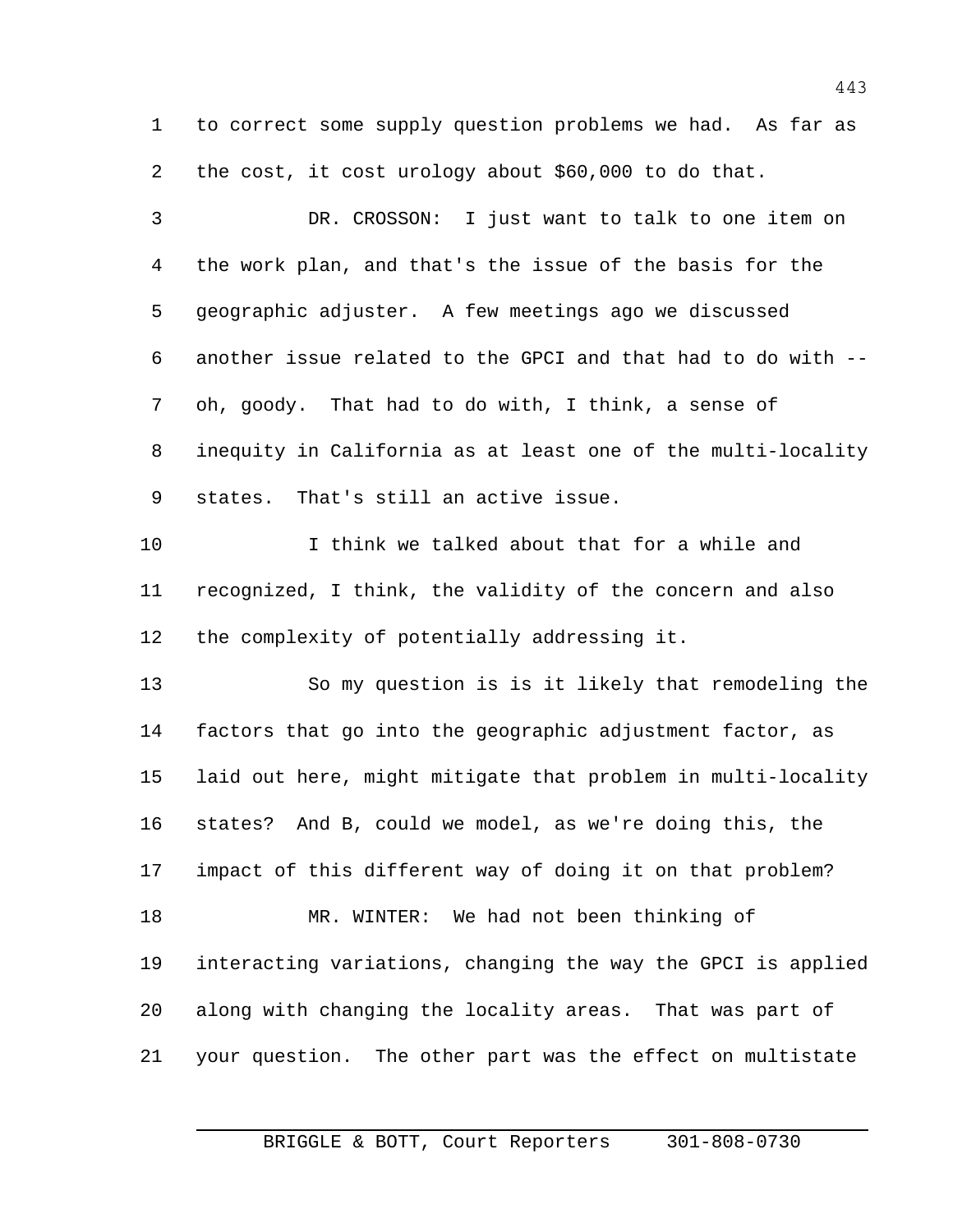to correct some supply question problems we had. As far as the cost, it cost urology about $60,000 to do that.

DR. CROSSON: I just want to talk to one item on the work plan, and that's the issue of the basis for the geographic adjuster. A few meetings ago we discussed another issue related to the GPCI and that had to do with -- oh, goody. That had to do with, I think, a sense of inequity in California as at least one of the multi-locality states. That's still an active issue.

I think we talked about that for a while and recognized, I think, the validity of the concern and also the complexity of potentially addressing it.

So my question is is it likely that remodeling the factors that go into the geographic adjustment factor, as laid out here, might mitigate that problem in multi-locality states? And B, could we model, as we're doing this, the impact of this different way of doing it on that problem?

MR. WINTER: We had not been thinking of interacting variations, changing the way the GPCI is applied along with changing the locality areas. That was part of your question. The other part was the effect on multistate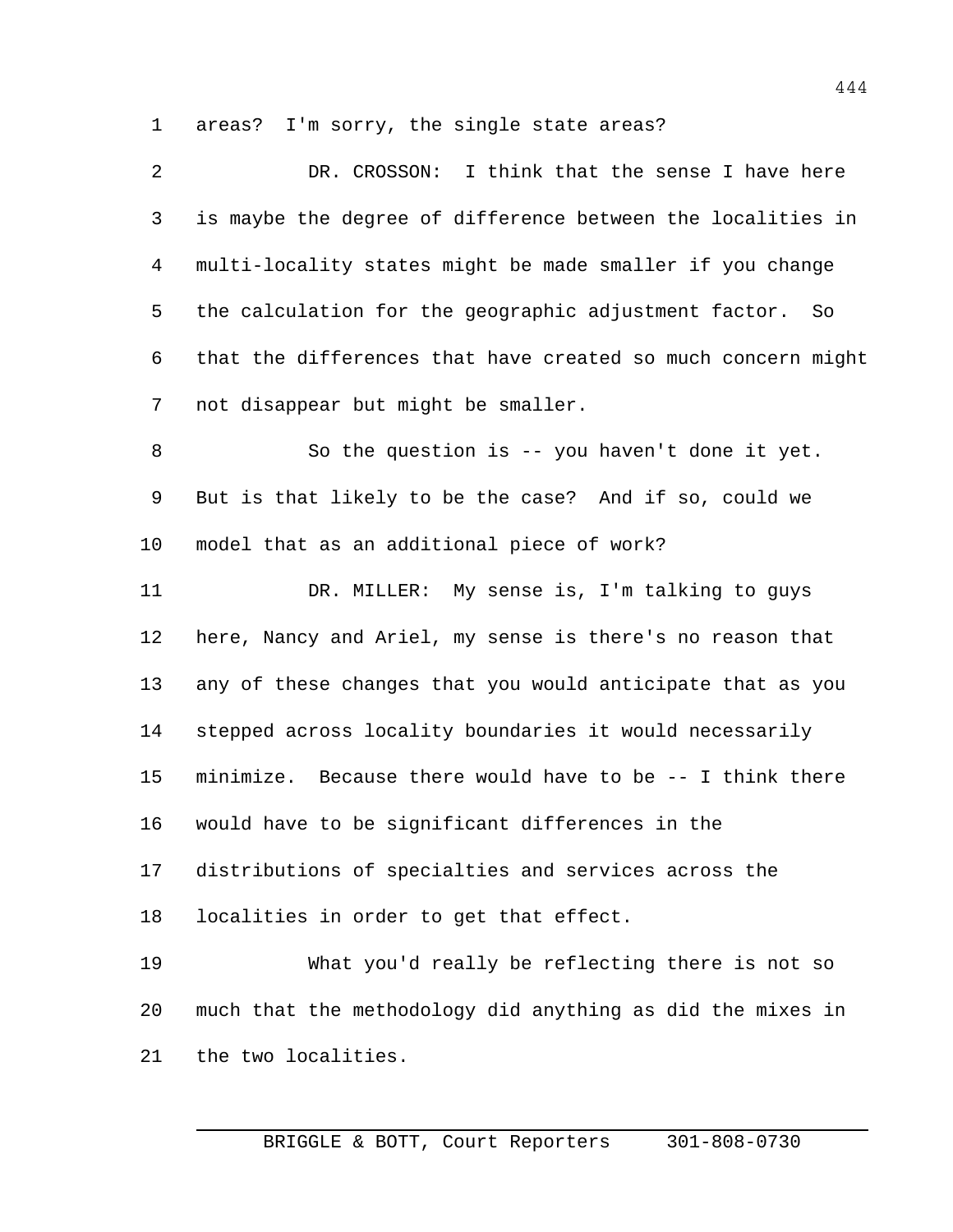areas? I'm sorry, the single state areas?

DR. CROSSON: I think that the sense I have here is maybe the degree of difference between the localities in multi-locality states might be made smaller if you change the calculation for the geographic adjustment factor. So that the differences that have created so much concern might not disappear but might be smaller.

So the question is -- you haven't done it yet. But is that likely to be the case? And if so, could we model that as an additional piece of work?

DR. MILLER: My sense is, I'm talking to guys here, Nancy and Ariel, my sense is there's no reason that any of these changes that you would anticipate that as you stepped across locality boundaries it would necessarily minimize. Because there would have to be -- I think there would have to be significant differences in the distributions of specialties and services across the localities in order to get that effect.

What you'd really be reflecting there is not so much that the methodology did anything as did the mixes in the two localities.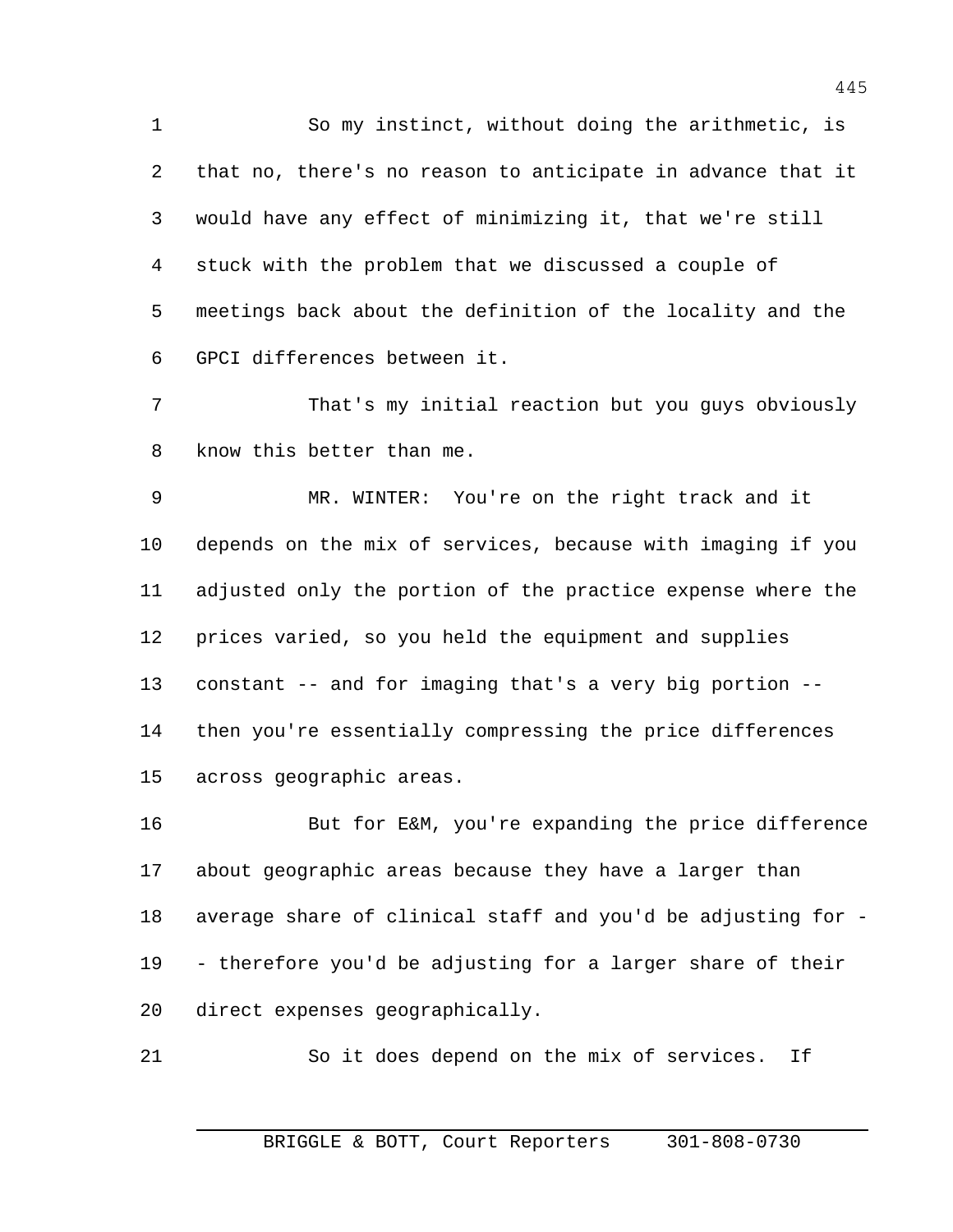So my instinct, without doing the arithmetic, is that no, there's no reason to anticipate in advance that it would have any effect of minimizing it, that we're still stuck with the problem that we discussed a couple of meetings back about the definition of the locality and the GPCI differences between it.

That's my initial reaction but you guys obviously know this better than me.

MR. WINTER: You're on the right track and it depends on the mix of services, because with imaging if you adjusted only the portion of the practice expense where the prices varied, so you held the equipment and supplies constant -- and for imaging that's a very big portion -- then you're essentially compressing the price differences across geographic areas.

But for E&M, you're expanding the price difference about geographic areas because they have a larger than average share of clinical staff and you'd be adjusting for -- therefore you'd be adjusting for a larger share of their direct expenses geographically.

So it does depend on the mix of services. If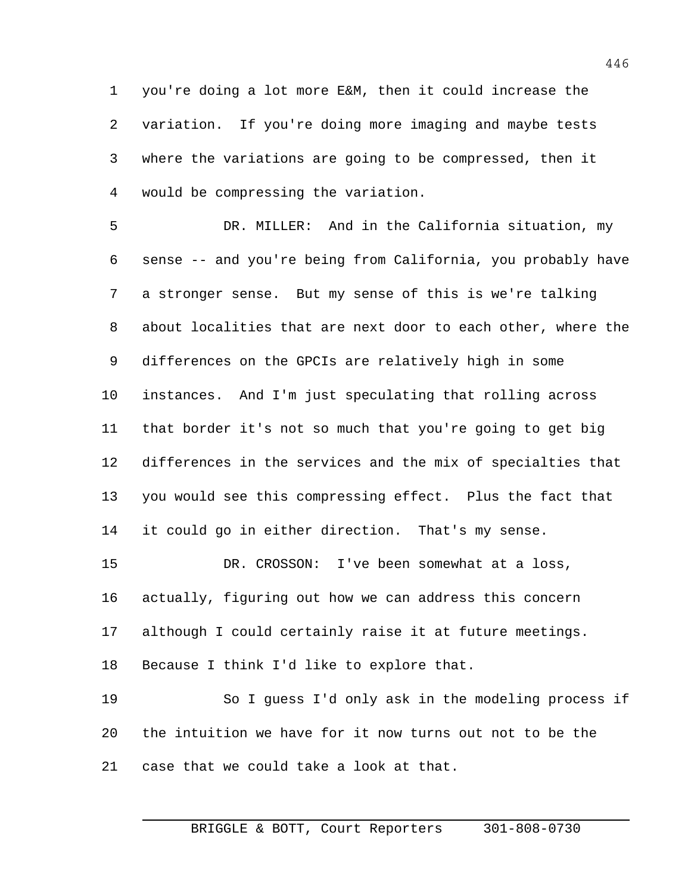you're doing a lot more E&M, then it could increase the variation. If you're doing more imaging and maybe tests where the variations are going to be compressed, then it would be compressing the variation.

DR. MILLER: And in the California situation, my sense -- and you're being from California, you probably have a stronger sense. But my sense of this is we're talking about localities that are next door to each other, where the differences on the GPCIs are relatively high in some instances. And I'm just speculating that rolling across that border it's not so much that you're going to get big differences in the services and the mix of specialties that you would see this compressing effect. Plus the fact that it could go in either direction. That's my sense.

DR. CROSSON: I've been somewhat at a loss, actually, figuring out how we can address this concern although I could certainly raise it at future meetings. Because I think I'd like to explore that.

So I guess I'd only ask in the modeling process if the intuition we have for it now turns out not to be the case that we could take a look at that.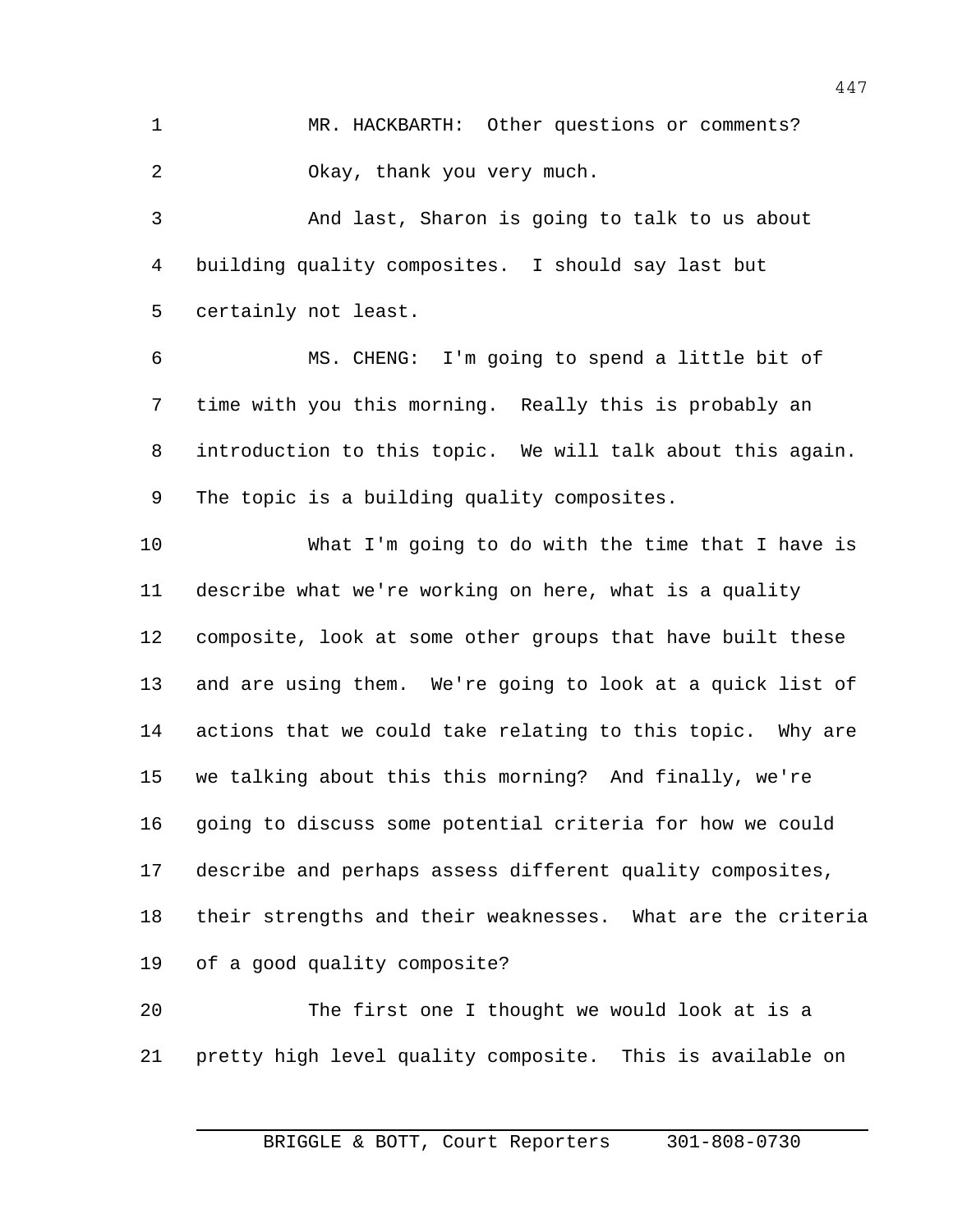MR. HACKBARTH: Other questions or comments? Okay, thank you very much.

And last, Sharon is going to talk to us about building quality composites. I should say last but certainly not least.

MS. CHENG: I'm going to spend a little bit of time with you this morning. Really this is probably an introduction to this topic. We will talk about this again. The topic is a building quality composites.

What I'm going to do with the time that I have is describe what we're working on here, what is a quality composite, look at some other groups that have built these and are using them. We're going to look at a quick list of actions that we could take relating to this topic. Why are we talking about this this morning? And finally, we're going to discuss some potential criteria for how we could describe and perhaps assess different quality composites, their strengths and their weaknesses. What are the criteria of a good quality composite?

The first one I thought we would look at is a pretty high level quality composite. This is available on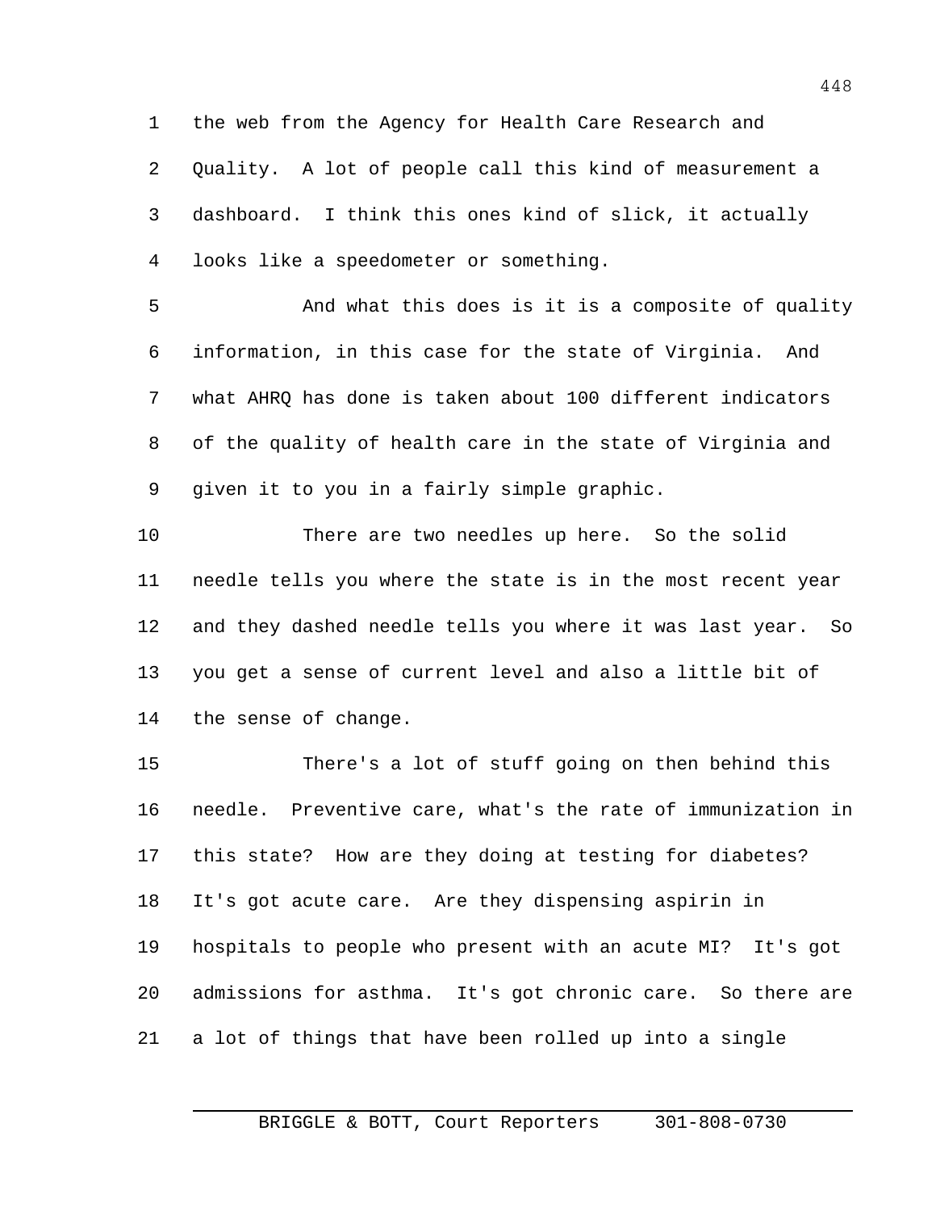the web from the Agency for Health Care Research and Quality. A lot of people call this kind of measurement a dashboard. I think this ones kind of slick, it actually looks like a speedometer or something.

And what this does is it is a composite of quality information, in this case for the state of Virginia. And what AHRQ has done is taken about 100 different indicators of the quality of health care in the state of Virginia and given it to you in a fairly simple graphic.

There are two needles up here. So the solid needle tells you where the state is in the most recent year and they dashed needle tells you where it was last year. So you get a sense of current level and also a little bit of the sense of change.

There's a lot of stuff going on then behind this needle. Preventive care, what's the rate of immunization in this state? How are they doing at testing for diabetes? It's got acute care. Are they dispensing aspirin in hospitals to people who present with an acute MI? It's got admissions for asthma. It's got chronic care. So there are a lot of things that have been rolled up into a single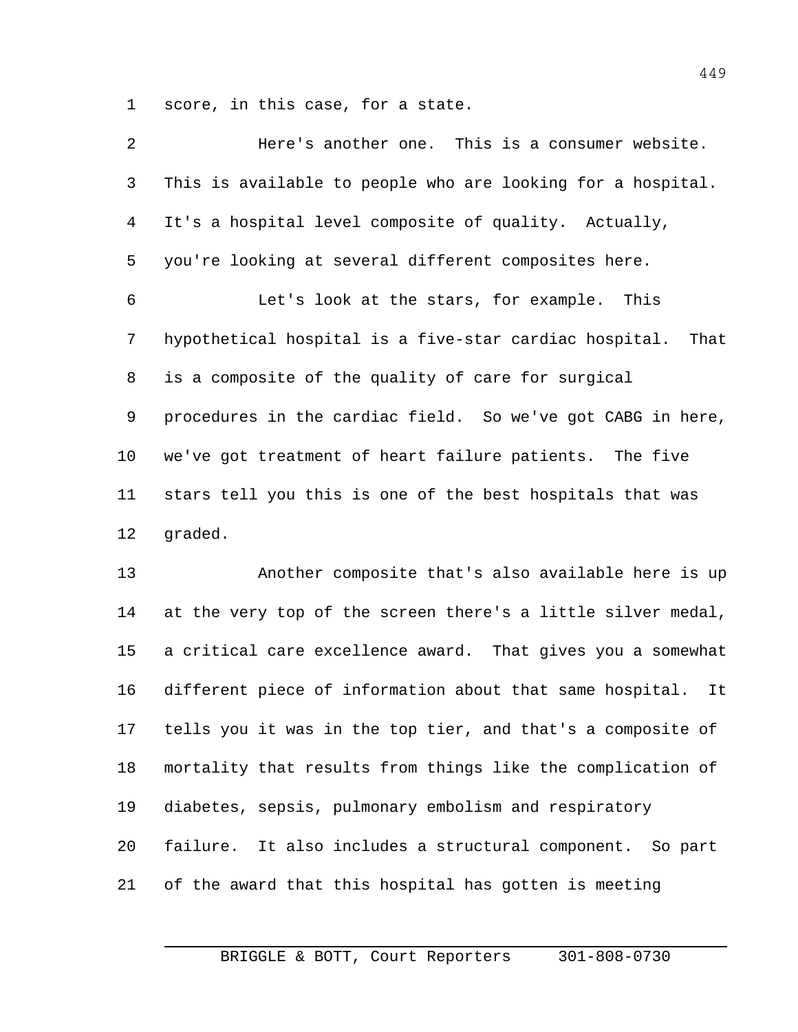score, in this case, for a state.

Here's another one. This is a consumer website. This is available to people who are looking for a hospital. It's a hospital level composite of quality. Actually, you're looking at several different composites here.

Let's look at the stars, for example. This hypothetical hospital is a five-star cardiac hospital. That is a composite of the quality of care for surgical procedures in the cardiac field. So we've got CABG in here, we've got treatment of heart failure patients. The five stars tell you this is one of the best hospitals that was graded.

Another composite that's also available here is up at the very top of the screen there's a little silver medal, a critical care excellence award. That gives you a somewhat different piece of information about that same hospital. It tells you it was in the top tier, and that's a composite of mortality that results from things like the complication of diabetes, sepsis, pulmonary embolism and respiratory failure. It also includes a structural component. So part of the award that this hospital has gotten is meeting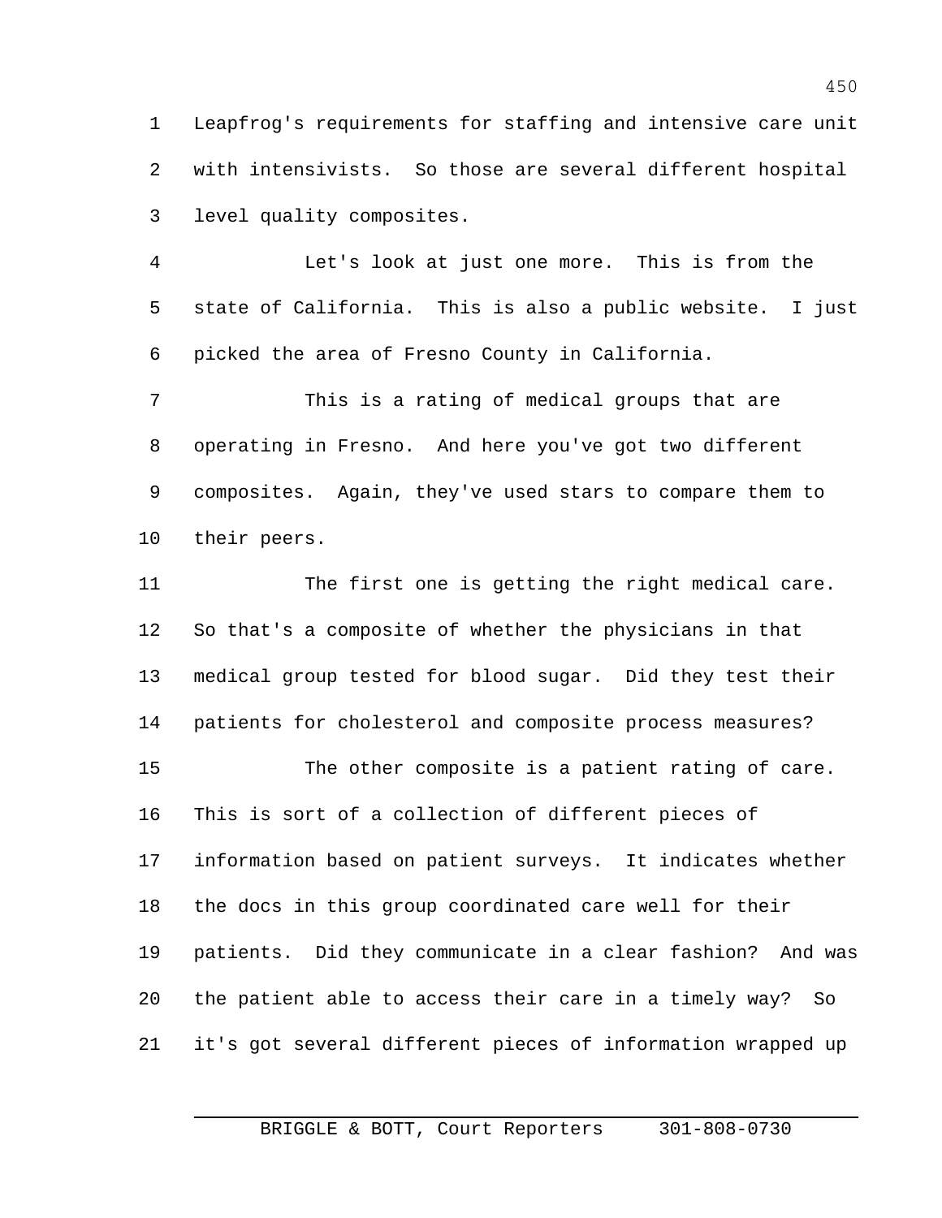Leapfrog's requirements for staffing and intensive care unit with intensivists. So those are several different hospital level quality composites.

Let's look at just one more. This is from the state of California. This is also a public website. I just picked the area of Fresno County in California.

This is a rating of medical groups that are operating in Fresno. And here you've got two different composites. Again, they've used stars to compare them to their peers.

The first one is getting the right medical care. So that's a composite of whether the physicians in that medical group tested for blood sugar. Did they test their patients for cholesterol and composite process measures?

The other composite is a patient rating of care. This is sort of a collection of different pieces of information based on patient surveys. It indicates whether the docs in this group coordinated care well for their patients. Did they communicate in a clear fashion? And was the patient able to access their care in a timely way? So it's got several different pieces of information wrapped up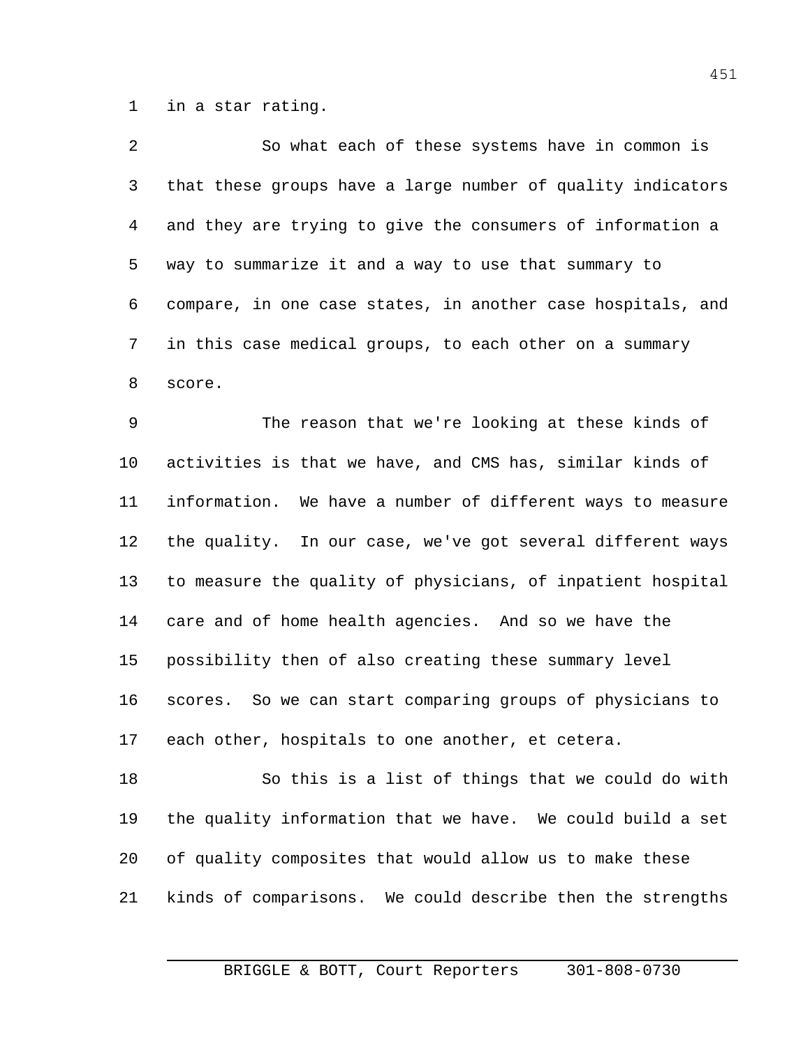in a star rating.

So what each of these systems have in common is that these groups have a large number of quality indicators and they are trying to give the consumers of information a way to summarize it and a way to use that summary to compare, in one case states, in another case hospitals, and in this case medical groups, to each other on a summary score.

The reason that we're looking at these kinds of activities is that we have, and CMS has, similar kinds of information. We have a number of different ways to measure the quality. In our case, we've got several different ways to measure the quality of physicians, of inpatient hospital care and of home health agencies. And so we have the possibility then of also creating these summary level scores. So we can start comparing groups of physicians to each other, hospitals to one another, et cetera.

So this is a list of things that we could do with the quality information that we have. We could build a set of quality composites that would allow us to make these kinds of comparisons. We could describe then the strengths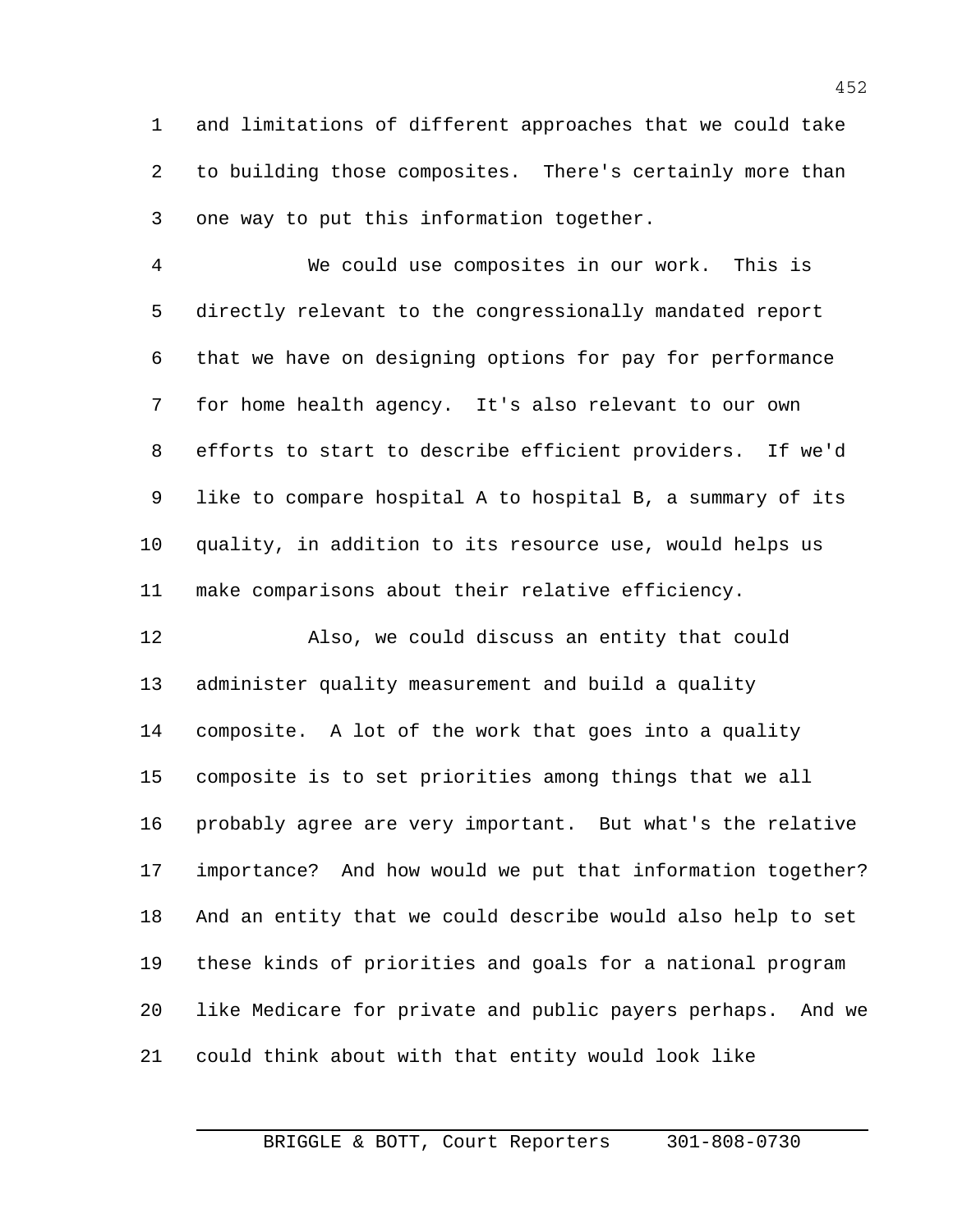and limitations of different approaches that we could take to building those composites. There's certainly more than one way to put this information together.

We could use composites in our work. This is directly relevant to the congressionally mandated report that we have on designing options for pay for performance for home health agency. It's also relevant to our own efforts to start to describe efficient providers. If we'd like to compare hospital A to hospital B, a summary of its quality, in addition to its resource use, would helps us make comparisons about their relative efficiency.

Also, we could discuss an entity that could administer quality measurement and build a quality composite. A lot of the work that goes into a quality composite is to set priorities among things that we all probably agree are very important. But what's the relative importance? And how would we put that information together? And an entity that we could describe would also help to set these kinds of priorities and goals for a national program like Medicare for private and public payers perhaps. And we could think about with that entity would look like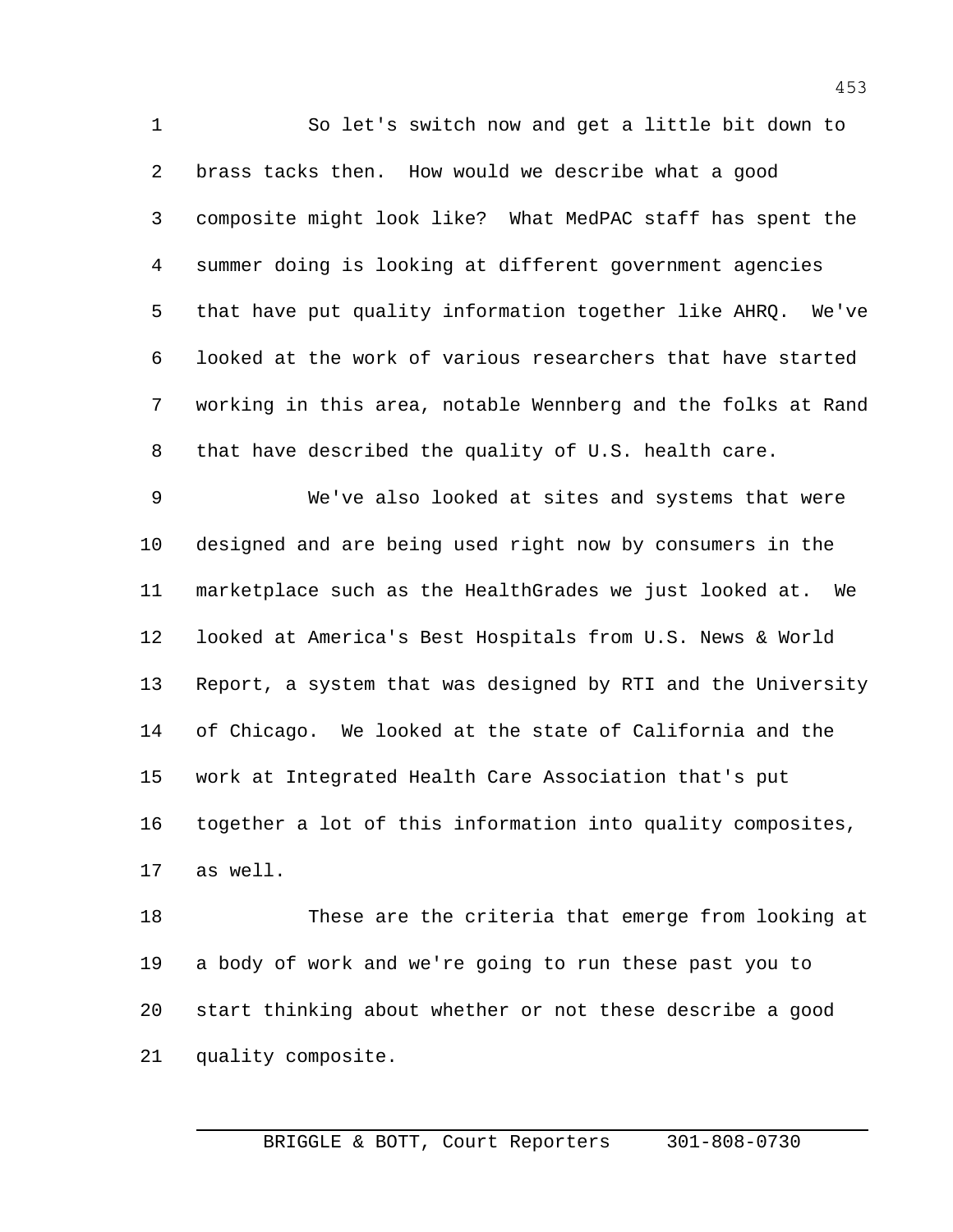So let's switch now and get a little bit down to brass tacks then. How would we describe what a good composite might look like? What MedPAC staff has spent the summer doing is looking at different government agencies that have put quality information together like AHRQ. We've looked at the work of various researchers that have started working in this area, notable Wennberg and the folks at Rand that have described the quality of U.S. health care.

We've also looked at sites and systems that were designed and are being used right now by consumers in the marketplace such as the HealthGrades we just looked at. We looked at America's Best Hospitals from U.S. News & World Report, a system that was designed by RTI and the University of Chicago. We looked at the state of California and the work at Integrated Health Care Association that's put together a lot of this information into quality composites, as well.

These are the criteria that emerge from looking at a body of work and we're going to run these past you to start thinking about whether or not these describe a good quality composite.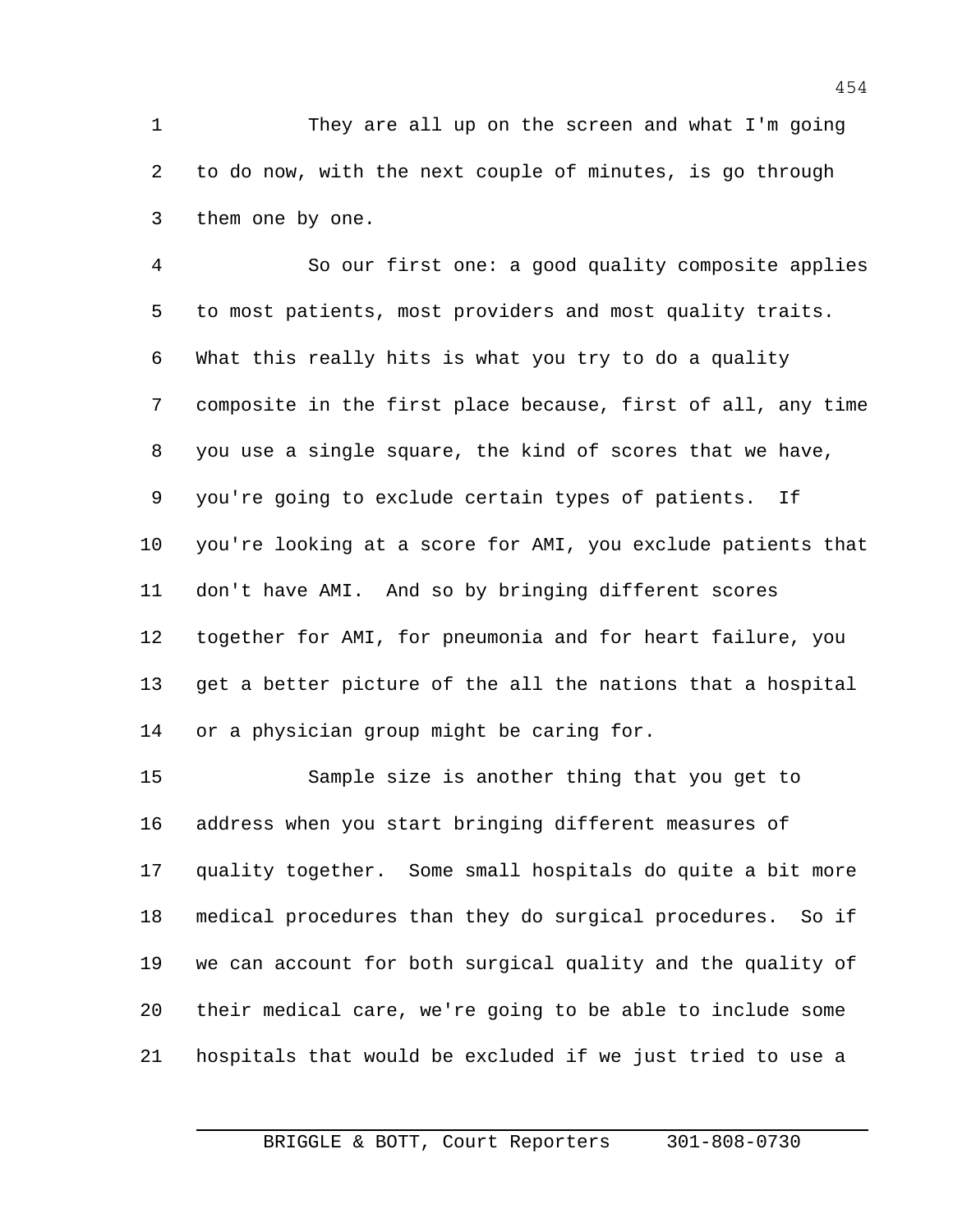They are all up on the screen and what I'm going to do now, with the next couple of minutes, is go through them one by one.

So our first one: a good quality composite applies to most patients, most providers and most quality traits. What this really hits is what you try to do a quality composite in the first place because, first of all, any time you use a single square, the kind of scores that we have, you're going to exclude certain types of patients. If you're looking at a score for AMI, you exclude patients that don't have AMI. And so by bringing different scores together for AMI, for pneumonia and for heart failure, you get a better picture of the all the nations that a hospital or a physician group might be caring for.

Sample size is another thing that you get to address when you start bringing different measures of quality together. Some small hospitals do quite a bit more medical procedures than they do surgical procedures. So if we can account for both surgical quality and the quality of their medical care, we're going to be able to include some hospitals that would be excluded if we just tried to use a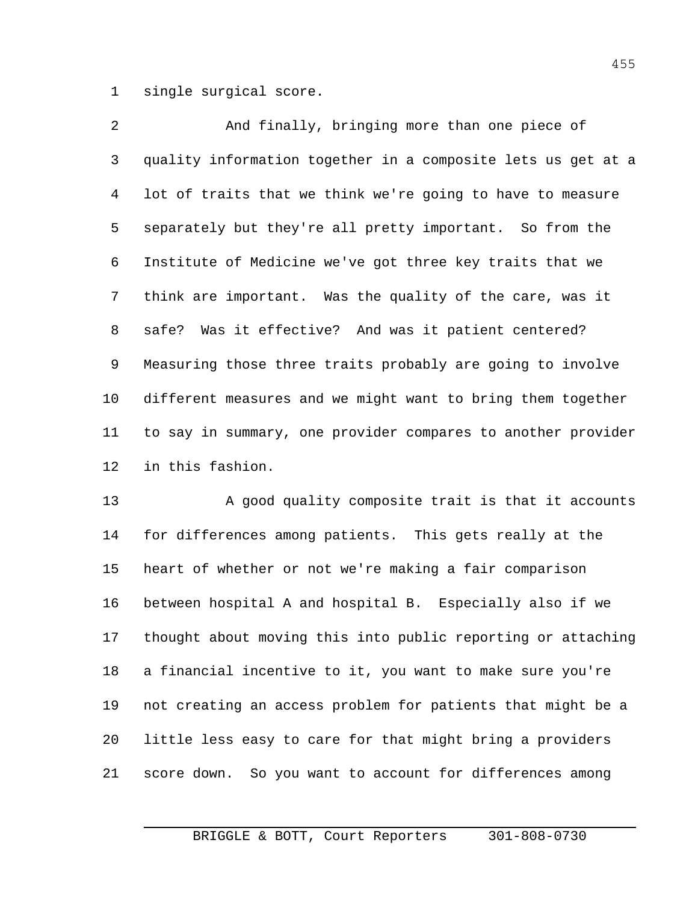single surgical score.

And finally, bringing more than one piece of quality information together in a composite lets us get at a lot of traits that we think we're going to have to measure separately but they're all pretty important. So from the Institute of Medicine we've got three key traits that we think are important. Was the quality of the care, was it safe? Was it effective? And was it patient centered? Measuring those three traits probably are going to involve different measures and we might want to bring them together to say in summary, one provider compares to another provider in this fashion.

A good quality composite trait is that it accounts for differences among patients. This gets really at the heart of whether or not we're making a fair comparison between hospital A and hospital B. Especially also if we thought about moving this into public reporting or attaching a financial incentive to it, you want to make sure you're not creating an access problem for patients that might be a little less easy to care for that might bring a providers score down. So you want to account for differences among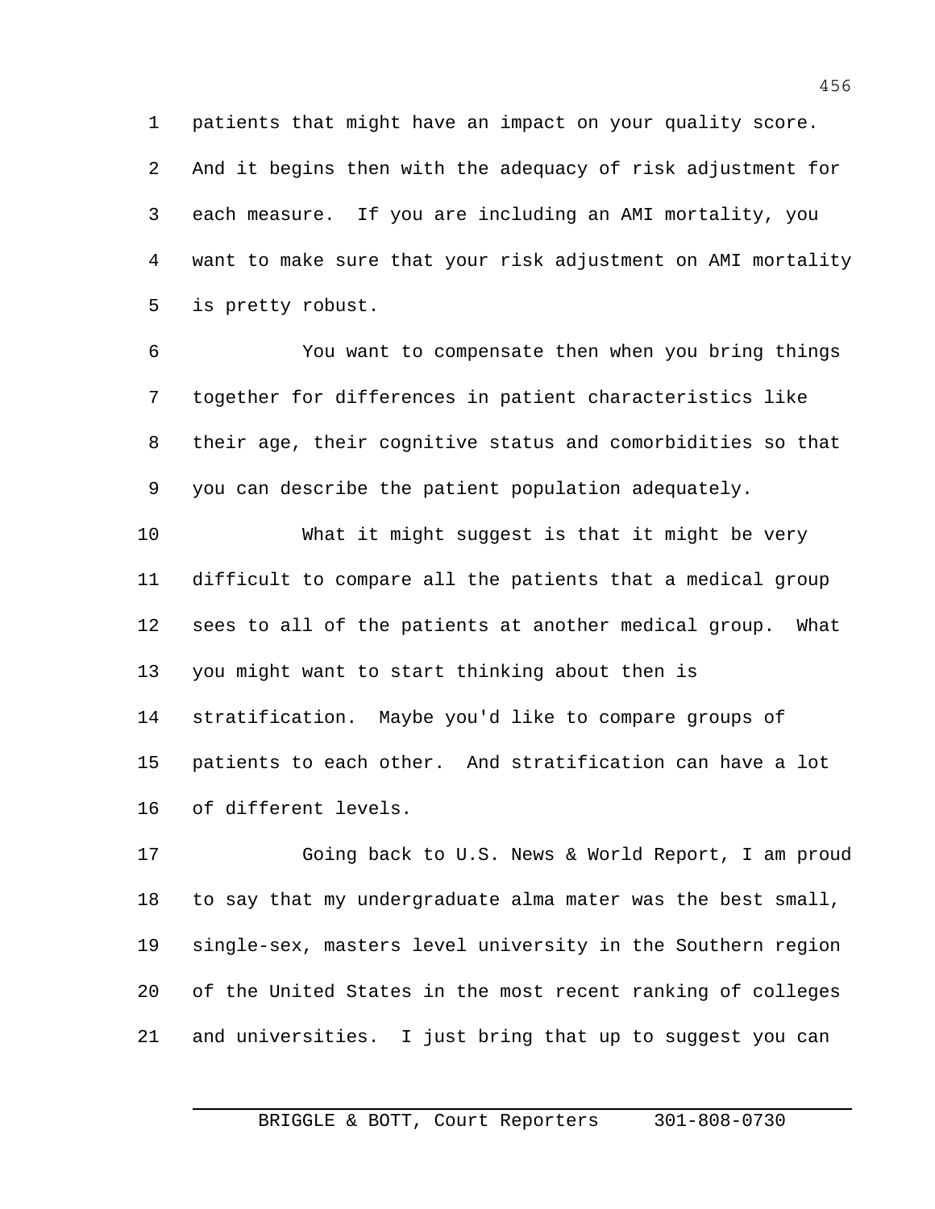patients that might have an impact on your quality score. And it begins then with the adequacy of risk adjustment for each measure. If you are including an AMI mortality, you want to make sure that your risk adjustment on AMI mortality is pretty robust.

You want to compensate then when you bring things together for differences in patient characteristics like their age, their cognitive status and comorbidities so that you can describe the patient population adequately.

What it might suggest is that it might be very difficult to compare all the patients that a medical group sees to all of the patients at another medical group. What you might want to start thinking about then is stratification. Maybe you'd like to compare groups of patients to each other. And stratification can have a lot of different levels.

Going back to U.S. News & World Report, I am proud to say that my undergraduate alma mater was the best small, single-sex, masters level university in the Southern region of the United States in the most recent ranking of colleges and universities. I just bring that up to suggest you can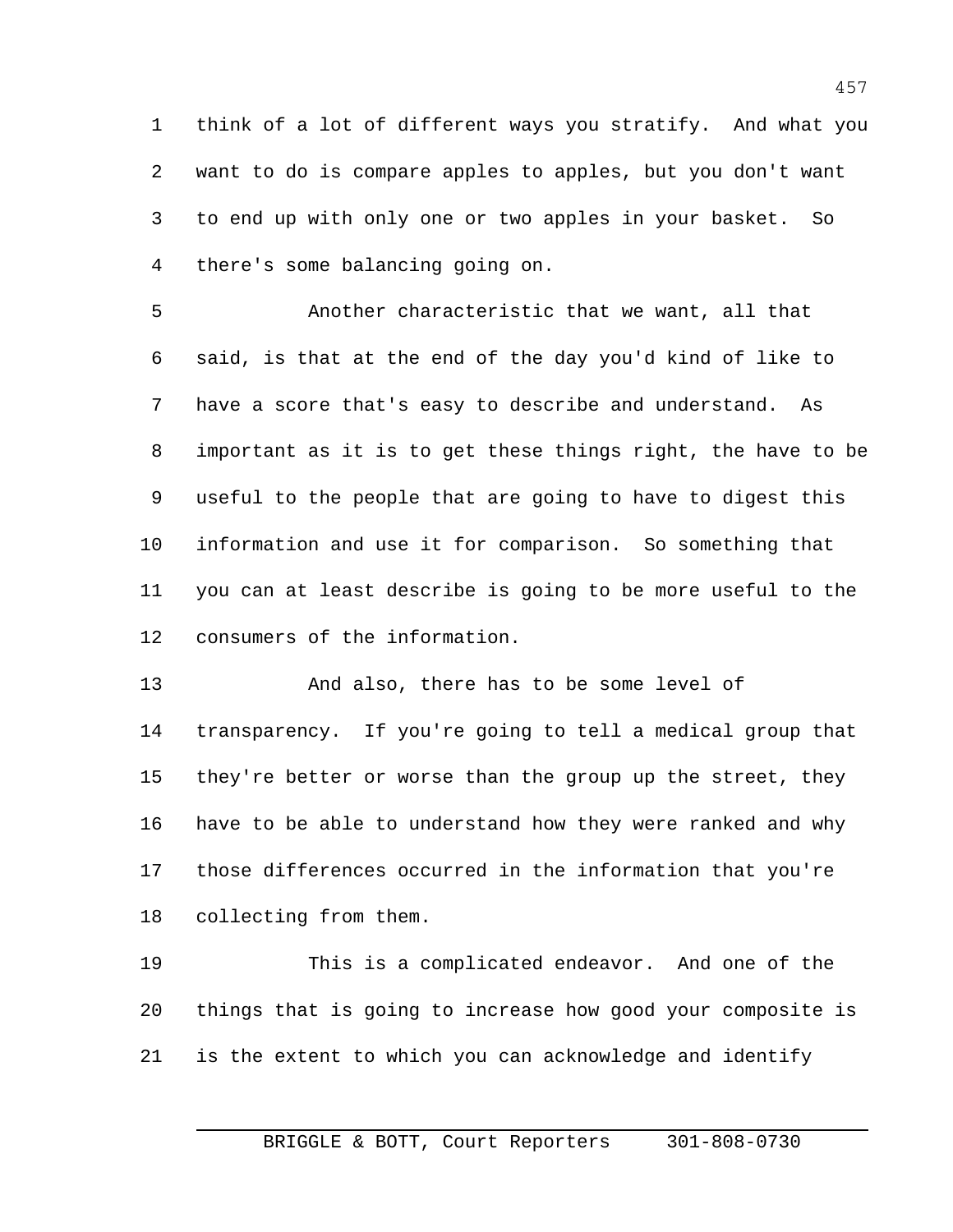think of a lot of different ways you stratify. And what you want to do is compare apples to apples, but you don't want to end up with only one or two apples in your basket. So there's some balancing going on.

Another characteristic that we want, all that said, is that at the end of the day you'd kind of like to have a score that's easy to describe and understand. As important as it is to get these things right, the have to be useful to the people that are going to have to digest this information and use it for comparison. So something that you can at least describe is going to be more useful to the consumers of the information.

And also, there has to be some level of transparency. If you're going to tell a medical group that they're better or worse than the group up the street, they have to be able to understand how they were ranked and why those differences occurred in the information that you're collecting from them.

This is a complicated endeavor. And one of the things that is going to increase how good your composite is is the extent to which you can acknowledge and identify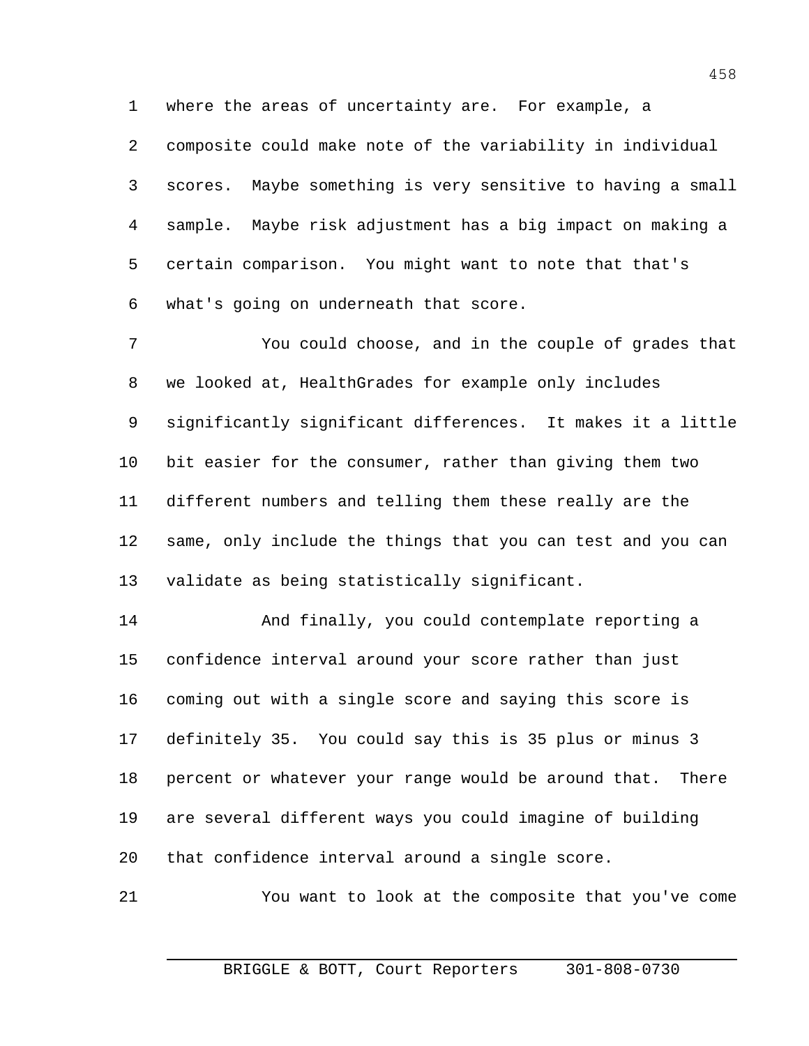where the areas of uncertainty are. For example, a composite could make note of the variability in individual scores. Maybe something is very sensitive to having a small sample. Maybe risk adjustment has a big impact on making a certain comparison. You might want to note that that's what's going on underneath that score.

You could choose, and in the couple of grades that we looked at, HealthGrades for example only includes significantly significant differences. It makes it a little bit easier for the consumer, rather than giving them two different numbers and telling them these really are the same, only include the things that you can test and you can validate as being statistically significant.

And finally, you could contemplate reporting a confidence interval around your score rather than just coming out with a single score and saying this score is definitely 35. You could say this is 35 plus or minus 3 percent or whatever your range would be around that. There are several different ways you could imagine of building that confidence interval around a single score.

You want to look at the composite that you've come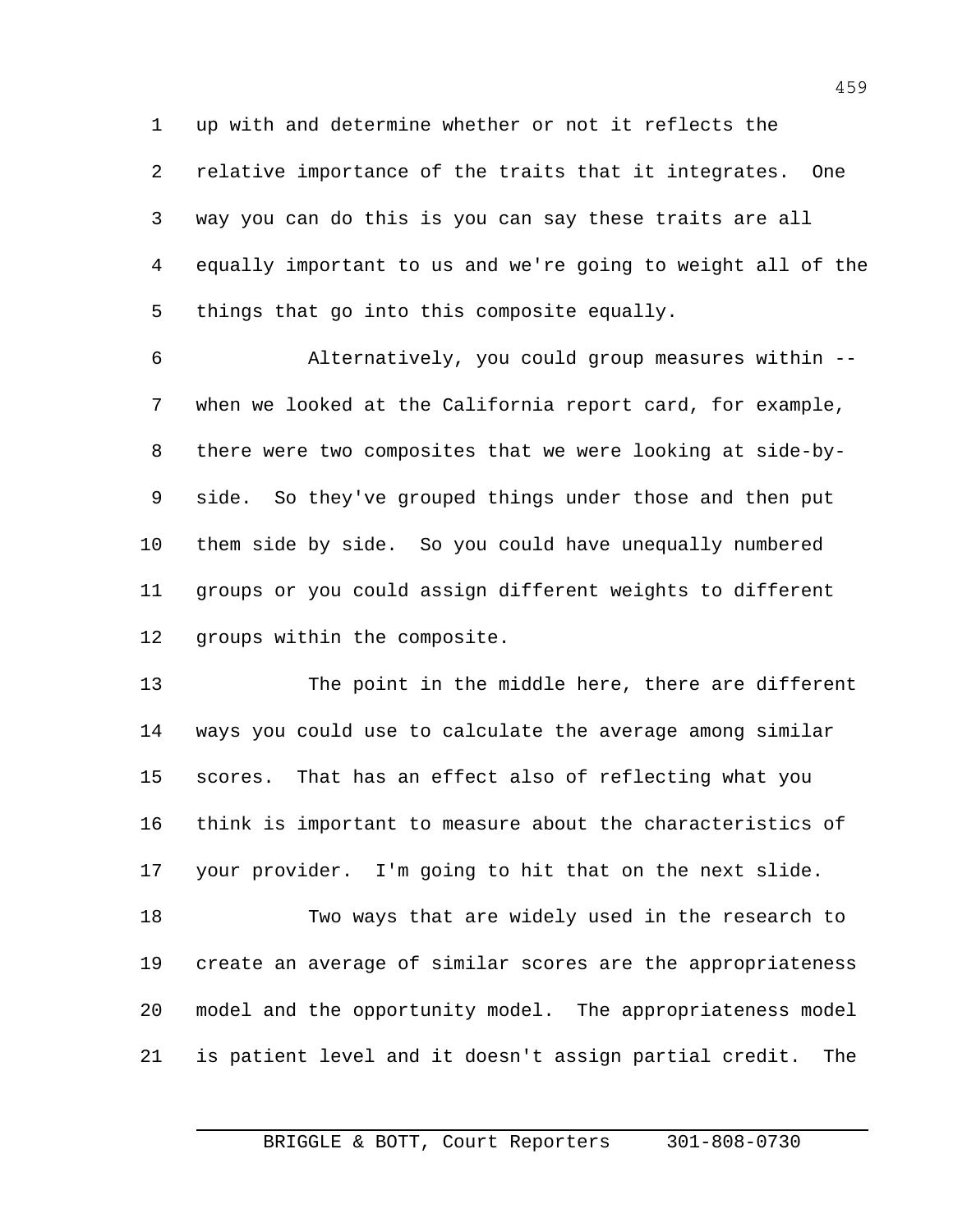up with and determine whether or not it reflects the relative importance of the traits that it integrates. One way you can do this is you can say these traits are all equally important to us and we're going to weight all of the things that go into this composite equally.

Alternatively, you could group measures within -- when we looked at the California report card, for example, there were two composites that we were looking at side-by-side. So they've grouped things under those and then put them side by side. So you could have unequally numbered groups or you could assign different weights to different groups within the composite.

The point in the middle here, there are different ways you could use to calculate the average among similar scores. That has an effect also of reflecting what you think is important to measure about the characteristics of your provider. I'm going to hit that on the next slide.

Two ways that are widely used in the research to create an average of similar scores are the appropriateness model and the opportunity model. The appropriateness model is patient level and it doesn't assign partial credit. The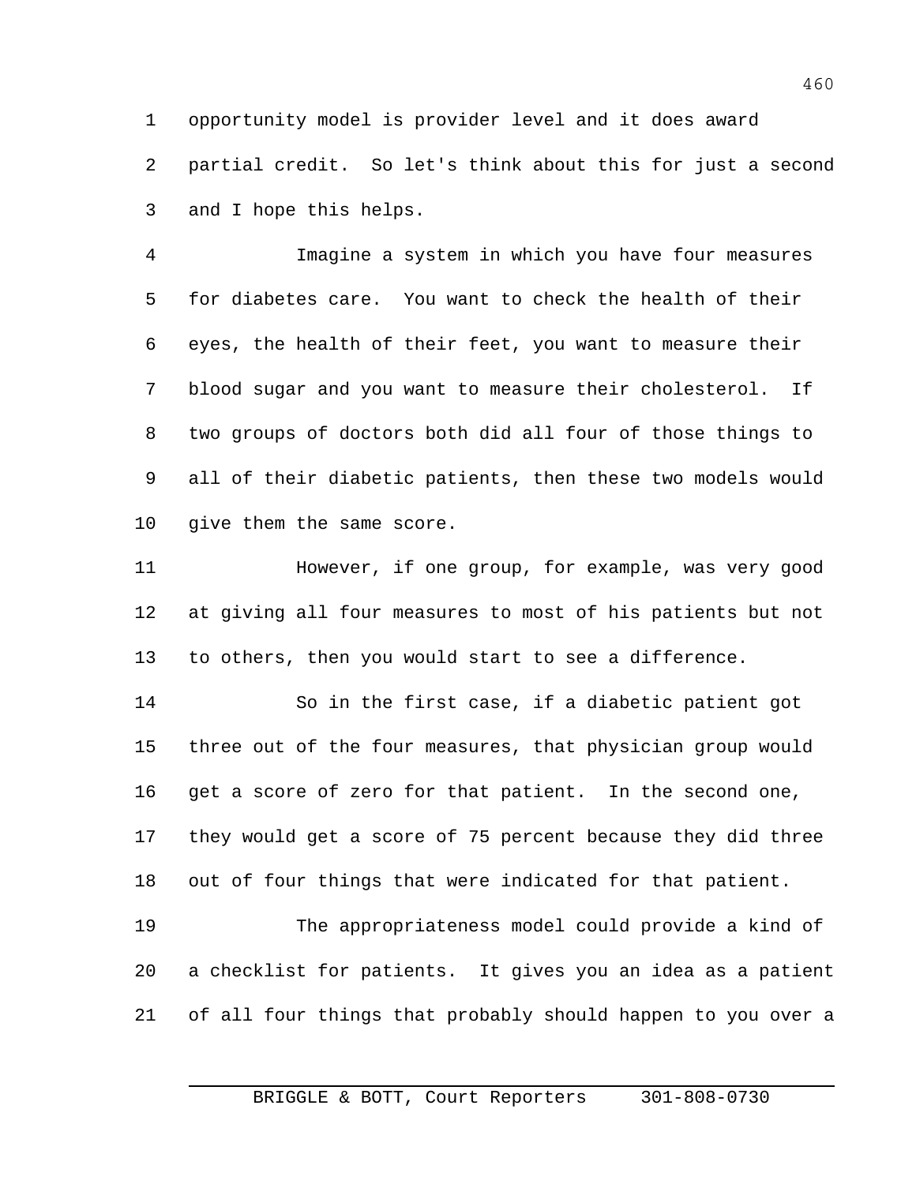opportunity model is provider level and it does award partial credit. So let's think about this for just a second and I hope this helps.

Imagine a system in which you have four measures for diabetes care. You want to check the health of their eyes, the health of their feet, you want to measure their blood sugar and you want to measure their cholesterol. If two groups of doctors both did all four of those things to all of their diabetic patients, then these two models would give them the same score.

However, if one group, for example, was very good at giving all four measures to most of his patients but not to others, then you would start to see a difference.

So in the first case, if a diabetic patient got three out of the four measures, that physician group would get a score of zero for that patient. In the second one, they would get a score of 75 percent because they did three out of four things that were indicated for that patient.

The appropriateness model could provide a kind of a checklist for patients. It gives you an idea as a patient of all four things that probably should happen to you over a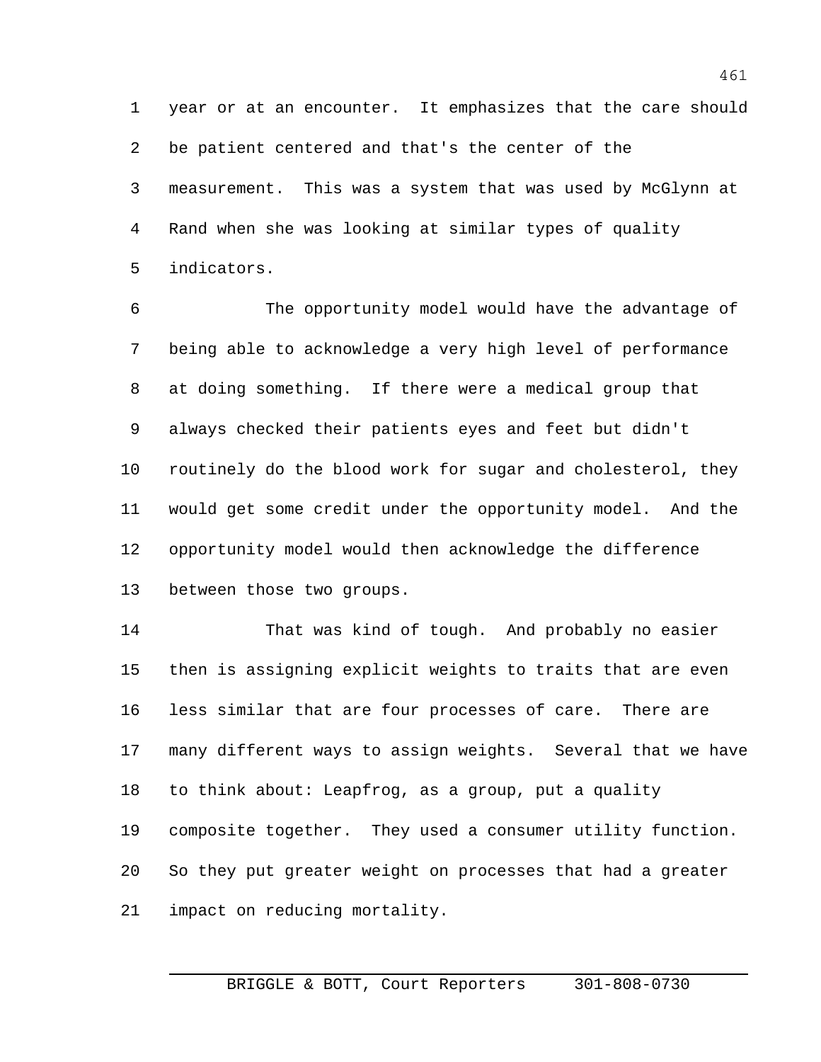year or at an encounter. It emphasizes that the care should be patient centered and that's the center of the measurement. This was a system that was used by McGlynn at Rand when she was looking at similar types of quality indicators.

The opportunity model would have the advantage of being able to acknowledge a very high level of performance at doing something. If there were a medical group that always checked their patients eyes and feet but didn't routinely do the blood work for sugar and cholesterol, they would get some credit under the opportunity model. And the opportunity model would then acknowledge the difference between those two groups.

That was kind of tough. And probably no easier then is assigning explicit weights to traits that are even less similar that are four processes of care. There are many different ways to assign weights. Several that we have to think about: Leapfrog, as a group, put a quality composite together. They used a consumer utility function. So they put greater weight on processes that had a greater impact on reducing mortality.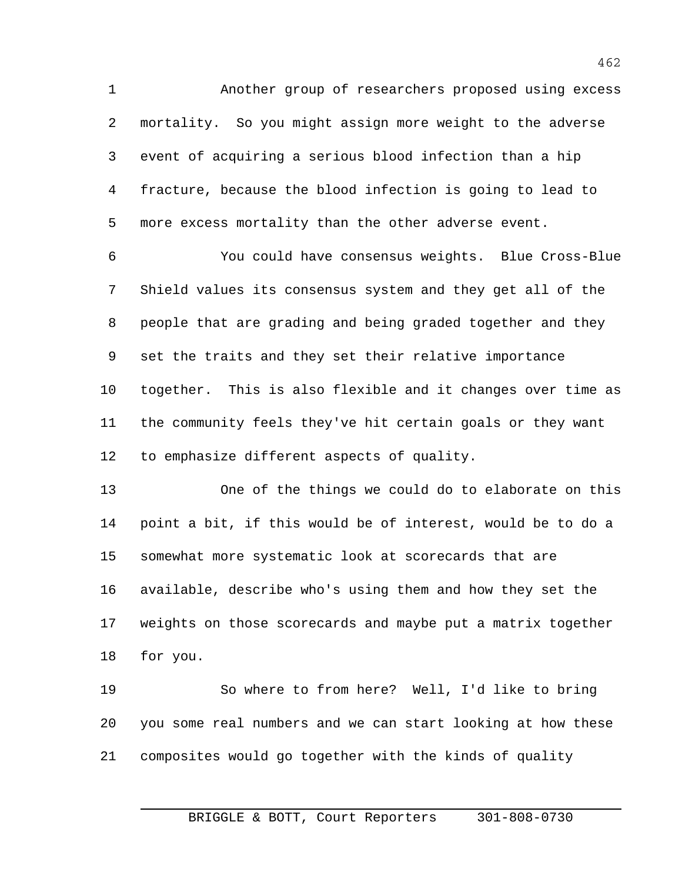Another group of researchers proposed using excess mortality. So you might assign more weight to the adverse event of acquiring a serious blood infection than a hip fracture, because the blood infection is going to lead to more excess mortality than the other adverse event.

You could have consensus weights. Blue Cross-Blue Shield values its consensus system and they get all of the people that are grading and being graded together and they set the traits and they set their relative importance together. This is also flexible and it changes over time as the community feels they've hit certain goals or they want to emphasize different aspects of quality.

One of the things we could do to elaborate on this point a bit, if this would be of interest, would be to do a somewhat more systematic look at scorecards that are available, describe who's using them and how they set the weights on those scorecards and maybe put a matrix together for you.

So where to from here? Well, I'd like to bring you some real numbers and we can start looking at how these composites would go together with the kinds of quality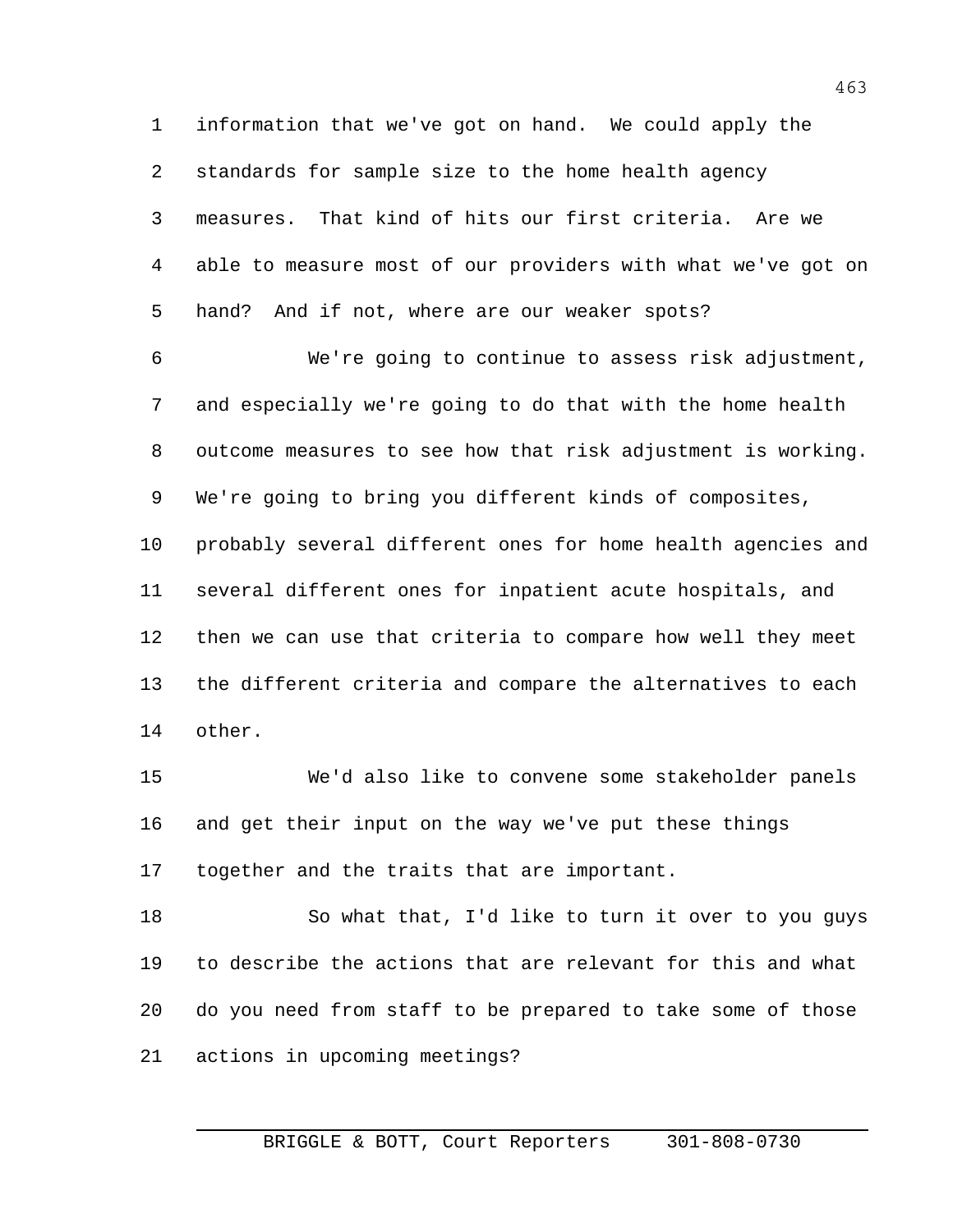information that we've got on hand. We could apply the standards for sample size to the home health agency measures. That kind of hits our first criteria. Are we able to measure most of our providers with what we've got on hand? And if not, where are our weaker spots?

We're going to continue to assess risk adjustment, and especially we're going to do that with the home health outcome measures to see how that risk adjustment is working. We're going to bring you different kinds of composites, probably several different ones for home health agencies and several different ones for inpatient acute hospitals, and then we can use that criteria to compare how well they meet the different criteria and compare the alternatives to each other.

We'd also like to convene some stakeholder panels and get their input on the way we've put these things together and the traits that are important.

So what that, I'd like to turn it over to you guys to describe the actions that are relevant for this and what do you need from staff to be prepared to take some of those actions in upcoming meetings?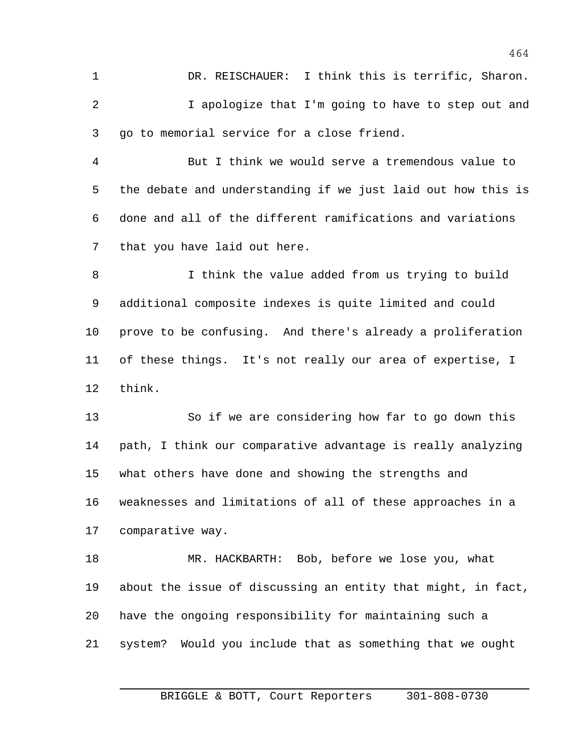DR. REISCHAUER: I think this is terrific, Sharon.

I apologize that I'm going to have to step out and go to memorial service for a close friend.

But I think we would serve a tremendous value to the debate and understanding if we just laid out how this is done and all of the different ramifications and variations that you have laid out here.

I think the value added from us trying to build additional composite indexes is quite limited and could prove to be confusing. And there's already a proliferation of these things. It's not really our area of expertise, I think.

So if we are considering how far to go down this path, I think our comparative advantage is really analyzing what others have done and showing the strengths and weaknesses and limitations of all of these approaches in a comparative way.

MR. HACKBARTH: Bob, before we lose you, what about the issue of discussing an entity that might, in fact, have the ongoing responsibility for maintaining such a system? Would you include that as something that we ought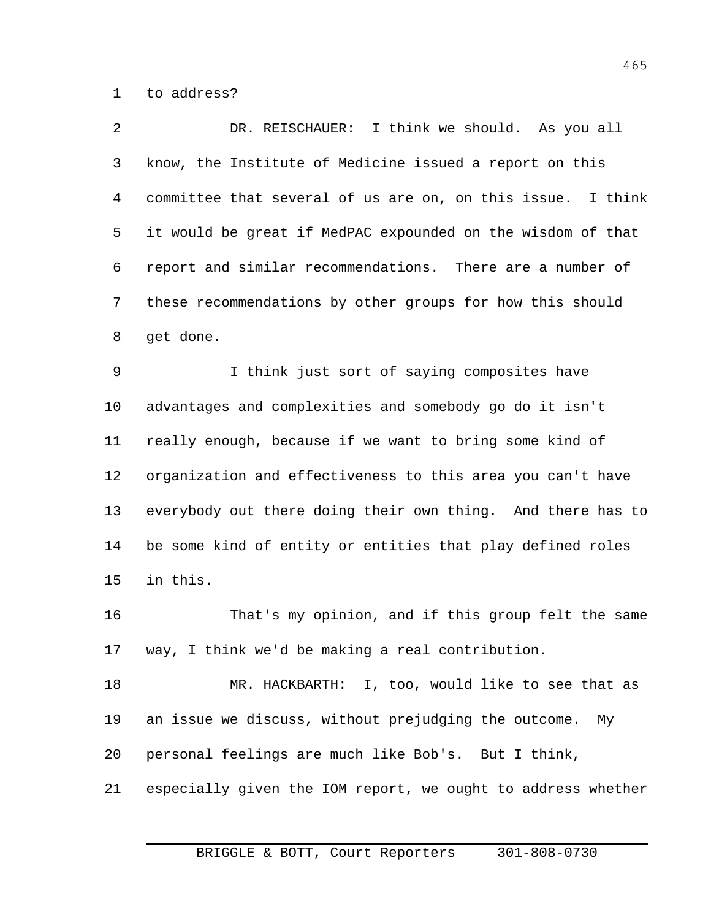to address?

DR. REISCHAUER: I think we should. As you all know, the Institute of Medicine issued a report on this committee that several of us are on, on this issue. I think it would be great if MedPAC expounded on the wisdom of that report and similar recommendations. There are a number of these recommendations by other groups for how this should get done.

I think just sort of saying composites have advantages and complexities and somebody go do it isn't really enough, because if we want to bring some kind of organization and effectiveness to this area you can't have everybody out there doing their own thing. And there has to be some kind of entity or entities that play defined roles in this.

That's my opinion, and if this group felt the same way, I think we'd be making a real contribution.

MR. HACKBARTH: I, too, would like to see that as an issue we discuss, without prejudging the outcome. My personal feelings are much like Bob's. But I think, especially given the IOM report, we ought to address whether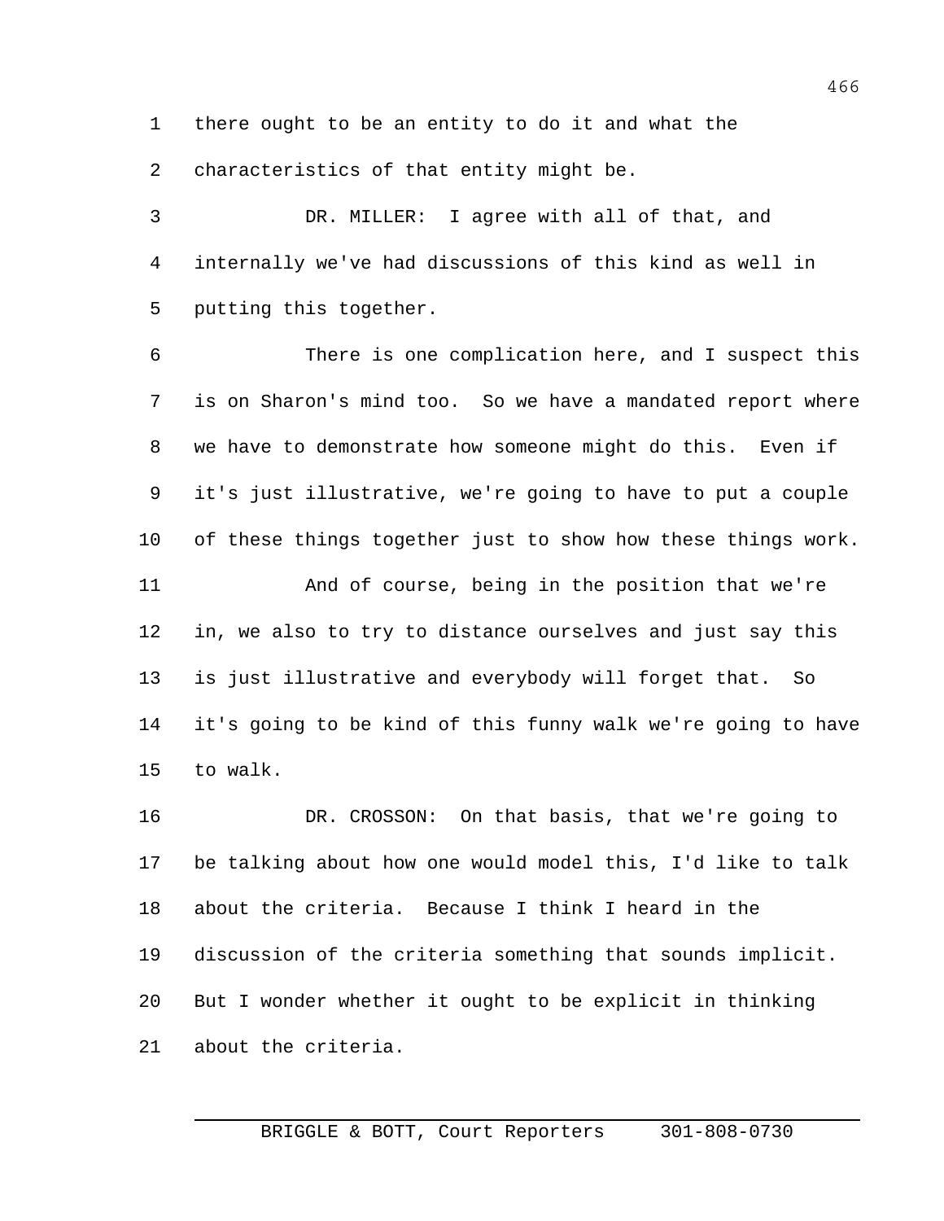there ought to be an entity to do it and what the characteristics of that entity might be.

DR. MILLER: I agree with all of that, and internally we've had discussions of this kind as well in putting this together.

There is one complication here, and I suspect this is on Sharon's mind too. So we have a mandated report where we have to demonstrate how someone might do this. Even if it's just illustrative, we're going to have to put a couple of these things together just to show how these things work.

And of course, being in the position that we're in, we also to try to distance ourselves and just say this is just illustrative and everybody will forget that. So it's going to be kind of this funny walk we're going to have to walk.

DR. CROSSON: On that basis, that we're going to be talking about how one would model this, I'd like to talk about the criteria. Because I think I heard in the discussion of the criteria something that sounds implicit. But I wonder whether it ought to be explicit in thinking about the criteria.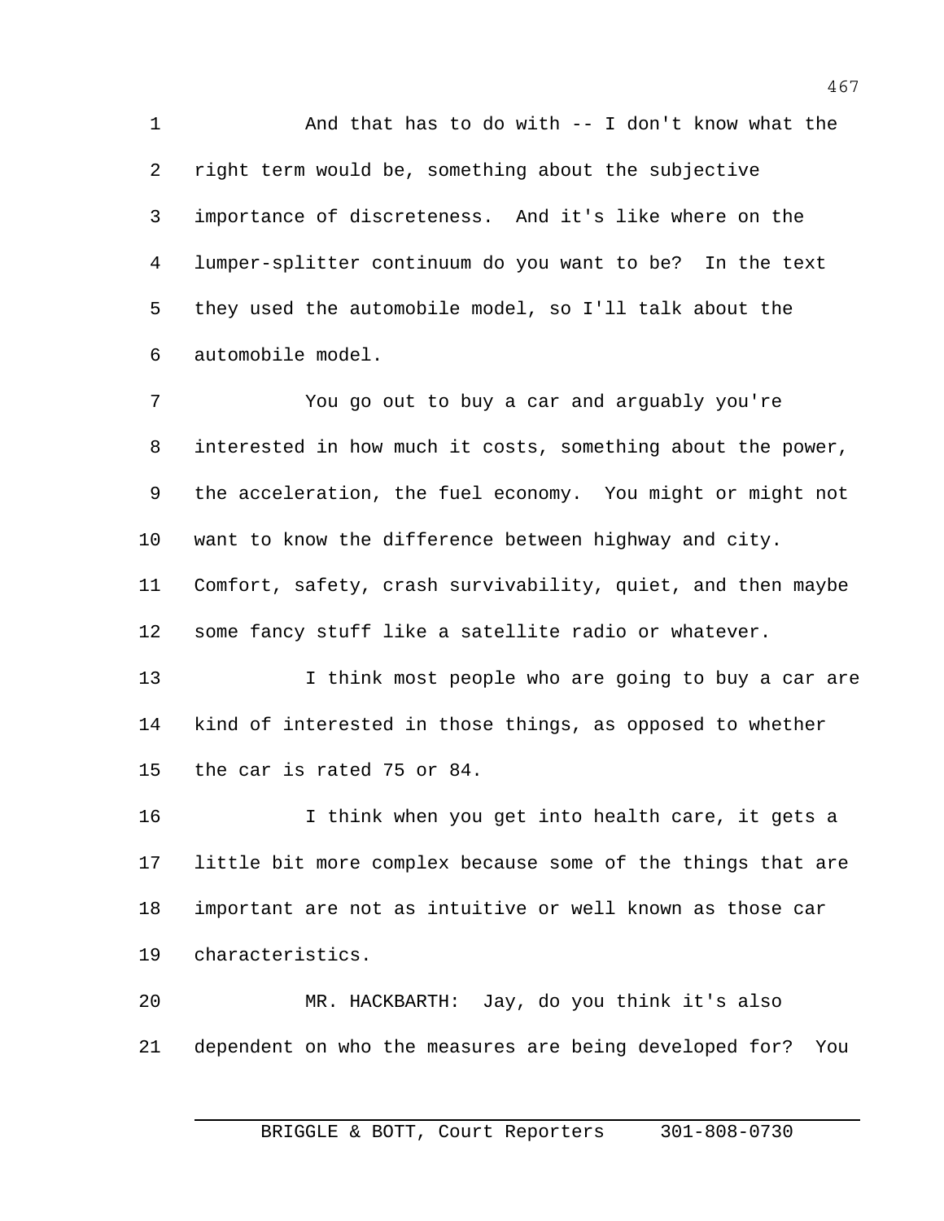And that has to do with -- I don't know what the right term would be, something about the subjective importance of discreteness. And it's like where on the lumper-splitter continuum do you want to be? In the text they used the automobile model, so I'll talk about the automobile model.

You go out to buy a car and arguably you're interested in how much it costs, something about the power, the acceleration, the fuel economy. You might or might not want to know the difference between highway and city. Comfort, safety, crash survivability, quiet, and then maybe some fancy stuff like a satellite radio or whatever.

I think most people who are going to buy a car are kind of interested in those things, as opposed to whether the car is rated 75 or 84.

I think when you get into health care, it gets a little bit more complex because some of the things that are important are not as intuitive or well known as those car characteristics.

MR. HACKBARTH: Jay, do you think it's also dependent on who the measures are being developed for? You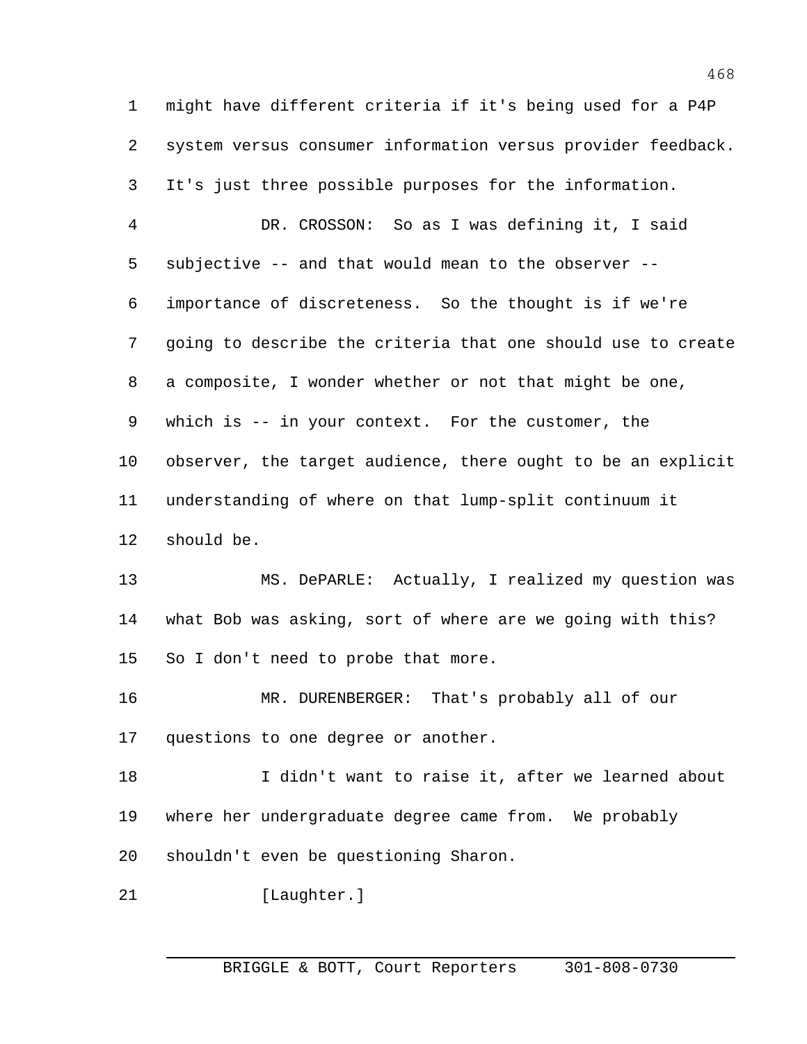might have different criteria if it's being used for a P4P system versus consumer information versus provider feedback. It's just three possible purposes for the information.

DR. CROSSON: So as I was defining it, I said subjective -- and that would mean to the observer -- importance of discreteness. So the thought is if we're going to describe the criteria that one should use to create a composite, I wonder whether or not that might be one, which is -- in your context. For the customer, the observer, the target audience, there ought to be an explicit understanding of where on that lump-split continuum it should be.

MS. DePARLE: Actually, I realized my question was what Bob was asking, sort of where are we going with this? So I don't need to probe that more.

MR. DURENBERGER: That's probably all of our questions to one degree or another.

I didn't want to raise it, after we learned about where her undergraduate degree came from. We probably shouldn't even be questioning Sharon.

[Laughter.]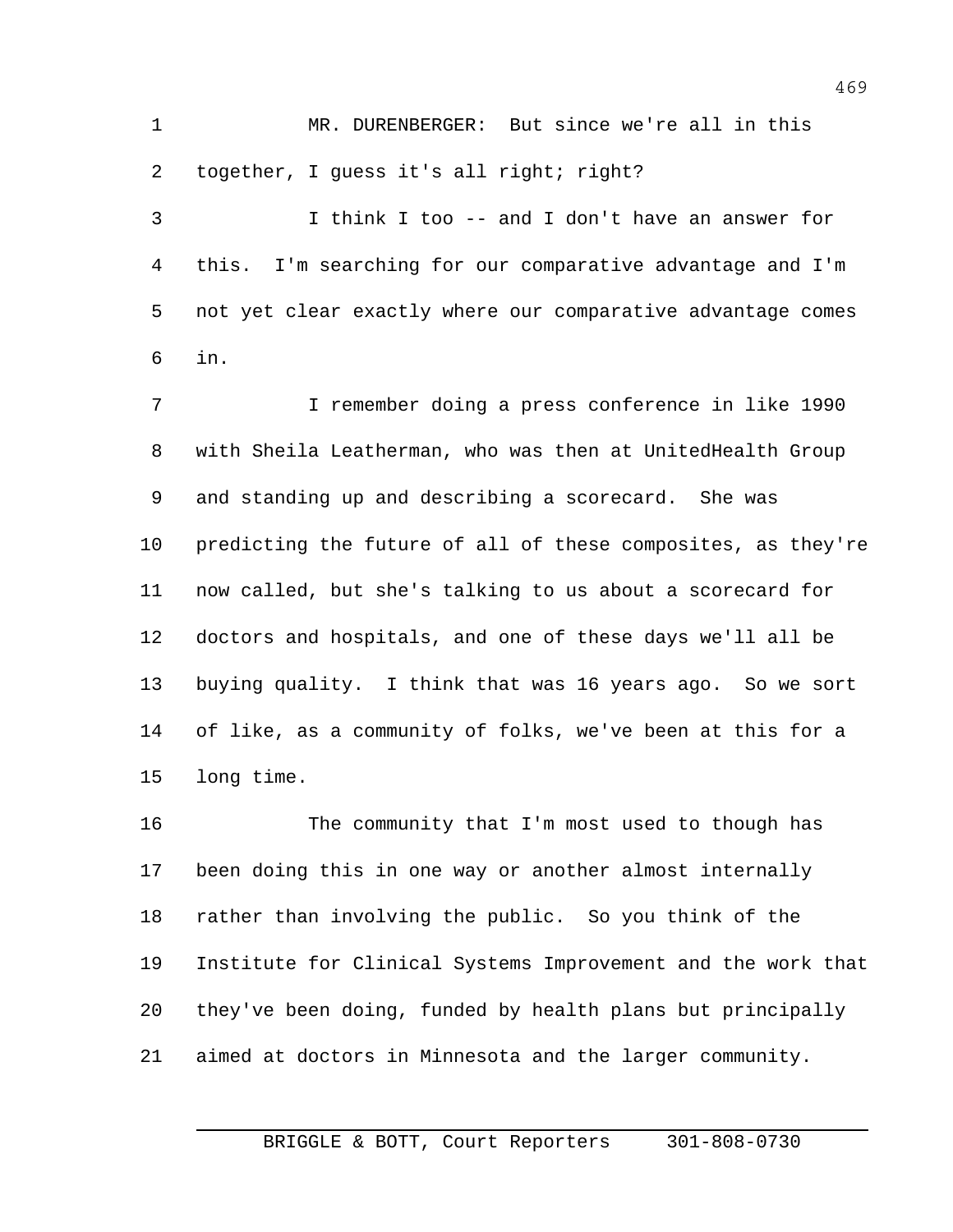MR. DURENBERGER: But since we're all in this together, I guess it's all right; right?

I think I too -- and I don't have an answer for this. I'm searching for our comparative advantage and I'm not yet clear exactly where our comparative advantage comes in.

I remember doing a press conference in like 1990 with Sheila Leatherman, who was then at UnitedHealth Group and standing up and describing a scorecard. She was predicting the future of all of these composites, as they're now called, but she's talking to us about a scorecard for doctors and hospitals, and one of these days we'll all be buying quality. I think that was 16 years ago. So we sort of like, as a community of folks, we've been at this for a long time.

The community that I'm most used to though has been doing this in one way or another almost internally rather than involving the public. So you think of the Institute for Clinical Systems Improvement and the work that they've been doing, funded by health plans but principally aimed at doctors in Minnesota and the larger community.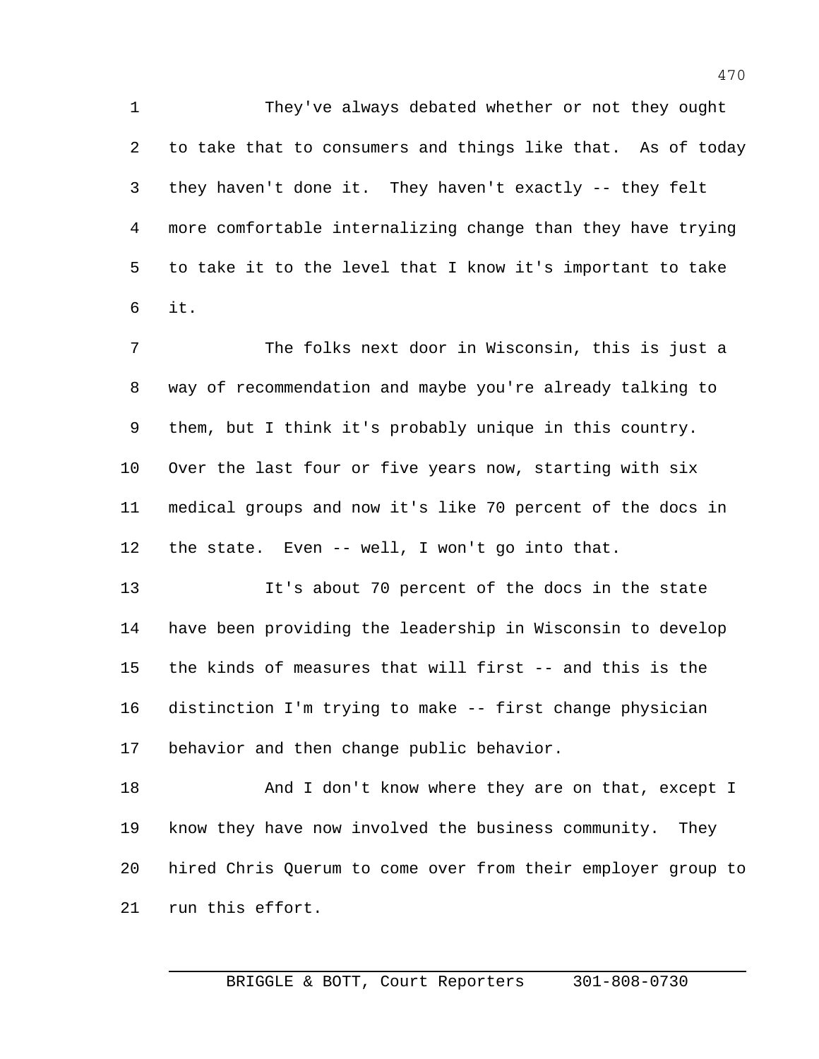They've always debated whether or not they ought to take that to consumers and things like that. As of today they haven't done it. They haven't exactly -- they felt more comfortable internalizing change than they have trying to take it to the level that I know it's important to take it.

The folks next door in Wisconsin, this is just a way of recommendation and maybe you're already talking to them, but I think it's probably unique in this country. Over the last four or five years now, starting with six medical groups and now it's like 70 percent of the docs in the state. Even -- well, I won't go into that.

It's about 70 percent of the docs in the state have been providing the leadership in Wisconsin to develop the kinds of measures that will first -- and this is the distinction I'm trying to make -- first change physician behavior and then change public behavior.

And I don't know where they are on that, except I know they have now involved the business community. They hired Chris Querum to come over from their employer group to run this effort.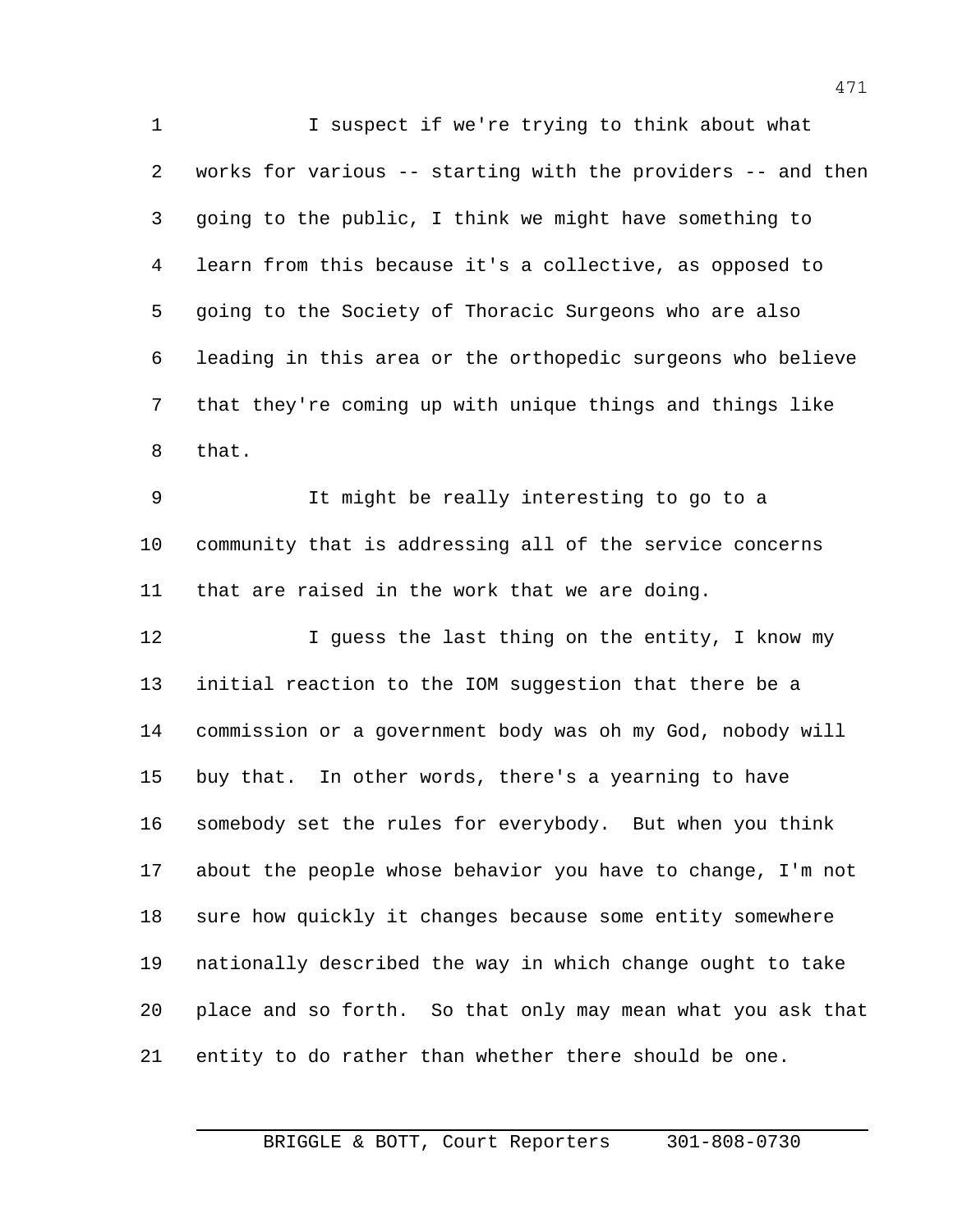I suspect if we're trying to think about what works for various -- starting with the providers -- and then going to the public, I think we might have something to learn from this because it's a collective, as opposed to going to the Society of Thoracic Surgeons who are also leading in this area or the orthopedic surgeons who believe that they're coming up with unique things and things like that.

It might be really interesting to go to a community that is addressing all of the service concerns that are raised in the work that we are doing.

I guess the last thing on the entity, I know my initial reaction to the IOM suggestion that there be a commission or a government body was oh my God, nobody will buy that. In other words, there's a yearning to have somebody set the rules for everybody. But when you think about the people whose behavior you have to change, I'm not sure how quickly it changes because some entity somewhere nationally described the way in which change ought to take place and so forth. So that only may mean what you ask that entity to do rather than whether there should be one.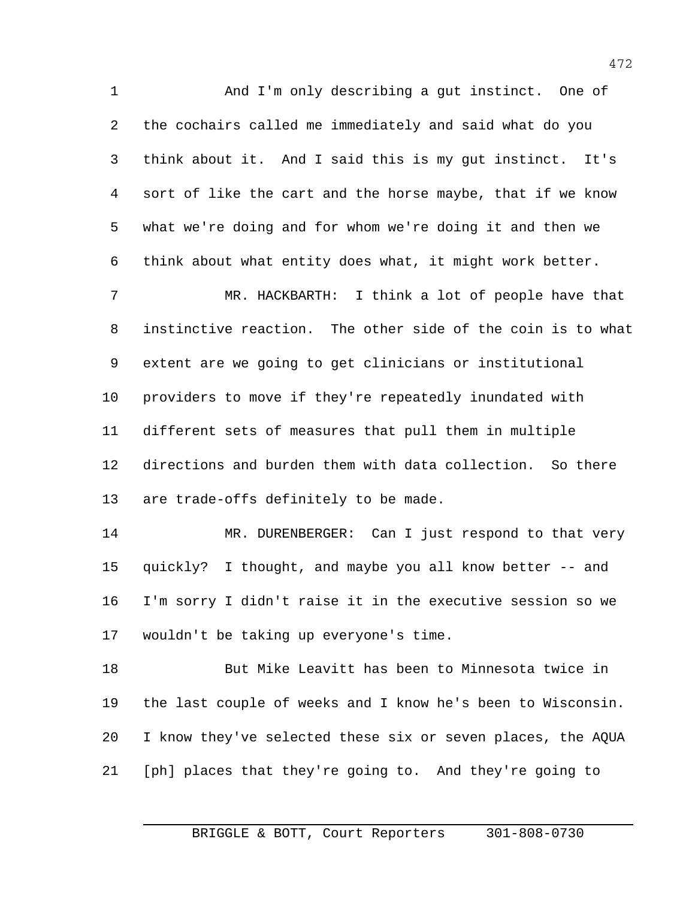And I'm only describing a gut instinct. One of the cochairs called me immediately and said what do you think about it. And I said this is my gut instinct. It's sort of like the cart and the horse maybe, that if we know what we're doing and for whom we're doing it and then we think about what entity does what, it might work better.

MR. HACKBARTH: I think a lot of people have that instinctive reaction. The other side of the coin is to what extent are we going to get clinicians or institutional providers to move if they're repeatedly inundated with different sets of measures that pull them in multiple directions and burden them with data collection. So there are trade-offs definitely to be made.

MR. DURENBERGER: Can I just respond to that very quickly? I thought, and maybe you all know better -- and I'm sorry I didn't raise it in the executive session so we wouldn't be taking up everyone's time.

But Mike Leavitt has been to Minnesota twice in the last couple of weeks and I know he's been to Wisconsin. I know they've selected these six or seven places, the AQUA [ph] places that they're going to. And they're going to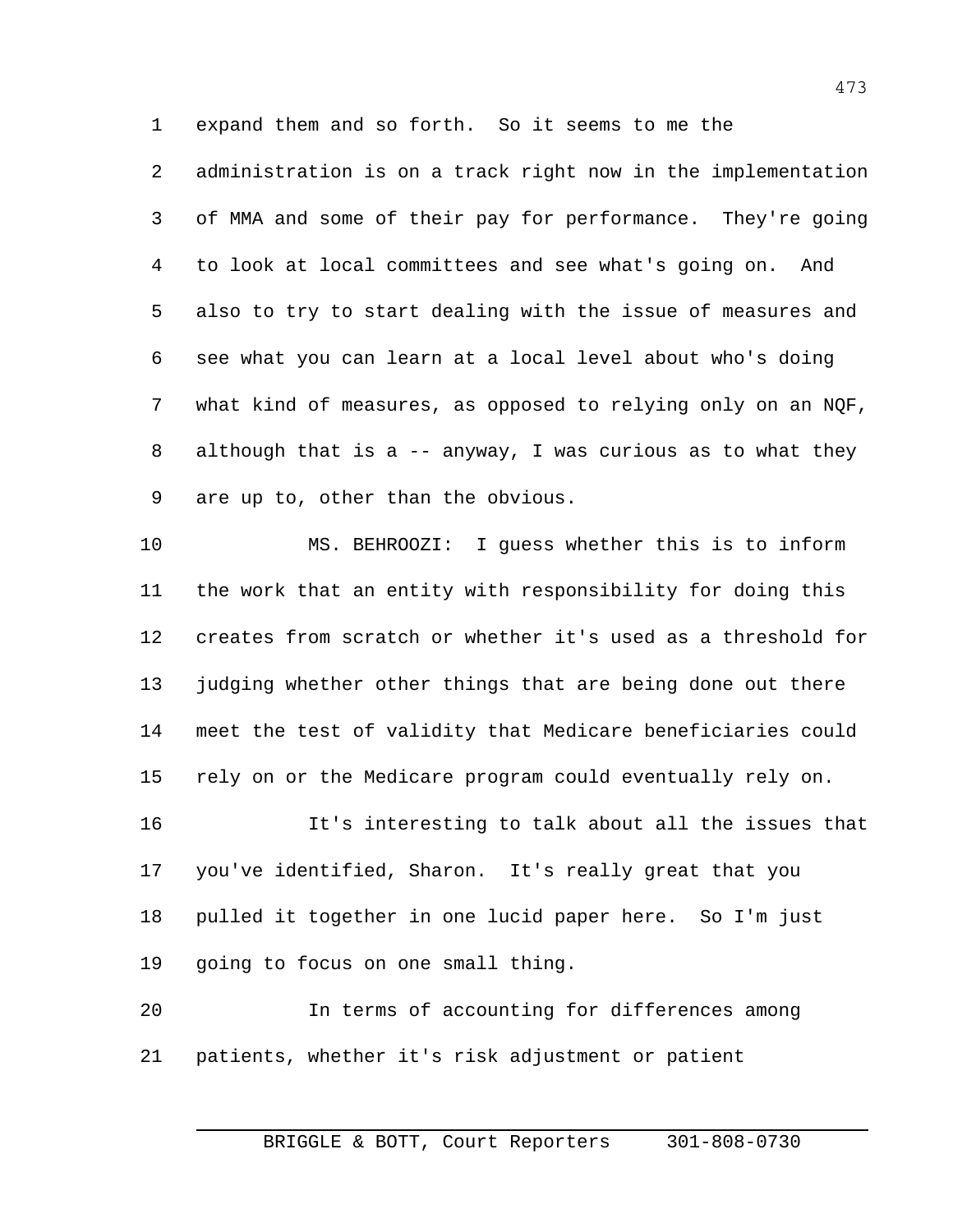expand them and so forth. So it seems to me the administration is on a track right now in the implementation of MMA and some of their pay for performance. They're going to look at local committees and see what's going on. And also to try to start dealing with the issue of measures and see what you can learn at a local level about who's doing what kind of measures, as opposed to relying only on an NQF, although that is a -- anyway, I was curious as to what they are up to, other than the obvious.

MS. BEHROOZI: I guess whether this is to inform the work that an entity with responsibility for doing this creates from scratch or whether it's used as a threshold for judging whether other things that are being done out there meet the test of validity that Medicare beneficiaries could rely on or the Medicare program could eventually rely on.

It's interesting to talk about all the issues that you've identified, Sharon. It's really great that you pulled it together in one lucid paper here. So I'm just going to focus on one small thing.

In terms of accounting for differences among patients, whether it's risk adjustment or patient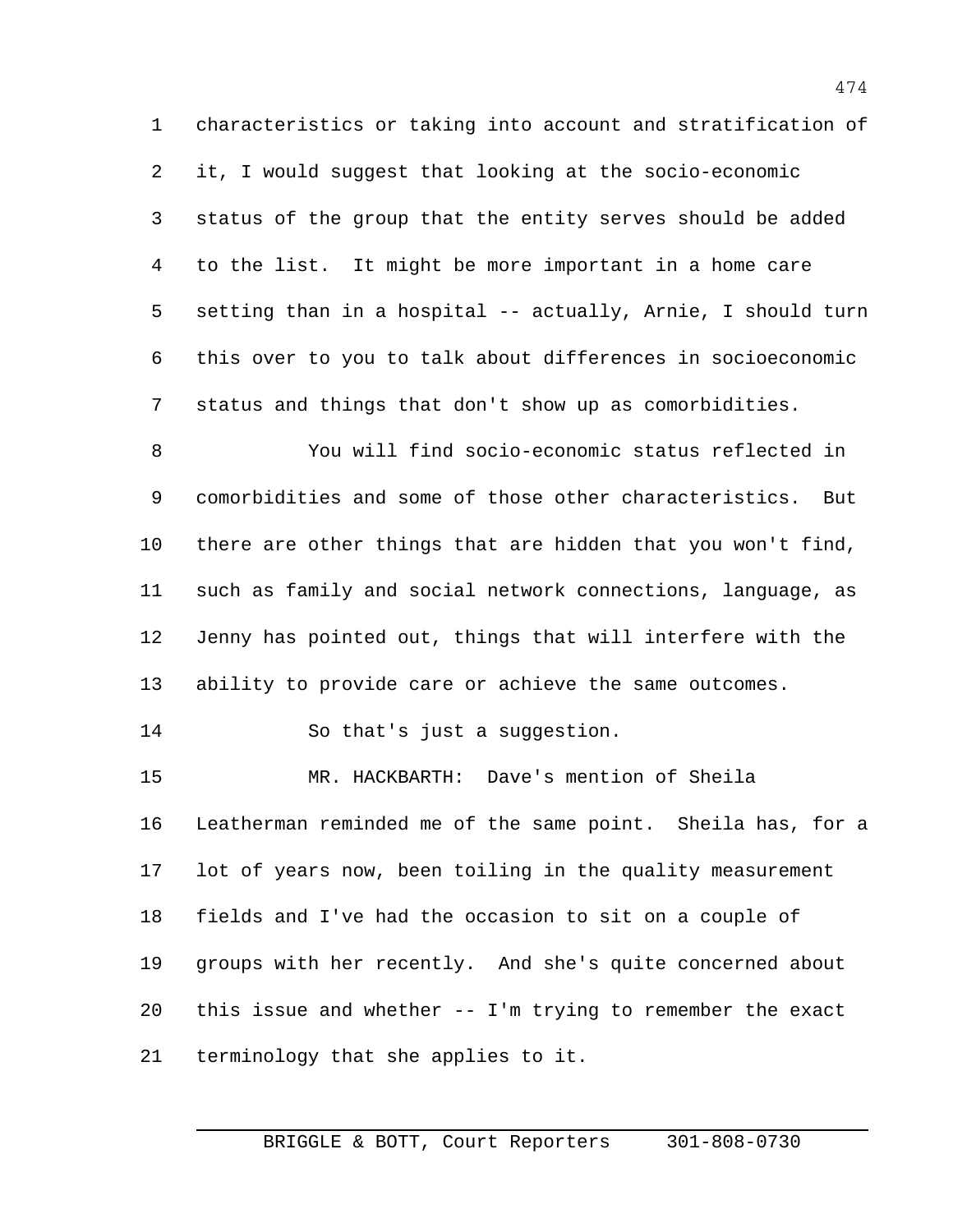characteristics or taking into account and stratification of it, I would suggest that looking at the socio-economic status of the group that the entity serves should be added to the list. It might be more important in a home care setting than in a hospital -- actually, Arnie, I should turn this over to you to talk about differences in socioeconomic status and things that don't show up as comorbidities.

You will find socio-economic status reflected in comorbidities and some of those other characteristics. But there are other things that are hidden that you won't find, such as family and social network connections, language, as Jenny has pointed out, things that will interfere with the ability to provide care or achieve the same outcomes.

So that's just a suggestion.

MR. HACKBARTH: Dave's mention of Sheila Leatherman reminded me of the same point. Sheila has, for a lot of years now, been toiling in the quality measurement fields and I've had the occasion to sit on a couple of groups with her recently. And she's quite concerned about this issue and whether -- I'm trying to remember the exact terminology that she applies to it.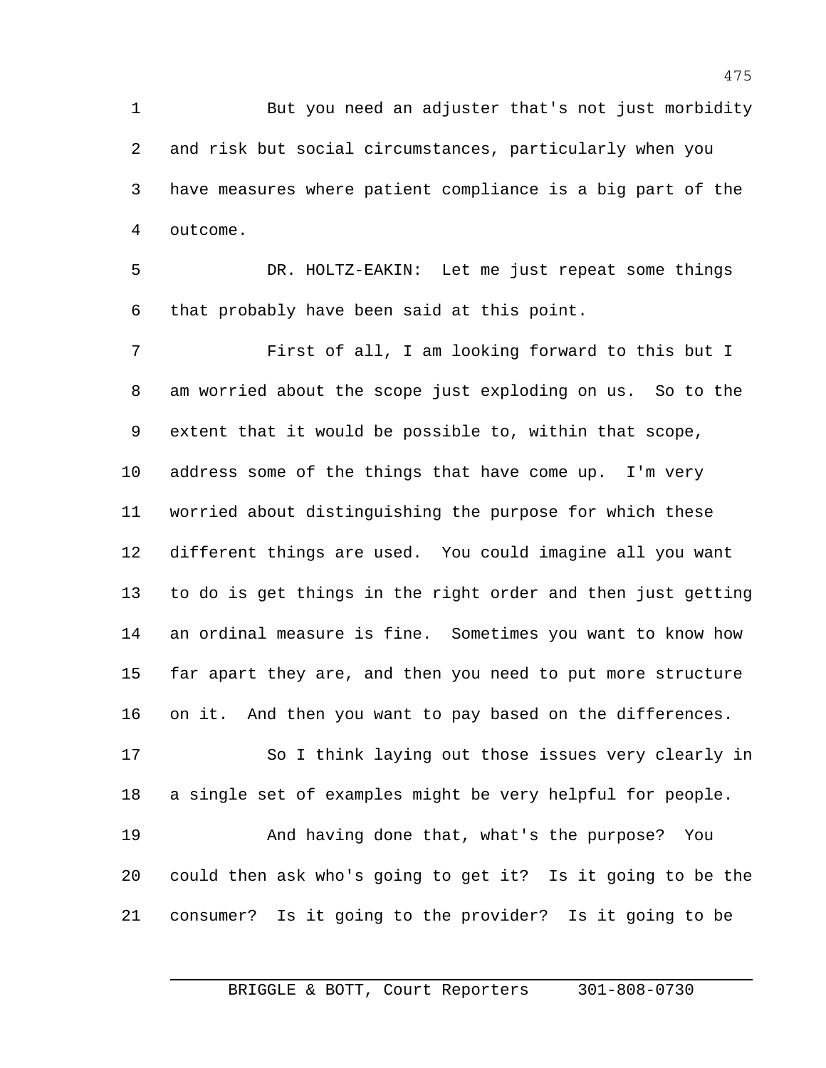But you need an adjuster that's not just morbidity and risk but social circumstances, particularly when you have measures where patient compliance is a big part of the outcome.

DR. HOLTZ-EAKIN: Let me just repeat some things that probably have been said at this point.

First of all, I am looking forward to this but I am worried about the scope just exploding on us. So to the extent that it would be possible to, within that scope, address some of the things that have come up. I'm very worried about distinguishing the purpose for which these different things are used. You could imagine all you want to do is get things in the right order and then just getting an ordinal measure is fine. Sometimes you want to know how far apart they are, and then you need to put more structure on it. And then you want to pay based on the differences.

So I think laying out those issues very clearly in a single set of examples might be very helpful for people.

And having done that, what's the purpose? You could then ask who's going to get it? Is it going to be the consumer? Is it going to the provider? Is it going to be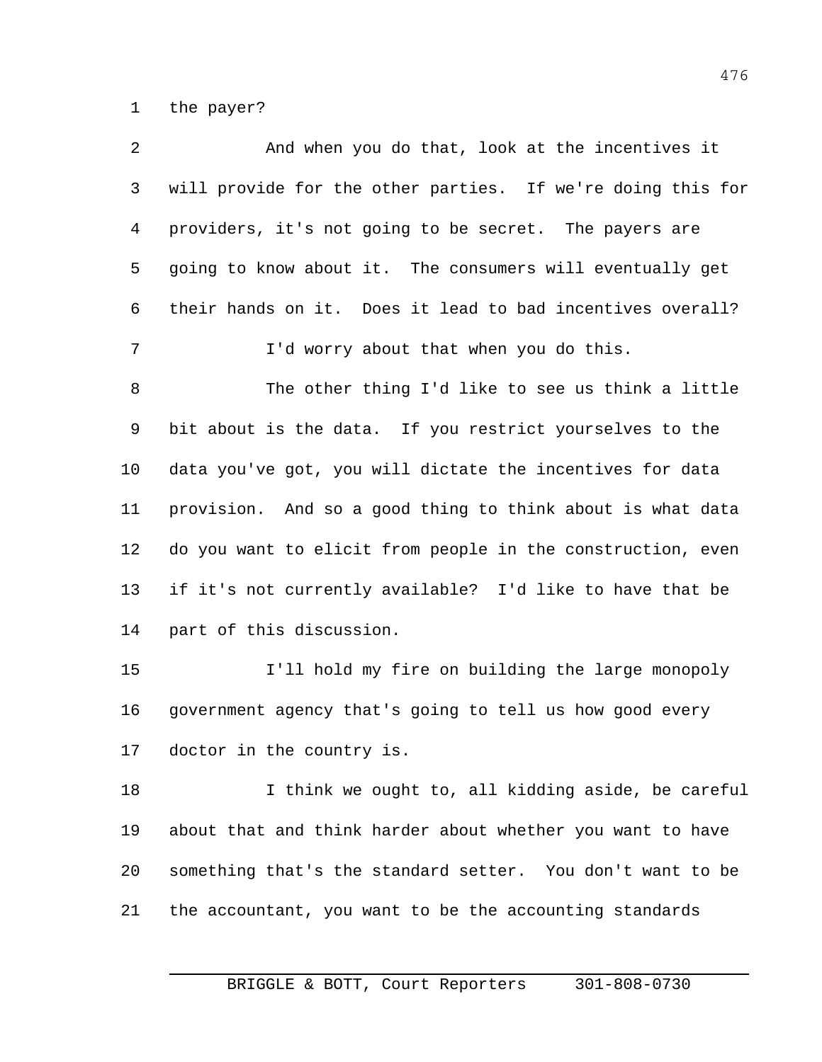the payer?

And when you do that, look at the incentives it will provide for the other parties. If we're doing this for providers, it's not going to be secret. The payers are going to know about it. The consumers will eventually get their hands on it. Does it lead to bad incentives overall?

I'd worry about that when you do this.

The other thing I'd like to see us think a little bit about is the data. If you restrict yourselves to the data you've got, you will dictate the incentives for data provision. And so a good thing to think about is what data do you want to elicit from people in the construction, even if it's not currently available? I'd like to have that be part of this discussion.

I'll hold my fire on building the large monopoly government agency that's going to tell us how good every doctor in the country is.

I think we ought to, all kidding aside, be careful about that and think harder about whether you want to have something that's the standard setter. You don't want to be the accountant, you want to be the accounting standards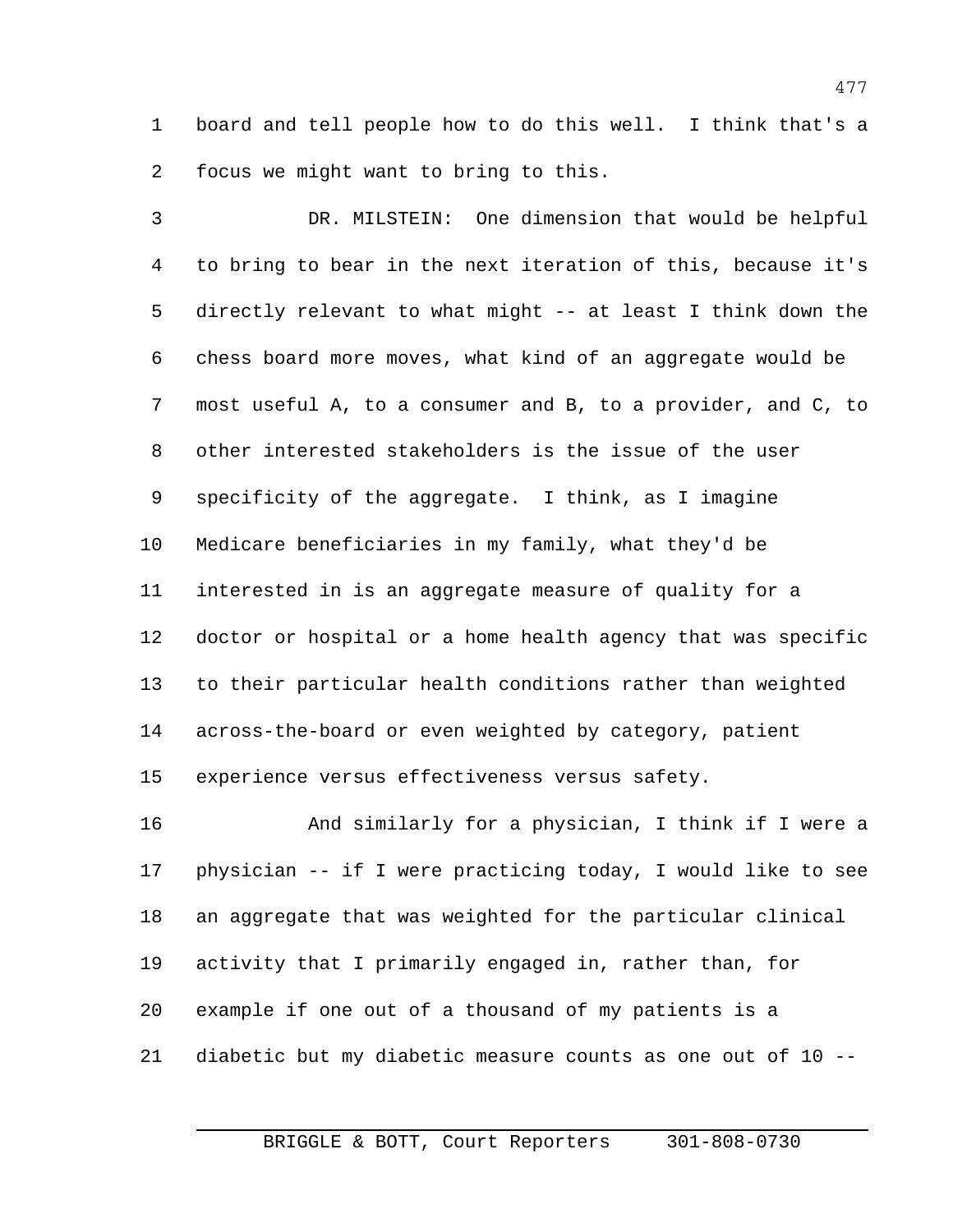board and tell people how to do this well. I think that's a focus we might want to bring to this.

DR. MILSTEIN: One dimension that would be helpful to bring to bear in the next iteration of this, because it's directly relevant to what might -- at least I think down the chess board more moves, what kind of an aggregate would be most useful A, to a consumer and B, to a provider, and C, to other interested stakeholders is the issue of the user specificity of the aggregate. I think, as I imagine Medicare beneficiaries in my family, what they'd be interested in is an aggregate measure of quality for a doctor or hospital or a home health agency that was specific to their particular health conditions rather than weighted across-the-board or even weighted by category, patient experience versus effectiveness versus safety.

And similarly for a physician, I think if I were a physician -- if I were practicing today, I would like to see an aggregate that was weighted for the particular clinical activity that I primarily engaged in, rather than, for example if one out of a thousand of my patients is a diabetic but my diabetic measure counts as one out of 10 --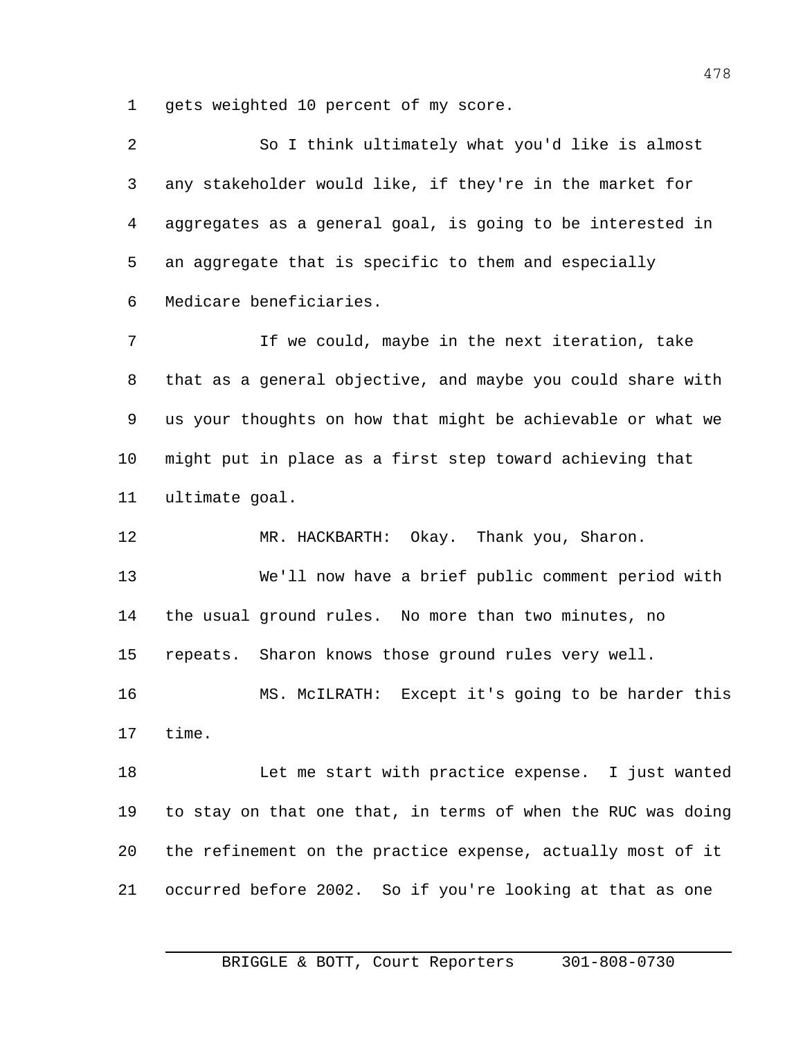gets weighted 10 percent of my score.

So I think ultimately what you'd like is almost any stakeholder would like, if they're in the market for aggregates as a general goal, is going to be interested in an aggregate that is specific to them and especially Medicare beneficiaries.

If we could, maybe in the next iteration, take that as a general objective, and maybe you could share with us your thoughts on how that might be achievable or what we might put in place as a first step toward achieving that ultimate goal.

MR. HACKBARTH: Okay. Thank you, Sharon.

We'll now have a brief public comment period with the usual ground rules. No more than two minutes, no repeats. Sharon knows those ground rules very well.

MS. McILRATH: Except it's going to be harder this time.

Let me start with practice expense. I just wanted to stay on that one that, in terms of when the RUC was doing the refinement on the practice expense, actually most of it occurred before 2002. So if you're looking at that as one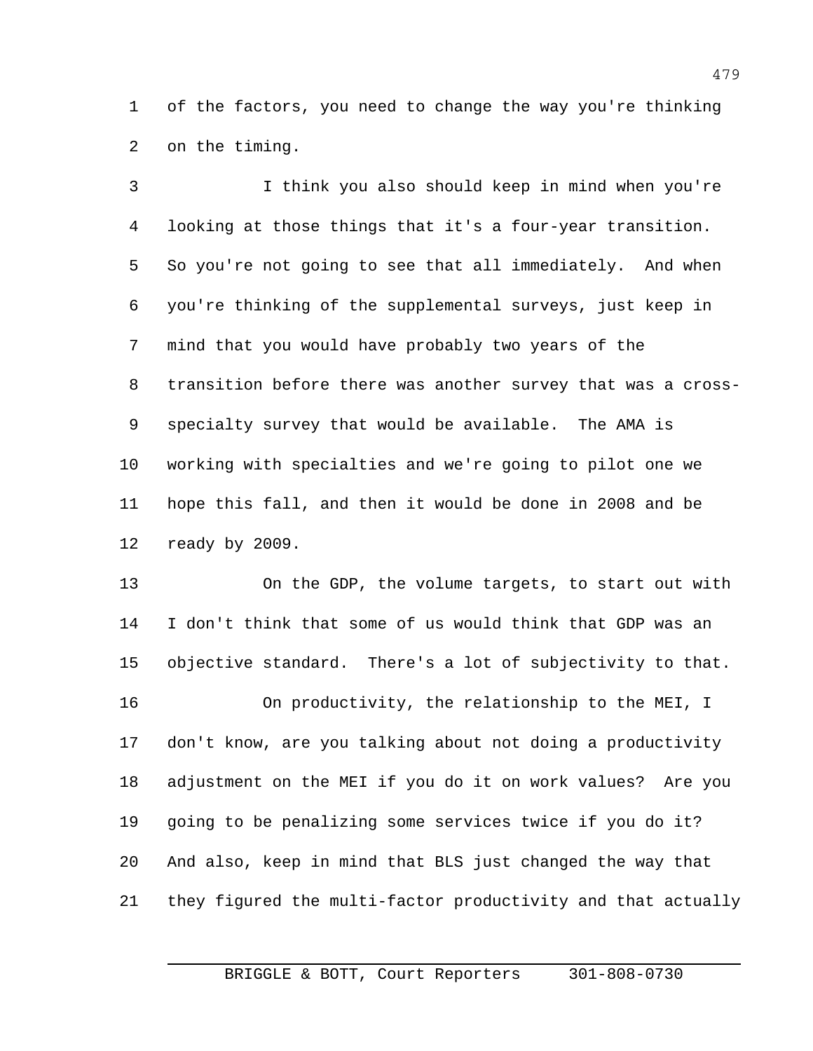of the factors, you need to change the way you're thinking on the timing.

I think you also should keep in mind when you're looking at those things that it's a four-year transition. So you're not going to see that all immediately. And when you're thinking of the supplemental surveys, just keep in mind that you would have probably two years of the transition before there was another survey that was a cross-specialty survey that would be available. The AMA is working with specialties and we're going to pilot one we hope this fall, and then it would be done in 2008 and be ready by 2009.

On the GDP, the volume targets, to start out with I don't think that some of us would think that GDP was an objective standard. There's a lot of subjectivity to that.

On productivity, the relationship to the MEI, I don't know, are you talking about not doing a productivity adjustment on the MEI if you do it on work values? Are you going to be penalizing some services twice if you do it? And also, keep in mind that BLS just changed the way that they figured the multi-factor productivity and that actually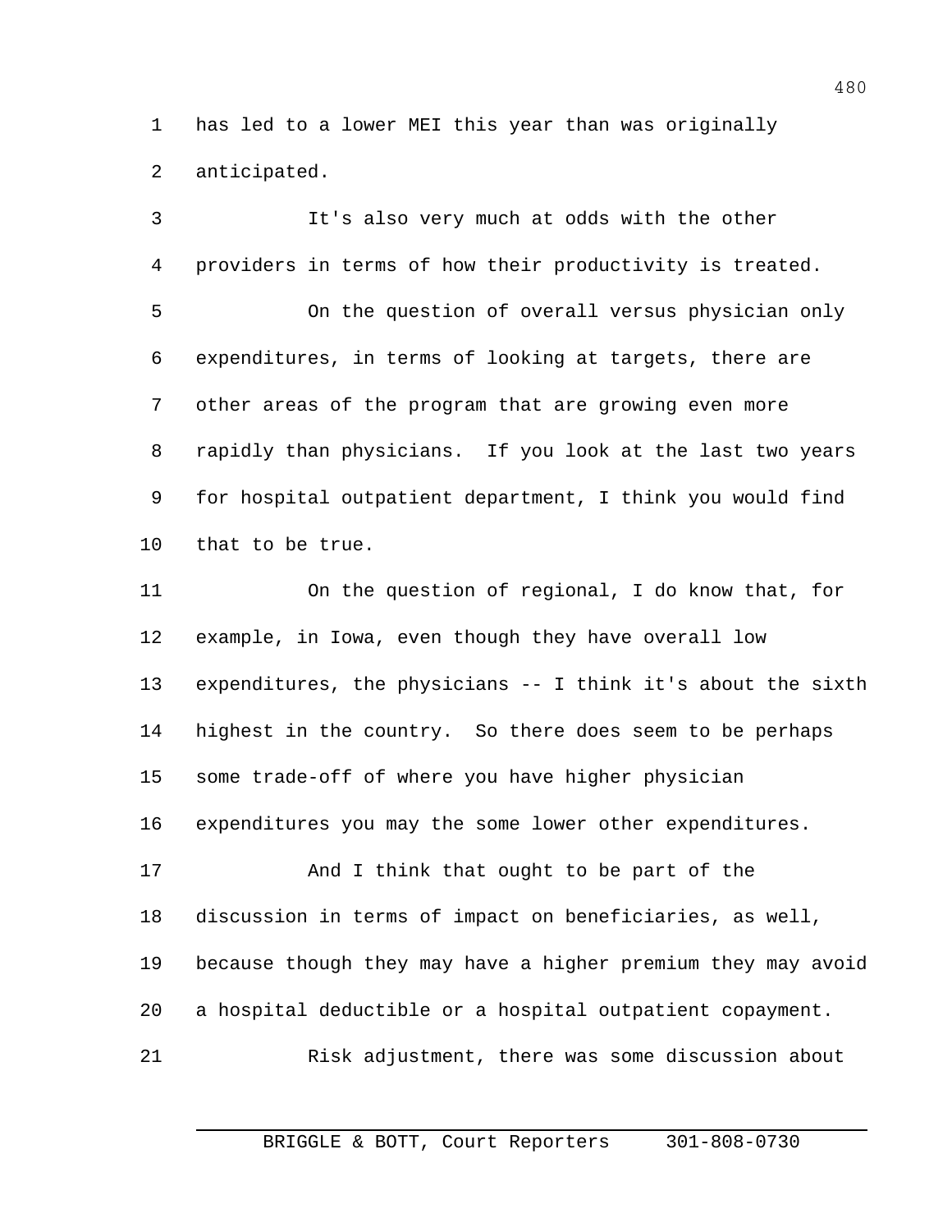has led to a lower MEI this year than was originally anticipated.

It's also very much at odds with the other providers in terms of how their productivity is treated.

On the question of overall versus physician only expenditures, in terms of looking at targets, there are other areas of the program that are growing even more rapidly than physicians. If you look at the last two years for hospital outpatient department, I think you would find that to be true.

On the question of regional, I do know that, for example, in Iowa, even though they have overall low expenditures, the physicians -- I think it's about the sixth highest in the country. So there does seem to be perhaps some trade-off of where you have higher physician expenditures you may the some lower other expenditures.

And I think that ought to be part of the discussion in terms of impact on beneficiaries, as well, because though they may have a higher premium they may avoid a hospital deductible or a hospital outpatient copayment.

Risk adjustment, there was some discussion about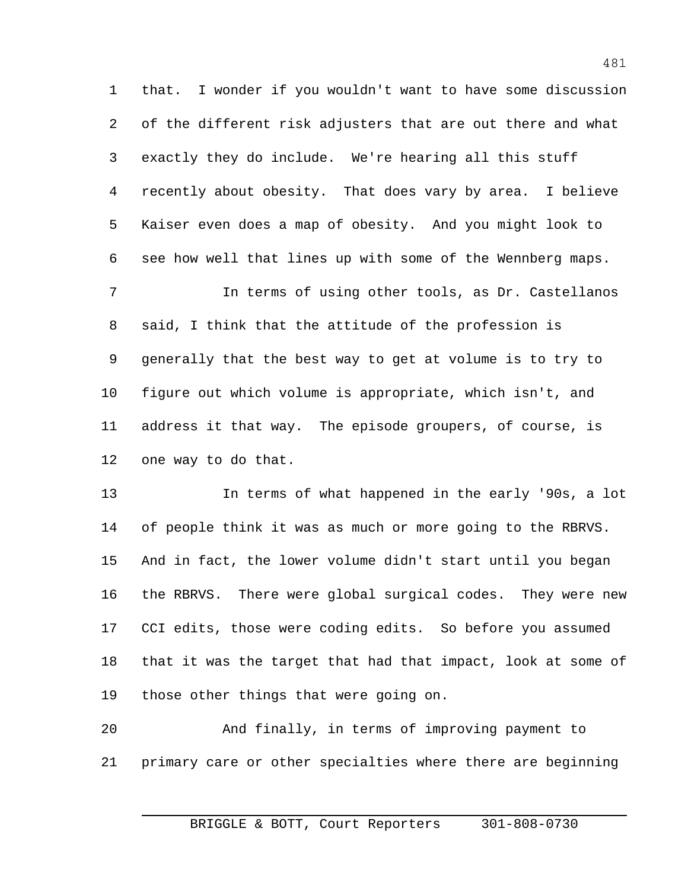that. I wonder if you wouldn't want to have some discussion of the different risk adjusters that are out there and what exactly they do include. We're hearing all this stuff recently about obesity. That does vary by area. I believe Kaiser even does a map of obesity. And you might look to see how well that lines up with some of the Wennberg maps.

In terms of using other tools, as Dr. Castellanos said, I think that the attitude of the profession is generally that the best way to get at volume is to try to figure out which volume is appropriate, which isn't, and address it that way. The episode groupers, of course, is one way to do that.

In terms of what happened in the early '90s, a lot of people think it was as much or more going to the RBRVS. And in fact, the lower volume didn't start until you began the RBRVS. There were global surgical codes. They were new CCI edits, those were coding edits. So before you assumed that it was the target that had that impact, look at some of those other things that were going on.

And finally, in terms of improving payment to primary care or other specialties where there are beginning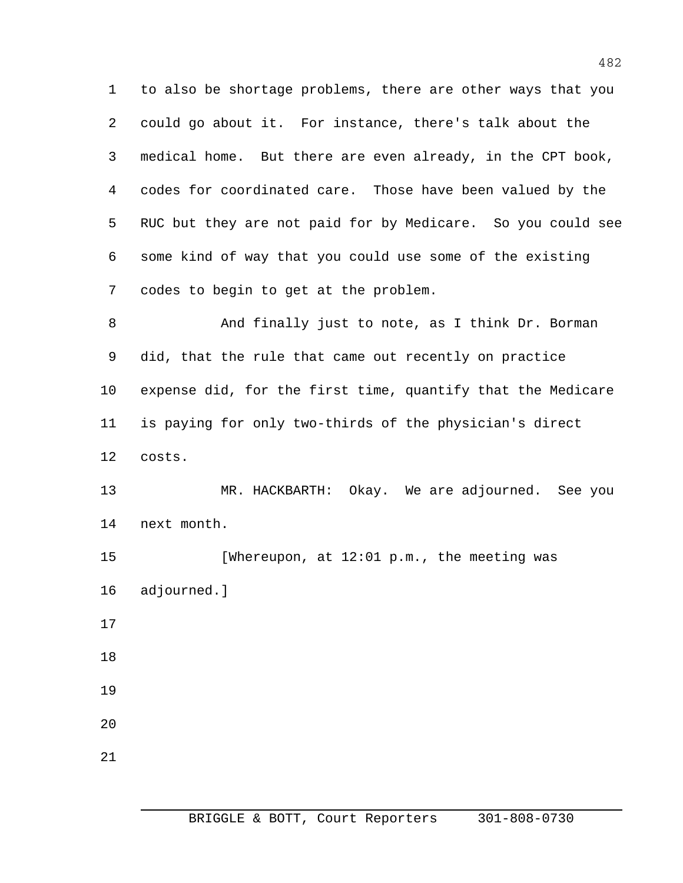to also be shortage problems, there are other ways that you could go about it. For instance, there's talk about the medical home. But there are even already, in the CPT book, codes for coordinated care. Those have been valued by the RUC but they are not paid for by Medicare. So you could see some kind of way that you could use some of the existing codes to begin to get at the problem.

And finally just to note, as I think Dr. Borman did, that the rule that came out recently on practice expense did, for the first time, quantify that the Medicare is paying for only two-thirds of the physician's direct costs.

MR. HACKBARTH: Okay. We are adjourned. See you next month.

[Whereupon, at 12:01 p.m., the meeting was adjourned.]